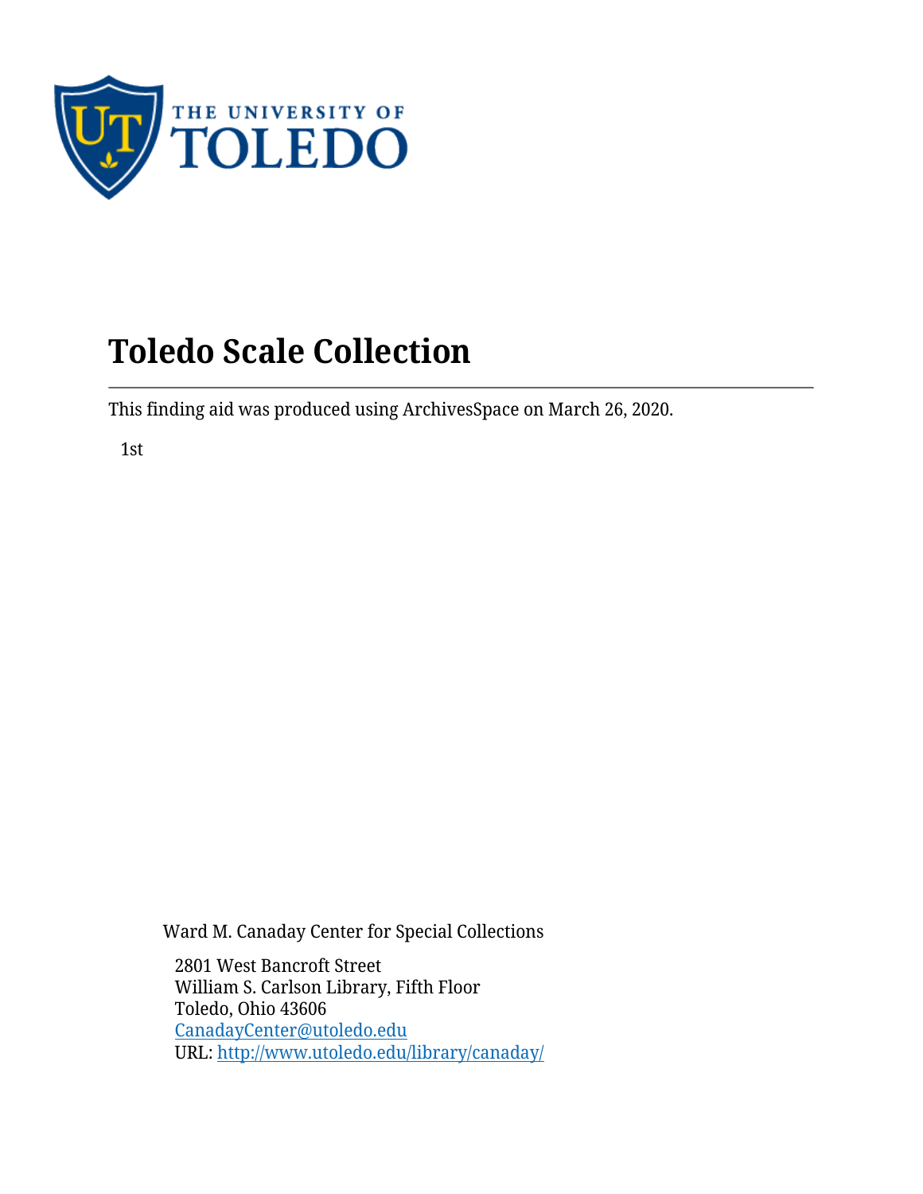# Toledo Scale Collection

This finding aid was produced using ArchivesSpace on March 26, 2020.

1st

Ward M. Canaday Center for Special Collections

2801 West Bancroft Street
William S. Carlson Library, Fifth Floor
Toledo, Ohio 43606
CanadayCenter@utoledo.edu
URL: http://www.utoledo.edu/library/canaday/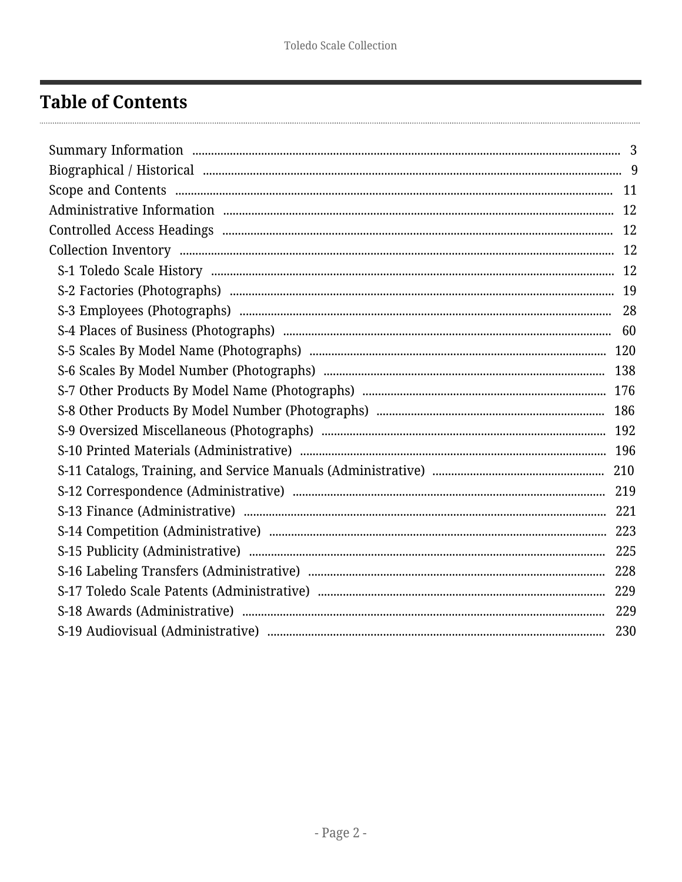# Table of Contents

- Summary Information ... 3
- Biographical / Historical ... 9
- Scope and Contents ... 11
- Administrative Information ... 12
- Controlled Access Headings ... 12
- Collection Inventory ... 12
  - S-1 Toledo Scale History ... 12
  - S-2 Factories (Photographs) ... 19
  - S-3 Employees (Photographs) ... 28
  - S-4 Places of Business (Photographs) ... 60
  - S-5 Scales By Model Name (Photographs) ... 120
  - S-6 Scales By Model Number (Photographs) ... 138
  - S-7 Other Products By Model Name (Photographs) ... 176
  - S-8 Other Products By Model Number (Photographs) ... 186
  - S-9 Oversized Miscellaneous (Photographs) ... 192
  - S-10 Printed Materials (Administrative) ... 196
  - S-11 Catalogs, Training, and Service Manuals (Administrative) ... 210
  - S-12 Correspondence (Administrative) ... 219
  - S-13 Finance (Administrative) ... 221
  - S-14 Competition (Administrative) ... 223
  - S-15 Publicity (Administrative) ... 225
  - S-16 Labeling Transfers (Administrative) ... 228
  - S-17 Toledo Scale Patents (Administrative) ... 229
  - S-18 Awards (Administrative) ... 229
  - S-19 Audiovisual (Administrative) ... 230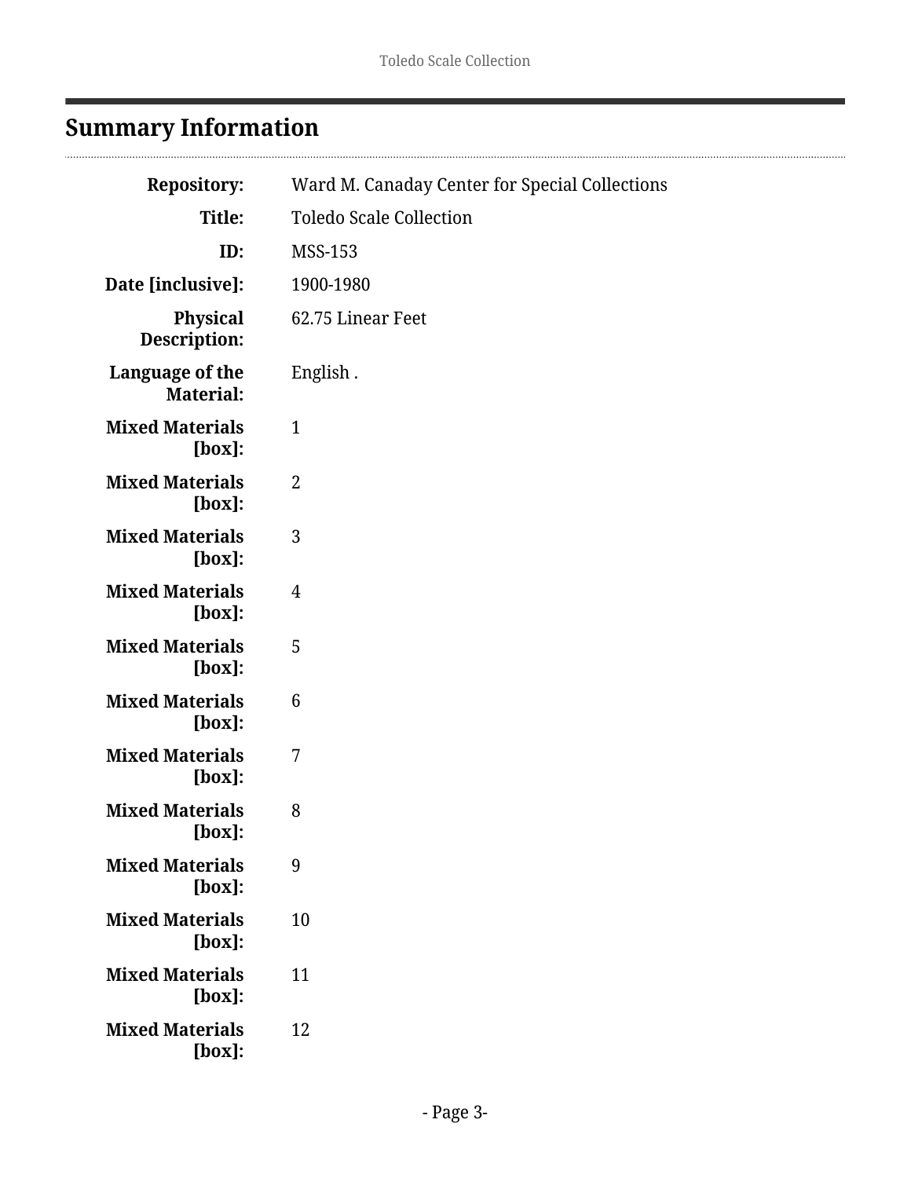## Summary Information

| | |
|---|---|
| **Repository:** | Ward M. Canaday Center for Special Collections |
| **Title:** | Toledo Scale Collection |
| **ID:** | MSS-153 |
| **Date [inclusive]:** | 1900-1980 |
| **Physical Description:** | 62.75 Linear Feet |
| **Language of the Material:** | English . |
| **Mixed Materials [box]:** | 1 |
| **Mixed Materials [box]:** | 2 |
| **Mixed Materials [box]:** | 3 |
| **Mixed Materials [box]:** | 4 |
| **Mixed Materials [box]:** | 5 |
| **Mixed Materials [box]:** | 6 |
| **Mixed Materials [box]:** | 7 |
| **Mixed Materials [box]:** | 8 |
| **Mixed Materials [box]:** | 9 |
| **Mixed Materials [box]:** | 10 |
| **Mixed Materials [box]:** | 11 |
| **Mixed Materials [box]:** | 12 |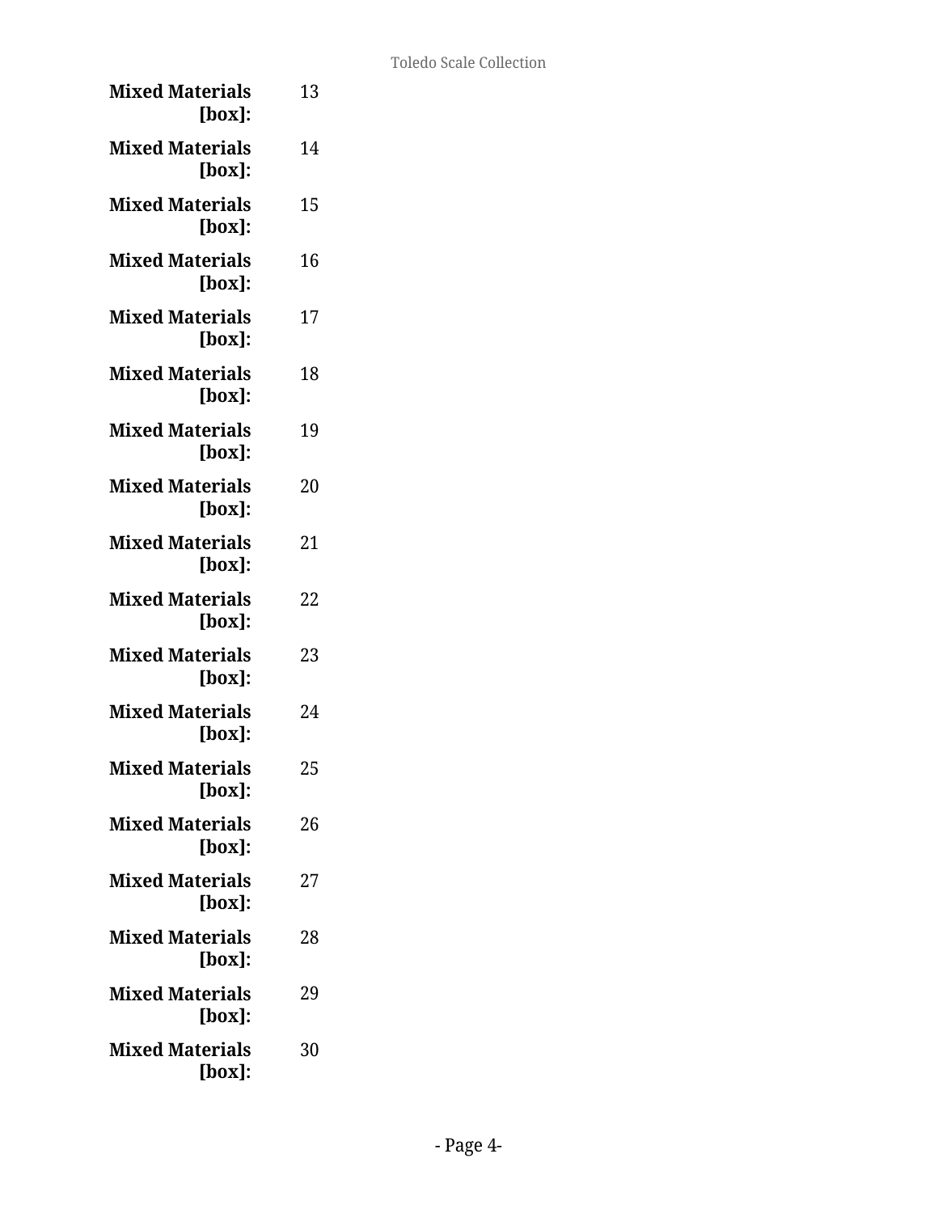**Mixed Materials [box]:** 13

**Mixed Materials [box]:** 14

**Mixed Materials [box]:** 15

**Mixed Materials [box]:** 16

**Mixed Materials [box]:** 17

**Mixed Materials [box]:** 18

**Mixed Materials [box]:** 19

**Mixed Materials [box]:** 20

**Mixed Materials [box]:** 21

**Mixed Materials [box]:** 22

**Mixed Materials [box]:** 23

**Mixed Materials [box]:** 24

**Mixed Materials [box]:** 25

**Mixed Materials [box]:** 26

**Mixed Materials [box]:** 27

**Mixed Materials [box]:** 28

**Mixed Materials [box]:** 29

**Mixed Materials [box]:** 30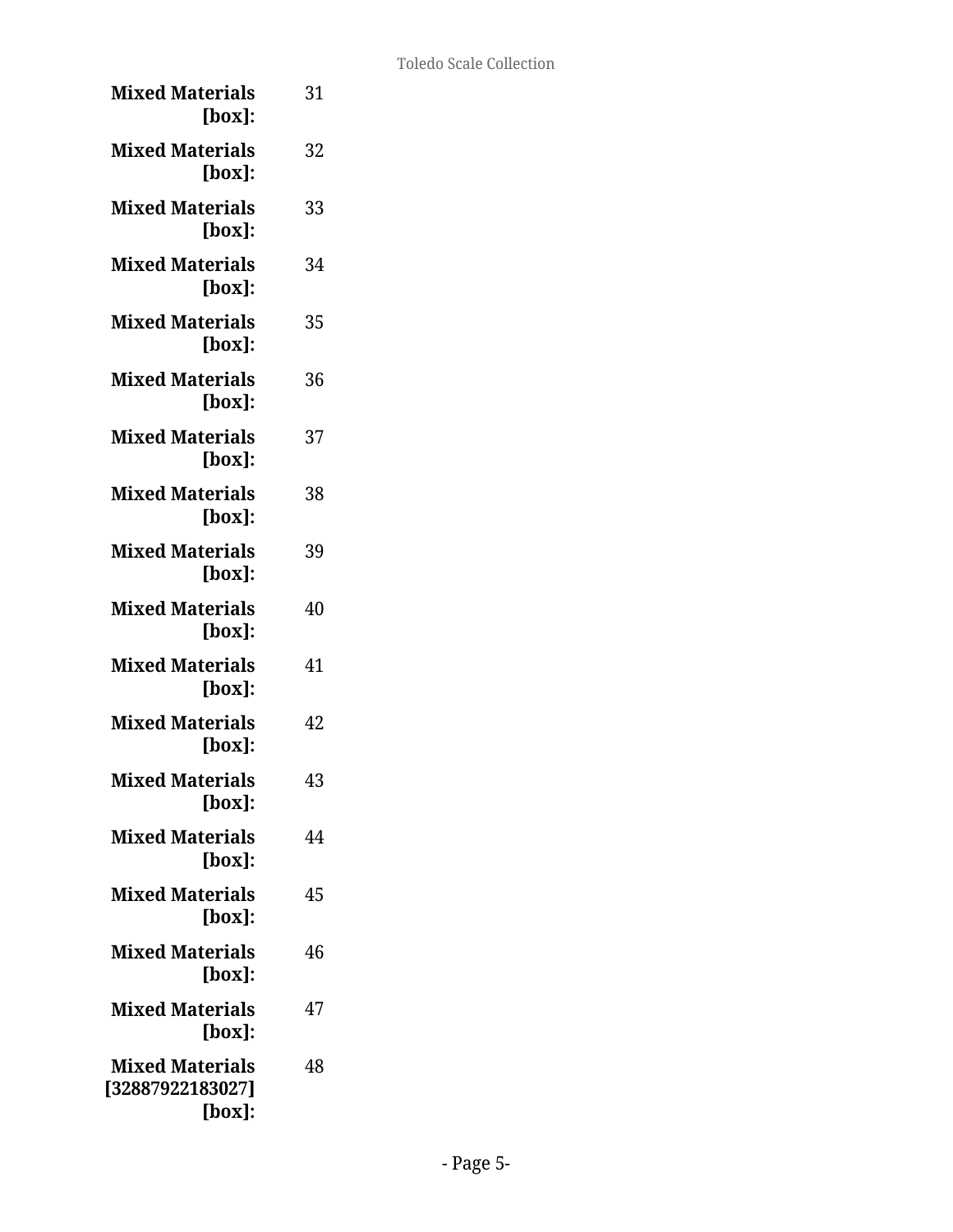**Mixed Materials [box]:** 31

**Mixed Materials [box]:** 32

**Mixed Materials [box]:** 33

**Mixed Materials [box]:** 34

**Mixed Materials [box]:** 35

**Mixed Materials [box]:** 36

**Mixed Materials [box]:** 37

**Mixed Materials [box]:** 38

**Mixed Materials [box]:** 39

**Mixed Materials [box]:** 40

**Mixed Materials [box]:** 41

**Mixed Materials [box]:** 42

**Mixed Materials [box]:** 43

**Mixed Materials [box]:** 44

**Mixed Materials [box]:** 45

**Mixed Materials [box]:** 46

**Mixed Materials [box]:** 47

**Mixed Materials [32887922183027] [box]:** 48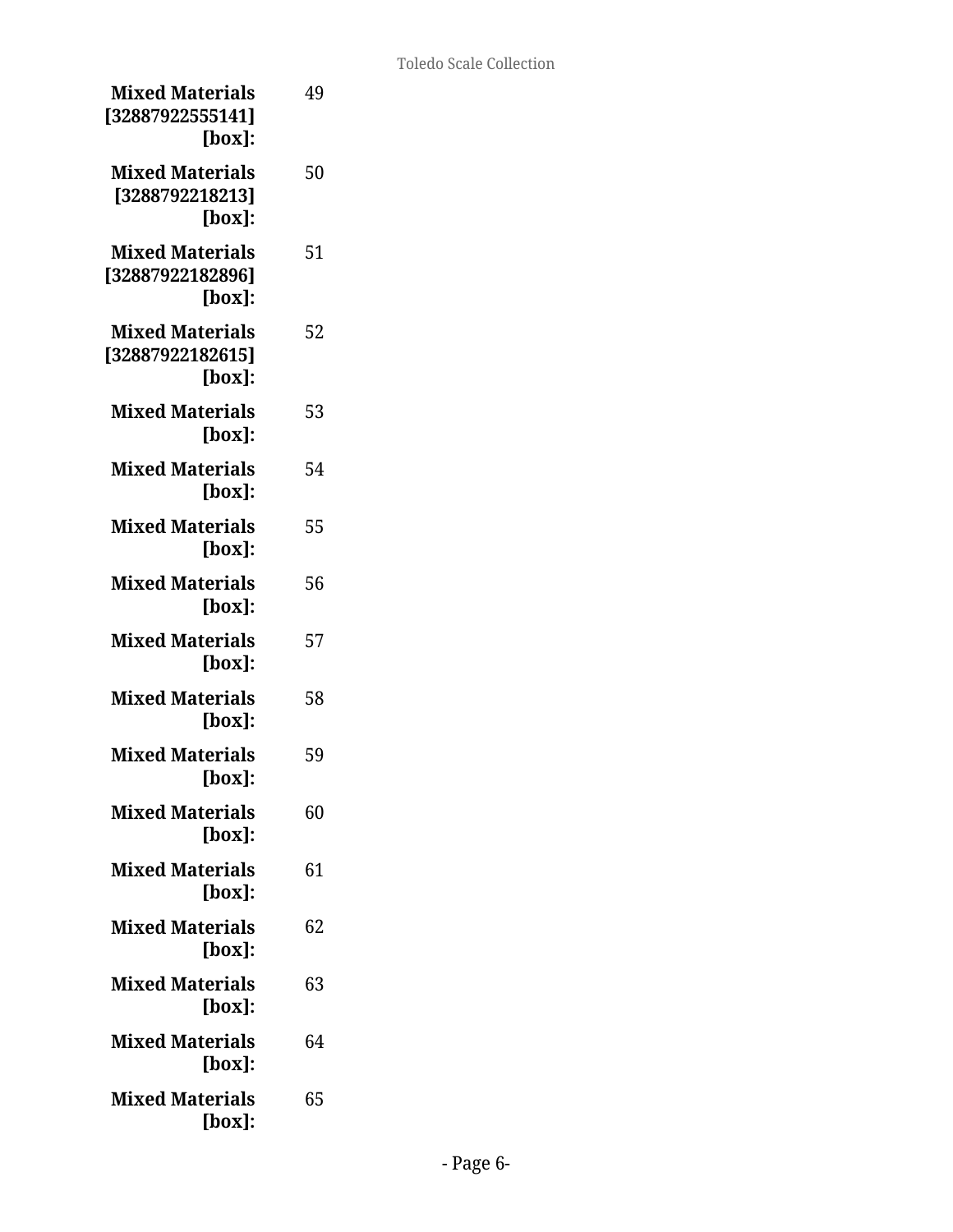**Mixed Materials [32887922555141] [box]:** 49

**Mixed Materials [3288792218213] [box]:** 50

**Mixed Materials [32887922182896] [box]:** 51

**Mixed Materials [32887922182615] [box]:** 52

**Mixed Materials [box]:** 53

**Mixed Materials [box]:** 54

**Mixed Materials [box]:** 55

**Mixed Materials [box]:** 56

**Mixed Materials [box]:** 57

**Mixed Materials [box]:** 58

**Mixed Materials [box]:** 59

**Mixed Materials [box]:** 60

**Mixed Materials [box]:** 61

**Mixed Materials [box]:** 62

**Mixed Materials [box]:** 63

**Mixed Materials [box]:** 64

**Mixed Materials [box]:** 65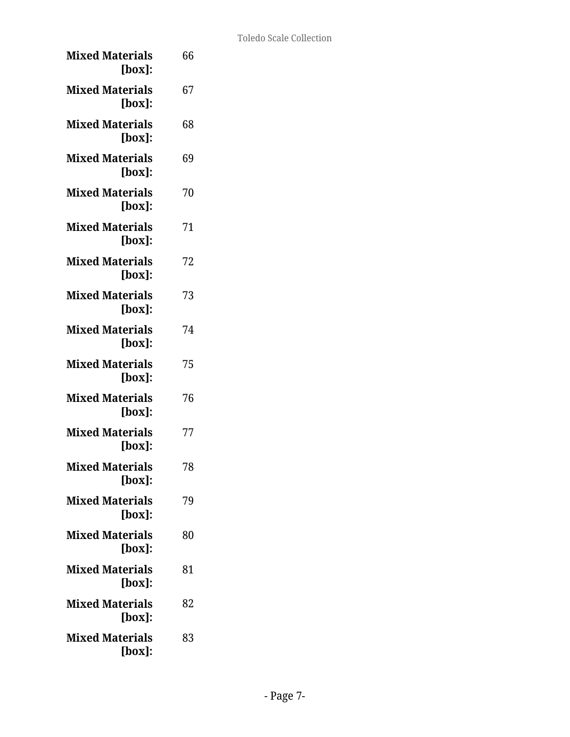**Mixed Materials [box]:** 66

**Mixed Materials [box]:** 67

**Mixed Materials [box]:** 68

**Mixed Materials [box]:** 69

**Mixed Materials [box]:** 70

**Mixed Materials [box]:** 71

**Mixed Materials [box]:** 72

**Mixed Materials [box]:** 73

**Mixed Materials [box]:** 74

**Mixed Materials [box]:** 75

**Mixed Materials [box]:** 76

**Mixed Materials [box]:** 77

**Mixed Materials [box]:** 78

**Mixed Materials [box]:** 79

**Mixed Materials [box]:** 80

**Mixed Materials [box]:** 81

**Mixed Materials [box]:** 82

**Mixed Materials [box]:** 83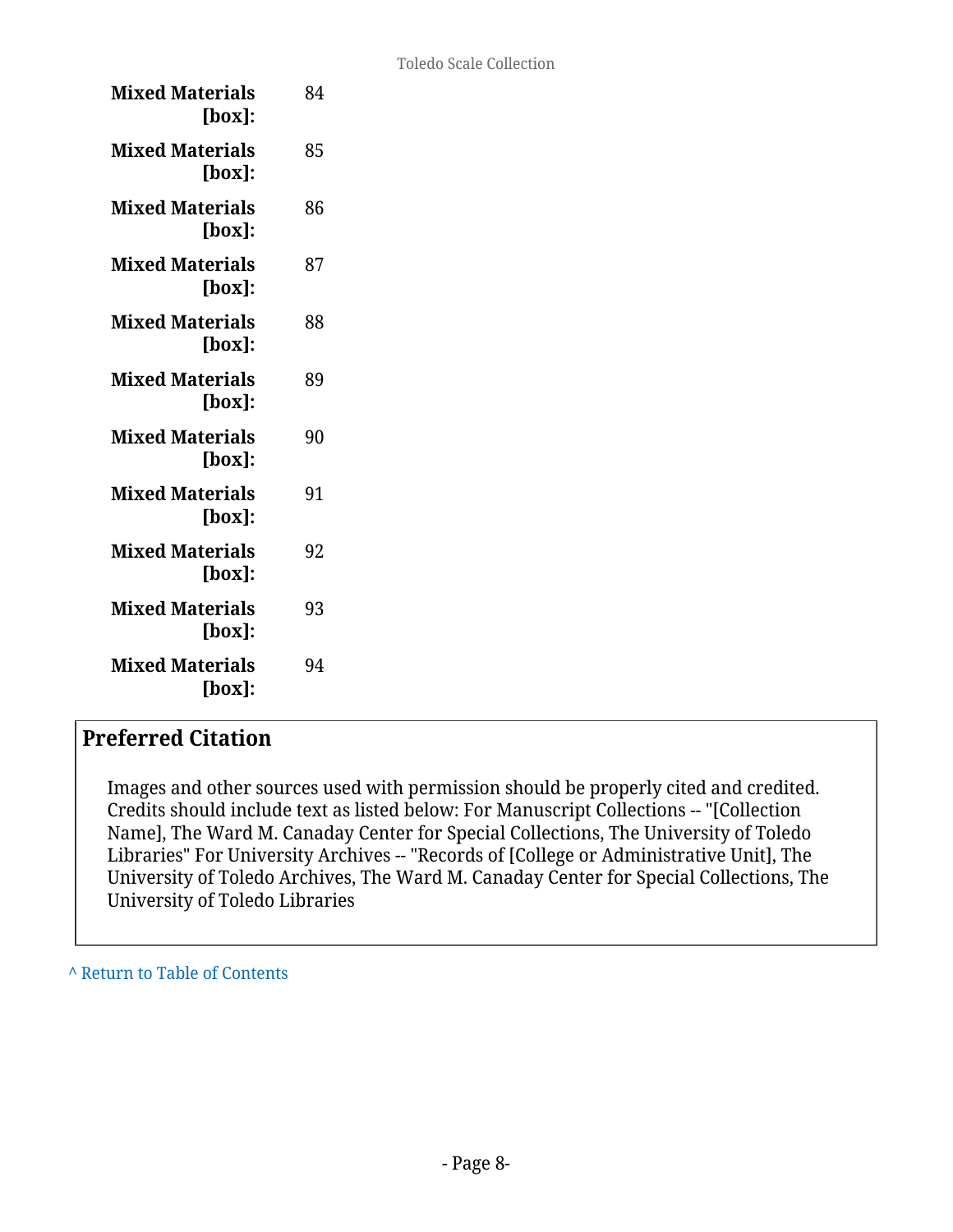**Mixed Materials [box]:** 84

**Mixed Materials [box]:** 85

**Mixed Materials [box]:** 86

**Mixed Materials [box]:** 87

**Mixed Materials [box]:** 88

**Mixed Materials [box]:** 89

**Mixed Materials [box]:** 90

**Mixed Materials [box]:** 91

**Mixed Materials [box]:** 92

**Mixed Materials [box]:** 93

**Mixed Materials [box]:** 94

## Preferred Citation

Images and other sources used with permission should be properly cited and credited. Credits should include text as listed below: For Manuscript Collections -- "[Collection Name], The Ward M. Canaday Center for Special Collections, The University of Toledo Libraries" For University Archives -- "Records of [College or Administrative Unit], The University of Toledo Archives, The Ward M. Canaday Center for Special Collections, The University of Toledo Libraries

^ Return to Table of Contents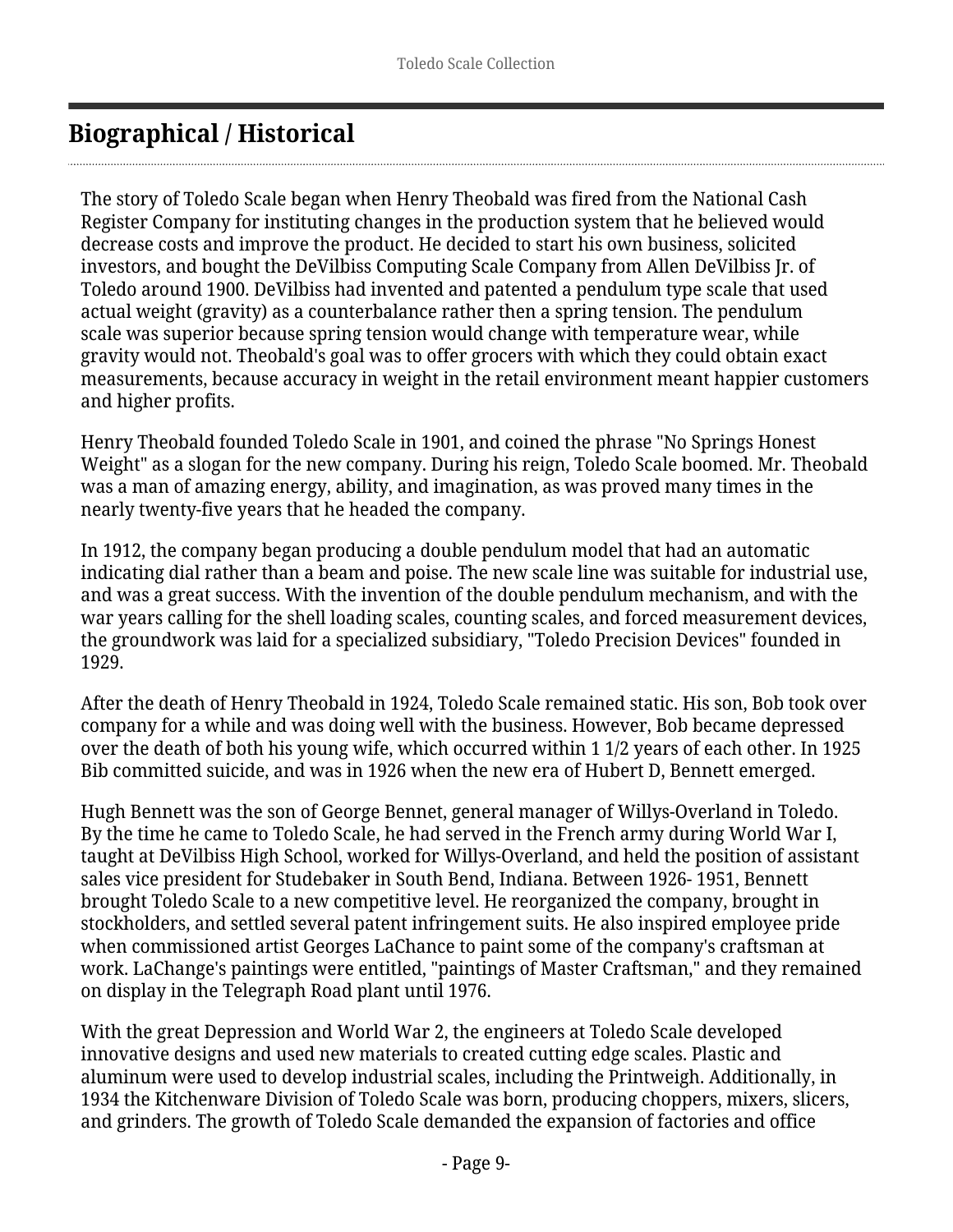## Biographical / Historical

The story of Toledo Scale began when Henry Theobald was fired from the National Cash Register Company for instituting changes in the production system that he believed would decrease costs and improve the product. He decided to start his own business, solicited investors, and bought the DeVilbiss Computing Scale Company from Allen DeVilbiss Jr. of Toledo around 1900. DeVilbiss had invented and patented a pendulum type scale that used actual weight (gravity) as a counterbalance rather then a spring tension. The pendulum scale was superior because spring tension would change with temperature wear, while gravity would not. Theobald's goal was to offer grocers with which they could obtain exact measurements, because accuracy in weight in the retail environment meant happier customers and higher profits.

Henry Theobald founded Toledo Scale in 1901, and coined the phrase "No Springs Honest Weight" as a slogan for the new company. During his reign, Toledo Scale boomed. Mr. Theobald was a man of amazing energy, ability, and imagination, as was proved many times in the nearly twenty-five years that he headed the company.

In 1912, the company began producing a double pendulum model that had an automatic indicating dial rather than a beam and poise. The new scale line was suitable for industrial use, and was a great success. With the invention of the double pendulum mechanism, and with the war years calling for the shell loading scales, counting scales, and forced measurement devices, the groundwork was laid for a specialized subsidiary, "Toledo Precision Devices" founded in 1929.

After the death of Henry Theobald in 1924, Toledo Scale remained static. His son, Bob took over company for a while and was doing well with the business. However, Bob became depressed over the death of both his young wife, which occurred within 1 1/2 years of each other. In 1925 Bib committed suicide, and was in 1926 when the new era of Hubert D, Bennett emerged.

Hugh Bennett was the son of George Bennet, general manager of Willys-Overland in Toledo. By the time he came to Toledo Scale, he had served in the French army during World War I, taught at DeVilbiss High School, worked for Willys-Overland, and held the position of assistant sales vice president for Studebaker in South Bend, Indiana. Between 1926- 1951, Bennett brought Toledo Scale to a new competitive level. He reorganized the company, brought in stockholders, and settled several patent infringement suits. He also inspired employee pride when commissioned artist Georges LaChance to paint some of the company's craftsman at work. LaChange's paintings were entitled, "paintings of Master Craftsman," and they remained on display in the Telegraph Road plant until 1976.

With the great Depression and World War 2, the engineers at Toledo Scale developed innovative designs and used new materials to created cutting edge scales. Plastic and aluminum were used to develop industrial scales, including the Printweigh. Additionally, in 1934 the Kitchenware Division of Toledo Scale was born, producing choppers, mixers, slicers, and grinders. The growth of Toledo Scale demanded the expansion of factories and office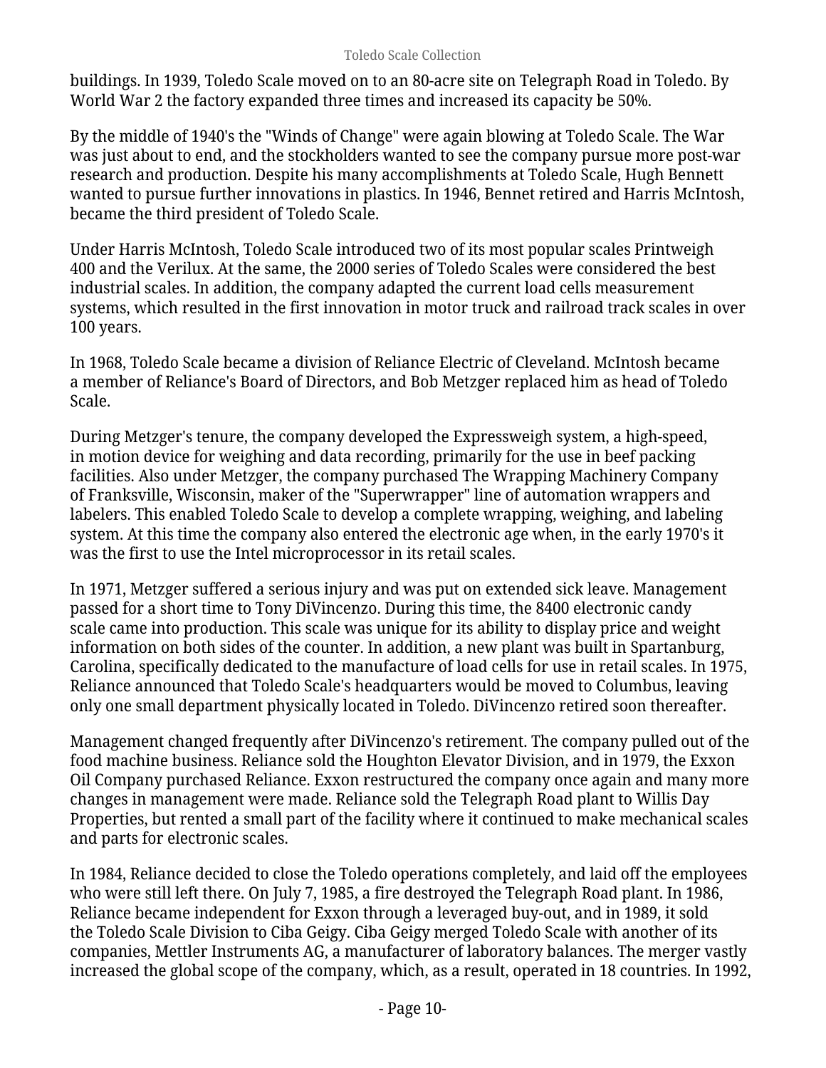buildings. In 1939, Toledo Scale moved on to an 80-acre site on Telegraph Road in Toledo. By World War 2 the factory expanded three times and increased its capacity be 50%.

By the middle of 1940's the "Winds of Change" were again blowing at Toledo Scale. The War was just about to end, and the stockholders wanted to see the company pursue more post-war research and production. Despite his many accomplishments at Toledo Scale, Hugh Bennett wanted to pursue further innovations in plastics. In 1946, Bennet retired and Harris McIntosh, became the third president of Toledo Scale.

Under Harris McIntosh, Toledo Scale introduced two of its most popular scales Printweigh 400 and the Verilux. At the same, the 2000 series of Toledo Scales were considered the best industrial scales. In addition, the company adapted the current load cells measurement systems, which resulted in the first innovation in motor truck and railroad track scales in over 100 years.

In 1968, Toledo Scale became a division of Reliance Electric of Cleveland. McIntosh became a member of Reliance's Board of Directors, and Bob Metzger replaced him as head of Toledo Scale.

During Metzger's tenure, the company developed the Expressweigh system, a high-speed, in motion device for weighing and data recording, primarily for the use in beef packing facilities. Also under Metzger, the company purchased The Wrapping Machinery Company of Franksville, Wisconsin, maker of the "Superwrapper" line of automation wrappers and labelers. This enabled Toledo Scale to develop a complete wrapping, weighing, and labeling system. At this time the company also entered the electronic age when, in the early 1970's it was the first to use the Intel microprocessor in its retail scales.

In 1971, Metzger suffered a serious injury and was put on extended sick leave. Management passed for a short time to Tony DiVincenzo. During this time, the 8400 electronic candy scale came into production. This scale was unique for its ability to display price and weight information on both sides of the counter. In addition, a new plant was built in Spartanburg, Carolina, specifically dedicated to the manufacture of load cells for use in retail scales. In 1975, Reliance announced that Toledo Scale's headquarters would be moved to Columbus, leaving only one small department physically located in Toledo. DiVincenzo retired soon thereafter.

Management changed frequently after DiVincenzo's retirement. The company pulled out of the food machine business. Reliance sold the Houghton Elevator Division, and in 1979, the Exxon Oil Company purchased Reliance. Exxon restructured the company once again and many more changes in management were made. Reliance sold the Telegraph Road plant to Willis Day Properties, but rented a small part of the facility where it continued to make mechanical scales and parts for electronic scales.

In 1984, Reliance decided to close the Toledo operations completely, and laid off the employees who were still left there. On July 7, 1985, a fire destroyed the Telegraph Road plant. In 1986, Reliance became independent for Exxon through a leveraged buy-out, and in 1989, it sold the Toledo Scale Division to Ciba Geigy. Ciba Geigy merged Toledo Scale with another of its companies, Mettler Instruments AG, a manufacturer of laboratory balances. The merger vastly increased the global scope of the company, which, as a result, operated in 18 countries. In 1992,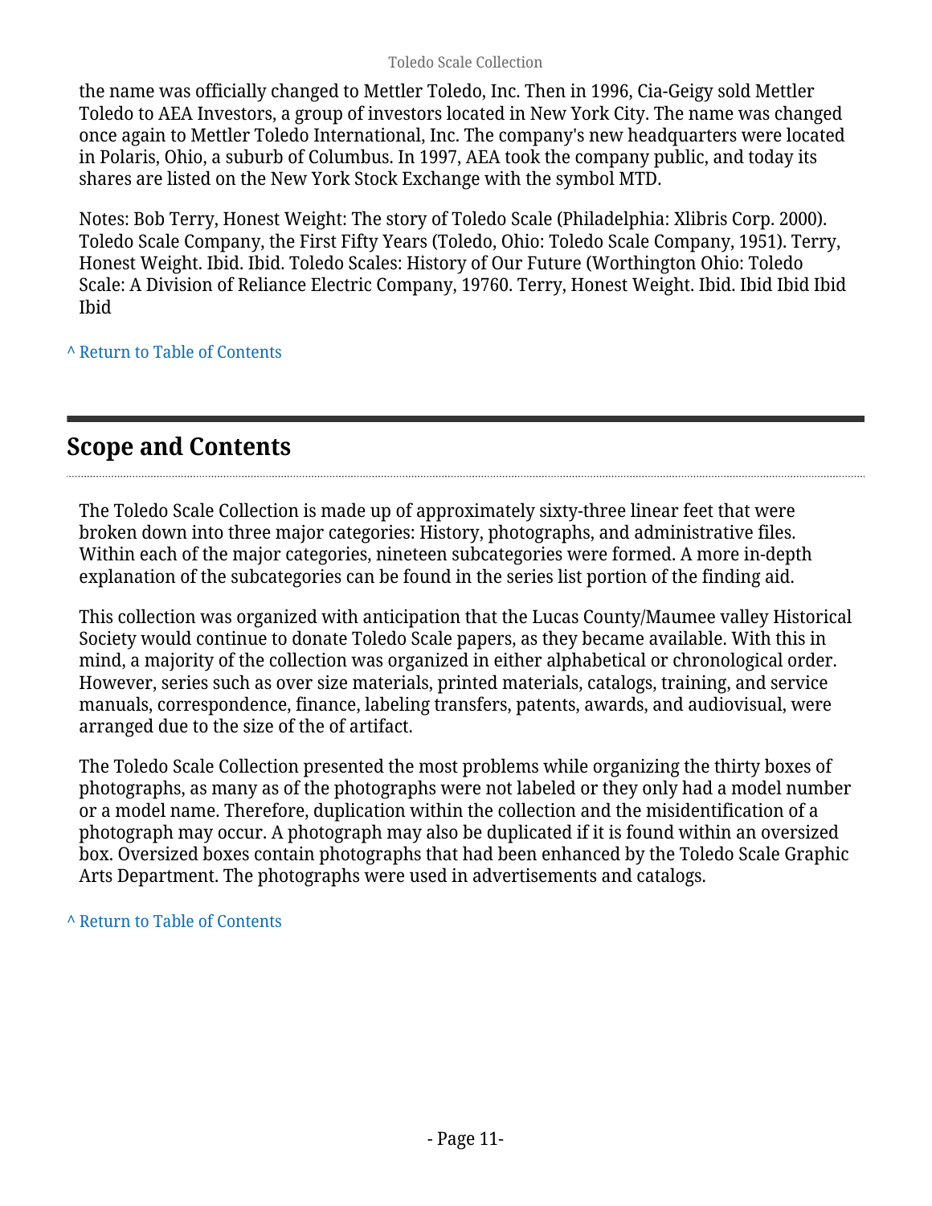the name was officially changed to Mettler Toledo, Inc. Then in 1996, Cia-Geigy sold Mettler Toledo to AEA Investors, a group of investors located in New York City. The name was changed once again to Mettler Toledo International, Inc. The company's new headquarters were located in Polaris, Ohio, a suburb of Columbus. In 1997, AEA took the company public, and today its shares are listed on the New York Stock Exchange with the symbol MTD.

Notes: Bob Terry, Honest Weight: The story of Toledo Scale (Philadelphia: Xlibris Corp. 2000). Toledo Scale Company, the First Fifty Years (Toledo, Ohio: Toledo Scale Company, 1951). Terry, Honest Weight. Ibid. Ibid. Toledo Scales: History of Our Future (Worthington Ohio: Toledo Scale: A Division of Reliance Electric Company, 19760. Terry, Honest Weight. Ibid. Ibid Ibid Ibid Ibid

^ Return to Table of Contents

## Scope and Contents

The Toledo Scale Collection is made up of approximately sixty-three linear feet that were broken down into three major categories: History, photographs, and administrative files. Within each of the major categories, nineteen subcategories were formed. A more in-depth explanation of the subcategories can be found in the series list portion of the finding aid.

This collection was organized with anticipation that the Lucas County/Maumee valley Historical Society would continue to donate Toledo Scale papers, as they became available. With this in mind, a majority of the collection was organized in either alphabetical or chronological order. However, series such as over size materials, printed materials, catalogs, training, and service manuals, correspondence, finance, labeling transfers, patents, awards, and audiovisual, were arranged due to the size of the of artifact.

The Toledo Scale Collection presented the most problems while organizing the thirty boxes of photographs, as many as of the photographs were not labeled or they only had a model number or a model name. Therefore, duplication within the collection and the misidentification of a photograph may occur. A photograph may also be duplicated if it is found within an oversized box. Oversized boxes contain photographs that had been enhanced by the Toledo Scale Graphic Arts Department. The photographs were used in advertisements and catalogs.

^ Return to Table of Contents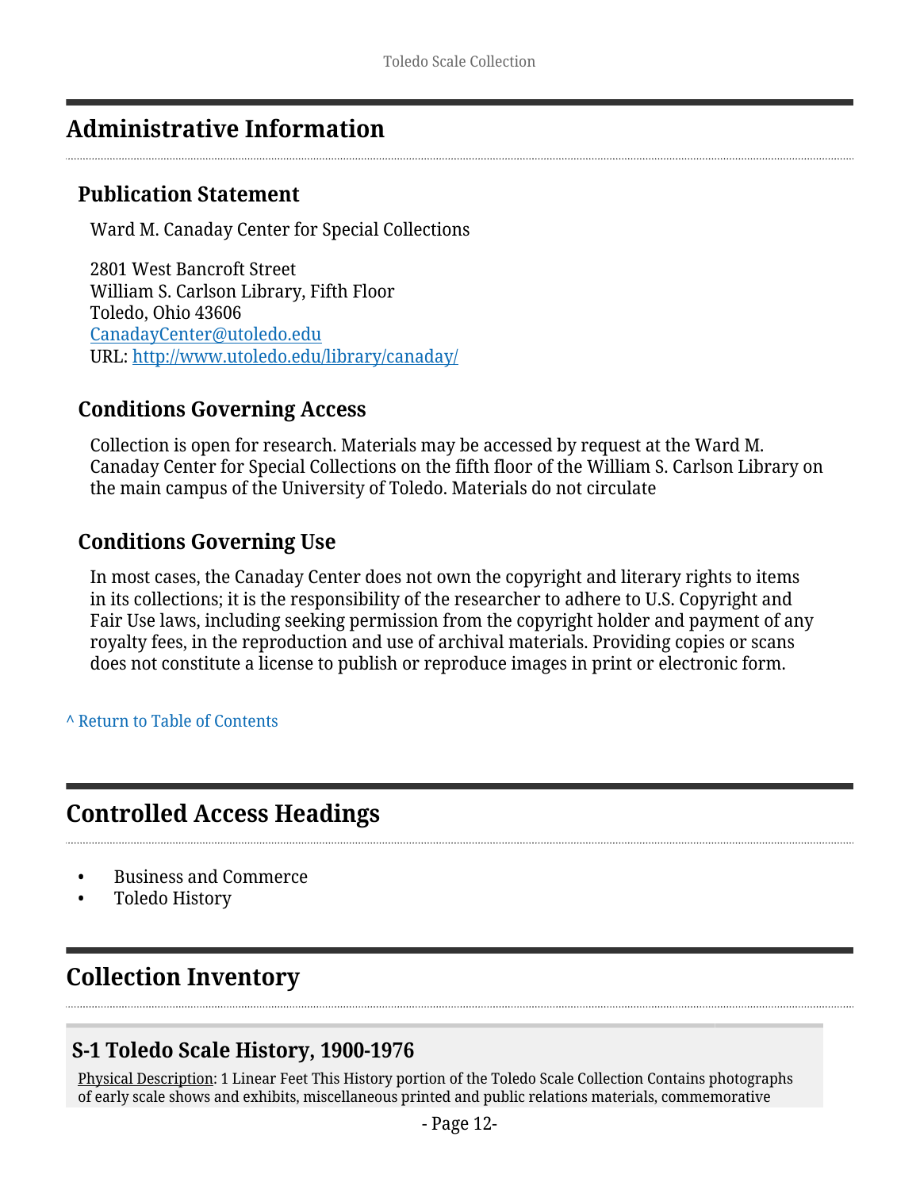## Administrative Information

### Publication Statement

Ward M. Canaday Center for Special Collections

2801 West Bancroft Street
William S. Carlson Library, Fifth Floor
Toledo, Ohio 43606
CanadayCenter@utoledo.edu
URL: http://www.utoledo.edu/library/canaday/

### Conditions Governing Access

Collection is open for research. Materials may be accessed by request at the Ward M. Canaday Center for Special Collections on the fifth floor of the William S. Carlson Library on the main campus of the University of Toledo. Materials do not circulate

### Conditions Governing Use

In most cases, the Canaday Center does not own the copyright and literary rights to items in its collections; it is the responsibility of the researcher to adhere to U.S. Copyright and Fair Use laws, including seeking permission from the copyright holder and payment of any royalty fees, in the reproduction and use of archival materials. Providing copies or scans does not constitute a license to publish or reproduce images in print or electronic form.

^ Return to Table of Contents

## Controlled Access Headings

- Business and Commerce
- Toledo History

## Collection Inventory

### S-1 Toledo Scale History, 1900-1976

Physical Description: 1 Linear Feet This History portion of the Toledo Scale Collection Contains photographs of early scale shows and exhibits, miscellaneous printed and public relations materials, commemorative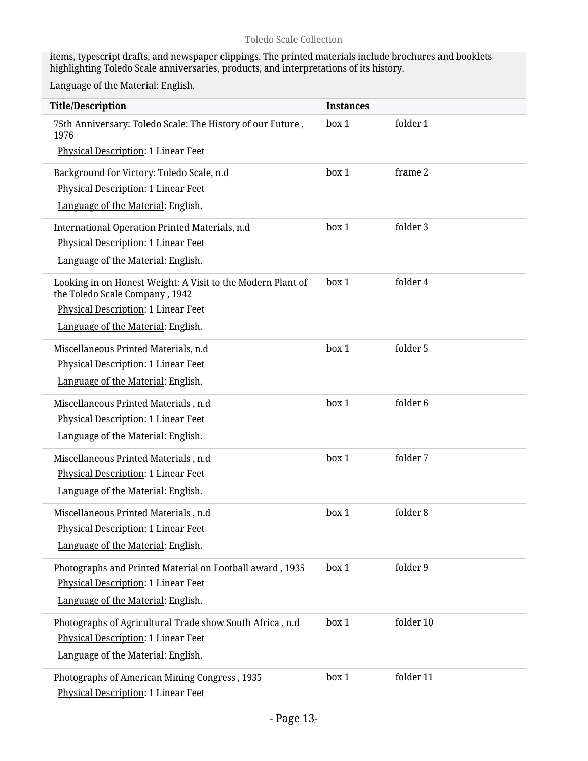items, typescript drafts, and newspaper clippings. The printed materials include brochures and booklets highlighting Toledo Scale anniversaries, products, and interpretations of its history.

Language of the Material: English.

| Title/Description | Instances | |
|---|---|---|
| 75th Anniversary: Toledo Scale: The History of our Future , 1976<br>Physical Description: 1 Linear Feet | box 1 | folder 1 |
| Background for Victory: Toledo Scale, n.d<br>Physical Description: 1 Linear Feet<br>Language of the Material: English. | box 1 | frame 2 |
| International Operation Printed Materials, n.d<br>Physical Description: 1 Linear Feet<br>Language of the Material: English. | box 1 | folder 3 |
| Looking in on Honest Weight: A Visit to the Modern Plant of the Toledo Scale Company , 1942<br>Physical Description: 1 Linear Feet<br>Language of the Material: English. | box 1 | folder 4 |
| Miscellaneous Printed Materials, n.d<br>Physical Description: 1 Linear Feet<br>Language of the Material: English. | box 1 | folder 5 |
| Miscellaneous Printed Materials , n.d<br>Physical Description: 1 Linear Feet<br>Language of the Material: English. | box 1 | folder 6 |
| Miscellaneous Printed Materials , n.d<br>Physical Description: 1 Linear Feet<br>Language of the Material: English. | box 1 | folder 7 |
| Miscellaneous Printed Materials , n.d<br>Physical Description: 1 Linear Feet<br>Language of the Material: English. | box 1 | folder 8 |
| Photographs and Printed Material on Football award , 1935<br>Physical Description: 1 Linear Feet<br>Language of the Material: English. | box 1 | folder 9 |
| Photographs of Agricultural Trade show South Africa , n.d<br>Physical Description: 1 Linear Feet<br>Language of the Material: English. | box 1 | folder 10 |
| Photographs of American Mining Congress , 1935<br>Physical Description: 1 Linear Feet | box 1 | folder 11 |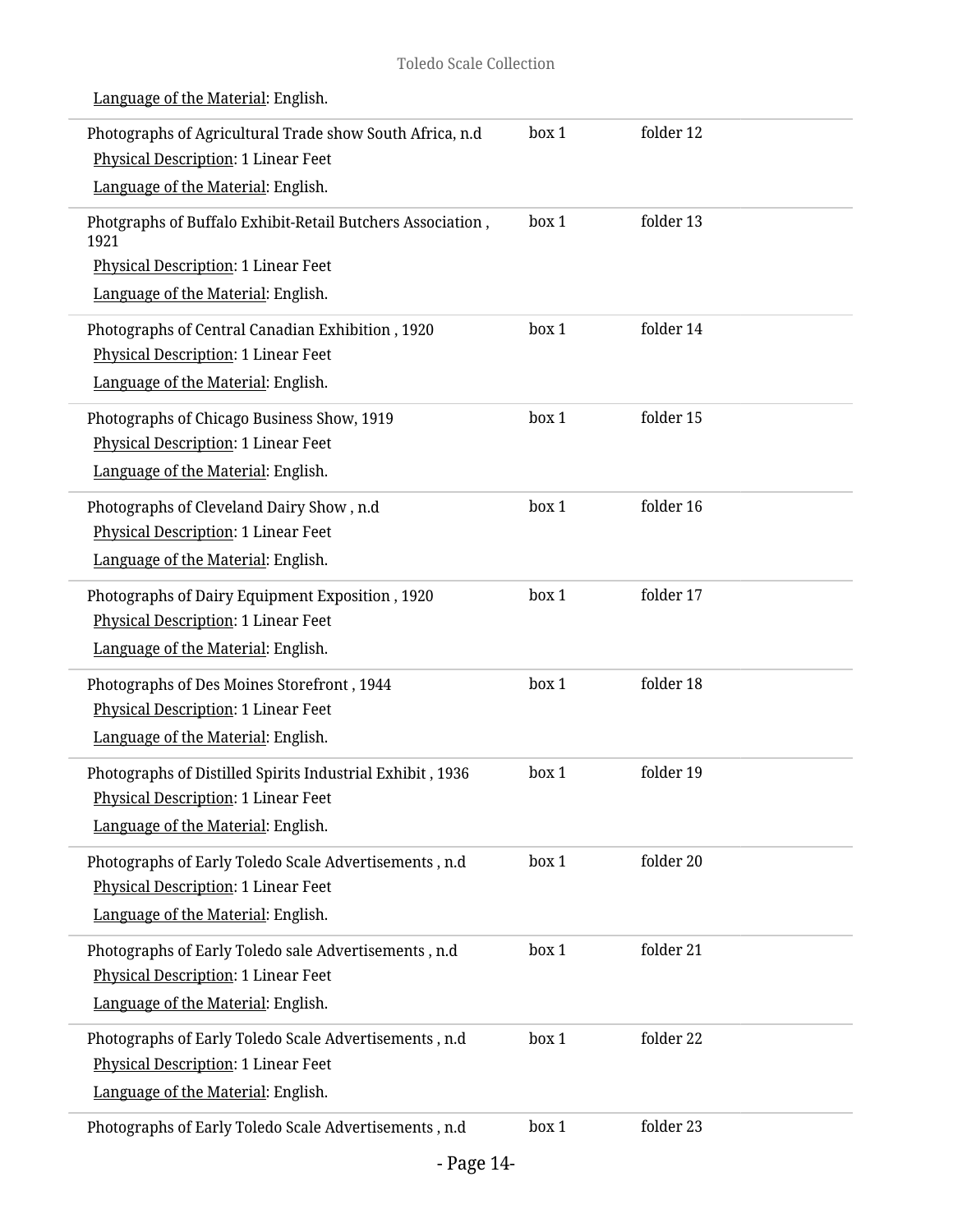Language of the Material: English.

| | | |
|---|---|---|
| Photographs of Agricultural Trade show South Africa, n.d<br>Physical Description: 1 Linear Feet<br>Language of the Material: English. | box 1 | folder 12 |
| Photgraphs of Buffalo Exhibit-Retail Butchers Association , 1921<br>Physical Description: 1 Linear Feet<br>Language of the Material: English. | box 1 | folder 13 |
| Photographs of Central Canadian Exhibition , 1920<br>Physical Description: 1 Linear Feet<br>Language of the Material: English. | box 1 | folder 14 |
| Photographs of Chicago Business Show, 1919<br>Physical Description: 1 Linear Feet<br>Language of the Material: English. | box 1 | folder 15 |
| Photographs of Cleveland Dairy Show , n.d<br>Physical Description: 1 Linear Feet<br>Language of the Material: English. | box 1 | folder 16 |
| Photographs of Dairy Equipment Exposition , 1920<br>Physical Description: 1 Linear Feet<br>Language of the Material: English. | box 1 | folder 17 |
| Photographs of Des Moines Storefront , 1944<br>Physical Description: 1 Linear Feet<br>Language of the Material: English. | box 1 | folder 18 |
| Photographs of Distilled Spirits Industrial Exhibit , 1936<br>Physical Description: 1 Linear Feet<br>Language of the Material: English. | box 1 | folder 19 |
| Photographs of Early Toledo Scale Advertisements , n.d<br>Physical Description: 1 Linear Feet<br>Language of the Material: English. | box 1 | folder 20 |
| Photographs of Early Toledo sale Advertisements , n.d<br>Physical Description: 1 Linear Feet<br>Language of the Material: English. | box 1 | folder 21 |
| Photographs of Early Toledo Scale Advertisements , n.d<br>Physical Description: 1 Linear Feet<br>Language of the Material: English. | box 1 | folder 22 |
| Photographs of Early Toledo Scale Advertisements , n.d | box 1 | folder 23 |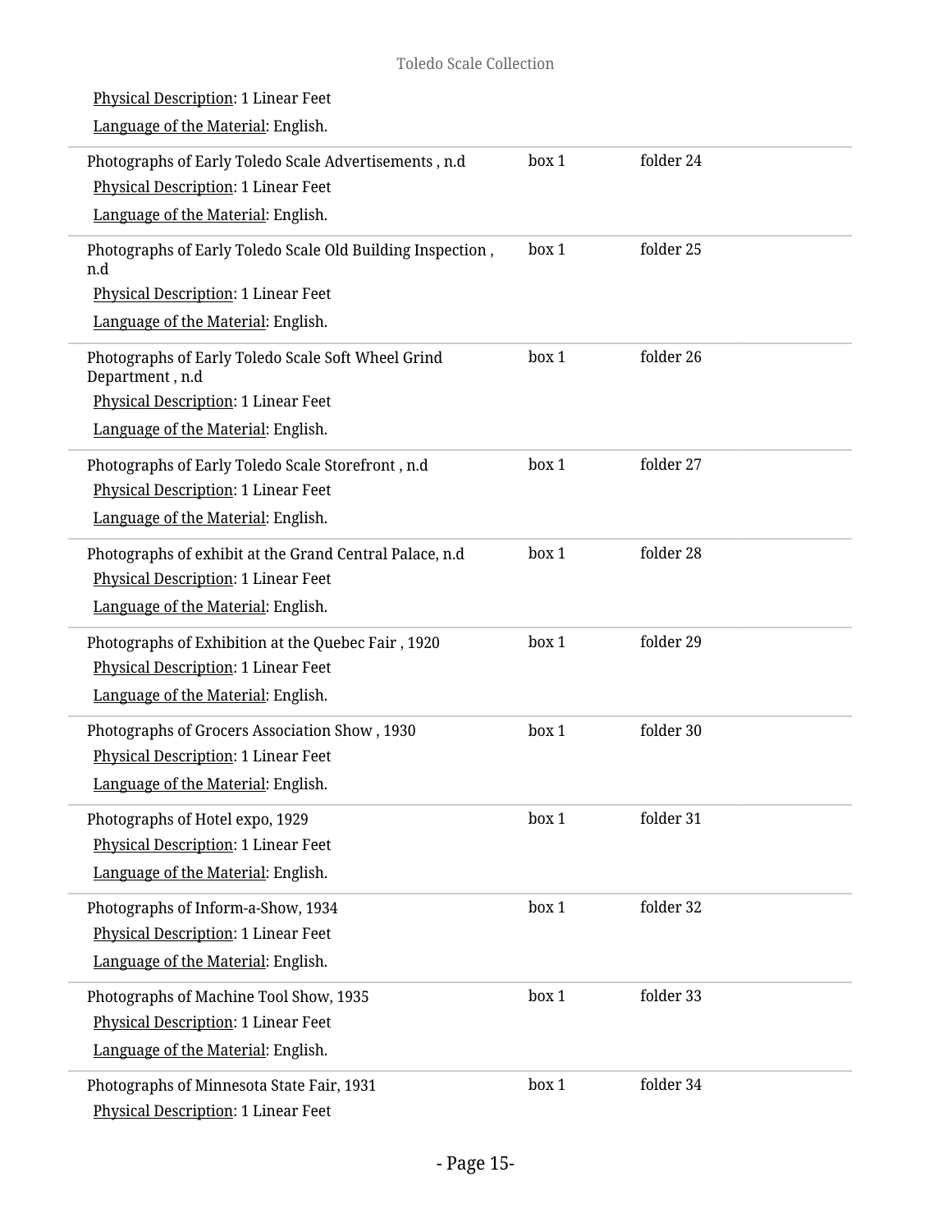Physical Description: 1 Linear Feet

Language of the Material: English.

| | | |
|---|---|---|
| Photographs of Early Toledo Scale Advertisements , n.d<br>Physical Description: 1 Linear Feet<br>Language of the Material: English. | box 1 | folder 24 |
| Photographs of Early Toledo Scale Old Building Inspection , n.d<br>Physical Description: 1 Linear Feet<br>Language of the Material: English. | box 1 | folder 25 |
| Photographs of Early Toledo Scale Soft Wheel Grind Department , n.d<br>Physical Description: 1 Linear Feet<br>Language of the Material: English. | box 1 | folder 26 |
| Photographs of Early Toledo Scale Storefront , n.d<br>Physical Description: 1 Linear Feet<br>Language of the Material: English. | box 1 | folder 27 |
| Photographs of exhibit at the Grand Central Palace, n.d<br>Physical Description: 1 Linear Feet<br>Language of the Material: English. | box 1 | folder 28 |
| Photographs of Exhibition at the Quebec Fair , 1920<br>Physical Description: 1 Linear Feet<br>Language of the Material: English. | box 1 | folder 29 |
| Photographs of Grocers Association Show , 1930<br>Physical Description: 1 Linear Feet<br>Language of the Material: English. | box 1 | folder 30 |
| Photographs of Hotel expo, 1929<br>Physical Description: 1 Linear Feet<br>Language of the Material: English. | box 1 | folder 31 |
| Photographs of Inform-a-Show, 1934<br>Physical Description: 1 Linear Feet<br>Language of the Material: English. | box 1 | folder 32 |
| Photographs of Machine Tool Show, 1935<br>Physical Description: 1 Linear Feet<br>Language of the Material: English. | box 1 | folder 33 |
| Photographs of Minnesota State Fair, 1931<br>Physical Description: 1 Linear Feet | box 1 | folder 34 |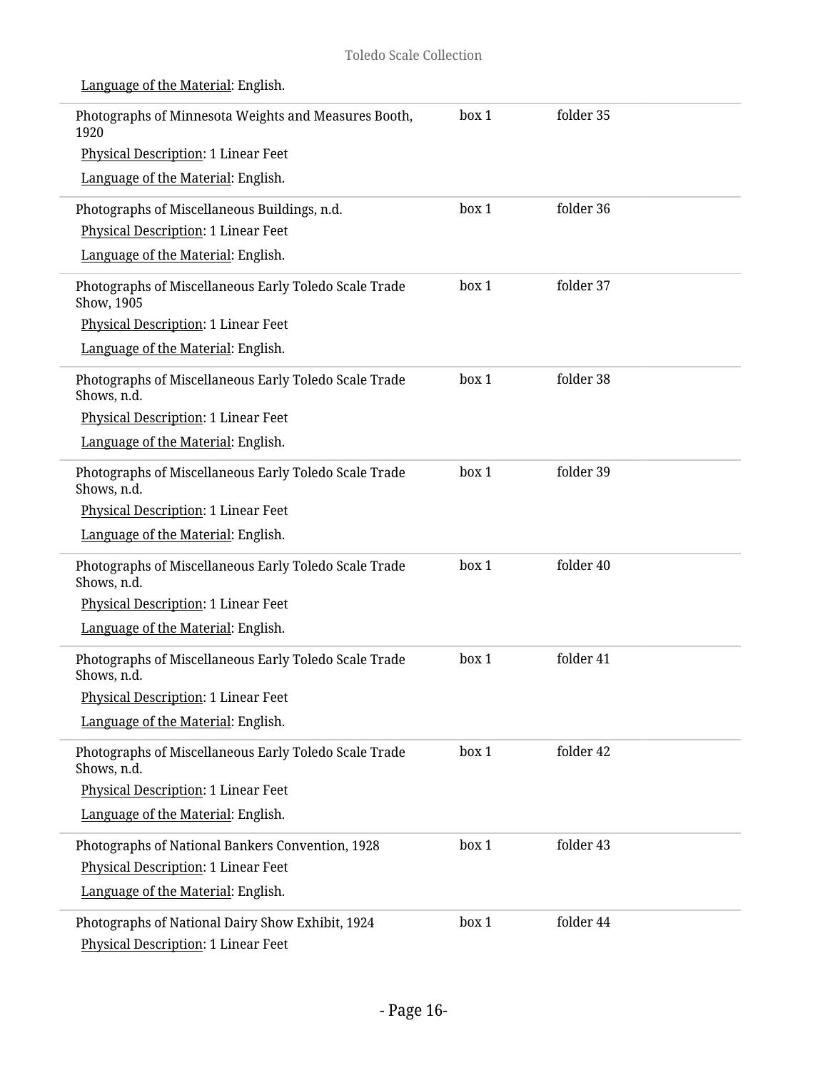Language of the Material: English.

| | | |
|---|---|---|
| Photographs of Minnesota Weights and Measures Booth, 1920<br>Physical Description: 1 Linear Feet<br>Language of the Material: English. | box 1 | folder 35 |
| Photographs of Miscellaneous Buildings, n.d.<br>Physical Description: 1 Linear Feet<br>Language of the Material: English. | box 1 | folder 36 |
| Photographs of Miscellaneous Early Toledo Scale Trade Show, 1905<br>Physical Description: 1 Linear Feet<br>Language of the Material: English. | box 1 | folder 37 |
| Photographs of Miscellaneous Early Toledo Scale Trade Shows, n.d.<br>Physical Description: 1 Linear Feet<br>Language of the Material: English. | box 1 | folder 38 |
| Photographs of Miscellaneous Early Toledo Scale Trade Shows, n.d.<br>Physical Description: 1 Linear Feet<br>Language of the Material: English. | box 1 | folder 39 |
| Photographs of Miscellaneous Early Toledo Scale Trade Shows, n.d.<br>Physical Description: 1 Linear Feet<br>Language of the Material: English. | box 1 | folder 40 |
| Photographs of Miscellaneous Early Toledo Scale Trade Shows, n.d.<br>Physical Description: 1 Linear Feet<br>Language of the Material: English. | box 1 | folder 41 |
| Photographs of Miscellaneous Early Toledo Scale Trade Shows, n.d.<br>Physical Description: 1 Linear Feet<br>Language of the Material: English. | box 1 | folder 42 |
| Photographs of National Bankers Convention, 1928<br>Physical Description: 1 Linear Feet<br>Language of the Material: English. | box 1 | folder 43 |
| Photographs of National Dairy Show Exhibit, 1924<br>Physical Description: 1 Linear Feet | box 1 | folder 44 |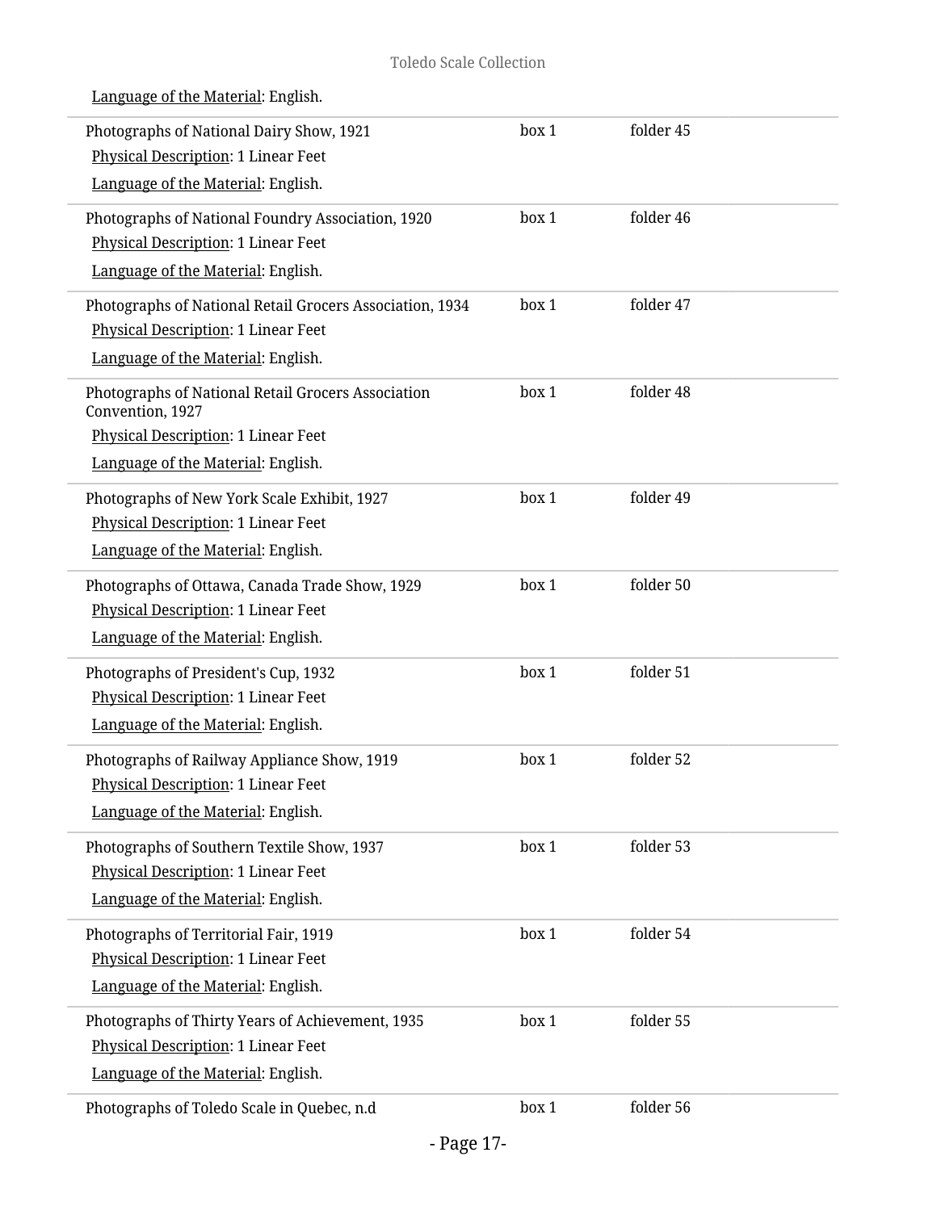Language of the Material: English.

| | | |
|---|---|---|
| Photographs of National Dairy Show, 1921<br>Physical Description: 1 Linear Feet<br>Language of the Material: English. | box 1 | folder 45 |
| Photographs of National Foundry Association, 1920<br>Physical Description: 1 Linear Feet<br>Language of the Material: English. | box 1 | folder 46 |
| Photographs of National Retail Grocers Association, 1934<br>Physical Description: 1 Linear Feet<br>Language of the Material: English. | box 1 | folder 47 |
| Photographs of National Retail Grocers Association Convention, 1927<br>Physical Description: 1 Linear Feet<br>Language of the Material: English. | box 1 | folder 48 |
| Photographs of New York Scale Exhibit, 1927<br>Physical Description: 1 Linear Feet<br>Language of the Material: English. | box 1 | folder 49 |
| Photographs of Ottawa, Canada Trade Show, 1929<br>Physical Description: 1 Linear Feet<br>Language of the Material: English. | box 1 | folder 50 |
| Photographs of President's Cup, 1932<br>Physical Description: 1 Linear Feet<br>Language of the Material: English. | box 1 | folder 51 |
| Photographs of Railway Appliance Show, 1919<br>Physical Description: 1 Linear Feet<br>Language of the Material: English. | box 1 | folder 52 |
| Photographs of Southern Textile Show, 1937<br>Physical Description: 1 Linear Feet<br>Language of the Material: English. | box 1 | folder 53 |
| Photographs of Territorial Fair, 1919<br>Physical Description: 1 Linear Feet<br>Language of the Material: English. | box 1 | folder 54 |
| Photographs of Thirty Years of Achievement, 1935<br>Physical Description: 1 Linear Feet<br>Language of the Material: English. | box 1 | folder 55 |
| Photographs of Toledo Scale in Quebec, n.d | box 1 | folder 56 |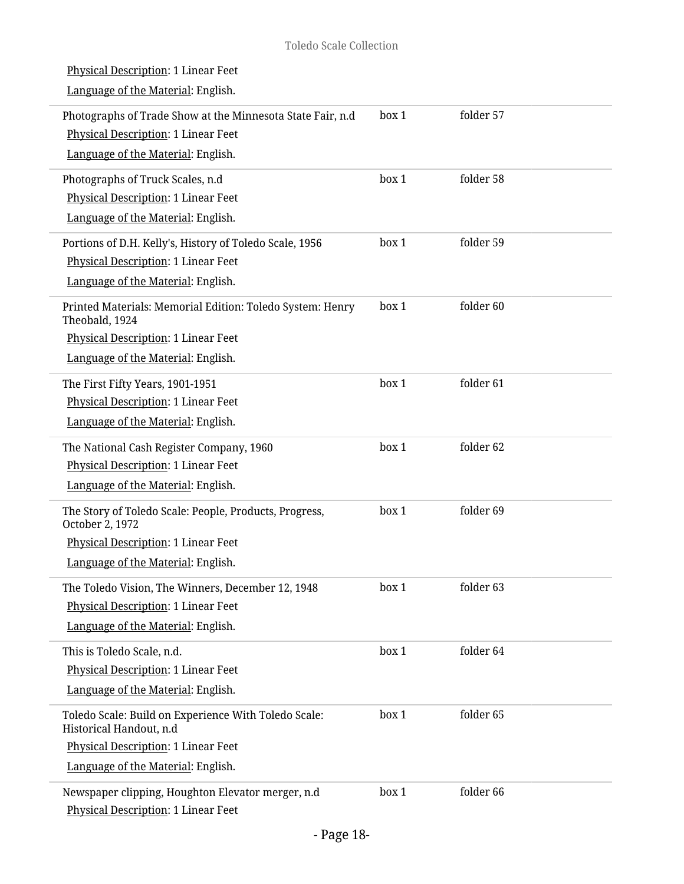Physical Description: 1 Linear Feet

Language of the Material: English.

| | | |
|---|---|---|
| Photographs of Trade Show at the Minnesota State Fair, n.d<br>Physical Description: 1 Linear Feet<br>Language of the Material: English. | box 1 | folder 57 |
| Photographs of Truck Scales, n.d<br>Physical Description: 1 Linear Feet<br>Language of the Material: English. | box 1 | folder 58 |
| Portions of D.H. Kelly's, History of Toledo Scale, 1956<br>Physical Description: 1 Linear Feet<br>Language of the Material: English. | box 1 | folder 59 |
| Printed Materials: Memorial Edition: Toledo System: Henry Theobald, 1924<br>Physical Description: 1 Linear Feet<br>Language of the Material: English. | box 1 | folder 60 |
| The First Fifty Years, 1901-1951<br>Physical Description: 1 Linear Feet<br>Language of the Material: English. | box 1 | folder 61 |
| The National Cash Register Company, 1960<br>Physical Description: 1 Linear Feet<br>Language of the Material: English. | box 1 | folder 62 |
| The Story of Toledo Scale: People, Products, Progress, October 2, 1972<br>Physical Description: 1 Linear Feet<br>Language of the Material: English. | box 1 | folder 69 |
| The Toledo Vision, The Winners, December 12, 1948<br>Physical Description: 1 Linear Feet<br>Language of the Material: English. | box 1 | folder 63 |
| This is Toledo Scale, n.d.<br>Physical Description: 1 Linear Feet<br>Language of the Material: English. | box 1 | folder 64 |
| Toledo Scale: Build on Experience With Toledo Scale: Historical Handout, n.d<br>Physical Description: 1 Linear Feet<br>Language of the Material: English. | box 1 | folder 65 |
| Newspaper clipping, Houghton Elevator merger, n.d<br>Physical Description: 1 Linear Feet | box 1 | folder 66 |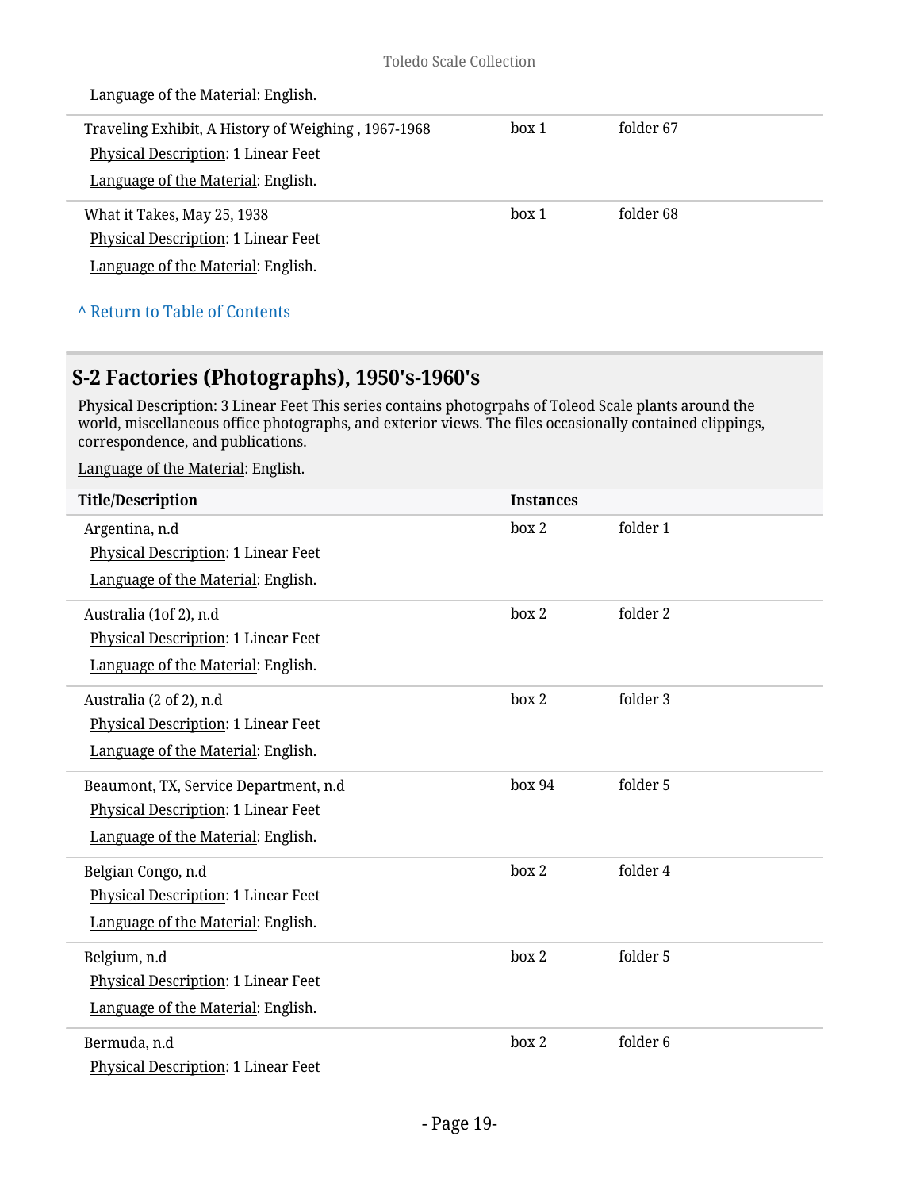Language of the Material: English.

| Title/Description | Instances | |
|---|---|---|
| Traveling Exhibit, A History of Weighing , 1967-1968<br>Physical Description: 1 Linear Feet<br>Language of the Material: English. | box 1 | folder 67 |
| What it Takes, May 25, 1938<br>Physical Description: 1 Linear Feet<br>Language of the Material: English. | box 1 | folder 68 |

^ Return to Table of Contents

## S-2 Factories (Photographs), 1950's-1960's

Physical Description: 3 Linear Feet This series contains photogrpahs of Toleod Scale plants around the world, miscellaneous office photographs, and exterior views. The files occasionally contained clippings, correspondence, and publications.

Language of the Material: English.

| Title/Description | Instances | |
|---|---|---|
| Argentina, n.d<br>Physical Description: 1 Linear Feet<br>Language of the Material: English. | box 2 | folder 1 |
| Australia (1of 2), n.d<br>Physical Description: 1 Linear Feet<br>Language of the Material: English. | box 2 | folder 2 |
| Australia (2 of 2), n.d<br>Physical Description: 1 Linear Feet<br>Language of the Material: English. | box 2 | folder 3 |
| Beaumont, TX, Service Department, n.d<br>Physical Description: 1 Linear Feet<br>Language of the Material: English. | box 94 | folder 5 |
| Belgian Congo, n.d<br>Physical Description: 1 Linear Feet<br>Language of the Material: English. | box 2 | folder 4 |
| Belgium, n.d<br>Physical Description: 1 Linear Feet<br>Language of the Material: English. | box 2 | folder 5 |
| Bermuda, n.d<br>Physical Description: 1 Linear Feet | box 2 | folder 6 |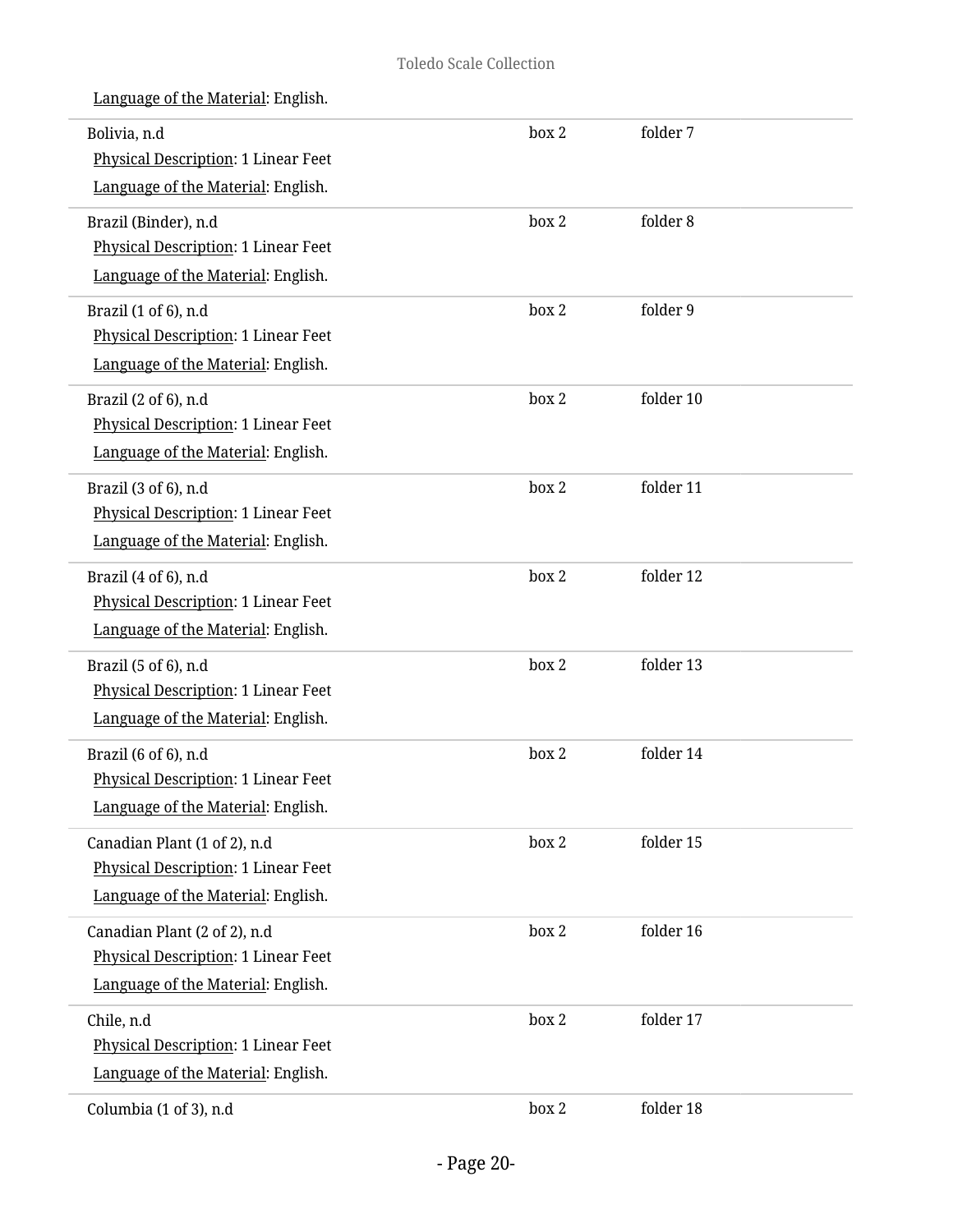Language of the Material: English.

| | | |
|---|---|---|
| Bolivia, n.d<br>Physical Description: 1 Linear Feet<br>Language of the Material: English. | box 2 | folder 7 |
| Brazil (Binder), n.d<br>Physical Description: 1 Linear Feet<br>Language of the Material: English. | box 2 | folder 8 |
| Brazil (1 of 6), n.d<br>Physical Description: 1 Linear Feet<br>Language of the Material: English. | box 2 | folder 9 |
| Brazil (2 of 6), n.d<br>Physical Description: 1 Linear Feet<br>Language of the Material: English. | box 2 | folder 10 |
| Brazil (3 of 6), n.d<br>Physical Description: 1 Linear Feet<br>Language of the Material: English. | box 2 | folder 11 |
| Brazil (4 of 6), n.d<br>Physical Description: 1 Linear Feet<br>Language of the Material: English. | box 2 | folder 12 |
| Brazil (5 of 6), n.d<br>Physical Description: 1 Linear Feet<br>Language of the Material: English. | box 2 | folder 13 |
| Brazil (6 of 6), n.d<br>Physical Description: 1 Linear Feet<br>Language of the Material: English. | box 2 | folder 14 |
| Canadian Plant (1 of 2), n.d<br>Physical Description: 1 Linear Feet<br>Language of the Material: English. | box 2 | folder 15 |
| Canadian Plant (2 of 2), n.d<br>Physical Description: 1 Linear Feet<br>Language of the Material: English. | box 2 | folder 16 |
| Chile, n.d<br>Physical Description: 1 Linear Feet<br>Language of the Material: English. | box 2 | folder 17 |
| Columbia (1 of 3), n.d | box 2 | folder 18 |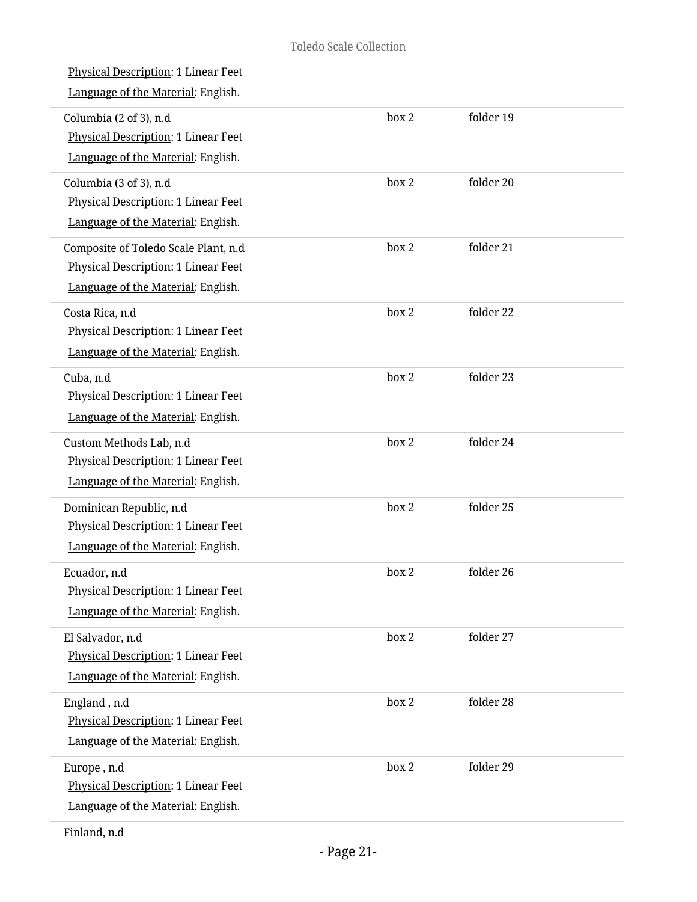Physical Description: 1 Linear Feet
Language of the Material: English.

| Title | Box | Folder |
|---|---|---|
| Columbia (2 of 3), n.d<br>Physical Description: 1 Linear Feet<br>Language of the Material: English. | box 2 | folder 19 |
| Columbia (3 of 3), n.d<br>Physical Description: 1 Linear Feet<br>Language of the Material: English. | box 2 | folder 20 |
| Composite of Toledo Scale Plant, n.d<br>Physical Description: 1 Linear Feet<br>Language of the Material: English. | box 2 | folder 21 |
| Costa Rica, n.d<br>Physical Description: 1 Linear Feet<br>Language of the Material: English. | box 2 | folder 22 |
| Cuba, n.d<br>Physical Description: 1 Linear Feet<br>Language of the Material: English. | box 2 | folder 23 |
| Custom Methods Lab, n.d<br>Physical Description: 1 Linear Feet<br>Language of the Material: English. | box 2 | folder 24 |
| Dominican Republic, n.d<br>Physical Description: 1 Linear Feet<br>Language of the Material: English. | box 2 | folder 25 |
| Ecuador, n.d<br>Physical Description: 1 Linear Feet<br>Language of the Material: English. | box 2 | folder 26 |
| El Salvador, n.d<br>Physical Description: 1 Linear Feet<br>Language of the Material: English. | box 2 | folder 27 |
| England , n.d<br>Physical Description: 1 Linear Feet<br>Language of the Material: English. | box 2 | folder 28 |
| Europe , n.d<br>Physical Description: 1 Linear Feet<br>Language of the Material: English. | box 2 | folder 29 |
| Finland, n.d | | |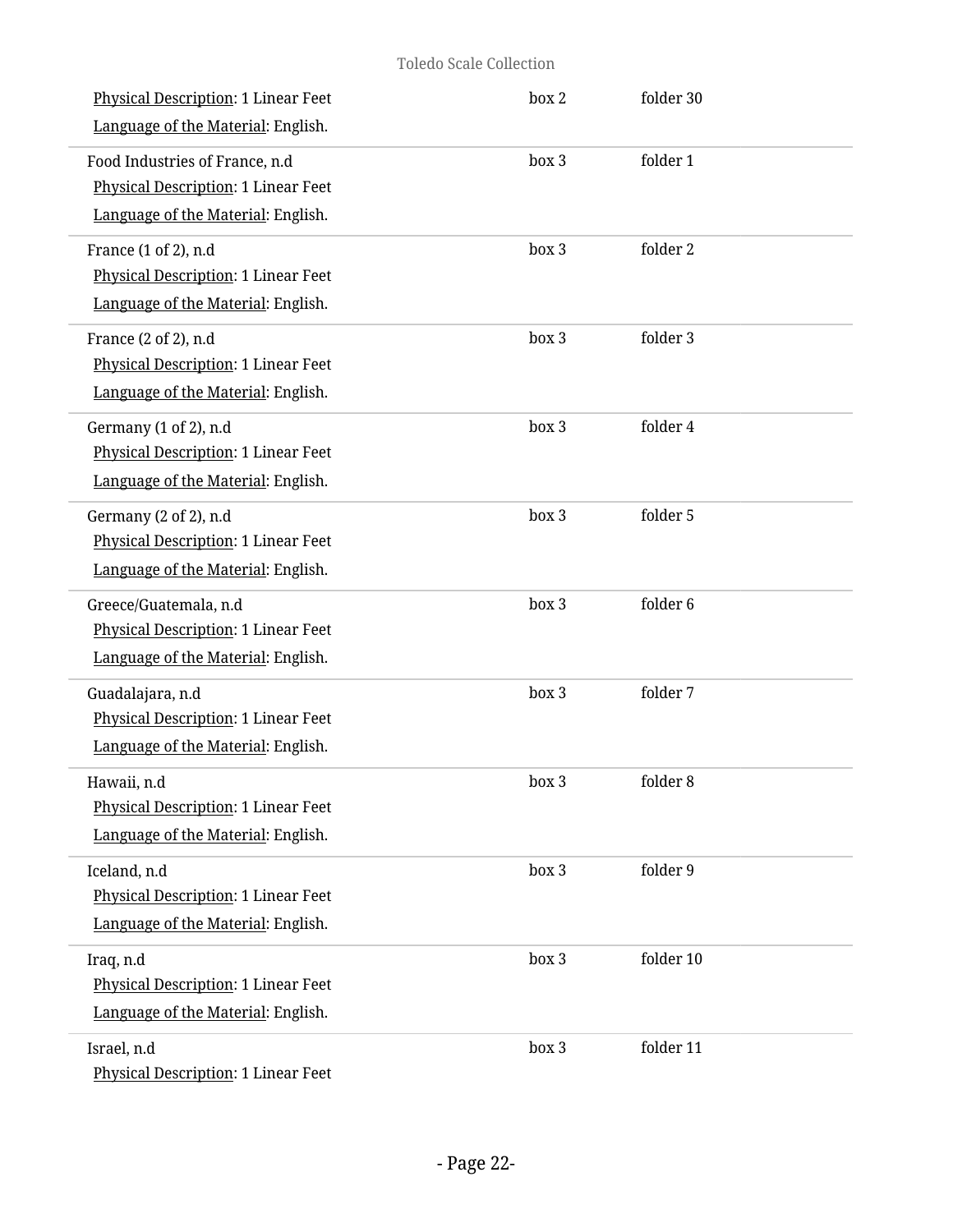Physical Description: 1 Linear Feet
Language of the Material: English.

box 2 folder 30

---

Food Industries of France, n.d
Physical Description: 1 Linear Feet
Language of the Material: English.

box 3 folder 1

---

France (1 of 2), n.d
Physical Description: 1 Linear Feet
Language of the Material: English.

box 3 folder 2

---

France (2 of 2), n.d
Physical Description: 1 Linear Feet
Language of the Material: English.

box 3 folder 3

---

Germany (1 of 2), n.d
Physical Description: 1 Linear Feet
Language of the Material: English.

box 3 folder 4

---

Germany (2 of 2), n.d
Physical Description: 1 Linear Feet
Language of the Material: English.

box 3 folder 5

---

Greece/Guatemala, n.d
Physical Description: 1 Linear Feet
Language of the Material: English.

box 3 folder 6

---

Guadalajara, n.d
Physical Description: 1 Linear Feet
Language of the Material: English.

box 3 folder 7

---

Hawaii, n.d
Physical Description: 1 Linear Feet
Language of the Material: English.

box 3 folder 8

---

Iceland, n.d
Physical Description: 1 Linear Feet
Language of the Material: English.

box 3 folder 9

---

Iraq, n.d
Physical Description: 1 Linear Feet
Language of the Material: English.

box 3 folder 10

---

Israel, n.d
Physical Description: 1 Linear Feet

box 3 folder 11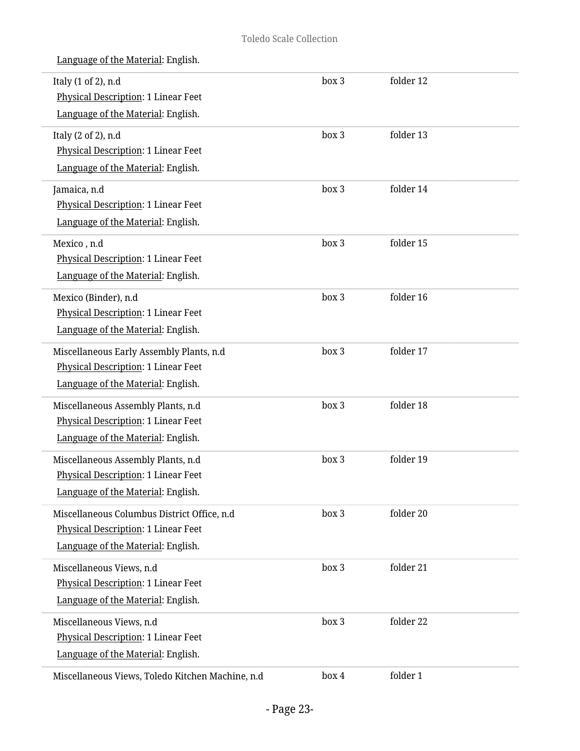Language of the Material: English.

| | | |
|---|---|---|
| Italy (1 of 2), n.d<br>Physical Description: 1 Linear Feet<br>Language of the Material: English. | box 3 | folder 12 |
| Italy (2 of 2), n.d<br>Physical Description: 1 Linear Feet<br>Language of the Material: English. | box 3 | folder 13 |
| Jamaica, n.d<br>Physical Description: 1 Linear Feet<br>Language of the Material: English. | box 3 | folder 14 |
| Mexico , n.d<br>Physical Description: 1 Linear Feet<br>Language of the Material: English. | box 3 | folder 15 |
| Mexico (Binder), n.d<br>Physical Description: 1 Linear Feet<br>Language of the Material: English. | box 3 | folder 16 |
| Miscellaneous Early Assembly Plants, n.d<br>Physical Description: 1 Linear Feet<br>Language of the Material: English. | box 3 | folder 17 |
| Miscellaneous Assembly Plants, n.d<br>Physical Description: 1 Linear Feet<br>Language of the Material: English. | box 3 | folder 18 |
| Miscellaneous Assembly Plants, n.d<br>Physical Description: 1 Linear Feet<br>Language of the Material: English. | box 3 | folder 19 |
| Miscellaneous Columbus District Office, n.d<br>Physical Description: 1 Linear Feet<br>Language of the Material: English. | box 3 | folder 20 |
| Miscellaneous Views, n.d<br>Physical Description: 1 Linear Feet<br>Language of the Material: English. | box 3 | folder 21 |
| Miscellaneous Views, n.d<br>Physical Description: 1 Linear Feet<br>Language of the Material: English. | box 3 | folder 22 |
| Miscellaneous Views, Toledo Kitchen Machine, n.d | box 4 | folder 1 |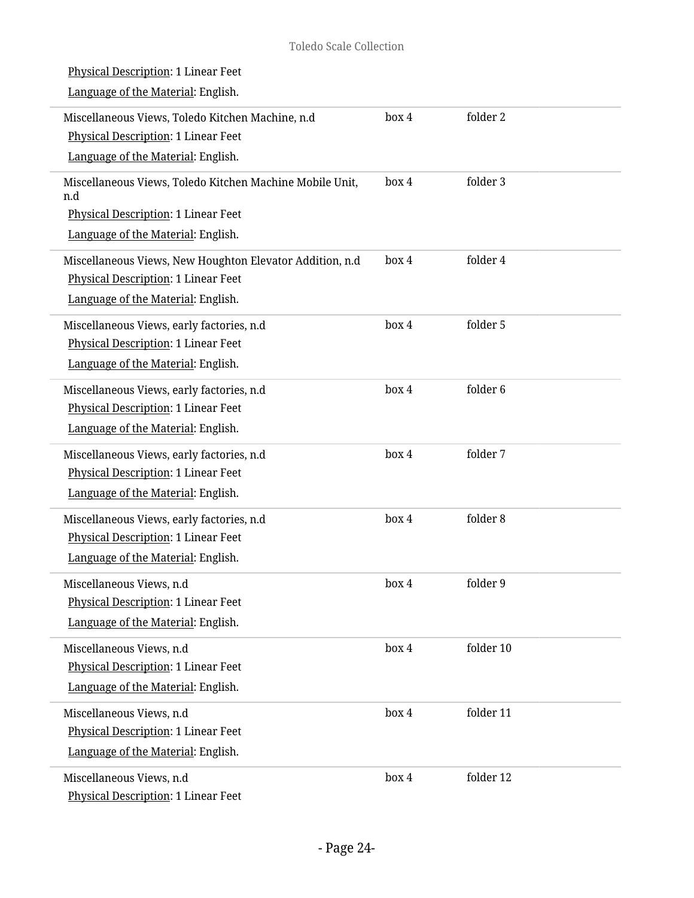Physical Description: 1 Linear Feet

Language of the Material: English.

| | | |
|---|---|---|
| Miscellaneous Views, Toledo Kitchen Machine, n.d<br>Physical Description: 1 Linear Feet<br>Language of the Material: English. | box 4 | folder 2 |
| Miscellaneous Views, Toledo Kitchen Machine Mobile Unit, n.d<br>Physical Description: 1 Linear Feet<br>Language of the Material: English. | box 4 | folder 3 |
| Miscellaneous Views, New Houghton Elevator Addition, n.d<br>Physical Description: 1 Linear Feet<br>Language of the Material: English. | box 4 | folder 4 |
| Miscellaneous Views, early factories, n.d<br>Physical Description: 1 Linear Feet<br>Language of the Material: English. | box 4 | folder 5 |
| Miscellaneous Views, early factories, n.d<br>Physical Description: 1 Linear Feet<br>Language of the Material: English. | box 4 | folder 6 |
| Miscellaneous Views, early factories, n.d<br>Physical Description: 1 Linear Feet<br>Language of the Material: English. | box 4 | folder 7 |
| Miscellaneous Views, early factories, n.d<br>Physical Description: 1 Linear Feet<br>Language of the Material: English. | box 4 | folder 8 |
| Miscellaneous Views, n.d<br>Physical Description: 1 Linear Feet<br>Language of the Material: English. | box 4 | folder 9 |
| Miscellaneous Views, n.d<br>Physical Description: 1 Linear Feet<br>Language of the Material: English. | box 4 | folder 10 |
| Miscellaneous Views, n.d<br>Physical Description: 1 Linear Feet<br>Language of the Material: English. | box 4 | folder 11 |
| Miscellaneous Views, n.d<br>Physical Description: 1 Linear Feet | box 4 | folder 12 |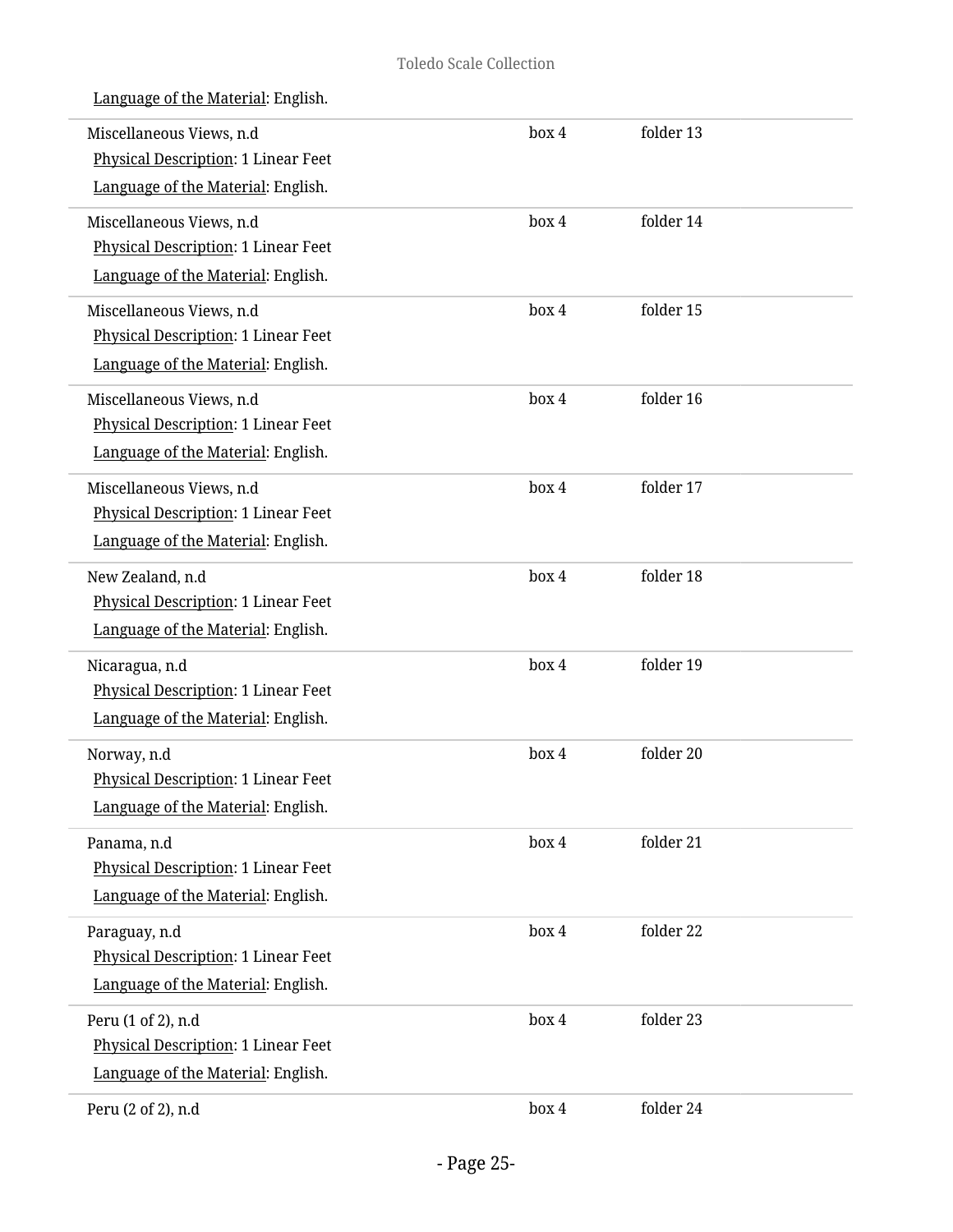Language of the Material: English.

| | | |
|---|---|---|
| Miscellaneous Views, n.d<br>Physical Description: 1 Linear Feet<br>Language of the Material: English. | box 4 | folder 13 |
| Miscellaneous Views, n.d<br>Physical Description: 1 Linear Feet<br>Language of the Material: English. | box 4 | folder 14 |
| Miscellaneous Views, n.d<br>Physical Description: 1 Linear Feet<br>Language of the Material: English. | box 4 | folder 15 |
| Miscellaneous Views, n.d<br>Physical Description: 1 Linear Feet<br>Language of the Material: English. | box 4 | folder 16 |
| Miscellaneous Views, n.d<br>Physical Description: 1 Linear Feet<br>Language of the Material: English. | box 4 | folder 17 |
| New Zealand, n.d<br>Physical Description: 1 Linear Feet<br>Language of the Material: English. | box 4 | folder 18 |
| Nicaragua, n.d<br>Physical Description: 1 Linear Feet<br>Language of the Material: English. | box 4 | folder 19 |
| Norway, n.d<br>Physical Description: 1 Linear Feet<br>Language of the Material: English. | box 4 | folder 20 |
| Panama, n.d<br>Physical Description: 1 Linear Feet<br>Language of the Material: English. | box 4 | folder 21 |
| Paraguay, n.d<br>Physical Description: 1 Linear Feet<br>Language of the Material: English. | box 4 | folder 22 |
| Peru (1 of 2), n.d<br>Physical Description: 1 Linear Feet<br>Language of the Material: English. | box 4 | folder 23 |
| Peru (2 of 2), n.d | box 4 | folder 24 |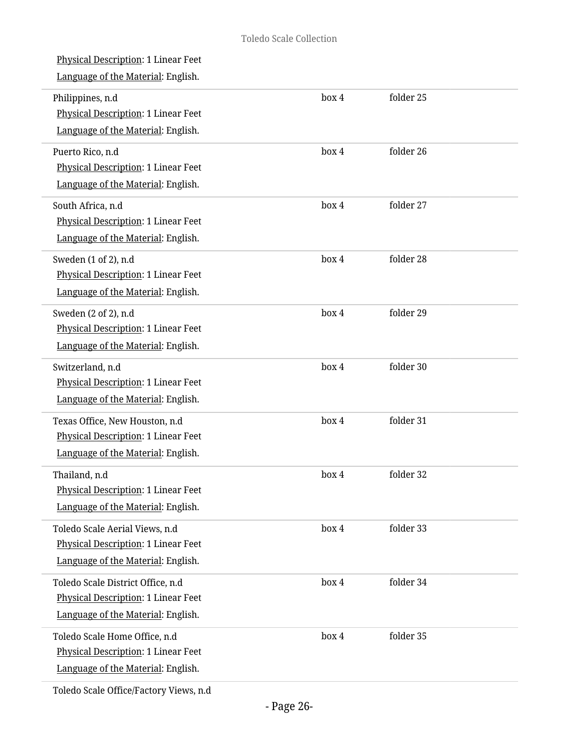Physical Description: 1 Linear Feet
Language of the Material: English.

| Title | Box | Folder |
|---|---|---|
| Philippines, n.d<br>Physical Description: 1 Linear Feet<br>Language of the Material: English. | box 4 | folder 25 |
| Puerto Rico, n.d<br>Physical Description: 1 Linear Feet<br>Language of the Material: English. | box 4 | folder 26 |
| South Africa, n.d<br>Physical Description: 1 Linear Feet<br>Language of the Material: English. | box 4 | folder 27 |
| Sweden (1 of 2), n.d<br>Physical Description: 1 Linear Feet<br>Language of the Material: English. | box 4 | folder 28 |
| Sweden (2 of 2), n.d<br>Physical Description: 1 Linear Feet<br>Language of the Material: English. | box 4 | folder 29 |
| Switzerland, n.d<br>Physical Description: 1 Linear Feet<br>Language of the Material: English. | box 4 | folder 30 |
| Texas Office, New Houston, n.d<br>Physical Description: 1 Linear Feet<br>Language of the Material: English. | box 4 | folder 31 |
| Thailand, n.d<br>Physical Description: 1 Linear Feet<br>Language of the Material: English. | box 4 | folder 32 |
| Toledo Scale Aerial Views, n.d<br>Physical Description: 1 Linear Feet<br>Language of the Material: English. | box 4 | folder 33 |
| Toledo Scale District Office, n.d<br>Physical Description: 1 Linear Feet<br>Language of the Material: English. | box 4 | folder 34 |
| Toledo Scale Home Office, n.d<br>Physical Description: 1 Linear Feet<br>Language of the Material: English. | box 4 | folder 35 |
| Toledo Scale Office/Factory Views, n.d | | |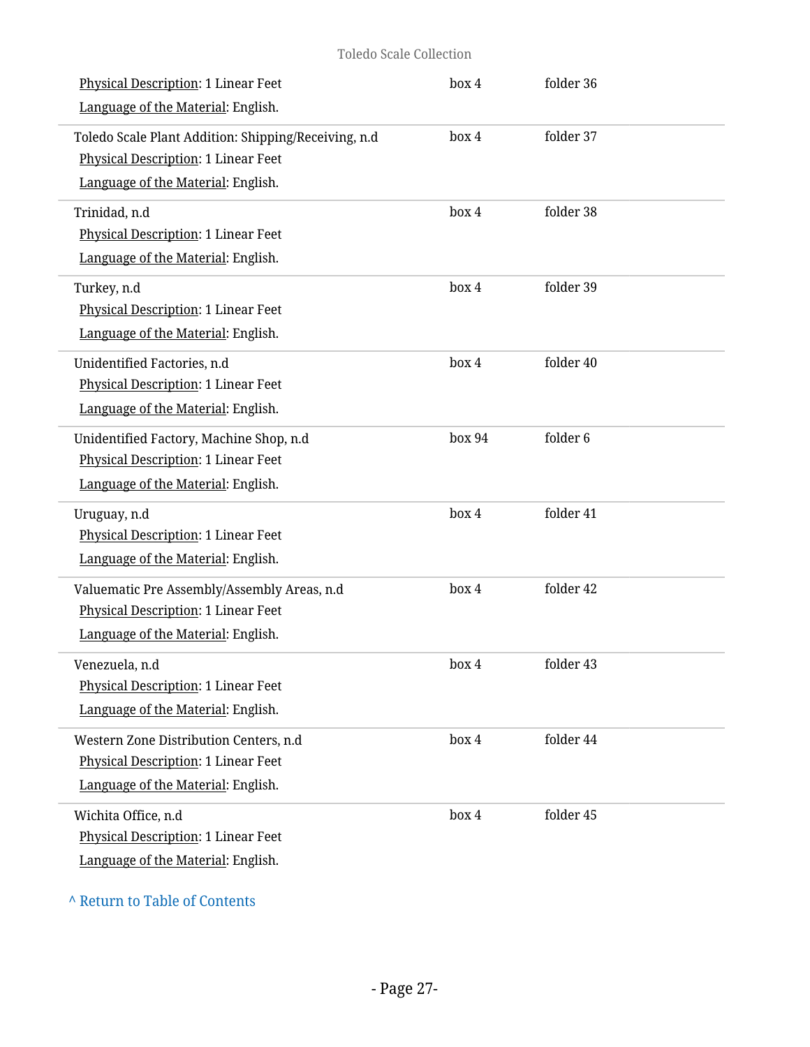Physical Description: 1 Linear Feet | box 4 | folder 36

Language of the Material: English.

Toledo Scale Plant Addition: Shipping/Receiving, n.d | box 4 | folder 37

Physical Description: 1 Linear Feet

Language of the Material: English.

Trinidad, n.d | box 4 | folder 38

Physical Description: 1 Linear Feet

Language of the Material: English.

Turkey, n.d | box 4 | folder 39

Physical Description: 1 Linear Feet

Language of the Material: English.

Unidentified Factories, n.d | box 4 | folder 40

Physical Description: 1 Linear Feet

Language of the Material: English.

Unidentified Factory, Machine Shop, n.d | box 94 | folder 6

Physical Description: 1 Linear Feet

Language of the Material: English.

Uruguay, n.d | box 4 | folder 41

Physical Description: 1 Linear Feet

Language of the Material: English.

Valuematic Pre Assembly/Assembly Areas, n.d | box 4 | folder 42

Physical Description: 1 Linear Feet

Language of the Material: English.

Venezuela, n.d | box 4 | folder 43

Physical Description: 1 Linear Feet

Language of the Material: English.

Western Zone Distribution Centers, n.d | box 4 | folder 44

Physical Description: 1 Linear Feet

Language of the Material: English.

Wichita Office, n.d | box 4 | folder 45

Physical Description: 1 Linear Feet

Language of the Material: English.

^ Return to Table of Contents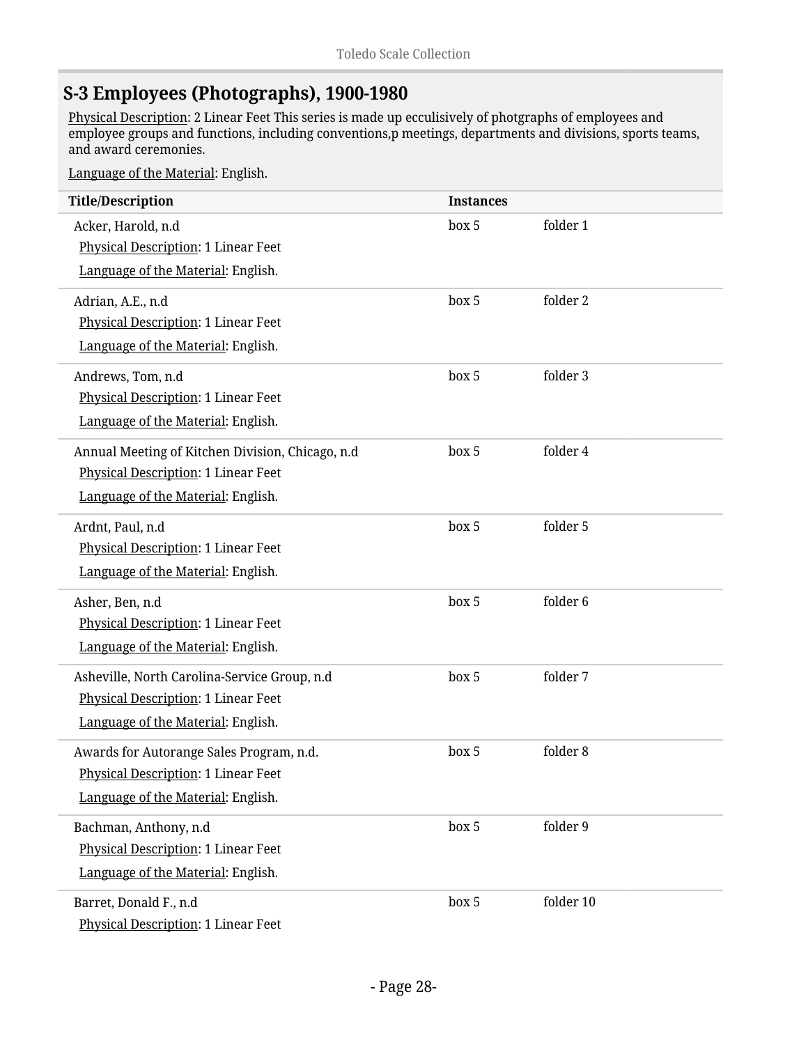## S-3 Employees (Photographs), 1900-1980

Physical Description: 2 Linear Feet This series is made up ecculisively of photgraphs of employees and employee groups and functions, including conventions,p meetings, departments and divisions, sports teams, and award ceremonies.

Language of the Material: English.

| Title/Description | Instances | |
|---|---|---|
| Acker, Harold, n.d<br>Physical Description: 1 Linear Feet<br>Language of the Material: English. | box 5 | folder 1 |
| Adrian, A.E., n.d<br>Physical Description: 1 Linear Feet<br>Language of the Material: English. | box 5 | folder 2 |
| Andrews, Tom, n.d<br>Physical Description: 1 Linear Feet<br>Language of the Material: English. | box 5 | folder 3 |
| Annual Meeting of Kitchen Division, Chicago, n.d<br>Physical Description: 1 Linear Feet<br>Language of the Material: English. | box 5 | folder 4 |
| Ardnt, Paul, n.d<br>Physical Description: 1 Linear Feet<br>Language of the Material: English. | box 5 | folder 5 |
| Asher, Ben, n.d<br>Physical Description: 1 Linear Feet<br>Language of the Material: English. | box 5 | folder 6 |
| Asheville, North Carolina-Service Group, n.d<br>Physical Description: 1 Linear Feet<br>Language of the Material: English. | box 5 | folder 7 |
| Awards for Autorange Sales Program, n.d.<br>Physical Description: 1 Linear Feet<br>Language of the Material: English. | box 5 | folder 8 |
| Bachman, Anthony, n.d<br>Physical Description: 1 Linear Feet<br>Language of the Material: English. | box 5 | folder 9 |
| Barret, Donald F., n.d<br>Physical Description: 1 Linear Feet | box 5 | folder 10 |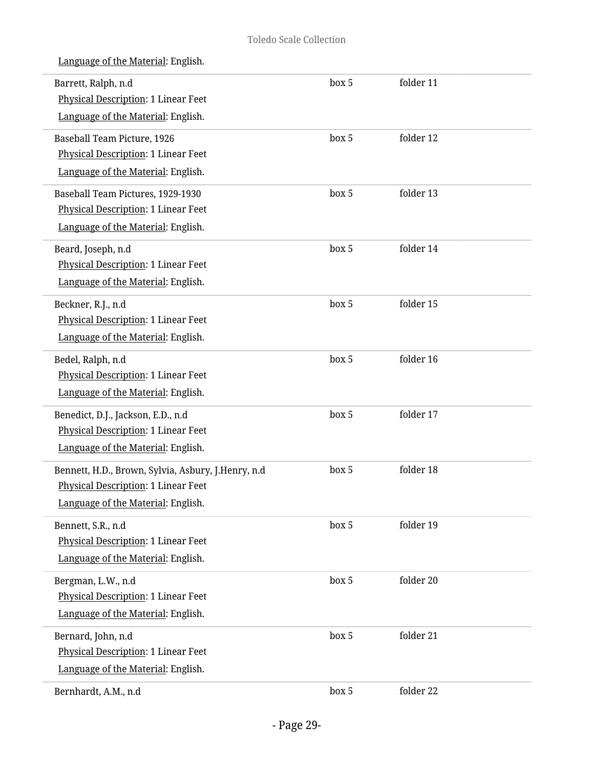Language of the Material: English.

| | | |
|---|---|---|
| Barrett, Ralph, n.d<br>Physical Description: 1 Linear Feet<br>Language of the Material: English. | box 5 | folder 11 |
| Baseball Team Picture, 1926<br>Physical Description: 1 Linear Feet<br>Language of the Material: English. | box 5 | folder 12 |
| Baseball Team Pictures, 1929-1930<br>Physical Description: 1 Linear Feet<br>Language of the Material: English. | box 5 | folder 13 |
| Beard, Joseph, n.d<br>Physical Description: 1 Linear Feet<br>Language of the Material: English. | box 5 | folder 14 |
| Beckner, R.J., n.d<br>Physical Description: 1 Linear Feet<br>Language of the Material: English. | box 5 | folder 15 |
| Bedel, Ralph, n.d<br>Physical Description: 1 Linear Feet<br>Language of the Material: English. | box 5 | folder 16 |
| Benedict, D.J., Jackson, E.D., n.d<br>Physical Description: 1 Linear Feet<br>Language of the Material: English. | box 5 | folder 17 |
| Bennett, H.D., Brown, Sylvia, Asbury, J.Henry, n.d<br>Physical Description: 1 Linear Feet<br>Language of the Material: English. | box 5 | folder 18 |
| Bennett, S.R., n.d<br>Physical Description: 1 Linear Feet<br>Language of the Material: English. | box 5 | folder 19 |
| Bergman, L.W., n.d<br>Physical Description: 1 Linear Feet<br>Language of the Material: English. | box 5 | folder 20 |
| Bernard, John, n.d<br>Physical Description: 1 Linear Feet<br>Language of the Material: English. | box 5 | folder 21 |
| Bernhardt, A.M., n.d | box 5 | folder 22 |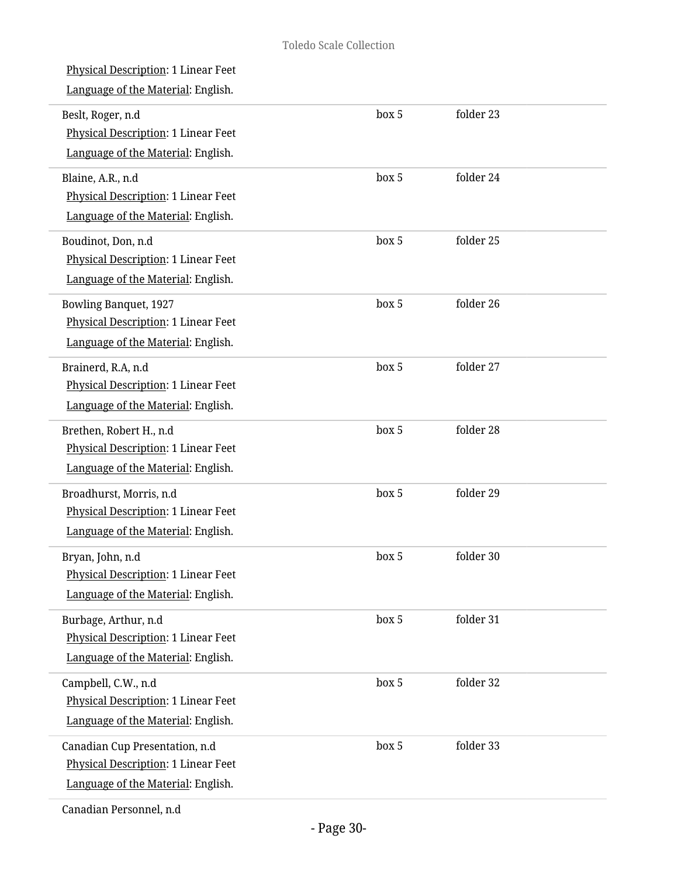Physical Description: 1 Linear Feet

Language of the Material: English.

| | | |
|---|---|---|
| Beslt, Roger, n.d<br>Physical Description: 1 Linear Feet<br>Language of the Material: English. | box 5 | folder 23 |
| Blaine, A.R., n.d<br>Physical Description: 1 Linear Feet<br>Language of the Material: English. | box 5 | folder 24 |
| Boudinot, Don, n.d<br>Physical Description: 1 Linear Feet<br>Language of the Material: English. | box 5 | folder 25 |
| Bowling Banquet, 1927<br>Physical Description: 1 Linear Feet<br>Language of the Material: English. | box 5 | folder 26 |
| Brainerd, R.A, n.d<br>Physical Description: 1 Linear Feet<br>Language of the Material: English. | box 5 | folder 27 |
| Brethen, Robert H., n.d<br>Physical Description: 1 Linear Feet<br>Language of the Material: English. | box 5 | folder 28 |
| Broadhurst, Morris, n.d<br>Physical Description: 1 Linear Feet<br>Language of the Material: English. | box 5 | folder 29 |
| Bryan, John, n.d<br>Physical Description: 1 Linear Feet<br>Language of the Material: English. | box 5 | folder 30 |
| Burbage, Arthur, n.d<br>Physical Description: 1 Linear Feet<br>Language of the Material: English. | box 5 | folder 31 |
| Campbell, C.W., n.d<br>Physical Description: 1 Linear Feet<br>Language of the Material: English. | box 5 | folder 32 |
| Canadian Cup Presentation, n.d<br>Physical Description: 1 Linear Feet<br>Language of the Material: English. | box 5 | folder 33 |
| Canadian Personnel, n.d | | |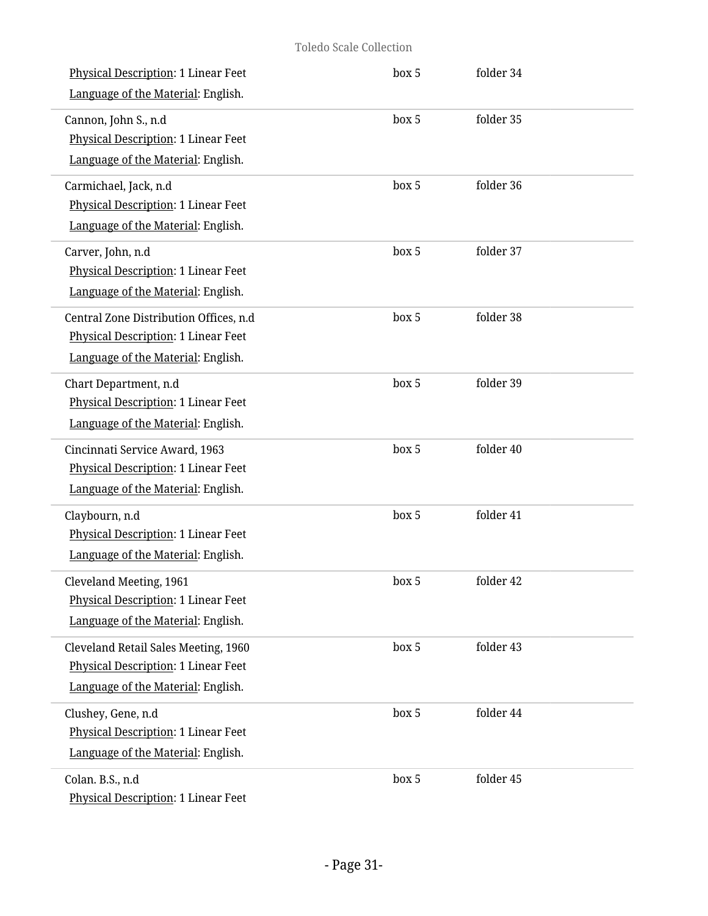Physical Description: 1 Linear Feet
Language of the Material: English.

box 5 folder 34

Cannon, John S., n.d
Physical Description: 1 Linear Feet
Language of the Material: English.

box 5 folder 35

Carmichael, Jack, n.d
Physical Description: 1 Linear Feet
Language of the Material: English.

box 5 folder 36

Carver, John, n.d
Physical Description: 1 Linear Feet
Language of the Material: English.

box 5 folder 37

Central Zone Distribution Offices, n.d
Physical Description: 1 Linear Feet
Language of the Material: English.

box 5 folder 38

Chart Department, n.d
Physical Description: 1 Linear Feet
Language of the Material: English.

box 5 folder 39

Cincinnati Service Award, 1963
Physical Description: 1 Linear Feet
Language of the Material: English.

box 5 folder 40

Claybourn, n.d
Physical Description: 1 Linear Feet
Language of the Material: English.

box 5 folder 41

Cleveland Meeting, 1961
Physical Description: 1 Linear Feet
Language of the Material: English.

box 5 folder 42

Cleveland Retail Sales Meeting, 1960
Physical Description: 1 Linear Feet
Language of the Material: English.

box 5 folder 43

Clushey, Gene, n.d
Physical Description: 1 Linear Feet
Language of the Material: English.

box 5 folder 44

Colan. B.S., n.d
Physical Description: 1 Linear Feet

box 5 folder 45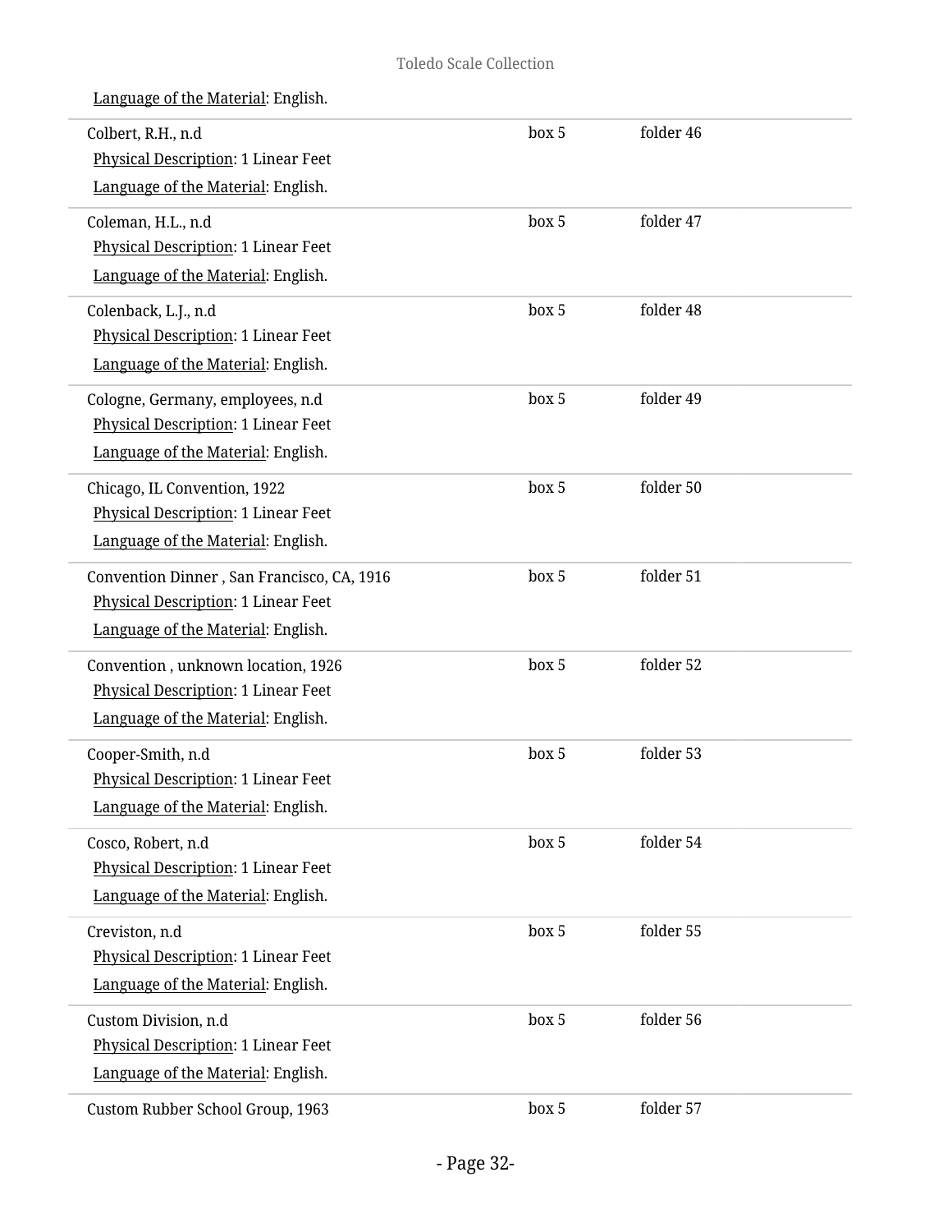Language of the Material: English.

| | | |
|---|---|---|
| Colbert, R.H., n.d<br>Physical Description: 1 Linear Feet<br>Language of the Material: English. | box 5 | folder 46 |
| Coleman, H.L., n.d<br>Physical Description: 1 Linear Feet<br>Language of the Material: English. | box 5 | folder 47 |
| Colenback, L.J., n.d<br>Physical Description: 1 Linear Feet<br>Language of the Material: English. | box 5 | folder 48 |
| Cologne, Germany, employees, n.d<br>Physical Description: 1 Linear Feet<br>Language of the Material: English. | box 5 | folder 49 |
| Chicago, IL Convention, 1922<br>Physical Description: 1 Linear Feet<br>Language of the Material: English. | box 5 | folder 50 |
| Convention Dinner , San Francisco, CA, 1916<br>Physical Description: 1 Linear Feet<br>Language of the Material: English. | box 5 | folder 51 |
| Convention , unknown location, 1926<br>Physical Description: 1 Linear Feet<br>Language of the Material: English. | box 5 | folder 52 |
| Cooper-Smith, n.d<br>Physical Description: 1 Linear Feet<br>Language of the Material: English. | box 5 | folder 53 |
| Cosco, Robert, n.d<br>Physical Description: 1 Linear Feet<br>Language of the Material: English. | box 5 | folder 54 |
| Creviston, n.d<br>Physical Description: 1 Linear Feet<br>Language of the Material: English. | box 5 | folder 55 |
| Custom Division, n.d<br>Physical Description: 1 Linear Feet<br>Language of the Material: English. | box 5 | folder 56 |
| Custom Rubber School Group, 1963 | box 5 | folder 57 |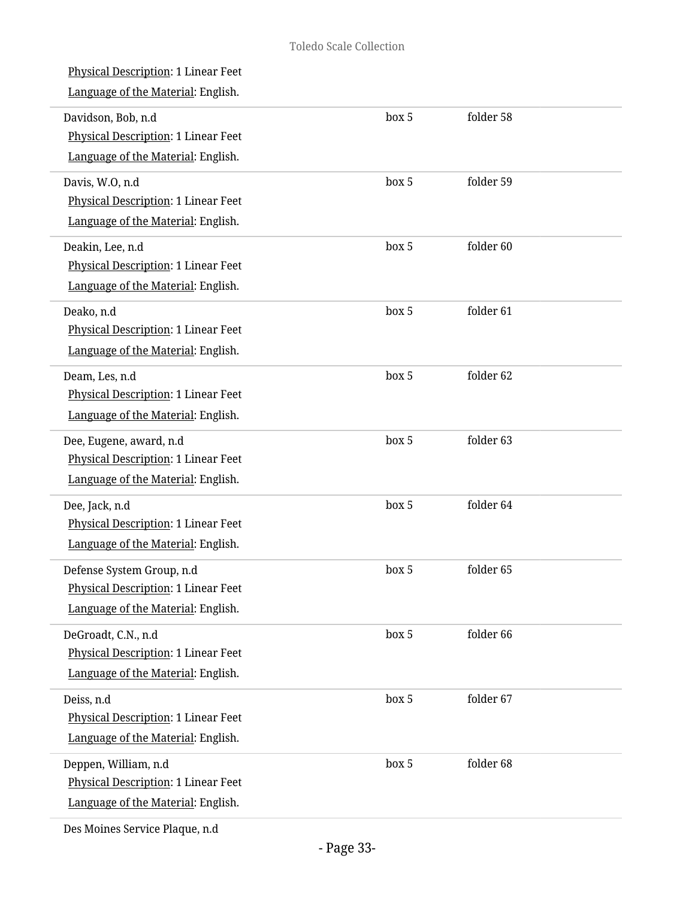Physical Description: 1 Linear Feet

Language of the Material: English.

Davidson, Bob, n.d — box 5, folder 58

Physical Description: 1 Linear Feet

Language of the Material: English.

Davis, W.O, n.d — box 5, folder 59

Physical Description: 1 Linear Feet

Language of the Material: English.

Deakin, Lee, n.d — box 5, folder 60

Physical Description: 1 Linear Feet

Language of the Material: English.

Deako, n.d — box 5, folder 61

Physical Description: 1 Linear Feet

Language of the Material: English.

Deam, Les, n.d — box 5, folder 62

Physical Description: 1 Linear Feet

Language of the Material: English.

Dee, Eugene, award, n.d — box 5, folder 63

Physical Description: 1 Linear Feet

Language of the Material: English.

Dee, Jack, n.d — box 5, folder 64

Physical Description: 1 Linear Feet

Language of the Material: English.

Defense System Group, n.d — box 5, folder 65

Physical Description: 1 Linear Feet

Language of the Material: English.

DeGroadt, C.N., n.d — box 5, folder 66

Physical Description: 1 Linear Feet

Language of the Material: English.

Deiss, n.d — box 5, folder 67

Physical Description: 1 Linear Feet

Language of the Material: English.

Deppen, William, n.d — box 5, folder 68

Physical Description: 1 Linear Feet

Language of the Material: English.

Des Moines Service Plaque, n.d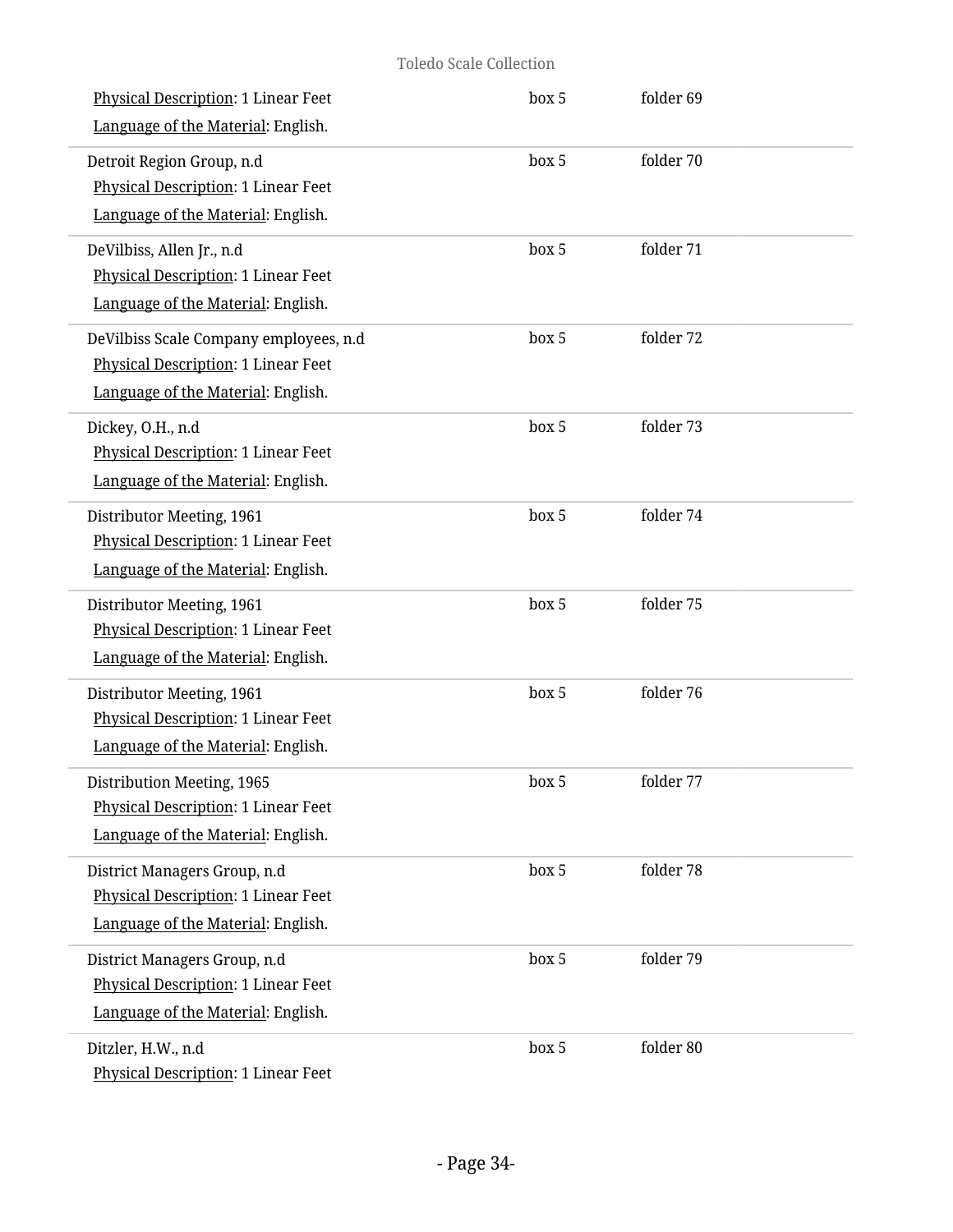Physical Description: 1 Linear Feet
Language of the Material: English.

| | | |
|---|---|---|
| Physical Description: 1 Linear Feet<br>Language of the Material: English. | box 5 | folder 69 |
| Detroit Region Group, n.d<br>Physical Description: 1 Linear Feet<br>Language of the Material: English. | box 5 | folder 70 |
| DeVilbiss, Allen Jr., n.d<br>Physical Description: 1 Linear Feet<br>Language of the Material: English. | box 5 | folder 71 |
| DeVilbiss Scale Company employees, n.d<br>Physical Description: 1 Linear Feet<br>Language of the Material: English. | box 5 | folder 72 |
| Dickey, O.H., n.d<br>Physical Description: 1 Linear Feet<br>Language of the Material: English. | box 5 | folder 73 |
| Distributor Meeting, 1961<br>Physical Description: 1 Linear Feet<br>Language of the Material: English. | box 5 | folder 74 |
| Distributor Meeting, 1961<br>Physical Description: 1 Linear Feet<br>Language of the Material: English. | box 5 | folder 75 |
| Distributor Meeting, 1961<br>Physical Description: 1 Linear Feet<br>Language of the Material: English. | box 5 | folder 76 |
| Distribution Meeting, 1965<br>Physical Description: 1 Linear Feet<br>Language of the Material: English. | box 5 | folder 77 |
| District Managers Group, n.d<br>Physical Description: 1 Linear Feet<br>Language of the Material: English. | box 5 | folder 78 |
| District Managers Group, n.d<br>Physical Description: 1 Linear Feet<br>Language of the Material: English. | box 5 | folder 79 |
| Ditzler, H.W., n.d<br>Physical Description: 1 Linear Feet | box 5 | folder 80 |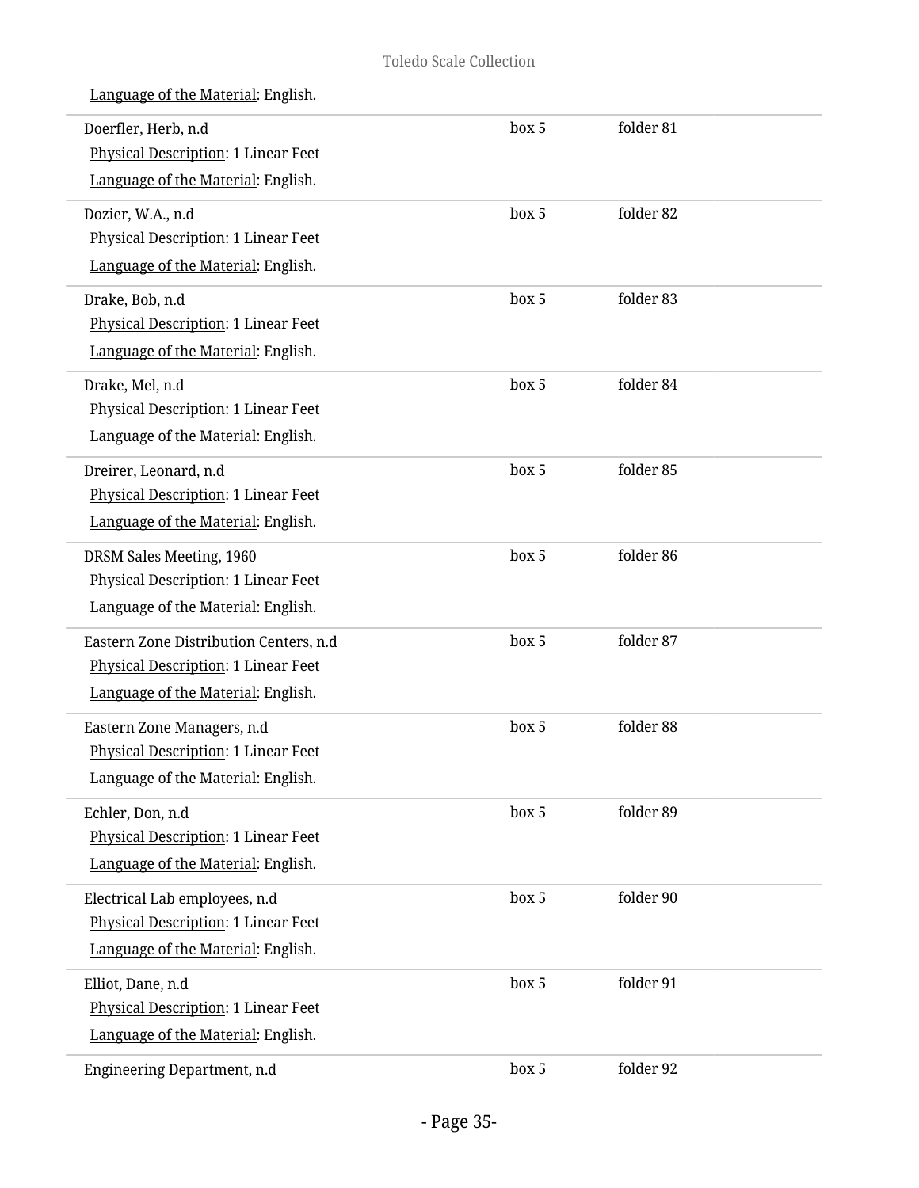Language of the Material: English.

| | | |
|---|---|---|
| Doerfler, Herb, n.d<br>Physical Description: 1 Linear Feet<br>Language of the Material: English. | box 5 | folder 81 |
| Dozier, W.A., n.d<br>Physical Description: 1 Linear Feet<br>Language of the Material: English. | box 5 | folder 82 |
| Drake, Bob, n.d<br>Physical Description: 1 Linear Feet<br>Language of the Material: English. | box 5 | folder 83 |
| Drake, Mel, n.d<br>Physical Description: 1 Linear Feet<br>Language of the Material: English. | box 5 | folder 84 |
| Dreirer, Leonard, n.d<br>Physical Description: 1 Linear Feet<br>Language of the Material: English. | box 5 | folder 85 |
| DRSM Sales Meeting, 1960<br>Physical Description: 1 Linear Feet<br>Language of the Material: English. | box 5 | folder 86 |
| Eastern Zone Distribution Centers, n.d<br>Physical Description: 1 Linear Feet<br>Language of the Material: English. | box 5 | folder 87 |
| Eastern Zone Managers, n.d<br>Physical Description: 1 Linear Feet<br>Language of the Material: English. | box 5 | folder 88 |
| Echler, Don, n.d<br>Physical Description: 1 Linear Feet<br>Language of the Material: English. | box 5 | folder 89 |
| Electrical Lab employees, n.d<br>Physical Description: 1 Linear Feet<br>Language of the Material: English. | box 5 | folder 90 |
| Elliot, Dane, n.d<br>Physical Description: 1 Linear Feet<br>Language of the Material: English. | box 5 | folder 91 |
| Engineering Department, n.d | box 5 | folder 92 |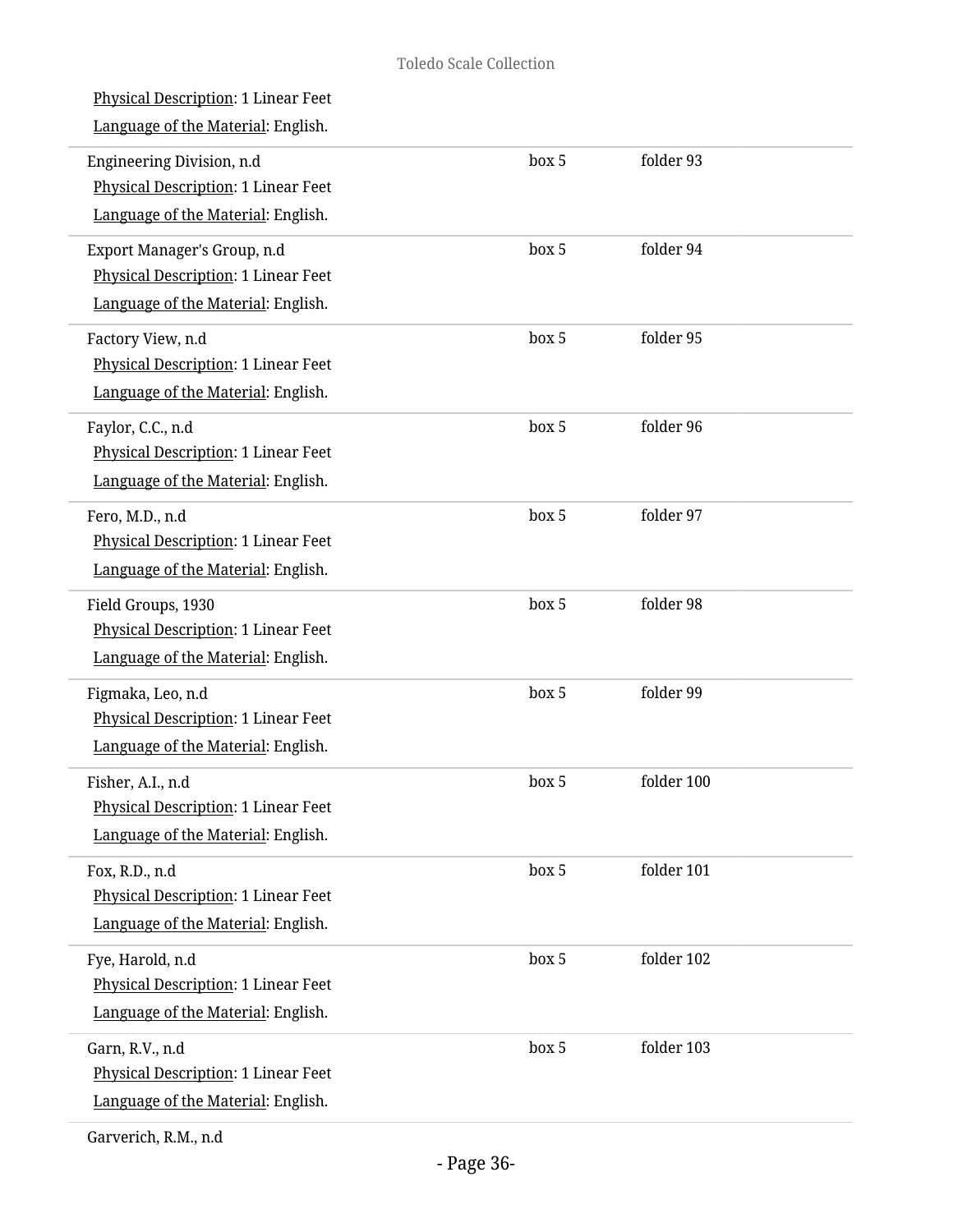Physical Description: 1 Linear Feet

Language of the Material: English.

| | | |
|---|---|---|
| Engineering Division, n.d<br>Physical Description: 1 Linear Feet<br>Language of the Material: English. | box 5 | folder 93 |
| Export Manager's Group, n.d<br>Physical Description: 1 Linear Feet<br>Language of the Material: English. | box 5 | folder 94 |
| Factory View, n.d<br>Physical Description: 1 Linear Feet<br>Language of the Material: English. | box 5 | folder 95 |
| Faylor, C.C., n.d<br>Physical Description: 1 Linear Feet<br>Language of the Material: English. | box 5 | folder 96 |
| Fero, M.D., n.d<br>Physical Description: 1 Linear Feet<br>Language of the Material: English. | box 5 | folder 97 |
| Field Groups, 1930<br>Physical Description: 1 Linear Feet<br>Language of the Material: English. | box 5 | folder 98 |
| Figmaka, Leo, n.d<br>Physical Description: 1 Linear Feet<br>Language of the Material: English. | box 5 | folder 99 |
| Fisher, A.I., n.d<br>Physical Description: 1 Linear Feet<br>Language of the Material: English. | box 5 | folder 100 |
| Fox, R.D., n.d<br>Physical Description: 1 Linear Feet<br>Language of the Material: English. | box 5 | folder 101 |
| Fye, Harold, n.d<br>Physical Description: 1 Linear Feet<br>Language of the Material: English. | box 5 | folder 102 |
| Garn, R.V., n.d<br>Physical Description: 1 Linear Feet<br>Language of the Material: English. | box 5 | folder 103 |
| Garverich, R.M., n.d | | |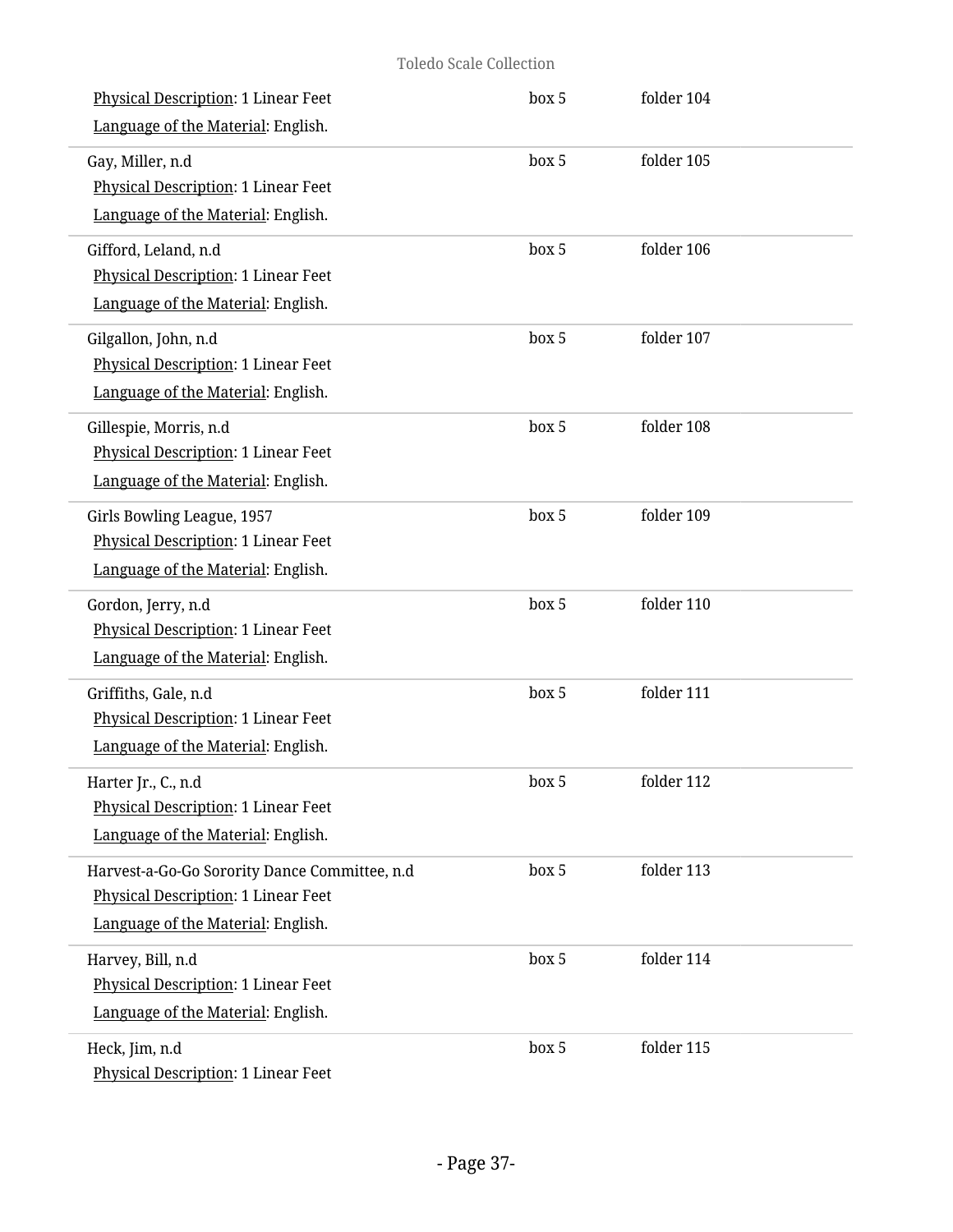Physical Description: 1 Linear Feet | box 5 | folder 104

Language of the Material: English.

Gay, Miller, n.d | box 5 | folder 105

Physical Description: 1 Linear Feet

Language of the Material: English.

Gifford, Leland, n.d | box 5 | folder 106

Physical Description: 1 Linear Feet

Language of the Material: English.

Gilgallon, John, n.d | box 5 | folder 107

Physical Description: 1 Linear Feet

Language of the Material: English.

Gillespie, Morris, n.d | box 5 | folder 108

Physical Description: 1 Linear Feet

Language of the Material: English.

Girls Bowling League, 1957 | box 5 | folder 109

Physical Description: 1 Linear Feet

Language of the Material: English.

Gordon, Jerry, n.d | box 5 | folder 110

Physical Description: 1 Linear Feet

Language of the Material: English.

Griffiths, Gale, n.d | box 5 | folder 111

Physical Description: 1 Linear Feet

Language of the Material: English.

Harter Jr., C., n.d | box 5 | folder 112

Physical Description: 1 Linear Feet

Language of the Material: English.

Harvest-a-Go-Go Sorority Dance Committee, n.d | box 5 | folder 113

Physical Description: 1 Linear Feet

Language of the Material: English.

Harvey, Bill, n.d | box 5 | folder 114

Physical Description: 1 Linear Feet

Language of the Material: English.

Heck, Jim, n.d | box 5 | folder 115

Physical Description: 1 Linear Feet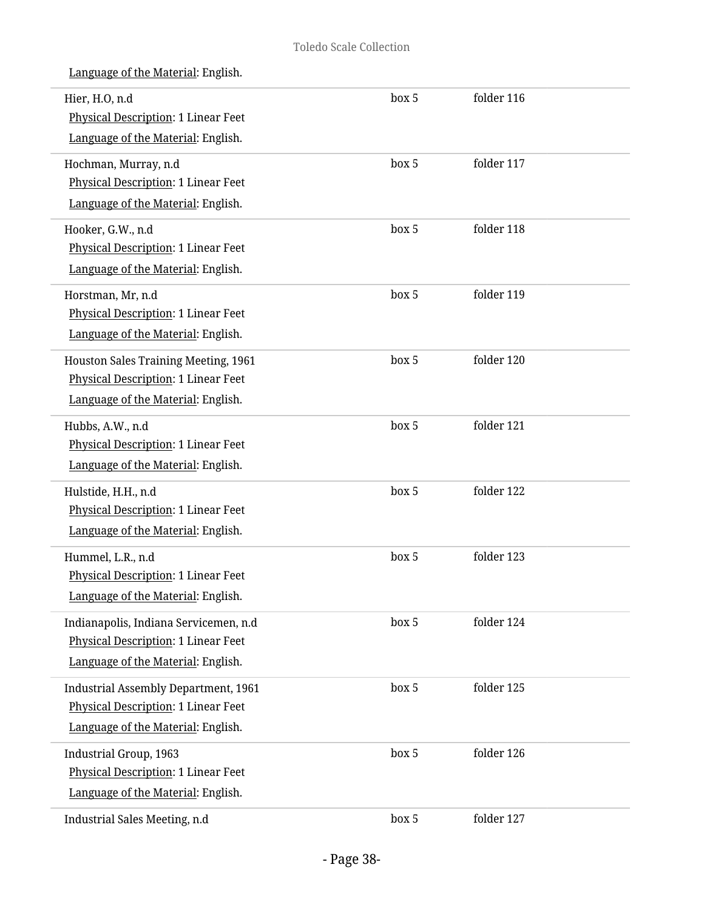Language of the Material: English.

| | | |
|---|---|---|
| Hier, H.O, n.d<br>Physical Description: 1 Linear Feet<br>Language of the Material: English. | box 5 | folder 116 |
| Hochman, Murray, n.d<br>Physical Description: 1 Linear Feet<br>Language of the Material: English. | box 5 | folder 117 |
| Hooker, G.W., n.d<br>Physical Description: 1 Linear Feet<br>Language of the Material: English. | box 5 | folder 118 |
| Horstman, Mr, n.d<br>Physical Description: 1 Linear Feet<br>Language of the Material: English. | box 5 | folder 119 |
| Houston Sales Training Meeting, 1961<br>Physical Description: 1 Linear Feet<br>Language of the Material: English. | box 5 | folder 120 |
| Hubbs, A.W., n.d<br>Physical Description: 1 Linear Feet<br>Language of the Material: English. | box 5 | folder 121 |
| Hulstide, H.H., n.d<br>Physical Description: 1 Linear Feet<br>Language of the Material: English. | box 5 | folder 122 |
| Hummel, L.R., n.d<br>Physical Description: 1 Linear Feet<br>Language of the Material: English. | box 5 | folder 123 |
| Indianapolis, Indiana Servicemen, n.d<br>Physical Description: 1 Linear Feet<br>Language of the Material: English. | box 5 | folder 124 |
| Industrial Assembly Department, 1961<br>Physical Description: 1 Linear Feet<br>Language of the Material: English. | box 5 | folder 125 |
| Industrial Group, 1963<br>Physical Description: 1 Linear Feet<br>Language of the Material: English. | box 5 | folder 126 |
| Industrial Sales Meeting, n.d | box 5 | folder 127 |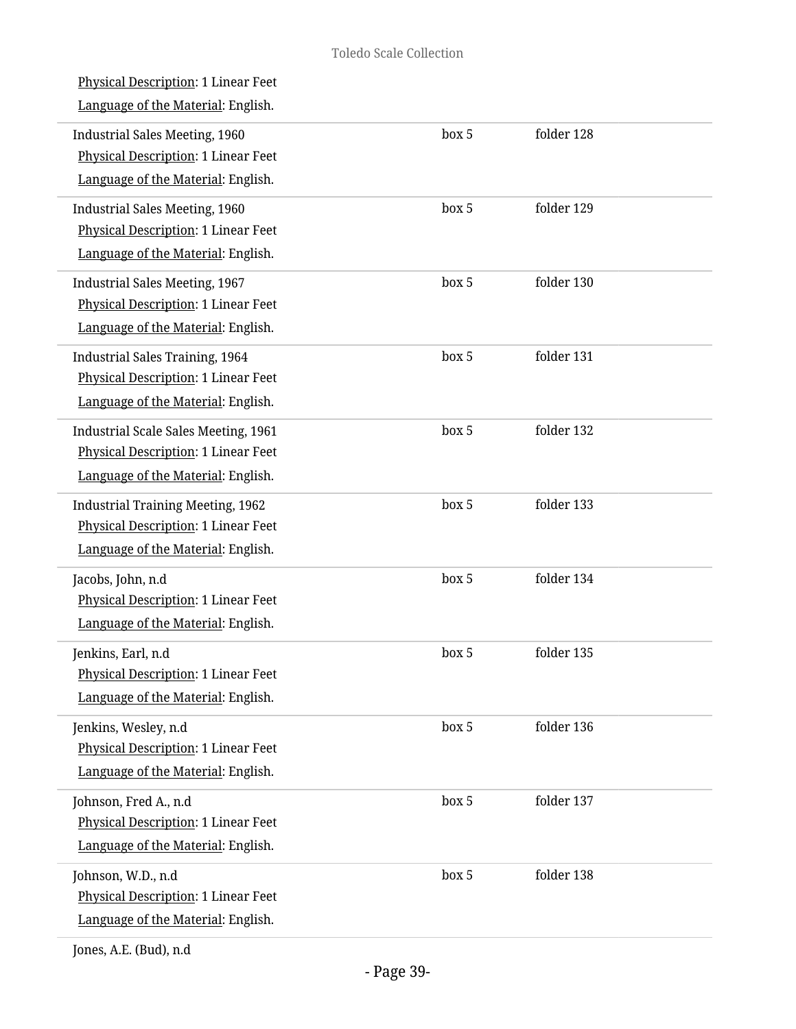Physical Description: 1 Linear Feet

Language of the Material: English.

| | | |
|---|---|---|
| Industrial Sales Meeting, 1960<br>Physical Description: 1 Linear Feet<br>Language of the Material: English. | box 5 | folder 128 |
| Industrial Sales Meeting, 1960<br>Physical Description: 1 Linear Feet<br>Language of the Material: English. | box 5 | folder 129 |
| Industrial Sales Meeting, 1967<br>Physical Description: 1 Linear Feet<br>Language of the Material: English. | box 5 | folder 130 |
| Industrial Sales Training, 1964<br>Physical Description: 1 Linear Feet<br>Language of the Material: English. | box 5 | folder 131 |
| Industrial Scale Sales Meeting, 1961<br>Physical Description: 1 Linear Feet<br>Language of the Material: English. | box 5 | folder 132 |
| Industrial Training Meeting, 1962<br>Physical Description: 1 Linear Feet<br>Language of the Material: English. | box 5 | folder 133 |
| Jacobs, John, n.d<br>Physical Description: 1 Linear Feet<br>Language of the Material: English. | box 5 | folder 134 |
| Jenkins, Earl, n.d<br>Physical Description: 1 Linear Feet<br>Language of the Material: English. | box 5 | folder 135 |
| Jenkins, Wesley, n.d<br>Physical Description: 1 Linear Feet<br>Language of the Material: English. | box 5 | folder 136 |
| Johnson, Fred A., n.d<br>Physical Description: 1 Linear Feet<br>Language of the Material: English. | box 5 | folder 137 |
| Johnson, W.D., n.d<br>Physical Description: 1 Linear Feet<br>Language of the Material: English. | box 5 | folder 138 |

Jones, A.E. (Bud), n.d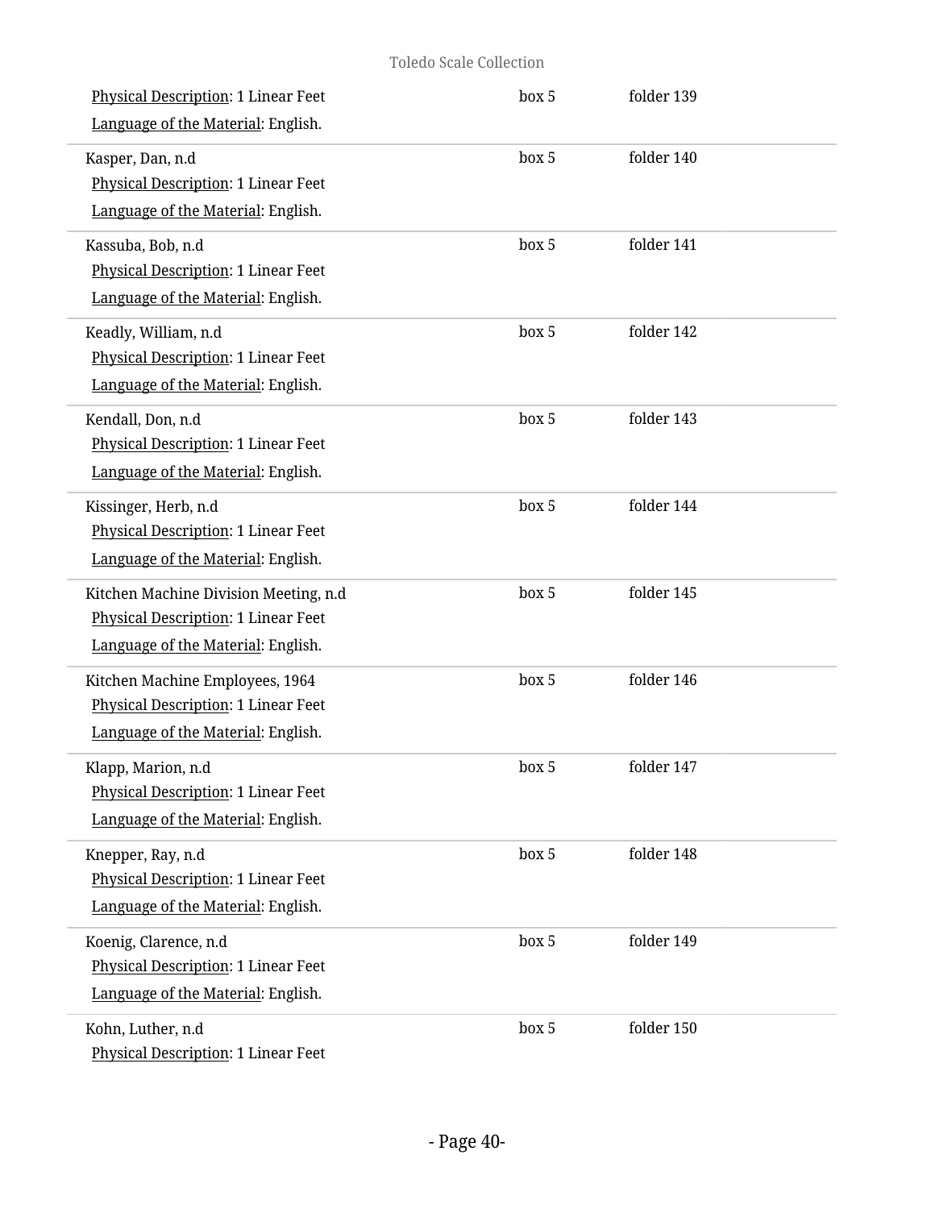Physical Description: 1 Linear Feet
Language of the Material: English.

box 5 folder 139

---

Kasper, Dan, n.d
Physical Description: 1 Linear Feet
Language of the Material: English.

box 5 folder 140

---

Kassuba, Bob, n.d
Physical Description: 1 Linear Feet
Language of the Material: English.

box 5 folder 141

---

Keadly, William, n.d
Physical Description: 1 Linear Feet
Language of the Material: English.

box 5 folder 142

---

Kendall, Don, n.d
Physical Description: 1 Linear Feet
Language of the Material: English.

box 5 folder 143

---

Kissinger, Herb, n.d
Physical Description: 1 Linear Feet
Language of the Material: English.

box 5 folder 144

---

Kitchen Machine Division Meeting, n.d
Physical Description: 1 Linear Feet
Language of the Material: English.

box 5 folder 145

---

Kitchen Machine Employees, 1964
Physical Description: 1 Linear Feet
Language of the Material: English.

box 5 folder 146

---

Klapp, Marion, n.d
Physical Description: 1 Linear Feet
Language of the Material: English.

box 5 folder 147

---

Knepper, Ray, n.d
Physical Description: 1 Linear Feet
Language of the Material: English.

box 5 folder 148

---

Koenig, Clarence, n.d
Physical Description: 1 Linear Feet
Language of the Material: English.

box 5 folder 149

---

Kohn, Luther, n.d
Physical Description: 1 Linear Feet

box 5 folder 150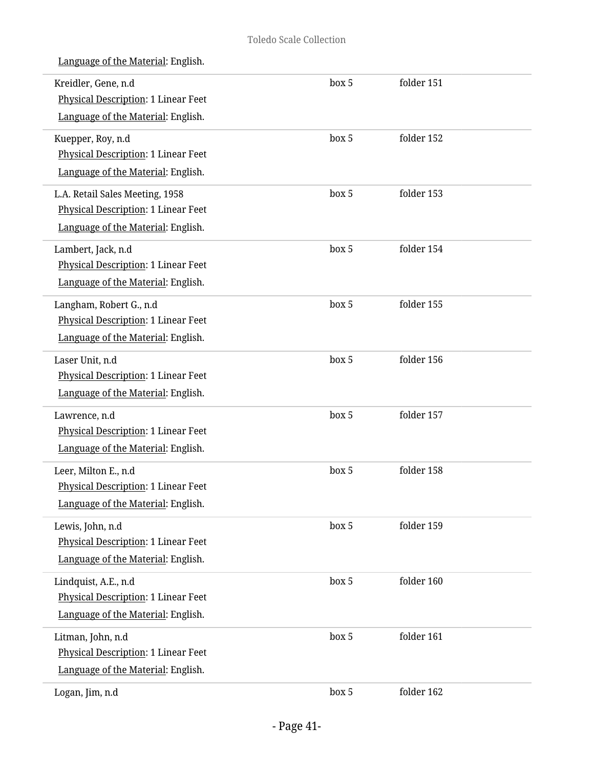Language of the Material: English.

| | | |
|---|---|---|
| Kreidler, Gene, n.d<br>Physical Description: 1 Linear Feet<br>Language of the Material: English. | box 5 | folder 151 |
| Kuepper, Roy, n.d<br>Physical Description: 1 Linear Feet<br>Language of the Material: English. | box 5 | folder 152 |
| L.A. Retail Sales Meeting, 1958<br>Physical Description: 1 Linear Feet<br>Language of the Material: English. | box 5 | folder 153 |
| Lambert, Jack, n.d<br>Physical Description: 1 Linear Feet<br>Language of the Material: English. | box 5 | folder 154 |
| Langham, Robert G., n.d<br>Physical Description: 1 Linear Feet<br>Language of the Material: English. | box 5 | folder 155 |
| Laser Unit, n.d<br>Physical Description: 1 Linear Feet<br>Language of the Material: English. | box 5 | folder 156 |
| Lawrence, n.d<br>Physical Description: 1 Linear Feet<br>Language of the Material: English. | box 5 | folder 157 |
| Leer, Milton E., n.d<br>Physical Description: 1 Linear Feet<br>Language of the Material: English. | box 5 | folder 158 |
| Lewis, John, n.d<br>Physical Description: 1 Linear Feet<br>Language of the Material: English. | box 5 | folder 159 |
| Lindquist, A.E., n.d<br>Physical Description: 1 Linear Feet<br>Language of the Material: English. | box 5 | folder 160 |
| Litman, John, n.d<br>Physical Description: 1 Linear Feet<br>Language of the Material: English. | box 5 | folder 161 |
| Logan, Jim, n.d | box 5 | folder 162 |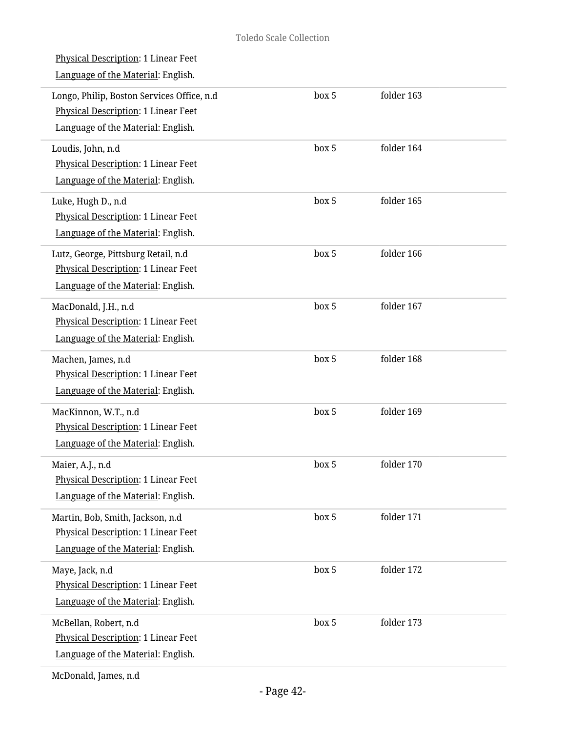Physical Description: 1 Linear Feet

Language of the Material: English.

| | | |
|---|---|---|
| Longo, Philip, Boston Services Office, n.d<br>Physical Description: 1 Linear Feet<br>Language of the Material: English. | box 5 | folder 163 |
| Loudis, John, n.d<br>Physical Description: 1 Linear Feet<br>Language of the Material: English. | box 5 | folder 164 |
| Luke, Hugh D., n.d<br>Physical Description: 1 Linear Feet<br>Language of the Material: English. | box 5 | folder 165 |
| Lutz, George, Pittsburg Retail, n.d<br>Physical Description: 1 Linear Feet<br>Language of the Material: English. | box 5 | folder 166 |
| MacDonald, J.H., n.d<br>Physical Description: 1 Linear Feet<br>Language of the Material: English. | box 5 | folder 167 |
| Machen, James, n.d<br>Physical Description: 1 Linear Feet<br>Language of the Material: English. | box 5 | folder 168 |
| MacKinnon, W.T., n.d<br>Physical Description: 1 Linear Feet<br>Language of the Material: English. | box 5 | folder 169 |
| Maier, A.J., n.d<br>Physical Description: 1 Linear Feet<br>Language of the Material: English. | box 5 | folder 170 |
| Martin, Bob, Smith, Jackson, n.d<br>Physical Description: 1 Linear Feet<br>Language of the Material: English. | box 5 | folder 171 |
| Maye, Jack, n.d<br>Physical Description: 1 Linear Feet<br>Language of the Material: English. | box 5 | folder 172 |
| McBellan, Robert, n.d<br>Physical Description: 1 Linear Feet<br>Language of the Material: English. | box 5 | folder 173 |

McDonald, James, n.d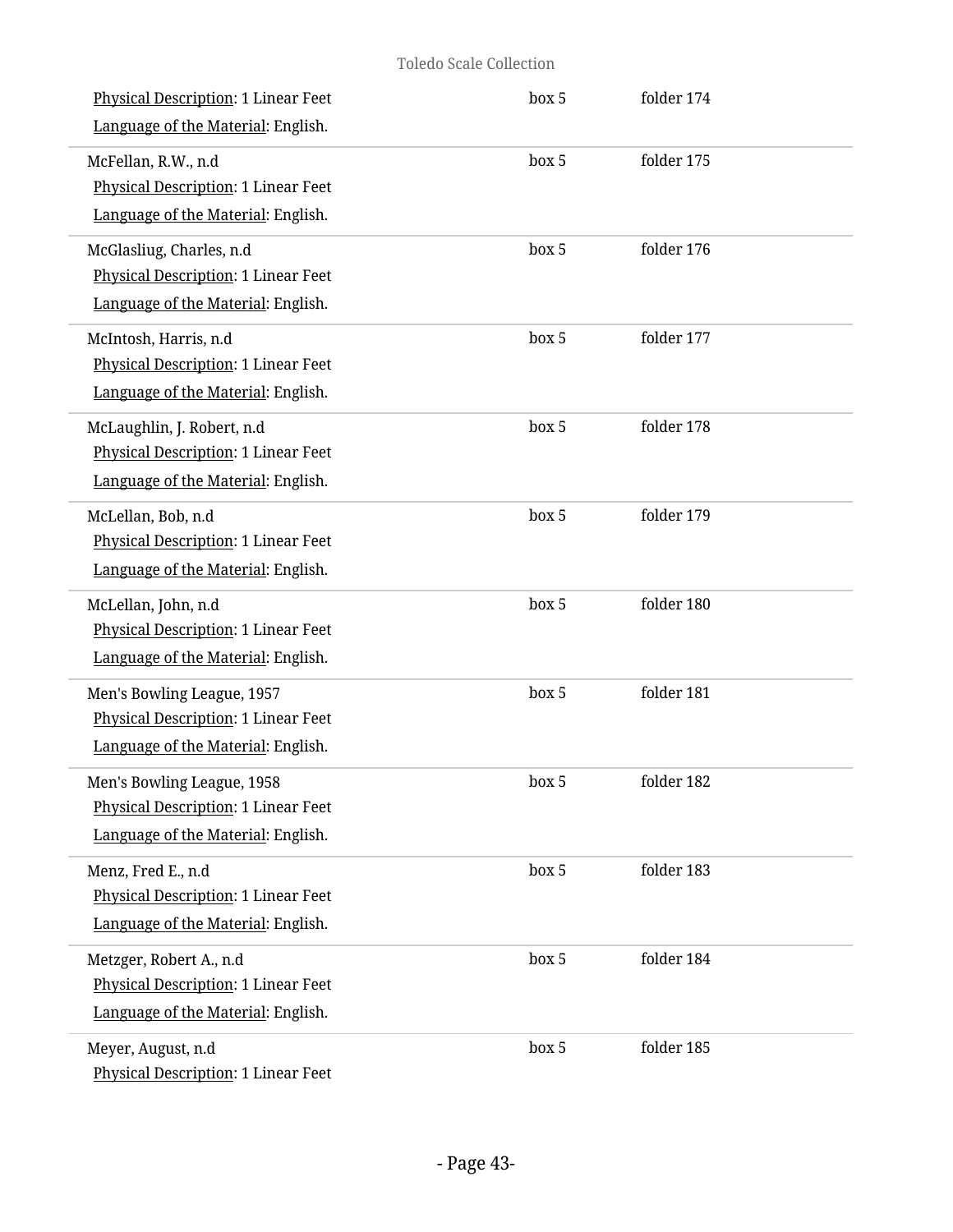Physical Description: 1 Linear Feet
Language of the Material: English.

box 5 folder 174

McFellan, R.W., n.d
Physical Description: 1 Linear Feet
Language of the Material: English.

box 5 folder 175

McGlasliug, Charles, n.d
Physical Description: 1 Linear Feet
Language of the Material: English.

box 5 folder 176

McIntosh, Harris, n.d
Physical Description: 1 Linear Feet
Language of the Material: English.

box 5 folder 177

McLaughlin, J. Robert, n.d
Physical Description: 1 Linear Feet
Language of the Material: English.

box 5 folder 178

McLellan, Bob, n.d
Physical Description: 1 Linear Feet
Language of the Material: English.

box 5 folder 179

McLellan, John, n.d
Physical Description: 1 Linear Feet
Language of the Material: English.

box 5 folder 180

Men's Bowling League, 1957
Physical Description: 1 Linear Feet
Language of the Material: English.

box 5 folder 181

Men's Bowling League, 1958
Physical Description: 1 Linear Feet
Language of the Material: English.

box 5 folder 182

Menz, Fred E., n.d
Physical Description: 1 Linear Feet
Language of the Material: English.

box 5 folder 183

Metzger, Robert A., n.d
Physical Description: 1 Linear Feet
Language of the Material: English.

box 5 folder 184

Meyer, August, n.d
Physical Description: 1 Linear Feet

box 5 folder 185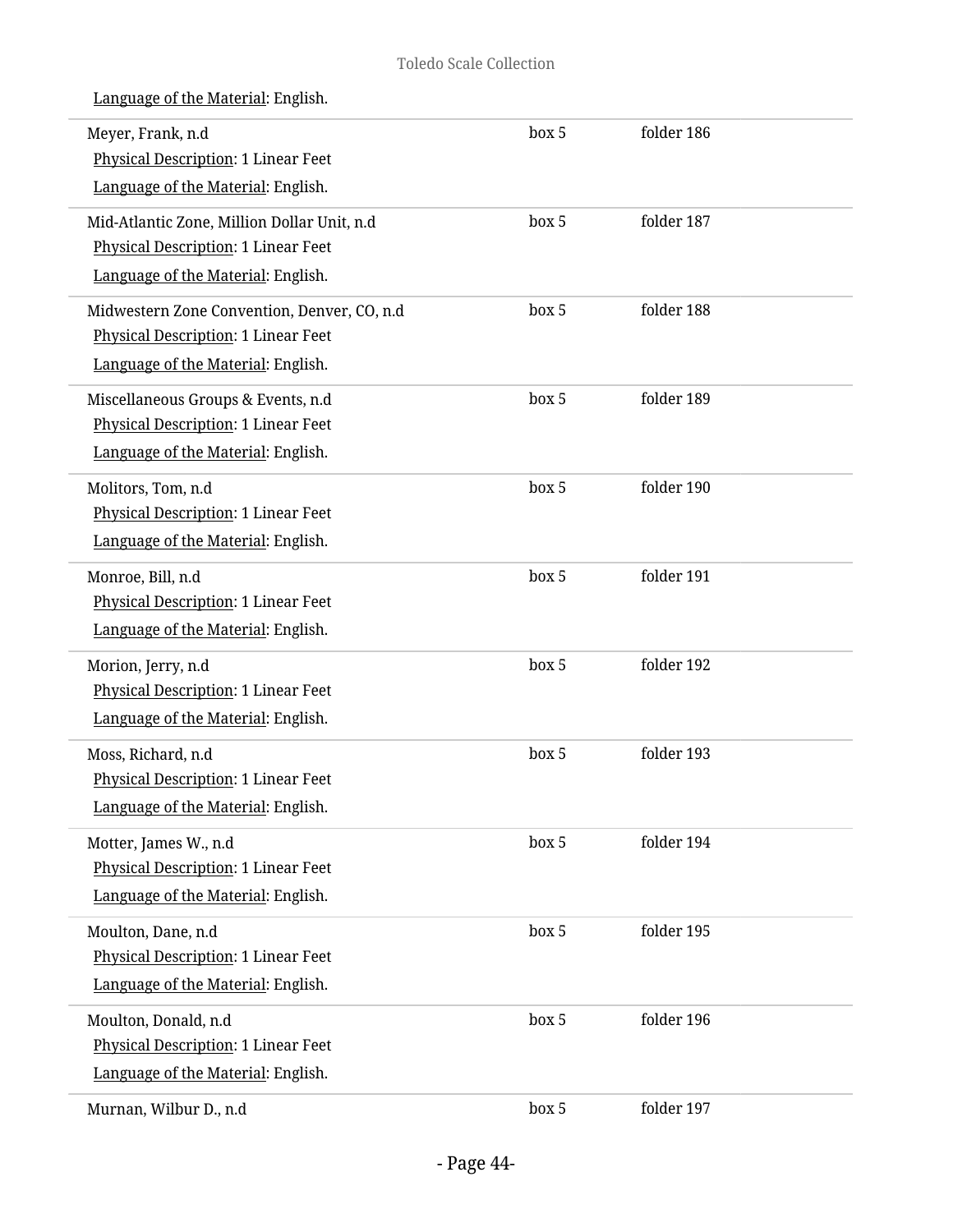Language of the Material: English.

| | | |
|---|---|---|
| Meyer, Frank, n.d<br>Physical Description: 1 Linear Feet<br>Language of the Material: English. | box 5 | folder 186 |
| Mid-Atlantic Zone, Million Dollar Unit, n.d<br>Physical Description: 1 Linear Feet<br>Language of the Material: English. | box 5 | folder 187 |
| Midwestern Zone Convention, Denver, CO, n.d<br>Physical Description: 1 Linear Feet<br>Language of the Material: English. | box 5 | folder 188 |
| Miscellaneous Groups & Events, n.d<br>Physical Description: 1 Linear Feet<br>Language of the Material: English. | box 5 | folder 189 |
| Molitors, Tom, n.d<br>Physical Description: 1 Linear Feet<br>Language of the Material: English. | box 5 | folder 190 |
| Monroe, Bill, n.d<br>Physical Description: 1 Linear Feet<br>Language of the Material: English. | box 5 | folder 191 |
| Morion, Jerry, n.d<br>Physical Description: 1 Linear Feet<br>Language of the Material: English. | box 5 | folder 192 |
| Moss, Richard, n.d<br>Physical Description: 1 Linear Feet<br>Language of the Material: English. | box 5 | folder 193 |
| Motter, James W., n.d<br>Physical Description: 1 Linear Feet<br>Language of the Material: English. | box 5 | folder 194 |
| Moulton, Dane, n.d<br>Physical Description: 1 Linear Feet<br>Language of the Material: English. | box 5 | folder 195 |
| Moulton, Donald, n.d<br>Physical Description: 1 Linear Feet<br>Language of the Material: English. | box 5 | folder 196 |
| Murnan, Wilbur D., n.d | box 5 | folder 197 |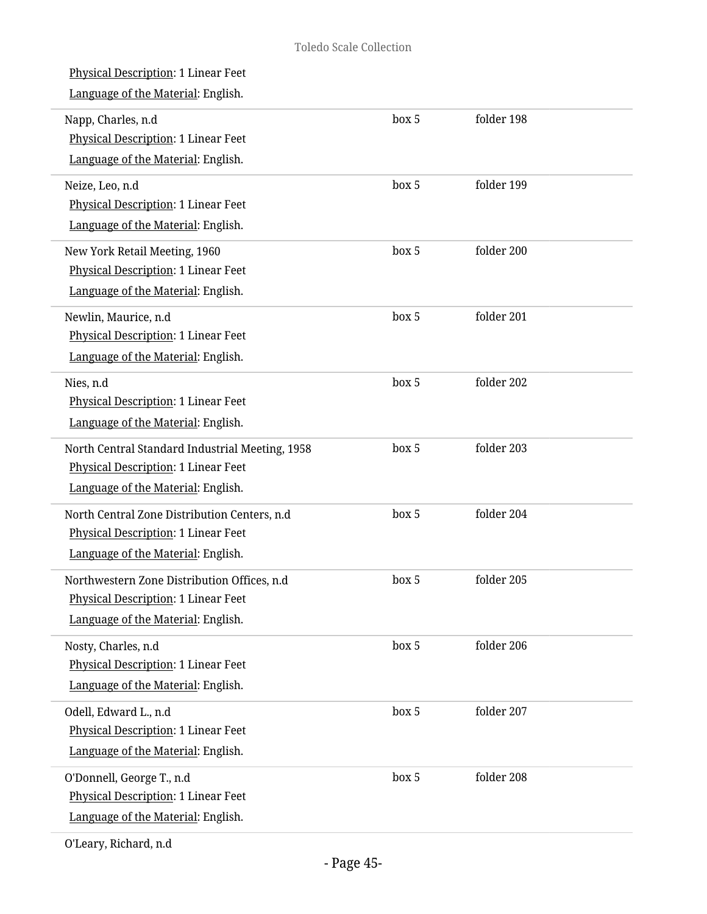Physical Description: 1 Linear Feet

Language of the Material: English.

| | | |
|---|---|---|
| Napp, Charles, n.d<br>Physical Description: 1 Linear Feet<br>Language of the Material: English. | box 5 | folder 198 |
| Neize, Leo, n.d<br>Physical Description: 1 Linear Feet<br>Language of the Material: English. | box 5 | folder 199 |
| New York Retail Meeting, 1960<br>Physical Description: 1 Linear Feet<br>Language of the Material: English. | box 5 | folder 200 |
| Newlin, Maurice, n.d<br>Physical Description: 1 Linear Feet<br>Language of the Material: English. | box 5 | folder 201 |
| Nies, n.d<br>Physical Description: 1 Linear Feet<br>Language of the Material: English. | box 5 | folder 202 |
| North Central Standard Industrial Meeting, 1958<br>Physical Description: 1 Linear Feet<br>Language of the Material: English. | box 5 | folder 203 |
| North Central Zone Distribution Centers, n.d<br>Physical Description: 1 Linear Feet<br>Language of the Material: English. | box 5 | folder 204 |
| Northwestern Zone Distribution Offices, n.d<br>Physical Description: 1 Linear Feet<br>Language of the Material: English. | box 5 | folder 205 |
| Nosty, Charles, n.d<br>Physical Description: 1 Linear Feet<br>Language of the Material: English. | box 5 | folder 206 |
| Odell, Edward L., n.d<br>Physical Description: 1 Linear Feet<br>Language of the Material: English. | box 5 | folder 207 |
| O'Donnell, George T., n.d<br>Physical Description: 1 Linear Feet<br>Language of the Material: English. | box 5 | folder 208 |
| O'Leary, Richard, n.d | | |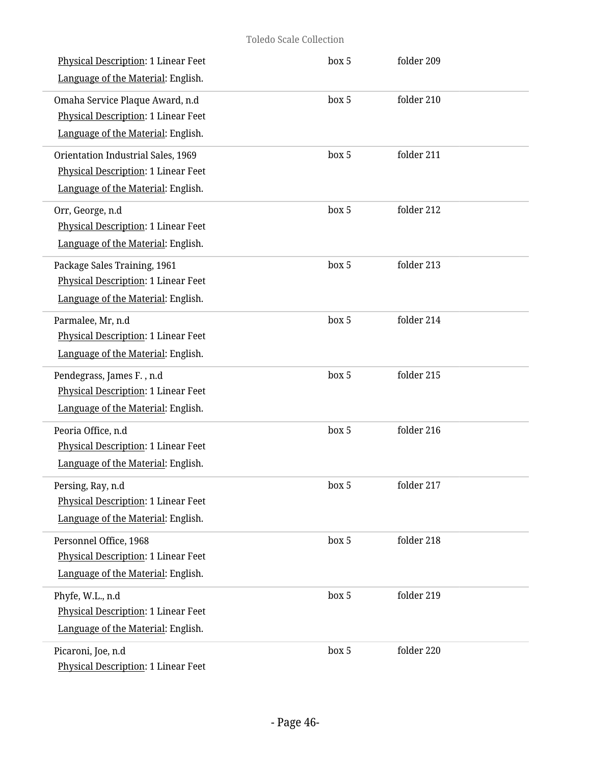Physical Description: 1 Linear Feet
Language of the Material: English.
box 5 folder 209

Omaha Service Plaque Award, n.d
Physical Description: 1 Linear Feet
Language of the Material: English.
box 5 folder 210

Orientation Industrial Sales, 1969
Physical Description: 1 Linear Feet
Language of the Material: English.
box 5 folder 211

Orr, George, n.d
Physical Description: 1 Linear Feet
Language of the Material: English.
box 5 folder 212

Package Sales Training, 1961
Physical Description: 1 Linear Feet
Language of the Material: English.
box 5 folder 213

Parmalee, Mr, n.d
Physical Description: 1 Linear Feet
Language of the Material: English.
box 5 folder 214

Pendegrass, James F. , n.d
Physical Description: 1 Linear Feet
Language of the Material: English.
box 5 folder 215

Peoria Office, n.d
Physical Description: 1 Linear Feet
Language of the Material: English.
box 5 folder 216

Persing, Ray, n.d
Physical Description: 1 Linear Feet
Language of the Material: English.
box 5 folder 217

Personnel Office, 1968
Physical Description: 1 Linear Feet
Language of the Material: English.
box 5 folder 218

Phyfe, W.L., n.d
Physical Description: 1 Linear Feet
Language of the Material: English.
box 5 folder 219

Picaroni, Joe, n.d
Physical Description: 1 Linear Feet
box 5 folder 220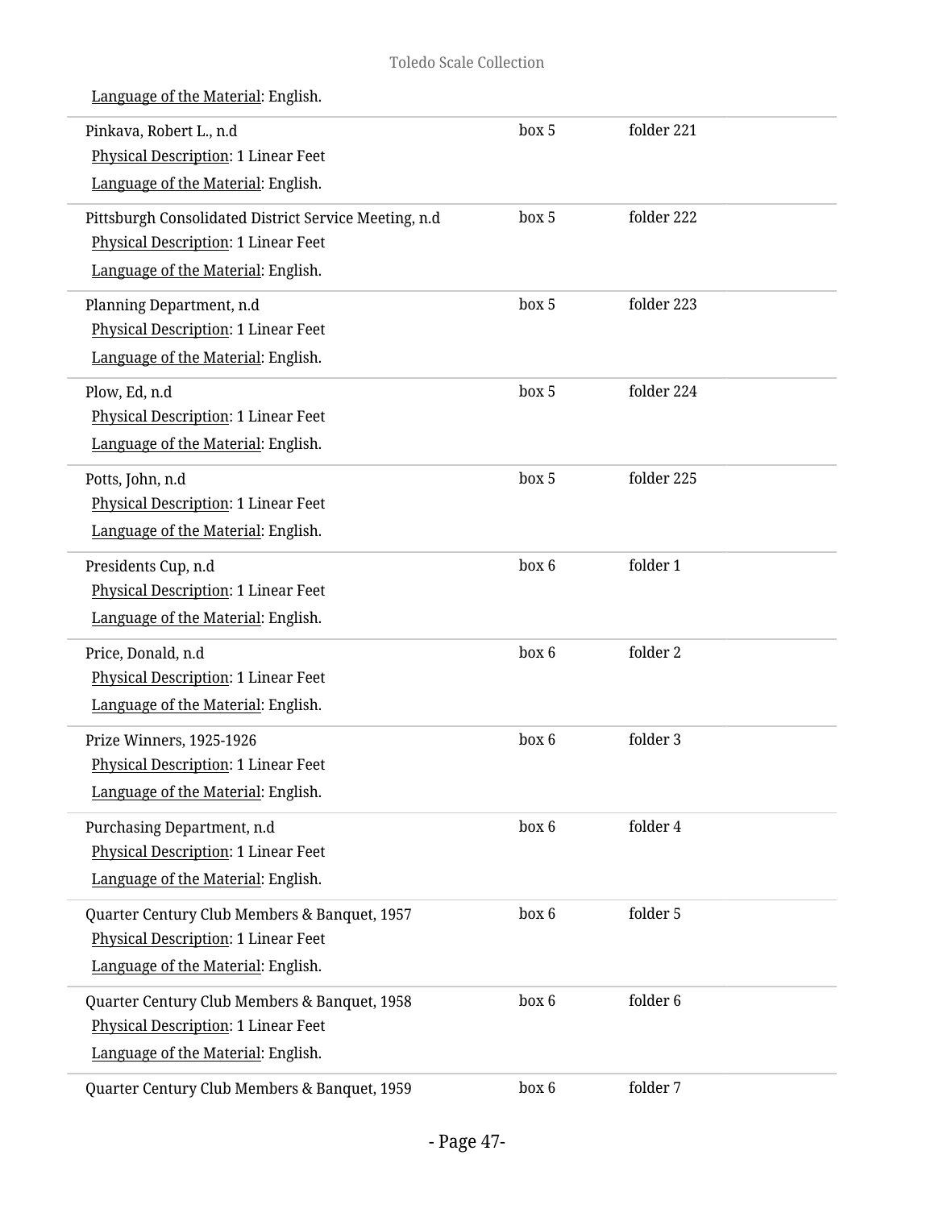Language of the Material: English.

| | | |
|---|---|---|
| Pinkava, Robert L., n.d<br>Physical Description: 1 Linear Feet<br>Language of the Material: English. | box 5 | folder 221 |
| Pittsburgh Consolidated District Service Meeting, n.d<br>Physical Description: 1 Linear Feet<br>Language of the Material: English. | box 5 | folder 222 |
| Planning Department, n.d<br>Physical Description: 1 Linear Feet<br>Language of the Material: English. | box 5 | folder 223 |
| Plow, Ed, n.d<br>Physical Description: 1 Linear Feet<br>Language of the Material: English. | box 5 | folder 224 |
| Potts, John, n.d<br>Physical Description: 1 Linear Feet<br>Language of the Material: English. | box 5 | folder 225 |
| Presidents Cup, n.d<br>Physical Description: 1 Linear Feet<br>Language of the Material: English. | box 6 | folder 1 |
| Price, Donald, n.d<br>Physical Description: 1 Linear Feet<br>Language of the Material: English. | box 6 | folder 2 |
| Prize Winners, 1925-1926<br>Physical Description: 1 Linear Feet<br>Language of the Material: English. | box 6 | folder 3 |
| Purchasing Department, n.d<br>Physical Description: 1 Linear Feet<br>Language of the Material: English. | box 6 | folder 4 |
| Quarter Century Club Members & Banquet, 1957<br>Physical Description: 1 Linear Feet<br>Language of the Material: English. | box 6 | folder 5 |
| Quarter Century Club Members & Banquet, 1958<br>Physical Description: 1 Linear Feet<br>Language of the Material: English. | box 6 | folder 6 |
| Quarter Century Club Members & Banquet, 1959 | box 6 | folder 7 |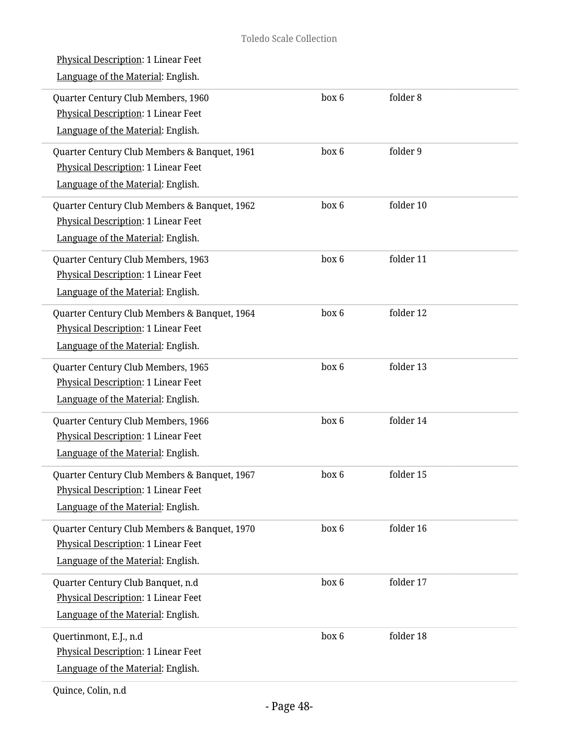Physical Description: 1 Linear Feet
Language of the Material: English.

| | | |
|---|---|---|
| Quarter Century Club Members, 1960<br>Physical Description: 1 Linear Feet<br>Language of the Material: English. | box 6 | folder 8 |
| Quarter Century Club Members & Banquet, 1961<br>Physical Description: 1 Linear Feet<br>Language of the Material: English. | box 6 | folder 9 |
| Quarter Century Club Members & Banquet, 1962<br>Physical Description: 1 Linear Feet<br>Language of the Material: English. | box 6 | folder 10 |
| Quarter Century Club Members, 1963<br>Physical Description: 1 Linear Feet<br>Language of the Material: English. | box 6 | folder 11 |
| Quarter Century Club Members & Banquet, 1964<br>Physical Description: 1 Linear Feet<br>Language of the Material: English. | box 6 | folder 12 |
| Quarter Century Club Members, 1965<br>Physical Description: 1 Linear Feet<br>Language of the Material: English. | box 6 | folder 13 |
| Quarter Century Club Members, 1966<br>Physical Description: 1 Linear Feet<br>Language of the Material: English. | box 6 | folder 14 |
| Quarter Century Club Members & Banquet, 1967<br>Physical Description: 1 Linear Feet<br>Language of the Material: English. | box 6 | folder 15 |
| Quarter Century Club Members & Banquet, 1970<br>Physical Description: 1 Linear Feet<br>Language of the Material: English. | box 6 | folder 16 |
| Quarter Century Club Banquet, n.d<br>Physical Description: 1 Linear Feet<br>Language of the Material: English. | box 6 | folder 17 |
| Quertinmont, E.J., n.d<br>Physical Description: 1 Linear Feet<br>Language of the Material: English. | box 6 | folder 18 |

Quince, Colin, n.d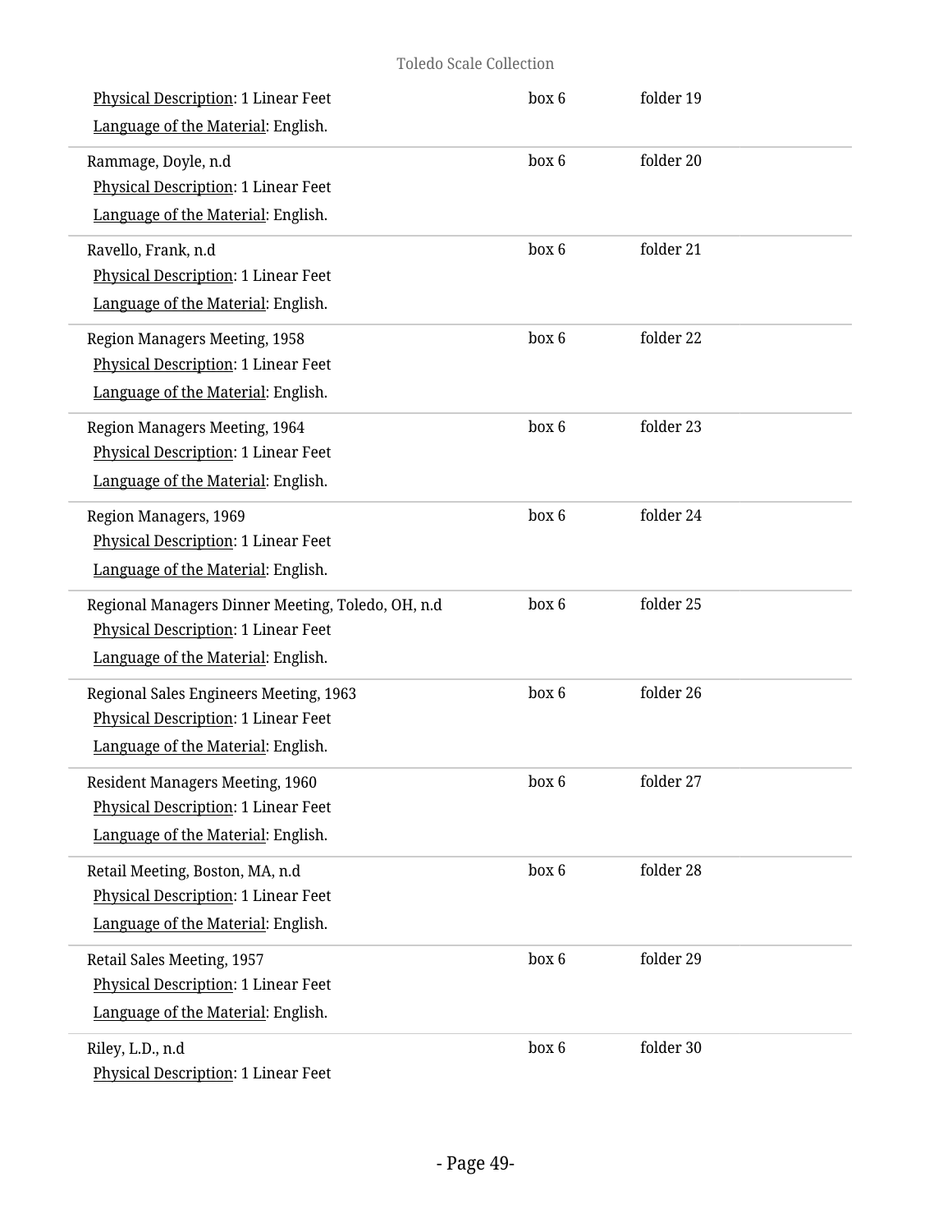Physical Description: 1 Linear Feet
Language of the Material: English.

| | | |
|---|---|---|
| Rammage, Doyle, n.d<br>Physical Description: 1 Linear Feet<br>Language of the Material: English. | box 6 | folder 20 |
| Ravello, Frank, n.d<br>Physical Description: 1 Linear Feet<br>Language of the Material: English. | box 6 | folder 21 |
| Region Managers Meeting, 1958<br>Physical Description: 1 Linear Feet<br>Language of the Material: English. | box 6 | folder 22 |
| Region Managers Meeting, 1964<br>Physical Description: 1 Linear Feet<br>Language of the Material: English. | box 6 | folder 23 |
| Region Managers, 1969<br>Physical Description: 1 Linear Feet<br>Language of the Material: English. | box 6 | folder 24 |
| Regional Managers Dinner Meeting, Toledo, OH, n.d<br>Physical Description: 1 Linear Feet<br>Language of the Material: English. | box 6 | folder 25 |
| Regional Sales Engineers Meeting, 1963<br>Physical Description: 1 Linear Feet<br>Language of the Material: English. | box 6 | folder 26 |
| Resident Managers Meeting, 1960<br>Physical Description: 1 Linear Feet<br>Language of the Material: English. | box 6 | folder 27 |
| Retail Meeting, Boston, MA, n.d<br>Physical Description: 1 Linear Feet<br>Language of the Material: English. | box 6 | folder 28 |
| Retail Sales Meeting, 1957<br>Physical Description: 1 Linear Feet<br>Language of the Material: English. | box 6 | folder 29 |
| Riley, L.D., n.d<br>Physical Description: 1 Linear Feet | box 6 | folder 30 |

(box 6, folder 19)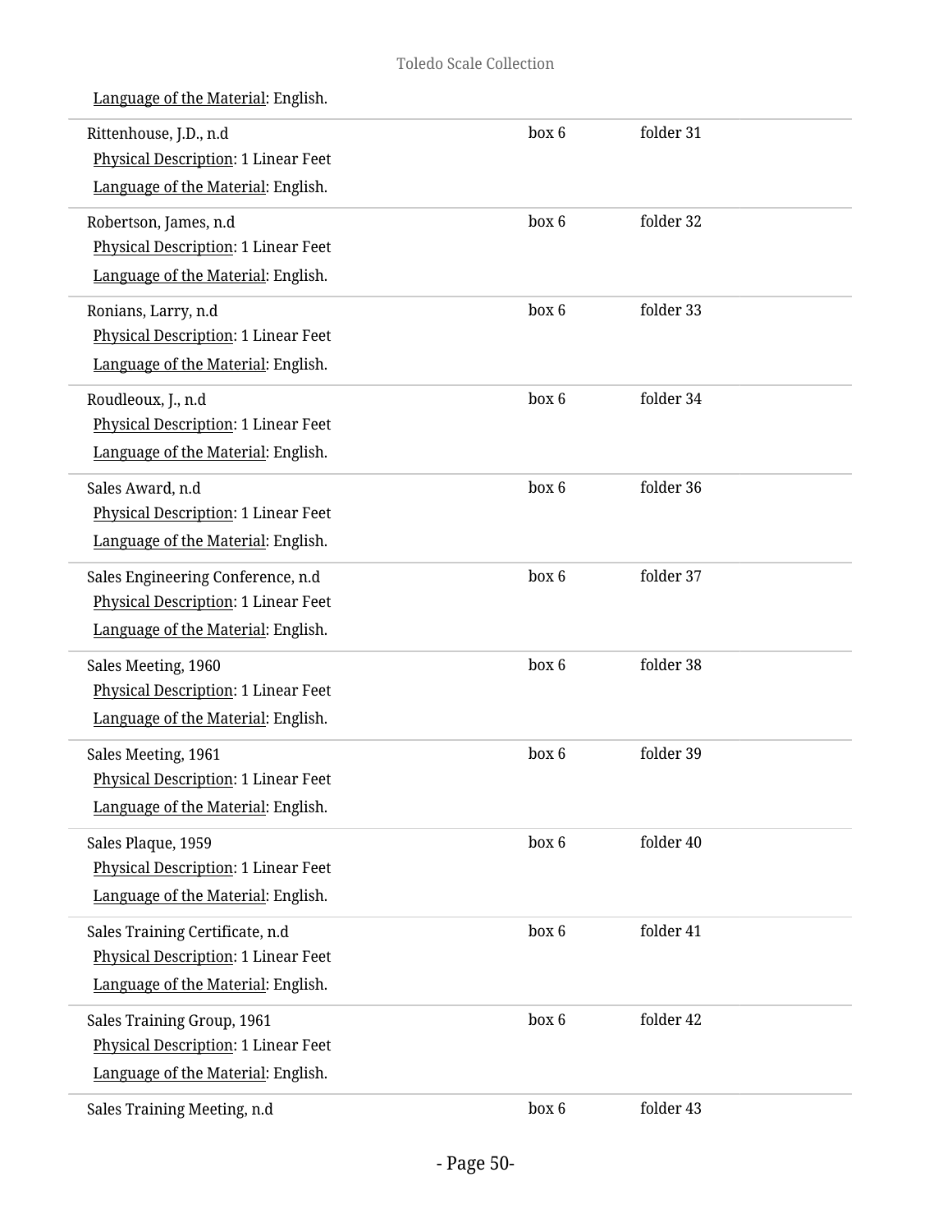Language of the Material: English.

| | | |
|---|---|---|
| Rittenhouse, J.D., n.d<br>Physical Description: 1 Linear Feet<br>Language of the Material: English. | box 6 | folder 31 |
| Robertson, James, n.d<br>Physical Description: 1 Linear Feet<br>Language of the Material: English. | box 6 | folder 32 |
| Ronians, Larry, n.d<br>Physical Description: 1 Linear Feet<br>Language of the Material: English. | box 6 | folder 33 |
| Roudleoux, J., n.d<br>Physical Description: 1 Linear Feet<br>Language of the Material: English. | box 6 | folder 34 |
| Sales Award, n.d<br>Physical Description: 1 Linear Feet<br>Language of the Material: English. | box 6 | folder 36 |
| Sales Engineering Conference, n.d<br>Physical Description: 1 Linear Feet<br>Language of the Material: English. | box 6 | folder 37 |
| Sales Meeting, 1960<br>Physical Description: 1 Linear Feet<br>Language of the Material: English. | box 6 | folder 38 |
| Sales Meeting, 1961<br>Physical Description: 1 Linear Feet<br>Language of the Material: English. | box 6 | folder 39 |
| Sales Plaque, 1959<br>Physical Description: 1 Linear Feet<br>Language of the Material: English. | box 6 | folder 40 |
| Sales Training Certificate, n.d<br>Physical Description: 1 Linear Feet<br>Language of the Material: English. | box 6 | folder 41 |
| Sales Training Group, 1961<br>Physical Description: 1 Linear Feet<br>Language of the Material: English. | box 6 | folder 42 |
| Sales Training Meeting, n.d | box 6 | folder 43 |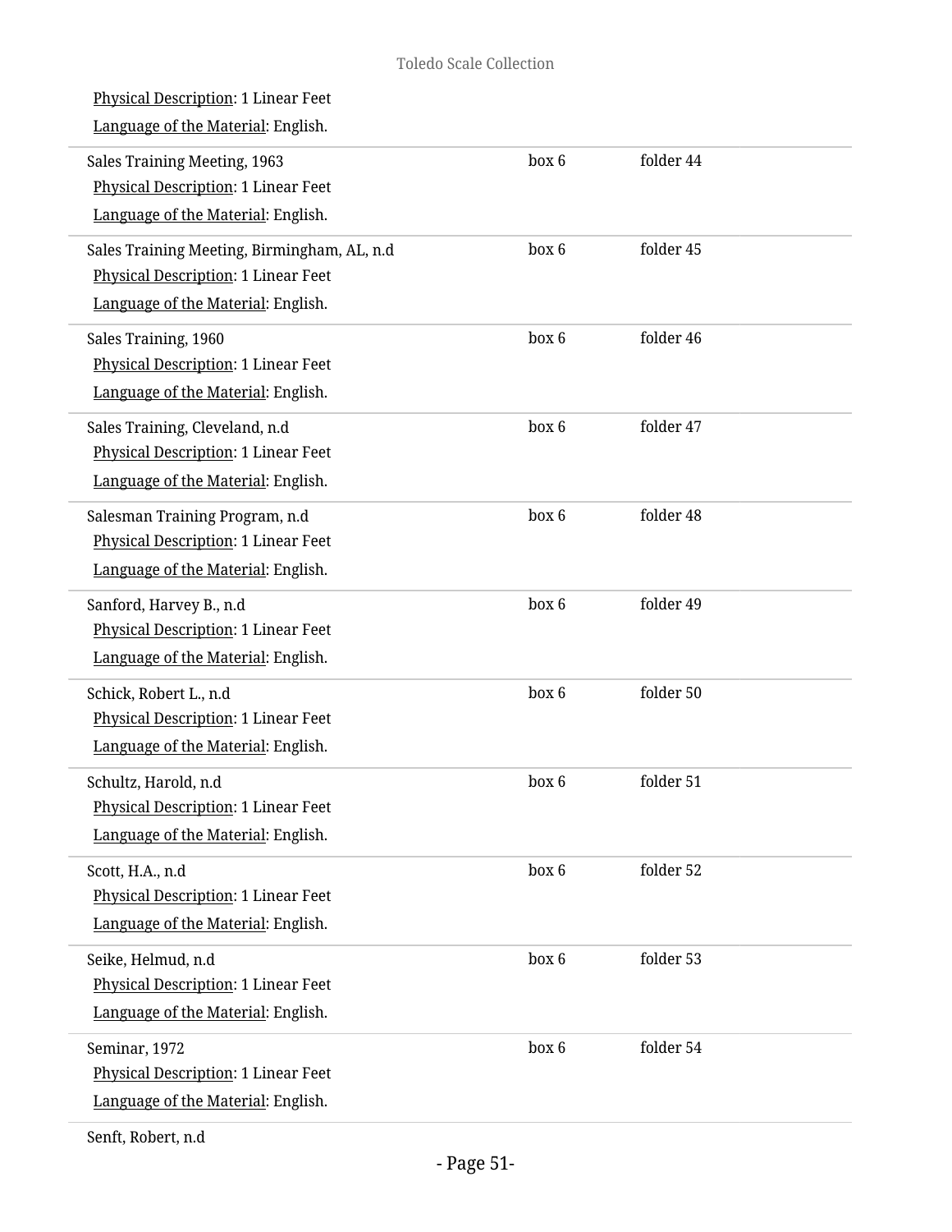Physical Description: 1 Linear Feet
Language of the Material: English.

Sales Training Meeting, 1963 — box 6, folder 44
Physical Description: 1 Linear Feet
Language of the Material: English.

Sales Training Meeting, Birmingham, AL, n.d — box 6, folder 45
Physical Description: 1 Linear Feet
Language of the Material: English.

Sales Training, 1960 — box 6, folder 46
Physical Description: 1 Linear Feet
Language of the Material: English.

Sales Training, Cleveland, n.d — box 6, folder 47
Physical Description: 1 Linear Feet
Language of the Material: English.

Salesman Training Program, n.d — box 6, folder 48
Physical Description: 1 Linear Feet
Language of the Material: English.

Sanford, Harvey B., n.d — box 6, folder 49
Physical Description: 1 Linear Feet
Language of the Material: English.

Schick, Robert L., n.d — box 6, folder 50
Physical Description: 1 Linear Feet
Language of the Material: English.

Schultz, Harold, n.d — box 6, folder 51
Physical Description: 1 Linear Feet
Language of the Material: English.

Scott, H.A., n.d — box 6, folder 52
Physical Description: 1 Linear Feet
Language of the Material: English.

Seike, Helmud, n.d — box 6, folder 53
Physical Description: 1 Linear Feet
Language of the Material: English.

Seminar, 1972 — box 6, folder 54
Physical Description: 1 Linear Feet
Language of the Material: English.

Senft, Robert, n.d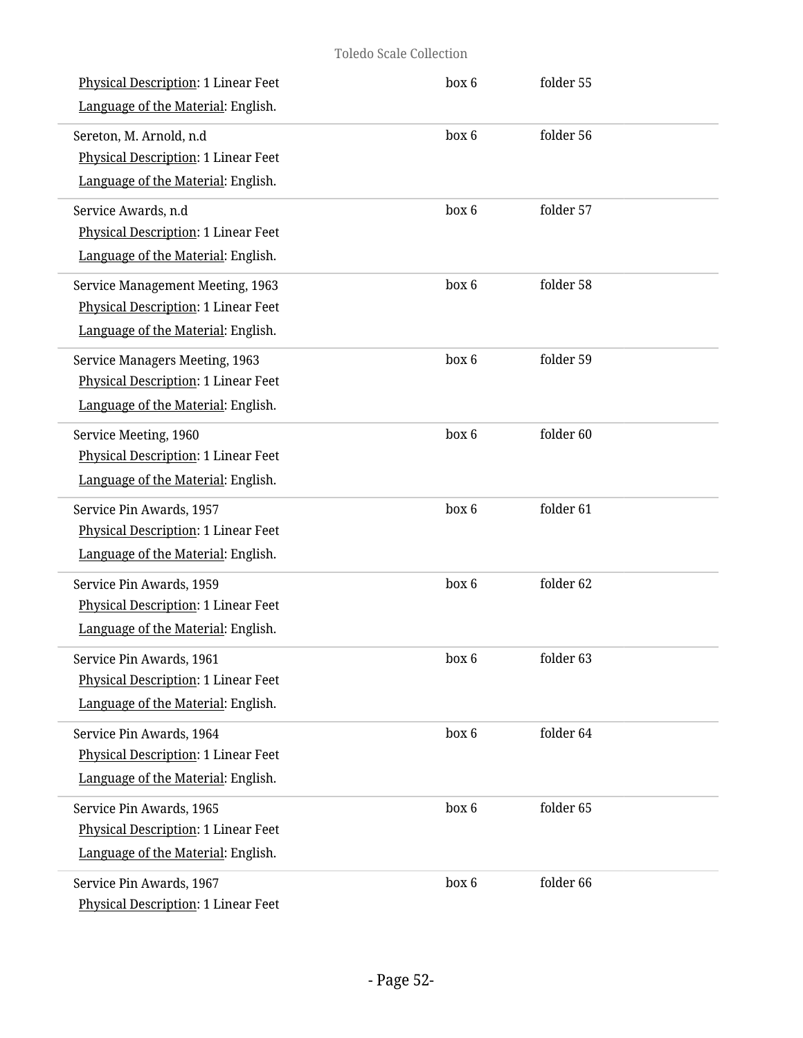Physical Description: 1 Linear Feet
Language of the Material: English.

| | | |
|---|---|---|
| Sereton, M. Arnold, n.d<br>Physical Description: 1 Linear Feet<br>Language of the Material: English. | box 6 | folder 56 |
| Service Awards, n.d<br>Physical Description: 1 Linear Feet<br>Language of the Material: English. | box 6 | folder 57 |
| Service Management Meeting, 1963<br>Physical Description: 1 Linear Feet<br>Language of the Material: English. | box 6 | folder 58 |
| Service Managers Meeting, 1963<br>Physical Description: 1 Linear Feet<br>Language of the Material: English. | box 6 | folder 59 |
| Service Meeting, 1960<br>Physical Description: 1 Linear Feet<br>Language of the Material: English. | box 6 | folder 60 |
| Service Pin Awards, 1957<br>Physical Description: 1 Linear Feet<br>Language of the Material: English. | box 6 | folder 61 |
| Service Pin Awards, 1959<br>Physical Description: 1 Linear Feet<br>Language of the Material: English. | box 6 | folder 62 |
| Service Pin Awards, 1961<br>Physical Description: 1 Linear Feet<br>Language of the Material: English. | box 6 | folder 63 |
| Service Pin Awards, 1964<br>Physical Description: 1 Linear Feet<br>Language of the Material: English. | box 6 | folder 64 |
| Service Pin Awards, 1965<br>Physical Description: 1 Linear Feet<br>Language of the Material: English. | box 6 | folder 65 |
| Service Pin Awards, 1967<br>Physical Description: 1 Linear Feet | box 6 | folder 66 |

(box 6, folder 55 for the first entry above)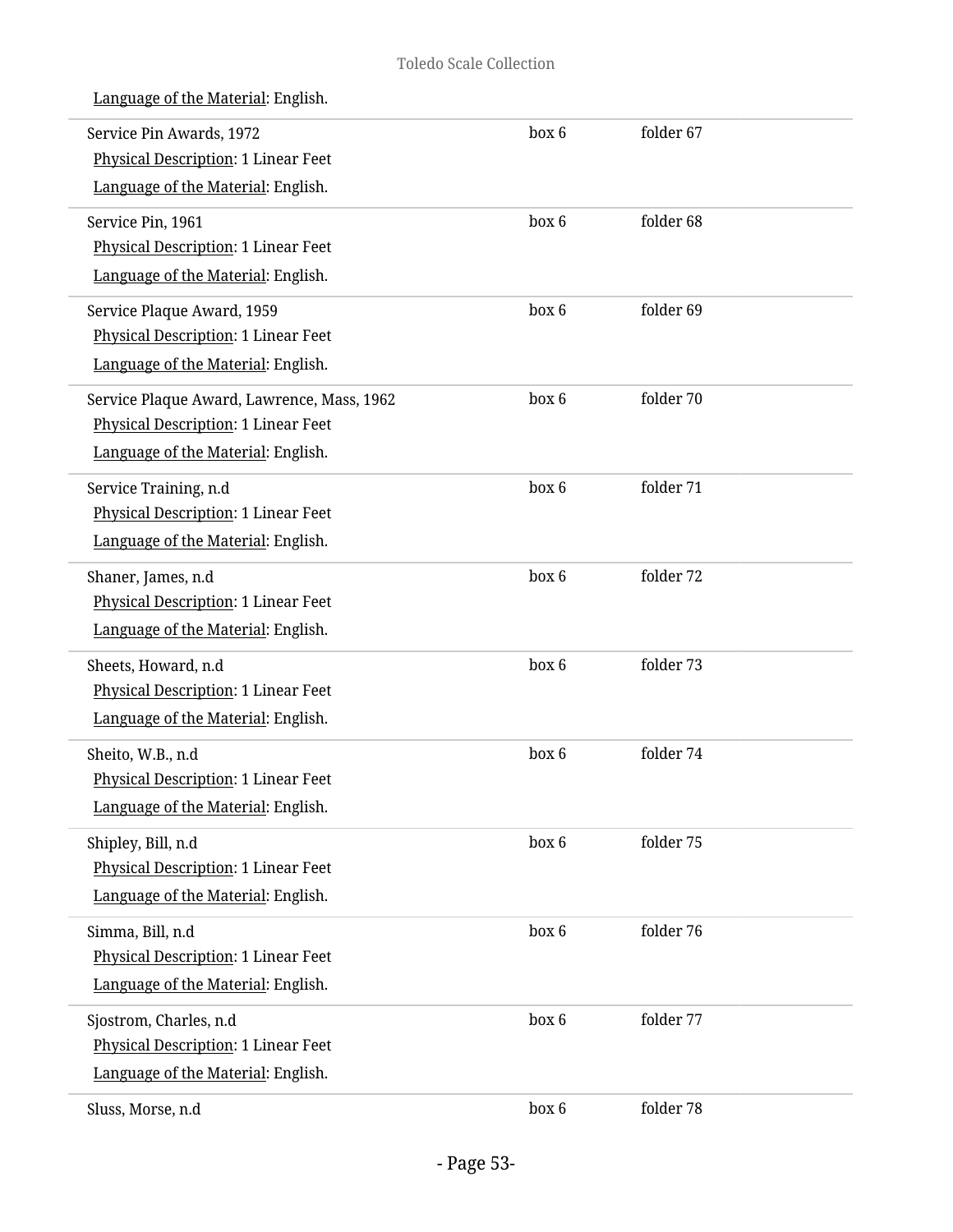Language of the Material: English.

| | | |
|---|---|---|
| Service Pin Awards, 1972<br>Physical Description: 1 Linear Feet<br>Language of the Material: English. | box 6 | folder 67 |
| Service Pin, 1961<br>Physical Description: 1 Linear Feet<br>Language of the Material: English. | box 6 | folder 68 |
| Service Plaque Award, 1959<br>Physical Description: 1 Linear Feet<br>Language of the Material: English. | box 6 | folder 69 |
| Service Plaque Award, Lawrence, Mass, 1962<br>Physical Description: 1 Linear Feet<br>Language of the Material: English. | box 6 | folder 70 |
| Service Training, n.d<br>Physical Description: 1 Linear Feet<br>Language of the Material: English. | box 6 | folder 71 |
| Shaner, James, n.d<br>Physical Description: 1 Linear Feet<br>Language of the Material: English. | box 6 | folder 72 |
| Sheets, Howard, n.d<br>Physical Description: 1 Linear Feet<br>Language of the Material: English. | box 6 | folder 73 |
| Sheito, W.B., n.d<br>Physical Description: 1 Linear Feet<br>Language of the Material: English. | box 6 | folder 74 |
| Shipley, Bill, n.d<br>Physical Description: 1 Linear Feet<br>Language of the Material: English. | box 6 | folder 75 |
| Simma, Bill, n.d<br>Physical Description: 1 Linear Feet<br>Language of the Material: English. | box 6 | folder 76 |
| Sjostrom, Charles, n.d<br>Physical Description: 1 Linear Feet<br>Language of the Material: English. | box 6 | folder 77 |
| Sluss, Morse, n.d | box 6 | folder 78 |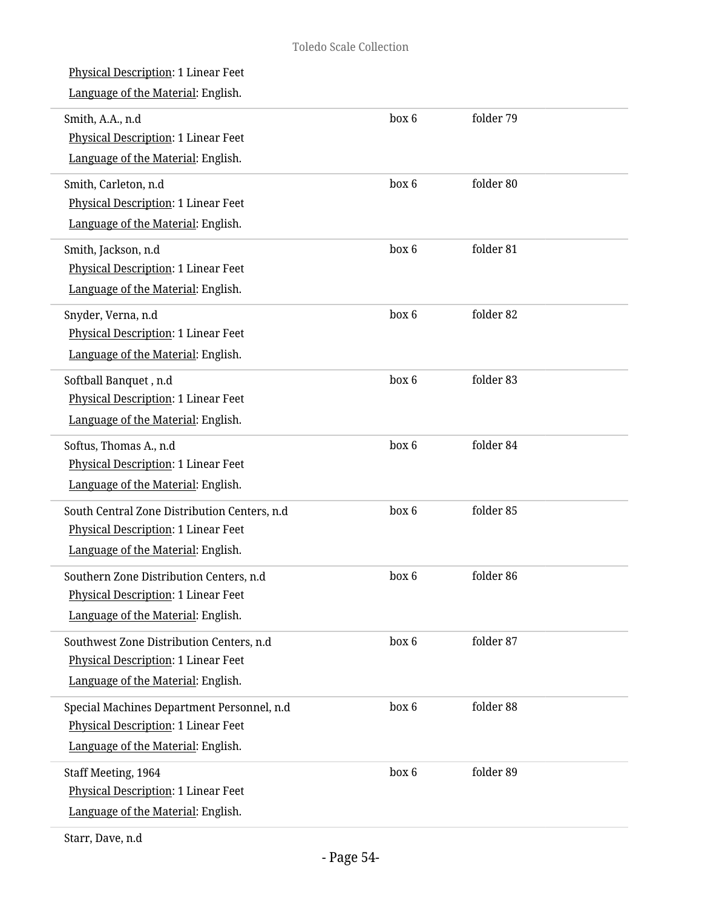Physical Description: 1 Linear Feet

Language of the Material: English.

| | | |
|---|---|---|
| Smith, A.A., n.d<br>Physical Description: 1 Linear Feet<br>Language of the Material: English. | box 6 | folder 79 |
| Smith, Carleton, n.d<br>Physical Description: 1 Linear Feet<br>Language of the Material: English. | box 6 | folder 80 |
| Smith, Jackson, n.d<br>Physical Description: 1 Linear Feet<br>Language of the Material: English. | box 6 | folder 81 |
| Snyder, Verna, n.d<br>Physical Description: 1 Linear Feet<br>Language of the Material: English. | box 6 | folder 82 |
| Softball Banquet , n.d<br>Physical Description: 1 Linear Feet<br>Language of the Material: English. | box 6 | folder 83 |
| Softus, Thomas A., n.d<br>Physical Description: 1 Linear Feet<br>Language of the Material: English. | box 6 | folder 84 |
| South Central Zone Distribution Centers, n.d<br>Physical Description: 1 Linear Feet<br>Language of the Material: English. | box 6 | folder 85 |
| Southern Zone Distribution Centers, n.d<br>Physical Description: 1 Linear Feet<br>Language of the Material: English. | box 6 | folder 86 |
| Southwest Zone Distribution Centers, n.d<br>Physical Description: 1 Linear Feet<br>Language of the Material: English. | box 6 | folder 87 |
| Special Machines Department Personnel, n.d<br>Physical Description: 1 Linear Feet<br>Language of the Material: English. | box 6 | folder 88 |
| Staff Meeting, 1964<br>Physical Description: 1 Linear Feet<br>Language of the Material: English. | box 6 | folder 89 |

Starr, Dave, n.d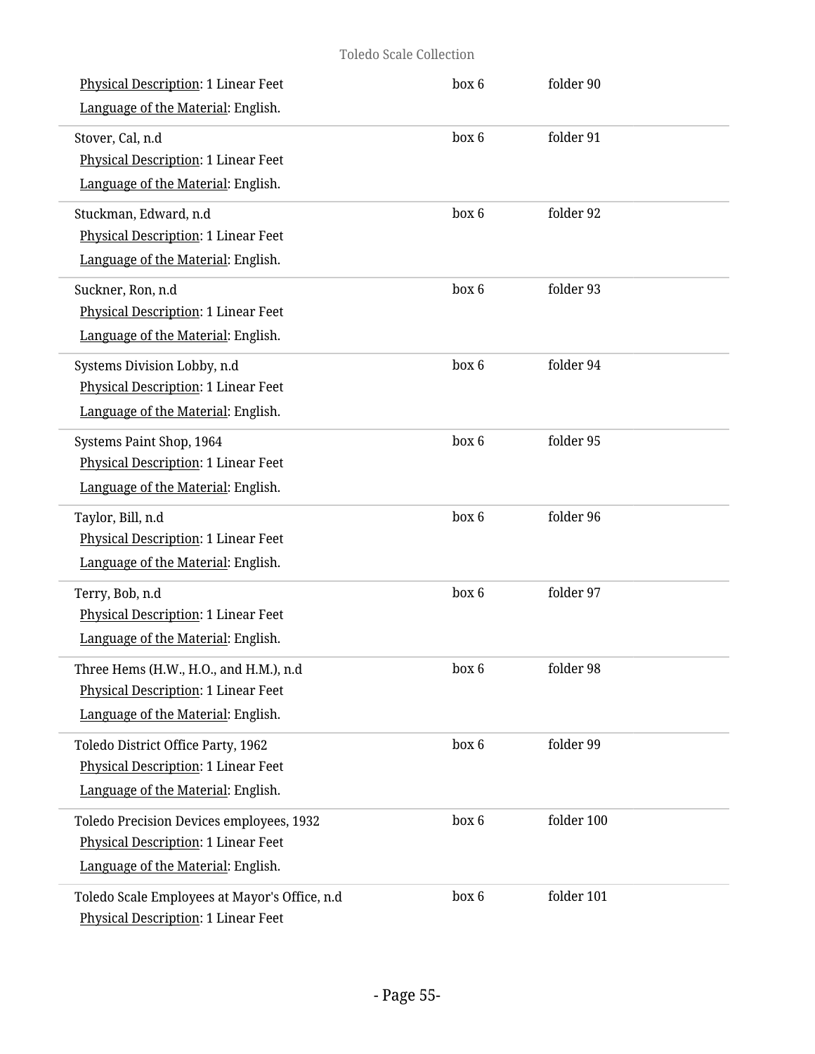Physical Description: 1 Linear Feet
Language of the Material: English.
box 6 folder 90

Stover, Cal, n.d
Physical Description: 1 Linear Feet
Language of the Material: English.
box 6 folder 91

Stuckman, Edward, n.d
Physical Description: 1 Linear Feet
Language of the Material: English.
box 6 folder 92

Suckner, Ron, n.d
Physical Description: 1 Linear Feet
Language of the Material: English.
box 6 folder 93

Systems Division Lobby, n.d
Physical Description: 1 Linear Feet
Language of the Material: English.
box 6 folder 94

Systems Paint Shop, 1964
Physical Description: 1 Linear Feet
Language of the Material: English.
box 6 folder 95

Taylor, Bill, n.d
Physical Description: 1 Linear Feet
Language of the Material: English.
box 6 folder 96

Terry, Bob, n.d
Physical Description: 1 Linear Feet
Language of the Material: English.
box 6 folder 97

Three Hems (H.W., H.O., and H.M.), n.d
Physical Description: 1 Linear Feet
Language of the Material: English.
box 6 folder 98

Toledo District Office Party, 1962
Physical Description: 1 Linear Feet
Language of the Material: English.
box 6 folder 99

Toledo Precision Devices employees, 1932
Physical Description: 1 Linear Feet
Language of the Material: English.
box 6 folder 100

Toledo Scale Employees at Mayor's Office, n.d
Physical Description: 1 Linear Feet
box 6 folder 101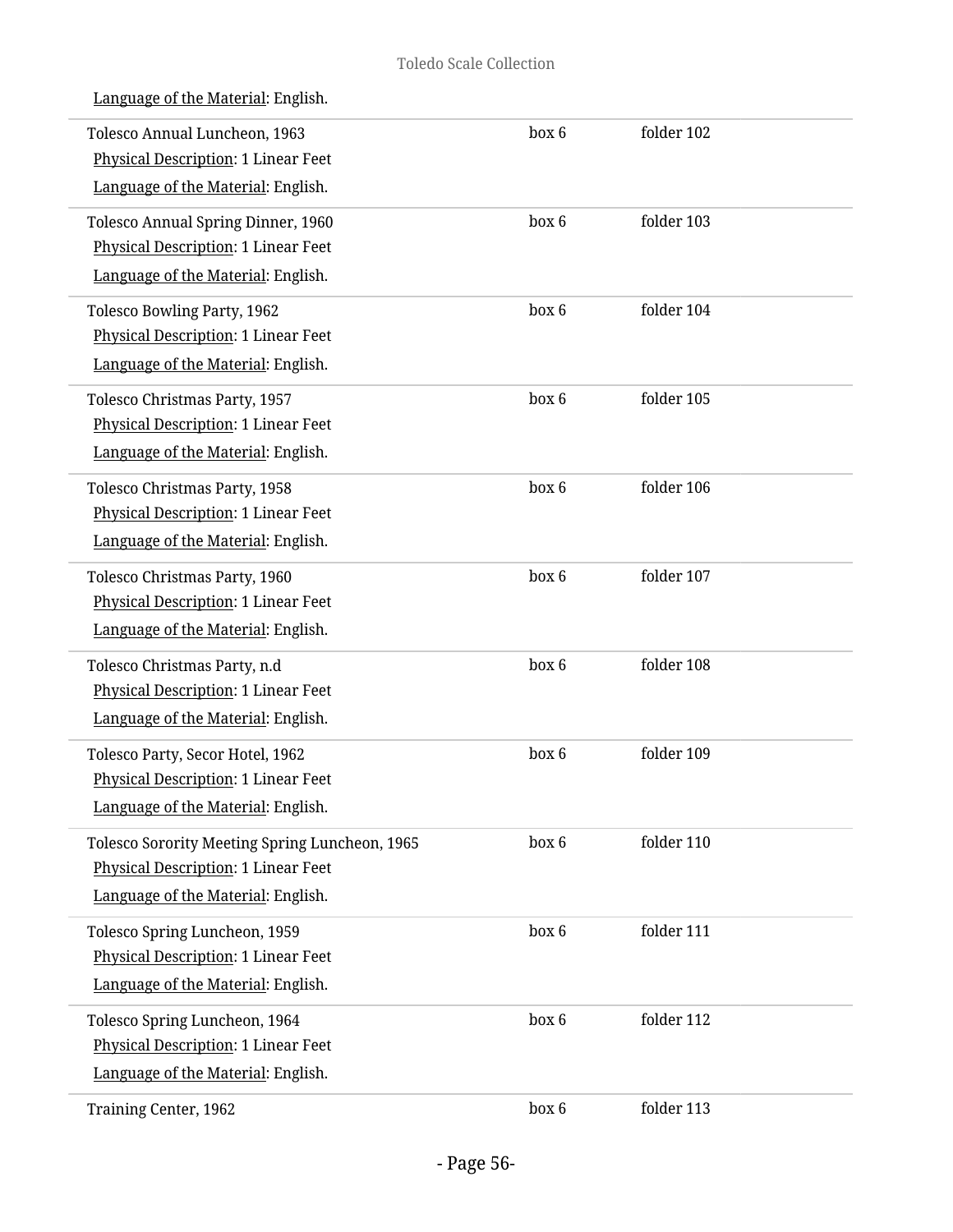Language of the Material: English.

| | | |
|---|---|---|
| Tolesco Annual Luncheon, 1963<br>Physical Description: 1 Linear Feet<br>Language of the Material: English. | box 6 | folder 102 |
| Tolesco Annual Spring Dinner, 1960<br>Physical Description: 1 Linear Feet<br>Language of the Material: English. | box 6 | folder 103 |
| Tolesco Bowling Party, 1962<br>Physical Description: 1 Linear Feet<br>Language of the Material: English. | box 6 | folder 104 |
| Tolesco Christmas Party, 1957<br>Physical Description: 1 Linear Feet<br>Language of the Material: English. | box 6 | folder 105 |
| Tolesco Christmas Party, 1958<br>Physical Description: 1 Linear Feet<br>Language of the Material: English. | box 6 | folder 106 |
| Tolesco Christmas Party, 1960<br>Physical Description: 1 Linear Feet<br>Language of the Material: English. | box 6 | folder 107 |
| Tolesco Christmas Party, n.d<br>Physical Description: 1 Linear Feet<br>Language of the Material: English. | box 6 | folder 108 |
| Tolesco Party, Secor Hotel, 1962<br>Physical Description: 1 Linear Feet<br>Language of the Material: English. | box 6 | folder 109 |
| Tolesco Sorority Meeting Spring Luncheon, 1965<br>Physical Description: 1 Linear Feet<br>Language of the Material: English. | box 6 | folder 110 |
| Tolesco Spring Luncheon, 1959<br>Physical Description: 1 Linear Feet<br>Language of the Material: English. | box 6 | folder 111 |
| Tolesco Spring Luncheon, 1964<br>Physical Description: 1 Linear Feet<br>Language of the Material: English. | box 6 | folder 112 |
| Training Center, 1962 | box 6 | folder 113 |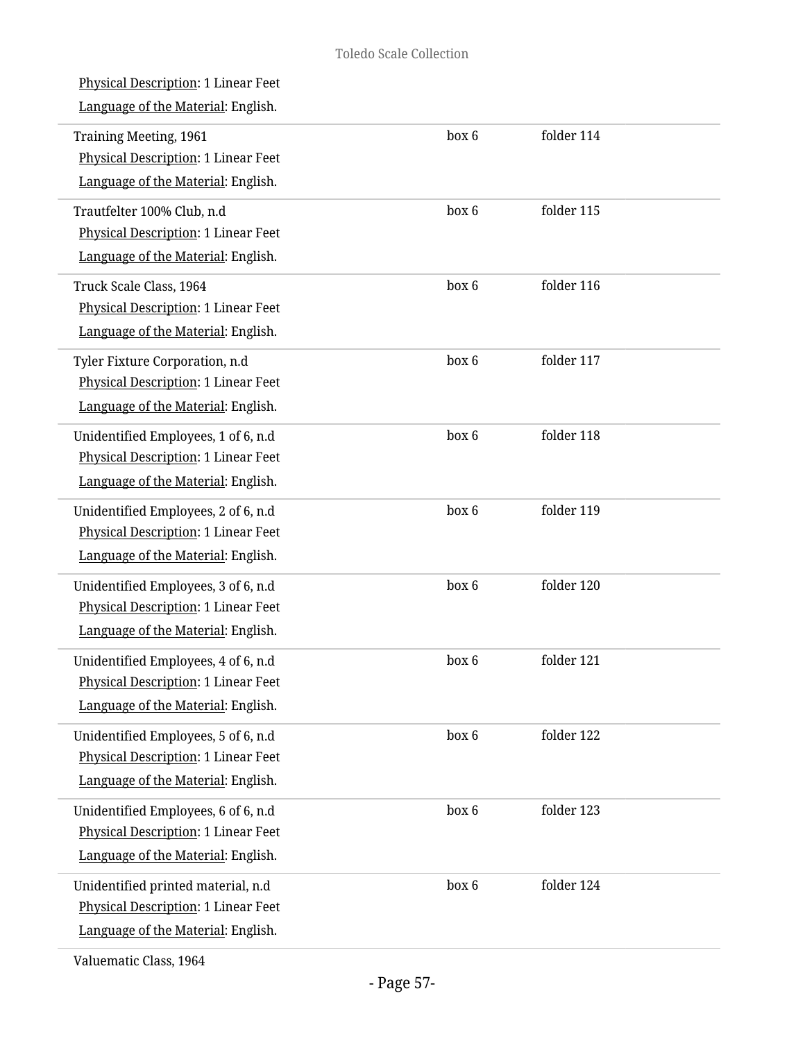Physical Description: 1 Linear Feet
Language of the Material: English.

| | | |
|---|---|---|
| Training Meeting, 1961<br>Physical Description: 1 Linear Feet<br>Language of the Material: English. | box 6 | folder 114 |
| Trautfelter 100% Club, n.d<br>Physical Description: 1 Linear Feet<br>Language of the Material: English. | box 6 | folder 115 |
| Truck Scale Class, 1964<br>Physical Description: 1 Linear Feet<br>Language of the Material: English. | box 6 | folder 116 |
| Tyler Fixture Corporation, n.d<br>Physical Description: 1 Linear Feet<br>Language of the Material: English. | box 6 | folder 117 |
| Unidentified Employees, 1 of 6, n.d<br>Physical Description: 1 Linear Feet<br>Language of the Material: English. | box 6 | folder 118 |
| Unidentified Employees, 2 of 6, n.d<br>Physical Description: 1 Linear Feet<br>Language of the Material: English. | box 6 | folder 119 |
| Unidentified Employees, 3 of 6, n.d<br>Physical Description: 1 Linear Feet<br>Language of the Material: English. | box 6 | folder 120 |
| Unidentified Employees, 4 of 6, n.d<br>Physical Description: 1 Linear Feet<br>Language of the Material: English. | box 6 | folder 121 |
| Unidentified Employees, 5 of 6, n.d<br>Physical Description: 1 Linear Feet<br>Language of the Material: English. | box 6 | folder 122 |
| Unidentified Employees, 6 of 6, n.d<br>Physical Description: 1 Linear Feet<br>Language of the Material: English. | box 6 | folder 123 |
| Unidentified printed material, n.d<br>Physical Description: 1 Linear Feet<br>Language of the Material: English. | box 6 | folder 124 |

Valuematic Class, 1964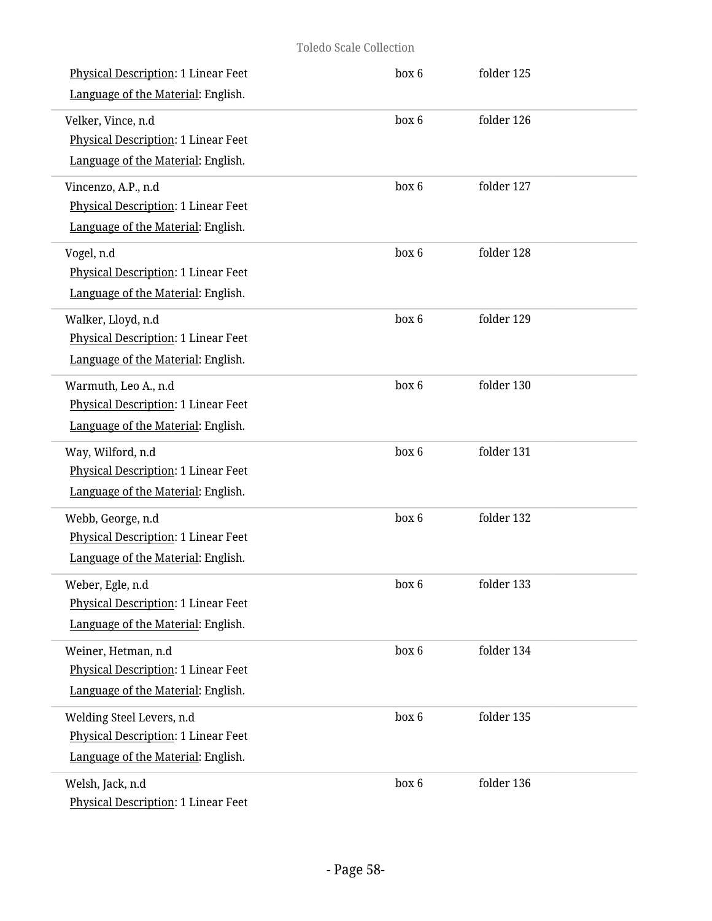Physical Description: 1 Linear Feet
Language of the Material: English.

box 6 folder 125

Velker, Vince, n.d
Physical Description: 1 Linear Feet
Language of the Material: English.

box 6 folder 126

Vincenzo, A.P., n.d
Physical Description: 1 Linear Feet
Language of the Material: English.

box 6 folder 127

Vogel, n.d
Physical Description: 1 Linear Feet
Language of the Material: English.

box 6 folder 128

Walker, Lloyd, n.d
Physical Description: 1 Linear Feet
Language of the Material: English.

box 6 folder 129

Warmuth, Leo A., n.d
Physical Description: 1 Linear Feet
Language of the Material: English.

box 6 folder 130

Way, Wilford, n.d
Physical Description: 1 Linear Feet
Language of the Material: English.

box 6 folder 131

Webb, George, n.d
Physical Description: 1 Linear Feet
Language of the Material: English.

box 6 folder 132

Weber, Egle, n.d
Physical Description: 1 Linear Feet
Language of the Material: English.

box 6 folder 133

Weiner, Hetman, n.d
Physical Description: 1 Linear Feet
Language of the Material: English.

box 6 folder 134

Welding Steel Levers, n.d
Physical Description: 1 Linear Feet
Language of the Material: English.

box 6 folder 135

Welsh, Jack, n.d
Physical Description: 1 Linear Feet

box 6 folder 136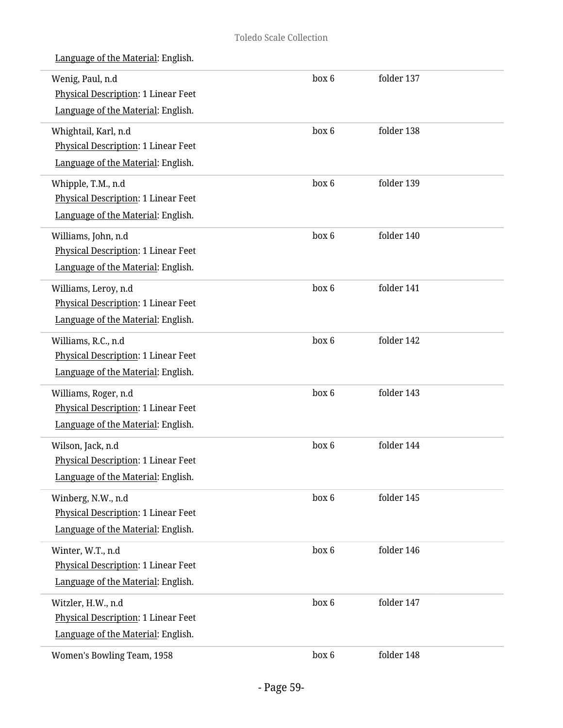Language of the Material: English.

| | | |
|---|---|---|
| Wenig, Paul, n.d<br>Physical Description: 1 Linear Feet<br>Language of the Material: English. | box 6 | folder 137 |
| Whightail, Karl, n.d<br>Physical Description: 1 Linear Feet<br>Language of the Material: English. | box 6 | folder 138 |
| Whipple, T.M., n.d<br>Physical Description: 1 Linear Feet<br>Language of the Material: English. | box 6 | folder 139 |
| Williams, John, n.d<br>Physical Description: 1 Linear Feet<br>Language of the Material: English. | box 6 | folder 140 |
| Williams, Leroy, n.d<br>Physical Description: 1 Linear Feet<br>Language of the Material: English. | box 6 | folder 141 |
| Williams, R.C., n.d<br>Physical Description: 1 Linear Feet<br>Language of the Material: English. | box 6 | folder 142 |
| Williams, Roger, n.d<br>Physical Description: 1 Linear Feet<br>Language of the Material: English. | box 6 | folder 143 |
| Wilson, Jack, n.d<br>Physical Description: 1 Linear Feet<br>Language of the Material: English. | box 6 | folder 144 |
| Winberg, N.W., n.d<br>Physical Description: 1 Linear Feet<br>Language of the Material: English. | box 6 | folder 145 |
| Winter, W.T., n.d<br>Physical Description: 1 Linear Feet<br>Language of the Material: English. | box 6 | folder 146 |
| Witzler, H.W., n.d<br>Physical Description: 1 Linear Feet<br>Language of the Material: English. | box 6 | folder 147 |
| Women's Bowling Team, 1958 | box 6 | folder 148 |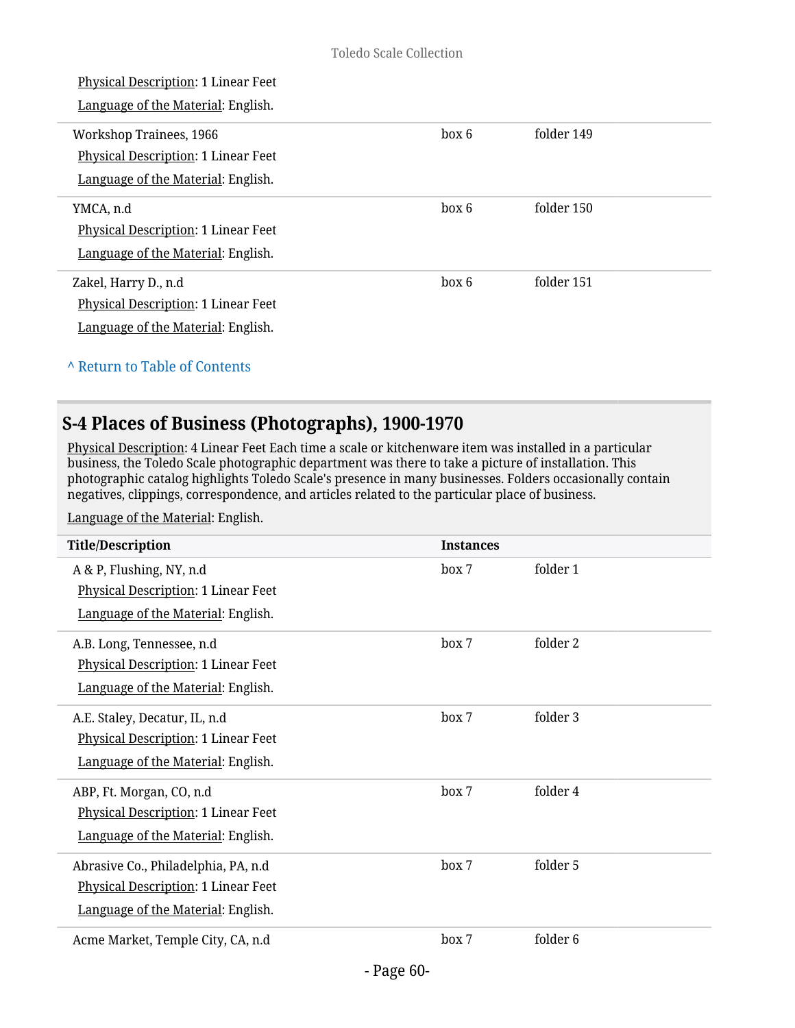Physical Description: 1 Linear Feet

Language of the Material: English.

| Title/Description | Instances | |
|---|---|---|
| Workshop Trainees, 1966<br>Physical Description: 1 Linear Feet<br>Language of the Material: English. | box 6 | folder 149 |
| YMCA, n.d<br>Physical Description: 1 Linear Feet<br>Language of the Material: English. | box 6 | folder 150 |
| Zakel, Harry D., n.d<br>Physical Description: 1 Linear Feet<br>Language of the Material: English. | box 6 | folder 151 |

^ Return to Table of Contents

## S-4 Places of Business (Photographs), 1900-1970

Physical Description: 4 Linear Feet Each time a scale or kitchenware item was installed in a particular business, the Toledo Scale photographic department was there to take a picture of installation. This photographic catalog highlights Toledo Scale's presence in many businesses. Folders occasionally contain negatives, clippings, correspondence, and articles related to the particular place of business.

Language of the Material: English.

| Title/Description | Instances | |
|---|---|---|
| A & P, Flushing, NY, n.d<br>Physical Description: 1 Linear Feet<br>Language of the Material: English. | box 7 | folder 1 |
| A.B. Long, Tennessee, n.d<br>Physical Description: 1 Linear Feet<br>Language of the Material: English. | box 7 | folder 2 |
| A.E. Staley, Decatur, IL, n.d<br>Physical Description: 1 Linear Feet<br>Language of the Material: English. | box 7 | folder 3 |
| ABP, Ft. Morgan, CO, n.d<br>Physical Description: 1 Linear Feet<br>Language of the Material: English. | box 7 | folder 4 |
| Abrasive Co., Philadelphia, PA, n.d<br>Physical Description: 1 Linear Feet<br>Language of the Material: English. | box 7 | folder 5 |
| Acme Market, Temple City, CA, n.d | box 7 | folder 6 |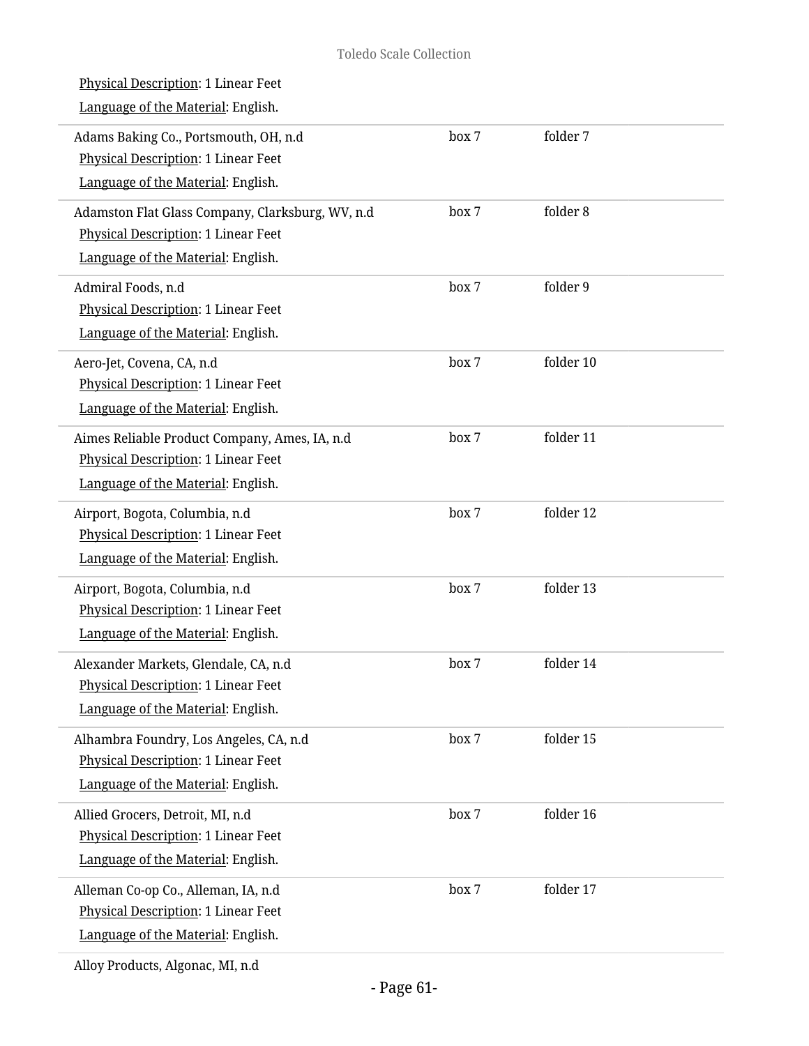Physical Description: 1 Linear Feet

Language of the Material: English.

| Item | Box | Folder |
|---|---|---|
| Adams Baking Co., Portsmouth, OH, n.d<br>Physical Description: 1 Linear Feet<br>Language of the Material: English. | box 7 | folder 7 |
| Adamston Flat Glass Company, Clarksburg, WV, n.d<br>Physical Description: 1 Linear Feet<br>Language of the Material: English. | box 7 | folder 8 |
| Admiral Foods, n.d<br>Physical Description: 1 Linear Feet<br>Language of the Material: English. | box 7 | folder 9 |
| Aero-Jet, Covena, CA, n.d<br>Physical Description: 1 Linear Feet<br>Language of the Material: English. | box 7 | folder 10 |
| Aimes Reliable Product Company, Ames, IA, n.d<br>Physical Description: 1 Linear Feet<br>Language of the Material: English. | box 7 | folder 11 |
| Airport, Bogota, Columbia, n.d<br>Physical Description: 1 Linear Feet<br>Language of the Material: English. | box 7 | folder 12 |
| Airport, Bogota, Columbia, n.d<br>Physical Description: 1 Linear Feet<br>Language of the Material: English. | box 7 | folder 13 |
| Alexander Markets, Glendale, CA, n.d<br>Physical Description: 1 Linear Feet<br>Language of the Material: English. | box 7 | folder 14 |
| Alhambra Foundry, Los Angeles, CA, n.d<br>Physical Description: 1 Linear Feet<br>Language of the Material: English. | box 7 | folder 15 |
| Allied Grocers, Detroit, MI, n.d<br>Physical Description: 1 Linear Feet<br>Language of the Material: English. | box 7 | folder 16 |
| Alleman Co-op Co., Alleman, IA, n.d<br>Physical Description: 1 Linear Feet<br>Language of the Material: English. | box 7 | folder 17 |
| Alloy Products, Algonac, MI, n.d | | |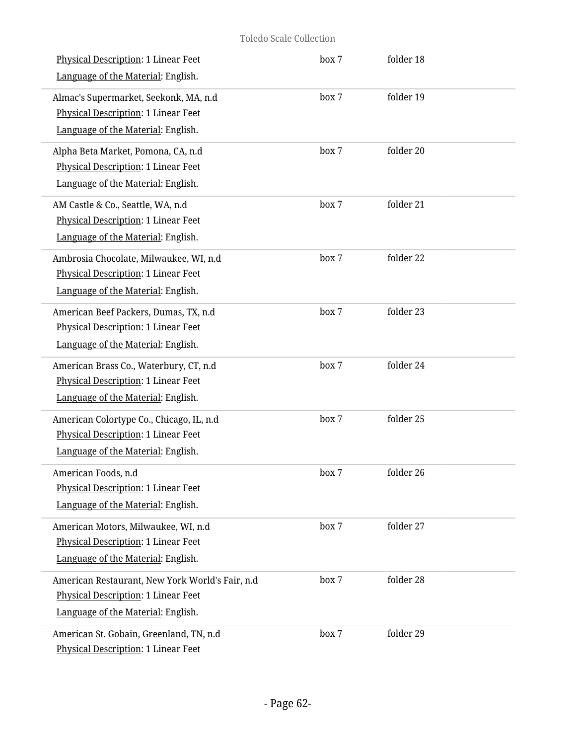Physical Description: 1 Linear Feet

Language of the Material: English.

box 7 folder 18

Almac's Supermarket, Seekonk, MA, n.d

Physical Description: 1 Linear Feet

Language of the Material: English.

box 7 folder 19

Alpha Beta Market, Pomona, CA, n.d

Physical Description: 1 Linear Feet

Language of the Material: English.

box 7 folder 20

AM Castle & Co., Seattle, WA, n.d

Physical Description: 1 Linear Feet

Language of the Material: English.

box 7 folder 21

Ambrosia Chocolate, Milwaukee, WI, n.d

Physical Description: 1 Linear Feet

Language of the Material: English.

box 7 folder 22

American Beef Packers, Dumas, TX, n.d

Physical Description: 1 Linear Feet

Language of the Material: English.

box 7 folder 23

American Brass Co., Waterbury, CT, n.d

Physical Description: 1 Linear Feet

Language of the Material: English.

box 7 folder 24

American Colortype Co., Chicago, IL, n.d

Physical Description: 1 Linear Feet

Language of the Material: English.

box 7 folder 25

American Foods, n.d

Physical Description: 1 Linear Feet

Language of the Material: English.

box 7 folder 26

American Motors, Milwaukee, WI, n.d

Physical Description: 1 Linear Feet

Language of the Material: English.

box 7 folder 27

American Restaurant, New York World's Fair, n.d

Physical Description: 1 Linear Feet

Language of the Material: English.

box 7 folder 28

American St. Gobain, Greenland, TN, n.d

Physical Description: 1 Linear Feet

box 7 folder 29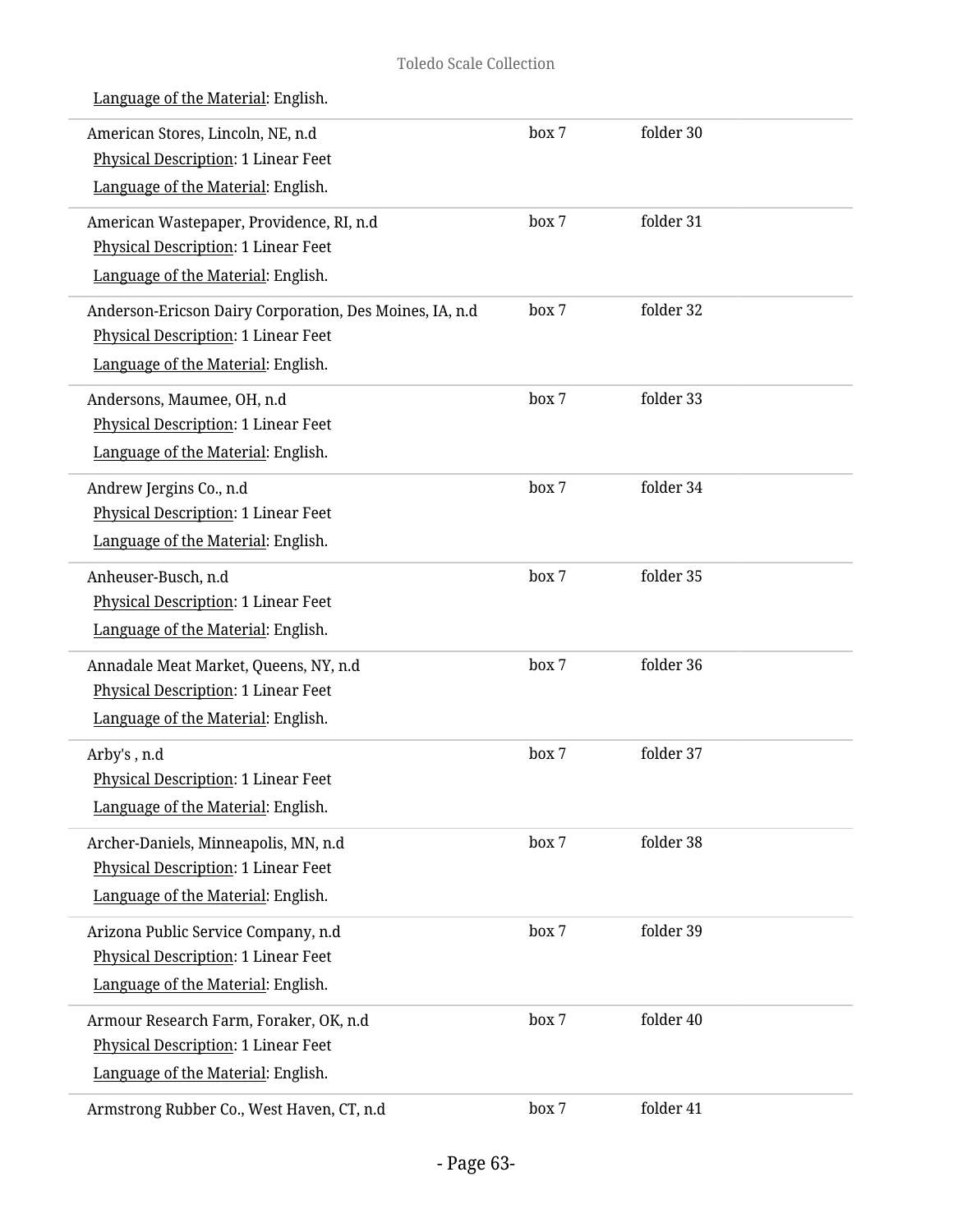Language of the Material: English.

| | | |
|---|---|---|
| American Stores, Lincoln, NE, n.d<br>Physical Description: 1 Linear Feet<br>Language of the Material: English. | box 7 | folder 30 |
| American Wastepaper, Providence, RI, n.d<br>Physical Description: 1 Linear Feet<br>Language of the Material: English. | box 7 | folder 31 |
| Anderson-Ericson Dairy Corporation, Des Moines, IA, n.d<br>Physical Description: 1 Linear Feet<br>Language of the Material: English. | box 7 | folder 32 |
| Andersons, Maumee, OH, n.d<br>Physical Description: 1 Linear Feet<br>Language of the Material: English. | box 7 | folder 33 |
| Andrew Jergins Co., n.d<br>Physical Description: 1 Linear Feet<br>Language of the Material: English. | box 7 | folder 34 |
| Anheuser-Busch, n.d<br>Physical Description: 1 Linear Feet<br>Language of the Material: English. | box 7 | folder 35 |
| Annadale Meat Market, Queens, NY, n.d<br>Physical Description: 1 Linear Feet<br>Language of the Material: English. | box 7 | folder 36 |
| Arby's , n.d<br>Physical Description: 1 Linear Feet<br>Language of the Material: English. | box 7 | folder 37 |
| Archer-Daniels, Minneapolis, MN, n.d<br>Physical Description: 1 Linear Feet<br>Language of the Material: English. | box 7 | folder 38 |
| Arizona Public Service Company, n.d<br>Physical Description: 1 Linear Feet<br>Language of the Material: English. | box 7 | folder 39 |
| Armour Research Farm, Foraker, OK, n.d<br>Physical Description: 1 Linear Feet<br>Language of the Material: English. | box 7 | folder 40 |
| Armstrong Rubber Co., West Haven, CT, n.d | box 7 | folder 41 |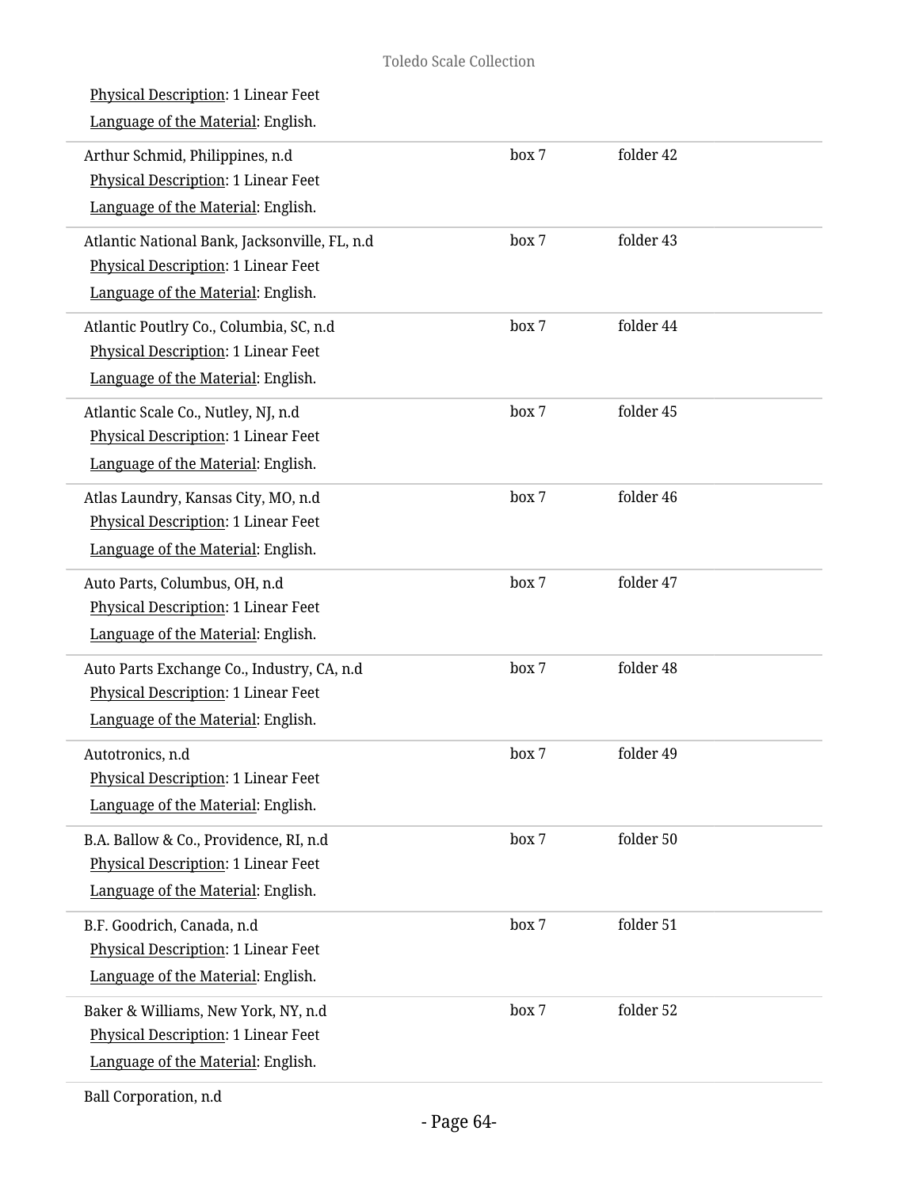Physical Description: 1 Linear Feet

Language of the Material: English.

| | | |
|---|---|---|
| Arthur Schmid, Philippines, n.d<br>Physical Description: 1 Linear Feet<br>Language of the Material: English. | box 7 | folder 42 |
| Atlantic National Bank, Jacksonville, FL, n.d<br>Physical Description: 1 Linear Feet<br>Language of the Material: English. | box 7 | folder 43 |
| Atlantic Poutlry Co., Columbia, SC, n.d<br>Physical Description: 1 Linear Feet<br>Language of the Material: English. | box 7 | folder 44 |
| Atlantic Scale Co., Nutley, NJ, n.d<br>Physical Description: 1 Linear Feet<br>Language of the Material: English. | box 7 | folder 45 |
| Atlas Laundry, Kansas City, MO, n.d<br>Physical Description: 1 Linear Feet<br>Language of the Material: English. | box 7 | folder 46 |
| Auto Parts, Columbus, OH, n.d<br>Physical Description: 1 Linear Feet<br>Language of the Material: English. | box 7 | folder 47 |
| Auto Parts Exchange Co., Industry, CA, n.d<br>Physical Description: 1 Linear Feet<br>Language of the Material: English. | box 7 | folder 48 |
| Autotronics, n.d<br>Physical Description: 1 Linear Feet<br>Language of the Material: English. | box 7 | folder 49 |
| B.A. Ballow & Co., Providence, RI, n.d<br>Physical Description: 1 Linear Feet<br>Language of the Material: English. | box 7 | folder 50 |
| B.F. Goodrich, Canada, n.d<br>Physical Description: 1 Linear Feet<br>Language of the Material: English. | box 7 | folder 51 |
| Baker & Williams, New York, NY, n.d<br>Physical Description: 1 Linear Feet<br>Language of the Material: English. | box 7 | folder 52 |

Ball Corporation, n.d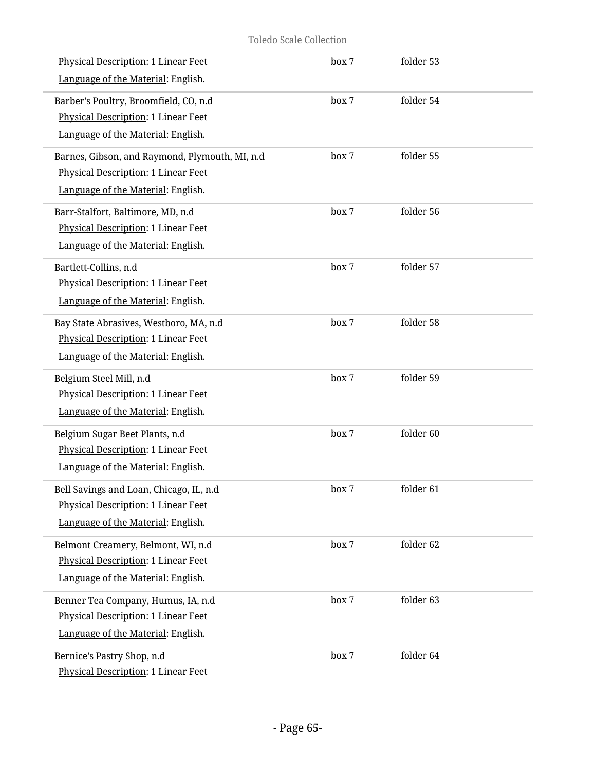Physical Description: 1 Linear Feet
Language of the Material: English.

box 7 folder 53

---

Barber's Poultry, Broomfield, CO, n.d
Physical Description: 1 Linear Feet
Language of the Material: English.

box 7 folder 54

---

Barnes, Gibson, and Raymond, Plymouth, MI, n.d
Physical Description: 1 Linear Feet
Language of the Material: English.

box 7 folder 55

---

Barr-Stalfort, Baltimore, MD, n.d
Physical Description: 1 Linear Feet
Language of the Material: English.

box 7 folder 56

---

Bartlett-Collins, n.d
Physical Description: 1 Linear Feet
Language of the Material: English.

box 7 folder 57

---

Bay State Abrasives, Westboro, MA, n.d
Physical Description: 1 Linear Feet
Language of the Material: English.

box 7 folder 58

---

Belgium Steel Mill, n.d
Physical Description: 1 Linear Feet
Language of the Material: English.

box 7 folder 59

---

Belgium Sugar Beet Plants, n.d
Physical Description: 1 Linear Feet
Language of the Material: English.

box 7 folder 60

---

Bell Savings and Loan, Chicago, IL, n.d
Physical Description: 1 Linear Feet
Language of the Material: English.

box 7 folder 61

---

Belmont Creamery, Belmont, WI, n.d
Physical Description: 1 Linear Feet
Language of the Material: English.

box 7 folder 62

---

Benner Tea Company, Humus, IA, n.d
Physical Description: 1 Linear Feet
Language of the Material: English.

box 7 folder 63

---

Bernice's Pastry Shop, n.d
Physical Description: 1 Linear Feet

box 7 folder 64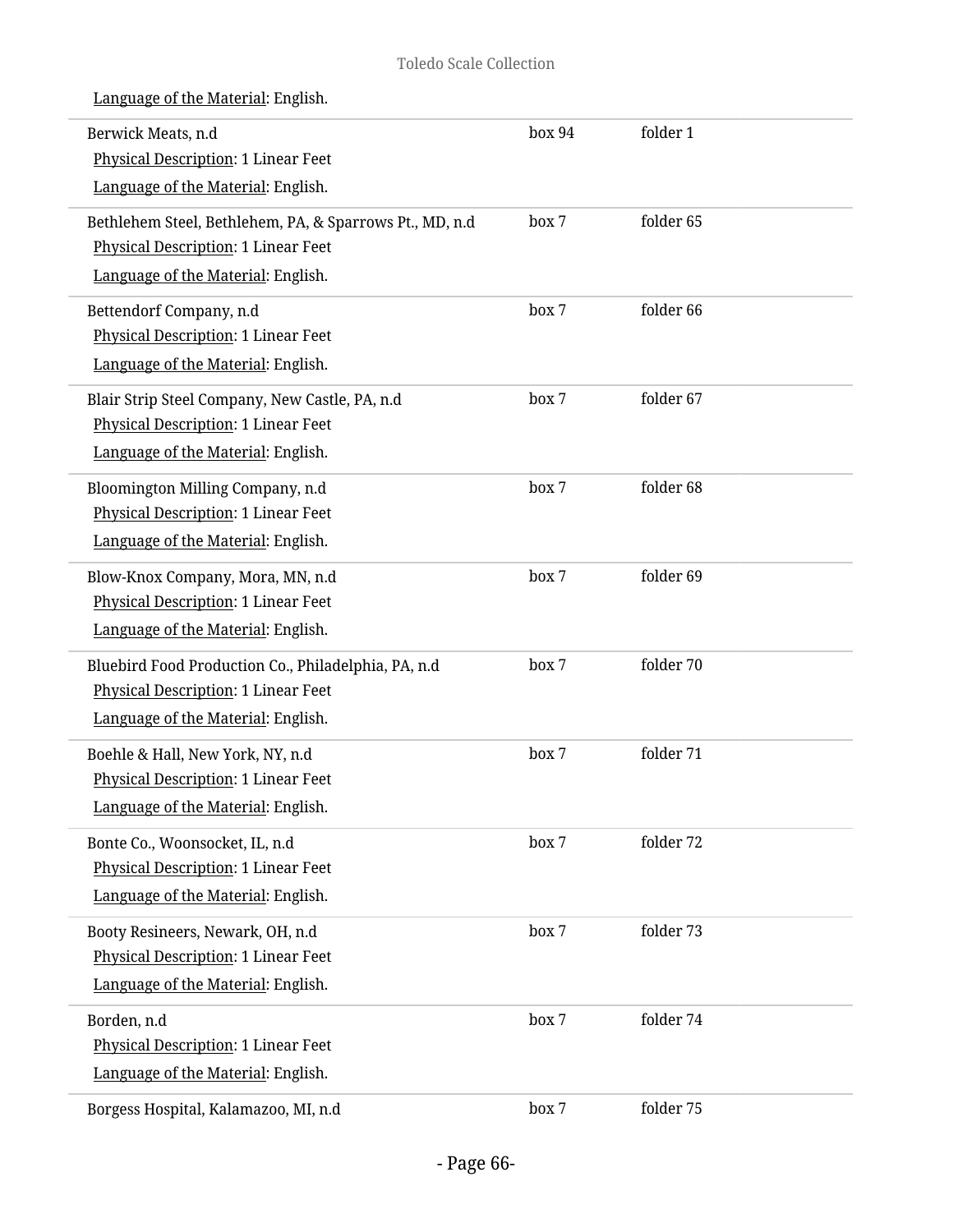Language of the Material: English.

| | | |
|---|---|---|
| Berwick Meats, n.d<br>Physical Description: 1 Linear Feet<br>Language of the Material: English. | box 94 | folder 1 |
| Bethlehem Steel, Bethlehem, PA, & Sparrows Pt., MD, n.d<br>Physical Description: 1 Linear Feet<br>Language of the Material: English. | box 7 | folder 65 |
| Bettendorf Company, n.d<br>Physical Description: 1 Linear Feet<br>Language of the Material: English. | box 7 | folder 66 |
| Blair Strip Steel Company, New Castle, PA, n.d<br>Physical Description: 1 Linear Feet<br>Language of the Material: English. | box 7 | folder 67 |
| Bloomington Milling Company, n.d<br>Physical Description: 1 Linear Feet<br>Language of the Material: English. | box 7 | folder 68 |
| Blow-Knox Company, Mora, MN, n.d<br>Physical Description: 1 Linear Feet<br>Language of the Material: English. | box 7 | folder 69 |
| Bluebird Food Production Co., Philadelphia, PA, n.d<br>Physical Description: 1 Linear Feet<br>Language of the Material: English. | box 7 | folder 70 |
| Boehle & Hall, New York, NY, n.d<br>Physical Description: 1 Linear Feet<br>Language of the Material: English. | box 7 | folder 71 |
| Bonte Co., Woonsocket, IL, n.d<br>Physical Description: 1 Linear Feet<br>Language of the Material: English. | box 7 | folder 72 |
| Booty Resineers, Newark, OH, n.d<br>Physical Description: 1 Linear Feet<br>Language of the Material: English. | box 7 | folder 73 |
| Borden, n.d<br>Physical Description: 1 Linear Feet<br>Language of the Material: English. | box 7 | folder 74 |
| Borgess Hospital, Kalamazoo, MI, n.d | box 7 | folder 75 |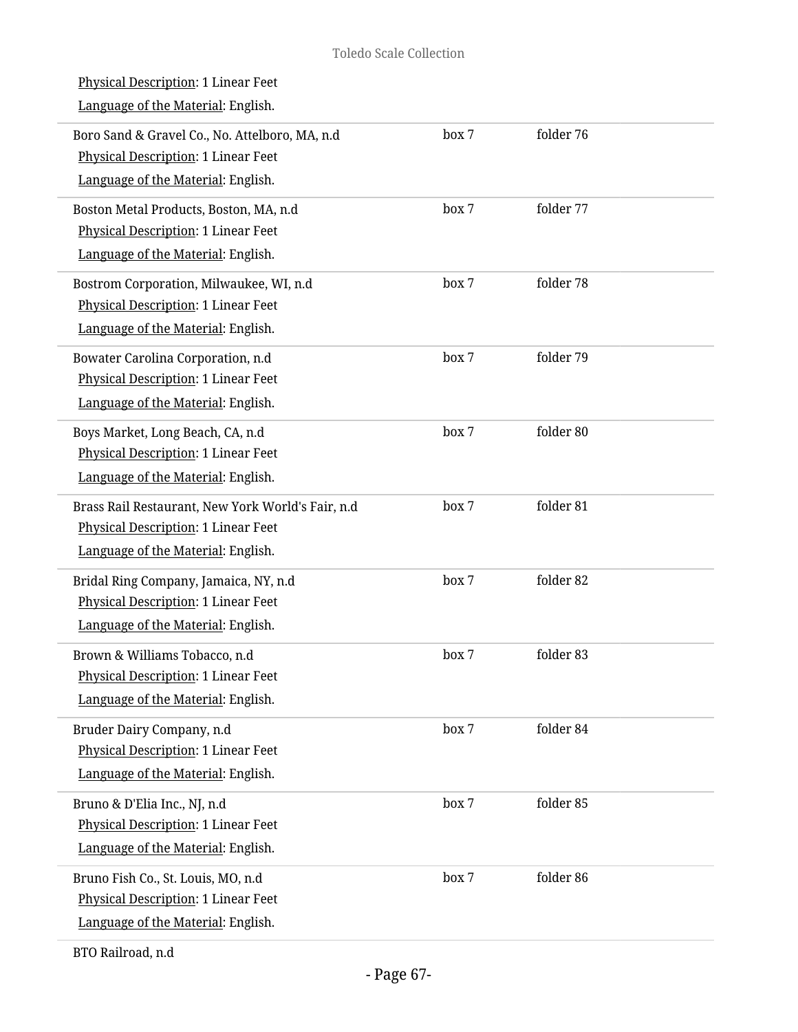Physical Description: 1 Linear Feet
Language of the Material: English.

| | | |
|---|---|---|
| Boro Sand & Gravel Co., No. Attelboro, MA, n.d<br>Physical Description: 1 Linear Feet<br>Language of the Material: English. | box 7 | folder 76 |
| Boston Metal Products, Boston, MA, n.d<br>Physical Description: 1 Linear Feet<br>Language of the Material: English. | box 7 | folder 77 |
| Bostrom Corporation, Milwaukee, WI, n.d<br>Physical Description: 1 Linear Feet<br>Language of the Material: English. | box 7 | folder 78 |
| Bowater Carolina Corporation, n.d<br>Physical Description: 1 Linear Feet<br>Language of the Material: English. | box 7 | folder 79 |
| Boys Market, Long Beach, CA, n.d<br>Physical Description: 1 Linear Feet<br>Language of the Material: English. | box 7 | folder 80 |
| Brass Rail Restaurant, New York World's Fair, n.d<br>Physical Description: 1 Linear Feet<br>Language of the Material: English. | box 7 | folder 81 |
| Bridal Ring Company, Jamaica, NY, n.d<br>Physical Description: 1 Linear Feet<br>Language of the Material: English. | box 7 | folder 82 |
| Brown & Williams Tobacco, n.d<br>Physical Description: 1 Linear Feet<br>Language of the Material: English. | box 7 | folder 83 |
| Bruder Dairy Company, n.d<br>Physical Description: 1 Linear Feet<br>Language of the Material: English. | box 7 | folder 84 |
| Bruno & D'Elia Inc., NJ, n.d<br>Physical Description: 1 Linear Feet<br>Language of the Material: English. | box 7 | folder 85 |
| Bruno Fish Co., St. Louis, MO, n.d<br>Physical Description: 1 Linear Feet<br>Language of the Material: English. | box 7 | folder 86 |
| BTO Railroad, n.d | | |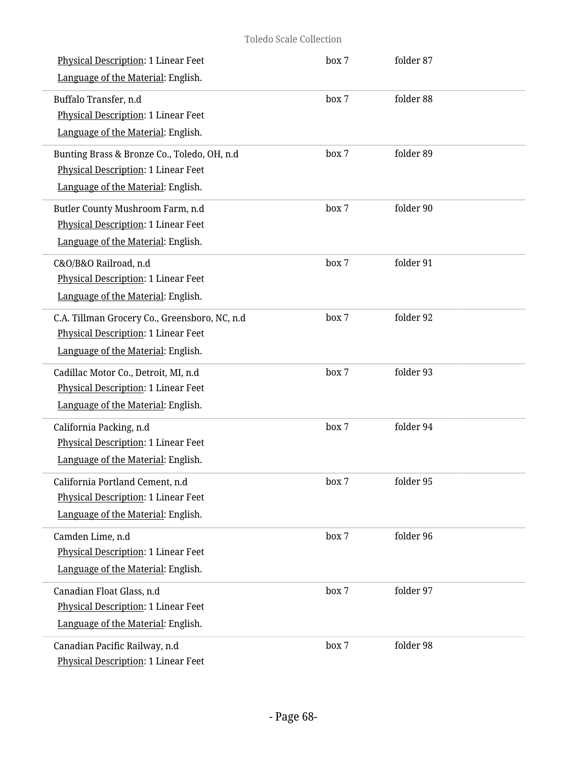Physical Description: 1 Linear Feet | box 7 | folder 87

Language of the Material: English.

Buffalo Transfer, n.d | box 7 | folder 88

Physical Description: 1 Linear Feet

Language of the Material: English.

Bunting Brass & Bronze Co., Toledo, OH, n.d | box 7 | folder 89

Physical Description: 1 Linear Feet

Language of the Material: English.

Butler County Mushroom Farm, n.d | box 7 | folder 90

Physical Description: 1 Linear Feet

Language of the Material: English.

C&O/B&O Railroad, n.d | box 7 | folder 91

Physical Description: 1 Linear Feet

Language of the Material: English.

C.A. Tillman Grocery Co., Greensboro, NC, n.d | box 7 | folder 92

Physical Description: 1 Linear Feet

Language of the Material: English.

Cadillac Motor Co., Detroit, MI, n.d | box 7 | folder 93

Physical Description: 1 Linear Feet

Language of the Material: English.

California Packing, n.d | box 7 | folder 94

Physical Description: 1 Linear Feet

Language of the Material: English.

California Portland Cement, n.d | box 7 | folder 95

Physical Description: 1 Linear Feet

Language of the Material: English.

Camden Lime, n.d | box 7 | folder 96

Physical Description: 1 Linear Feet

Language of the Material: English.

Canadian Float Glass, n.d | box 7 | folder 97

Physical Description: 1 Linear Feet

Language of the Material: English.

Canadian Pacific Railway, n.d | box 7 | folder 98

Physical Description: 1 Linear Feet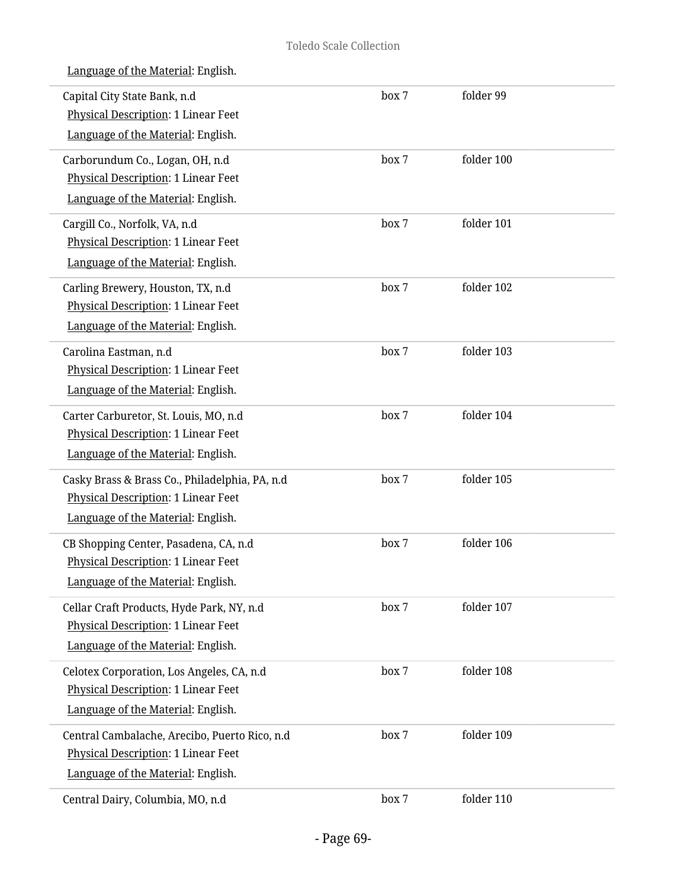Language of the Material: English.

| | | |
|---|---|---|
| Capital City State Bank, n.d<br>Physical Description: 1 Linear Feet<br>Language of the Material: English. | box 7 | folder 99 |
| Carborundum Co., Logan, OH, n.d<br>Physical Description: 1 Linear Feet<br>Language of the Material: English. | box 7 | folder 100 |
| Cargill Co., Norfolk, VA, n.d<br>Physical Description: 1 Linear Feet<br>Language of the Material: English. | box 7 | folder 101 |
| Carling Brewery, Houston, TX, n.d<br>Physical Description: 1 Linear Feet<br>Language of the Material: English. | box 7 | folder 102 |
| Carolina Eastman, n.d<br>Physical Description: 1 Linear Feet<br>Language of the Material: English. | box 7 | folder 103 |
| Carter Carburetor, St. Louis, MO, n.d<br>Physical Description: 1 Linear Feet<br>Language of the Material: English. | box 7 | folder 104 |
| Casky Brass & Brass Co., Philadelphia, PA, n.d<br>Physical Description: 1 Linear Feet<br>Language of the Material: English. | box 7 | folder 105 |
| CB Shopping Center, Pasadena, CA, n.d<br>Physical Description: 1 Linear Feet<br>Language of the Material: English. | box 7 | folder 106 |
| Cellar Craft Products, Hyde Park, NY, n.d<br>Physical Description: 1 Linear Feet<br>Language of the Material: English. | box 7 | folder 107 |
| Celotex Corporation, Los Angeles, CA, n.d<br>Physical Description: 1 Linear Feet<br>Language of the Material: English. | box 7 | folder 108 |
| Central Cambalache, Arecibo, Puerto Rico, n.d<br>Physical Description: 1 Linear Feet<br>Language of the Material: English. | box 7 | folder 109 |
| Central Dairy, Columbia, MO, n.d | box 7 | folder 110 |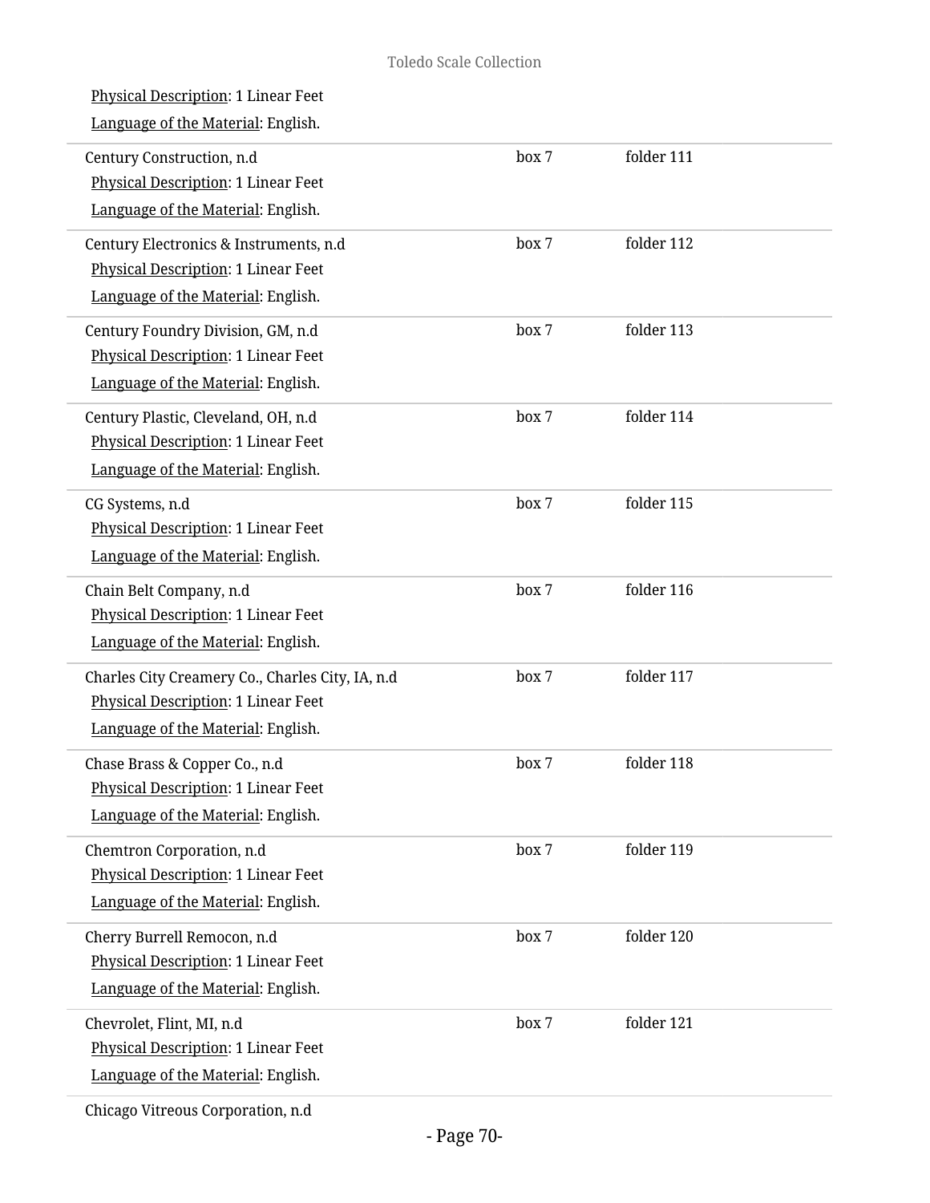Physical Description: 1 Linear Feet

Language of the Material: English.

| | | |
|---|---|---|
| Century Construction, n.d<br>Physical Description: 1 Linear Feet<br>Language of the Material: English. | box 7 | folder 111 |
| Century Electronics & Instruments, n.d<br>Physical Description: 1 Linear Feet<br>Language of the Material: English. | box 7 | folder 112 |
| Century Foundry Division, GM, n.d<br>Physical Description: 1 Linear Feet<br>Language of the Material: English. | box 7 | folder 113 |
| Century Plastic, Cleveland, OH, n.d<br>Physical Description: 1 Linear Feet<br>Language of the Material: English. | box 7 | folder 114 |
| CG Systems, n.d<br>Physical Description: 1 Linear Feet<br>Language of the Material: English. | box 7 | folder 115 |
| Chain Belt Company, n.d<br>Physical Description: 1 Linear Feet<br>Language of the Material: English. | box 7 | folder 116 |
| Charles City Creamery Co., Charles City, IA, n.d<br>Physical Description: 1 Linear Feet<br>Language of the Material: English. | box 7 | folder 117 |
| Chase Brass & Copper Co., n.d<br>Physical Description: 1 Linear Feet<br>Language of the Material: English. | box 7 | folder 118 |
| Chemtron Corporation, n.d<br>Physical Description: 1 Linear Feet<br>Language of the Material: English. | box 7 | folder 119 |
| Cherry Burrell Remocon, n.d<br>Physical Description: 1 Linear Feet<br>Language of the Material: English. | box 7 | folder 120 |
| Chevrolet, Flint, MI, n.d<br>Physical Description: 1 Linear Feet<br>Language of the Material: English. | box 7 | folder 121 |

Chicago Vitreous Corporation, n.d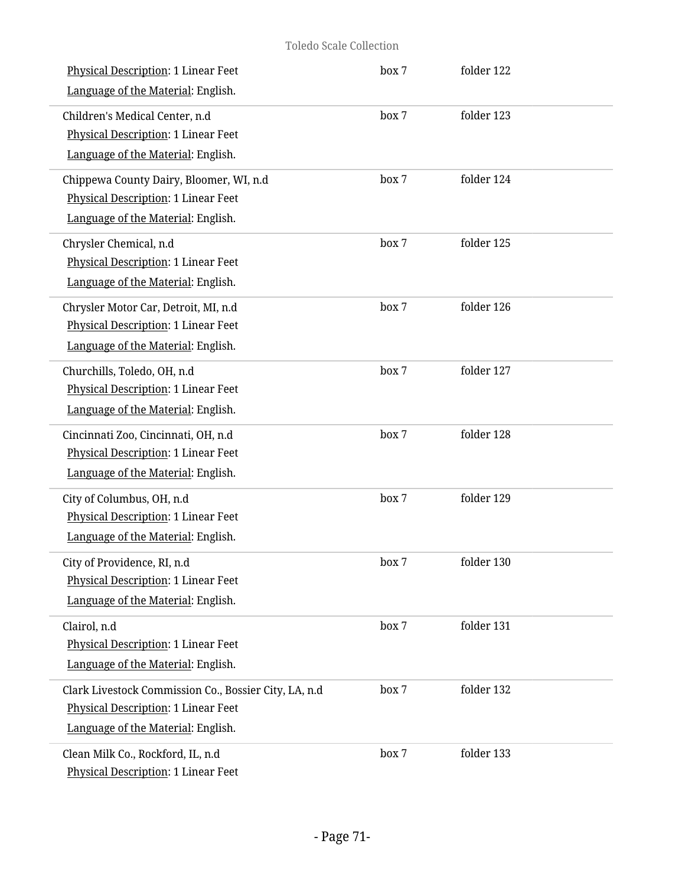Physical Description: 1 Linear Feet
Language of the Material: English.

| | | |
|---|---|---|
| Children's Medical Center, n.d<br>Physical Description: 1 Linear Feet<br>Language of the Material: English. | box 7 | folder 123 |
| Chippewa County Dairy, Bloomer, WI, n.d<br>Physical Description: 1 Linear Feet<br>Language of the Material: English. | box 7 | folder 124 |
| Chrysler Chemical, n.d<br>Physical Description: 1 Linear Feet<br>Language of the Material: English. | box 7 | folder 125 |
| Chrysler Motor Car, Detroit, MI, n.d<br>Physical Description: 1 Linear Feet<br>Language of the Material: English. | box 7 | folder 126 |
| Churchills, Toledo, OH, n.d<br>Physical Description: 1 Linear Feet<br>Language of the Material: English. | box 7 | folder 127 |
| Cincinnati Zoo, Cincinnati, OH, n.d<br>Physical Description: 1 Linear Feet<br>Language of the Material: English. | box 7 | folder 128 |
| City of Columbus, OH, n.d<br>Physical Description: 1 Linear Feet<br>Language of the Material: English. | box 7 | folder 129 |
| City of Providence, RI, n.d<br>Physical Description: 1 Linear Feet<br>Language of the Material: English. | box 7 | folder 130 |
| Clairol, n.d<br>Physical Description: 1 Linear Feet<br>Language of the Material: English. | box 7 | folder 131 |
| Clark Livestock Commission Co., Bossier City, LA, n.d<br>Physical Description: 1 Linear Feet<br>Language of the Material: English. | box 7 | folder 132 |
| Clean Milk Co., Rockford, IL, n.d<br>Physical Description: 1 Linear Feet | box 7 | folder 133 |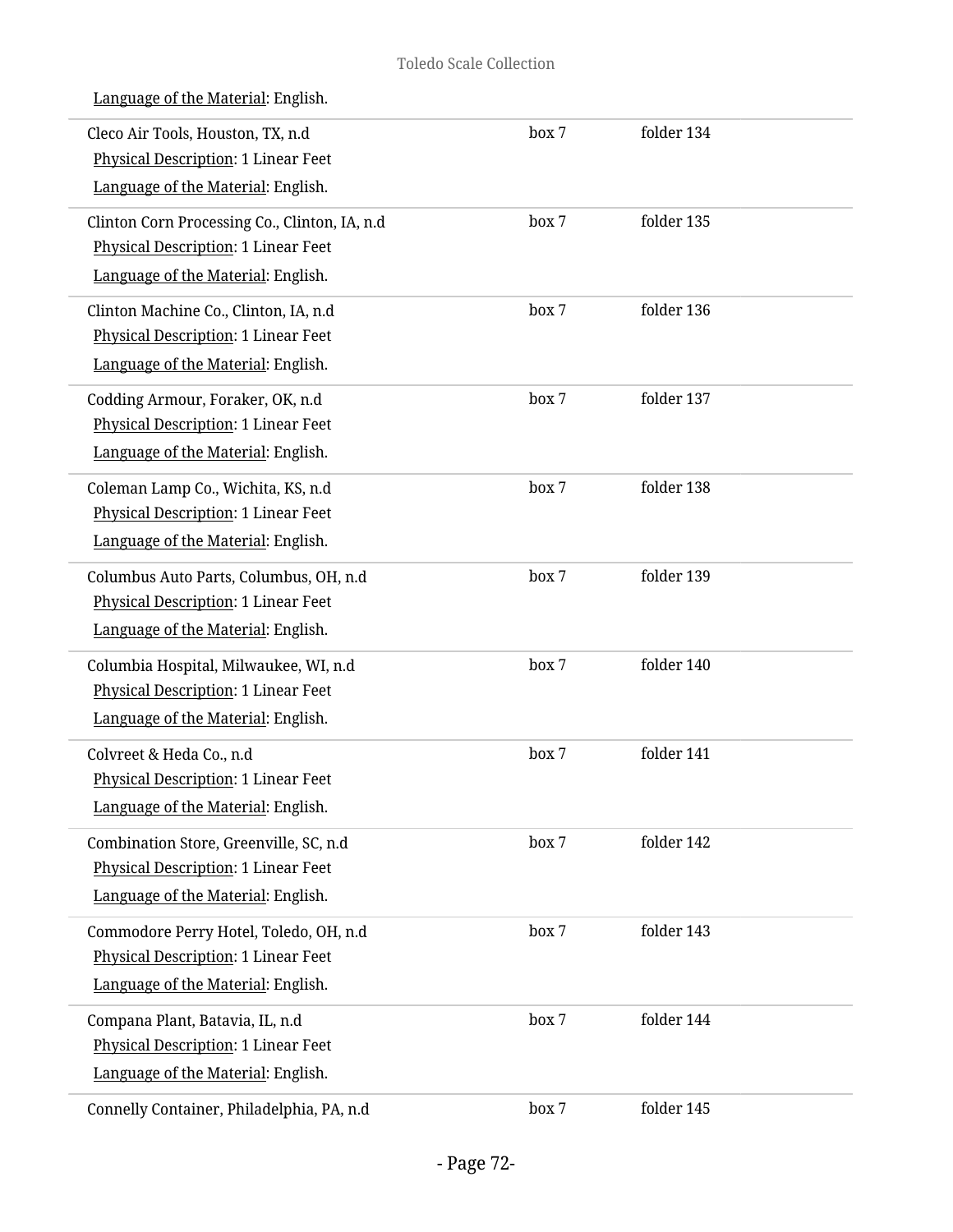Language of the Material: English.

| | | |
|---|---|---|
| Cleco Air Tools, Houston, TX, n.d<br>Physical Description: 1 Linear Feet<br>Language of the Material: English. | box 7 | folder 134 |
| Clinton Corn Processing Co., Clinton, IA, n.d<br>Physical Description: 1 Linear Feet<br>Language of the Material: English. | box 7 | folder 135 |
| Clinton Machine Co., Clinton, IA, n.d<br>Physical Description: 1 Linear Feet<br>Language of the Material: English. | box 7 | folder 136 |
| Codding Armour, Foraker, OK, n.d<br>Physical Description: 1 Linear Feet<br>Language of the Material: English. | box 7 | folder 137 |
| Coleman Lamp Co., Wichita, KS, n.d<br>Physical Description: 1 Linear Feet<br>Language of the Material: English. | box 7 | folder 138 |
| Columbus Auto Parts, Columbus, OH, n.d<br>Physical Description: 1 Linear Feet<br>Language of the Material: English. | box 7 | folder 139 |
| Columbia Hospital, Milwaukee, WI, n.d<br>Physical Description: 1 Linear Feet<br>Language of the Material: English. | box 7 | folder 140 |
| Colvreet & Heda Co., n.d<br>Physical Description: 1 Linear Feet<br>Language of the Material: English. | box 7 | folder 141 |
| Combination Store, Greenville, SC, n.d<br>Physical Description: 1 Linear Feet<br>Language of the Material: English. | box 7 | folder 142 |
| Commodore Perry Hotel, Toledo, OH, n.d<br>Physical Description: 1 Linear Feet<br>Language of the Material: English. | box 7 | folder 143 |
| Compana Plant, Batavia, IL, n.d<br>Physical Description: 1 Linear Feet<br>Language of the Material: English. | box 7 | folder 144 |
| Connelly Container, Philadelphia, PA, n.d | box 7 | folder 145 |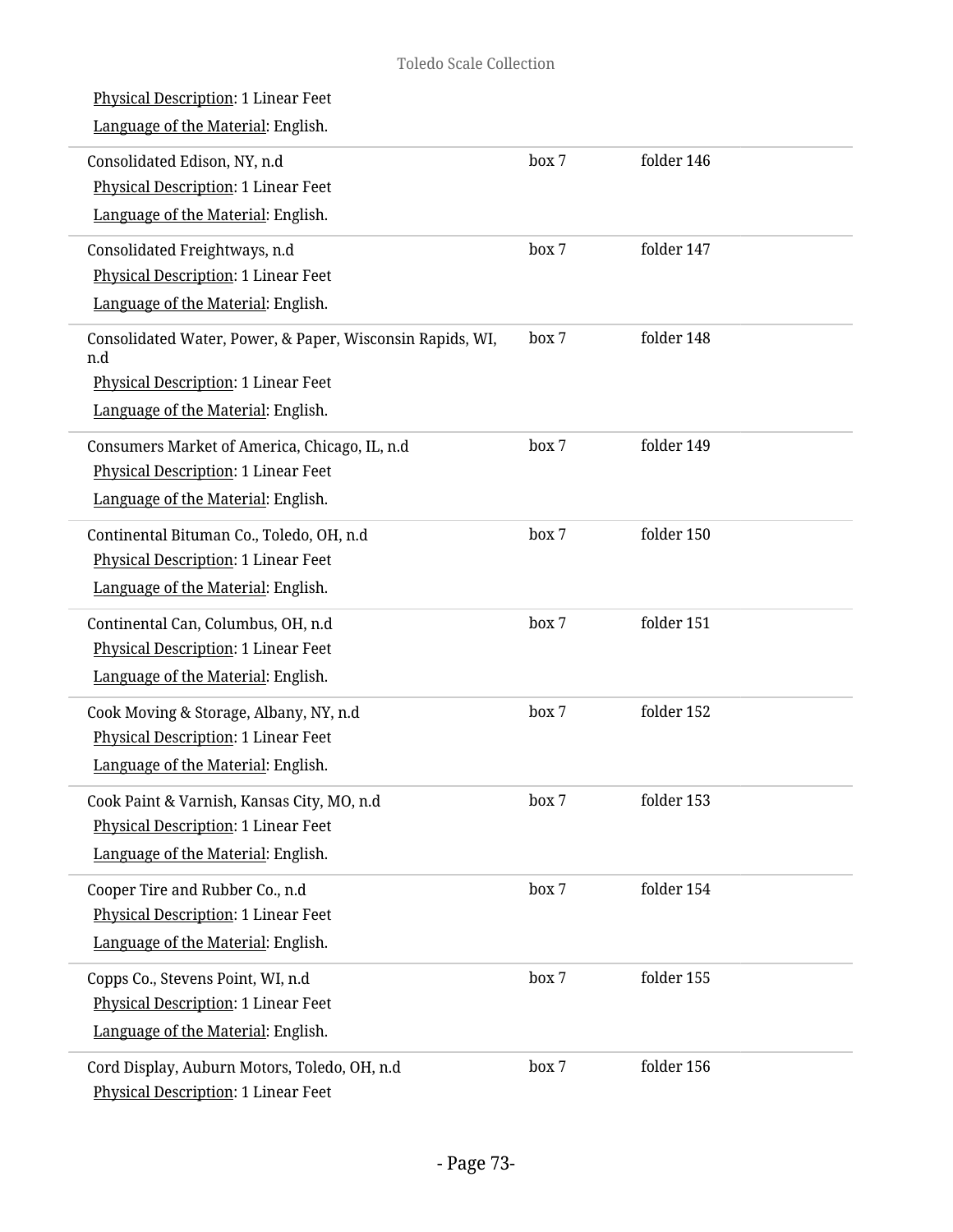Physical Description: 1 Linear Feet

Language of the Material: English.

| | | |
|---|---|---|
| Consolidated Edison, NY, n.d<br>Physical Description: 1 Linear Feet<br>Language of the Material: English. | box 7 | folder 146 |
| Consolidated Freightways, n.d<br>Physical Description: 1 Linear Feet<br>Language of the Material: English. | box 7 | folder 147 |
| Consolidated Water, Power, & Paper, Wisconsin Rapids, WI, n.d<br>Physical Description: 1 Linear Feet<br>Language of the Material: English. | box 7 | folder 148 |
| Consumers Market of America, Chicago, IL, n.d<br>Physical Description: 1 Linear Feet<br>Language of the Material: English. | box 7 | folder 149 |
| Continental Bituman Co., Toledo, OH, n.d<br>Physical Description: 1 Linear Feet<br>Language of the Material: English. | box 7 | folder 150 |
| Continental Can, Columbus, OH, n.d<br>Physical Description: 1 Linear Feet<br>Language of the Material: English. | box 7 | folder 151 |
| Cook Moving & Storage, Albany, NY, n.d<br>Physical Description: 1 Linear Feet<br>Language of the Material: English. | box 7 | folder 152 |
| Cook Paint & Varnish, Kansas City, MO, n.d<br>Physical Description: 1 Linear Feet<br>Language of the Material: English. | box 7 | folder 153 |
| Cooper Tire and Rubber Co., n.d<br>Physical Description: 1 Linear Feet<br>Language of the Material: English. | box 7 | folder 154 |
| Copps Co., Stevens Point, WI, n.d<br>Physical Description: 1 Linear Feet<br>Language of the Material: English. | box 7 | folder 155 |
| Cord Display, Auburn Motors, Toledo, OH, n.d<br>Physical Description: 1 Linear Feet | box 7 | folder 156 |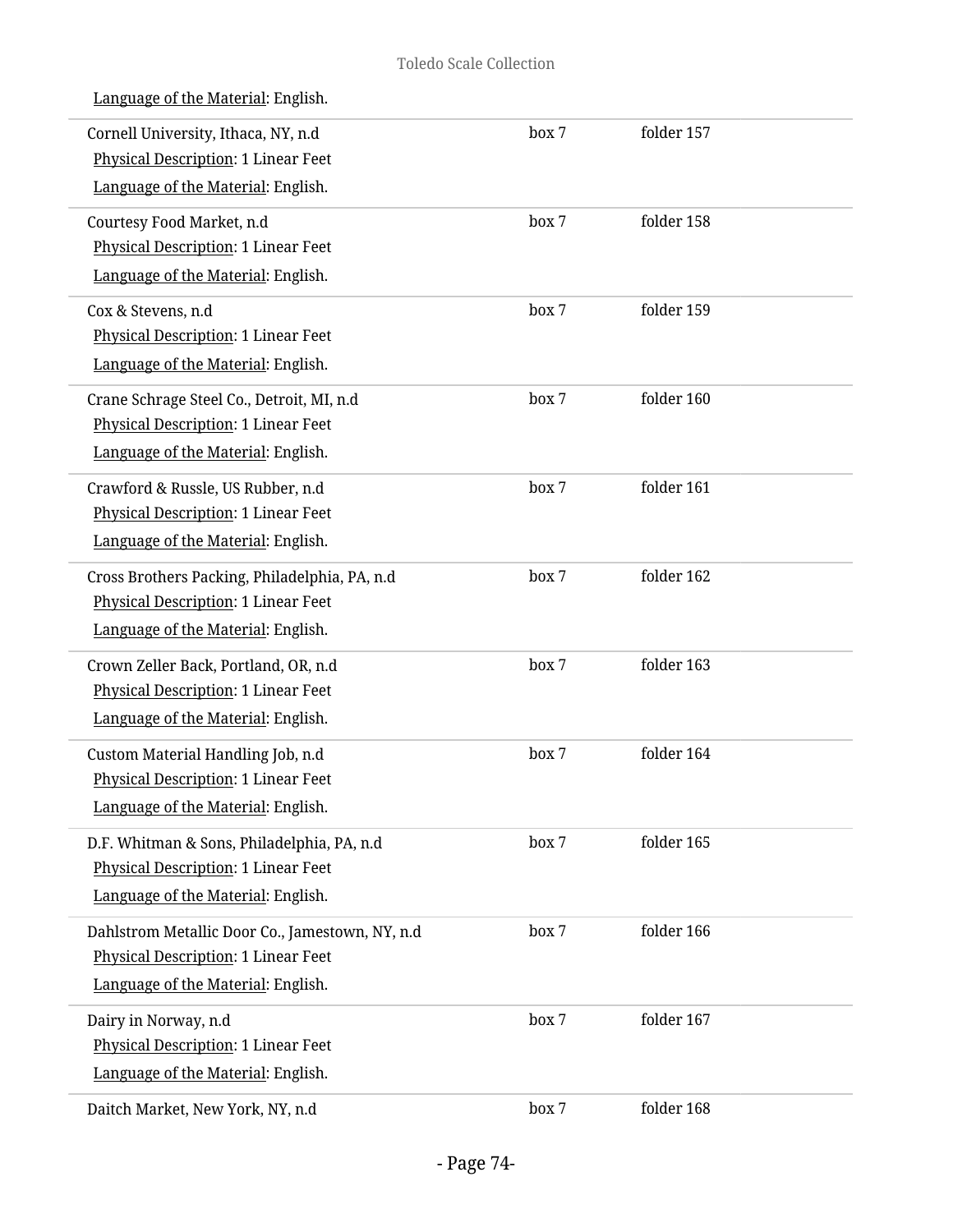Language of the Material: English.

| | | |
|---|---|---|
| Cornell University, Ithaca, NY, n.d<br>Physical Description: 1 Linear Feet<br>Language of the Material: English. | box 7 | folder 157 |
| Courtesy Food Market, n.d<br>Physical Description: 1 Linear Feet<br>Language of the Material: English. | box 7 | folder 158 |
| Cox & Stevens, n.d<br>Physical Description: 1 Linear Feet<br>Language of the Material: English. | box 7 | folder 159 |
| Crane Schrage Steel Co., Detroit, MI, n.d<br>Physical Description: 1 Linear Feet<br>Language of the Material: English. | box 7 | folder 160 |
| Crawford & Russle, US Rubber, n.d<br>Physical Description: 1 Linear Feet<br>Language of the Material: English. | box 7 | folder 161 |
| Cross Brothers Packing, Philadelphia, PA, n.d<br>Physical Description: 1 Linear Feet<br>Language of the Material: English. | box 7 | folder 162 |
| Crown Zeller Back, Portland, OR, n.d<br>Physical Description: 1 Linear Feet<br>Language of the Material: English. | box 7 | folder 163 |
| Custom Material Handling Job, n.d<br>Physical Description: 1 Linear Feet<br>Language of the Material: English. | box 7 | folder 164 |
| D.F. Whitman & Sons, Philadelphia, PA, n.d<br>Physical Description: 1 Linear Feet<br>Language of the Material: English. | box 7 | folder 165 |
| Dahlstrom Metallic Door Co., Jamestown, NY, n.d<br>Physical Description: 1 Linear Feet<br>Language of the Material: English. | box 7 | folder 166 |
| Dairy in Norway, n.d<br>Physical Description: 1 Linear Feet<br>Language of the Material: English. | box 7 | folder 167 |
| Daitch Market, New York, NY, n.d | box 7 | folder 168 |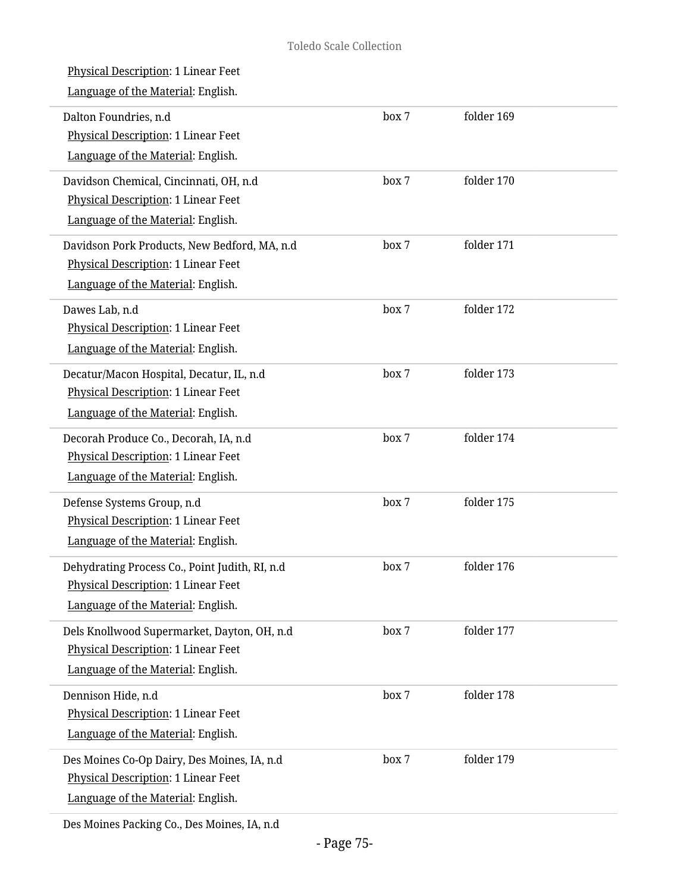Physical Description: 1 Linear Feet
Language of the Material: English.

| | | |
|---|---|---|
| Dalton Foundries, n.d<br>Physical Description: 1 Linear Feet<br>Language of the Material: English. | box 7 | folder 169 |
| Davidson Chemical, Cincinnati, OH, n.d<br>Physical Description: 1 Linear Feet<br>Language of the Material: English. | box 7 | folder 170 |
| Davidson Pork Products, New Bedford, MA, n.d<br>Physical Description: 1 Linear Feet<br>Language of the Material: English. | box 7 | folder 171 |
| Dawes Lab, n.d<br>Physical Description: 1 Linear Feet<br>Language of the Material: English. | box 7 | folder 172 |
| Decatur/Macon Hospital, Decatur, IL, n.d<br>Physical Description: 1 Linear Feet<br>Language of the Material: English. | box 7 | folder 173 |
| Decorah Produce Co., Decorah, IA, n.d<br>Physical Description: 1 Linear Feet<br>Language of the Material: English. | box 7 | folder 174 |
| Defense Systems Group, n.d<br>Physical Description: 1 Linear Feet<br>Language of the Material: English. | box 7 | folder 175 |
| Dehydrating Process Co., Point Judith, RI, n.d<br>Physical Description: 1 Linear Feet<br>Language of the Material: English. | box 7 | folder 176 |
| Dels Knollwood Supermarket, Dayton, OH, n.d<br>Physical Description: 1 Linear Feet<br>Language of the Material: English. | box 7 | folder 177 |
| Dennison Hide, n.d<br>Physical Description: 1 Linear Feet<br>Language of the Material: English. | box 7 | folder 178 |
| Des Moines Co-Op Dairy, Des Moines, IA, n.d<br>Physical Description: 1 Linear Feet<br>Language of the Material: English. | box 7 | folder 179 |

Des Moines Packing Co., Des Moines, IA, n.d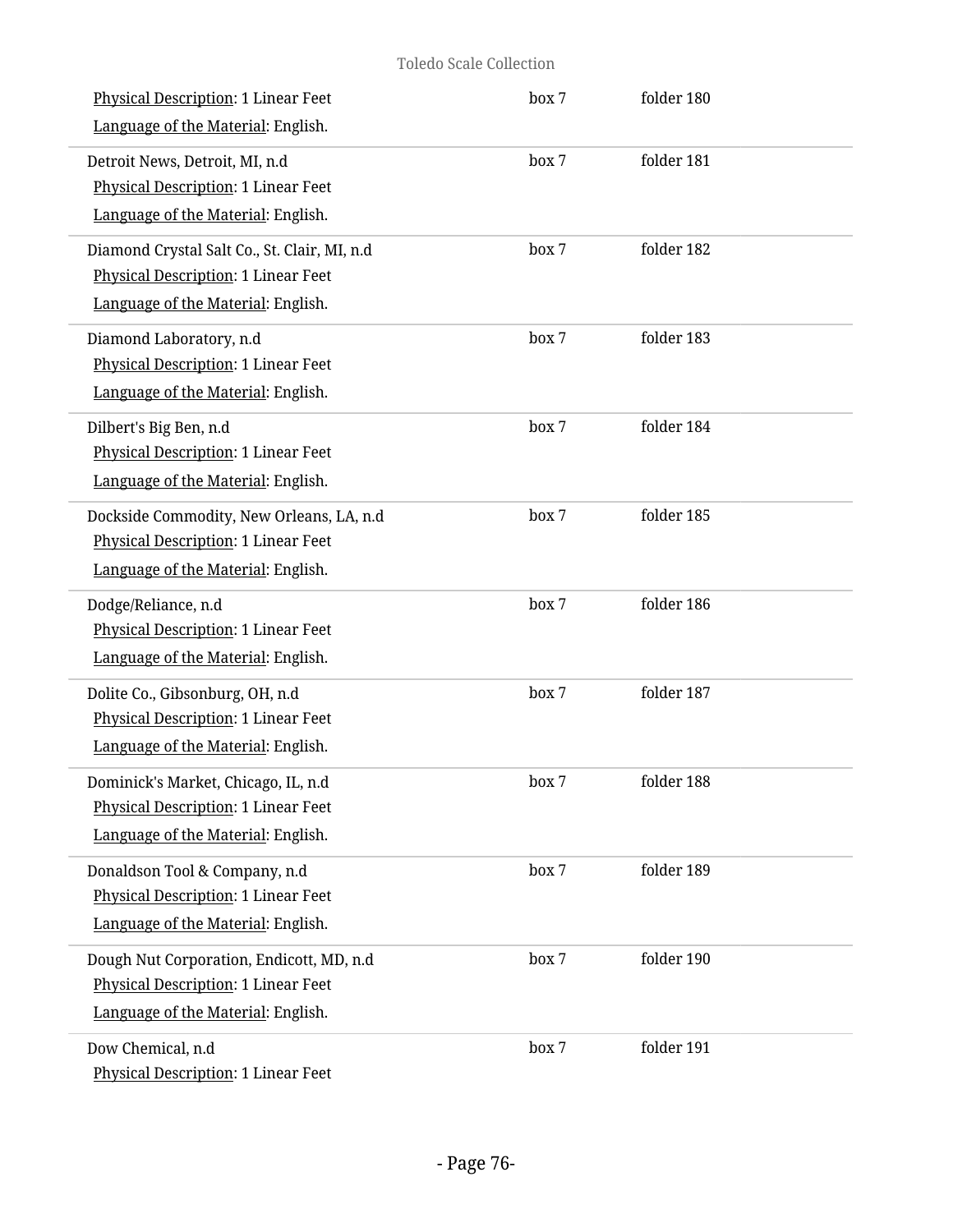Physical Description: 1 Linear Feet
Language of the Material: English.

box 7 folder 180

---

Detroit News, Detroit, MI, n.d
Physical Description: 1 Linear Feet
Language of the Material: English.

box 7 folder 181

---

Diamond Crystal Salt Co., St. Clair, MI, n.d
Physical Description: 1 Linear Feet
Language of the Material: English.

box 7 folder 182

---

Diamond Laboratory, n.d
Physical Description: 1 Linear Feet
Language of the Material: English.

box 7 folder 183

---

Dilbert's Big Ben, n.d
Physical Description: 1 Linear Feet
Language of the Material: English.

box 7 folder 184

---

Dockside Commodity, New Orleans, LA, n.d
Physical Description: 1 Linear Feet
Language of the Material: English.

box 7 folder 185

---

Dodge/Reliance, n.d
Physical Description: 1 Linear Feet
Language of the Material: English.

box 7 folder 186

---

Dolite Co., Gibsonburg, OH, n.d
Physical Description: 1 Linear Feet
Language of the Material: English.

box 7 folder 187

---

Dominick's Market, Chicago, IL, n.d
Physical Description: 1 Linear Feet
Language of the Material: English.

box 7 folder 188

---

Donaldson Tool & Company, n.d
Physical Description: 1 Linear Feet
Language of the Material: English.

box 7 folder 189

---

Dough Nut Corporation, Endicott, MD, n.d
Physical Description: 1 Linear Feet
Language of the Material: English.

box 7 folder 190

---

Dow Chemical, n.d
Physical Description: 1 Linear Feet

box 7 folder 191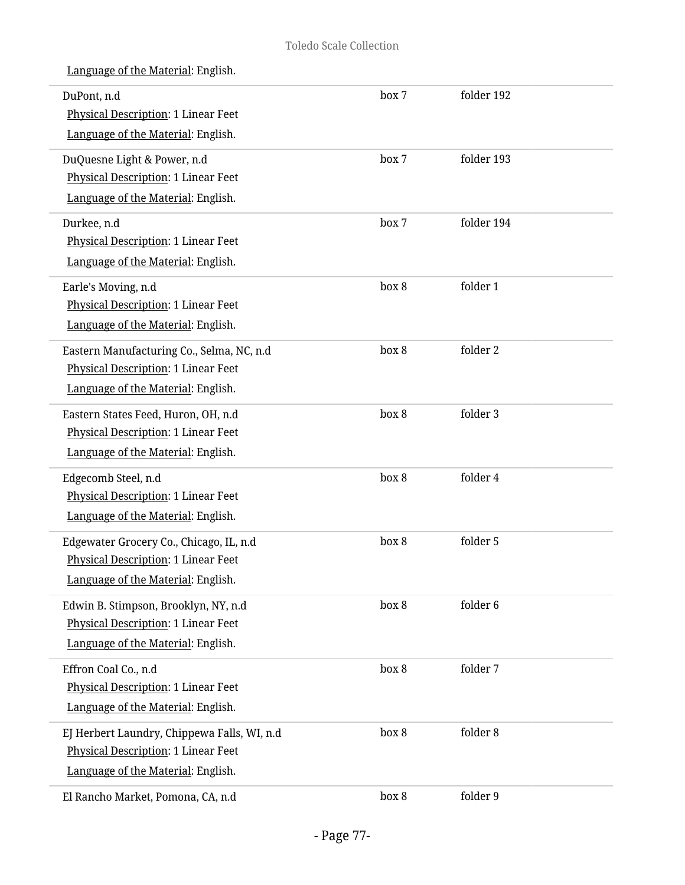Language of the Material: English.

| | | |
|---|---|---|
| DuPont, n.d<br>Physical Description: 1 Linear Feet<br>Language of the Material: English. | box 7 | folder 192 |
| DuQuesne Light & Power, n.d<br>Physical Description: 1 Linear Feet<br>Language of the Material: English. | box 7 | folder 193 |
| Durkee, n.d<br>Physical Description: 1 Linear Feet<br>Language of the Material: English. | box 7 | folder 194 |
| Earle's Moving, n.d<br>Physical Description: 1 Linear Feet<br>Language of the Material: English. | box 8 | folder 1 |
| Eastern Manufacturing Co., Selma, NC, n.d<br>Physical Description: 1 Linear Feet<br>Language of the Material: English. | box 8 | folder 2 |
| Eastern States Feed, Huron, OH, n.d<br>Physical Description: 1 Linear Feet<br>Language of the Material: English. | box 8 | folder 3 |
| Edgecomb Steel, n.d<br>Physical Description: 1 Linear Feet<br>Language of the Material: English. | box 8 | folder 4 |
| Edgewater Grocery Co., Chicago, IL, n.d<br>Physical Description: 1 Linear Feet<br>Language of the Material: English. | box 8 | folder 5 |
| Edwin B. Stimpson, Brooklyn, NY, n.d<br>Physical Description: 1 Linear Feet<br>Language of the Material: English. | box 8 | folder 6 |
| Effron Coal Co., n.d<br>Physical Description: 1 Linear Feet<br>Language of the Material: English. | box 8 | folder 7 |
| EJ Herbert Laundry, Chippewa Falls, WI, n.d<br>Physical Description: 1 Linear Feet<br>Language of the Material: English. | box 8 | folder 8 |
| El Rancho Market, Pomona, CA, n.d | box 8 | folder 9 |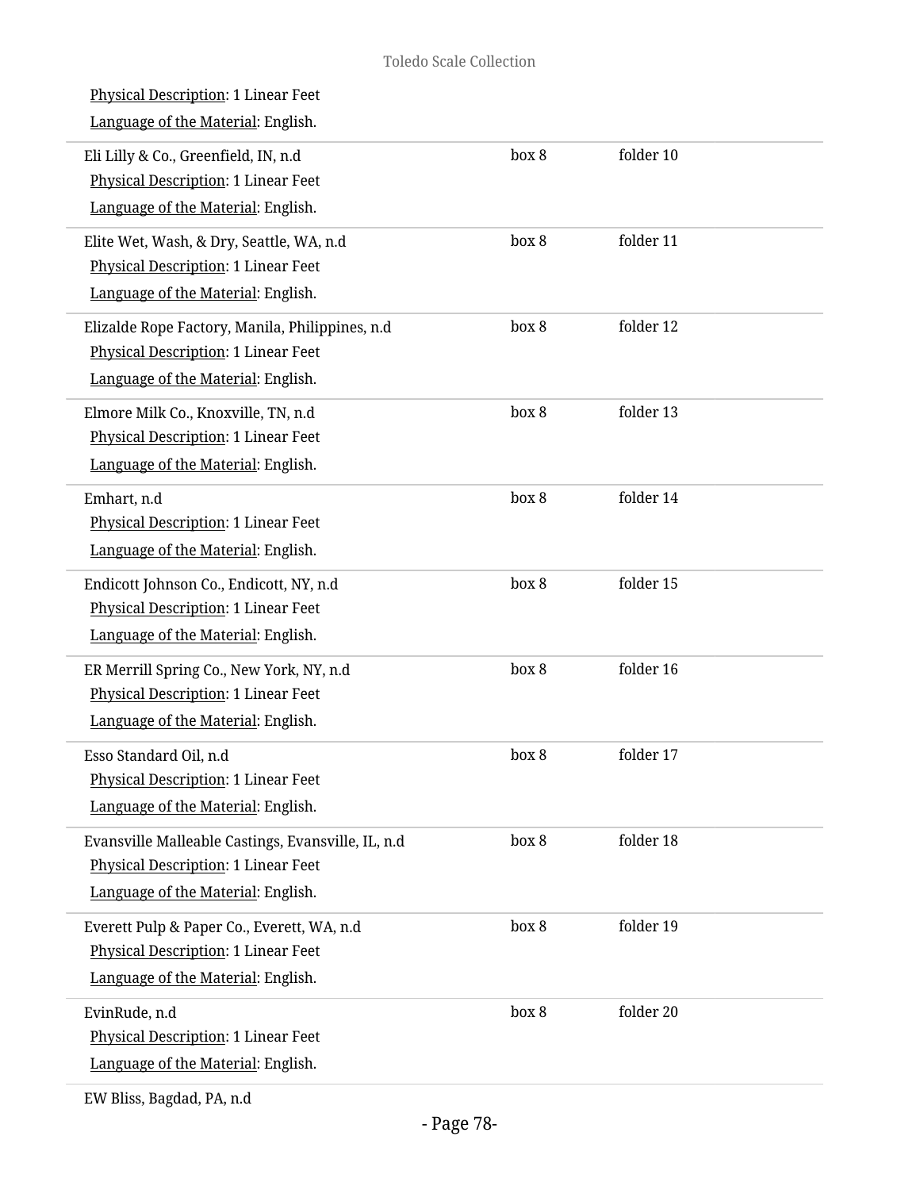Physical Description: 1 Linear Feet

Language of the Material: English.

| | | |
|---|---|---|
| Eli Lilly & Co., Greenfield, IN, n.d<br>Physical Description: 1 Linear Feet<br>Language of the Material: English. | box 8 | folder 10 |
| Elite Wet, Wash, & Dry, Seattle, WA, n.d<br>Physical Description: 1 Linear Feet<br>Language of the Material: English. | box 8 | folder 11 |
| Elizalde Rope Factory, Manila, Philippines, n.d<br>Physical Description: 1 Linear Feet<br>Language of the Material: English. | box 8 | folder 12 |
| Elmore Milk Co., Knoxville, TN, n.d<br>Physical Description: 1 Linear Feet<br>Language of the Material: English. | box 8 | folder 13 |
| Emhart, n.d<br>Physical Description: 1 Linear Feet<br>Language of the Material: English. | box 8 | folder 14 |
| Endicott Johnson Co., Endicott, NY, n.d<br>Physical Description: 1 Linear Feet<br>Language of the Material: English. | box 8 | folder 15 |
| ER Merrill Spring Co., New York, NY, n.d<br>Physical Description: 1 Linear Feet<br>Language of the Material: English. | box 8 | folder 16 |
| Esso Standard Oil, n.d<br>Physical Description: 1 Linear Feet<br>Language of the Material: English. | box 8 | folder 17 |
| Evansville Malleable Castings, Evansville, IL, n.d<br>Physical Description: 1 Linear Feet<br>Language of the Material: English. | box 8 | folder 18 |
| Everett Pulp & Paper Co., Everett, WA, n.d<br>Physical Description: 1 Linear Feet<br>Language of the Material: English. | box 8 | folder 19 |
| EvinRude, n.d<br>Physical Description: 1 Linear Feet<br>Language of the Material: English. | box 8 | folder 20 |

EW Bliss, Bagdad, PA, n.d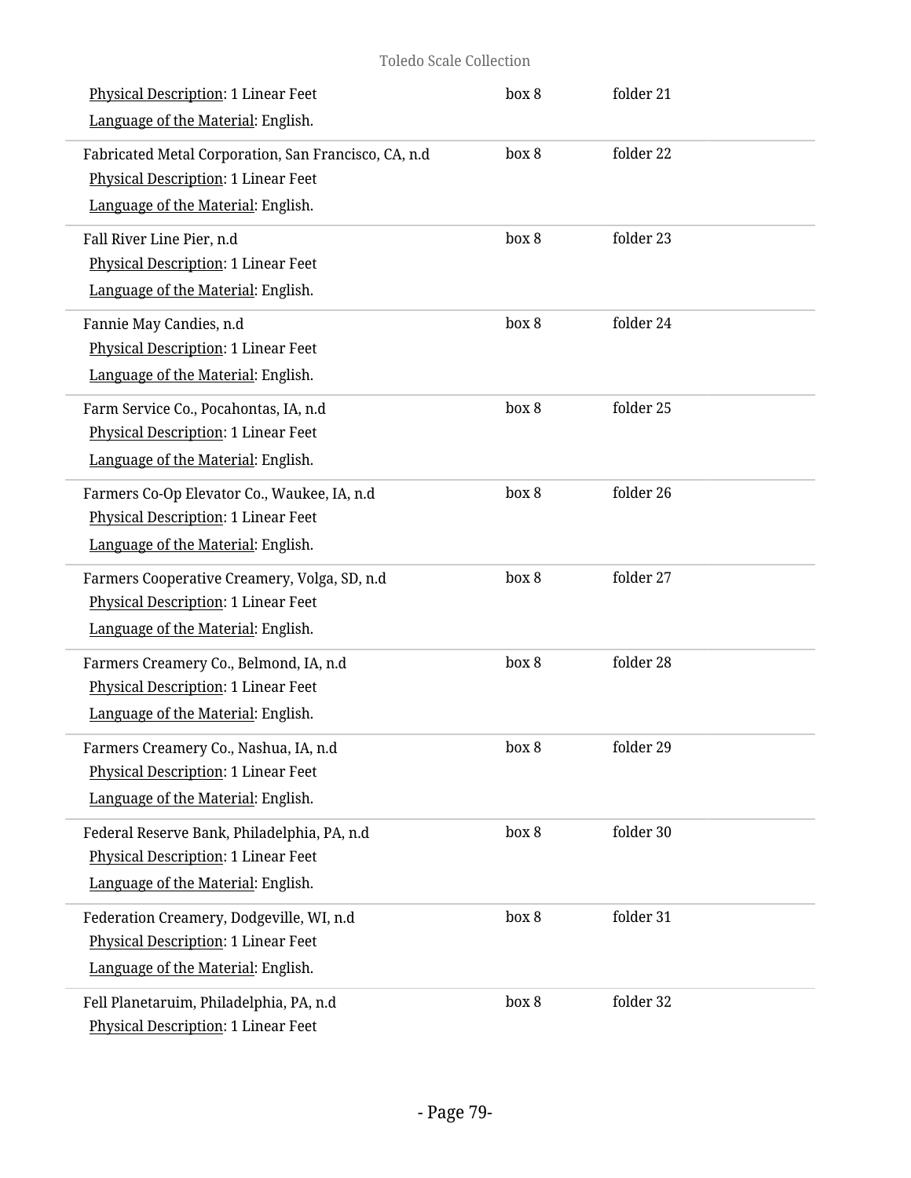Physical Description: 1 Linear Feet | box 8 | folder 21

Language of the Material: English.

Fabricated Metal Corporation, San Francisco, CA, n.d | box 8 | folder 22

Physical Description: 1 Linear Feet

Language of the Material: English.

Fall River Line Pier, n.d | box 8 | folder 23

Physical Description: 1 Linear Feet

Language of the Material: English.

Fannie May Candies, n.d | box 8 | folder 24

Physical Description: 1 Linear Feet

Language of the Material: English.

Farm Service Co., Pocahontas, IA, n.d | box 8 | folder 25

Physical Description: 1 Linear Feet

Language of the Material: English.

Farmers Co-Op Elevator Co., Waukee, IA, n.d | box 8 | folder 26

Physical Description: 1 Linear Feet

Language of the Material: English.

Farmers Cooperative Creamery, Volga, SD, n.d | box 8 | folder 27

Physical Description: 1 Linear Feet

Language of the Material: English.

Farmers Creamery Co., Belmond, IA, n.d | box 8 | folder 28

Physical Description: 1 Linear Feet

Language of the Material: English.

Farmers Creamery Co., Nashua, IA, n.d | box 8 | folder 29

Physical Description: 1 Linear Feet

Language of the Material: English.

Federal Reserve Bank, Philadelphia, PA, n.d | box 8 | folder 30

Physical Description: 1 Linear Feet

Language of the Material: English.

Federation Creamery, Dodgeville, WI, n.d | box 8 | folder 31

Physical Description: 1 Linear Feet

Language of the Material: English.

Fell Planetaruim, Philadelphia, PA, n.d | box 8 | folder 32

Physical Description: 1 Linear Feet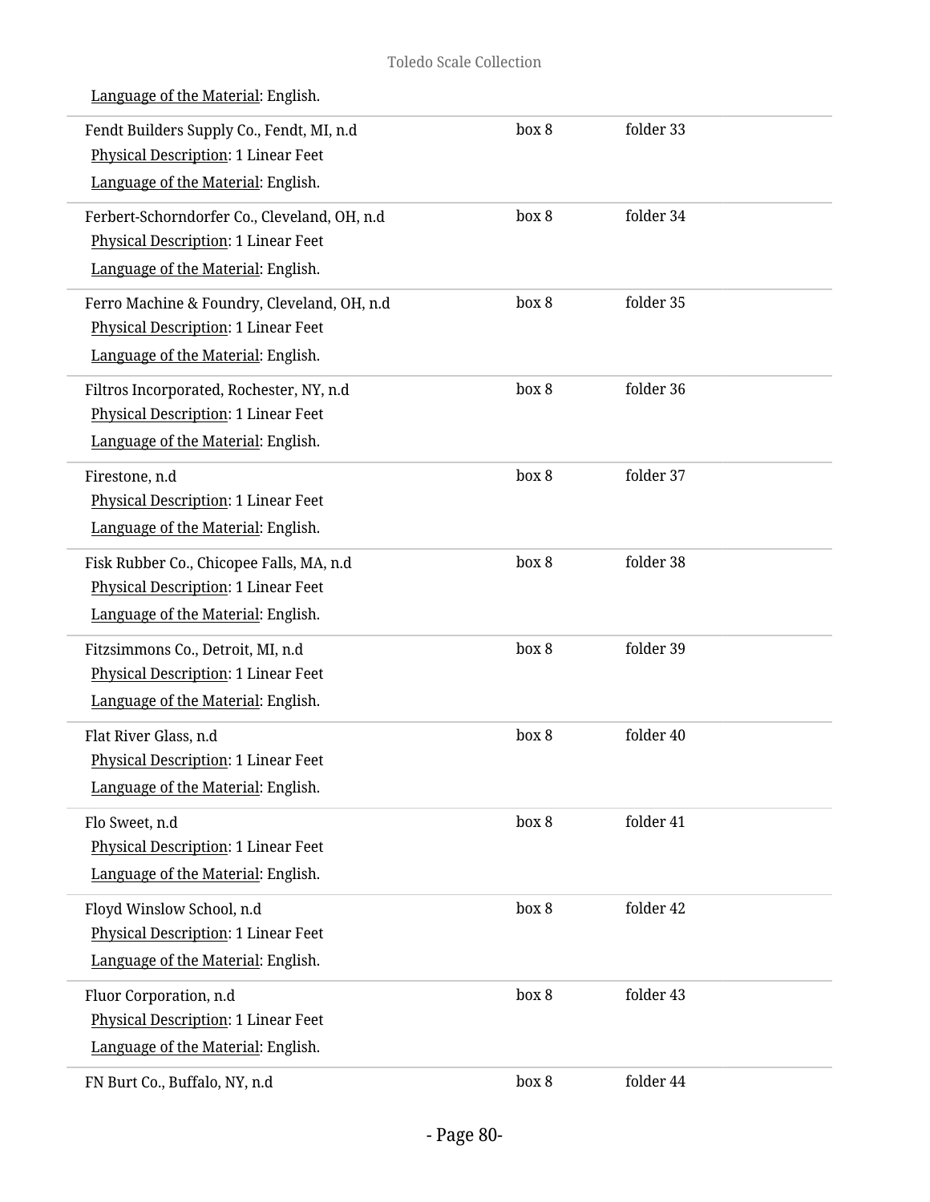Language of the Material: English.

| | | |
|---|---|---|
| Fendt Builders Supply Co., Fendt, MI, n.d<br>Physical Description: 1 Linear Feet<br>Language of the Material: English. | box 8 | folder 33 |
| Ferbert-Schorndorfer Co., Cleveland, OH, n.d<br>Physical Description: 1 Linear Feet<br>Language of the Material: English. | box 8 | folder 34 |
| Ferro Machine & Foundry, Cleveland, OH, n.d<br>Physical Description: 1 Linear Feet<br>Language of the Material: English. | box 8 | folder 35 |
| Filtros Incorporated, Rochester, NY, n.d<br>Physical Description: 1 Linear Feet<br>Language of the Material: English. | box 8 | folder 36 |
| Firestone, n.d<br>Physical Description: 1 Linear Feet<br>Language of the Material: English. | box 8 | folder 37 |
| Fisk Rubber Co., Chicopee Falls, MA, n.d<br>Physical Description: 1 Linear Feet<br>Language of the Material: English. | box 8 | folder 38 |
| Fitzsimmons Co., Detroit, MI, n.d<br>Physical Description: 1 Linear Feet<br>Language of the Material: English. | box 8 | folder 39 |
| Flat River Glass, n.d<br>Physical Description: 1 Linear Feet<br>Language of the Material: English. | box 8 | folder 40 |
| Flo Sweet, n.d<br>Physical Description: 1 Linear Feet<br>Language of the Material: English. | box 8 | folder 41 |
| Floyd Winslow School, n.d<br>Physical Description: 1 Linear Feet<br>Language of the Material: English. | box 8 | folder 42 |
| Fluor Corporation, n.d<br>Physical Description: 1 Linear Feet<br>Language of the Material: English. | box 8 | folder 43 |
| FN Burt Co., Buffalo, NY, n.d | box 8 | folder 44 |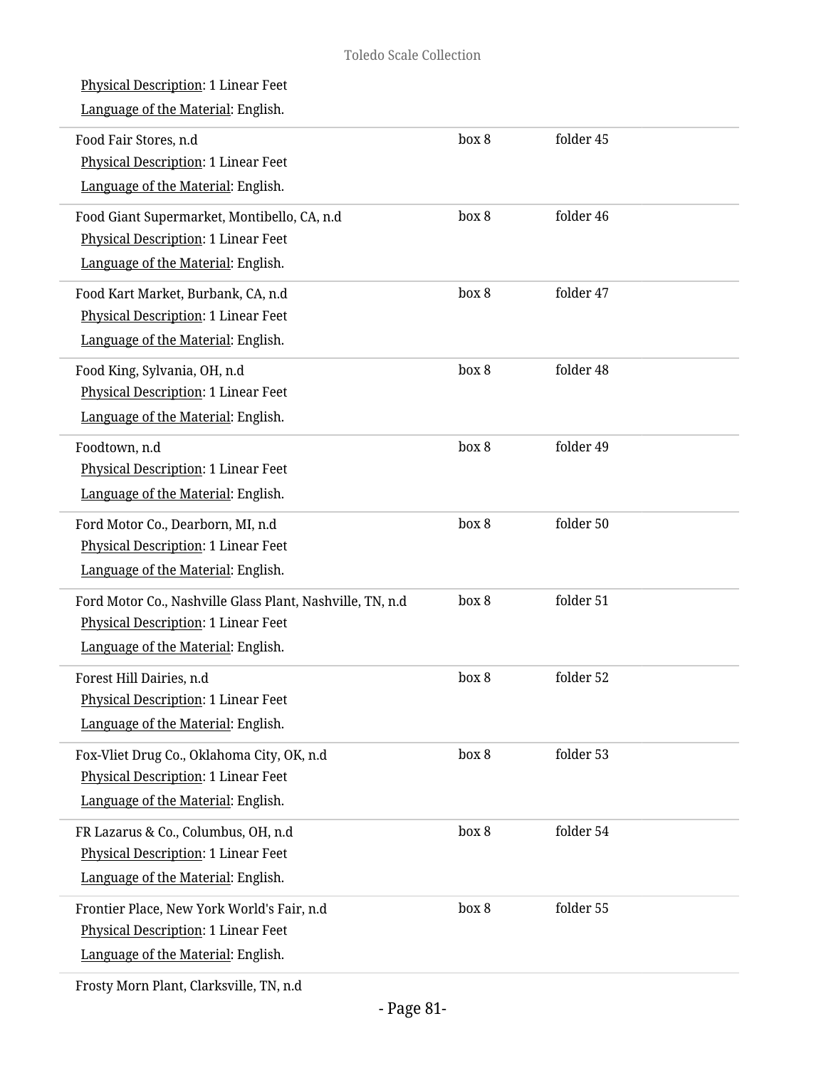Physical Description: 1 Linear Feet

Language of the Material: English.

| | | |
|---|---|---|
| Food Fair Stores, n.d<br>Physical Description: 1 Linear Feet<br>Language of the Material: English. | box 8 | folder 45 |
| Food Giant Supermarket, Montibello, CA, n.d<br>Physical Description: 1 Linear Feet<br>Language of the Material: English. | box 8 | folder 46 |
| Food Kart Market, Burbank, CA, n.d<br>Physical Description: 1 Linear Feet<br>Language of the Material: English. | box 8 | folder 47 |
| Food King, Sylvania, OH, n.d<br>Physical Description: 1 Linear Feet<br>Language of the Material: English. | box 8 | folder 48 |
| Foodtown, n.d<br>Physical Description: 1 Linear Feet<br>Language of the Material: English. | box 8 | folder 49 |
| Ford Motor Co., Dearborn, MI, n.d<br>Physical Description: 1 Linear Feet<br>Language of the Material: English. | box 8 | folder 50 |
| Ford Motor Co., Nashville Glass Plant, Nashville, TN, n.d<br>Physical Description: 1 Linear Feet<br>Language of the Material: English. | box 8 | folder 51 |
| Forest Hill Dairies, n.d<br>Physical Description: 1 Linear Feet<br>Language of the Material: English. | box 8 | folder 52 |
| Fox-Vliet Drug Co., Oklahoma City, OK, n.d<br>Physical Description: 1 Linear Feet<br>Language of the Material: English. | box 8 | folder 53 |
| FR Lazarus & Co., Columbus, OH, n.d<br>Physical Description: 1 Linear Feet<br>Language of the Material: English. | box 8 | folder 54 |
| Frontier Place, New York World's Fair, n.d<br>Physical Description: 1 Linear Feet<br>Language of the Material: English. | box 8 | folder 55 |

Frosty Morn Plant, Clarksville, TN, n.d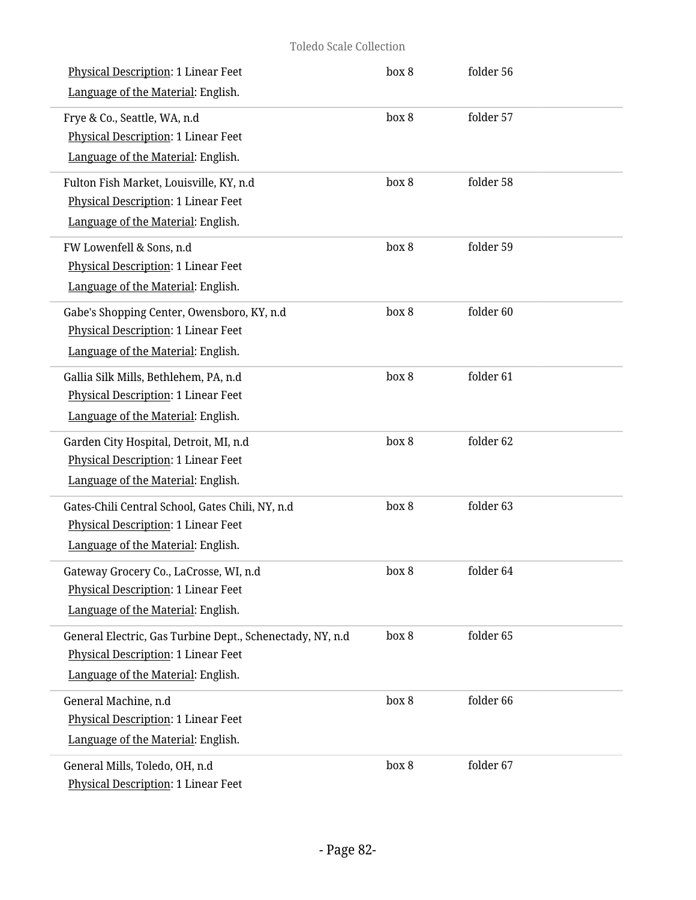Physical Description: 1 Linear Feet
Language of the Material: English.

box 8 folder 56

Frye & Co., Seattle, WA, n.d
Physical Description: 1 Linear Feet
Language of the Material: English.

box 8 folder 57

Fulton Fish Market, Louisville, KY, n.d
Physical Description: 1 Linear Feet
Language of the Material: English.

box 8 folder 58

FW Lowenfell & Sons, n.d
Physical Description: 1 Linear Feet
Language of the Material: English.

box 8 folder 59

Gabe's Shopping Center, Owensboro, KY, n.d
Physical Description: 1 Linear Feet
Language of the Material: English.

box 8 folder 60

Gallia Silk Mills, Bethlehem, PA, n.d
Physical Description: 1 Linear Feet
Language of the Material: English.

box 8 folder 61

Garden City Hospital, Detroit, MI, n.d
Physical Description: 1 Linear Feet
Language of the Material: English.

box 8 folder 62

Gates-Chili Central School, Gates Chili, NY, n.d
Physical Description: 1 Linear Feet
Language of the Material: English.

box 8 folder 63

Gateway Grocery Co., LaCrosse, WI, n.d
Physical Description: 1 Linear Feet
Language of the Material: English.

box 8 folder 64

General Electric, Gas Turbine Dept., Schenectady, NY, n.d
Physical Description: 1 Linear Feet
Language of the Material: English.

box 8 folder 65

General Machine, n.d
Physical Description: 1 Linear Feet
Language of the Material: English.

box 8 folder 66

General Mills, Toledo, OH, n.d
Physical Description: 1 Linear Feet

box 8 folder 67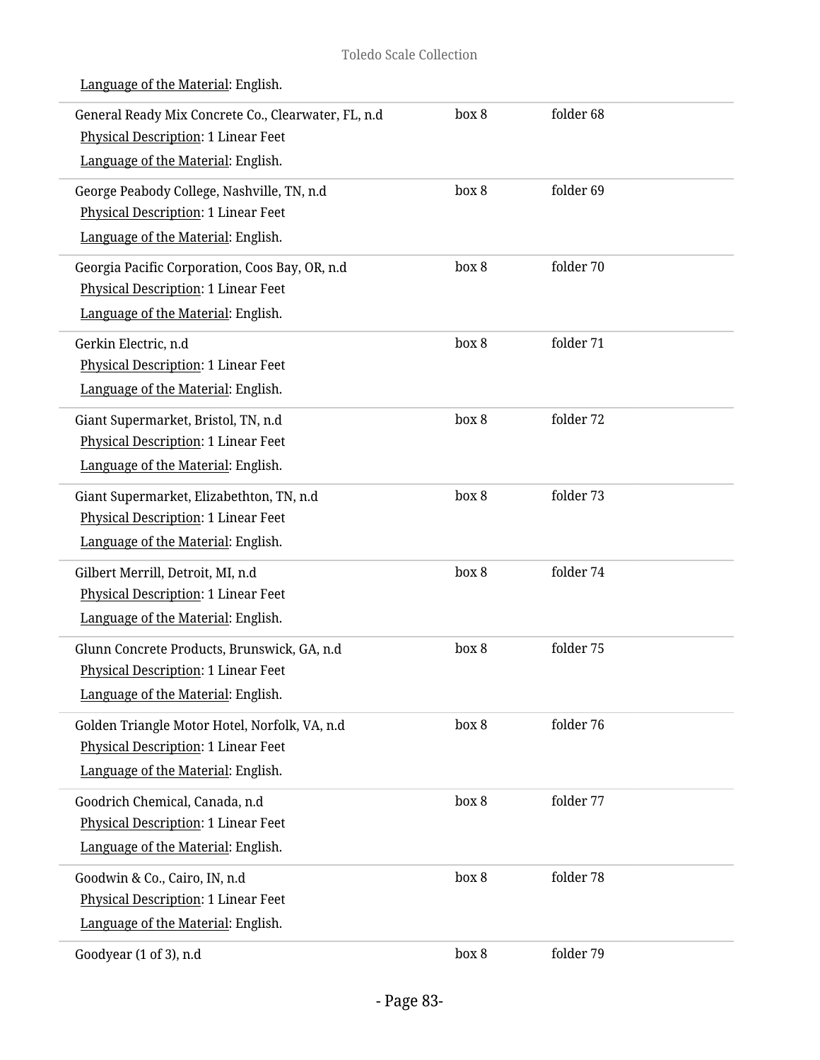Language of the Material: English.

| | | |
|---|---|---|
| General Ready Mix Concrete Co., Clearwater, FL, n.d<br>Physical Description: 1 Linear Feet<br>Language of the Material: English. | box 8 | folder 68 |
| George Peabody College, Nashville, TN, n.d<br>Physical Description: 1 Linear Feet<br>Language of the Material: English. | box 8 | folder 69 |
| Georgia Pacific Corporation, Coos Bay, OR, n.d<br>Physical Description: 1 Linear Feet<br>Language of the Material: English. | box 8 | folder 70 |
| Gerkin Electric, n.d<br>Physical Description: 1 Linear Feet<br>Language of the Material: English. | box 8 | folder 71 |
| Giant Supermarket, Bristol, TN, n.d<br>Physical Description: 1 Linear Feet<br>Language of the Material: English. | box 8 | folder 72 |
| Giant Supermarket, Elizabethton, TN, n.d<br>Physical Description: 1 Linear Feet<br>Language of the Material: English. | box 8 | folder 73 |
| Gilbert Merrill, Detroit, MI, n.d<br>Physical Description: 1 Linear Feet<br>Language of the Material: English. | box 8 | folder 74 |
| Glunn Concrete Products, Brunswick, GA, n.d<br>Physical Description: 1 Linear Feet<br>Language of the Material: English. | box 8 | folder 75 |
| Golden Triangle Motor Hotel, Norfolk, VA, n.d<br>Physical Description: 1 Linear Feet<br>Language of the Material: English. | box 8 | folder 76 |
| Goodrich Chemical, Canada, n.d<br>Physical Description: 1 Linear Feet<br>Language of the Material: English. | box 8 | folder 77 |
| Goodwin & Co., Cairo, IN, n.d<br>Physical Description: 1 Linear Feet<br>Language of the Material: English. | box 8 | folder 78 |
| Goodyear (1 of 3), n.d | box 8 | folder 79 |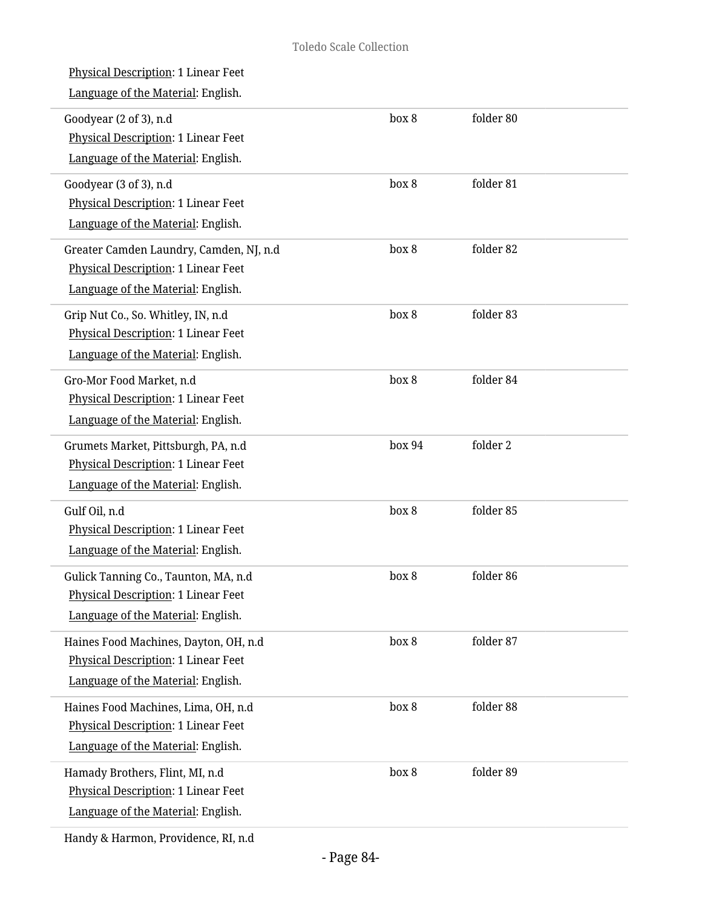Physical Description: 1 Linear Feet
Language of the Material: English.

| | | |
|---|---|---|
| Goodyear (2 of 3), n.d<br>Physical Description: 1 Linear Feet<br>Language of the Material: English. | box 8 | folder 80 |
| Goodyear (3 of 3), n.d<br>Physical Description: 1 Linear Feet<br>Language of the Material: English. | box 8 | folder 81 |
| Greater Camden Laundry, Camden, NJ, n.d<br>Physical Description: 1 Linear Feet<br>Language of the Material: English. | box 8 | folder 82 |
| Grip Nut Co., So. Whitley, IN, n.d<br>Physical Description: 1 Linear Feet<br>Language of the Material: English. | box 8 | folder 83 |
| Gro-Mor Food Market, n.d<br>Physical Description: 1 Linear Feet<br>Language of the Material: English. | box 8 | folder 84 |
| Grumets Market, Pittsburgh, PA, n.d<br>Physical Description: 1 Linear Feet<br>Language of the Material: English. | box 94 | folder 2 |
| Gulf Oil, n.d<br>Physical Description: 1 Linear Feet<br>Language of the Material: English. | box 8 | folder 85 |
| Gulick Tanning Co., Taunton, MA, n.d<br>Physical Description: 1 Linear Feet<br>Language of the Material: English. | box 8 | folder 86 |
| Haines Food Machines, Dayton, OH, n.d<br>Physical Description: 1 Linear Feet<br>Language of the Material: English. | box 8 | folder 87 |
| Haines Food Machines, Lima, OH, n.d<br>Physical Description: 1 Linear Feet<br>Language of the Material: English. | box 8 | folder 88 |
| Hamady Brothers, Flint, MI, n.d<br>Physical Description: 1 Linear Feet<br>Language of the Material: English. | box 8 | folder 89 |

Handy & Harmon, Providence, RI, n.d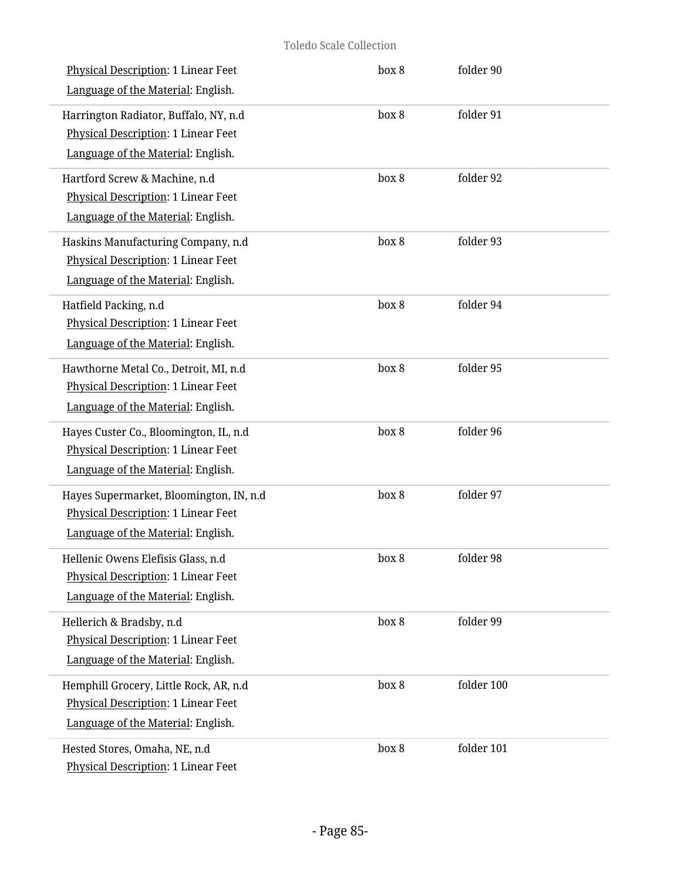Physical Description: 1 Linear Feet
Language of the Material: English.

box 8 folder 90

---

Harrington Radiator, Buffalo, NY, n.d
Physical Description: 1 Linear Feet
Language of the Material: English.

box 8 folder 91

---

Hartford Screw & Machine, n.d
Physical Description: 1 Linear Feet
Language of the Material: English.

box 8 folder 92

---

Haskins Manufacturing Company, n.d
Physical Description: 1 Linear Feet
Language of the Material: English.

box 8 folder 93

---

Hatfield Packing, n.d
Physical Description: 1 Linear Feet
Language of the Material: English.

box 8 folder 94

---

Hawthorne Metal Co., Detroit, MI, n.d
Physical Description: 1 Linear Feet
Language of the Material: English.

box 8 folder 95

---

Hayes Custer Co., Bloomington, IL, n.d
Physical Description: 1 Linear Feet
Language of the Material: English.

box 8 folder 96

---

Hayes Supermarket, Bloomington, IN, n.d
Physical Description: 1 Linear Feet
Language of the Material: English.

box 8 folder 97

---

Hellenic Owens Elefisis Glass, n.d
Physical Description: 1 Linear Feet
Language of the Material: English.

box 8 folder 98

---

Hellerich & Bradsby, n.d
Physical Description: 1 Linear Feet
Language of the Material: English.

box 8 folder 99

---

Hemphill Grocery, Little Rock, AR, n.d
Physical Description: 1 Linear Feet
Language of the Material: English.

box 8 folder 100

---

Hested Stores, Omaha, NE, n.d
Physical Description: 1 Linear Feet

box 8 folder 101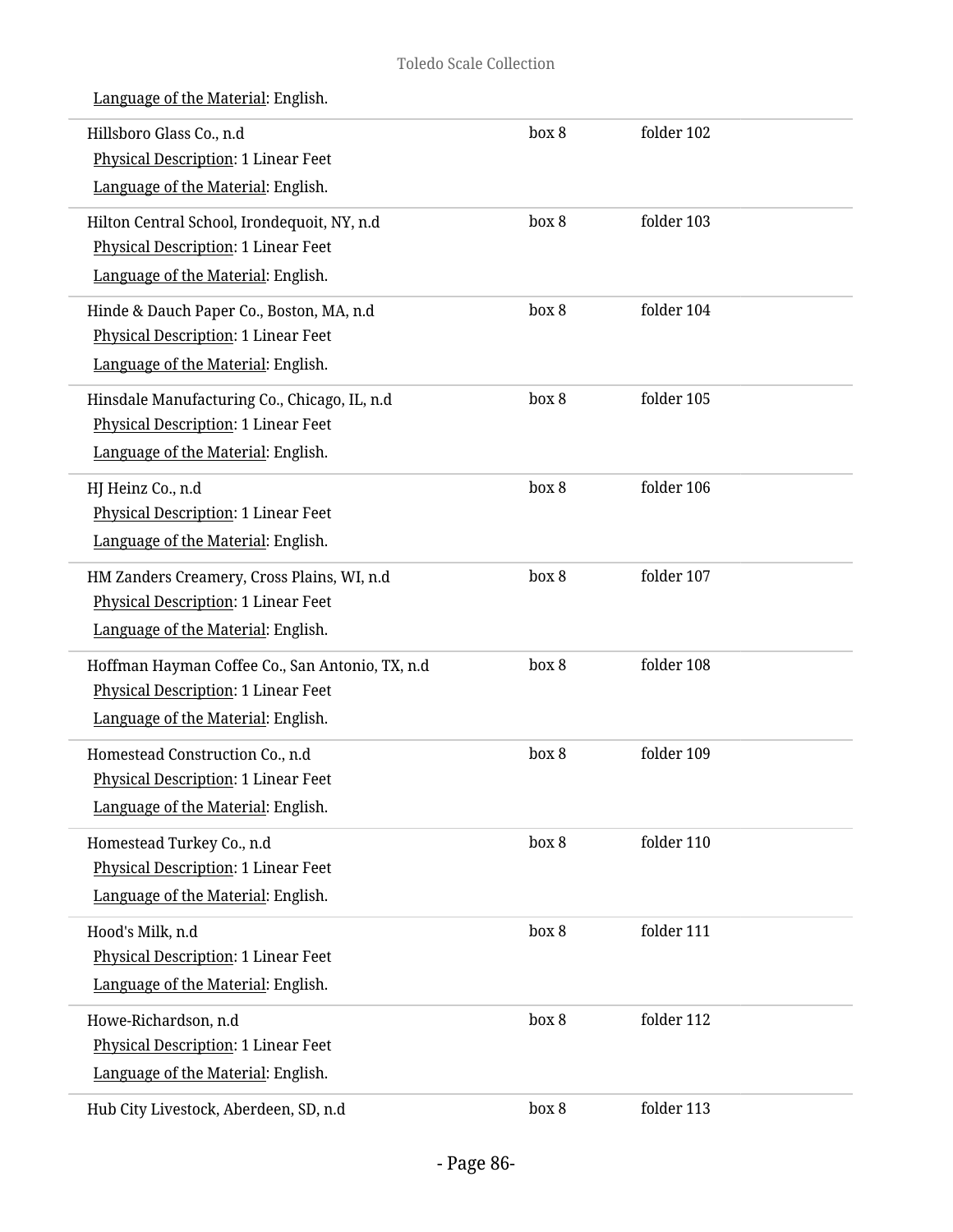Language of the Material: English.

| | | |
|---|---|---|
| Hillsboro Glass Co., n.d<br>Physical Description: 1 Linear Feet<br>Language of the Material: English. | box 8 | folder 102 |
| Hilton Central School, Irondequoit, NY, n.d<br>Physical Description: 1 Linear Feet<br>Language of the Material: English. | box 8 | folder 103 |
| Hinde & Dauch Paper Co., Boston, MA, n.d<br>Physical Description: 1 Linear Feet<br>Language of the Material: English. | box 8 | folder 104 |
| Hinsdale Manufacturing Co., Chicago, IL, n.d<br>Physical Description: 1 Linear Feet<br>Language of the Material: English. | box 8 | folder 105 |
| HJ Heinz Co., n.d<br>Physical Description: 1 Linear Feet<br>Language of the Material: English. | box 8 | folder 106 |
| HM Zanders Creamery, Cross Plains, WI, n.d<br>Physical Description: 1 Linear Feet<br>Language of the Material: English. | box 8 | folder 107 |
| Hoffman Hayman Coffee Co., San Antonio, TX, n.d<br>Physical Description: 1 Linear Feet<br>Language of the Material: English. | box 8 | folder 108 |
| Homestead Construction Co., n.d<br>Physical Description: 1 Linear Feet<br>Language of the Material: English. | box 8 | folder 109 |
| Homestead Turkey Co., n.d<br>Physical Description: 1 Linear Feet<br>Language of the Material: English. | box 8 | folder 110 |
| Hood's Milk, n.d<br>Physical Description: 1 Linear Feet<br>Language of the Material: English. | box 8 | folder 111 |
| Howe-Richardson, n.d<br>Physical Description: 1 Linear Feet<br>Language of the Material: English. | box 8 | folder 112 |
| Hub City Livestock, Aberdeen, SD, n.d | box 8 | folder 113 |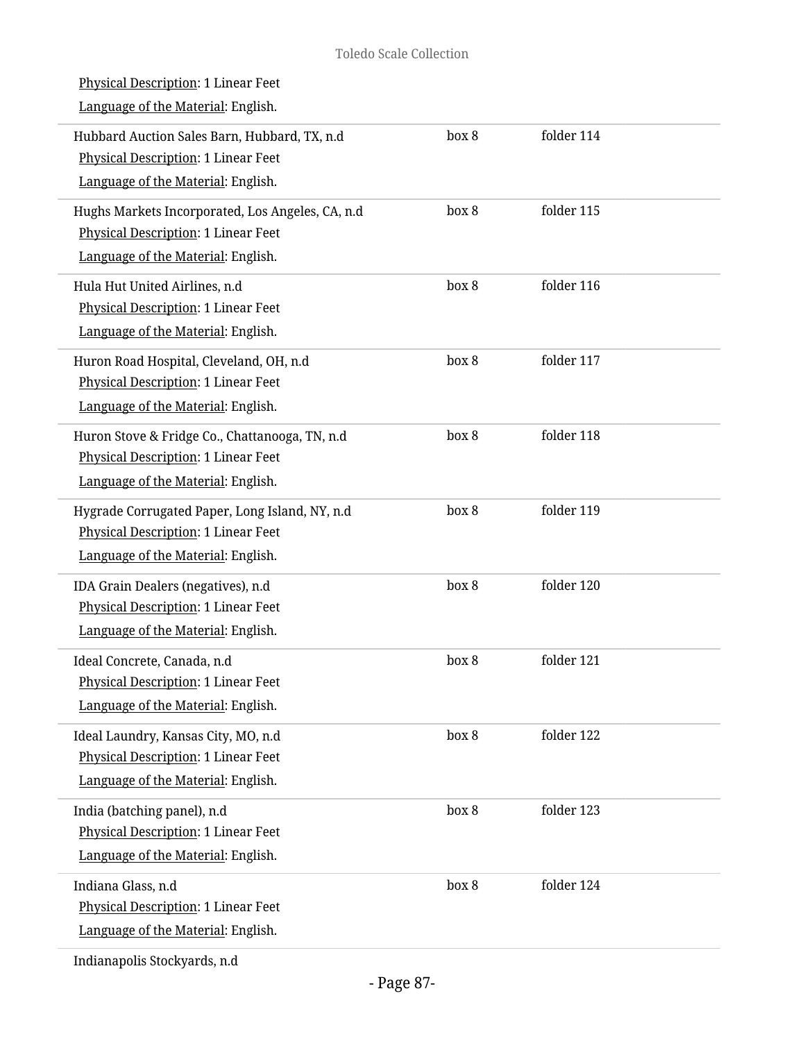Physical Description: 1 Linear Feet

Language of the Material: English.

| | | |
|---|---|---|
| Hubbard Auction Sales Barn, Hubbard, TX, n.d<br>Physical Description: 1 Linear Feet<br>Language of the Material: English. | box 8 | folder 114 |
| Hughs Markets Incorporated, Los Angeles, CA, n.d<br>Physical Description: 1 Linear Feet<br>Language of the Material: English. | box 8 | folder 115 |
| Hula Hut United Airlines, n.d<br>Physical Description: 1 Linear Feet<br>Language of the Material: English. | box 8 | folder 116 |
| Huron Road Hospital, Cleveland, OH, n.d<br>Physical Description: 1 Linear Feet<br>Language of the Material: English. | box 8 | folder 117 |
| Huron Stove & Fridge Co., Chattanooga, TN, n.d<br>Physical Description: 1 Linear Feet<br>Language of the Material: English. | box 8 | folder 118 |
| Hygrade Corrugated Paper, Long Island, NY, n.d<br>Physical Description: 1 Linear Feet<br>Language of the Material: English. | box 8 | folder 119 |
| IDA Grain Dealers (negatives), n.d<br>Physical Description: 1 Linear Feet<br>Language of the Material: English. | box 8 | folder 120 |
| Ideal Concrete, Canada, n.d<br>Physical Description: 1 Linear Feet<br>Language of the Material: English. | box 8 | folder 121 |
| Ideal Laundry, Kansas City, MO, n.d<br>Physical Description: 1 Linear Feet<br>Language of the Material: English. | box 8 | folder 122 |
| India (batching panel), n.d<br>Physical Description: 1 Linear Feet<br>Language of the Material: English. | box 8 | folder 123 |
| Indiana Glass, n.d<br>Physical Description: 1 Linear Feet<br>Language of the Material: English. | box 8 | folder 124 |

Indianapolis Stockyards, n.d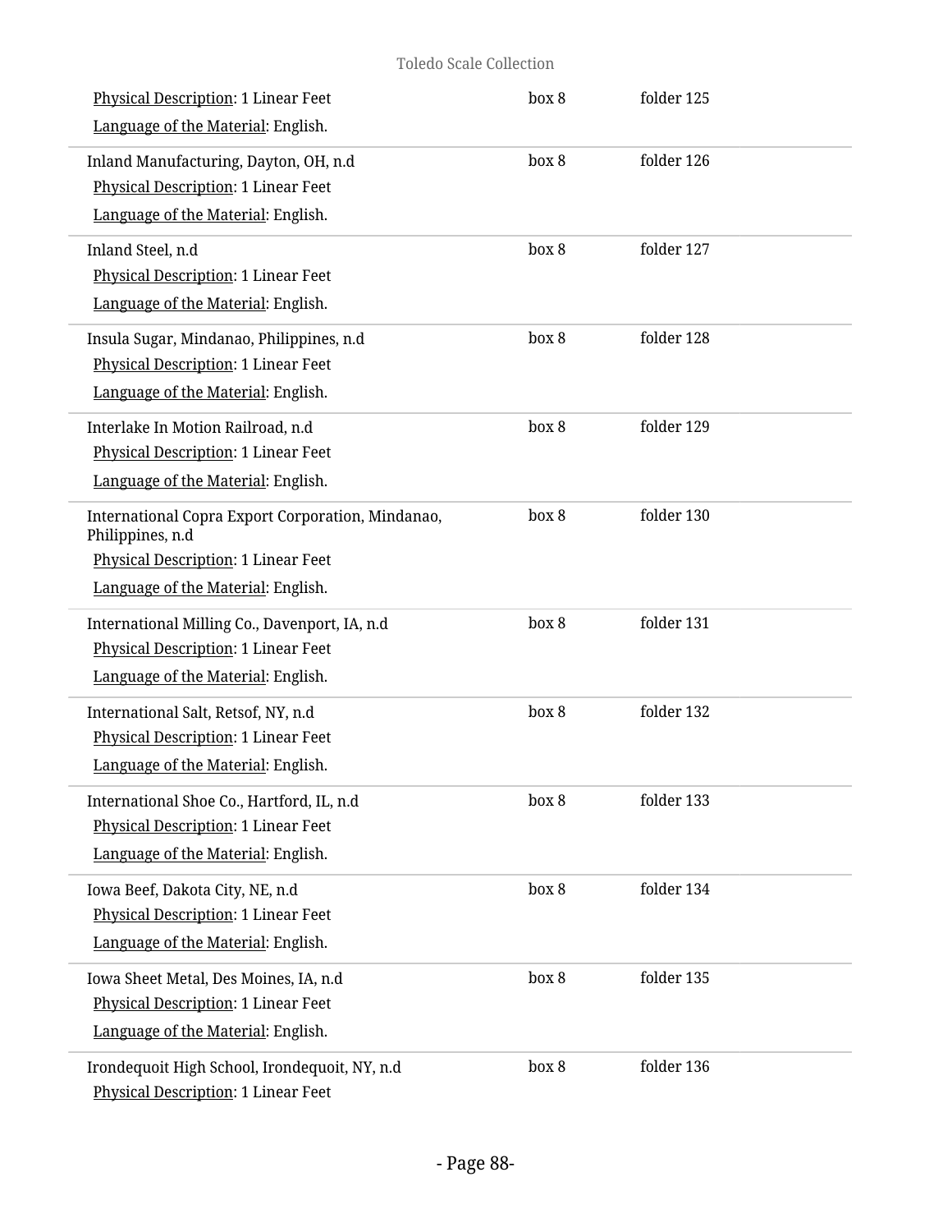Physical Description: 1 Linear Feet
Language of the Material: English.

box 8 folder 125

Inland Manufacturing, Dayton, OH, n.d
Physical Description: 1 Linear Feet
Language of the Material: English.

box 8 folder 126

Inland Steel, n.d
Physical Description: 1 Linear Feet
Language of the Material: English.

box 8 folder 127

Insula Sugar, Mindanao, Philippines, n.d
Physical Description: 1 Linear Feet
Language of the Material: English.

box 8 folder 128

Interlake In Motion Railroad, n.d
Physical Description: 1 Linear Feet
Language of the Material: English.

box 8 folder 129

International Copra Export Corporation, Mindanao, Philippines, n.d
Physical Description: 1 Linear Feet
Language of the Material: English.

box 8 folder 130

International Milling Co., Davenport, IA, n.d
Physical Description: 1 Linear Feet
Language of the Material: English.

box 8 folder 131

International Salt, Retsof, NY, n.d
Physical Description: 1 Linear Feet
Language of the Material: English.

box 8 folder 132

International Shoe Co., Hartford, IL, n.d
Physical Description: 1 Linear Feet
Language of the Material: English.

box 8 folder 133

Iowa Beef, Dakota City, NE, n.d
Physical Description: 1 Linear Feet
Language of the Material: English.

box 8 folder 134

Iowa Sheet Metal, Des Moines, IA, n.d
Physical Description: 1 Linear Feet
Language of the Material: English.

box 8 folder 135

Irondequoit High School, Irondequoit, NY, n.d
Physical Description: 1 Linear Feet

box 8 folder 136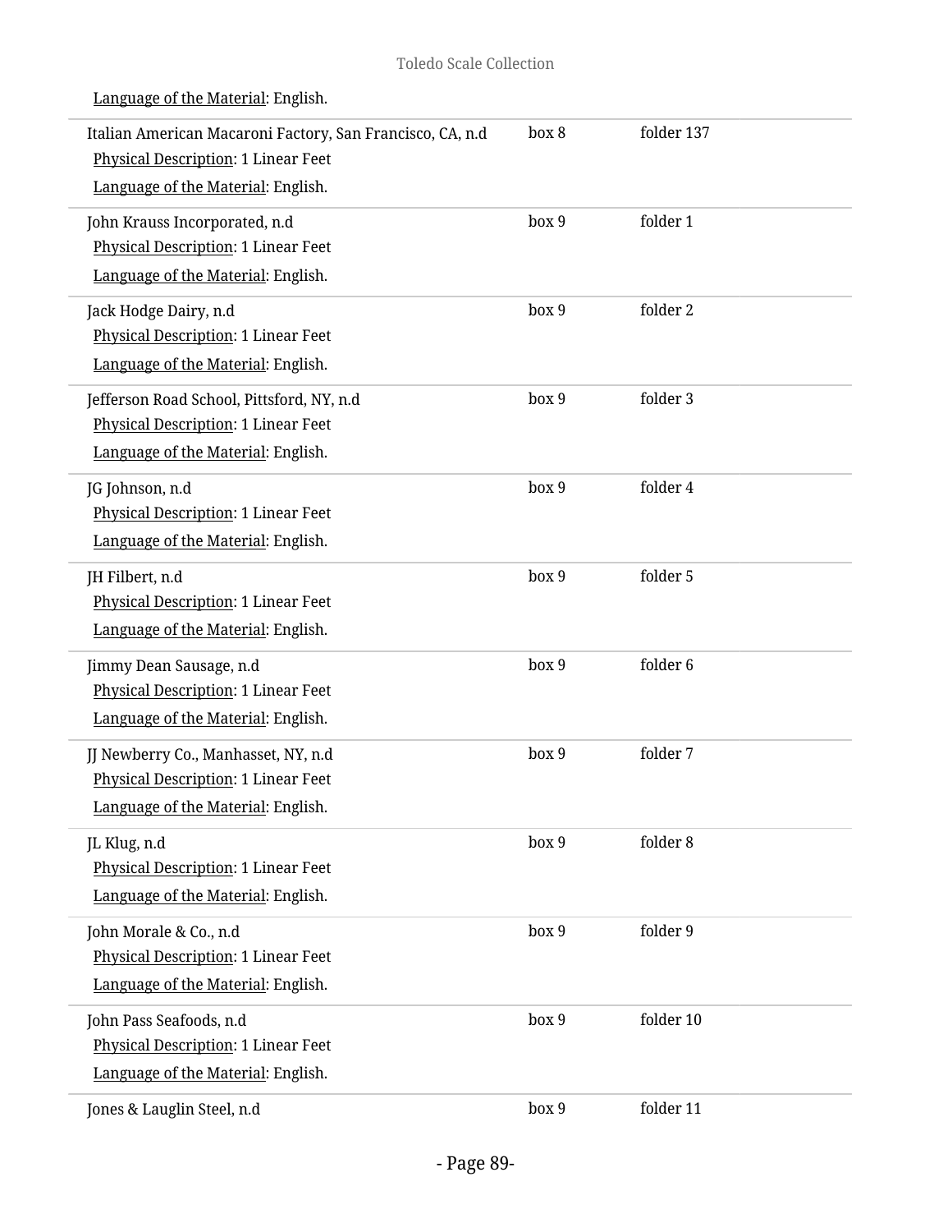Language of the Material: English.

| | | |
|---|---|---|
| Italian American Macaroni Factory, San Francisco, CA, n.d<br>Physical Description: 1 Linear Feet<br>Language of the Material: English. | box 8 | folder 137 |
| John Krauss Incorporated, n.d<br>Physical Description: 1 Linear Feet<br>Language of the Material: English. | box 9 | folder 1 |
| Jack Hodge Dairy, n.d<br>Physical Description: 1 Linear Feet<br>Language of the Material: English. | box 9 | folder 2 |
| Jefferson Road School, Pittsford, NY, n.d<br>Physical Description: 1 Linear Feet<br>Language of the Material: English. | box 9 | folder 3 |
| JG Johnson, n.d<br>Physical Description: 1 Linear Feet<br>Language of the Material: English. | box 9 | folder 4 |
| JH Filbert, n.d<br>Physical Description: 1 Linear Feet<br>Language of the Material: English. | box 9 | folder 5 |
| Jimmy Dean Sausage, n.d<br>Physical Description: 1 Linear Feet<br>Language of the Material: English. | box 9 | folder 6 |
| JJ Newberry Co., Manhasset, NY, n.d<br>Physical Description: 1 Linear Feet<br>Language of the Material: English. | box 9 | folder 7 |
| JL Klug, n.d<br>Physical Description: 1 Linear Feet<br>Language of the Material: English. | box 9 | folder 8 |
| John Morale & Co., n.d<br>Physical Description: 1 Linear Feet<br>Language of the Material: English. | box 9 | folder 9 |
| John Pass Seafoods, n.d<br>Physical Description: 1 Linear Feet<br>Language of the Material: English. | box 9 | folder 10 |
| Jones & Lauglin Steel, n.d | box 9 | folder 11 |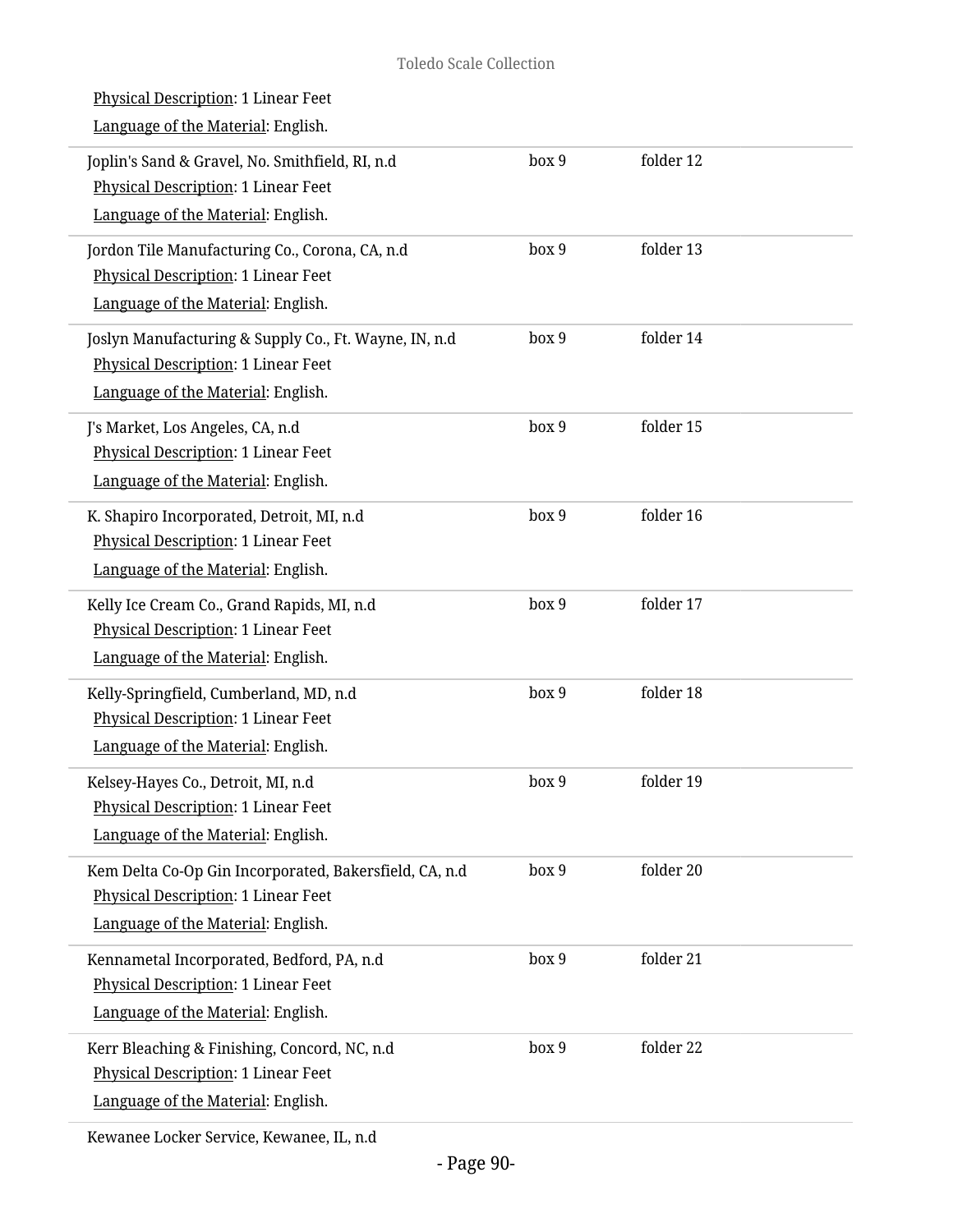Physical Description: 1 Linear Feet

Language of the Material: English.

| | | |
|---|---|---|
| Joplin's Sand & Gravel, No. Smithfield, RI, n.d<br>Physical Description: 1 Linear Feet<br>Language of the Material: English. | box 9 | folder 12 |
| Jordon Tile Manufacturing Co., Corona, CA, n.d<br>Physical Description: 1 Linear Feet<br>Language of the Material: English. | box 9 | folder 13 |
| Joslyn Manufacturing & Supply Co., Ft. Wayne, IN, n.d<br>Physical Description: 1 Linear Feet<br>Language of the Material: English. | box 9 | folder 14 |
| J's Market, Los Angeles, CA, n.d<br>Physical Description: 1 Linear Feet<br>Language of the Material: English. | box 9 | folder 15 |
| K. Shapiro Incorporated, Detroit, MI, n.d<br>Physical Description: 1 Linear Feet<br>Language of the Material: English. | box 9 | folder 16 |
| Kelly Ice Cream Co., Grand Rapids, MI, n.d<br>Physical Description: 1 Linear Feet<br>Language of the Material: English. | box 9 | folder 17 |
| Kelly-Springfield, Cumberland, MD, n.d<br>Physical Description: 1 Linear Feet<br>Language of the Material: English. | box 9 | folder 18 |
| Kelsey-Hayes Co., Detroit, MI, n.d<br>Physical Description: 1 Linear Feet<br>Language of the Material: English. | box 9 | folder 19 |
| Kem Delta Co-Op Gin Incorporated, Bakersfield, CA, n.d<br>Physical Description: 1 Linear Feet<br>Language of the Material: English. | box 9 | folder 20 |
| Kennametal Incorporated, Bedford, PA, n.d<br>Physical Description: 1 Linear Feet<br>Language of the Material: English. | box 9 | folder 21 |
| Kerr Bleaching & Finishing, Concord, NC, n.d<br>Physical Description: 1 Linear Feet<br>Language of the Material: English. | box 9 | folder 22 |
| Kewanee Locker Service, Kewanee, IL, n.d | | |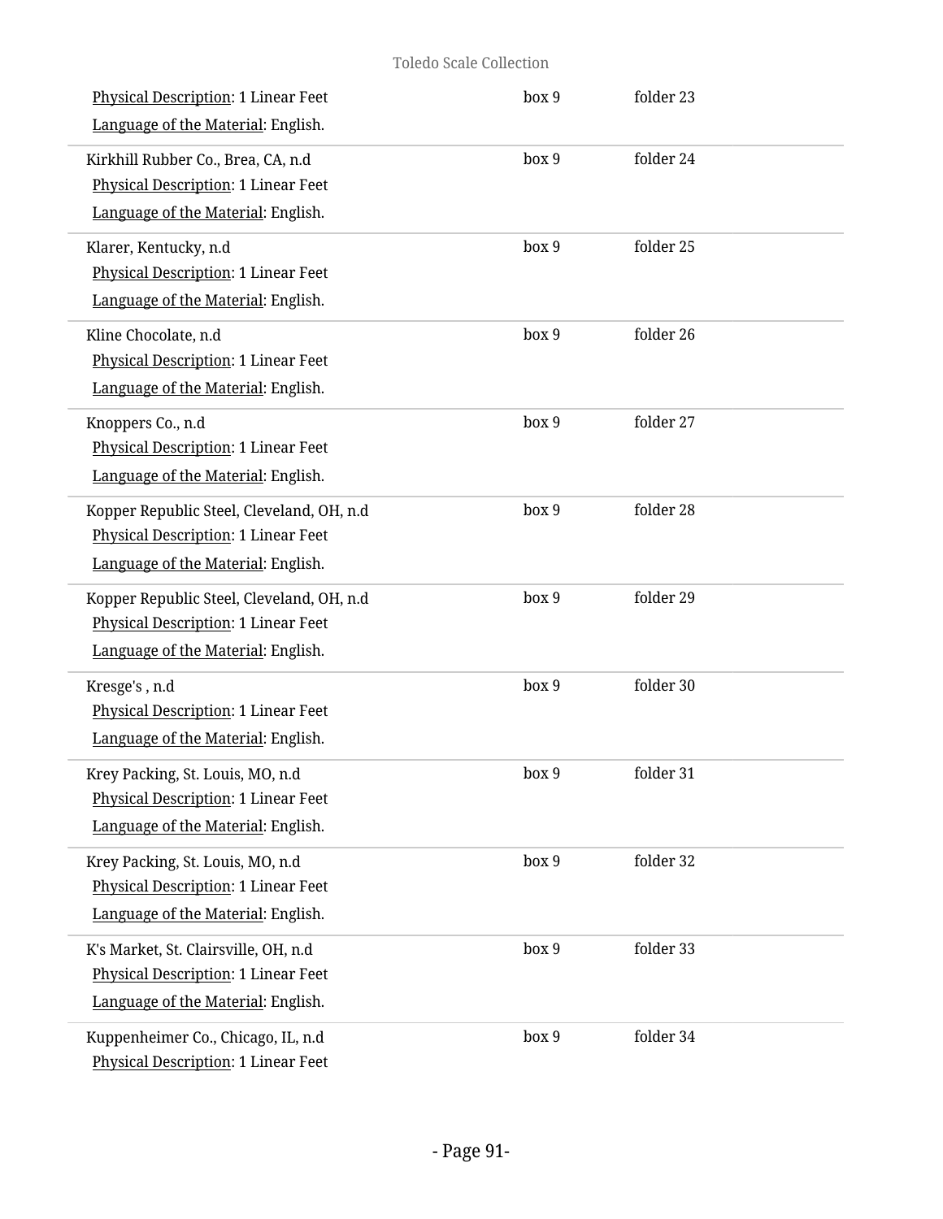Physical Description: 1 Linear Feet | box 9 | folder 23
Language of the Material: English.

Kirkhill Rubber Co., Brea, CA, n.d | box 9 | folder 24
Physical Description: 1 Linear Feet
Language of the Material: English.

Klarer, Kentucky, n.d | box 9 | folder 25
Physical Description: 1 Linear Feet
Language of the Material: English.

Kline Chocolate, n.d | box 9 | folder 26
Physical Description: 1 Linear Feet
Language of the Material: English.

Knoppers Co., n.d | box 9 | folder 27
Physical Description: 1 Linear Feet
Language of the Material: English.

Kopper Republic Steel, Cleveland, OH, n.d | box 9 | folder 28
Physical Description: 1 Linear Feet
Language of the Material: English.

Kopper Republic Steel, Cleveland, OH, n.d | box 9 | folder 29
Physical Description: 1 Linear Feet
Language of the Material: English.

Kresge's , n.d | box 9 | folder 30
Physical Description: 1 Linear Feet
Language of the Material: English.

Krey Packing, St. Louis, MO, n.d | box 9 | folder 31
Physical Description: 1 Linear Feet
Language of the Material: English.

Krey Packing, St. Louis, MO, n.d | box 9 | folder 32
Physical Description: 1 Linear Feet
Language of the Material: English.

K's Market, St. Clairsville, OH, n.d | box 9 | folder 33
Physical Description: 1 Linear Feet
Language of the Material: English.

Kuppenheimer Co., Chicago, IL, n.d | box 9 | folder 34
Physical Description: 1 Linear Feet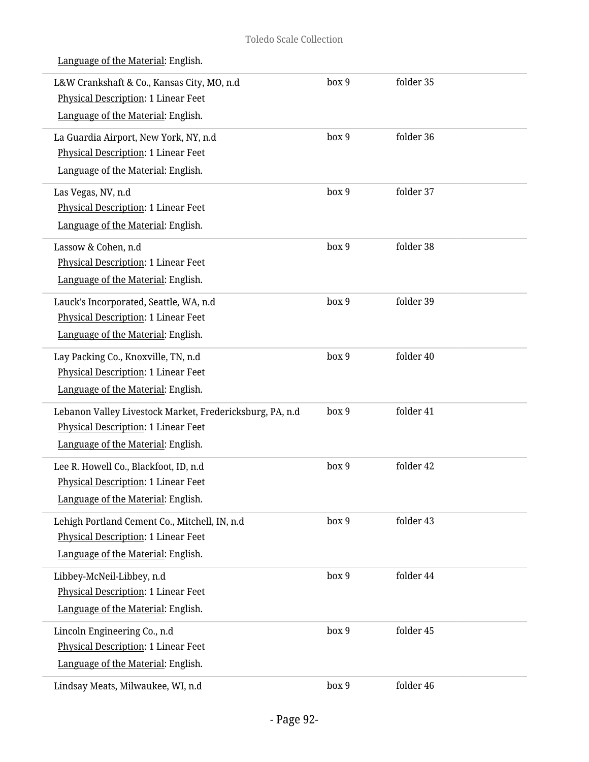Language of the Material: English.

| | | |
|---|---|---|
| L&W Crankshaft & Co., Kansas City, MO, n.d<br>Physical Description: 1 Linear Feet<br>Language of the Material: English. | box 9 | folder 35 |
| La Guardia Airport, New York, NY, n.d<br>Physical Description: 1 Linear Feet<br>Language of the Material: English. | box 9 | folder 36 |
| Las Vegas, NV, n.d<br>Physical Description: 1 Linear Feet<br>Language of the Material: English. | box 9 | folder 37 |
| Lassow & Cohen, n.d<br>Physical Description: 1 Linear Feet<br>Language of the Material: English. | box 9 | folder 38 |
| Lauck's Incorporated, Seattle, WA, n.d<br>Physical Description: 1 Linear Feet<br>Language of the Material: English. | box 9 | folder 39 |
| Lay Packing Co., Knoxville, TN, n.d<br>Physical Description: 1 Linear Feet<br>Language of the Material: English. | box 9 | folder 40 |
| Lebanon Valley Livestock Market, Fredericksburg, PA, n.d<br>Physical Description: 1 Linear Feet<br>Language of the Material: English. | box 9 | folder 41 |
| Lee R. Howell Co., Blackfoot, ID, n.d<br>Physical Description: 1 Linear Feet<br>Language of the Material: English. | box 9 | folder 42 |
| Lehigh Portland Cement Co., Mitchell, IN, n.d<br>Physical Description: 1 Linear Feet<br>Language of the Material: English. | box 9 | folder 43 |
| Libbey-McNeil-Libbey, n.d<br>Physical Description: 1 Linear Feet<br>Language of the Material: English. | box 9 | folder 44 |
| Lincoln Engineering Co., n.d<br>Physical Description: 1 Linear Feet<br>Language of the Material: English. | box 9 | folder 45 |
| Lindsay Meats, Milwaukee, WI, n.d | box 9 | folder 46 |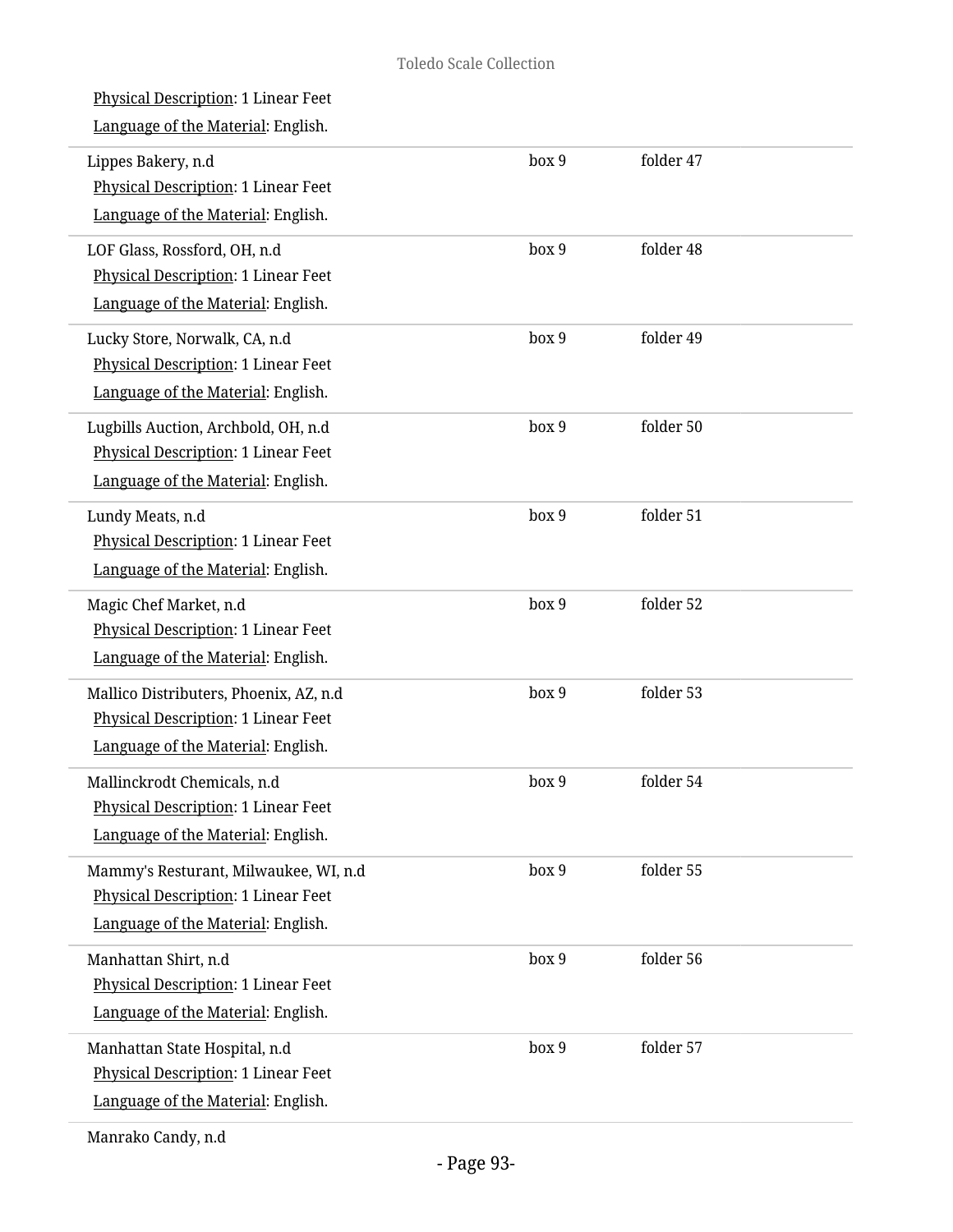Physical Description: 1 Linear Feet

Language of the Material: English.

| Title | Box | Folder |
|---|---|---|
| Lippes Bakery, n.d<br>Physical Description: 1 Linear Feet<br>Language of the Material: English. | box 9 | folder 47 |
| LOF Glass, Rossford, OH, n.d<br>Physical Description: 1 Linear Feet<br>Language of the Material: English. | box 9 | folder 48 |
| Lucky Store, Norwalk, CA, n.d<br>Physical Description: 1 Linear Feet<br>Language of the Material: English. | box 9 | folder 49 |
| Lugbills Auction, Archbold, OH, n.d<br>Physical Description: 1 Linear Feet<br>Language of the Material: English. | box 9 | folder 50 |
| Lundy Meats, n.d<br>Physical Description: 1 Linear Feet<br>Language of the Material: English. | box 9 | folder 51 |
| Magic Chef Market, n.d<br>Physical Description: 1 Linear Feet<br>Language of the Material: English. | box 9 | folder 52 |
| Mallico Distributers, Phoenix, AZ, n.d<br>Physical Description: 1 Linear Feet<br>Language of the Material: English. | box 9 | folder 53 |
| Mallinckrodt Chemicals, n.d<br>Physical Description: 1 Linear Feet<br>Language of the Material: English. | box 9 | folder 54 |
| Mammy's Resturant, Milwaukee, WI, n.d<br>Physical Description: 1 Linear Feet<br>Language of the Material: English. | box 9 | folder 55 |
| Manhattan Shirt, n.d<br>Physical Description: 1 Linear Feet<br>Language of the Material: English. | box 9 | folder 56 |
| Manhattan State Hospital, n.d<br>Physical Description: 1 Linear Feet<br>Language of the Material: English. | box 9 | folder 57 |
| Manrako Candy, n.d | | |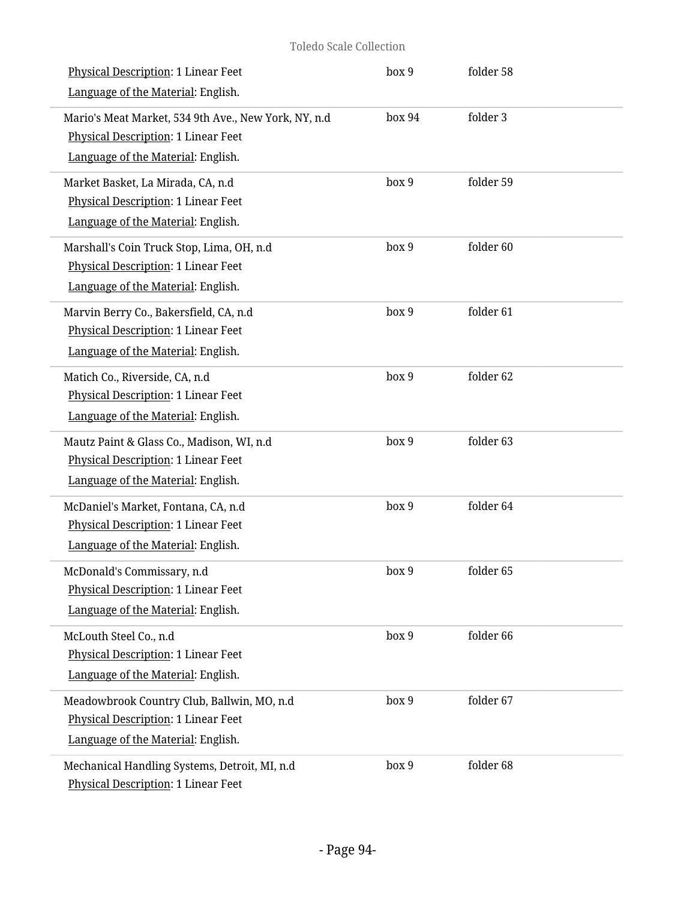Physical Description: 1 Linear Feet | box 9 | folder 58

Language of the Material: English.

---

Mario's Meat Market, 534 9th Ave., New York, NY, n.d | box 94 | folder 3

Physical Description: 1 Linear Feet

Language of the Material: English.

---

Market Basket, La Mirada, CA, n.d | box 9 | folder 59

Physical Description: 1 Linear Feet

Language of the Material: English.

---

Marshall's Coin Truck Stop, Lima, OH, n.d | box 9 | folder 60

Physical Description: 1 Linear Feet

Language of the Material: English.

---

Marvin Berry Co., Bakersfield, CA, n.d | box 9 | folder 61

Physical Description: 1 Linear Feet

Language of the Material: English.

---

Matich Co., Riverside, CA, n.d | box 9 | folder 62

Physical Description: 1 Linear Feet

Language of the Material: English.

---

Mautz Paint & Glass Co., Madison, WI, n.d | box 9 | folder 63

Physical Description: 1 Linear Feet

Language of the Material: English.

---

McDaniel's Market, Fontana, CA, n.d | box 9 | folder 64

Physical Description: 1 Linear Feet

Language of the Material: English.

---

McDonald's Commissary, n.d | box 9 | folder 65

Physical Description: 1 Linear Feet

Language of the Material: English.

---

McLouth Steel Co., n.d | box 9 | folder 66

Physical Description: 1 Linear Feet

Language of the Material: English.

---

Meadowbrook Country Club, Ballwin, MO, n.d | box 9 | folder 67

Physical Description: 1 Linear Feet

Language of the Material: English.

---

Mechanical Handling Systems, Detroit, MI, n.d | box 9 | folder 68

Physical Description: 1 Linear Feet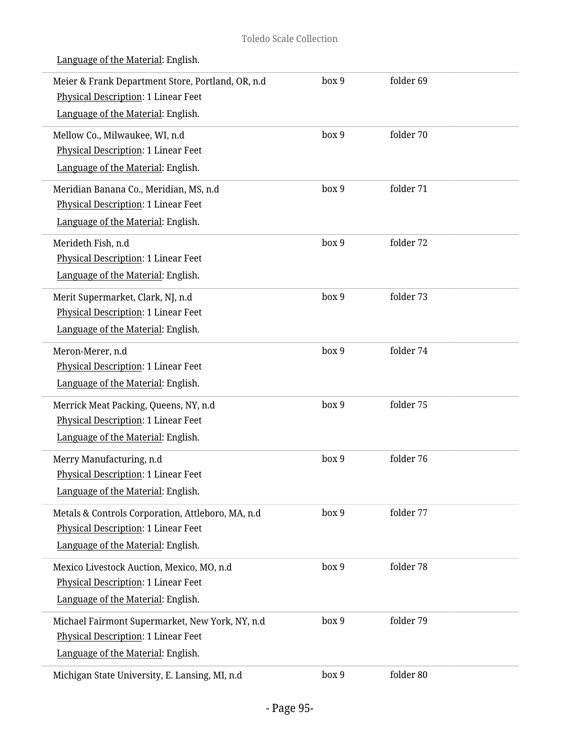Language of the Material: English.

| | | |
|---|---|---|
| Meier & Frank Department Store, Portland, OR, n.d<br>Physical Description: 1 Linear Feet<br>Language of the Material: English. | box 9 | folder 69 |
| Mellow Co., Milwaukee, WI, n.d<br>Physical Description: 1 Linear Feet<br>Language of the Material: English. | box 9 | folder 70 |
| Meridian Banana Co., Meridian, MS, n.d<br>Physical Description: 1 Linear Feet<br>Language of the Material: English. | box 9 | folder 71 |
| Merideth Fish, n.d<br>Physical Description: 1 Linear Feet<br>Language of the Material: English. | box 9 | folder 72 |
| Merit Supermarket, Clark, NJ, n.d<br>Physical Description: 1 Linear Feet<br>Language of the Material: English. | box 9 | folder 73 |
| Meron-Merer, n.d<br>Physical Description: 1 Linear Feet<br>Language of the Material: English. | box 9 | folder 74 |
| Merrick Meat Packing, Queens, NY, n.d<br>Physical Description: 1 Linear Feet<br>Language of the Material: English. | box 9 | folder 75 |
| Merry Manufacturing, n.d<br>Physical Description: 1 Linear Feet<br>Language of the Material: English. | box 9 | folder 76 |
| Metals & Controls Corporation, Attleboro, MA, n.d<br>Physical Description: 1 Linear Feet<br>Language of the Material: English. | box 9 | folder 77 |
| Mexico Livestock Auction, Mexico, MO, n.d<br>Physical Description: 1 Linear Feet<br>Language of the Material: English. | box 9 | folder 78 |
| Michael Fairmont Supermarket, New York, NY, n.d<br>Physical Description: 1 Linear Feet<br>Language of the Material: English. | box 9 | folder 79 |
| Michigan State University, E. Lansing, MI, n.d | box 9 | folder 80 |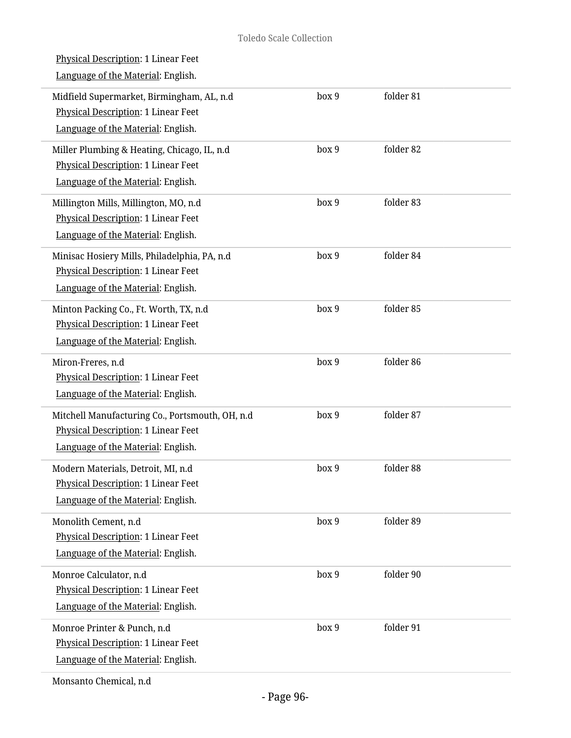Physical Description: 1 Linear Feet

Language of the Material: English.

| | | |
|---|---|---|
| Midfield Supermarket, Birmingham, AL, n.d<br>Physical Description: 1 Linear Feet<br>Language of the Material: English. | box 9 | folder 81 |
| Miller Plumbing & Heating, Chicago, IL, n.d<br>Physical Description: 1 Linear Feet<br>Language of the Material: English. | box 9 | folder 82 |
| Millington Mills, Millington, MO, n.d<br>Physical Description: 1 Linear Feet<br>Language of the Material: English. | box 9 | folder 83 |
| Minisac Hosiery Mills, Philadelphia, PA, n.d<br>Physical Description: 1 Linear Feet<br>Language of the Material: English. | box 9 | folder 84 |
| Minton Packing Co., Ft. Worth, TX, n.d<br>Physical Description: 1 Linear Feet<br>Language of the Material: English. | box 9 | folder 85 |
| Miron-Freres, n.d<br>Physical Description: 1 Linear Feet<br>Language of the Material: English. | box 9 | folder 86 |
| Mitchell Manufacturing Co., Portsmouth, OH, n.d<br>Physical Description: 1 Linear Feet<br>Language of the Material: English. | box 9 | folder 87 |
| Modern Materials, Detroit, MI, n.d<br>Physical Description: 1 Linear Feet<br>Language of the Material: English. | box 9 | folder 88 |
| Monolith Cement, n.d<br>Physical Description: 1 Linear Feet<br>Language of the Material: English. | box 9 | folder 89 |
| Monroe Calculator, n.d<br>Physical Description: 1 Linear Feet<br>Language of the Material: English. | box 9 | folder 90 |
| Monroe Printer & Punch, n.d<br>Physical Description: 1 Linear Feet<br>Language of the Material: English. | box 9 | folder 91 |
| Monsanto Chemical, n.d | | |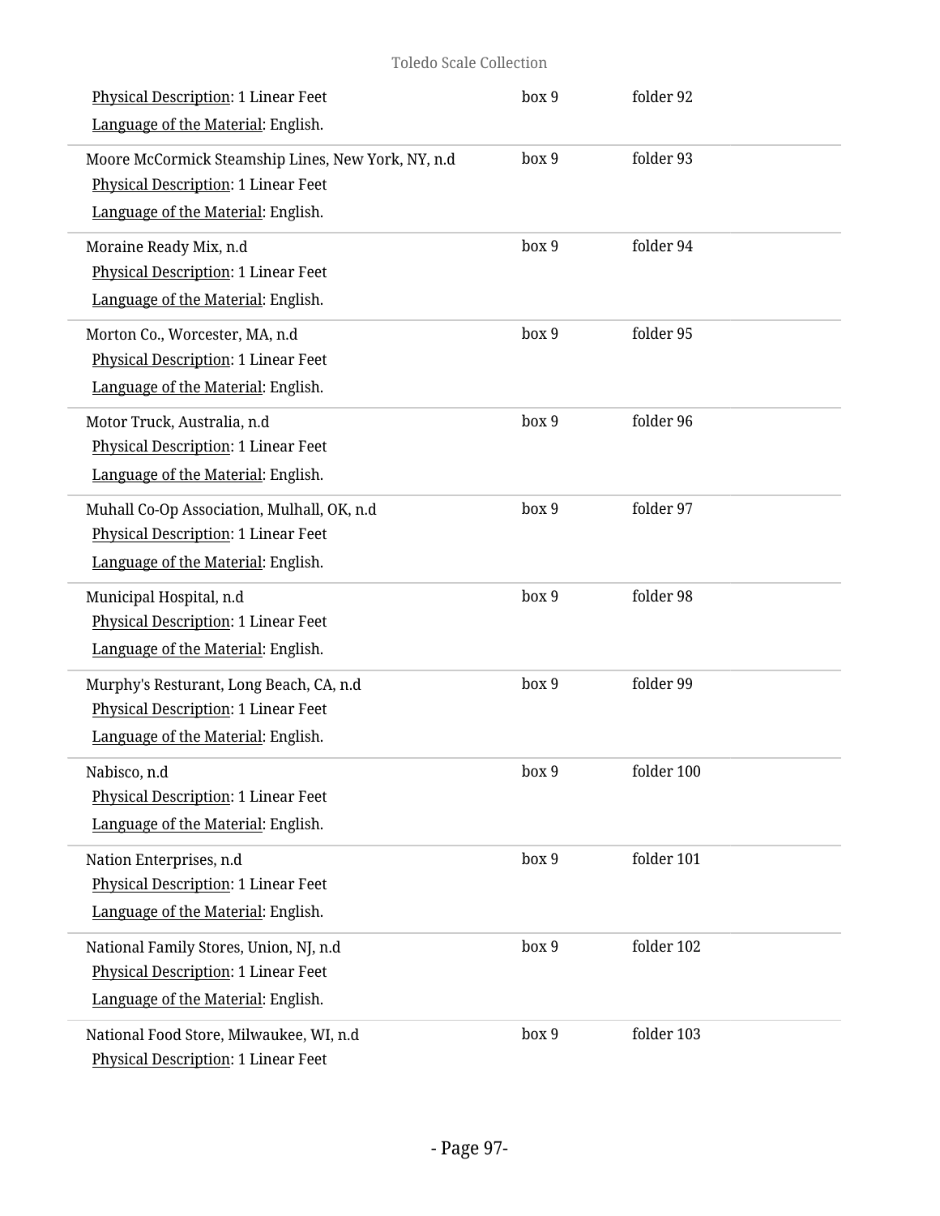Physical Description: 1 Linear Feet | box 9 | folder 92

Language of the Material: English.

Moore McCormick Steamship Lines, New York, NY, n.d | box 9 | folder 93

Physical Description: 1 Linear Feet

Language of the Material: English.

Moraine Ready Mix, n.d | box 9 | folder 94

Physical Description: 1 Linear Feet

Language of the Material: English.

Morton Co., Worcester, MA, n.d | box 9 | folder 95

Physical Description: 1 Linear Feet

Language of the Material: English.

Motor Truck, Australia, n.d | box 9 | folder 96

Physical Description: 1 Linear Feet

Language of the Material: English.

Muhall Co-Op Association, Mulhall, OK, n.d | box 9 | folder 97

Physical Description: 1 Linear Feet

Language of the Material: English.

Municipal Hospital, n.d | box 9 | folder 98

Physical Description: 1 Linear Feet

Language of the Material: English.

Murphy's Resturant, Long Beach, CA, n.d | box 9 | folder 99

Physical Description: 1 Linear Feet

Language of the Material: English.

Nabisco, n.d | box 9 | folder 100

Physical Description: 1 Linear Feet

Language of the Material: English.

Nation Enterprises, n.d | box 9 | folder 101

Physical Description: 1 Linear Feet

Language of the Material: English.

National Family Stores, Union, NJ, n.d | box 9 | folder 102

Physical Description: 1 Linear Feet

Language of the Material: English.

National Food Store, Milwaukee, WI, n.d | box 9 | folder 103

Physical Description: 1 Linear Feet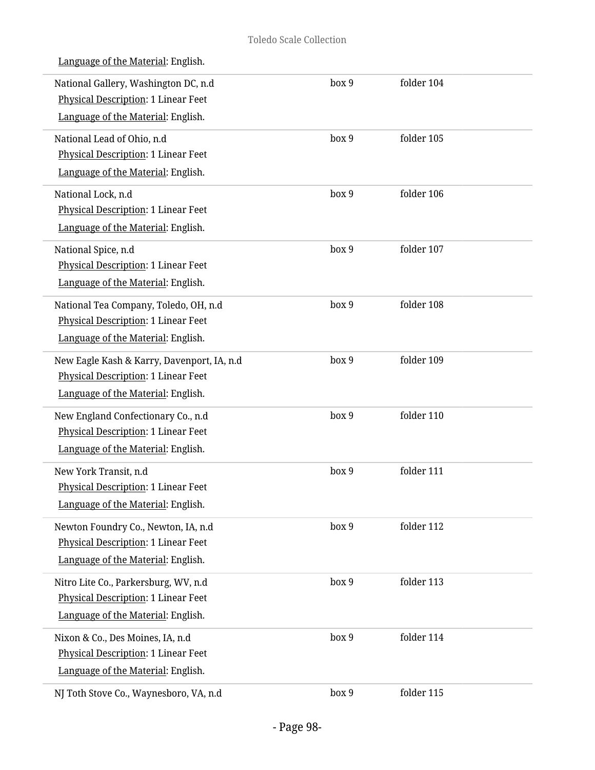Language of the Material: English.

| | | |
|---|---|---|
| National Gallery, Washington DC, n.d<br>Physical Description: 1 Linear Feet<br>Language of the Material: English. | box 9 | folder 104 |
| National Lead of Ohio, n.d<br>Physical Description: 1 Linear Feet<br>Language of the Material: English. | box 9 | folder 105 |
| National Lock, n.d<br>Physical Description: 1 Linear Feet<br>Language of the Material: English. | box 9 | folder 106 |
| National Spice, n.d<br>Physical Description: 1 Linear Feet<br>Language of the Material: English. | box 9 | folder 107 |
| National Tea Company, Toledo, OH, n.d<br>Physical Description: 1 Linear Feet<br>Language of the Material: English. | box 9 | folder 108 |
| New Eagle Kash & Karry, Davenport, IA, n.d<br>Physical Description: 1 Linear Feet<br>Language of the Material: English. | box 9 | folder 109 |
| New England Confectionary Co., n.d<br>Physical Description: 1 Linear Feet<br>Language of the Material: English. | box 9 | folder 110 |
| New York Transit, n.d<br>Physical Description: 1 Linear Feet<br>Language of the Material: English. | box 9 | folder 111 |
| Newton Foundry Co., Newton, IA, n.d<br>Physical Description: 1 Linear Feet<br>Language of the Material: English. | box 9 | folder 112 |
| Nitro Lite Co., Parkersburg, WV, n.d<br>Physical Description: 1 Linear Feet<br>Language of the Material: English. | box 9 | folder 113 |
| Nixon & Co., Des Moines, IA, n.d<br>Physical Description: 1 Linear Feet<br>Language of the Material: English. | box 9 | folder 114 |
| NJ Toth Stove Co., Waynesboro, VA, n.d | box 9 | folder 115 |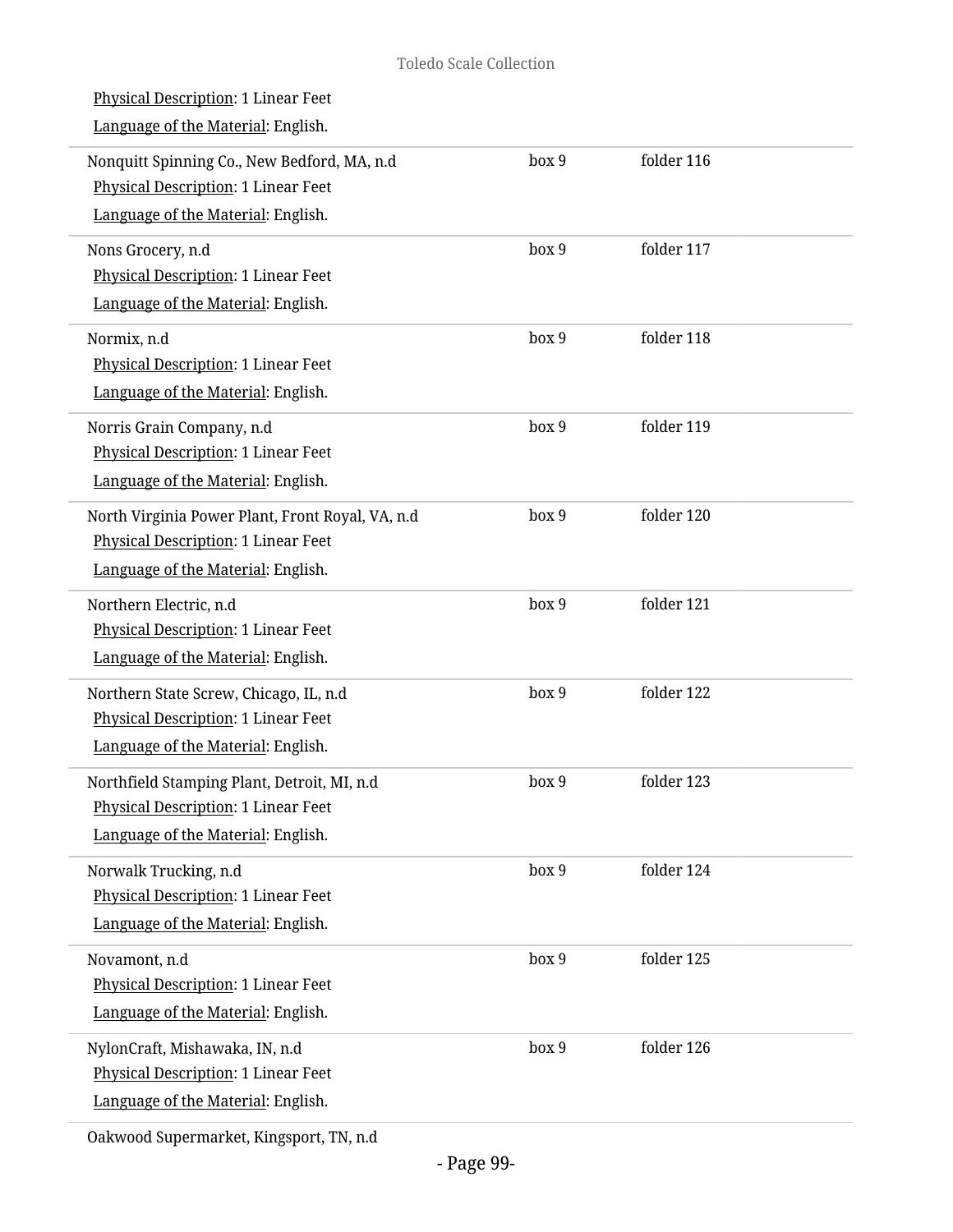Physical Description: 1 Linear Feet

Language of the Material: English.

| | | |
|---|---|---|
| Nonquitt Spinning Co., New Bedford, MA, n.d<br>Physical Description: 1 Linear Feet<br>Language of the Material: English. | box 9 | folder 116 |
| Nons Grocery, n.d<br>Physical Description: 1 Linear Feet<br>Language of the Material: English. | box 9 | folder 117 |
| Normix, n.d<br>Physical Description: 1 Linear Feet<br>Language of the Material: English. | box 9 | folder 118 |
| Norris Grain Company, n.d<br>Physical Description: 1 Linear Feet<br>Language of the Material: English. | box 9 | folder 119 |
| North Virginia Power Plant, Front Royal, VA, n.d<br>Physical Description: 1 Linear Feet<br>Language of the Material: English. | box 9 | folder 120 |
| Northern Electric, n.d<br>Physical Description: 1 Linear Feet<br>Language of the Material: English. | box 9 | folder 121 |
| Northern State Screw, Chicago, IL, n.d<br>Physical Description: 1 Linear Feet<br>Language of the Material: English. | box 9 | folder 122 |
| Northfield Stamping Plant, Detroit, MI, n.d<br>Physical Description: 1 Linear Feet<br>Language of the Material: English. | box 9 | folder 123 |
| Norwalk Trucking, n.d<br>Physical Description: 1 Linear Feet<br>Language of the Material: English. | box 9 | folder 124 |
| Novamont, n.d<br>Physical Description: 1 Linear Feet<br>Language of the Material: English. | box 9 | folder 125 |
| NylonCraft, Mishawaka, IN, n.d<br>Physical Description: 1 Linear Feet<br>Language of the Material: English. | box 9 | folder 126 |

Oakwood Supermarket, Kingsport, TN, n.d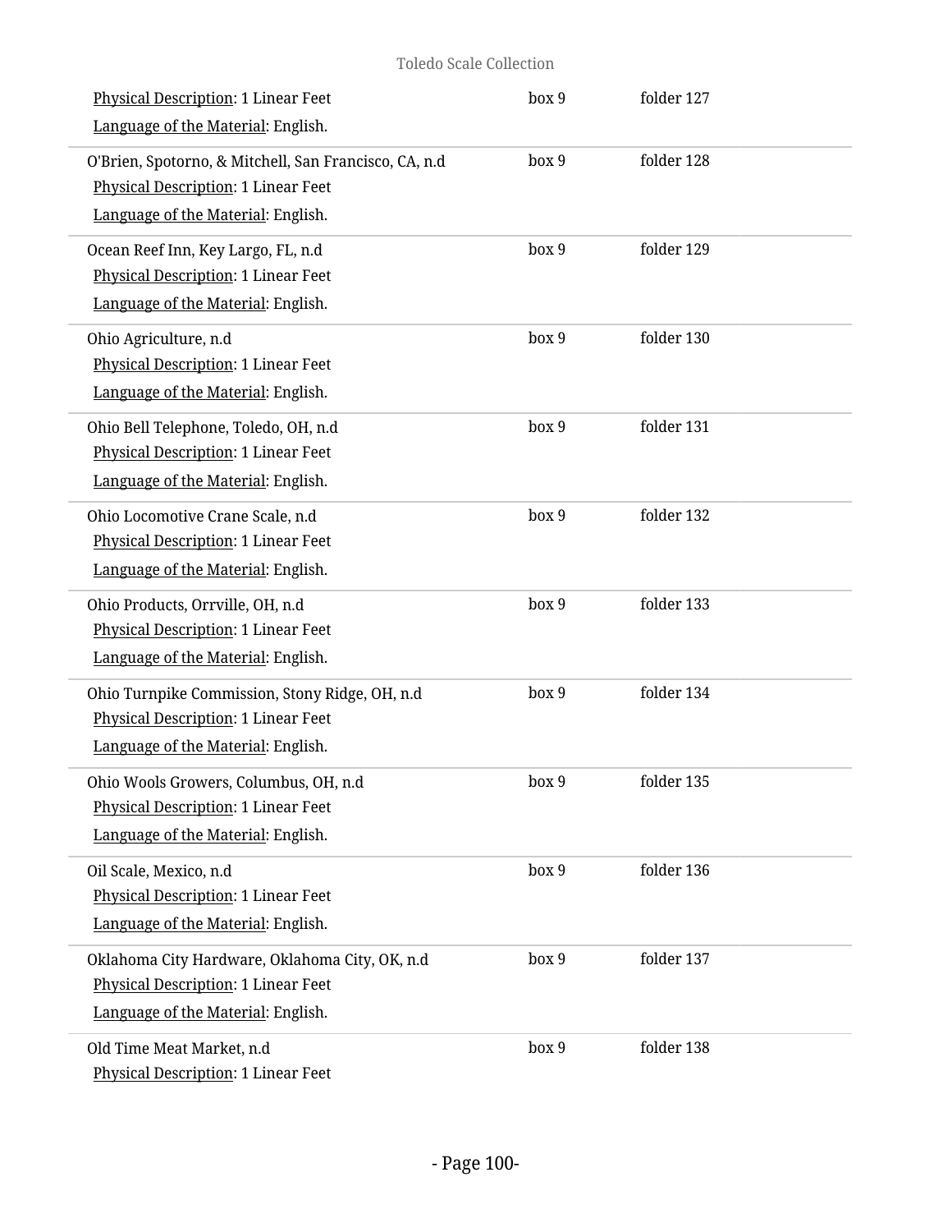Physical Description: 1 Linear Feet
Language of the Material: English.

box 9 folder 127

O'Brien, Spotorno, & Mitchell, San Francisco, CA, n.d
Physical Description: 1 Linear Feet
Language of the Material: English.

box 9 folder 128

Ocean Reef Inn, Key Largo, FL, n.d
Physical Description: 1 Linear Feet
Language of the Material: English.

box 9 folder 129

Ohio Agriculture, n.d
Physical Description: 1 Linear Feet
Language of the Material: English.

box 9 folder 130

Ohio Bell Telephone, Toledo, OH, n.d
Physical Description: 1 Linear Feet
Language of the Material: English.

box 9 folder 131

Ohio Locomotive Crane Scale, n.d
Physical Description: 1 Linear Feet
Language of the Material: English.

box 9 folder 132

Ohio Products, Orrville, OH, n.d
Physical Description: 1 Linear Feet
Language of the Material: English.

box 9 folder 133

Ohio Turnpike Commission, Stony Ridge, OH, n.d
Physical Description: 1 Linear Feet
Language of the Material: English.

box 9 folder 134

Ohio Wools Growers, Columbus, OH, n.d
Physical Description: 1 Linear Feet
Language of the Material: English.

box 9 folder 135

Oil Scale, Mexico, n.d
Physical Description: 1 Linear Feet
Language of the Material: English.

box 9 folder 136

Oklahoma City Hardware, Oklahoma City, OK, n.d
Physical Description: 1 Linear Feet
Language of the Material: English.

box 9 folder 137

Old Time Meat Market, n.d
Physical Description: 1 Linear Feet

box 9 folder 138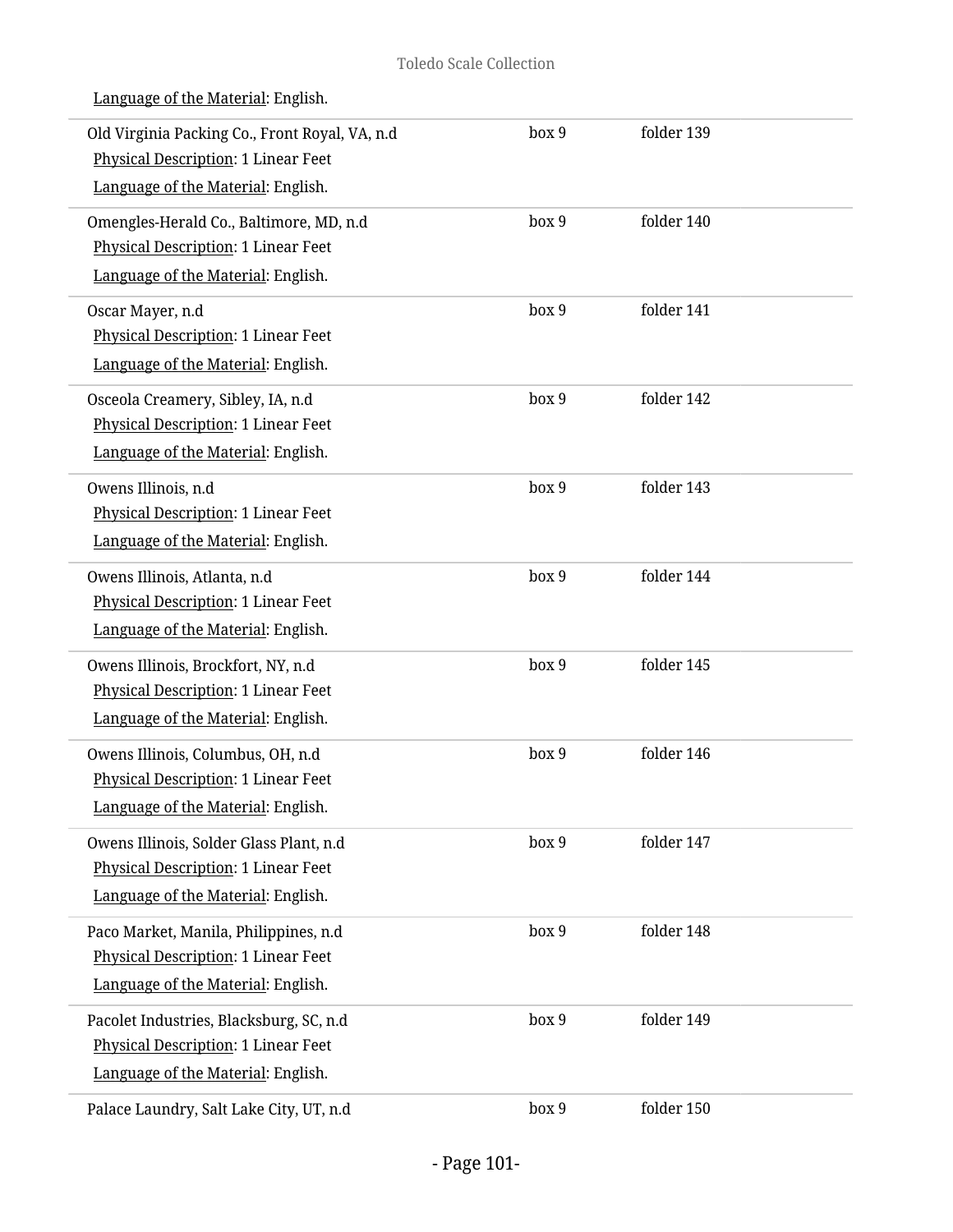Language of the Material: English.

| | | |
|---|---|---|
| Old Virginia Packing Co., Front Royal, VA, n.d<br>Physical Description: 1 Linear Feet<br>Language of the Material: English. | box 9 | folder 139 |
| Omengles-Herald Co., Baltimore, MD, n.d<br>Physical Description: 1 Linear Feet<br>Language of the Material: English. | box 9 | folder 140 |
| Oscar Mayer, n.d<br>Physical Description: 1 Linear Feet<br>Language of the Material: English. | box 9 | folder 141 |
| Osceola Creamery, Sibley, IA, n.d<br>Physical Description: 1 Linear Feet<br>Language of the Material: English. | box 9 | folder 142 |
| Owens Illinois, n.d<br>Physical Description: 1 Linear Feet<br>Language of the Material: English. | box 9 | folder 143 |
| Owens Illinois, Atlanta, n.d<br>Physical Description: 1 Linear Feet<br>Language of the Material: English. | box 9 | folder 144 |
| Owens Illinois, Brockfort, NY, n.d<br>Physical Description: 1 Linear Feet<br>Language of the Material: English. | box 9 | folder 145 |
| Owens Illinois, Columbus, OH, n.d<br>Physical Description: 1 Linear Feet<br>Language of the Material: English. | box 9 | folder 146 |
| Owens Illinois, Solder Glass Plant, n.d<br>Physical Description: 1 Linear Feet<br>Language of the Material: English. | box 9 | folder 147 |
| Paco Market, Manila, Philippines, n.d<br>Physical Description: 1 Linear Feet<br>Language of the Material: English. | box 9 | folder 148 |
| Pacolet Industries, Blacksburg, SC, n.d<br>Physical Description: 1 Linear Feet<br>Language of the Material: English. | box 9 | folder 149 |
| Palace Laundry, Salt Lake City, UT, n.d | box 9 | folder 150 |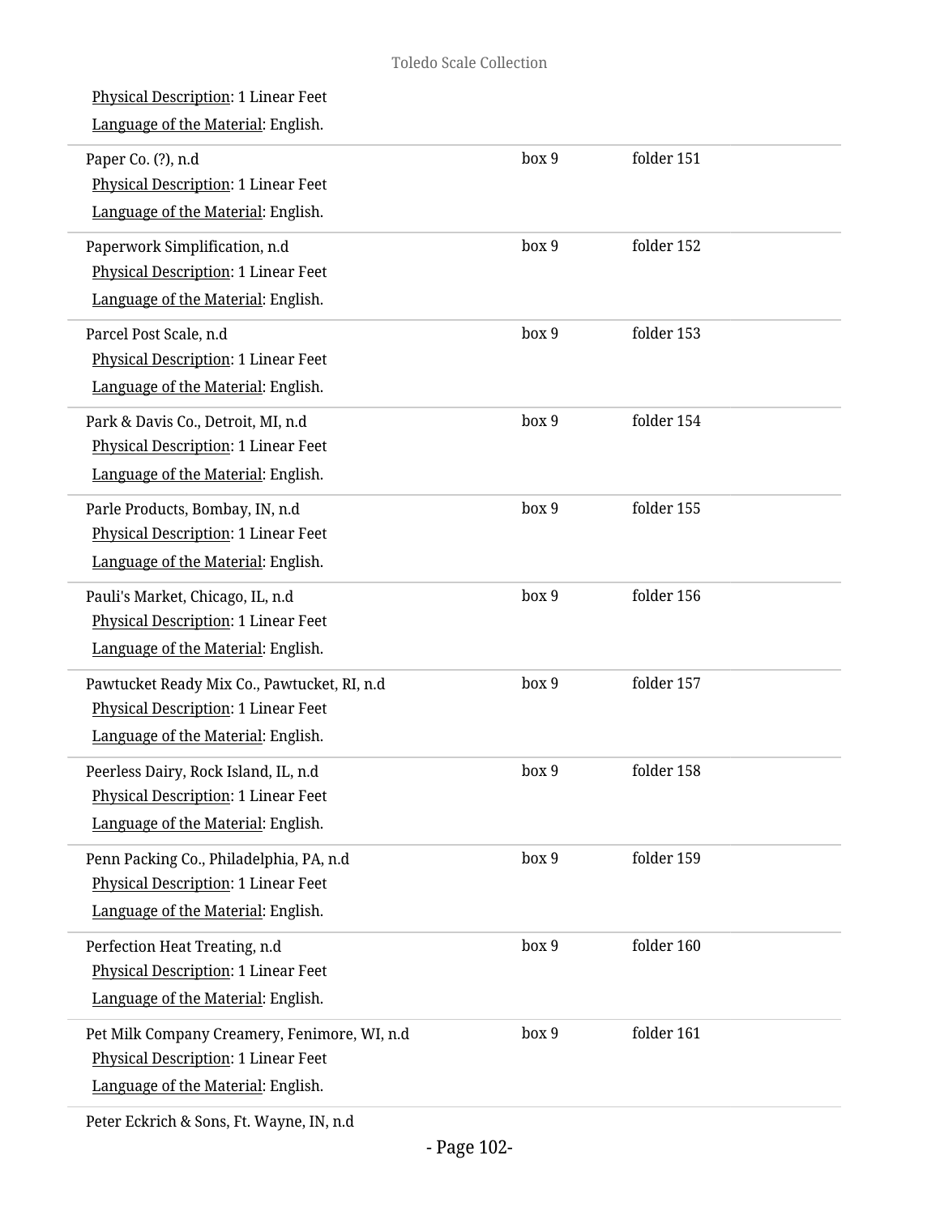Physical Description: 1 Linear Feet

Language of the Material: English.

Paper Co. (?), n.d — box 9, folder 151

Physical Description: 1 Linear Feet

Language of the Material: English.

Paperwork Simplification, n.d — box 9, folder 152

Physical Description: 1 Linear Feet

Language of the Material: English.

Parcel Post Scale, n.d — box 9, folder 153

Physical Description: 1 Linear Feet

Language of the Material: English.

Park & Davis Co., Detroit, MI, n.d — box 9, folder 154

Physical Description: 1 Linear Feet

Language of the Material: English.

Parle Products, Bombay, IN, n.d — box 9, folder 155

Physical Description: 1 Linear Feet

Language of the Material: English.

Pauli's Market, Chicago, IL, n.d — box 9, folder 156

Physical Description: 1 Linear Feet

Language of the Material: English.

Pawtucket Ready Mix Co., Pawtucket, RI, n.d — box 9, folder 157

Physical Description: 1 Linear Feet

Language of the Material: English.

Peerless Dairy, Rock Island, IL, n.d — box 9, folder 158

Physical Description: 1 Linear Feet

Language of the Material: English.

Penn Packing Co., Philadelphia, PA, n.d — box 9, folder 159

Physical Description: 1 Linear Feet

Language of the Material: English.

Perfection Heat Treating, n.d — box 9, folder 160

Physical Description: 1 Linear Feet

Language of the Material: English.

Pet Milk Company Creamery, Fenimore, WI, n.d — box 9, folder 161

Physical Description: 1 Linear Feet

Language of the Material: English.

Peter Eckrich & Sons, Ft. Wayne, IN, n.d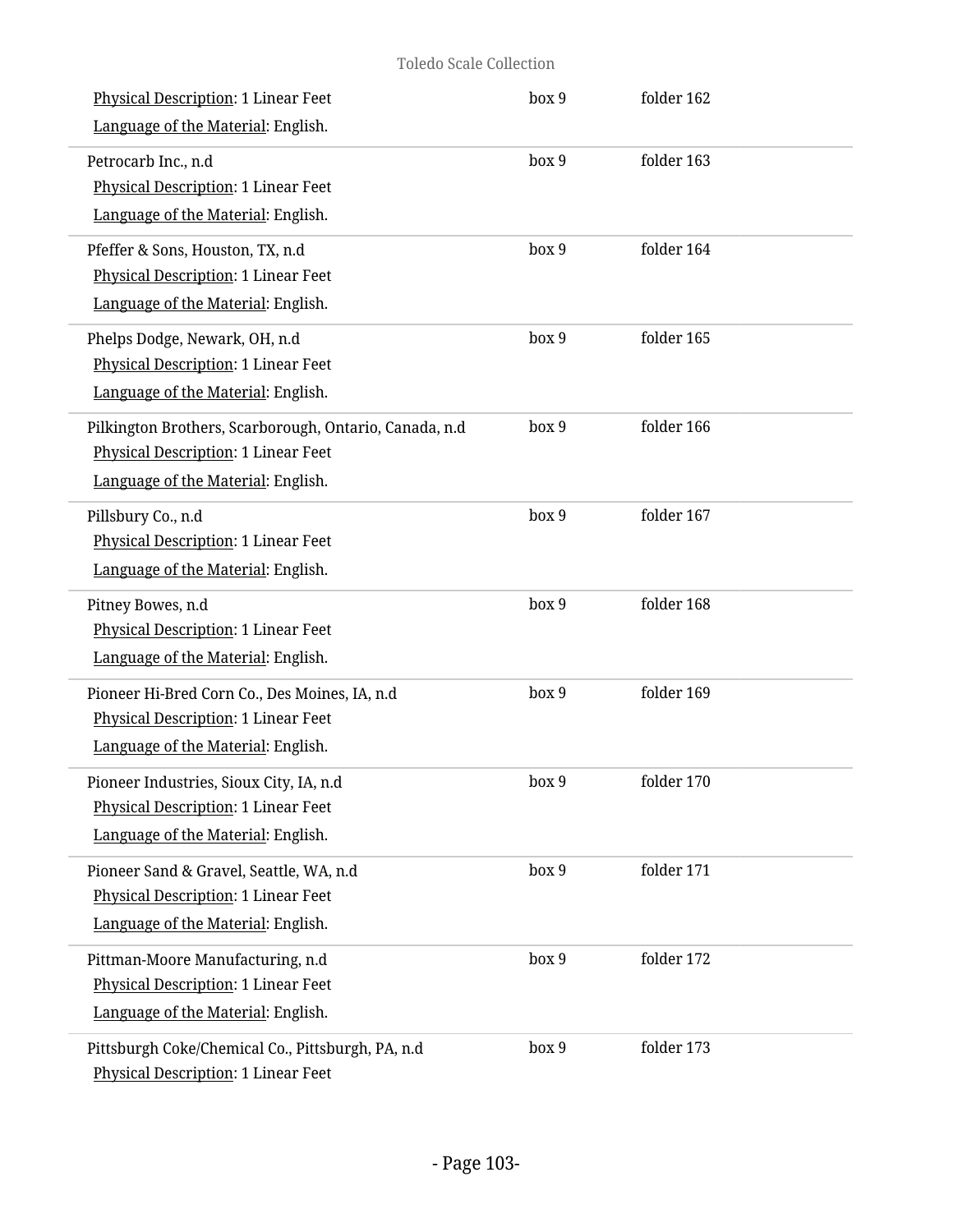Physical Description: 1 Linear Feet
Language of the Material: English.

box 9 folder 162

---

Petrocarb Inc., n.d — box 9, folder 163
Physical Description: 1 Linear Feet
Language of the Material: English.

---

Pfeffer & Sons, Houston, TX, n.d — box 9, folder 164
Physical Description: 1 Linear Feet
Language of the Material: English.

---

Phelps Dodge, Newark, OH, n.d — box 9, folder 165
Physical Description: 1 Linear Feet
Language of the Material: English.

---

Pilkington Brothers, Scarborough, Ontario, Canada, n.d — box 9, folder 166
Physical Description: 1 Linear Feet
Language of the Material: English.

---

Pillsbury Co., n.d — box 9, folder 167
Physical Description: 1 Linear Feet
Language of the Material: English.

---

Pitney Bowes, n.d — box 9, folder 168
Physical Description: 1 Linear Feet
Language of the Material: English.

---

Pioneer Hi-Bred Corn Co., Des Moines, IA, n.d — box 9, folder 169
Physical Description: 1 Linear Feet
Language of the Material: English.

---

Pioneer Industries, Sioux City, IA, n.d — box 9, folder 170
Physical Description: 1 Linear Feet
Language of the Material: English.

---

Pioneer Sand & Gravel, Seattle, WA, n.d — box 9, folder 171
Physical Description: 1 Linear Feet
Language of the Material: English.

---

Pittman-Moore Manufacturing, n.d — box 9, folder 172
Physical Description: 1 Linear Feet
Language of the Material: English.

---

Pittsburgh Coke/Chemical Co., Pittsburgh, PA, n.d — box 9, folder 173
Physical Description: 1 Linear Feet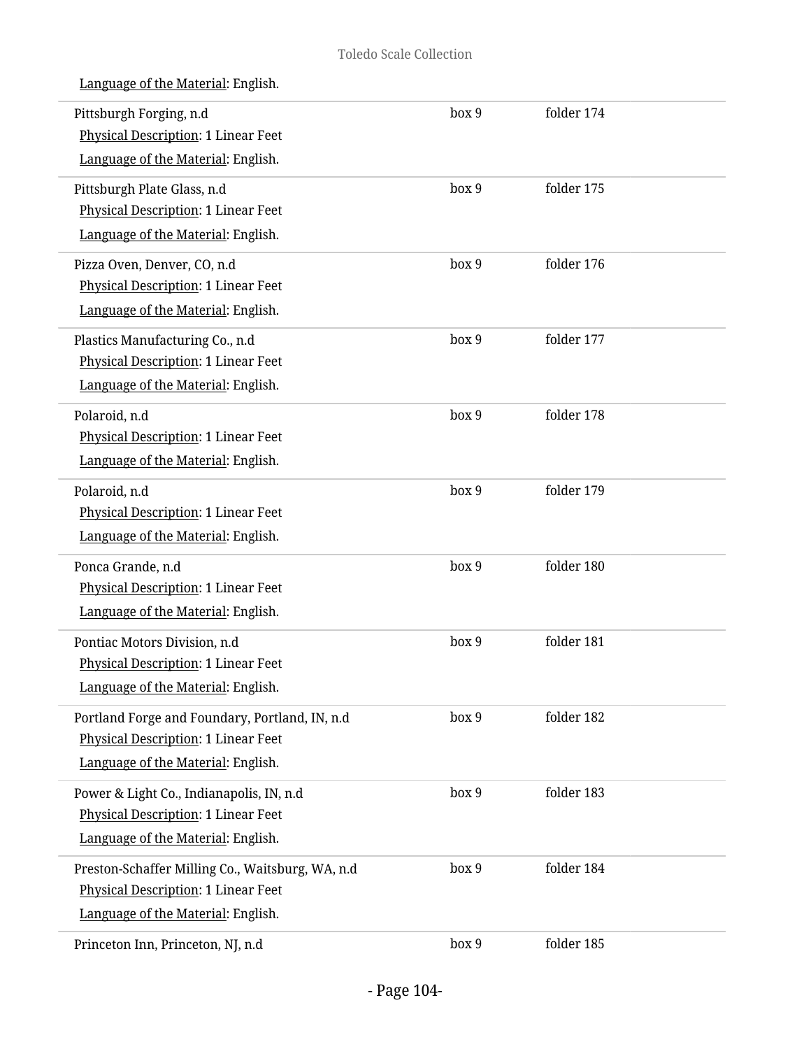Language of the Material: English.

| | | |
|---|---|---|
| Pittsburgh Forging, n.d<br>Physical Description: 1 Linear Feet<br>Language of the Material: English. | box 9 | folder 174 |
| Pittsburgh Plate Glass, n.d<br>Physical Description: 1 Linear Feet<br>Language of the Material: English. | box 9 | folder 175 |
| Pizza Oven, Denver, CO, n.d<br>Physical Description: 1 Linear Feet<br>Language of the Material: English. | box 9 | folder 176 |
| Plastics Manufacturing Co., n.d<br>Physical Description: 1 Linear Feet<br>Language of the Material: English. | box 9 | folder 177 |
| Polaroid, n.d<br>Physical Description: 1 Linear Feet<br>Language of the Material: English. | box 9 | folder 178 |
| Polaroid, n.d<br>Physical Description: 1 Linear Feet<br>Language of the Material: English. | box 9 | folder 179 |
| Ponca Grande, n.d<br>Physical Description: 1 Linear Feet<br>Language of the Material: English. | box 9 | folder 180 |
| Pontiac Motors Division, n.d<br>Physical Description: 1 Linear Feet<br>Language of the Material: English. | box 9 | folder 181 |
| Portland Forge and Foundary, Portland, IN, n.d<br>Physical Description: 1 Linear Feet<br>Language of the Material: English. | box 9 | folder 182 |
| Power & Light Co., Indianapolis, IN, n.d<br>Physical Description: 1 Linear Feet<br>Language of the Material: English. | box 9 | folder 183 |
| Preston-Schaffer Milling Co., Waitsburg, WA, n.d<br>Physical Description: 1 Linear Feet<br>Language of the Material: English. | box 9 | folder 184 |
| Princeton Inn, Princeton, NJ, n.d | box 9 | folder 185 |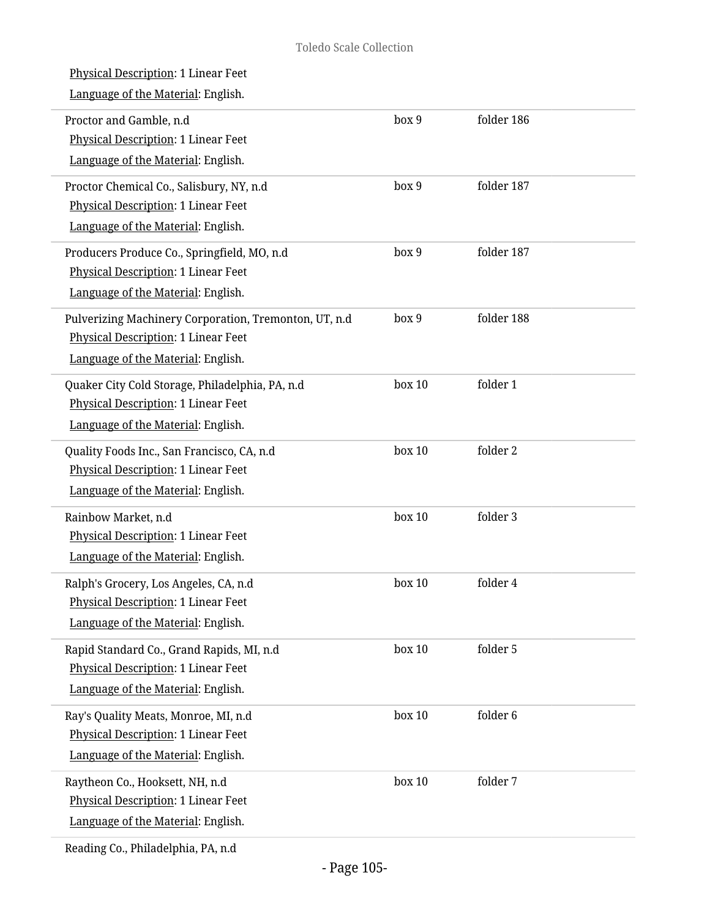Physical Description: 1 Linear Feet
Language of the Material: English.

Proctor and Gamble, n.d — box 9, folder 186
Physical Description: 1 Linear Feet
Language of the Material: English.

Proctor Chemical Co., Salisbury, NY, n.d — box 9, folder 187
Physical Description: 1 Linear Feet
Language of the Material: English.

Producers Produce Co., Springfield, MO, n.d — box 9, folder 187
Physical Description: 1 Linear Feet
Language of the Material: English.

Pulverizing Machinery Corporation, Tremonton, UT, n.d — box 9, folder 188
Physical Description: 1 Linear Feet
Language of the Material: English.

Quaker City Cold Storage, Philadelphia, PA, n.d — box 10, folder 1
Physical Description: 1 Linear Feet
Language of the Material: English.

Quality Foods Inc., San Francisco, CA, n.d — box 10, folder 2
Physical Description: 1 Linear Feet
Language of the Material: English.

Rainbow Market, n.d — box 10, folder 3
Physical Description: 1 Linear Feet
Language of the Material: English.

Ralph's Grocery, Los Angeles, CA, n.d — box 10, folder 4
Physical Description: 1 Linear Feet
Language of the Material: English.

Rapid Standard Co., Grand Rapids, MI, n.d — box 10, folder 5
Physical Description: 1 Linear Feet
Language of the Material: English.

Ray's Quality Meats, Monroe, MI, n.d — box 10, folder 6
Physical Description: 1 Linear Feet
Language of the Material: English.

Raytheon Co., Hooksett, NH, n.d — box 10, folder 7
Physical Description: 1 Linear Feet
Language of the Material: English.

Reading Co., Philadelphia, PA, n.d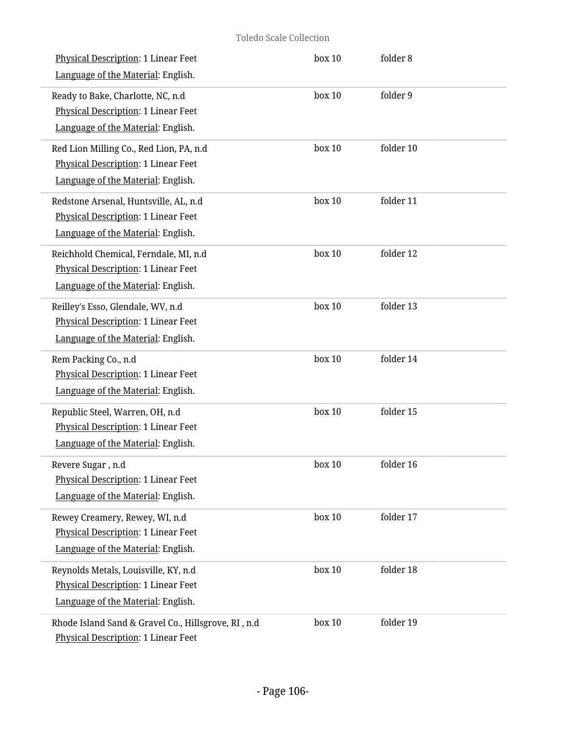| | | |
|---|---|---|
| Physical Description: 1 Linear Feet<br>Language of the Material: English. | box 10 | folder 8 |
| Ready to Bake, Charlotte, NC, n.d<br>Physical Description: 1 Linear Feet<br>Language of the Material: English. | box 10 | folder 9 |
| Red Lion Milling Co., Red Lion, PA, n.d<br>Physical Description: 1 Linear Feet<br>Language of the Material: English. | box 10 | folder 10 |
| Redstone Arsenal, Huntsville, AL, n.d<br>Physical Description: 1 Linear Feet<br>Language of the Material: English. | box 10 | folder 11 |
| Reichhold Chemical, Ferndale, MI, n.d<br>Physical Description: 1 Linear Feet<br>Language of the Material: English. | box 10 | folder 12 |
| Reilley's Esso, Glendale, WV, n.d<br>Physical Description: 1 Linear Feet<br>Language of the Material: English. | box 10 | folder 13 |
| Rem Packing Co., n.d<br>Physical Description: 1 Linear Feet<br>Language of the Material: English. | box 10 | folder 14 |
| Republic Steel, Warren, OH, n.d<br>Physical Description: 1 Linear Feet<br>Language of the Material: English. | box 10 | folder 15 |
| Revere Sugar , n.d<br>Physical Description: 1 Linear Feet<br>Language of the Material: English. | box 10 | folder 16 |
| Rewey Creamery, Rewey, WI, n.d<br>Physical Description: 1 Linear Feet<br>Language of the Material: English. | box 10 | folder 17 |
| Reynolds Metals, Louisville, KY, n.d<br>Physical Description: 1 Linear Feet<br>Language of the Material: English. | box 10 | folder 18 |
| Rhode Island Sand & Gravel Co., Hillsgrove, RI , n.d<br>Physical Description: 1 Linear Feet | box 10 | folder 19 |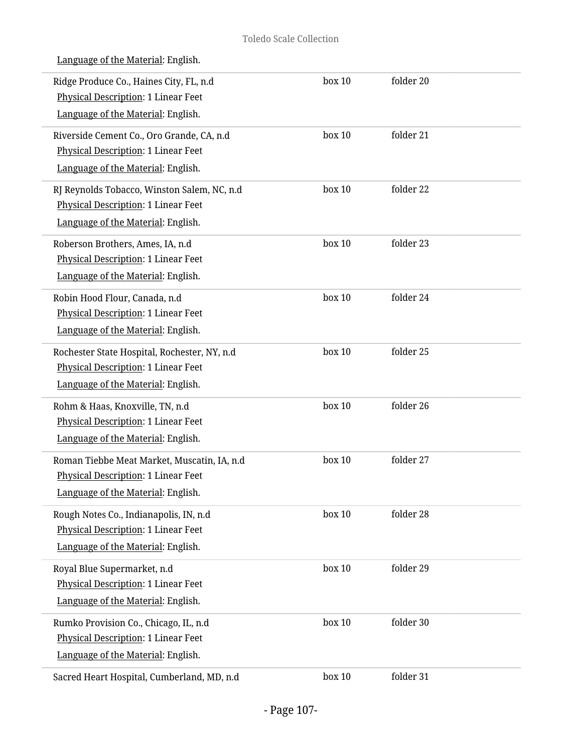Language of the Material: English.

| | | |
|---|---|---|
| Ridge Produce Co., Haines City, FL, n.d<br>Physical Description: 1 Linear Feet<br>Language of the Material: English. | box 10 | folder 20 |
| Riverside Cement Co., Oro Grande, CA, n.d<br>Physical Description: 1 Linear Feet<br>Language of the Material: English. | box 10 | folder 21 |
| RJ Reynolds Tobacco, Winston Salem, NC, n.d<br>Physical Description: 1 Linear Feet<br>Language of the Material: English. | box 10 | folder 22 |
| Roberson Brothers, Ames, IA, n.d<br>Physical Description: 1 Linear Feet<br>Language of the Material: English. | box 10 | folder 23 |
| Robin Hood Flour, Canada, n.d<br>Physical Description: 1 Linear Feet<br>Language of the Material: English. | box 10 | folder 24 |
| Rochester State Hospital, Rochester, NY, n.d<br>Physical Description: 1 Linear Feet<br>Language of the Material: English. | box 10 | folder 25 |
| Rohm & Haas, Knoxville, TN, n.d<br>Physical Description: 1 Linear Feet<br>Language of the Material: English. | box 10 | folder 26 |
| Roman Tiebbe Meat Market, Muscatin, IA, n.d<br>Physical Description: 1 Linear Feet<br>Language of the Material: English. | box 10 | folder 27 |
| Rough Notes Co., Indianapolis, IN, n.d<br>Physical Description: 1 Linear Feet<br>Language of the Material: English. | box 10 | folder 28 |
| Royal Blue Supermarket, n.d<br>Physical Description: 1 Linear Feet<br>Language of the Material: English. | box 10 | folder 29 |
| Rumko Provision Co., Chicago, IL, n.d<br>Physical Description: 1 Linear Feet<br>Language of the Material: English. | box 10 | folder 30 |
| Sacred Heart Hospital, Cumberland, MD, n.d | box 10 | folder 31 |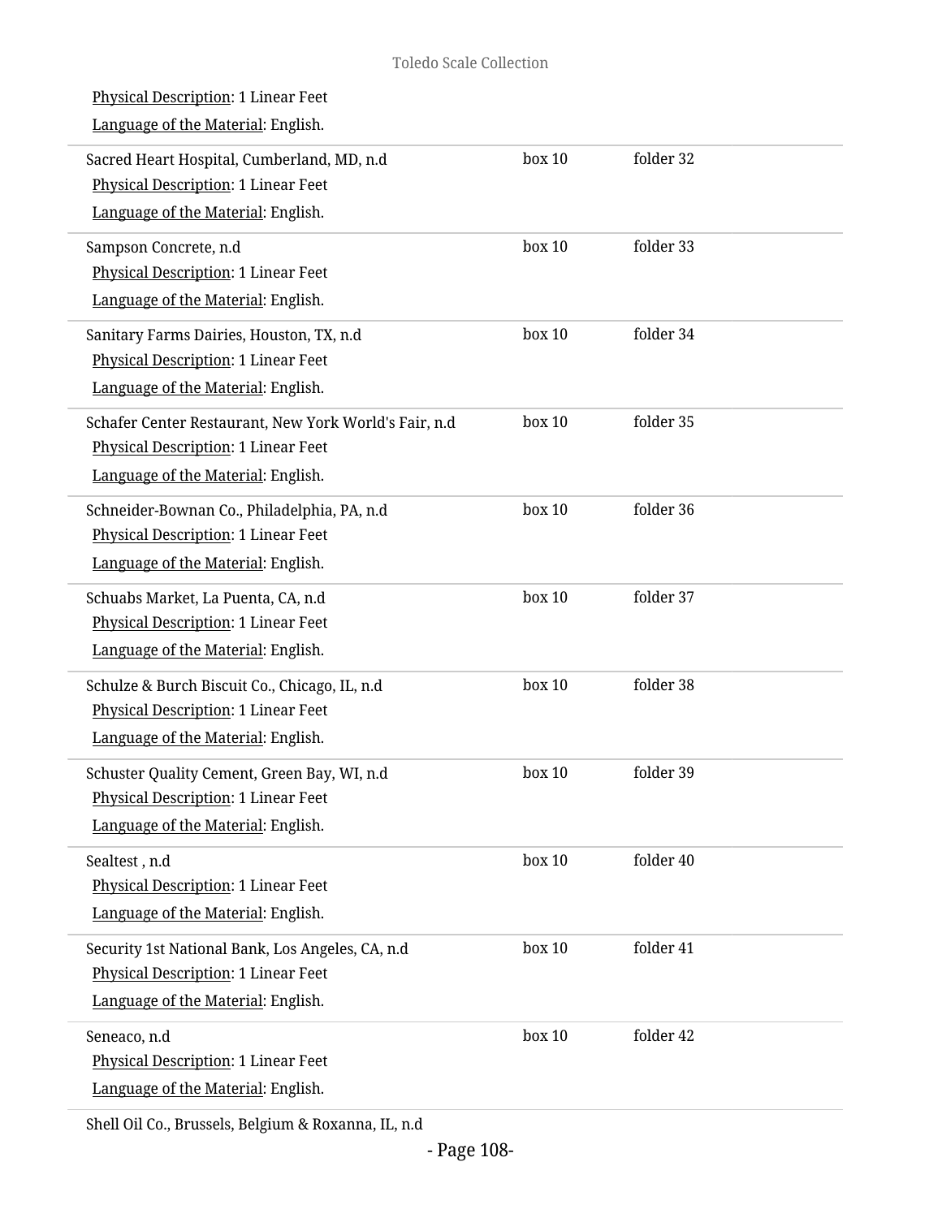Physical Description: 1 Linear Feet

Language of the Material: English.

Sacred Heart Hospital, Cumberland, MD, n.d — box 10, folder 32

Physical Description: 1 Linear Feet

Language of the Material: English.

Sampson Concrete, n.d — box 10, folder 33

Physical Description: 1 Linear Feet

Language of the Material: English.

Sanitary Farms Dairies, Houston, TX, n.d — box 10, folder 34

Physical Description: 1 Linear Feet

Language of the Material: English.

Schafer Center Restaurant, New York World's Fair, n.d — box 10, folder 35

Physical Description: 1 Linear Feet

Language of the Material: English.

Schneider-Bownan Co., Philadelphia, PA, n.d — box 10, folder 36

Physical Description: 1 Linear Feet

Language of the Material: English.

Schuabs Market, La Puenta, CA, n.d — box 10, folder 37

Physical Description: 1 Linear Feet

Language of the Material: English.

Schulze & Burch Biscuit Co., Chicago, IL, n.d — box 10, folder 38

Physical Description: 1 Linear Feet

Language of the Material: English.

Schuster Quality Cement, Green Bay, WI, n.d — box 10, folder 39

Physical Description: 1 Linear Feet

Language of the Material: English.

Sealtest , n.d — box 10, folder 40

Physical Description: 1 Linear Feet

Language of the Material: English.

Security 1st National Bank, Los Angeles, CA, n.d — box 10, folder 41

Physical Description: 1 Linear Feet

Language of the Material: English.

Seneaco, n.d — box 10, folder 42

Physical Description: 1 Linear Feet

Language of the Material: English.

Shell Oil Co., Brussels, Belgium & Roxanna, IL, n.d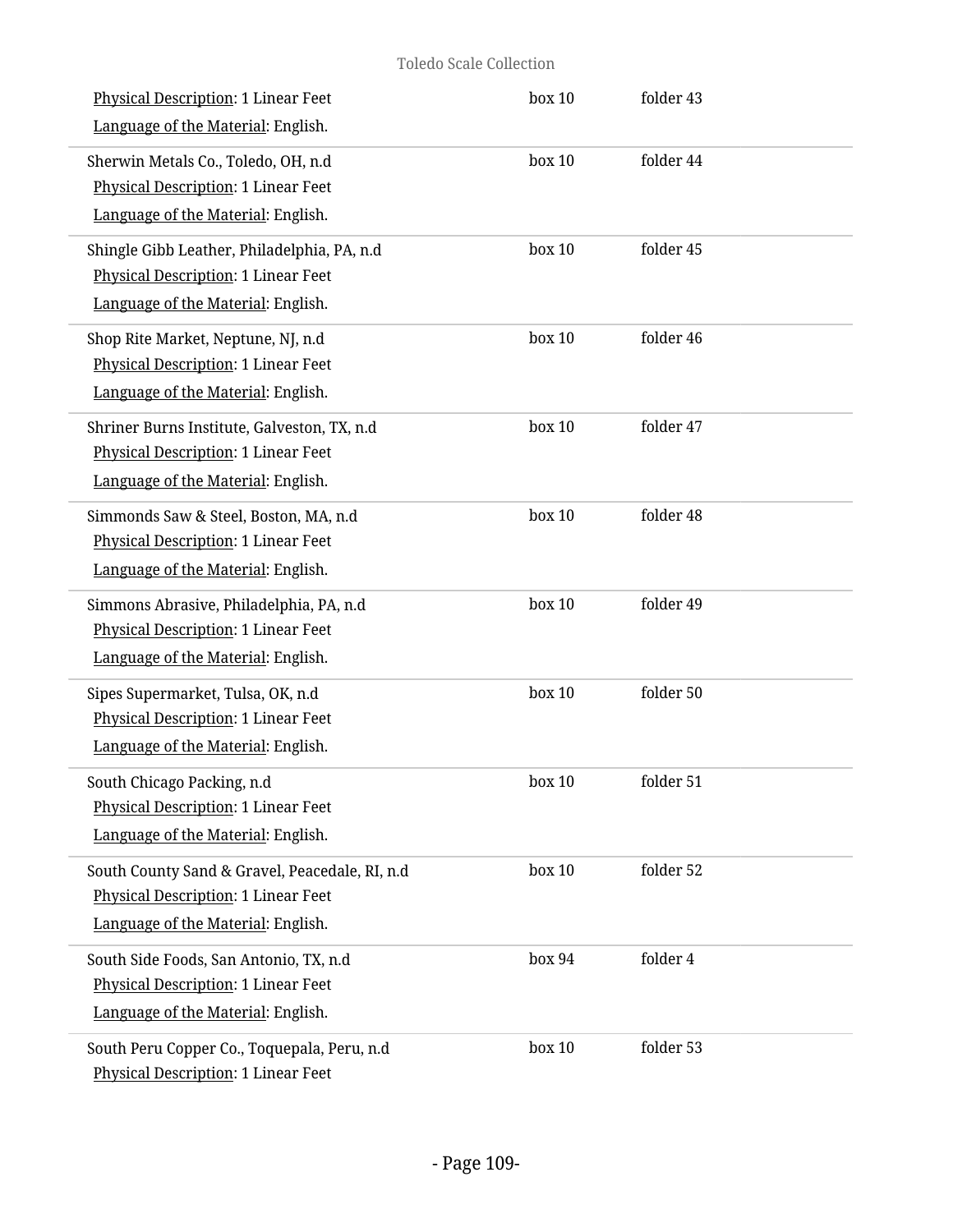Physical Description: 1 Linear Feet
Language of the Material: English.

box 10 folder 43

---

Sherwin Metals Co., Toledo, OH, n.d
Physical Description: 1 Linear Feet
Language of the Material: English.

box 10 folder 44

---

Shingle Gibb Leather, Philadelphia, PA, n.d
Physical Description: 1 Linear Feet
Language of the Material: English.

box 10 folder 45

---

Shop Rite Market, Neptune, NJ, n.d
Physical Description: 1 Linear Feet
Language of the Material: English.

box 10 folder 46

---

Shriner Burns Institute, Galveston, TX, n.d
Physical Description: 1 Linear Feet
Language of the Material: English.

box 10 folder 47

---

Simmonds Saw & Steel, Boston, MA, n.d
Physical Description: 1 Linear Feet
Language of the Material: English.

box 10 folder 48

---

Simmons Abrasive, Philadelphia, PA, n.d
Physical Description: 1 Linear Feet
Language of the Material: English.

box 10 folder 49

---

Sipes Supermarket, Tulsa, OK, n.d
Physical Description: 1 Linear Feet
Language of the Material: English.

box 10 folder 50

---

South Chicago Packing, n.d
Physical Description: 1 Linear Feet
Language of the Material: English.

box 10 folder 51

---

South County Sand & Gravel, Peacedale, RI, n.d
Physical Description: 1 Linear Feet
Language of the Material: English.

box 10 folder 52

---

South Side Foods, San Antonio, TX, n.d
Physical Description: 1 Linear Feet
Language of the Material: English.

box 94 folder 4

---

South Peru Copper Co., Toquepala, Peru, n.d
Physical Description: 1 Linear Feet

box 10 folder 53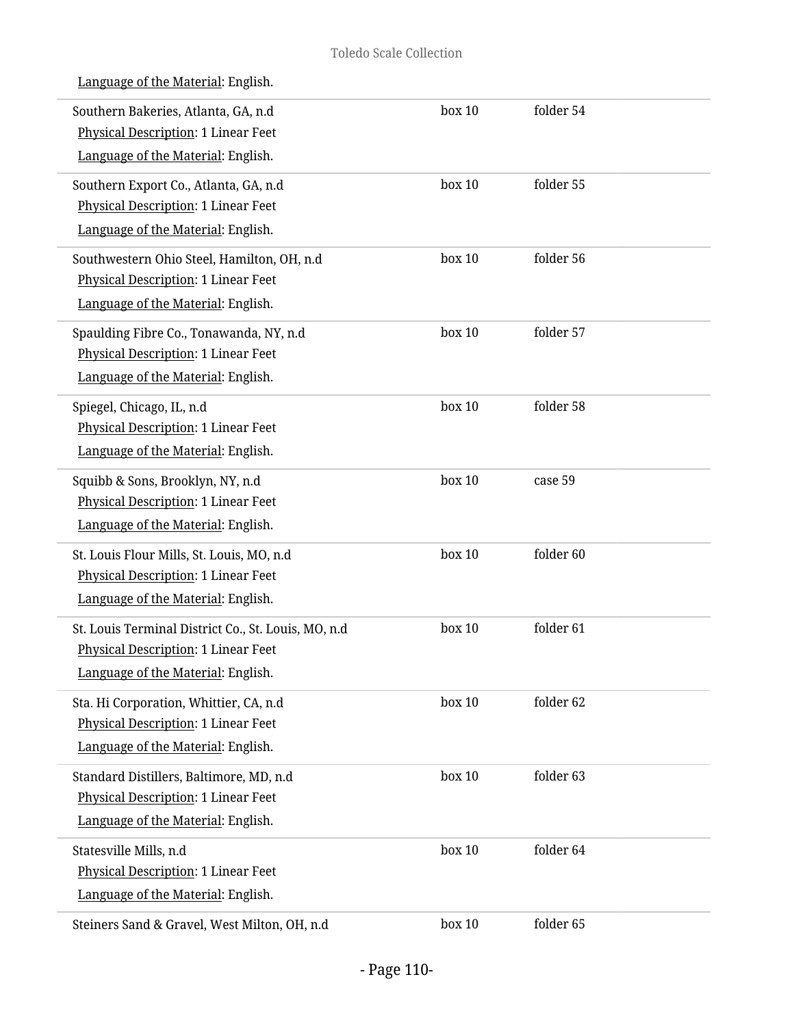Language of the Material: English.

Southern Bakeries, Atlanta, GA, n.d | box 10 | folder 54
Physical Description: 1 Linear Feet
Language of the Material: English.

Southern Export Co., Atlanta, GA, n.d | box 10 | folder 55
Physical Description: 1 Linear Feet
Language of the Material: English.

Southwestern Ohio Steel, Hamilton, OH, n.d | box 10 | folder 56
Physical Description: 1 Linear Feet
Language of the Material: English.

Spaulding Fibre Co., Tonawanda, NY, n.d | box 10 | folder 57
Physical Description: 1 Linear Feet
Language of the Material: English.

Spiegel, Chicago, IL, n.d | box 10 | folder 58
Physical Description: 1 Linear Feet
Language of the Material: English.

Squibb & Sons, Brooklyn, NY, n.d | box 10 | case 59
Physical Description: 1 Linear Feet
Language of the Material: English.

St. Louis Flour Mills, St. Louis, MO, n.d | box 10 | folder 60
Physical Description: 1 Linear Feet
Language of the Material: English.

St. Louis Terminal District Co., St. Louis, MO, n.d | box 10 | folder 61
Physical Description: 1 Linear Feet
Language of the Material: English.

Sta. Hi Corporation, Whittier, CA, n.d | box 10 | folder 62
Physical Description: 1 Linear Feet
Language of the Material: English.

Standard Distillers, Baltimore, MD, n.d | box 10 | folder 63
Physical Description: 1 Linear Feet
Language of the Material: English.

Statesville Mills, n.d | box 10 | folder 64
Physical Description: 1 Linear Feet
Language of the Material: English.

Steiners Sand & Gravel, West Milton, OH, n.d | box 10 | folder 65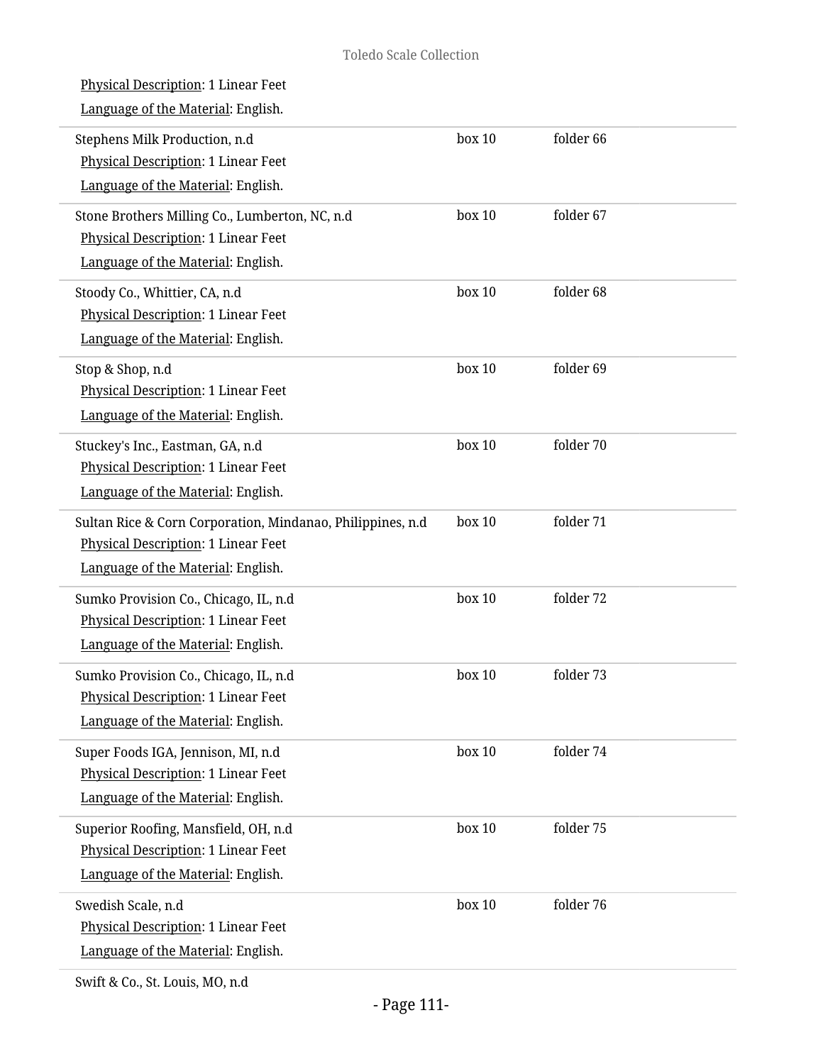Physical Description: 1 Linear Feet

Language of the Material: English.

| | | |
|---|---|---|
| Stephens Milk Production, n.d<br>Physical Description: 1 Linear Feet<br>Language of the Material: English. | box 10 | folder 66 |
| Stone Brothers Milling Co., Lumberton, NC, n.d<br>Physical Description: 1 Linear Feet<br>Language of the Material: English. | box 10 | folder 67 |
| Stoody Co., Whittier, CA, n.d<br>Physical Description: 1 Linear Feet<br>Language of the Material: English. | box 10 | folder 68 |
| Stop & Shop, n.d<br>Physical Description: 1 Linear Feet<br>Language of the Material: English. | box 10 | folder 69 |
| Stuckey's Inc., Eastman, GA, n.d<br>Physical Description: 1 Linear Feet<br>Language of the Material: English. | box 10 | folder 70 |
| Sultan Rice & Corn Corporation, Mindanao, Philippines, n.d<br>Physical Description: 1 Linear Feet<br>Language of the Material: English. | box 10 | folder 71 |
| Sumko Provision Co., Chicago, IL, n.d<br>Physical Description: 1 Linear Feet<br>Language of the Material: English. | box 10 | folder 72 |
| Sumko Provision Co., Chicago, IL, n.d<br>Physical Description: 1 Linear Feet<br>Language of the Material: English. | box 10 | folder 73 |
| Super Foods IGA, Jennison, MI, n.d<br>Physical Description: 1 Linear Feet<br>Language of the Material: English. | box 10 | folder 74 |
| Superior Roofing, Mansfield, OH, n.d<br>Physical Description: 1 Linear Feet<br>Language of the Material: English. | box 10 | folder 75 |
| Swedish Scale, n.d<br>Physical Description: 1 Linear Feet<br>Language of the Material: English. | box 10 | folder 76 |
| Swift & Co., St. Louis, MO, n.d | | |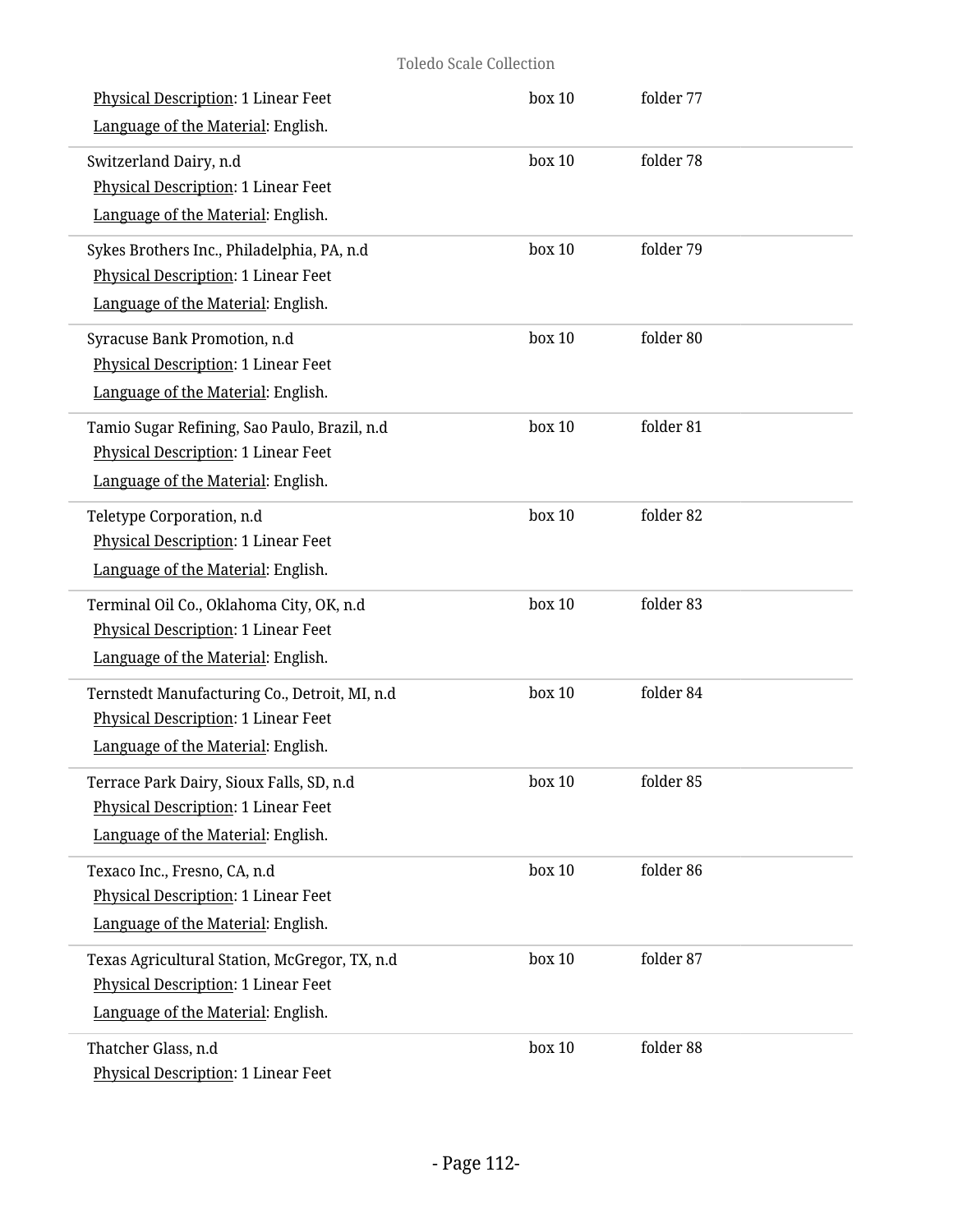Physical Description: 1 Linear Feet | box 10 | folder 77
Language of the Material: English.

Switzerland Dairy, n.d | box 10 | folder 78
Physical Description: 1 Linear Feet
Language of the Material: English.

Sykes Brothers Inc., Philadelphia, PA, n.d | box 10 | folder 79
Physical Description: 1 Linear Feet
Language of the Material: English.

Syracuse Bank Promotion, n.d | box 10 | folder 80
Physical Description: 1 Linear Feet
Language of the Material: English.

Tamio Sugar Refining, Sao Paulo, Brazil, n.d | box 10 | folder 81
Physical Description: 1 Linear Feet
Language of the Material: English.

Teletype Corporation, n.d | box 10 | folder 82
Physical Description: 1 Linear Feet
Language of the Material: English.

Terminal Oil Co., Oklahoma City, OK, n.d | box 10 | folder 83
Physical Description: 1 Linear Feet
Language of the Material: English.

Ternstedt Manufacturing Co., Detroit, MI, n.d | box 10 | folder 84
Physical Description: 1 Linear Feet
Language of the Material: English.

Terrace Park Dairy, Sioux Falls, SD, n.d | box 10 | folder 85
Physical Description: 1 Linear Feet
Language of the Material: English.

Texaco Inc., Fresno, CA, n.d | box 10 | folder 86
Physical Description: 1 Linear Feet
Language of the Material: English.

Texas Agricultural Station, McGregor, TX, n.d | box 10 | folder 87
Physical Description: 1 Linear Feet
Language of the Material: English.

Thatcher Glass, n.d | box 10 | folder 88
Physical Description: 1 Linear Feet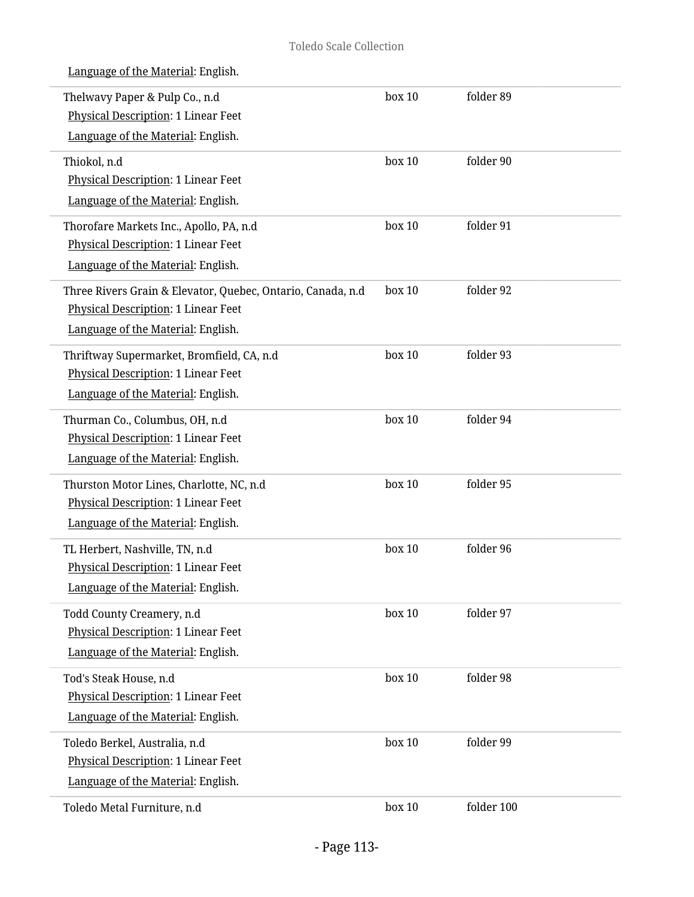Language of the Material: English.

| | | |
|---|---|---|
| Thelwavy Paper & Pulp Co., n.d<br>Physical Description: 1 Linear Feet<br>Language of the Material: English. | box 10 | folder 89 |
| Thiokol, n.d<br>Physical Description: 1 Linear Feet<br>Language of the Material: English. | box 10 | folder 90 |
| Thorofare Markets Inc., Apollo, PA, n.d<br>Physical Description: 1 Linear Feet<br>Language of the Material: English. | box 10 | folder 91 |
| Three Rivers Grain & Elevator, Quebec, Ontario, Canada, n.d<br>Physical Description: 1 Linear Feet<br>Language of the Material: English. | box 10 | folder 92 |
| Thriftway Supermarket, Bromfield, CA, n.d<br>Physical Description: 1 Linear Feet<br>Language of the Material: English. | box 10 | folder 93 |
| Thurman Co., Columbus, OH, n.d<br>Physical Description: 1 Linear Feet<br>Language of the Material: English. | box 10 | folder 94 |
| Thurston Motor Lines, Charlotte, NC, n.d<br>Physical Description: 1 Linear Feet<br>Language of the Material: English. | box 10 | folder 95 |
| TL Herbert, Nashville, TN, n.d<br>Physical Description: 1 Linear Feet<br>Language of the Material: English. | box 10 | folder 96 |
| Todd County Creamery, n.d<br>Physical Description: 1 Linear Feet<br>Language of the Material: English. | box 10 | folder 97 |
| Tod's Steak House, n.d<br>Physical Description: 1 Linear Feet<br>Language of the Material: English. | box 10 | folder 98 |
| Toledo Berkel, Australia, n.d<br>Physical Description: 1 Linear Feet<br>Language of the Material: English. | box 10 | folder 99 |
| Toledo Metal Furniture, n.d | box 10 | folder 100 |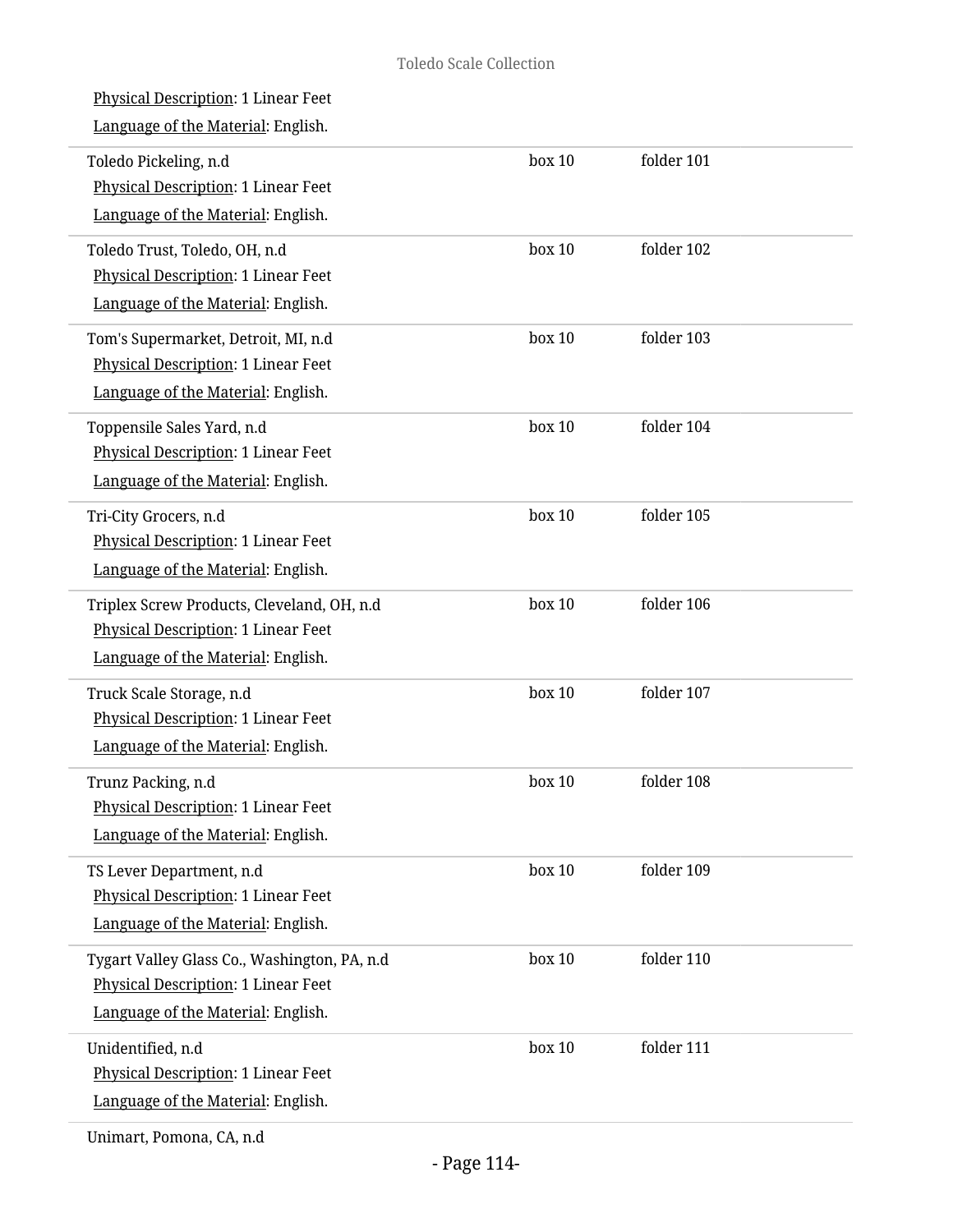Physical Description: 1 Linear Feet
Language of the Material: English.

| | | |
|---|---|---|
| Toledo Pickeling, n.d<br>Physical Description: 1 Linear Feet<br>Language of the Material: English. | box 10 | folder 101 |
| Toledo Trust, Toledo, OH, n.d<br>Physical Description: 1 Linear Feet<br>Language of the Material: English. | box 10 | folder 102 |
| Tom's Supermarket, Detroit, MI, n.d<br>Physical Description: 1 Linear Feet<br>Language of the Material: English. | box 10 | folder 103 |
| Toppensile Sales Yard, n.d<br>Physical Description: 1 Linear Feet<br>Language of the Material: English. | box 10 | folder 104 |
| Tri-City Grocers, n.d<br>Physical Description: 1 Linear Feet<br>Language of the Material: English. | box 10 | folder 105 |
| Triplex Screw Products, Cleveland, OH, n.d<br>Physical Description: 1 Linear Feet<br>Language of the Material: English. | box 10 | folder 106 |
| Truck Scale Storage, n.d<br>Physical Description: 1 Linear Feet<br>Language of the Material: English. | box 10 | folder 107 |
| Trunz Packing, n.d<br>Physical Description: 1 Linear Feet<br>Language of the Material: English. | box 10 | folder 108 |
| TS Lever Department, n.d<br>Physical Description: 1 Linear Feet<br>Language of the Material: English. | box 10 | folder 109 |
| Tygart Valley Glass Co., Washington, PA, n.d<br>Physical Description: 1 Linear Feet<br>Language of the Material: English. | box 10 | folder 110 |
| Unidentified, n.d<br>Physical Description: 1 Linear Feet<br>Language of the Material: English. | box 10 | folder 111 |
| Unimart, Pomona, CA, n.d | | |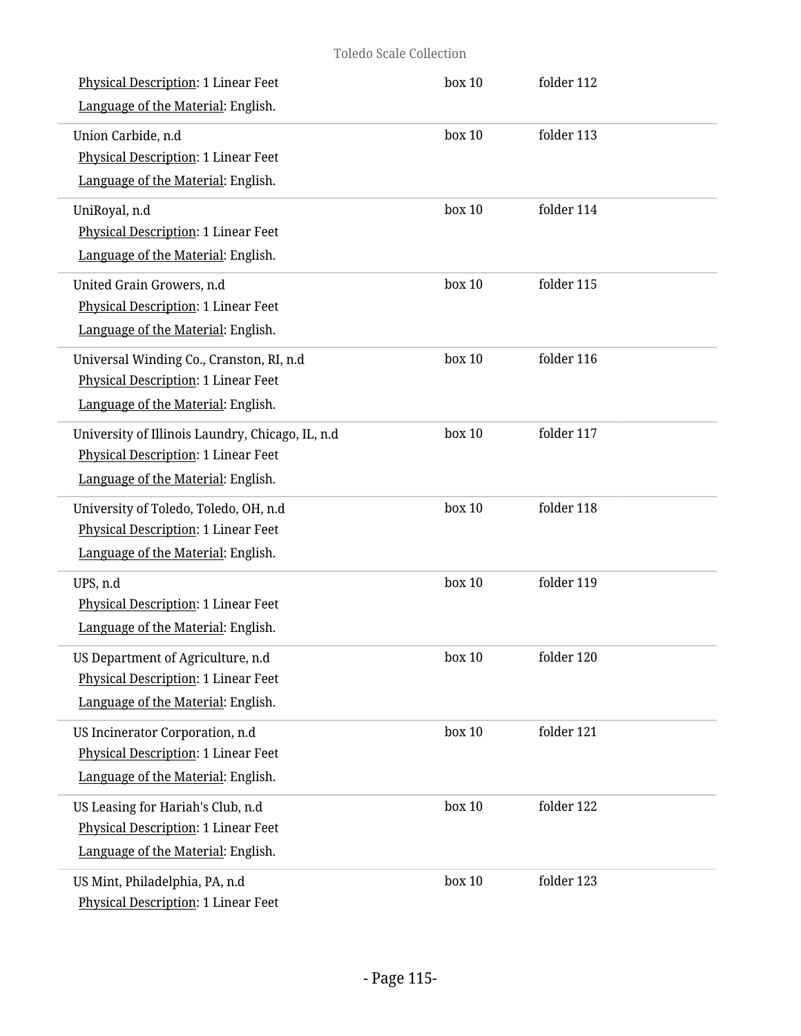Physical Description: 1 Linear Feet | box 10 | folder 112

Language of the Material: English.

---

Union Carbide, n.d | box 10 | folder 113

Physical Description: 1 Linear Feet

Language of the Material: English.

---

UniRoyal, n.d | box 10 | folder 114

Physical Description: 1 Linear Feet

Language of the Material: English.

---

United Grain Growers, n.d | box 10 | folder 115

Physical Description: 1 Linear Feet

Language of the Material: English.

---

Universal Winding Co., Cranston, RI, n.d | box 10 | folder 116

Physical Description: 1 Linear Feet

Language of the Material: English.

---

University of Illinois Laundry, Chicago, IL, n.d | box 10 | folder 117

Physical Description: 1 Linear Feet

Language of the Material: English.

---

University of Toledo, Toledo, OH, n.d | box 10 | folder 118

Physical Description: 1 Linear Feet

Language of the Material: English.

---

UPS, n.d | box 10 | folder 119

Physical Description: 1 Linear Feet

Language of the Material: English.

---

US Department of Agriculture, n.d | box 10 | folder 120

Physical Description: 1 Linear Feet

Language of the Material: English.

---

US Incinerator Corporation, n.d | box 10 | folder 121

Physical Description: 1 Linear Feet

Language of the Material: English.

---

US Leasing for Hariah's Club, n.d | box 10 | folder 122

Physical Description: 1 Linear Feet

Language of the Material: English.

---

US Mint, Philadelphia, PA, n.d | box 10 | folder 123

Physical Description: 1 Linear Feet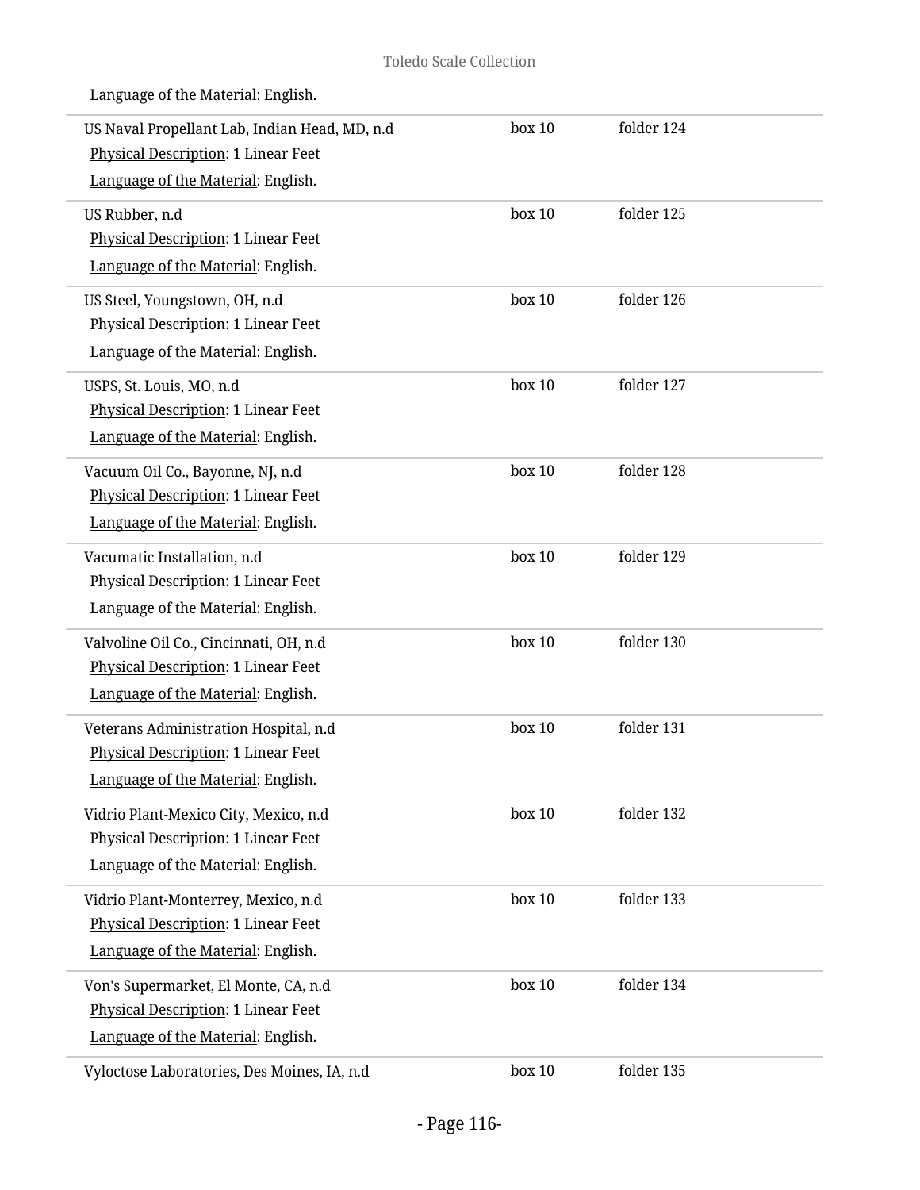Language of the Material: English.

| | | |
|---|---|---|
| US Naval Propellant Lab, Indian Head, MD, n.d<br>Physical Description: 1 Linear Feet<br>Language of the Material: English. | box 10 | folder 124 |
| US Rubber, n.d<br>Physical Description: 1 Linear Feet<br>Language of the Material: English. | box 10 | folder 125 |
| US Steel, Youngstown, OH, n.d<br>Physical Description: 1 Linear Feet<br>Language of the Material: English. | box 10 | folder 126 |
| USPS, St. Louis, MO, n.d<br>Physical Description: 1 Linear Feet<br>Language of the Material: English. | box 10 | folder 127 |
| Vacuum Oil Co., Bayonne, NJ, n.d<br>Physical Description: 1 Linear Feet<br>Language of the Material: English. | box 10 | folder 128 |
| Vacumatic Installation, n.d<br>Physical Description: 1 Linear Feet<br>Language of the Material: English. | box 10 | folder 129 |
| Valvoline Oil Co., Cincinnati, OH, n.d<br>Physical Description: 1 Linear Feet<br>Language of the Material: English. | box 10 | folder 130 |
| Veterans Administration Hospital, n.d<br>Physical Description: 1 Linear Feet<br>Language of the Material: English. | box 10 | folder 131 |
| Vidrio Plant-Mexico City, Mexico, n.d<br>Physical Description: 1 Linear Feet<br>Language of the Material: English. | box 10 | folder 132 |
| Vidrio Plant-Monterrey, Mexico, n.d<br>Physical Description: 1 Linear Feet<br>Language of the Material: English. | box 10 | folder 133 |
| Von's Supermarket, El Monte, CA, n.d<br>Physical Description: 1 Linear Feet<br>Language of the Material: English. | box 10 | folder 134 |
| Vyloctose Laboratories, Des Moines, IA, n.d | box 10 | folder 135 |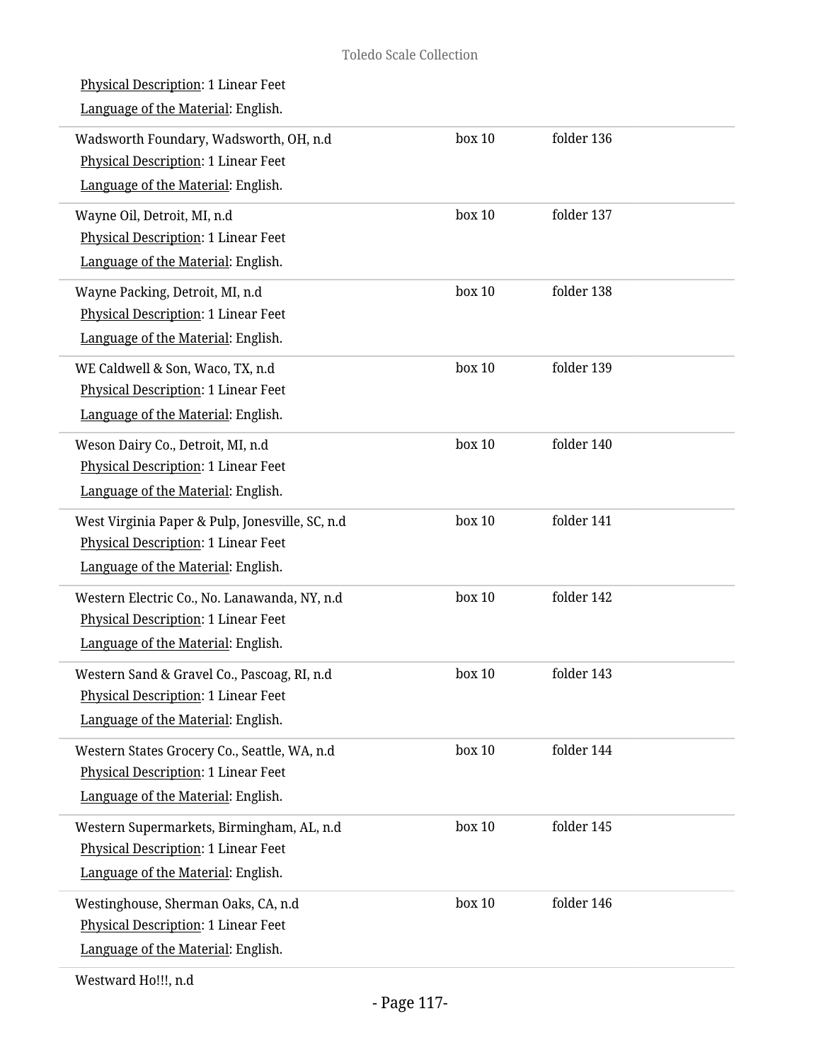Physical Description: 1 Linear Feet

Language of the Material: English.

| | | |
|---|---|---|
| Wadsworth Foundary, Wadsworth, OH, n.d<br>Physical Description: 1 Linear Feet<br>Language of the Material: English. | box 10 | folder 136 |
| Wayne Oil, Detroit, MI, n.d<br>Physical Description: 1 Linear Feet<br>Language of the Material: English. | box 10 | folder 137 |
| Wayne Packing, Detroit, MI, n.d<br>Physical Description: 1 Linear Feet<br>Language of the Material: English. | box 10 | folder 138 |
| WE Caldwell & Son, Waco, TX, n.d<br>Physical Description: 1 Linear Feet<br>Language of the Material: English. | box 10 | folder 139 |
| Weson Dairy Co., Detroit, MI, n.d<br>Physical Description: 1 Linear Feet<br>Language of the Material: English. | box 10 | folder 140 |
| West Virginia Paper & Pulp, Jonesville, SC, n.d<br>Physical Description: 1 Linear Feet<br>Language of the Material: English. | box 10 | folder 141 |
| Western Electric Co., No. Lanawanda, NY, n.d<br>Physical Description: 1 Linear Feet<br>Language of the Material: English. | box 10 | folder 142 |
| Western Sand & Gravel Co., Pascoag, RI, n.d<br>Physical Description: 1 Linear Feet<br>Language of the Material: English. | box 10 | folder 143 |
| Western States Grocery Co., Seattle, WA, n.d<br>Physical Description: 1 Linear Feet<br>Language of the Material: English. | box 10 | folder 144 |
| Western Supermarkets, Birmingham, AL, n.d<br>Physical Description: 1 Linear Feet<br>Language of the Material: English. | box 10 | folder 145 |
| Westinghouse, Sherman Oaks, CA, n.d<br>Physical Description: 1 Linear Feet<br>Language of the Material: English. | box 10 | folder 146 |

Westward Ho!!!, n.d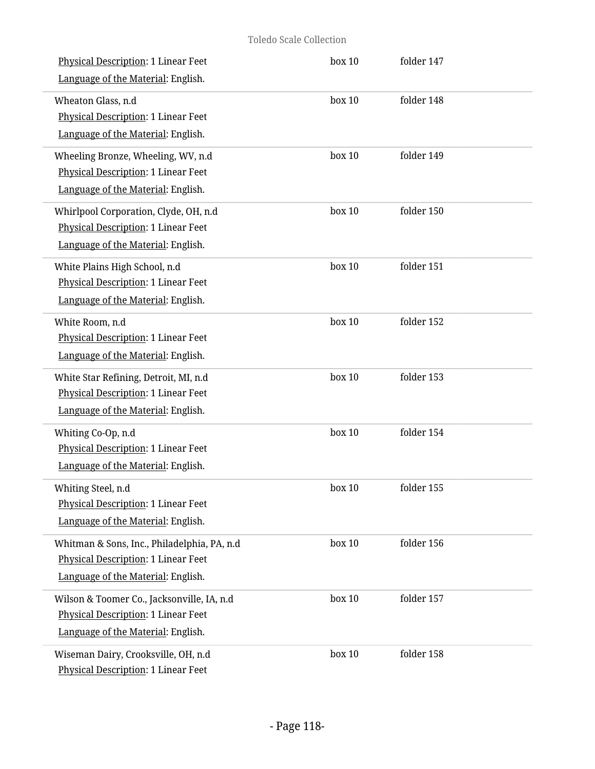Physical Description: 1 Linear Feet box 10 folder 147

Language of the Material: English.

---

Wheaton Glass, n.d box 10 folder 148

Physical Description: 1 Linear Feet

Language of the Material: English.

---

Wheeling Bronze, Wheeling, WV, n.d box 10 folder 149

Physical Description: 1 Linear Feet

Language of the Material: English.

---

Whirlpool Corporation, Clyde, OH, n.d box 10 folder 150

Physical Description: 1 Linear Feet

Language of the Material: English.

---

White Plains High School, n.d box 10 folder 151

Physical Description: 1 Linear Feet

Language of the Material: English.

---

White Room, n.d box 10 folder 152

Physical Description: 1 Linear Feet

Language of the Material: English.

---

White Star Refining, Detroit, MI, n.d box 10 folder 153

Physical Description: 1 Linear Feet

Language of the Material: English.

---

Whiting Co-Op, n.d box 10 folder 154

Physical Description: 1 Linear Feet

Language of the Material: English.

---

Whiting Steel, n.d box 10 folder 155

Physical Description: 1 Linear Feet

Language of the Material: English.

---

Whitman & Sons, Inc., Philadelphia, PA, n.d box 10 folder 156

Physical Description: 1 Linear Feet

Language of the Material: English.

---

Wilson & Toomer Co., Jacksonville, IA, n.d box 10 folder 157

Physical Description: 1 Linear Feet

Language of the Material: English.

---

Wiseman Dairy, Crooksville, OH, n.d box 10 folder 158

Physical Description: 1 Linear Feet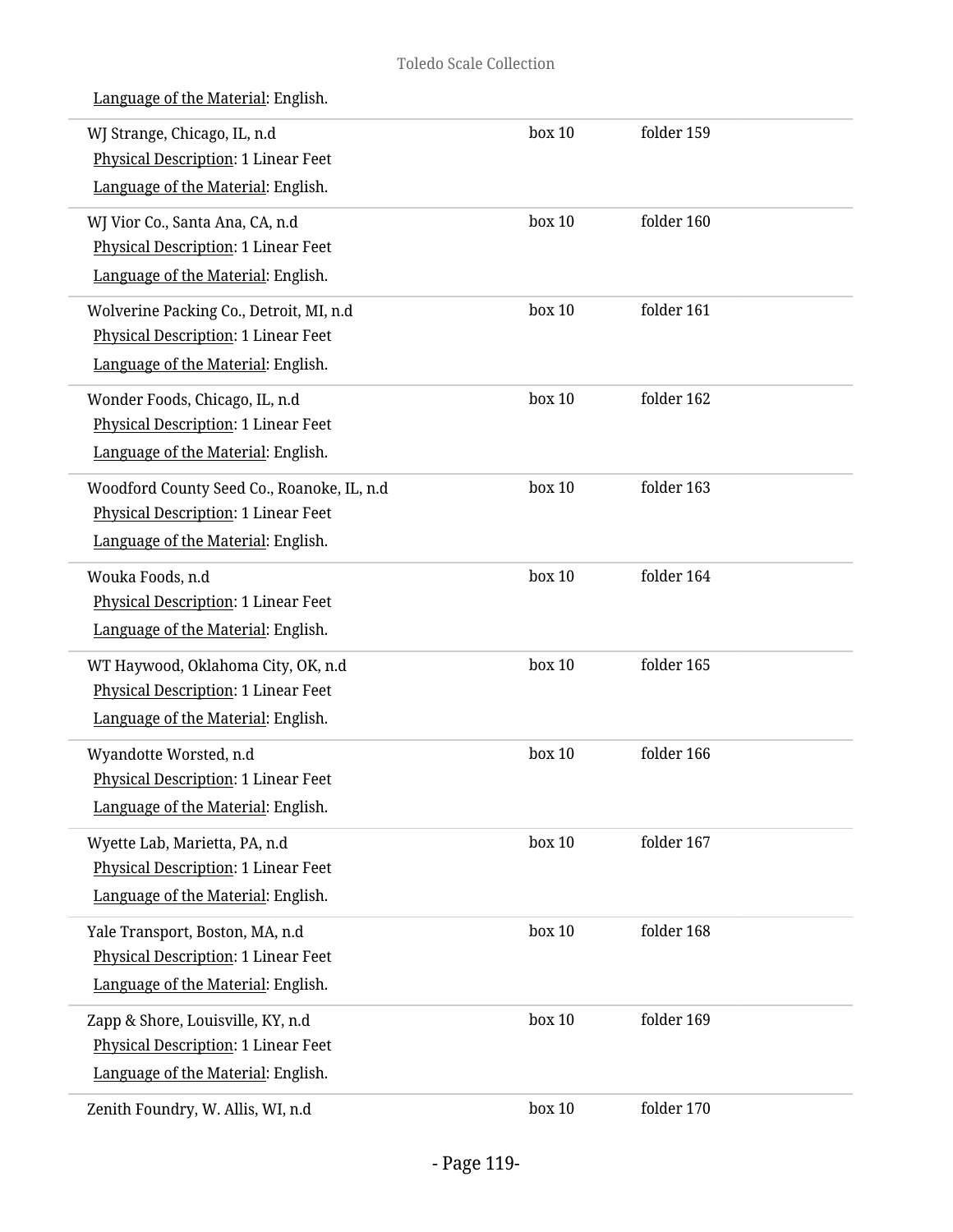Language of the Material: English.

| | | |
|---|---|---|
| WJ Strange, Chicago, IL, n.d<br>Physical Description: 1 Linear Feet<br>Language of the Material: English. | box 10 | folder 159 |
| WJ Vior Co., Santa Ana, CA, n.d<br>Physical Description: 1 Linear Feet<br>Language of the Material: English. | box 10 | folder 160 |
| Wolverine Packing Co., Detroit, MI, n.d<br>Physical Description: 1 Linear Feet<br>Language of the Material: English. | box 10 | folder 161 |
| Wonder Foods, Chicago, IL, n.d<br>Physical Description: 1 Linear Feet<br>Language of the Material: English. | box 10 | folder 162 |
| Woodford County Seed Co., Roanoke, IL, n.d<br>Physical Description: 1 Linear Feet<br>Language of the Material: English. | box 10 | folder 163 |
| Wouka Foods, n.d<br>Physical Description: 1 Linear Feet<br>Language of the Material: English. | box 10 | folder 164 |
| WT Haywood, Oklahoma City, OK, n.d<br>Physical Description: 1 Linear Feet<br>Language of the Material: English. | box 10 | folder 165 |
| Wyandotte Worsted, n.d<br>Physical Description: 1 Linear Feet<br>Language of the Material: English. | box 10 | folder 166 |
| Wyette Lab, Marietta, PA, n.d<br>Physical Description: 1 Linear Feet<br>Language of the Material: English. | box 10 | folder 167 |
| Yale Transport, Boston, MA, n.d<br>Physical Description: 1 Linear Feet<br>Language of the Material: English. | box 10 | folder 168 |
| Zapp & Shore, Louisville, KY, n.d<br>Physical Description: 1 Linear Feet<br>Language of the Material: English. | box 10 | folder 169 |
| Zenith Foundry, W. Allis, WI, n.d | box 10 | folder 170 |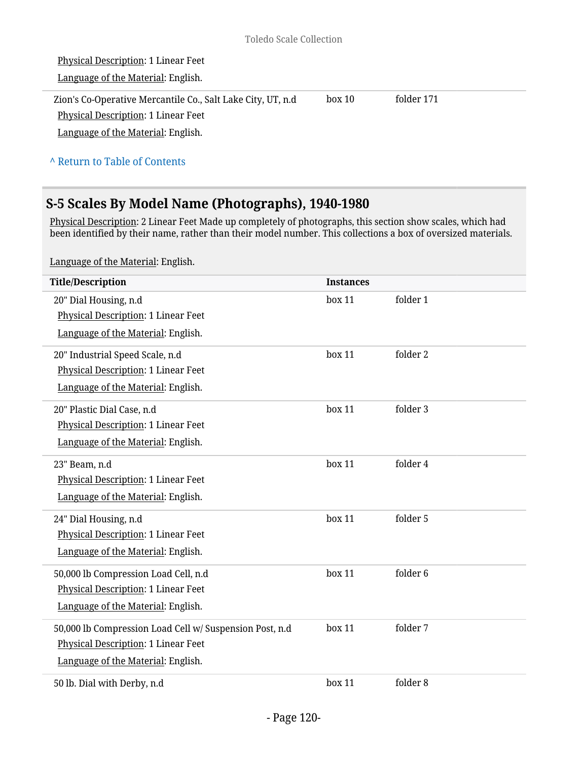Physical Description: 1 Linear Feet

Language of the Material: English.

| Title/Description | Instances | |
|---|---|---|
| Zion's Co-Operative Mercantile Co., Salt Lake City, UT, n.d<br>Physical Description: 1 Linear Feet<br>Language of the Material: English. | box 10 | folder 171 |

^ Return to Table of Contents

## S-5 Scales By Model Name (Photographs), 1940-1980

Physical Description: 2 Linear Feet Made up completely of photographs, this section show scales, which had been identified by their name, rather than their model number. This collections a box of oversized materials.

Language of the Material: English.

| Title/Description | Instances | |
|---|---|---|
| 20" Dial Housing, n.d<br>Physical Description: 1 Linear Feet<br>Language of the Material: English. | box 11 | folder 1 |
| 20" Industrial Speed Scale, n.d<br>Physical Description: 1 Linear Feet<br>Language of the Material: English. | box 11 | folder 2 |
| 20" Plastic Dial Case, n.d<br>Physical Description: 1 Linear Feet<br>Language of the Material: English. | box 11 | folder 3 |
| 23" Beam, n.d<br>Physical Description: 1 Linear Feet<br>Language of the Material: English. | box 11 | folder 4 |
| 24" Dial Housing, n.d<br>Physical Description: 1 Linear Feet<br>Language of the Material: English. | box 11 | folder 5 |
| 50,000 lb Compression Load Cell, n.d<br>Physical Description: 1 Linear Feet<br>Language of the Material: English. | box 11 | folder 6 |
| 50,000 lb Compression Load Cell w/ Suspension Post, n.d<br>Physical Description: 1 Linear Feet<br>Language of the Material: English. | box 11 | folder 7 |
| 50 lb. Dial with Derby, n.d | box 11 | folder 8 |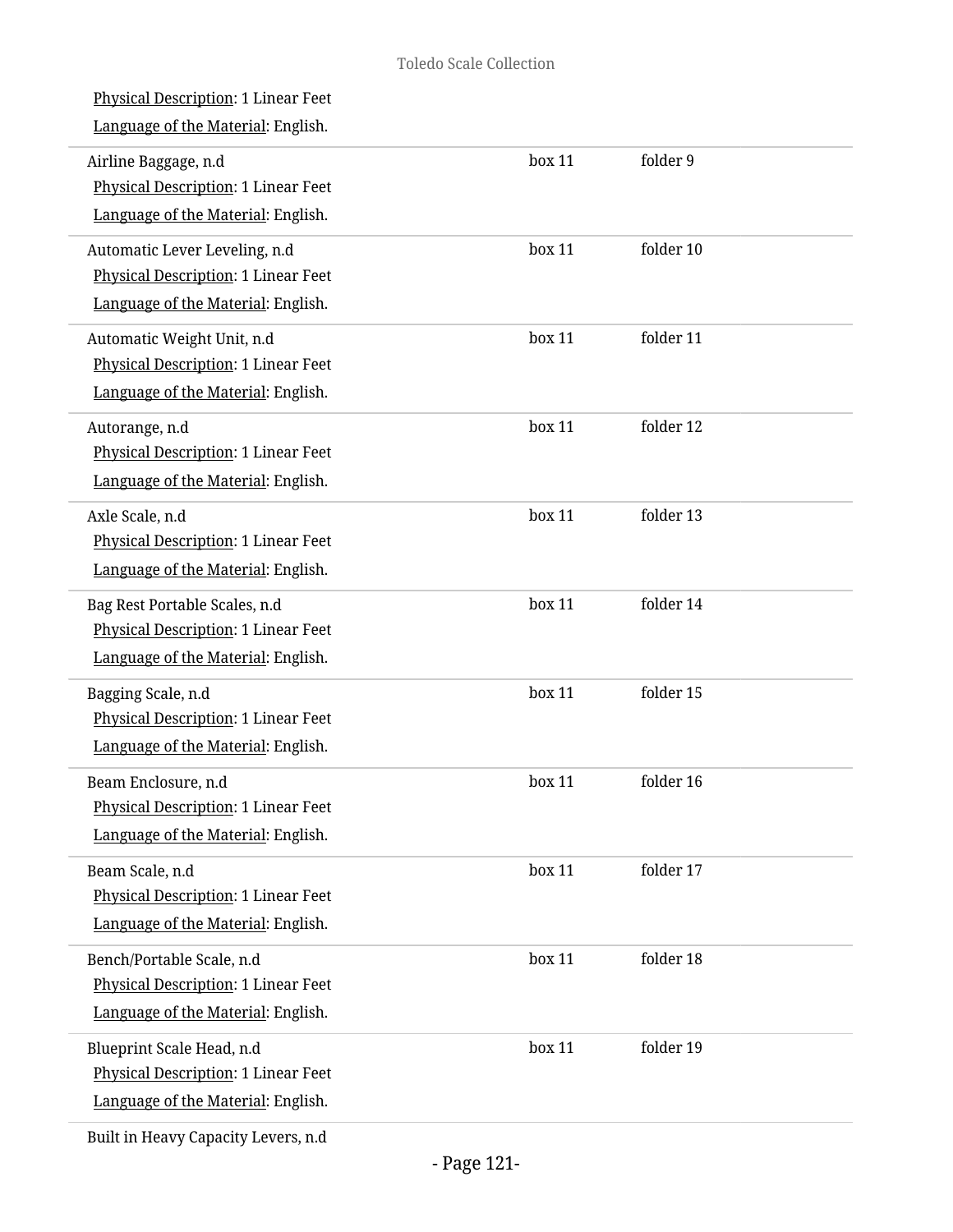Physical Description: 1 Linear Feet
Language of the Material: English.

| | | |
|---|---|---|
| Airline Baggage, n.d<br>Physical Description: 1 Linear Feet<br>Language of the Material: English. | box 11 | folder 9 |
| Automatic Lever Leveling, n.d<br>Physical Description: 1 Linear Feet<br>Language of the Material: English. | box 11 | folder 10 |
| Automatic Weight Unit, n.d<br>Physical Description: 1 Linear Feet<br>Language of the Material: English. | box 11 | folder 11 |
| Autorange, n.d<br>Physical Description: 1 Linear Feet<br>Language of the Material: English. | box 11 | folder 12 |
| Axle Scale, n.d<br>Physical Description: 1 Linear Feet<br>Language of the Material: English. | box 11 | folder 13 |
| Bag Rest Portable Scales, n.d<br>Physical Description: 1 Linear Feet<br>Language of the Material: English. | box 11 | folder 14 |
| Bagging Scale, n.d<br>Physical Description: 1 Linear Feet<br>Language of the Material: English. | box 11 | folder 15 |
| Beam Enclosure, n.d<br>Physical Description: 1 Linear Feet<br>Language of the Material: English. | box 11 | folder 16 |
| Beam Scale, n.d<br>Physical Description: 1 Linear Feet<br>Language of the Material: English. | box 11 | folder 17 |
| Bench/Portable Scale, n.d<br>Physical Description: 1 Linear Feet<br>Language of the Material: English. | box 11 | folder 18 |
| Blueprint Scale Head, n.d<br>Physical Description: 1 Linear Feet<br>Language of the Material: English. | box 11 | folder 19 |

Built in Heavy Capacity Levers, n.d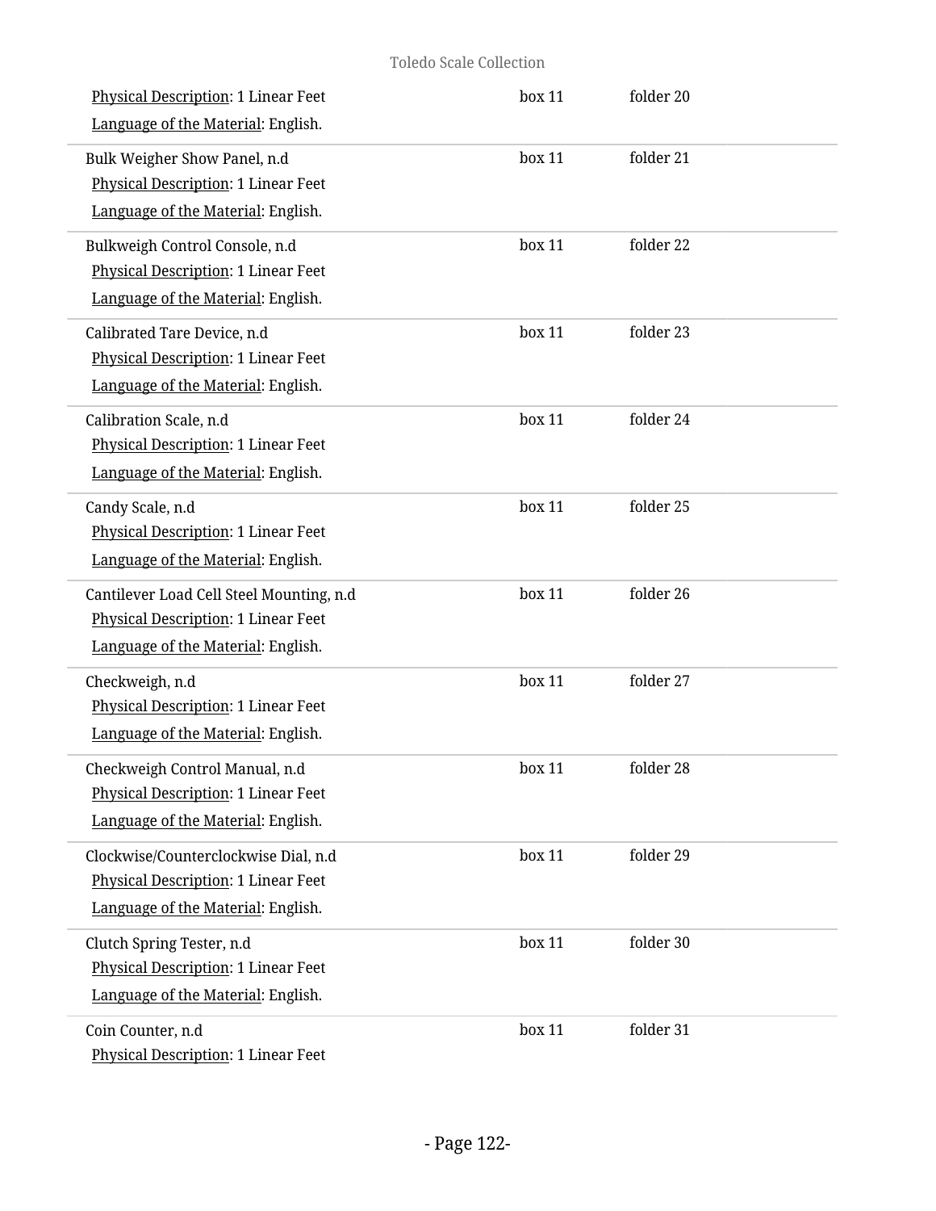Physical Description: 1 Linear Feet
Language of the Material: English.

| | | |
|---|---|---|
| Physical Description: 1 Linear Feet<br>Language of the Material: English. | box 11 | folder 20 |
| Bulk Weigher Show Panel, n.d<br>Physical Description: 1 Linear Feet<br>Language of the Material: English. | box 11 | folder 21 |
| Bulkweigh Control Console, n.d<br>Physical Description: 1 Linear Feet<br>Language of the Material: English. | box 11 | folder 22 |
| Calibrated Tare Device, n.d<br>Physical Description: 1 Linear Feet<br>Language of the Material: English. | box 11 | folder 23 |
| Calibration Scale, n.d<br>Physical Description: 1 Linear Feet<br>Language of the Material: English. | box 11 | folder 24 |
| Candy Scale, n.d<br>Physical Description: 1 Linear Feet<br>Language of the Material: English. | box 11 | folder 25 |
| Cantilever Load Cell Steel Mounting, n.d<br>Physical Description: 1 Linear Feet<br>Language of the Material: English. | box 11 | folder 26 |
| Checkweigh, n.d<br>Physical Description: 1 Linear Feet<br>Language of the Material: English. | box 11 | folder 27 |
| Checkweigh Control Manual, n.d<br>Physical Description: 1 Linear Feet<br>Language of the Material: English. | box 11 | folder 28 |
| Clockwise/Counterclockwise Dial, n.d<br>Physical Description: 1 Linear Feet<br>Language of the Material: English. | box 11 | folder 29 |
| Clutch Spring Tester, n.d<br>Physical Description: 1 Linear Feet<br>Language of the Material: English. | box 11 | folder 30 |
| Coin Counter, n.d<br>Physical Description: 1 Linear Feet | box 11 | folder 31 |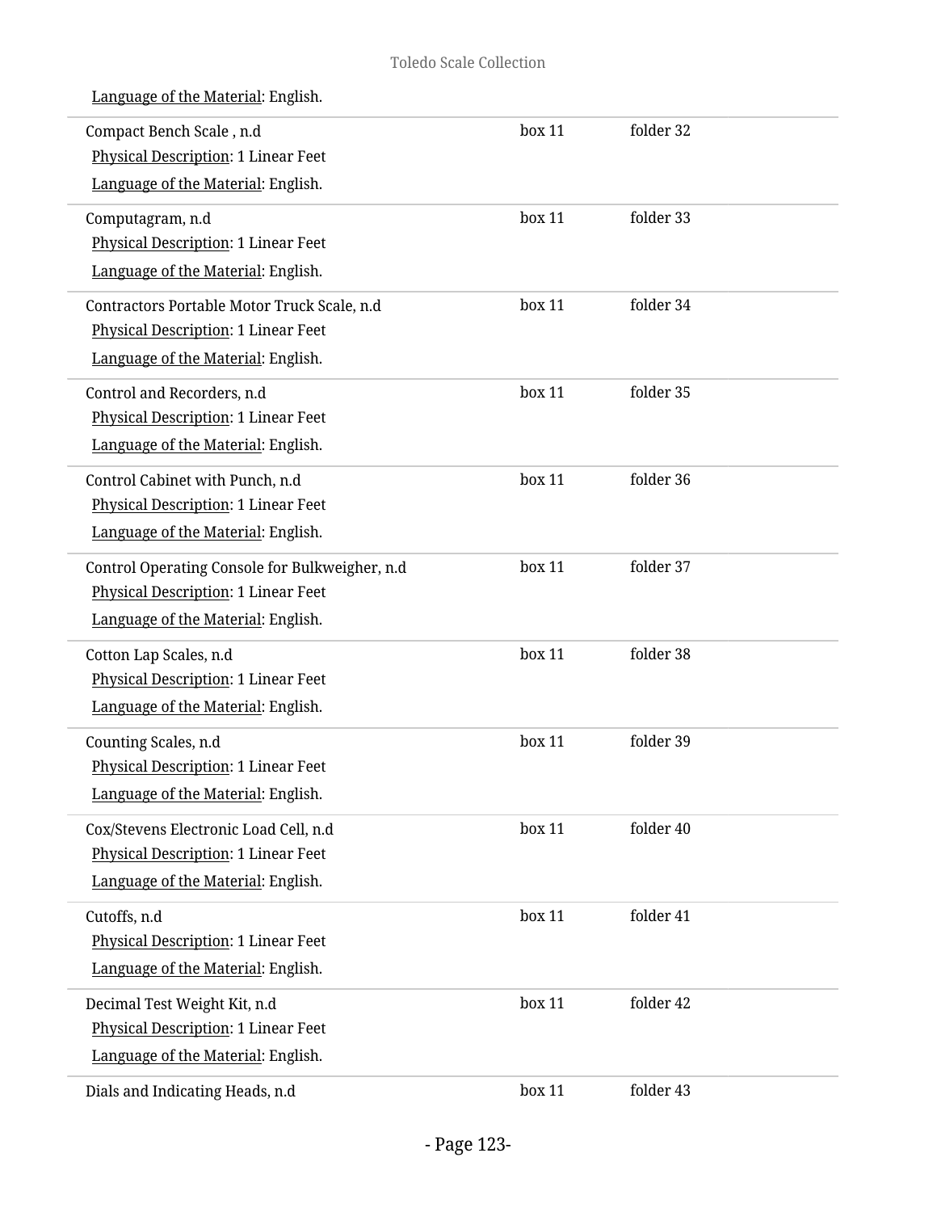Language of the Material: English.

| | | |
|---|---|---|
| Compact Bench Scale , n.d<br>Physical Description: 1 Linear Feet<br>Language of the Material: English. | box 11 | folder 32 |
| Computagram, n.d<br>Physical Description: 1 Linear Feet<br>Language of the Material: English. | box 11 | folder 33 |
| Contractors Portable Motor Truck Scale, n.d<br>Physical Description: 1 Linear Feet<br>Language of the Material: English. | box 11 | folder 34 |
| Control and Recorders, n.d<br>Physical Description: 1 Linear Feet<br>Language of the Material: English. | box 11 | folder 35 |
| Control Cabinet with Punch, n.d<br>Physical Description: 1 Linear Feet<br>Language of the Material: English. | box 11 | folder 36 |
| Control Operating Console for Bulkweigher, n.d<br>Physical Description: 1 Linear Feet<br>Language of the Material: English. | box 11 | folder 37 |
| Cotton Lap Scales, n.d<br>Physical Description: 1 Linear Feet<br>Language of the Material: English. | box 11 | folder 38 |
| Counting Scales, n.d<br>Physical Description: 1 Linear Feet<br>Language of the Material: English. | box 11 | folder 39 |
| Cox/Stevens Electronic Load Cell, n.d<br>Physical Description: 1 Linear Feet<br>Language of the Material: English. | box 11 | folder 40 |
| Cutoffs, n.d<br>Physical Description: 1 Linear Feet<br>Language of the Material: English. | box 11 | folder 41 |
| Decimal Test Weight Kit, n.d<br>Physical Description: 1 Linear Feet<br>Language of the Material: English. | box 11 | folder 42 |
| Dials and Indicating Heads, n.d | box 11 | folder 43 |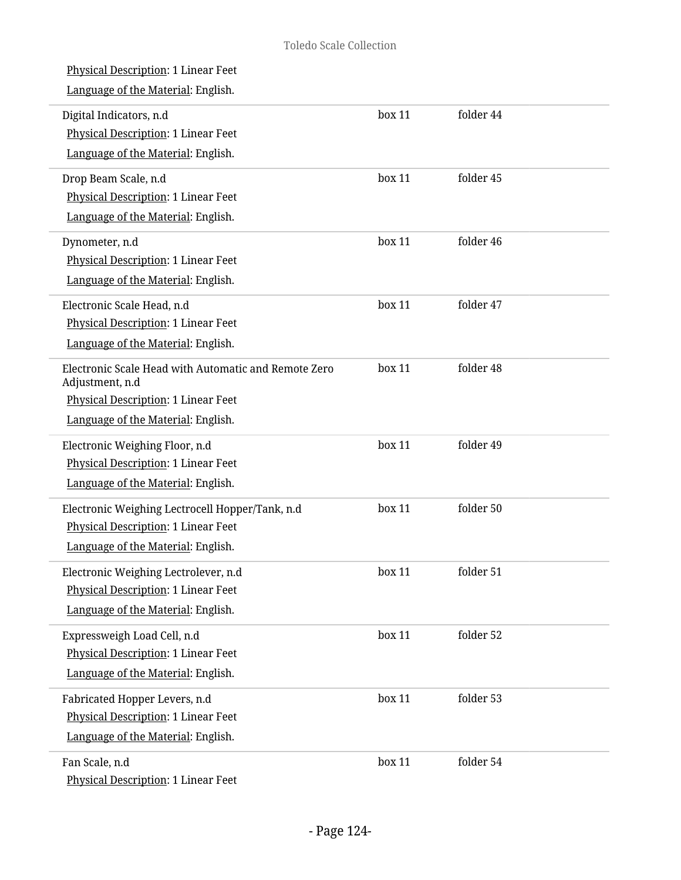Physical Description: 1 Linear Feet

Language of the Material: English.

| | | |
|---|---|---|
| Digital Indicators, n.d<br>Physical Description: 1 Linear Feet<br>Language of the Material: English. | box 11 | folder 44 |
| Drop Beam Scale, n.d<br>Physical Description: 1 Linear Feet<br>Language of the Material: English. | box 11 | folder 45 |
| Dynometer, n.d<br>Physical Description: 1 Linear Feet<br>Language of the Material: English. | box 11 | folder 46 |
| Electronic Scale Head, n.d<br>Physical Description: 1 Linear Feet<br>Language of the Material: English. | box 11 | folder 47 |
| Electronic Scale Head with Automatic and Remote Zero Adjustment, n.d<br>Physical Description: 1 Linear Feet<br>Language of the Material: English. | box 11 | folder 48 |
| Electronic Weighing Floor, n.d<br>Physical Description: 1 Linear Feet<br>Language of the Material: English. | box 11 | folder 49 |
| Electronic Weighing Lectrocell Hopper/Tank, n.d<br>Physical Description: 1 Linear Feet<br>Language of the Material: English. | box 11 | folder 50 |
| Electronic Weighing Lectrolever, n.d<br>Physical Description: 1 Linear Feet<br>Language of the Material: English. | box 11 | folder 51 |
| Expressweigh Load Cell, n.d<br>Physical Description: 1 Linear Feet<br>Language of the Material: English. | box 11 | folder 52 |
| Fabricated Hopper Levers, n.d<br>Physical Description: 1 Linear Feet<br>Language of the Material: English. | box 11 | folder 53 |
| Fan Scale, n.d<br>Physical Description: 1 Linear Feet | box 11 | folder 54 |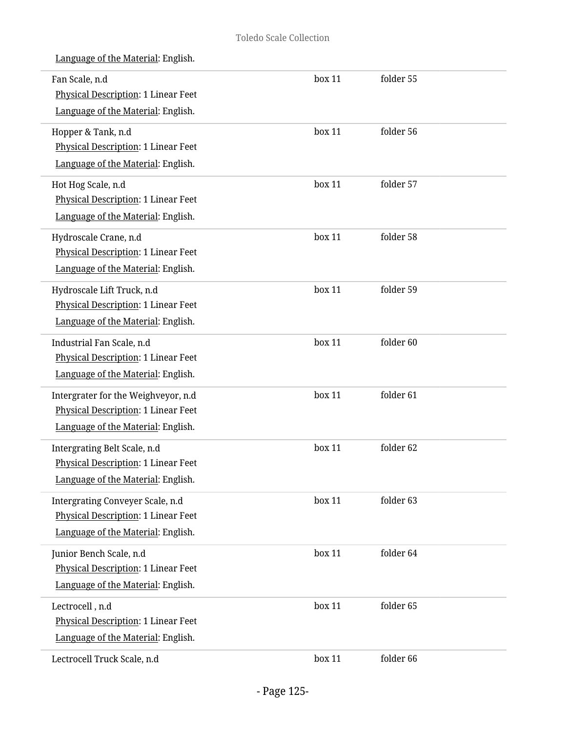Language of the Material: English.

| | | |
|---|---|---|
| Fan Scale, n.d<br>Physical Description: 1 Linear Feet<br>Language of the Material: English. | box 11 | folder 55 |
| Hopper & Tank, n.d<br>Physical Description: 1 Linear Feet<br>Language of the Material: English. | box 11 | folder 56 |
| Hot Hog Scale, n.d<br>Physical Description: 1 Linear Feet<br>Language of the Material: English. | box 11 | folder 57 |
| Hydroscale Crane, n.d<br>Physical Description: 1 Linear Feet<br>Language of the Material: English. | box 11 | folder 58 |
| Hydroscale Lift Truck, n.d<br>Physical Description: 1 Linear Feet<br>Language of the Material: English. | box 11 | folder 59 |
| Industrial Fan Scale, n.d<br>Physical Description: 1 Linear Feet<br>Language of the Material: English. | box 11 | folder 60 |
| Intergrater for the Weighveyor, n.d<br>Physical Description: 1 Linear Feet<br>Language of the Material: English. | box 11 | folder 61 |
| Intergrating Belt Scale, n.d<br>Physical Description: 1 Linear Feet<br>Language of the Material: English. | box 11 | folder 62 |
| Intergrating Conveyer Scale, n.d<br>Physical Description: 1 Linear Feet<br>Language of the Material: English. | box 11 | folder 63 |
| Junior Bench Scale, n.d<br>Physical Description: 1 Linear Feet<br>Language of the Material: English. | box 11 | folder 64 |
| Lectrocell , n.d<br>Physical Description: 1 Linear Feet<br>Language of the Material: English. | box 11 | folder 65 |
| Lectrocell Truck Scale, n.d | box 11 | folder 66 |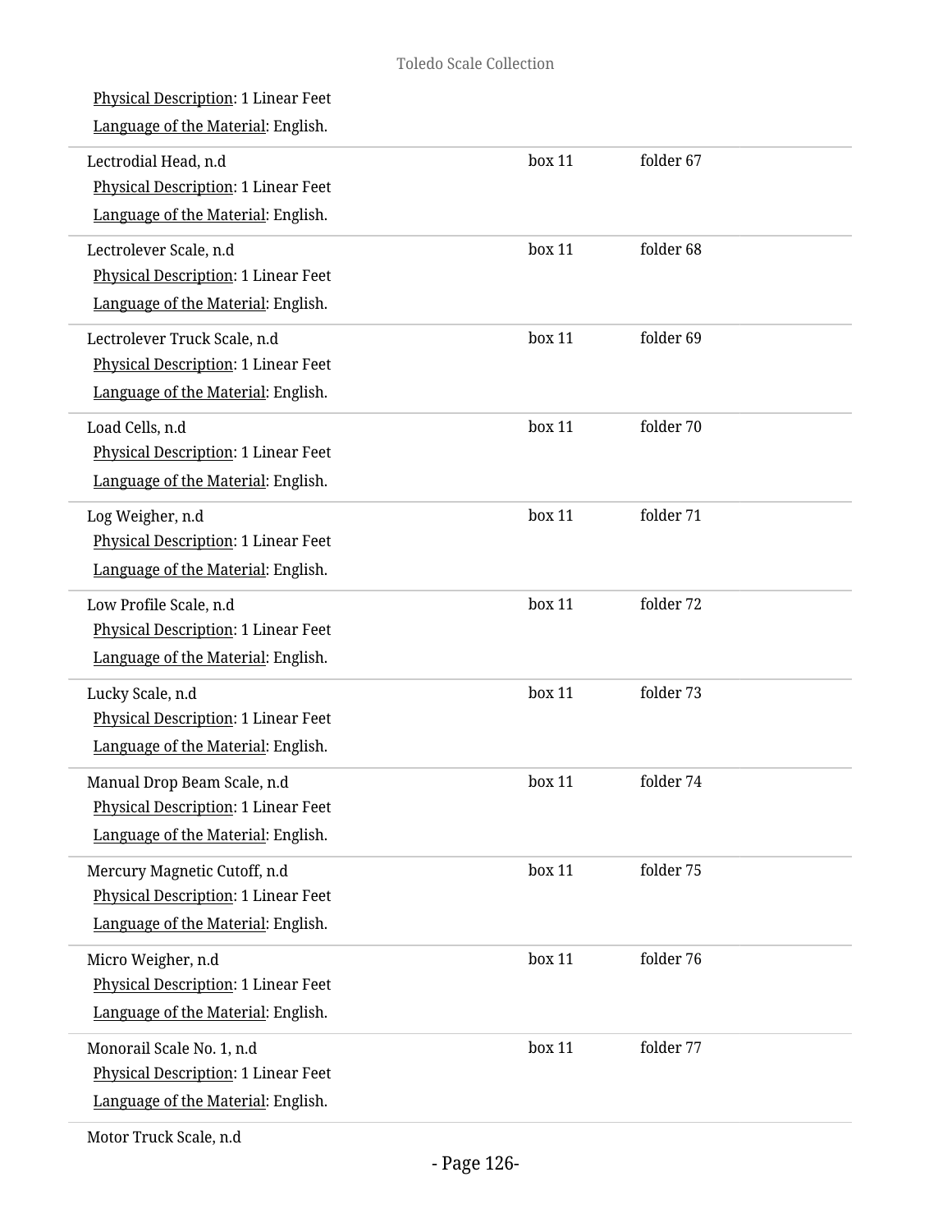Physical Description: 1 Linear Feet

Language of the Material: English.

| | | |
|---|---|---|
| Lectrodial Head, n.d<br>Physical Description: 1 Linear Feet<br>Language of the Material: English. | box 11 | folder 67 |
| Lectrolever Scale, n.d<br>Physical Description: 1 Linear Feet<br>Language of the Material: English. | box 11 | folder 68 |
| Lectrolever Truck Scale, n.d<br>Physical Description: 1 Linear Feet<br>Language of the Material: English. | box 11 | folder 69 |
| Load Cells, n.d<br>Physical Description: 1 Linear Feet<br>Language of the Material: English. | box 11 | folder 70 |
| Log Weigher, n.d<br>Physical Description: 1 Linear Feet<br>Language of the Material: English. | box 11 | folder 71 |
| Low Profile Scale, n.d<br>Physical Description: 1 Linear Feet<br>Language of the Material: English. | box 11 | folder 72 |
| Lucky Scale, n.d<br>Physical Description: 1 Linear Feet<br>Language of the Material: English. | box 11 | folder 73 |
| Manual Drop Beam Scale, n.d<br>Physical Description: 1 Linear Feet<br>Language of the Material: English. | box 11 | folder 74 |
| Mercury Magnetic Cutoff, n.d<br>Physical Description: 1 Linear Feet<br>Language of the Material: English. | box 11 | folder 75 |
| Micro Weigher, n.d<br>Physical Description: 1 Linear Feet<br>Language of the Material: English. | box 11 | folder 76 |
| Monorail Scale No. 1, n.d<br>Physical Description: 1 Linear Feet<br>Language of the Material: English. | box 11 | folder 77 |

Motor Truck Scale, n.d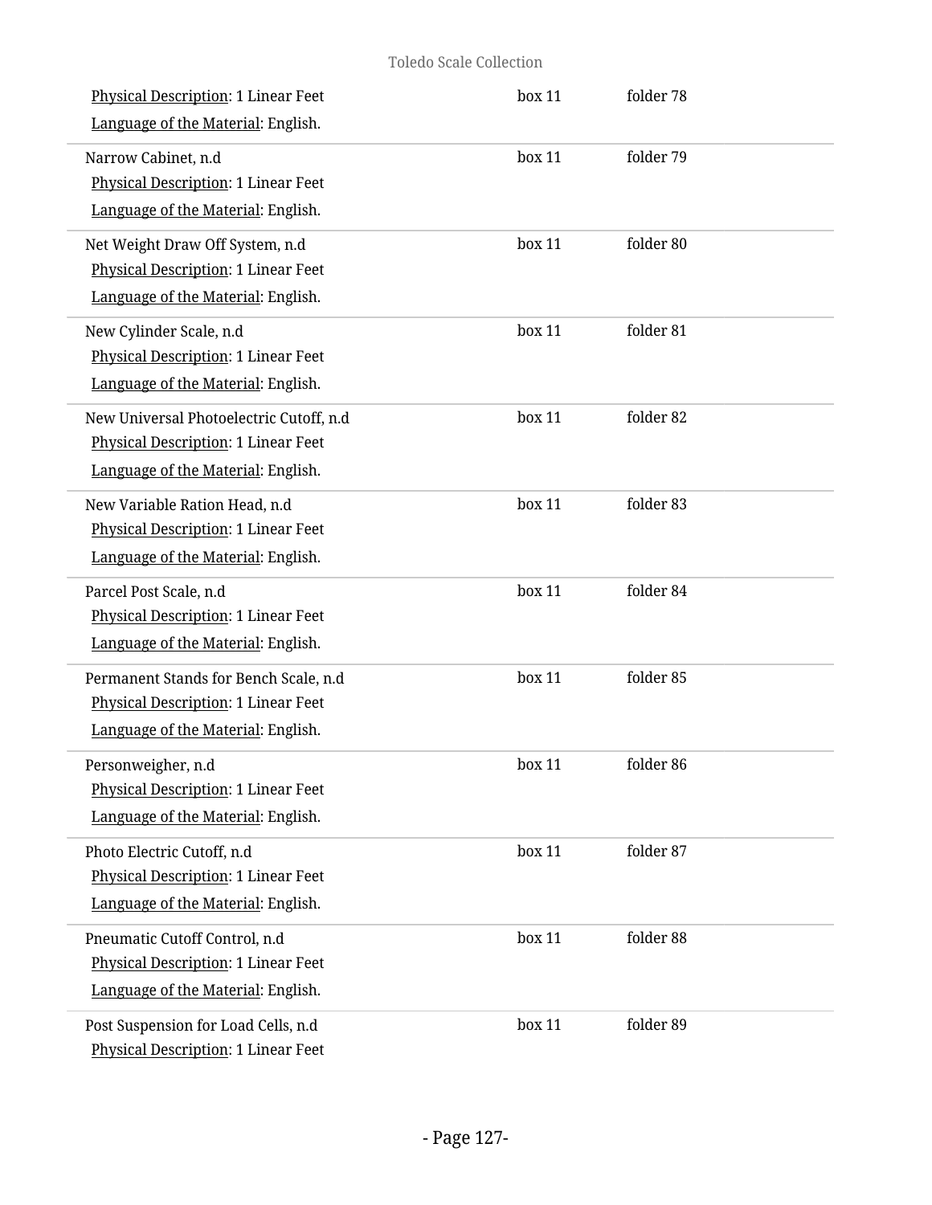Physical Description: 1 Linear Feet | box 11 | folder 78

Language of the Material: English.

Narrow Cabinet, n.d | box 11 | folder 79

Physical Description: 1 Linear Feet

Language of the Material: English.

Net Weight Draw Off System, n.d | box 11 | folder 80

Physical Description: 1 Linear Feet

Language of the Material: English.

New Cylinder Scale, n.d | box 11 | folder 81

Physical Description: 1 Linear Feet

Language of the Material: English.

New Universal Photoelectric Cutoff, n.d | box 11 | folder 82

Physical Description: 1 Linear Feet

Language of the Material: English.

New Variable Ration Head, n.d | box 11 | folder 83

Physical Description: 1 Linear Feet

Language of the Material: English.

Parcel Post Scale, n.d | box 11 | folder 84

Physical Description: 1 Linear Feet

Language of the Material: English.

Permanent Stands for Bench Scale, n.d | box 11 | folder 85

Physical Description: 1 Linear Feet

Language of the Material: English.

Personweigher, n.d | box 11 | folder 86

Physical Description: 1 Linear Feet

Language of the Material: English.

Photo Electric Cutoff, n.d | box 11 | folder 87

Physical Description: 1 Linear Feet

Language of the Material: English.

Pneumatic Cutoff Control, n.d | box 11 | folder 88

Physical Description: 1 Linear Feet

Language of the Material: English.

Post Suspension for Load Cells, n.d | box 11 | folder 89

Physical Description: 1 Linear Feet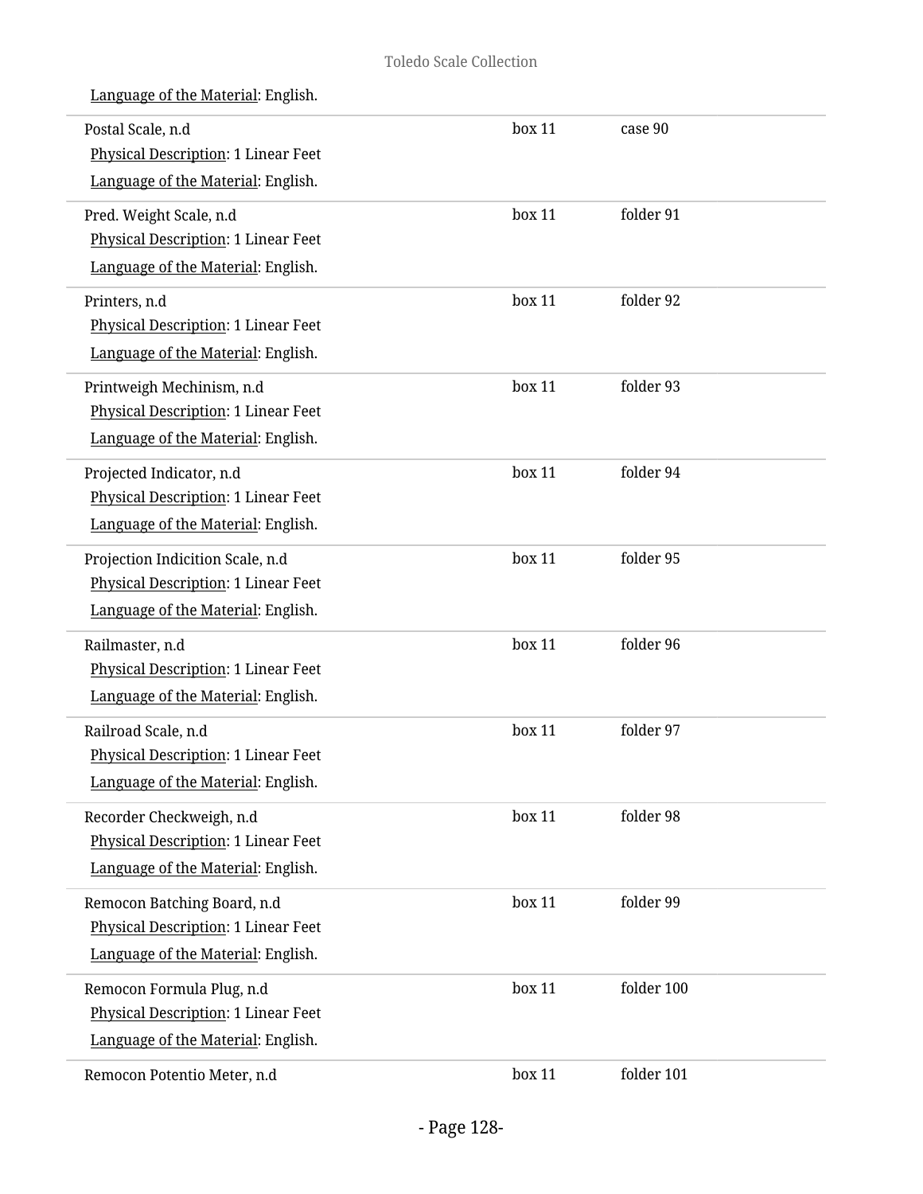Language of the Material: English.

| | | |
|---|---|---|
| Postal Scale, n.d<br>Physical Description: 1 Linear Feet<br>Language of the Material: English. | box 11 | case 90 |
| Pred. Weight Scale, n.d<br>Physical Description: 1 Linear Feet<br>Language of the Material: English. | box 11 | folder 91 |
| Printers, n.d<br>Physical Description: 1 Linear Feet<br>Language of the Material: English. | box 11 | folder 92 |
| Printweigh Mechinism, n.d<br>Physical Description: 1 Linear Feet<br>Language of the Material: English. | box 11 | folder 93 |
| Projected Indicator, n.d<br>Physical Description: 1 Linear Feet<br>Language of the Material: English. | box 11 | folder 94 |
| Projection Indicition Scale, n.d<br>Physical Description: 1 Linear Feet<br>Language of the Material: English. | box 11 | folder 95 |
| Railmaster, n.d<br>Physical Description: 1 Linear Feet<br>Language of the Material: English. | box 11 | folder 96 |
| Railroad Scale, n.d<br>Physical Description: 1 Linear Feet<br>Language of the Material: English. | box 11 | folder 97 |
| Recorder Checkweigh, n.d<br>Physical Description: 1 Linear Feet<br>Language of the Material: English. | box 11 | folder 98 |
| Remocon Batching Board, n.d<br>Physical Description: 1 Linear Feet<br>Language of the Material: English. | box 11 | folder 99 |
| Remocon Formula Plug, n.d<br>Physical Description: 1 Linear Feet<br>Language of the Material: English. | box 11 | folder 100 |
| Remocon Potentio Meter, n.d | box 11 | folder 101 |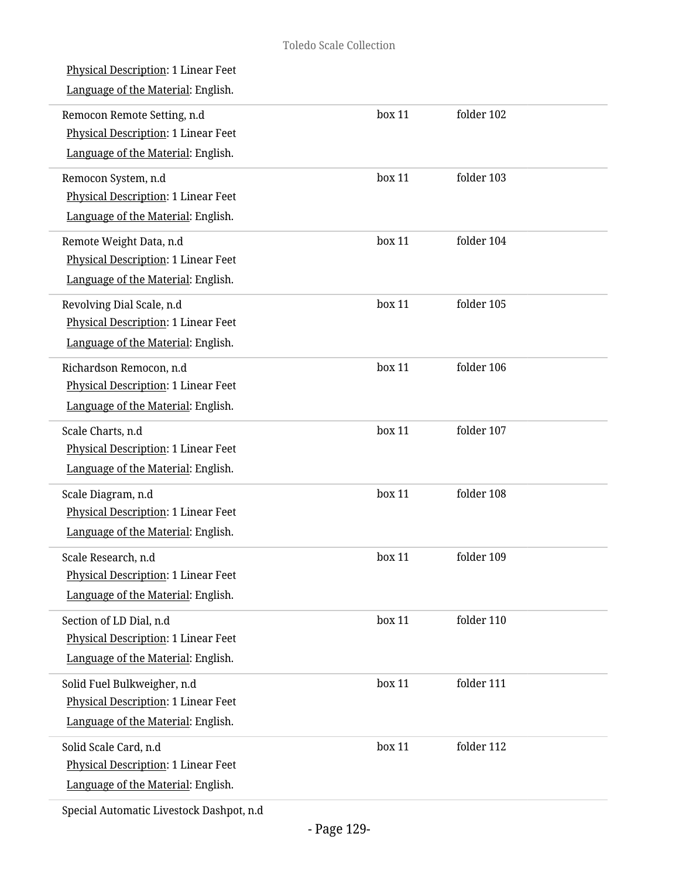Physical Description: 1 Linear Feet

Language of the Material: English.

| | | |
|---|---|---|
| Remocon Remote Setting, n.d<br>Physical Description: 1 Linear Feet<br>Language of the Material: English. | box 11 | folder 102 |
| Remocon System, n.d<br>Physical Description: 1 Linear Feet<br>Language of the Material: English. | box 11 | folder 103 |
| Remote Weight Data, n.d<br>Physical Description: 1 Linear Feet<br>Language of the Material: English. | box 11 | folder 104 |
| Revolving Dial Scale, n.d<br>Physical Description: 1 Linear Feet<br>Language of the Material: English. | box 11 | folder 105 |
| Richardson Remocon, n.d<br>Physical Description: 1 Linear Feet<br>Language of the Material: English. | box 11 | folder 106 |
| Scale Charts, n.d<br>Physical Description: 1 Linear Feet<br>Language of the Material: English. | box 11 | folder 107 |
| Scale Diagram, n.d<br>Physical Description: 1 Linear Feet<br>Language of the Material: English. | box 11 | folder 108 |
| Scale Research, n.d<br>Physical Description: 1 Linear Feet<br>Language of the Material: English. | box 11 | folder 109 |
| Section of LD Dial, n.d<br>Physical Description: 1 Linear Feet<br>Language of the Material: English. | box 11 | folder 110 |
| Solid Fuel Bulkweigher, n.d<br>Physical Description: 1 Linear Feet<br>Language of the Material: English. | box 11 | folder 111 |
| Solid Scale Card, n.d<br>Physical Description: 1 Linear Feet<br>Language of the Material: English. | box 11 | folder 112 |

Special Automatic Livestock Dashpot, n.d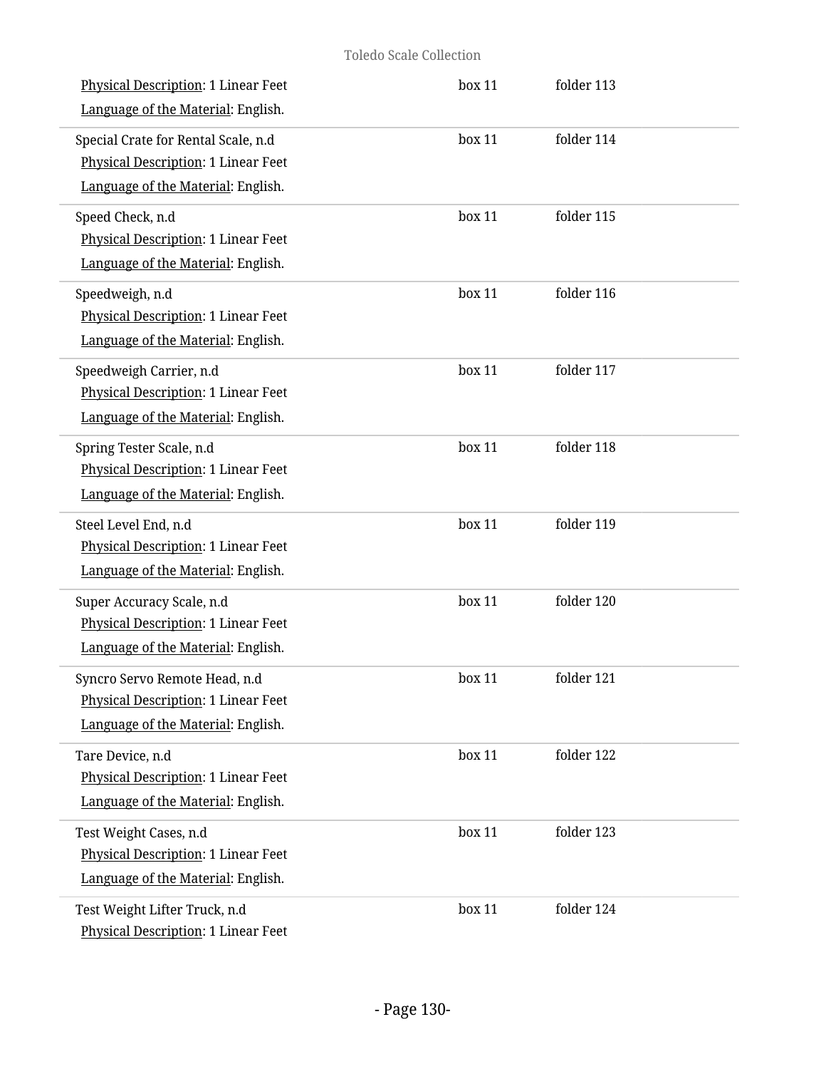Physical Description: 1 Linear Feet | box 11 | folder 113
Language of the Material: English.

Special Crate for Rental Scale, n.d | box 11 | folder 114
Physical Description: 1 Linear Feet
Language of the Material: English.

Speed Check, n.d | box 11 | folder 115
Physical Description: 1 Linear Feet
Language of the Material: English.

Speedweigh, n.d | box 11 | folder 116
Physical Description: 1 Linear Feet
Language of the Material: English.

Speedweigh Carrier, n.d | box 11 | folder 117
Physical Description: 1 Linear Feet
Language of the Material: English.

Spring Tester Scale, n.d | box 11 | folder 118
Physical Description: 1 Linear Feet
Language of the Material: English.

Steel Level End, n.d | box 11 | folder 119
Physical Description: 1 Linear Feet
Language of the Material: English.

Super Accuracy Scale, n.d | box 11 | folder 120
Physical Description: 1 Linear Feet
Language of the Material: English.

Syncro Servo Remote Head, n.d | box 11 | folder 121
Physical Description: 1 Linear Feet
Language of the Material: English.

Tare Device, n.d | box 11 | folder 122
Physical Description: 1 Linear Feet
Language of the Material: English.

Test Weight Cases, n.d | box 11 | folder 123
Physical Description: 1 Linear Feet
Language of the Material: English.

Test Weight Lifter Truck, n.d | box 11 | folder 124
Physical Description: 1 Linear Feet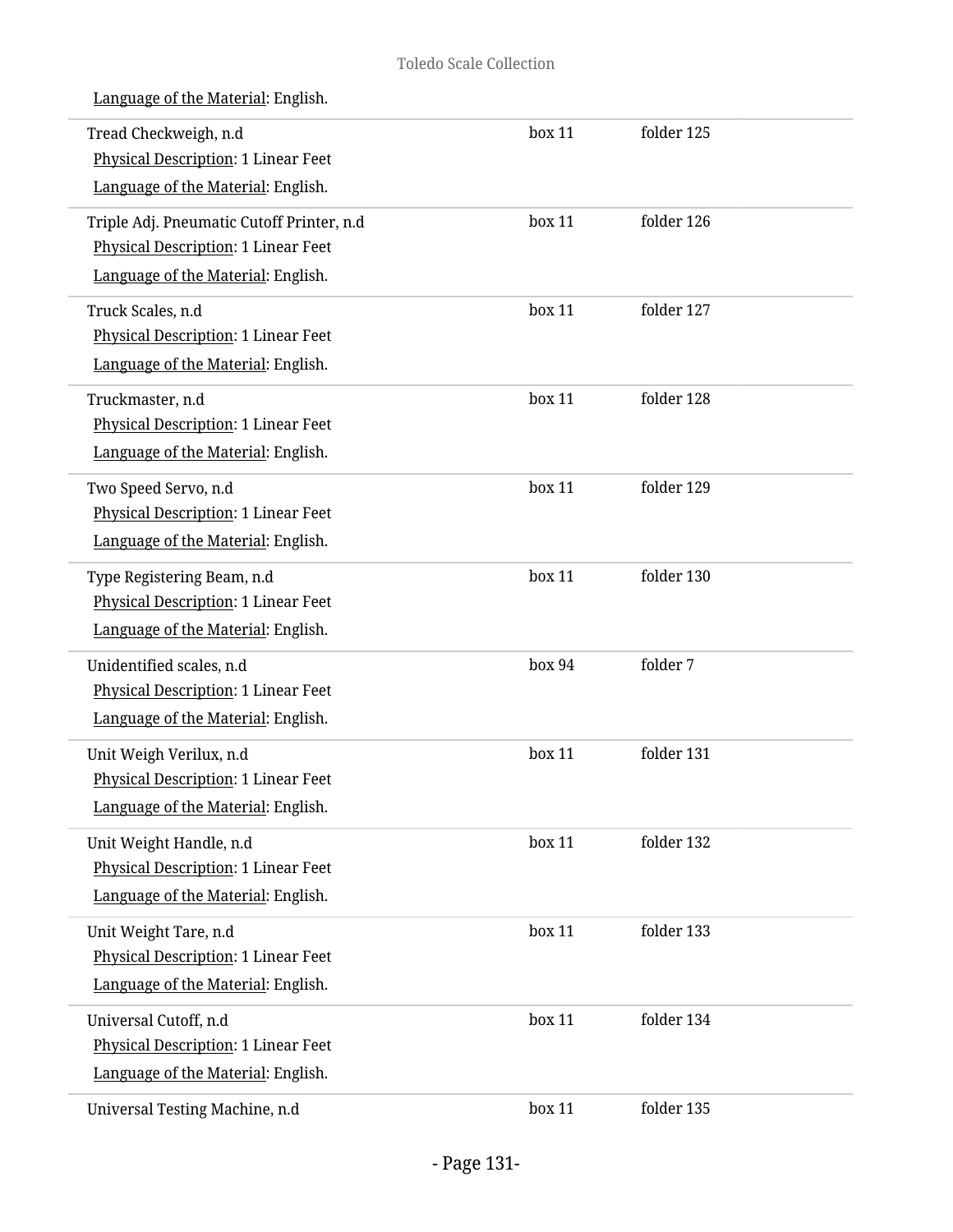Language of the Material: English.

| | | |
|---|---|---|
| Tread Checkweigh, n.d<br>Physical Description: 1 Linear Feet<br>Language of the Material: English. | box 11 | folder 125 |
| Triple Adj. Pneumatic Cutoff Printer, n.d<br>Physical Description: 1 Linear Feet<br>Language of the Material: English. | box 11 | folder 126 |
| Truck Scales, n.d<br>Physical Description: 1 Linear Feet<br>Language of the Material: English. | box 11 | folder 127 |
| Truckmaster, n.d<br>Physical Description: 1 Linear Feet<br>Language of the Material: English. | box 11 | folder 128 |
| Two Speed Servo, n.d<br>Physical Description: 1 Linear Feet<br>Language of the Material: English. | box 11 | folder 129 |
| Type Registering Beam, n.d<br>Physical Description: 1 Linear Feet<br>Language of the Material: English. | box 11 | folder 130 |
| Unidentified scales, n.d<br>Physical Description: 1 Linear Feet<br>Language of the Material: English. | box 94 | folder 7 |
| Unit Weigh Verilux, n.d<br>Physical Description: 1 Linear Feet<br>Language of the Material: English. | box 11 | folder 131 |
| Unit Weight Handle, n.d<br>Physical Description: 1 Linear Feet<br>Language of the Material: English. | box 11 | folder 132 |
| Unit Weight Tare, n.d<br>Physical Description: 1 Linear Feet<br>Language of the Material: English. | box 11 | folder 133 |
| Universal Cutoff, n.d<br>Physical Description: 1 Linear Feet<br>Language of the Material: English. | box 11 | folder 134 |
| Universal Testing Machine, n.d | box 11 | folder 135 |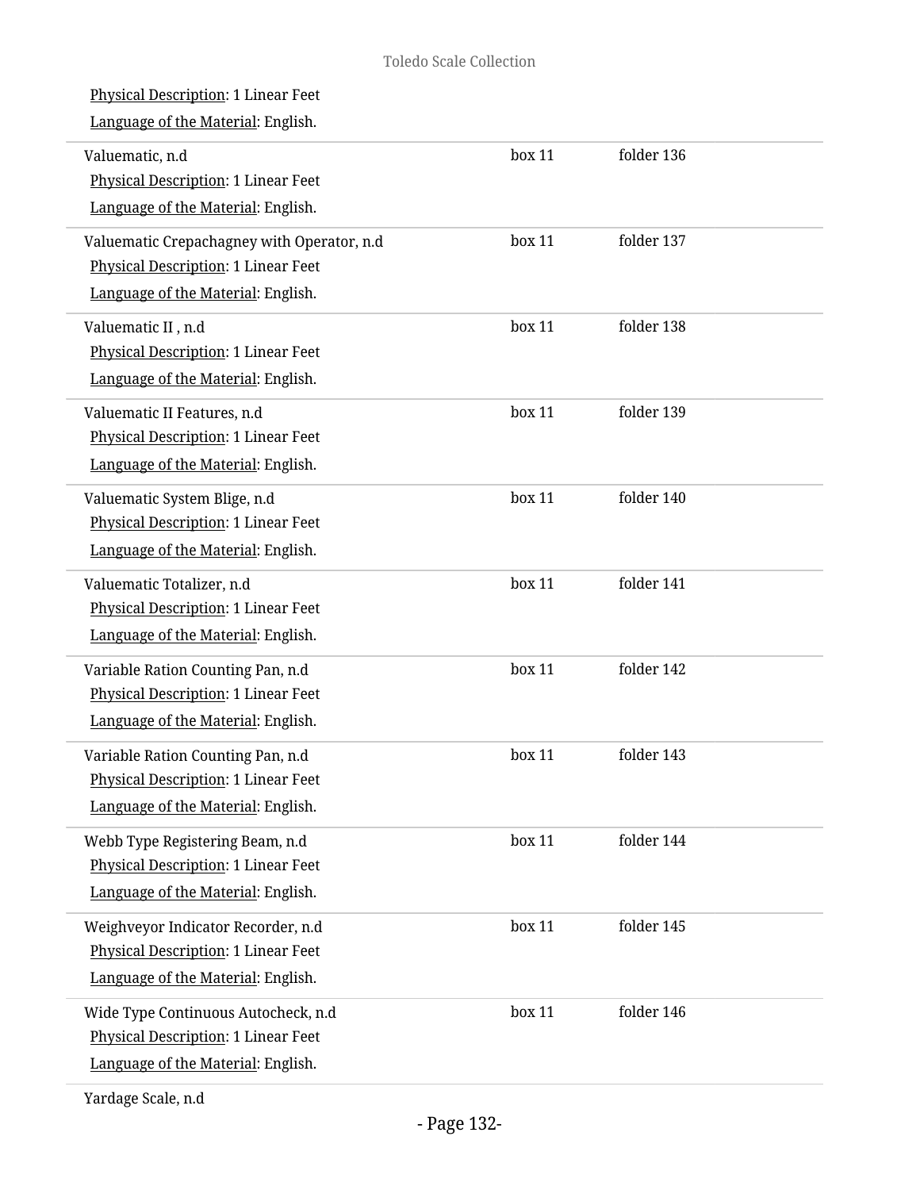Physical Description: 1 Linear Feet
Language of the Material: English.

| | | |
|---|---|---|
| Valuematic, n.d<br>Physical Description: 1 Linear Feet<br>Language of the Material: English. | box 11 | folder 136 |
| Valuematic Crepachagney with Operator, n.d<br>Physical Description: 1 Linear Feet<br>Language of the Material: English. | box 11 | folder 137 |
| Valuematic II , n.d<br>Physical Description: 1 Linear Feet<br>Language of the Material: English. | box 11 | folder 138 |
| Valuematic II Features, n.d<br>Physical Description: 1 Linear Feet<br>Language of the Material: English. | box 11 | folder 139 |
| Valuematic System Blige, n.d<br>Physical Description: 1 Linear Feet<br>Language of the Material: English. | box 11 | folder 140 |
| Valuematic Totalizer, n.d<br>Physical Description: 1 Linear Feet<br>Language of the Material: English. | box 11 | folder 141 |
| Variable Ration Counting Pan, n.d<br>Physical Description: 1 Linear Feet<br>Language of the Material: English. | box 11 | folder 142 |
| Variable Ration Counting Pan, n.d<br>Physical Description: 1 Linear Feet<br>Language of the Material: English. | box 11 | folder 143 |
| Webb Type Registering Beam, n.d<br>Physical Description: 1 Linear Feet<br>Language of the Material: English. | box 11 | folder 144 |
| Weighveyor Indicator Recorder, n.d<br>Physical Description: 1 Linear Feet<br>Language of the Material: English. | box 11 | folder 145 |
| Wide Type Continuous Autocheck, n.d<br>Physical Description: 1 Linear Feet<br>Language of the Material: English. | box 11 | folder 146 |

Yardage Scale, n.d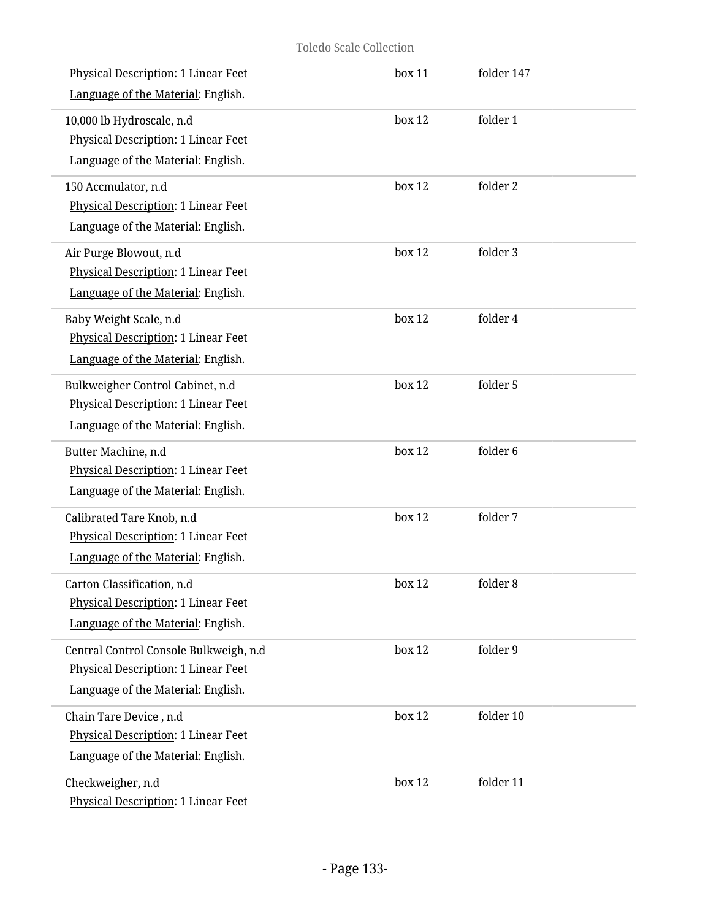| | | |
|---|---|---|
| Physical Description: 1 Linear Feet<br>Language of the Material: English. | box 11 | folder 147 |
| 10,000 lb Hydroscale, n.d<br>Physical Description: 1 Linear Feet<br>Language of the Material: English. | box 12 | folder 1 |
| 150 Accmulator, n.d<br>Physical Description: 1 Linear Feet<br>Language of the Material: English. | box 12 | folder 2 |
| Air Purge Blowout, n.d<br>Physical Description: 1 Linear Feet<br>Language of the Material: English. | box 12 | folder 3 |
| Baby Weight Scale, n.d<br>Physical Description: 1 Linear Feet<br>Language of the Material: English. | box 12 | folder 4 |
| Bulkweigher Control Cabinet, n.d<br>Physical Description: 1 Linear Feet<br>Language of the Material: English. | box 12 | folder 5 |
| Butter Machine, n.d<br>Physical Description: 1 Linear Feet<br>Language of the Material: English. | box 12 | folder 6 |
| Calibrated Tare Knob, n.d<br>Physical Description: 1 Linear Feet<br>Language of the Material: English. | box 12 | folder 7 |
| Carton Classification, n.d<br>Physical Description: 1 Linear Feet<br>Language of the Material: English. | box 12 | folder 8 |
| Central Control Console Bulkweigh, n.d<br>Physical Description: 1 Linear Feet<br>Language of the Material: English. | box 12 | folder 9 |
| Chain Tare Device , n.d<br>Physical Description: 1 Linear Feet<br>Language of the Material: English. | box 12 | folder 10 |
| Checkweigher, n.d<br>Physical Description: 1 Linear Feet | box 12 | folder 11 |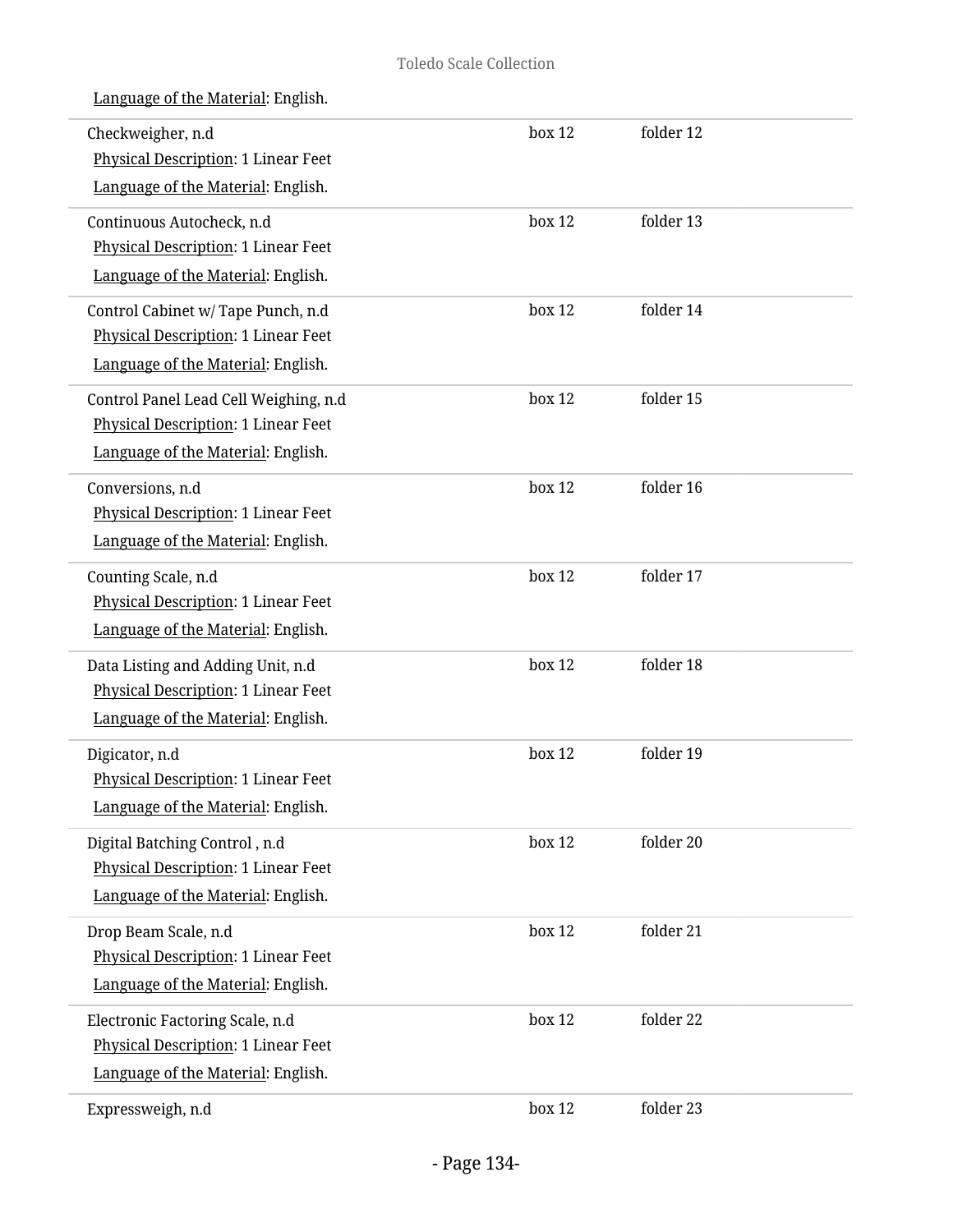Language of the Material: English.

| | | |
|---|---|---|
| Checkweigher, n.d<br>Physical Description: 1 Linear Feet<br>Language of the Material: English. | box 12 | folder 12 |
| Continuous Autocheck, n.d<br>Physical Description: 1 Linear Feet<br>Language of the Material: English. | box 12 | folder 13 |
| Control Cabinet w/ Tape Punch, n.d<br>Physical Description: 1 Linear Feet<br>Language of the Material: English. | box 12 | folder 14 |
| Control Panel Lead Cell Weighing, n.d<br>Physical Description: 1 Linear Feet<br>Language of the Material: English. | box 12 | folder 15 |
| Conversions, n.d<br>Physical Description: 1 Linear Feet<br>Language of the Material: English. | box 12 | folder 16 |
| Counting Scale, n.d<br>Physical Description: 1 Linear Feet<br>Language of the Material: English. | box 12 | folder 17 |
| Data Listing and Adding Unit, n.d<br>Physical Description: 1 Linear Feet<br>Language of the Material: English. | box 12 | folder 18 |
| Digicator, n.d<br>Physical Description: 1 Linear Feet<br>Language of the Material: English. | box 12 | folder 19 |
| Digital Batching Control , n.d<br>Physical Description: 1 Linear Feet<br>Language of the Material: English. | box 12 | folder 20 |
| Drop Beam Scale, n.d<br>Physical Description: 1 Linear Feet<br>Language of the Material: English. | box 12 | folder 21 |
| Electronic Factoring Scale, n.d<br>Physical Description: 1 Linear Feet<br>Language of the Material: English. | box 12 | folder 22 |
| Expressweigh, n.d | box 12 | folder 23 |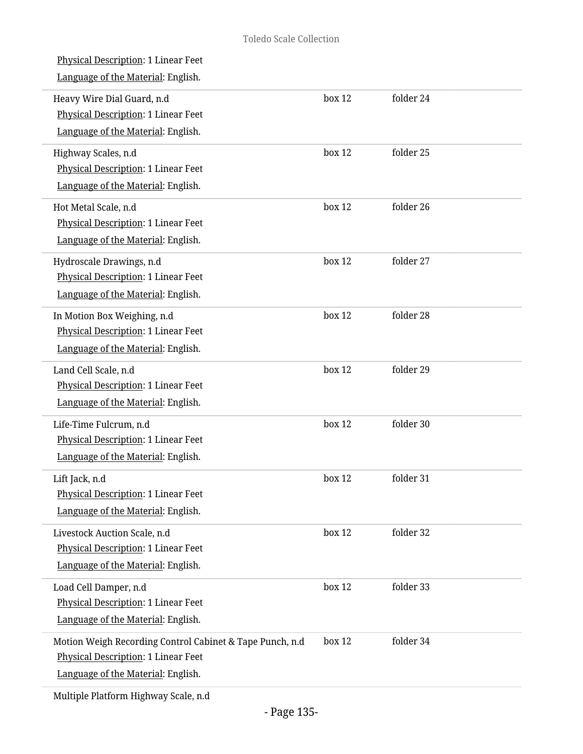Physical Description: 1 Linear Feet

Language of the Material: English.

| | | |
|---|---|---|
| Heavy Wire Dial Guard, n.d<br>Physical Description: 1 Linear Feet<br>Language of the Material: English. | box 12 | folder 24 |
| Highway Scales, n.d<br>Physical Description: 1 Linear Feet<br>Language of the Material: English. | box 12 | folder 25 |
| Hot Metal Scale, n.d<br>Physical Description: 1 Linear Feet<br>Language of the Material: English. | box 12 | folder 26 |
| Hydroscale Drawings, n.d<br>Physical Description: 1 Linear Feet<br>Language of the Material: English. | box 12 | folder 27 |
| In Motion Box Weighing, n.d<br>Physical Description: 1 Linear Feet<br>Language of the Material: English. | box 12 | folder 28 |
| Land Cell Scale, n.d<br>Physical Description: 1 Linear Feet<br>Language of the Material: English. | box 12 | folder 29 |
| Life-Time Fulcrum, n.d<br>Physical Description: 1 Linear Feet<br>Language of the Material: English. | box 12 | folder 30 |
| Lift Jack, n.d<br>Physical Description: 1 Linear Feet<br>Language of the Material: English. | box 12 | folder 31 |
| Livestock Auction Scale, n.d<br>Physical Description: 1 Linear Feet<br>Language of the Material: English. | box 12 | folder 32 |
| Load Cell Damper, n.d<br>Physical Description: 1 Linear Feet<br>Language of the Material: English. | box 12 | folder 33 |
| Motion Weigh Recording Control Cabinet & Tape Punch, n.d<br>Physical Description: 1 Linear Feet<br>Language of the Material: English. | box 12 | folder 34 |
| Multiple Platform Highway Scale, n.d | | |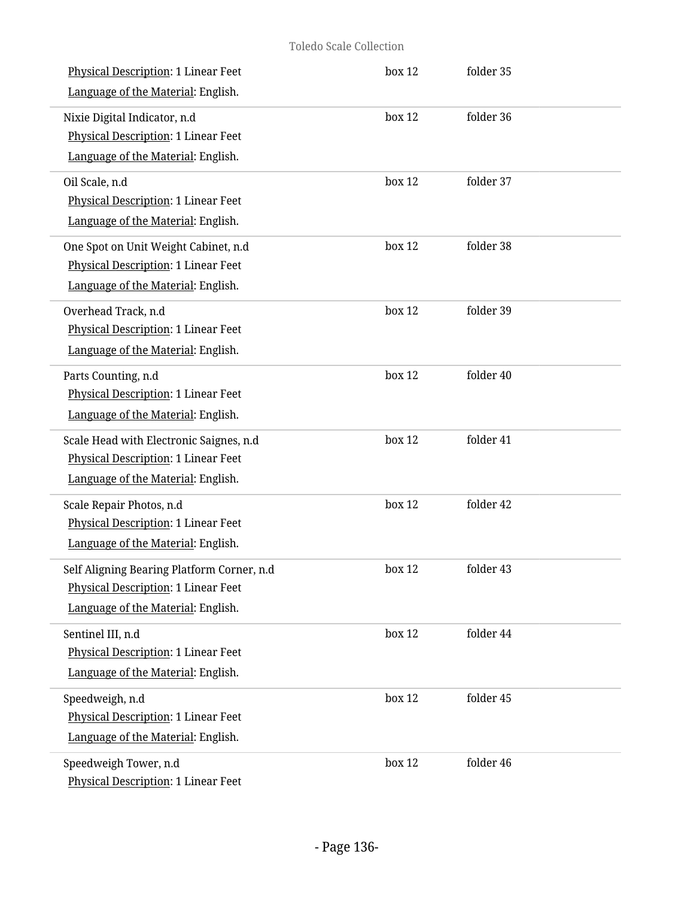Physical Description: 1 Linear Feet
Language of the Material: English.

box 12 folder 35

---

Nixie Digital Indicator, n.d
Physical Description: 1 Linear Feet
Language of the Material: English.

box 12 folder 36

---

Oil Scale, n.d
Physical Description: 1 Linear Feet
Language of the Material: English.

box 12 folder 37

---

One Spot on Unit Weight Cabinet, n.d
Physical Description: 1 Linear Feet
Language of the Material: English.

box 12 folder 38

---

Overhead Track, n.d
Physical Description: 1 Linear Feet
Language of the Material: English.

box 12 folder 39

---

Parts Counting, n.d
Physical Description: 1 Linear Feet
Language of the Material: English.

box 12 folder 40

---

Scale Head with Electronic Saignes, n.d
Physical Description: 1 Linear Feet
Language of the Material: English.

box 12 folder 41

---

Scale Repair Photos, n.d
Physical Description: 1 Linear Feet
Language of the Material: English.

box 12 folder 42

---

Self Aligning Bearing Platform Corner, n.d
Physical Description: 1 Linear Feet
Language of the Material: English.

box 12 folder 43

---

Sentinel III, n.d
Physical Description: 1 Linear Feet
Language of the Material: English.

box 12 folder 44

---

Speedweigh, n.d
Physical Description: 1 Linear Feet
Language of the Material: English.

box 12 folder 45

---

Speedweigh Tower, n.d
Physical Description: 1 Linear Feet

box 12 folder 46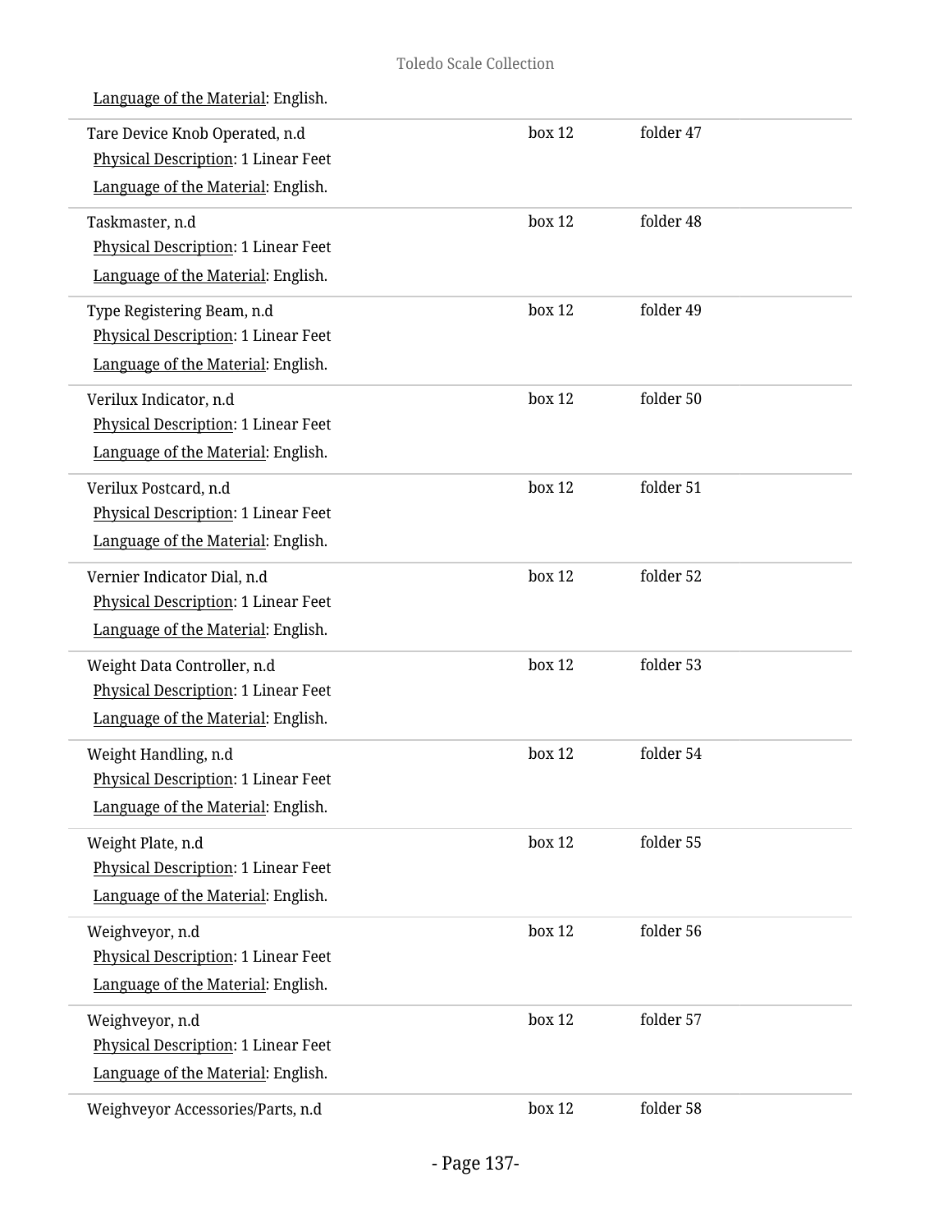Language of the Material: English.

| | | |
|---|---|---|
| Tare Device Knob Operated, n.d<br>Physical Description: 1 Linear Feet<br>Language of the Material: English. | box 12 | folder 47 |
| Taskmaster, n.d<br>Physical Description: 1 Linear Feet<br>Language of the Material: English. | box 12 | folder 48 |
| Type Registering Beam, n.d<br>Physical Description: 1 Linear Feet<br>Language of the Material: English. | box 12 | folder 49 |
| Verilux Indicator, n.d<br>Physical Description: 1 Linear Feet<br>Language of the Material: English. | box 12 | folder 50 |
| Verilux Postcard, n.d<br>Physical Description: 1 Linear Feet<br>Language of the Material: English. | box 12 | folder 51 |
| Vernier Indicator Dial, n.d<br>Physical Description: 1 Linear Feet<br>Language of the Material: English. | box 12 | folder 52 |
| Weight Data Controller, n.d<br>Physical Description: 1 Linear Feet<br>Language of the Material: English. | box 12 | folder 53 |
| Weight Handling, n.d<br>Physical Description: 1 Linear Feet<br>Language of the Material: English. | box 12 | folder 54 |
| Weight Plate, n.d<br>Physical Description: 1 Linear Feet<br>Language of the Material: English. | box 12 | folder 55 |
| Weighveyor, n.d<br>Physical Description: 1 Linear Feet<br>Language of the Material: English. | box 12 | folder 56 |
| Weighveyor, n.d<br>Physical Description: 1 Linear Feet<br>Language of the Material: English. | box 12 | folder 57 |
| Weighveyor Accessories/Parts, n.d | box 12 | folder 58 |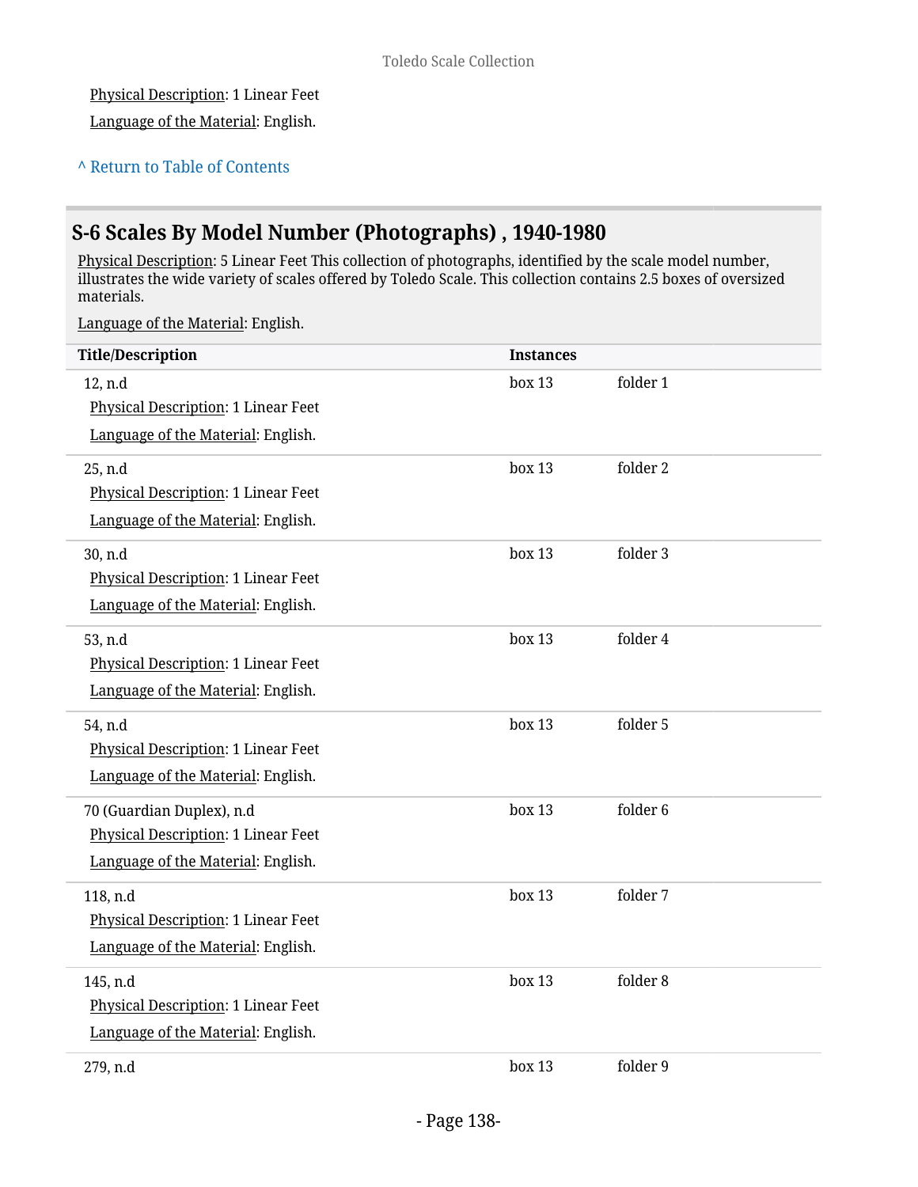Physical Description: 1 Linear Feet

Language of the Material: English.

^ Return to Table of Contents

## S-6 Scales By Model Number (Photographs) , 1940-1980

Physical Description: 5 Linear Feet This collection of photographs, identified by the scale model number, illustrates the wide variety of scales offered by Toledo Scale. This collection contains 2.5 boxes of oversized materials.

Language of the Material: English.

| Title/Description | Instances | |
|---|---|---|
| 12, n.d<br>Physical Description: 1 Linear Feet<br>Language of the Material: English. | box 13 | folder 1 |
| 25, n.d<br>Physical Description: 1 Linear Feet<br>Language of the Material: English. | box 13 | folder 2 |
| 30, n.d<br>Physical Description: 1 Linear Feet<br>Language of the Material: English. | box 13 | folder 3 |
| 53, n.d<br>Physical Description: 1 Linear Feet<br>Language of the Material: English. | box 13 | folder 4 |
| 54, n.d<br>Physical Description: 1 Linear Feet<br>Language of the Material: English. | box 13 | folder 5 |
| 70 (Guardian Duplex), n.d<br>Physical Description: 1 Linear Feet<br>Language of the Material: English. | box 13 | folder 6 |
| 118, n.d<br>Physical Description: 1 Linear Feet<br>Language of the Material: English. | box 13 | folder 7 |
| 145, n.d<br>Physical Description: 1 Linear Feet<br>Language of the Material: English. | box 13 | folder 8 |
| 279, n.d | box 13 | folder 9 |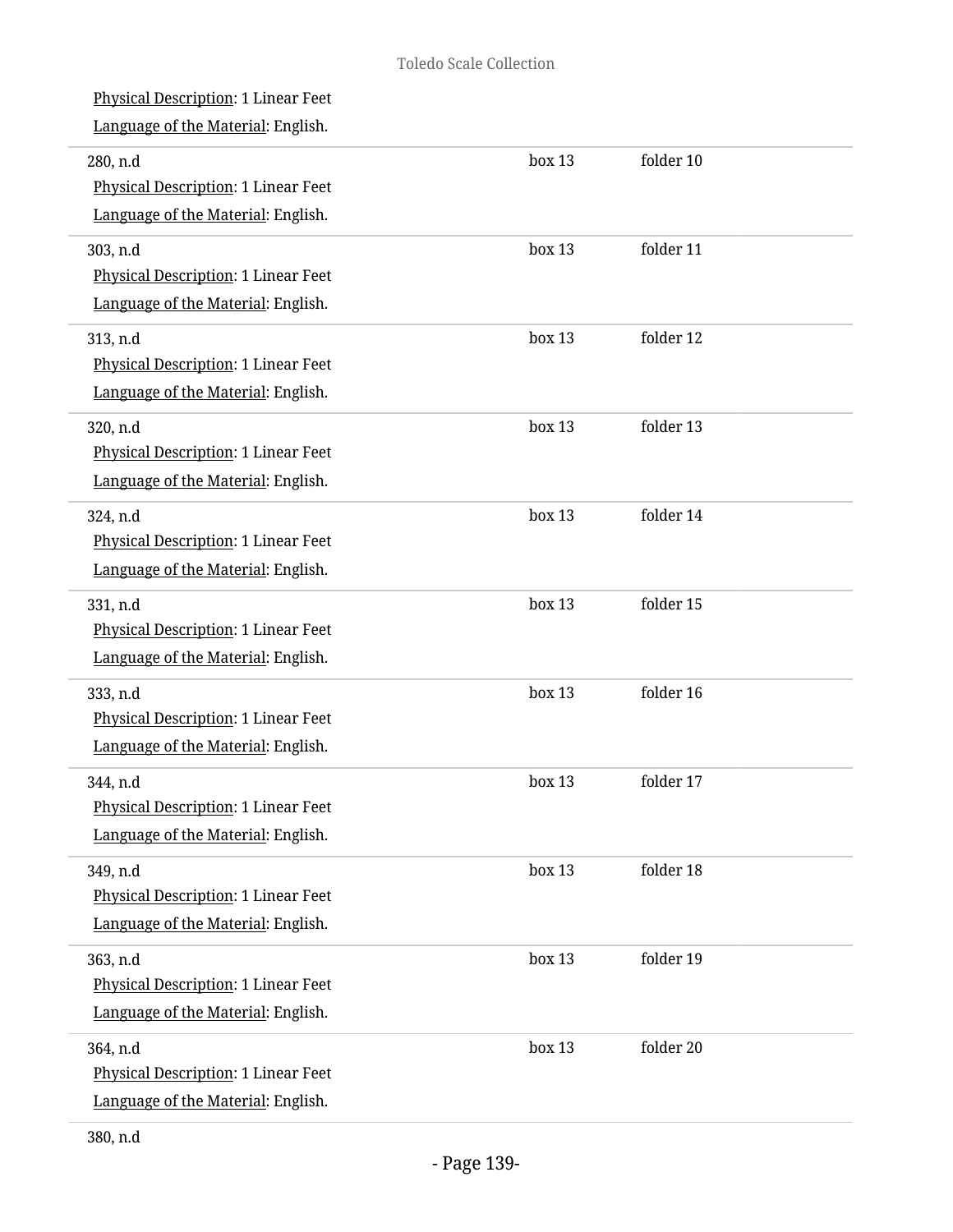Physical Description: 1 Linear Feet

Language of the Material: English.

280, n.d box 13 folder 10

Physical Description: 1 Linear Feet

Language of the Material: English.

303, n.d box 13 folder 11

Physical Description: 1 Linear Feet

Language of the Material: English.

313, n.d box 13 folder 12

Physical Description: 1 Linear Feet

Language of the Material: English.

320, n.d box 13 folder 13

Physical Description: 1 Linear Feet

Language of the Material: English.

324, n.d box 13 folder 14

Physical Description: 1 Linear Feet

Language of the Material: English.

331, n.d box 13 folder 15

Physical Description: 1 Linear Feet

Language of the Material: English.

333, n.d box 13 folder 16

Physical Description: 1 Linear Feet

Language of the Material: English.

344, n.d box 13 folder 17

Physical Description: 1 Linear Feet

Language of the Material: English.

349, n.d box 13 folder 18

Physical Description: 1 Linear Feet

Language of the Material: English.

363, n.d box 13 folder 19

Physical Description: 1 Linear Feet

Language of the Material: English.

364, n.d box 13 folder 20

Physical Description: 1 Linear Feet

Language of the Material: English.

380, n.d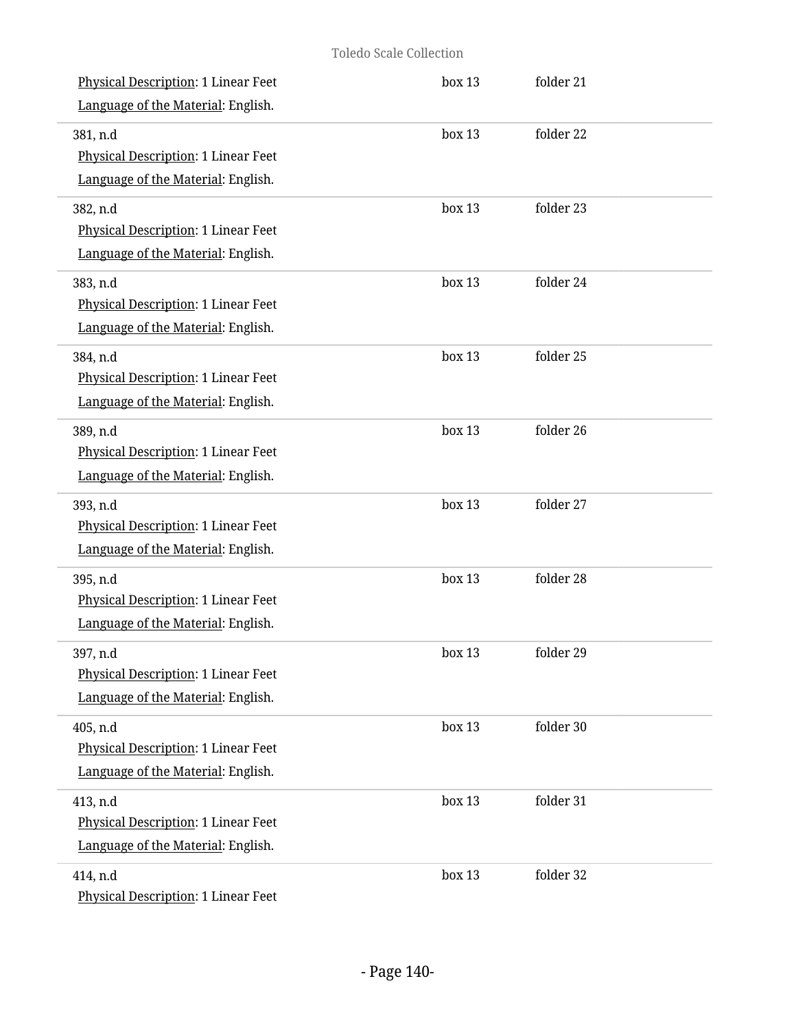Physical Description: 1 Linear Feet

Language of the Material: English.

box 13 folder 21

---

381, n.d

Physical Description: 1 Linear Feet

Language of the Material: English.

box 13 folder 22

---

382, n.d

Physical Description: 1 Linear Feet

Language of the Material: English.

box 13 folder 23

---

383, n.d

Physical Description: 1 Linear Feet

Language of the Material: English.

box 13 folder 24

---

384, n.d

Physical Description: 1 Linear Feet

Language of the Material: English.

box 13 folder 25

---

389, n.d

Physical Description: 1 Linear Feet

Language of the Material: English.

box 13 folder 26

---

393, n.d

Physical Description: 1 Linear Feet

Language of the Material: English.

box 13 folder 27

---

395, n.d

Physical Description: 1 Linear Feet

Language of the Material: English.

box 13 folder 28

---

397, n.d

Physical Description: 1 Linear Feet

Language of the Material: English.

box 13 folder 29

---

405, n.d

Physical Description: 1 Linear Feet

Language of the Material: English.

box 13 folder 30

---

413, n.d

Physical Description: 1 Linear Feet

Language of the Material: English.

box 13 folder 31

---

414, n.d

Physical Description: 1 Linear Feet

box 13 folder 32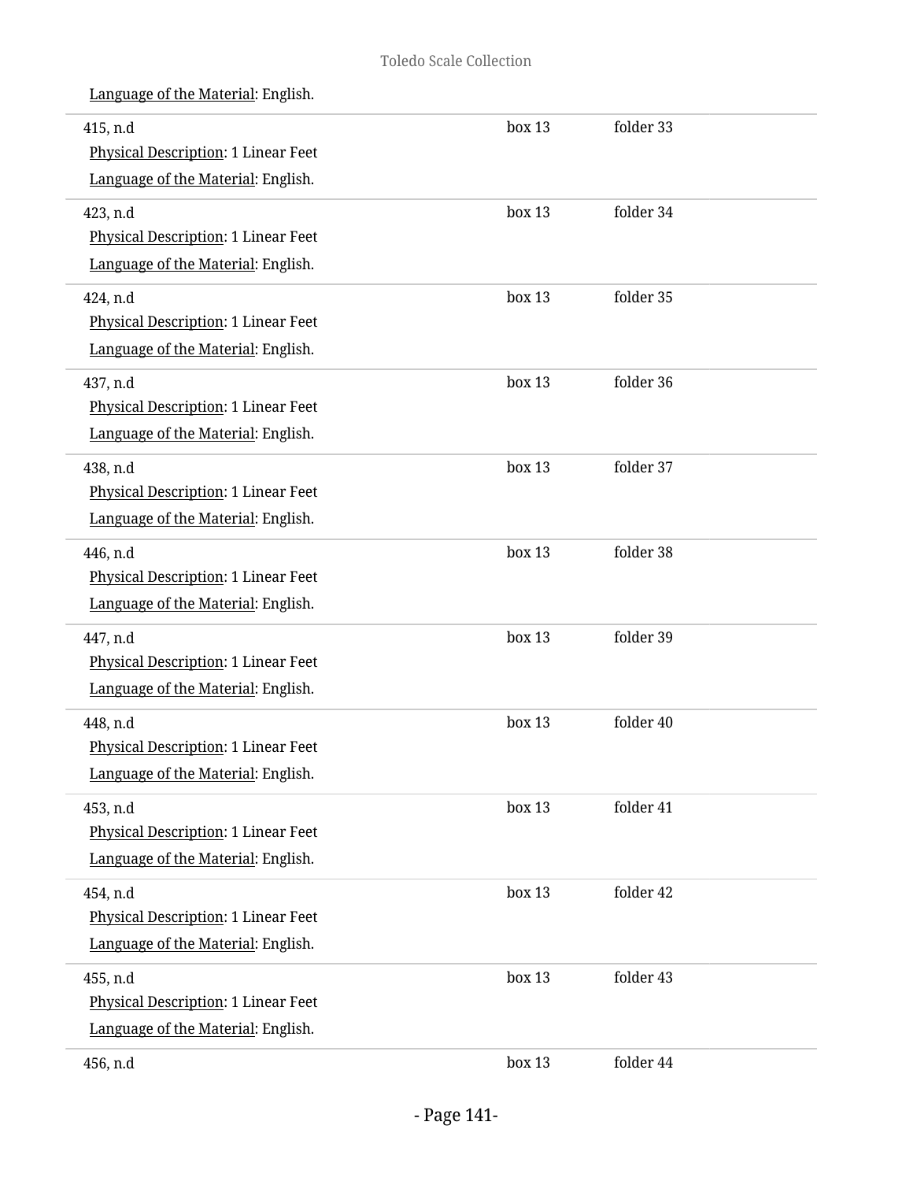Language of the Material: English.

| | | |
|---|---|---|
| 415, n.d<br>Physical Description: 1 Linear Feet<br>Language of the Material: English. | box 13 | folder 33 |
| 423, n.d<br>Physical Description: 1 Linear Feet<br>Language of the Material: English. | box 13 | folder 34 |
| 424, n.d<br>Physical Description: 1 Linear Feet<br>Language of the Material: English. | box 13 | folder 35 |
| 437, n.d<br>Physical Description: 1 Linear Feet<br>Language of the Material: English. | box 13 | folder 36 |
| 438, n.d<br>Physical Description: 1 Linear Feet<br>Language of the Material: English. | box 13 | folder 37 |
| 446, n.d<br>Physical Description: 1 Linear Feet<br>Language of the Material: English. | box 13 | folder 38 |
| 447, n.d<br>Physical Description: 1 Linear Feet<br>Language of the Material: English. | box 13 | folder 39 |
| 448, n.d<br>Physical Description: 1 Linear Feet<br>Language of the Material: English. | box 13 | folder 40 |
| 453, n.d<br>Physical Description: 1 Linear Feet<br>Language of the Material: English. | box 13 | folder 41 |
| 454, n.d<br>Physical Description: 1 Linear Feet<br>Language of the Material: English. | box 13 | folder 42 |
| 455, n.d<br>Physical Description: 1 Linear Feet<br>Language of the Material: English. | box 13 | folder 43 |
| 456, n.d | box 13 | folder 44 |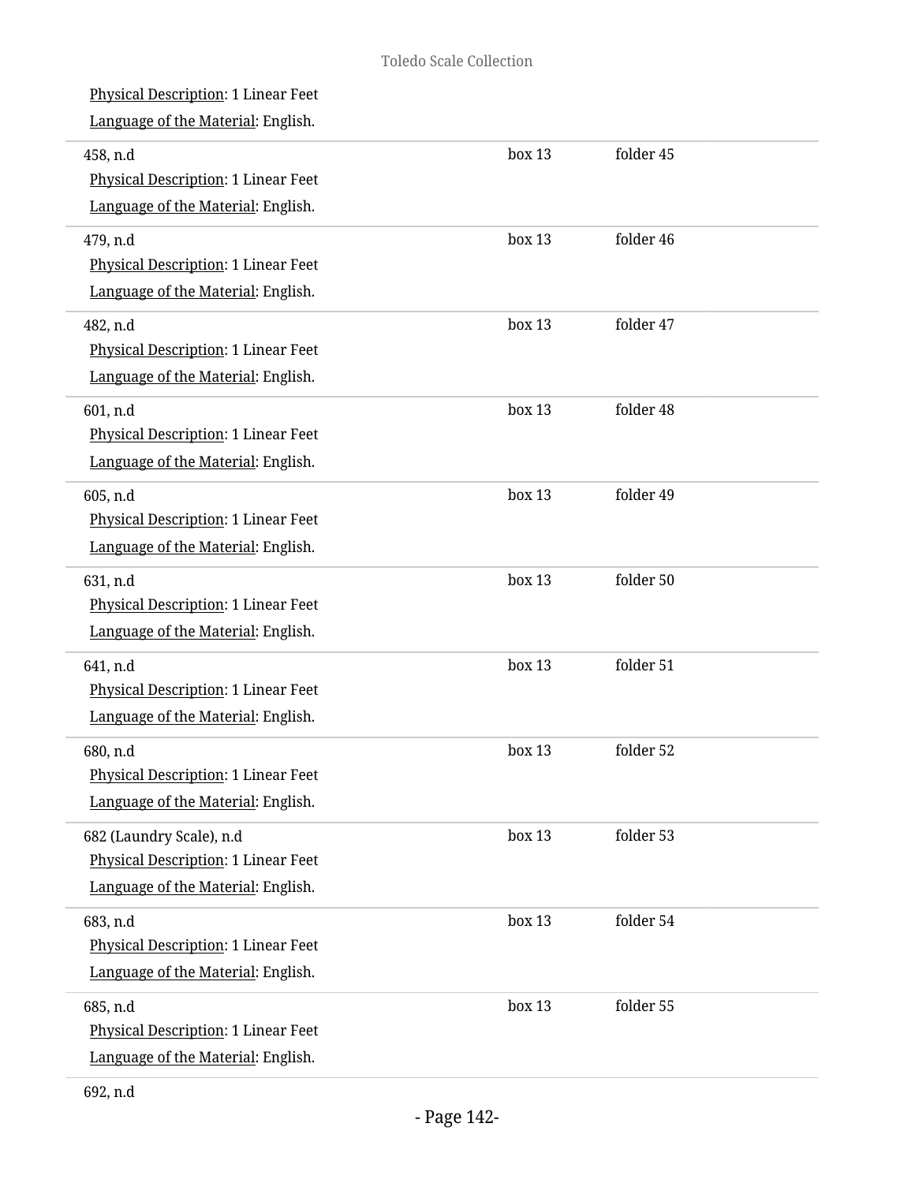Physical Description: 1 Linear Feet
Language of the Material: English.

458, n.d — box 13, folder 45
Physical Description: 1 Linear Feet
Language of the Material: English.

479, n.d — box 13, folder 46
Physical Description: 1 Linear Feet
Language of the Material: English.

482, n.d — box 13, folder 47
Physical Description: 1 Linear Feet
Language of the Material: English.

601, n.d — box 13, folder 48
Physical Description: 1 Linear Feet
Language of the Material: English.

605, n.d — box 13, folder 49
Physical Description: 1 Linear Feet
Language of the Material: English.

631, n.d — box 13, folder 50
Physical Description: 1 Linear Feet
Language of the Material: English.

641, n.d — box 13, folder 51
Physical Description: 1 Linear Feet
Language of the Material: English.

680, n.d — box 13, folder 52
Physical Description: 1 Linear Feet
Language of the Material: English.

682 (Laundry Scale), n.d — box 13, folder 53
Physical Description: 1 Linear Feet
Language of the Material: English.

683, n.d — box 13, folder 54
Physical Description: 1 Linear Feet
Language of the Material: English.

685, n.d — box 13, folder 55
Physical Description: 1 Linear Feet
Language of the Material: English.

692, n.d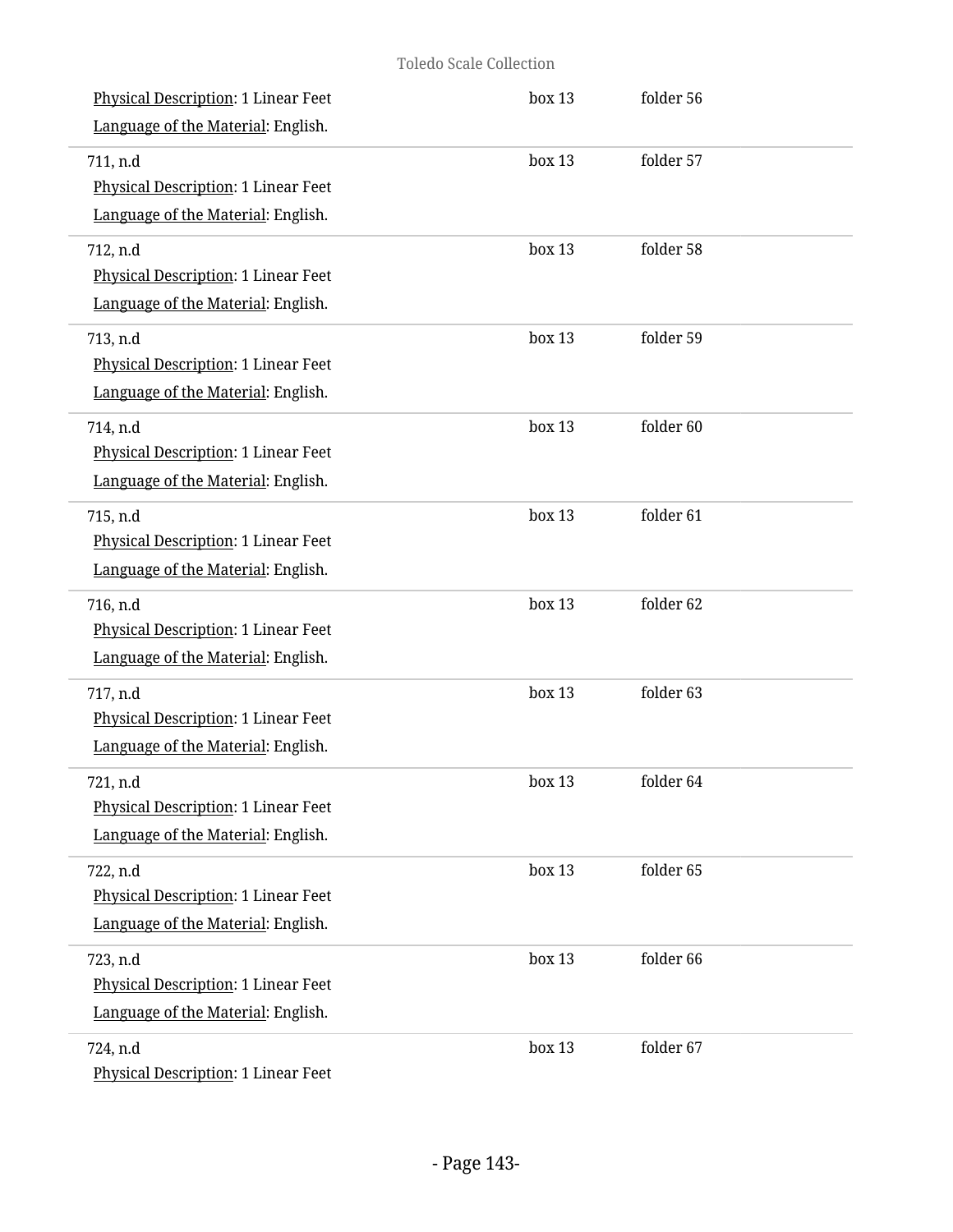Physical Description: 1 Linear Feet
Language of the Material: English.

box 13 folder 56

711, n.d
Physical Description: 1 Linear Feet
Language of the Material: English.

box 13 folder 57

712, n.d
Physical Description: 1 Linear Feet
Language of the Material: English.

box 13 folder 58

713, n.d
Physical Description: 1 Linear Feet
Language of the Material: English.

box 13 folder 59

714, n.d
Physical Description: 1 Linear Feet
Language of the Material: English.

box 13 folder 60

715, n.d
Physical Description: 1 Linear Feet
Language of the Material: English.

box 13 folder 61

716, n.d
Physical Description: 1 Linear Feet
Language of the Material: English.

box 13 folder 62

717, n.d
Physical Description: 1 Linear Feet
Language of the Material: English.

box 13 folder 63

721, n.d
Physical Description: 1 Linear Feet
Language of the Material: English.

box 13 folder 64

722, n.d
Physical Description: 1 Linear Feet
Language of the Material: English.

box 13 folder 65

723, n.d
Physical Description: 1 Linear Feet
Language of the Material: English.

box 13 folder 66

724, n.d
Physical Description: 1 Linear Feet

box 13 folder 67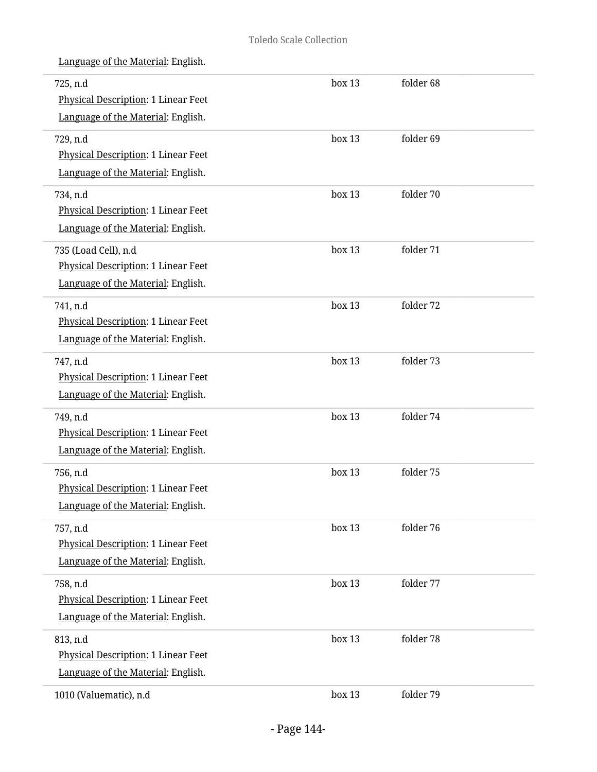Language of the Material: English.

| | | |
|---|---|---|
| 725, n.d<br>Physical Description: 1 Linear Feet<br>Language of the Material: English. | box 13 | folder 68 |
| 729, n.d<br>Physical Description: 1 Linear Feet<br>Language of the Material: English. | box 13 | folder 69 |
| 734, n.d<br>Physical Description: 1 Linear Feet<br>Language of the Material: English. | box 13 | folder 70 |
| 735 (Load Cell), n.d<br>Physical Description: 1 Linear Feet<br>Language of the Material: English. | box 13 | folder 71 |
| 741, n.d<br>Physical Description: 1 Linear Feet<br>Language of the Material: English. | box 13 | folder 72 |
| 747, n.d<br>Physical Description: 1 Linear Feet<br>Language of the Material: English. | box 13 | folder 73 |
| 749, n.d<br>Physical Description: 1 Linear Feet<br>Language of the Material: English. | box 13 | folder 74 |
| 756, n.d<br>Physical Description: 1 Linear Feet<br>Language of the Material: English. | box 13 | folder 75 |
| 757, n.d<br>Physical Description: 1 Linear Feet<br>Language of the Material: English. | box 13 | folder 76 |
| 758, n.d<br>Physical Description: 1 Linear Feet<br>Language of the Material: English. | box 13 | folder 77 |
| 813, n.d<br>Physical Description: 1 Linear Feet<br>Language of the Material: English. | box 13 | folder 78 |
| 1010 (Valuematic), n.d | box 13 | folder 79 |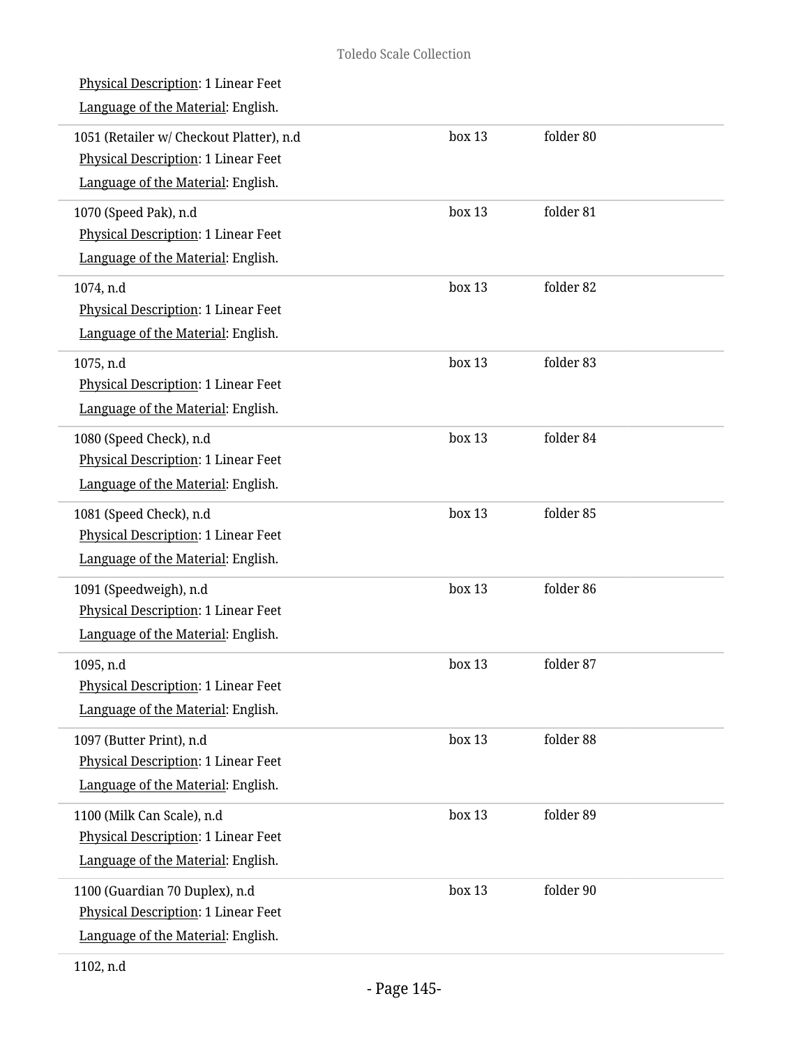Physical Description: 1 Linear Feet

Language of the Material: English.

| | | |
|---|---|---|
| 1051 (Retailer w/ Checkout Platter), n.d<br>Physical Description: 1 Linear Feet<br>Language of the Material: English. | box 13 | folder 80 |
| 1070 (Speed Pak), n.d<br>Physical Description: 1 Linear Feet<br>Language of the Material: English. | box 13 | folder 81 |
| 1074, n.d<br>Physical Description: 1 Linear Feet<br>Language of the Material: English. | box 13 | folder 82 |
| 1075, n.d<br>Physical Description: 1 Linear Feet<br>Language of the Material: English. | box 13 | folder 83 |
| 1080 (Speed Check), n.d<br>Physical Description: 1 Linear Feet<br>Language of the Material: English. | box 13 | folder 84 |
| 1081 (Speed Check), n.d<br>Physical Description: 1 Linear Feet<br>Language of the Material: English. | box 13 | folder 85 |
| 1091 (Speedweigh), n.d<br>Physical Description: 1 Linear Feet<br>Language of the Material: English. | box 13 | folder 86 |
| 1095, n.d<br>Physical Description: 1 Linear Feet<br>Language of the Material: English. | box 13 | folder 87 |
| 1097 (Butter Print), n.d<br>Physical Description: 1 Linear Feet<br>Language of the Material: English. | box 13 | folder 88 |
| 1100 (Milk Can Scale), n.d<br>Physical Description: 1 Linear Feet<br>Language of the Material: English. | box 13 | folder 89 |
| 1100 (Guardian 70 Duplex), n.d<br>Physical Description: 1 Linear Feet<br>Language of the Material: English. | box 13 | folder 90 |

1102, n.d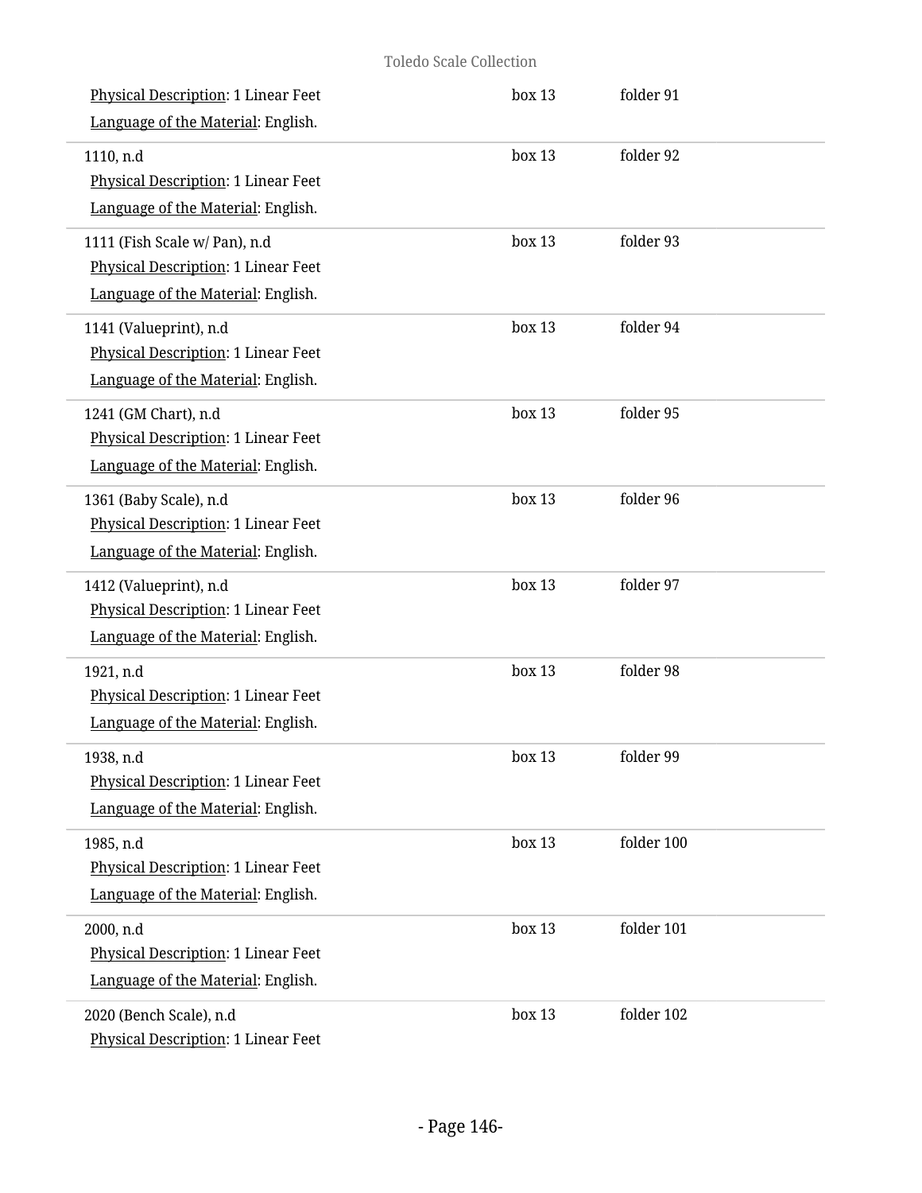Physical Description: 1 Linear Feet
Language of the Material: English.

box 13 folder 91

---

1110, n.d
Physical Description: 1 Linear Feet
Language of the Material: English.

box 13 folder 92

---

1111 (Fish Scale w/ Pan), n.d
Physical Description: 1 Linear Feet
Language of the Material: English.

box 13 folder 93

---

1141 (Valueprint), n.d
Physical Description: 1 Linear Feet
Language of the Material: English.

box 13 folder 94

---

1241 (GM Chart), n.d
Physical Description: 1 Linear Feet
Language of the Material: English.

box 13 folder 95

---

1361 (Baby Scale), n.d
Physical Description: 1 Linear Feet
Language of the Material: English.

box 13 folder 96

---

1412 (Valueprint), n.d
Physical Description: 1 Linear Feet
Language of the Material: English.

box 13 folder 97

---

1921, n.d
Physical Description: 1 Linear Feet
Language of the Material: English.

box 13 folder 98

---

1938, n.d
Physical Description: 1 Linear Feet
Language of the Material: English.

box 13 folder 99

---

1985, n.d
Physical Description: 1 Linear Feet
Language of the Material: English.

box 13 folder 100

---

2000, n.d
Physical Description: 1 Linear Feet
Language of the Material: English.

box 13 folder 101

---

2020 (Bench Scale), n.d
Physical Description: 1 Linear Feet

box 13 folder 102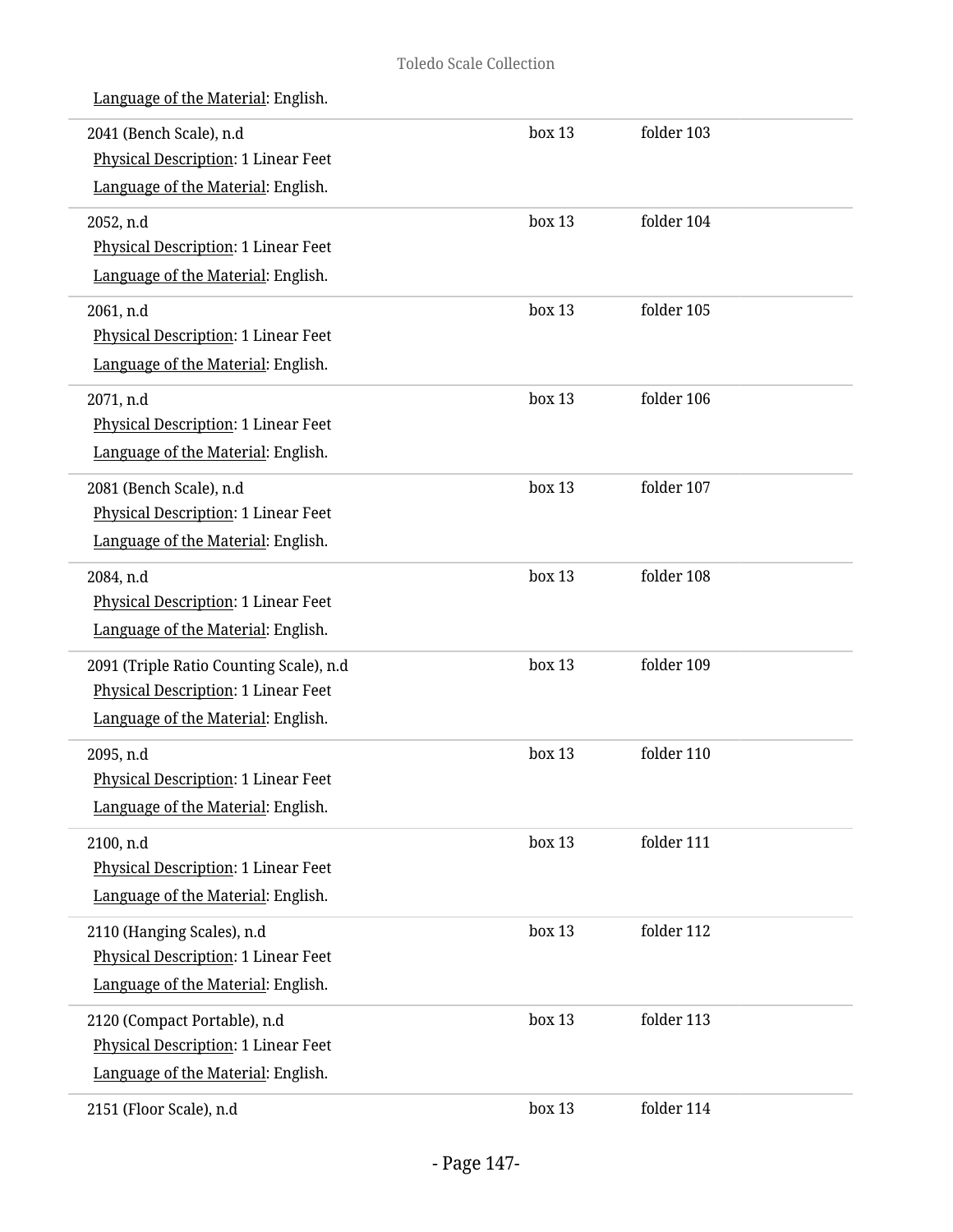Language of the Material: English.

| | | |
|---|---|---|
| 2041 (Bench Scale), n.d<br>Physical Description: 1 Linear Feet<br>Language of the Material: English. | box 13 | folder 103 |
| 2052, n.d<br>Physical Description: 1 Linear Feet<br>Language of the Material: English. | box 13 | folder 104 |
| 2061, n.d<br>Physical Description: 1 Linear Feet<br>Language of the Material: English. | box 13 | folder 105 |
| 2071, n.d<br>Physical Description: 1 Linear Feet<br>Language of the Material: English. | box 13 | folder 106 |
| 2081 (Bench Scale), n.d<br>Physical Description: 1 Linear Feet<br>Language of the Material: English. | box 13 | folder 107 |
| 2084, n.d<br>Physical Description: 1 Linear Feet<br>Language of the Material: English. | box 13 | folder 108 |
| 2091 (Triple Ratio Counting Scale), n.d<br>Physical Description: 1 Linear Feet<br>Language of the Material: English. | box 13 | folder 109 |
| 2095, n.d<br>Physical Description: 1 Linear Feet<br>Language of the Material: English. | box 13 | folder 110 |
| 2100, n.d<br>Physical Description: 1 Linear Feet<br>Language of the Material: English. | box 13 | folder 111 |
| 2110 (Hanging Scales), n.d<br>Physical Description: 1 Linear Feet<br>Language of the Material: English. | box 13 | folder 112 |
| 2120 (Compact Portable), n.d<br>Physical Description: 1 Linear Feet<br>Language of the Material: English. | box 13 | folder 113 |
| 2151 (Floor Scale), n.d | box 13 | folder 114 |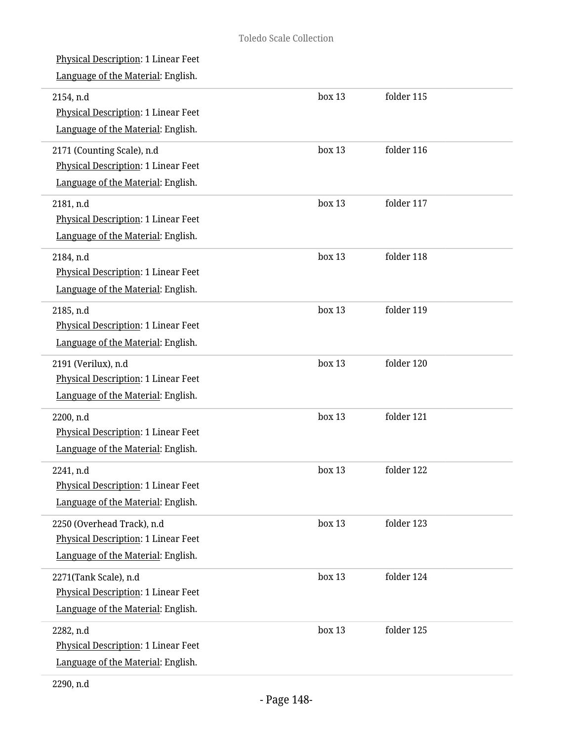Physical Description: 1 Linear Feet
Language of the Material: English.

2154, n.d — box 13, folder 115
Physical Description: 1 Linear Feet
Language of the Material: English.

2171 (Counting Scale), n.d — box 13, folder 116
Physical Description: 1 Linear Feet
Language of the Material: English.

2181, n.d — box 13, folder 117
Physical Description: 1 Linear Feet
Language of the Material: English.

2184, n.d — box 13, folder 118
Physical Description: 1 Linear Feet
Language of the Material: English.

2185, n.d — box 13, folder 119
Physical Description: 1 Linear Feet
Language of the Material: English.

2191 (Verilux), n.d — box 13, folder 120
Physical Description: 1 Linear Feet
Language of the Material: English.

2200, n.d — box 13, folder 121
Physical Description: 1 Linear Feet
Language of the Material: English.

2241, n.d — box 13, folder 122
Physical Description: 1 Linear Feet
Language of the Material: English.

2250 (Overhead Track), n.d — box 13, folder 123
Physical Description: 1 Linear Feet
Language of the Material: English.

2271(Tank Scale), n.d — box 13, folder 124
Physical Description: 1 Linear Feet
Language of the Material: English.

2282, n.d — box 13, folder 125
Physical Description: 1 Linear Feet
Language of the Material: English.

2290, n.d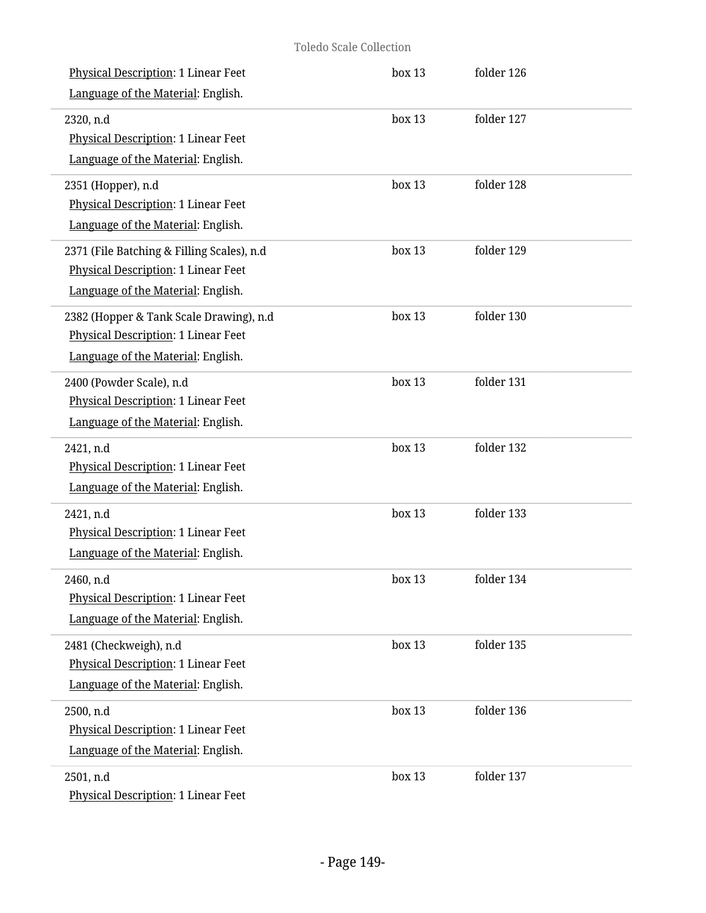Physical Description: 1 Linear Feet | box 13 | folder 126

Language of the Material: English.

2320, n.d | box 13 | folder 127

Physical Description: 1 Linear Feet

Language of the Material: English.

2351 (Hopper), n.d | box 13 | folder 128

Physical Description: 1 Linear Feet

Language of the Material: English.

2371 (File Batching & Filling Scales), n.d | box 13 | folder 129

Physical Description: 1 Linear Feet

Language of the Material: English.

2382 (Hopper & Tank Scale Drawing), n.d | box 13 | folder 130

Physical Description: 1 Linear Feet

Language of the Material: English.

2400 (Powder Scale), n.d | box 13 | folder 131

Physical Description: 1 Linear Feet

Language of the Material: English.

2421, n.d | box 13 | folder 132

Physical Description: 1 Linear Feet

Language of the Material: English.

2421, n.d | box 13 | folder 133

Physical Description: 1 Linear Feet

Language of the Material: English.

2460, n.d | box 13 | folder 134

Physical Description: 1 Linear Feet

Language of the Material: English.

2481 (Checkweigh), n.d | box 13 | folder 135

Physical Description: 1 Linear Feet

Language of the Material: English.

2500, n.d | box 13 | folder 136

Physical Description: 1 Linear Feet

Language of the Material: English.

2501, n.d | box 13 | folder 137

Physical Description: 1 Linear Feet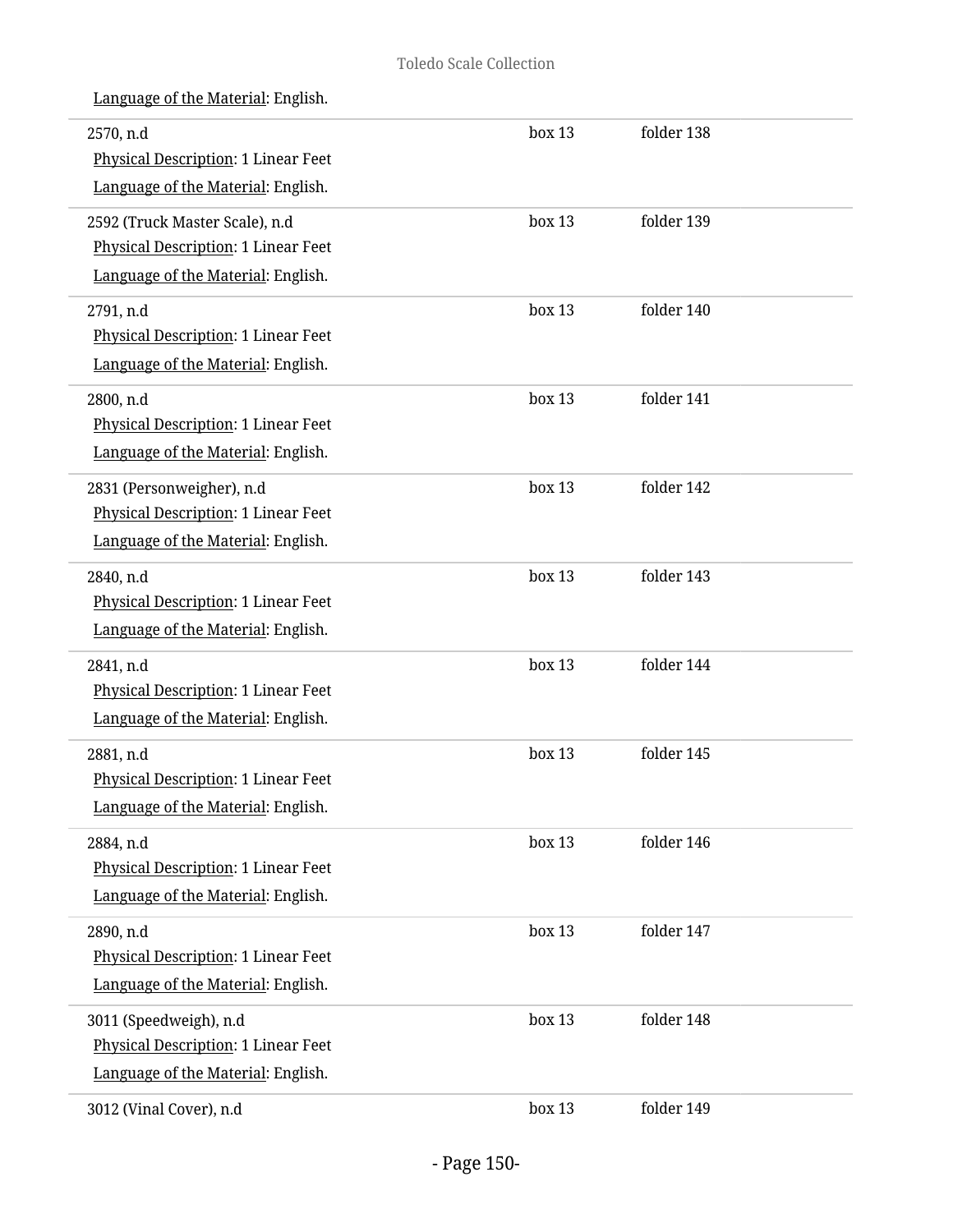Language of the Material: English.

| | | |
|---|---|---|
| 2570, n.d<br>Physical Description: 1 Linear Feet<br>Language of the Material: English. | box 13 | folder 138 |
| 2592 (Truck Master Scale), n.d<br>Physical Description: 1 Linear Feet<br>Language of the Material: English. | box 13 | folder 139 |
| 2791, n.d<br>Physical Description: 1 Linear Feet<br>Language of the Material: English. | box 13 | folder 140 |
| 2800, n.d<br>Physical Description: 1 Linear Feet<br>Language of the Material: English. | box 13 | folder 141 |
| 2831 (Personweigher), n.d<br>Physical Description: 1 Linear Feet<br>Language of the Material: English. | box 13 | folder 142 |
| 2840, n.d<br>Physical Description: 1 Linear Feet<br>Language of the Material: English. | box 13 | folder 143 |
| 2841, n.d<br>Physical Description: 1 Linear Feet<br>Language of the Material: English. | box 13 | folder 144 |
| 2881, n.d<br>Physical Description: 1 Linear Feet<br>Language of the Material: English. | box 13 | folder 145 |
| 2884, n.d<br>Physical Description: 1 Linear Feet<br>Language of the Material: English. | box 13 | folder 146 |
| 2890, n.d<br>Physical Description: 1 Linear Feet<br>Language of the Material: English. | box 13 | folder 147 |
| 3011 (Speedweigh), n.d<br>Physical Description: 1 Linear Feet<br>Language of the Material: English. | box 13 | folder 148 |
| 3012 (Vinal Cover), n.d | box 13 | folder 149 |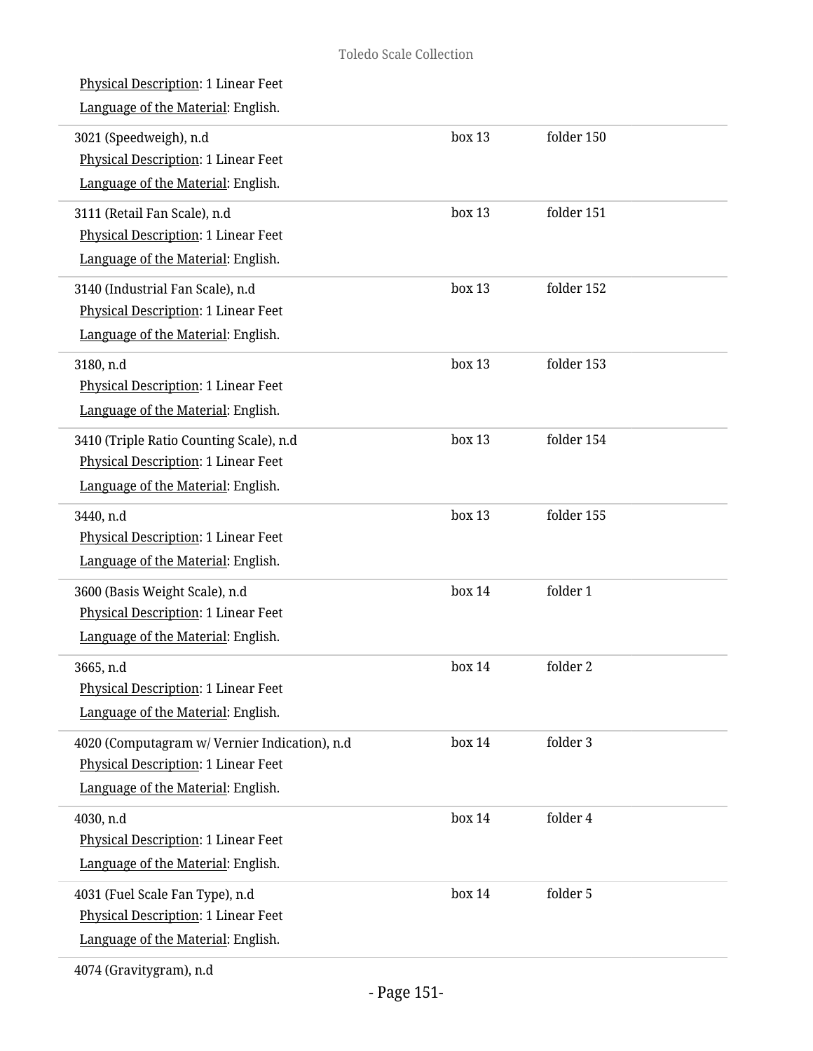Physical Description: 1 Linear Feet

Language of the Material: English.

| | | |
|---|---|---|
| 3021 (Speedweigh), n.d<br>Physical Description: 1 Linear Feet<br>Language of the Material: English. | box 13 | folder 150 |
| 3111 (Retail Fan Scale), n.d<br>Physical Description: 1 Linear Feet<br>Language of the Material: English. | box 13 | folder 151 |
| 3140 (Industrial Fan Scale), n.d<br>Physical Description: 1 Linear Feet<br>Language of the Material: English. | box 13 | folder 152 |
| 3180, n.d<br>Physical Description: 1 Linear Feet<br>Language of the Material: English. | box 13 | folder 153 |
| 3410 (Triple Ratio Counting Scale), n.d<br>Physical Description: 1 Linear Feet<br>Language of the Material: English. | box 13 | folder 154 |
| 3440, n.d<br>Physical Description: 1 Linear Feet<br>Language of the Material: English. | box 13 | folder 155 |
| 3600 (Basis Weight Scale), n.d<br>Physical Description: 1 Linear Feet<br>Language of the Material: English. | box 14 | folder 1 |
| 3665, n.d<br>Physical Description: 1 Linear Feet<br>Language of the Material: English. | box 14 | folder 2 |
| 4020 (Computagram w/ Vernier Indication), n.d<br>Physical Description: 1 Linear Feet<br>Language of the Material: English. | box 14 | folder 3 |
| 4030, n.d<br>Physical Description: 1 Linear Feet<br>Language of the Material: English. | box 14 | folder 4 |
| 4031 (Fuel Scale Fan Type), n.d<br>Physical Description: 1 Linear Feet<br>Language of the Material: English. | box 14 | folder 5 |

4074 (Gravitygram), n.d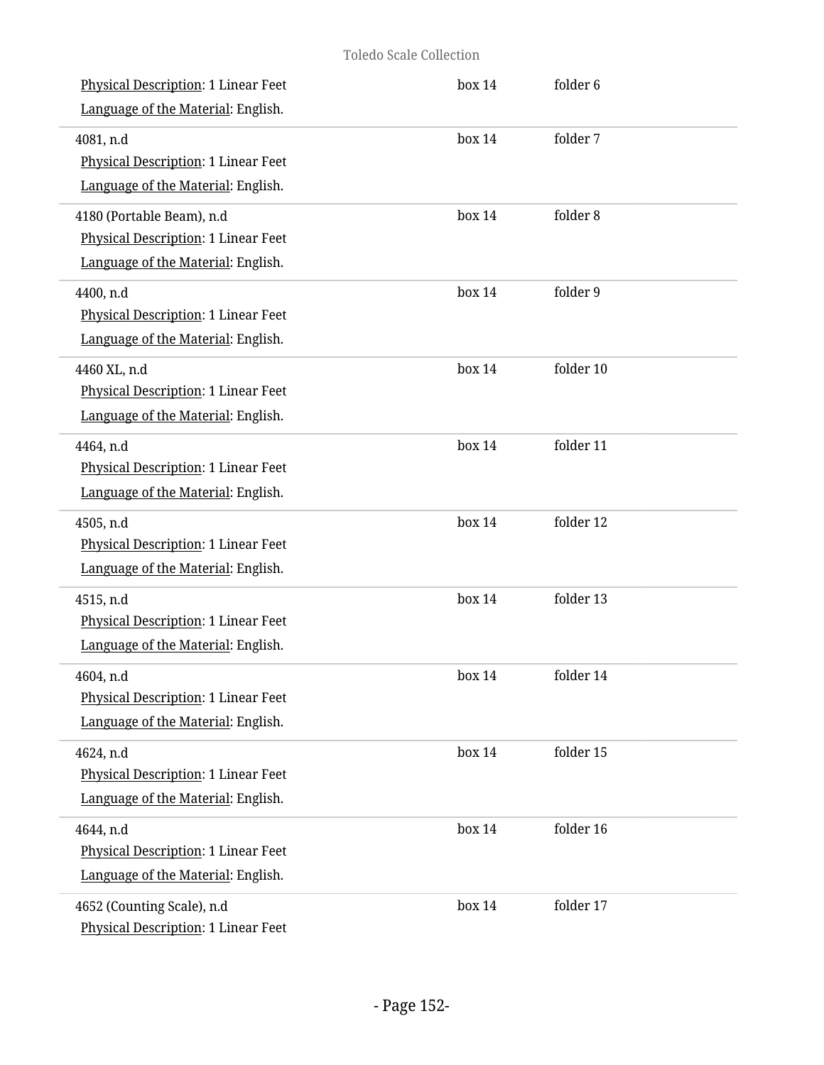Physical Description: 1 Linear Feet
Language of the Material: English.

box 14 folder 6

---

4081, n.d
Physical Description: 1 Linear Feet
Language of the Material: English.

box 14 folder 7

---

4180 (Portable Beam), n.d
Physical Description: 1 Linear Feet
Language of the Material: English.

box 14 folder 8

---

4400, n.d
Physical Description: 1 Linear Feet
Language of the Material: English.

box 14 folder 9

---

4460 XL, n.d
Physical Description: 1 Linear Feet
Language of the Material: English.

box 14 folder 10

---

4464, n.d
Physical Description: 1 Linear Feet
Language of the Material: English.

box 14 folder 11

---

4505, n.d
Physical Description: 1 Linear Feet
Language of the Material: English.

box 14 folder 12

---

4515, n.d
Physical Description: 1 Linear Feet
Language of the Material: English.

box 14 folder 13

---

4604, n.d
Physical Description: 1 Linear Feet
Language of the Material: English.

box 14 folder 14

---

4624, n.d
Physical Description: 1 Linear Feet
Language of the Material: English.

box 14 folder 15

---

4644, n.d
Physical Description: 1 Linear Feet
Language of the Material: English.

box 14 folder 16

---

4652 (Counting Scale), n.d
Physical Description: 1 Linear Feet

box 14 folder 17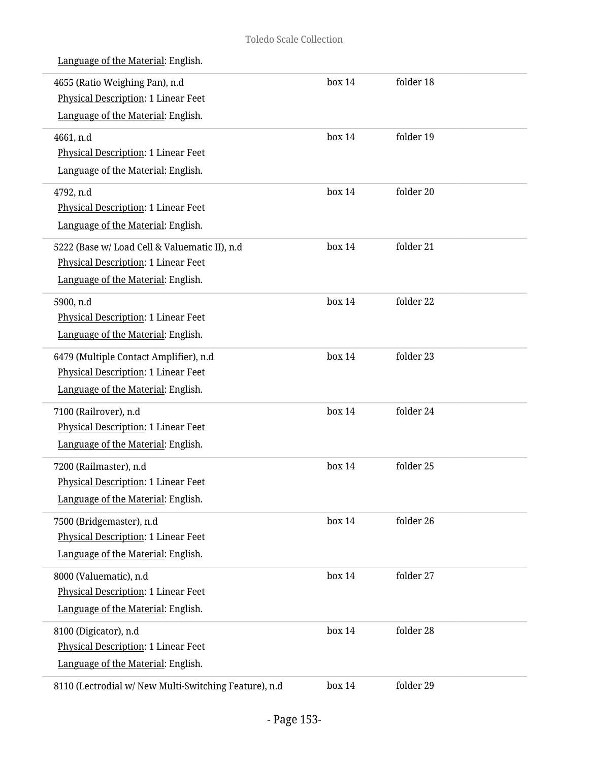Language of the Material: English.

| | | |
|---|---|---|
| 4655 (Ratio Weighing Pan), n.d<br>Physical Description: 1 Linear Feet<br>Language of the Material: English. | box 14 | folder 18 |
| 4661, n.d<br>Physical Description: 1 Linear Feet<br>Language of the Material: English. | box 14 | folder 19 |
| 4792, n.d<br>Physical Description: 1 Linear Feet<br>Language of the Material: English. | box 14 | folder 20 |
| 5222 (Base w/ Load Cell & Valuematic II), n.d<br>Physical Description: 1 Linear Feet<br>Language of the Material: English. | box 14 | folder 21 |
| 5900, n.d<br>Physical Description: 1 Linear Feet<br>Language of the Material: English. | box 14 | folder 22 |
| 6479 (Multiple Contact Amplifier), n.d<br>Physical Description: 1 Linear Feet<br>Language of the Material: English. | box 14 | folder 23 |
| 7100 (Railrover), n.d<br>Physical Description: 1 Linear Feet<br>Language of the Material: English. | box 14 | folder 24 |
| 7200 (Railmaster), n.d<br>Physical Description: 1 Linear Feet<br>Language of the Material: English. | box 14 | folder 25 |
| 7500 (Bridgemaster), n.d<br>Physical Description: 1 Linear Feet<br>Language of the Material: English. | box 14 | folder 26 |
| 8000 (Valuematic), n.d<br>Physical Description: 1 Linear Feet<br>Language of the Material: English. | box 14 | folder 27 |
| 8100 (Digicator), n.d<br>Physical Description: 1 Linear Feet<br>Language of the Material: English. | box 14 | folder 28 |
| 8110 (Lectrodial w/ New Multi-Switching Feature), n.d | box 14 | folder 29 |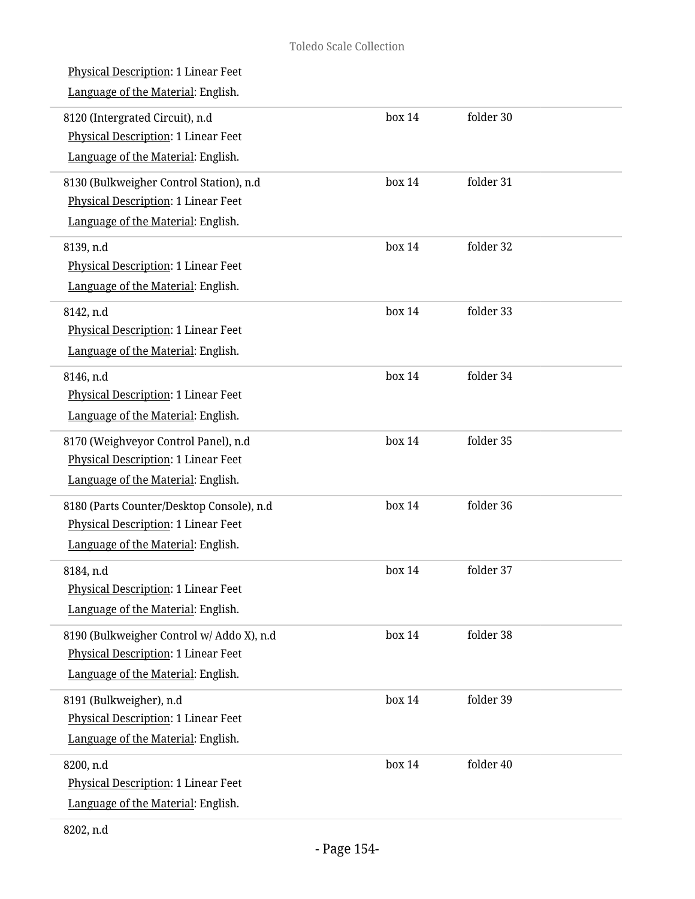Physical Description: 1 Linear Feet

Language of the Material: English.

| | | |
|---|---|---|
| 8120 (Intergrated Circuit), n.d<br>Physical Description: 1 Linear Feet<br>Language of the Material: English. | box 14 | folder 30 |
| 8130 (Bulkweigher Control Station), n.d<br>Physical Description: 1 Linear Feet<br>Language of the Material: English. | box 14 | folder 31 |
| 8139, n.d<br>Physical Description: 1 Linear Feet<br>Language of the Material: English. | box 14 | folder 32 |
| 8142, n.d<br>Physical Description: 1 Linear Feet<br>Language of the Material: English. | box 14 | folder 33 |
| 8146, n.d<br>Physical Description: 1 Linear Feet<br>Language of the Material: English. | box 14 | folder 34 |
| 8170 (Weighveyor Control Panel), n.d<br>Physical Description: 1 Linear Feet<br>Language of the Material: English. | box 14 | folder 35 |
| 8180 (Parts Counter/Desktop Console), n.d<br>Physical Description: 1 Linear Feet<br>Language of the Material: English. | box 14 | folder 36 |
| 8184, n.d<br>Physical Description: 1 Linear Feet<br>Language of the Material: English. | box 14 | folder 37 |
| 8190 (Bulkweigher Control w/ Addo X), n.d<br>Physical Description: 1 Linear Feet<br>Language of the Material: English. | box 14 | folder 38 |
| 8191 (Bulkweigher), n.d<br>Physical Description: 1 Linear Feet<br>Language of the Material: English. | box 14 | folder 39 |
| 8200, n.d<br>Physical Description: 1 Linear Feet<br>Language of the Material: English. | box 14 | folder 40 |

8202, n.d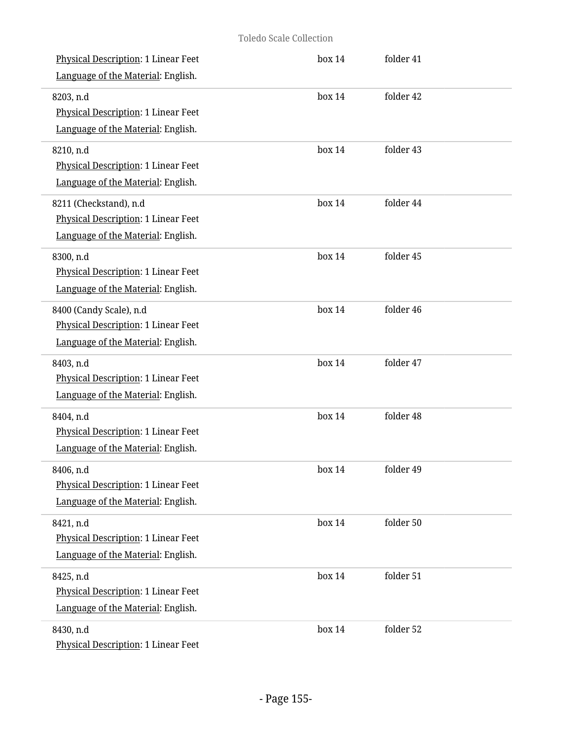Physical Description: 1 Linear Feet
Language of the Material: English.

box 14 folder 41

8203, n.d
Physical Description: 1 Linear Feet
Language of the Material: English.

box 14 folder 42

8210, n.d
Physical Description: 1 Linear Feet
Language of the Material: English.

box 14 folder 43

8211 (Checkstand), n.d
Physical Description: 1 Linear Feet
Language of the Material: English.

box 14 folder 44

8300, n.d
Physical Description: 1 Linear Feet
Language of the Material: English.

box 14 folder 45

8400 (Candy Scale), n.d
Physical Description: 1 Linear Feet
Language of the Material: English.

box 14 folder 46

8403, n.d
Physical Description: 1 Linear Feet
Language of the Material: English.

box 14 folder 47

8404, n.d
Physical Description: 1 Linear Feet
Language of the Material: English.

box 14 folder 48

8406, n.d
Physical Description: 1 Linear Feet
Language of the Material: English.

box 14 folder 49

8421, n.d
Physical Description: 1 Linear Feet
Language of the Material: English.

box 14 folder 50

8425, n.d
Physical Description: 1 Linear Feet
Language of the Material: English.

box 14 folder 51

8430, n.d
Physical Description: 1 Linear Feet

box 14 folder 52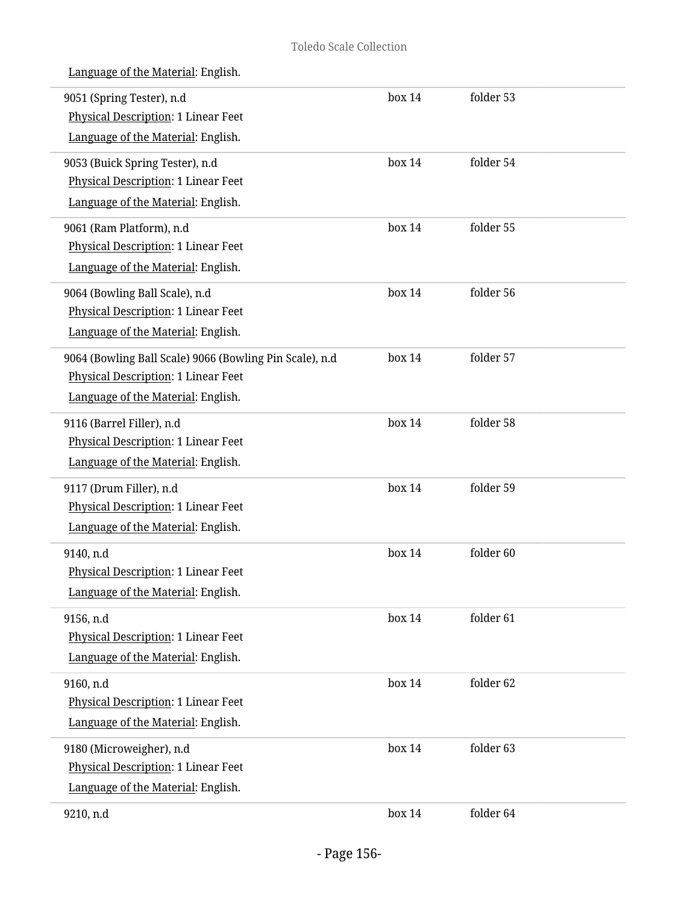Language of the Material: English.

| | | |
|---|---|---|
| 9051 (Spring Tester), n.d<br>Physical Description: 1 Linear Feet<br>Language of the Material: English. | box 14 | folder 53 |
| 9053 (Buick Spring Tester), n.d<br>Physical Description: 1 Linear Feet<br>Language of the Material: English. | box 14 | folder 54 |
| 9061 (Ram Platform), n.d<br>Physical Description: 1 Linear Feet<br>Language of the Material: English. | box 14 | folder 55 |
| 9064 (Bowling Ball Scale), n.d<br>Physical Description: 1 Linear Feet<br>Language of the Material: English. | box 14 | folder 56 |
| 9064 (Bowling Ball Scale) 9066 (Bowling Pin Scale), n.d<br>Physical Description: 1 Linear Feet<br>Language of the Material: English. | box 14 | folder 57 |
| 9116 (Barrel Filler), n.d<br>Physical Description: 1 Linear Feet<br>Language of the Material: English. | box 14 | folder 58 |
| 9117 (Drum Filler), n.d<br>Physical Description: 1 Linear Feet<br>Language of the Material: English. | box 14 | folder 59 |
| 9140, n.d<br>Physical Description: 1 Linear Feet<br>Language of the Material: English. | box 14 | folder 60 |
| 9156, n.d<br>Physical Description: 1 Linear Feet<br>Language of the Material: English. | box 14 | folder 61 |
| 9160, n.d<br>Physical Description: 1 Linear Feet<br>Language of the Material: English. | box 14 | folder 62 |
| 9180 (Microweigher), n.d<br>Physical Description: 1 Linear Feet<br>Language of the Material: English. | box 14 | folder 63 |
| 9210, n.d | box 14 | folder 64 |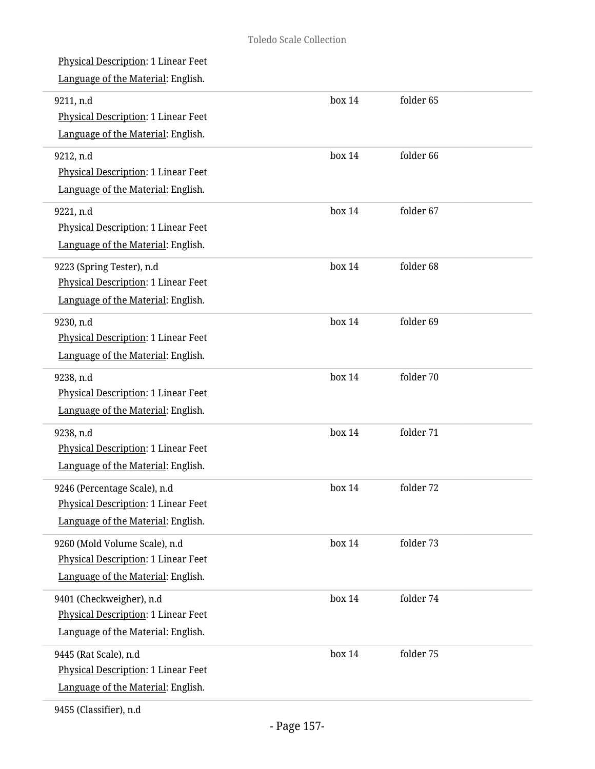Physical Description: 1 Linear Feet
Language of the Material: English.

| | | |
|---|---|---|
| 9211, n.d<br>Physical Description: 1 Linear Feet<br>Language of the Material: English. | box 14 | folder 65 |
| 9212, n.d<br>Physical Description: 1 Linear Feet<br>Language of the Material: English. | box 14 | folder 66 |
| 9221, n.d<br>Physical Description: 1 Linear Feet<br>Language of the Material: English. | box 14 | folder 67 |
| 9223 (Spring Tester), n.d<br>Physical Description: 1 Linear Feet<br>Language of the Material: English. | box 14 | folder 68 |
| 9230, n.d<br>Physical Description: 1 Linear Feet<br>Language of the Material: English. | box 14 | folder 69 |
| 9238, n.d<br>Physical Description: 1 Linear Feet<br>Language of the Material: English. | box 14 | folder 70 |
| 9238, n.d<br>Physical Description: 1 Linear Feet<br>Language of the Material: English. | box 14 | folder 71 |
| 9246 (Percentage Scale), n.d<br>Physical Description: 1 Linear Feet<br>Language of the Material: English. | box 14 | folder 72 |
| 9260 (Mold Volume Scale), n.d<br>Physical Description: 1 Linear Feet<br>Language of the Material: English. | box 14 | folder 73 |
| 9401 (Checkweigher), n.d<br>Physical Description: 1 Linear Feet<br>Language of the Material: English. | box 14 | folder 74 |
| 9445 (Rat Scale), n.d<br>Physical Description: 1 Linear Feet<br>Language of the Material: English. | box 14 | folder 75 |

9455 (Classifier), n.d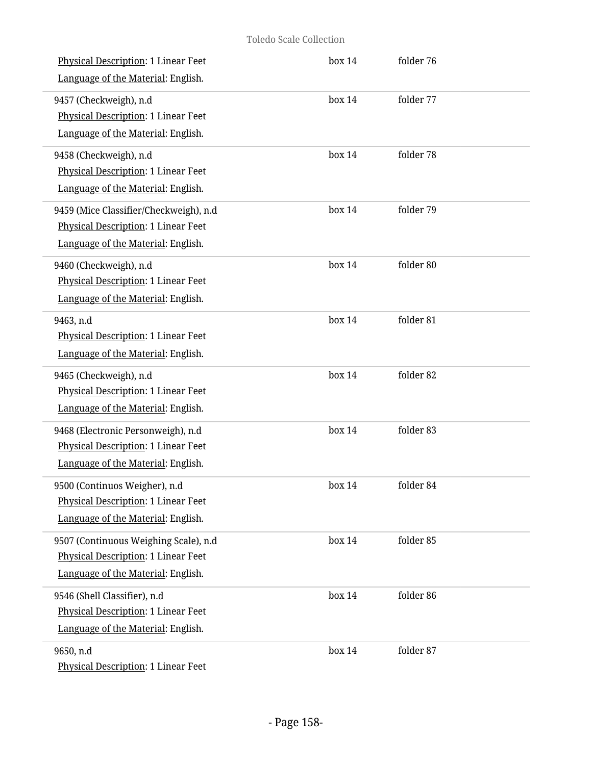Physical Description: 1 Linear Feet
Language of the Material: English.

box 14 folder 76

---

9457 (Checkweigh), n.d
Physical Description: 1 Linear Feet
Language of the Material: English.

box 14 folder 77

---

9458 (Checkweigh), n.d
Physical Description: 1 Linear Feet
Language of the Material: English.

box 14 folder 78

---

9459 (Mice Classifier/Checkweigh), n.d
Physical Description: 1 Linear Feet
Language of the Material: English.

box 14 folder 79

---

9460 (Checkweigh), n.d
Physical Description: 1 Linear Feet
Language of the Material: English.

box 14 folder 80

---

9463, n.d
Physical Description: 1 Linear Feet
Language of the Material: English.

box 14 folder 81

---

9465 (Checkweigh), n.d
Physical Description: 1 Linear Feet
Language of the Material: English.

box 14 folder 82

---

9468 (Electronic Personweigh), n.d
Physical Description: 1 Linear Feet
Language of the Material: English.

box 14 folder 83

---

9500 (Continuos Weigher), n.d
Physical Description: 1 Linear Feet
Language of the Material: English.

box 14 folder 84

---

9507 (Continuous Weighing Scale), n.d
Physical Description: 1 Linear Feet
Language of the Material: English.

box 14 folder 85

---

9546 (Shell Classifier), n.d
Physical Description: 1 Linear Feet
Language of the Material: English.

box 14 folder 86

---

9650, n.d
Physical Description: 1 Linear Feet

box 14 folder 87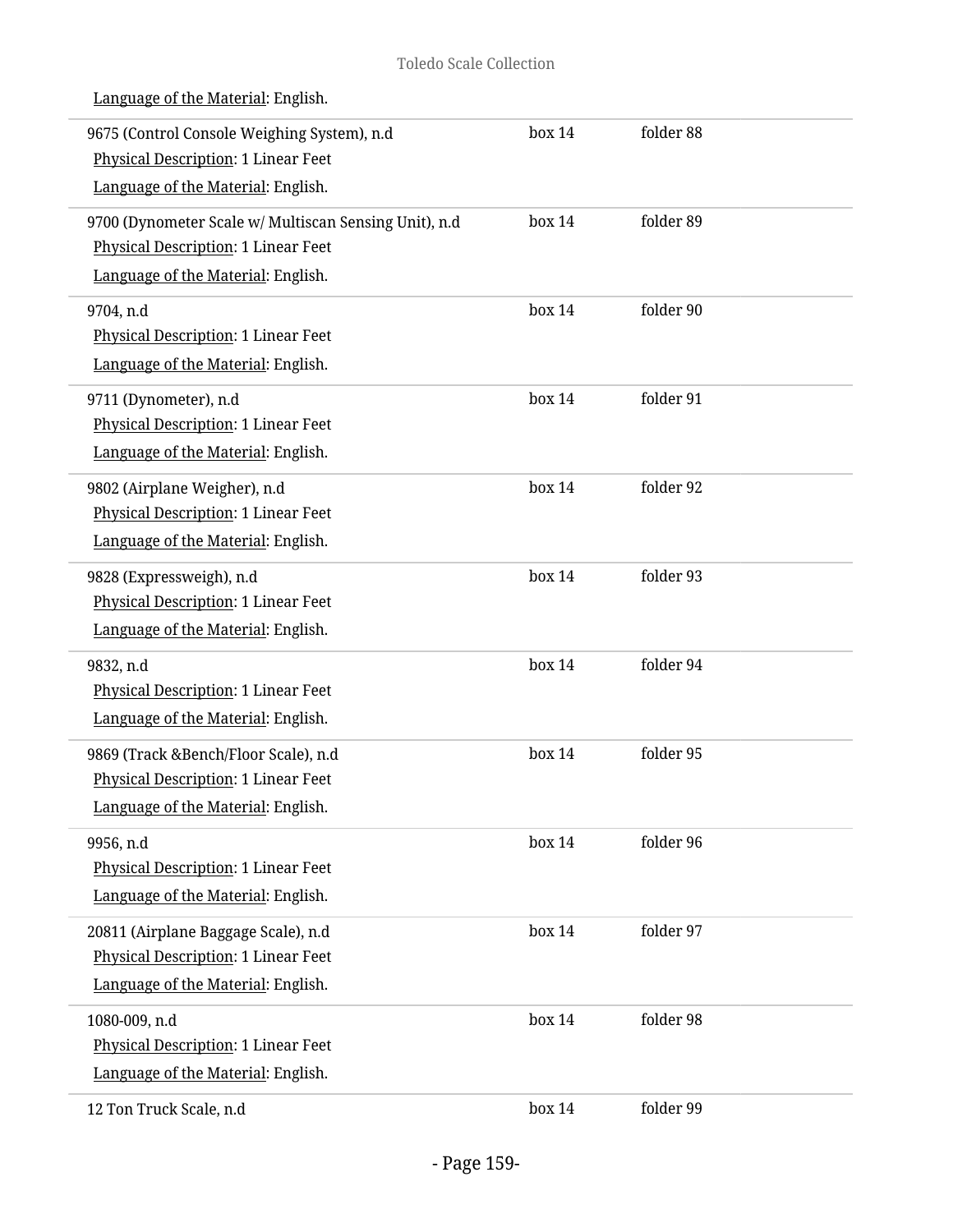Language of the Material: English.

| | | |
|---|---|---|
| 9675 (Control Console Weighing System), n.d<br>Physical Description: 1 Linear Feet<br>Language of the Material: English. | box 14 | folder 88 |
| 9700 (Dynometer Scale w/ Multiscan Sensing Unit), n.d<br>Physical Description: 1 Linear Feet<br>Language of the Material: English. | box 14 | folder 89 |
| 9704, n.d<br>Physical Description: 1 Linear Feet<br>Language of the Material: English. | box 14 | folder 90 |
| 9711 (Dynometer), n.d<br>Physical Description: 1 Linear Feet<br>Language of the Material: English. | box 14 | folder 91 |
| 9802 (Airplane Weigher), n.d<br>Physical Description: 1 Linear Feet<br>Language of the Material: English. | box 14 | folder 92 |
| 9828 (Expressweigh), n.d<br>Physical Description: 1 Linear Feet<br>Language of the Material: English. | box 14 | folder 93 |
| 9832, n.d<br>Physical Description: 1 Linear Feet<br>Language of the Material: English. | box 14 | folder 94 |
| 9869 (Track &Bench/Floor Scale), n.d<br>Physical Description: 1 Linear Feet<br>Language of the Material: English. | box 14 | folder 95 |
| 9956, n.d<br>Physical Description: 1 Linear Feet<br>Language of the Material: English. | box 14 | folder 96 |
| 20811 (Airplane Baggage Scale), n.d<br>Physical Description: 1 Linear Feet<br>Language of the Material: English. | box 14 | folder 97 |
| 1080-009, n.d<br>Physical Description: 1 Linear Feet<br>Language of the Material: English. | box 14 | folder 98 |
| 12 Ton Truck Scale, n.d | box 14 | folder 99 |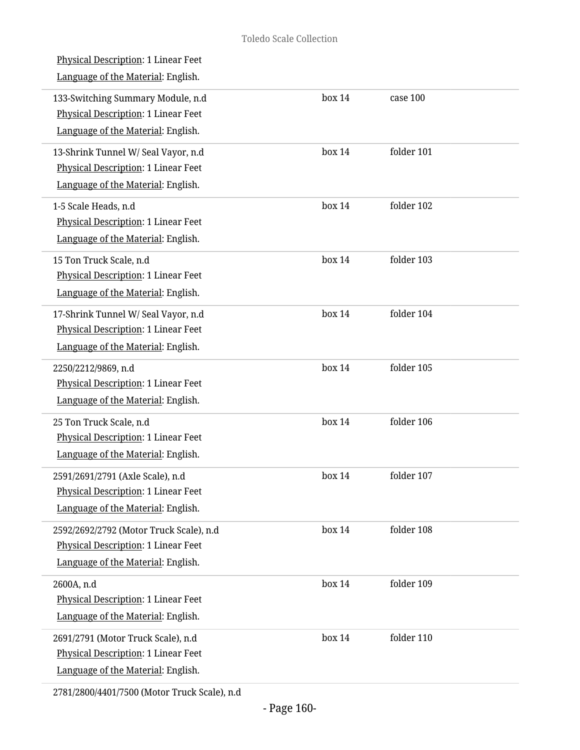Physical Description: 1 Linear Feet

Language of the Material: English.

| | | |
|---|---|---|
| 133-Switching Summary Module, n.d<br>Physical Description: 1 Linear Feet<br>Language of the Material: English. | box 14 | case 100 |
| 13-Shrink Tunnel W/ Seal Vayor, n.d<br>Physical Description: 1 Linear Feet<br>Language of the Material: English. | box 14 | folder 101 |
| 1-5 Scale Heads, n.d<br>Physical Description: 1 Linear Feet<br>Language of the Material: English. | box 14 | folder 102 |
| 15 Ton Truck Scale, n.d<br>Physical Description: 1 Linear Feet<br>Language of the Material: English. | box 14 | folder 103 |
| 17-Shrink Tunnel W/ Seal Vayor, n.d<br>Physical Description: 1 Linear Feet<br>Language of the Material: English. | box 14 | folder 104 |
| 2250/2212/9869, n.d<br>Physical Description: 1 Linear Feet<br>Language of the Material: English. | box 14 | folder 105 |
| 25 Ton Truck Scale, n.d<br>Physical Description: 1 Linear Feet<br>Language of the Material: English. | box 14 | folder 106 |
| 2591/2691/2791 (Axle Scale), n.d<br>Physical Description: 1 Linear Feet<br>Language of the Material: English. | box 14 | folder 107 |
| 2592/2692/2792 (Motor Truck Scale), n.d<br>Physical Description: 1 Linear Feet<br>Language of the Material: English. | box 14 | folder 108 |
| 2600A, n.d<br>Physical Description: 1 Linear Feet<br>Language of the Material: English. | box 14 | folder 109 |
| 2691/2791 (Motor Truck Scale), n.d<br>Physical Description: 1 Linear Feet<br>Language of the Material: English. | box 14 | folder 110 |

2781/2800/4401/7500 (Motor Truck Scale), n.d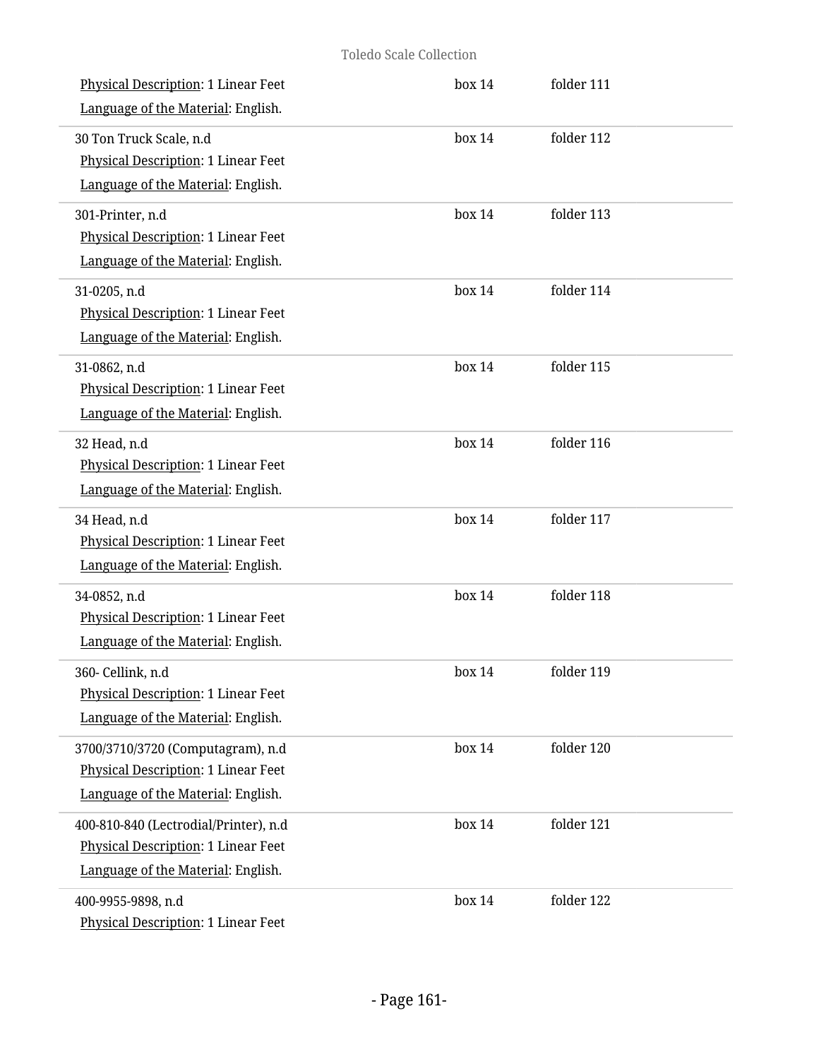Physical Description: 1 Linear Feet
Language of the Material: English.

box 14 folder 111

30 Ton Truck Scale, n.d
Physical Description: 1 Linear Feet
Language of the Material: English.

box 14 folder 112

301-Printer, n.d
Physical Description: 1 Linear Feet
Language of the Material: English.

box 14 folder 113

31-0205, n.d
Physical Description: 1 Linear Feet
Language of the Material: English.

box 14 folder 114

31-0862, n.d
Physical Description: 1 Linear Feet
Language of the Material: English.

box 14 folder 115

32 Head, n.d
Physical Description: 1 Linear Feet
Language of the Material: English.

box 14 folder 116

34 Head, n.d
Physical Description: 1 Linear Feet
Language of the Material: English.

box 14 folder 117

34-0852, n.d
Physical Description: 1 Linear Feet
Language of the Material: English.

box 14 folder 118

360- Cellink, n.d
Physical Description: 1 Linear Feet
Language of the Material: English.

box 14 folder 119

3700/3710/3720 (Computagram), n.d
Physical Description: 1 Linear Feet
Language of the Material: English.

box 14 folder 120

400-810-840 (Lectrodial/Printer), n.d
Physical Description: 1 Linear Feet
Language of the Material: English.

box 14 folder 121

400-9955-9898, n.d
Physical Description: 1 Linear Feet

box 14 folder 122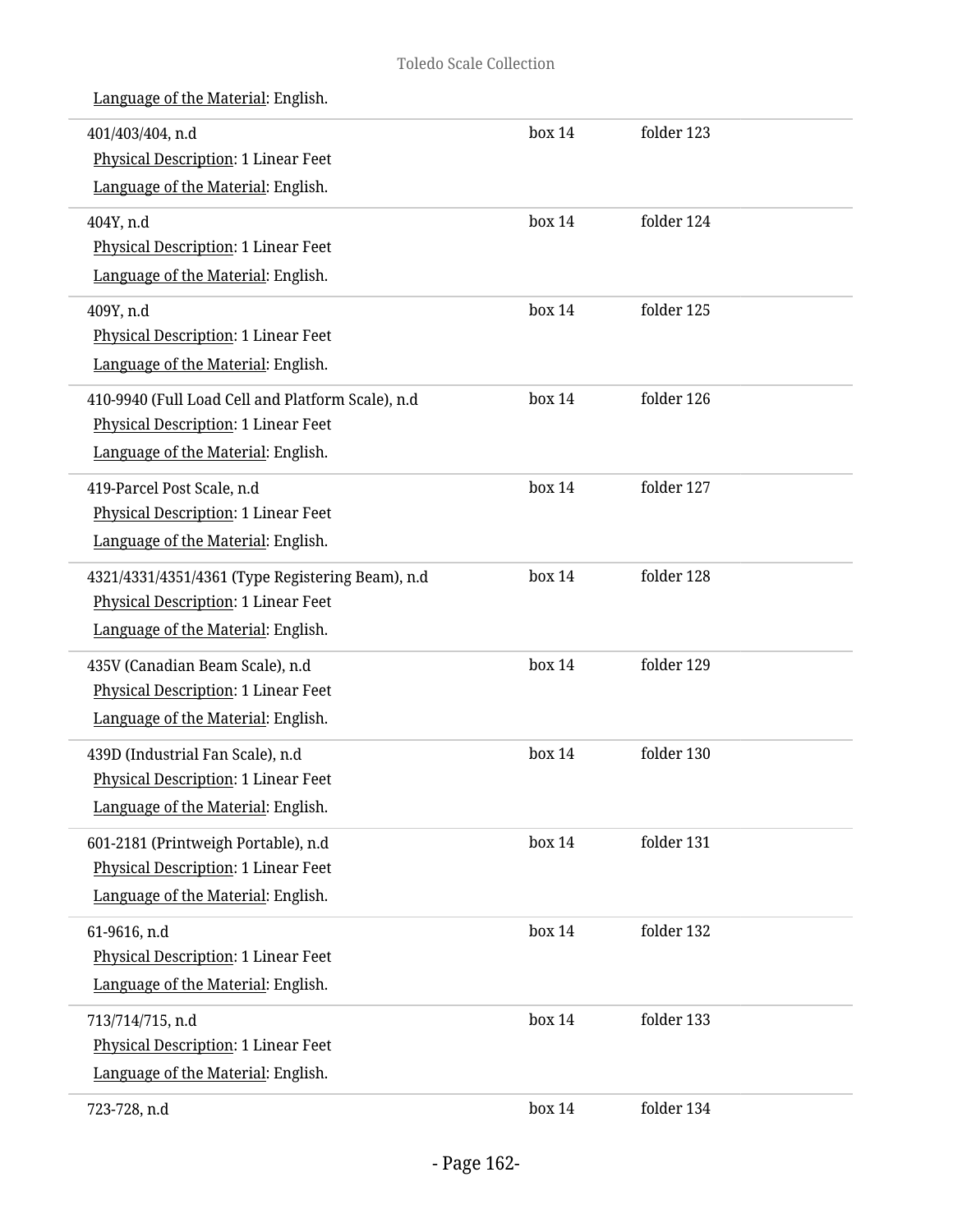Language of the Material: English.

| | | |
|---|---|---|
| 401/403/404, n.d<br>Physical Description: 1 Linear Feet<br>Language of the Material: English. | box 14 | folder 123 |
| 404Y, n.d<br>Physical Description: 1 Linear Feet<br>Language of the Material: English. | box 14 | folder 124 |
| 409Y, n.d<br>Physical Description: 1 Linear Feet<br>Language of the Material: English. | box 14 | folder 125 |
| 410-9940 (Full Load Cell and Platform Scale), n.d<br>Physical Description: 1 Linear Feet<br>Language of the Material: English. | box 14 | folder 126 |
| 419-Parcel Post Scale, n.d<br>Physical Description: 1 Linear Feet<br>Language of the Material: English. | box 14 | folder 127 |
| 4321/4331/4351/4361 (Type Registering Beam), n.d<br>Physical Description: 1 Linear Feet<br>Language of the Material: English. | box 14 | folder 128 |
| 435V (Canadian Beam Scale), n.d<br>Physical Description: 1 Linear Feet<br>Language of the Material: English. | box 14 | folder 129 |
| 439D (Industrial Fan Scale), n.d<br>Physical Description: 1 Linear Feet<br>Language of the Material: English. | box 14 | folder 130 |
| 601-2181 (Printweigh Portable), n.d<br>Physical Description: 1 Linear Feet<br>Language of the Material: English. | box 14 | folder 131 |
| 61-9616, n.d<br>Physical Description: 1 Linear Feet<br>Language of the Material: English. | box 14 | folder 132 |
| 713/714/715, n.d<br>Physical Description: 1 Linear Feet<br>Language of the Material: English. | box 14 | folder 133 |
| 723-728, n.d | box 14 | folder 134 |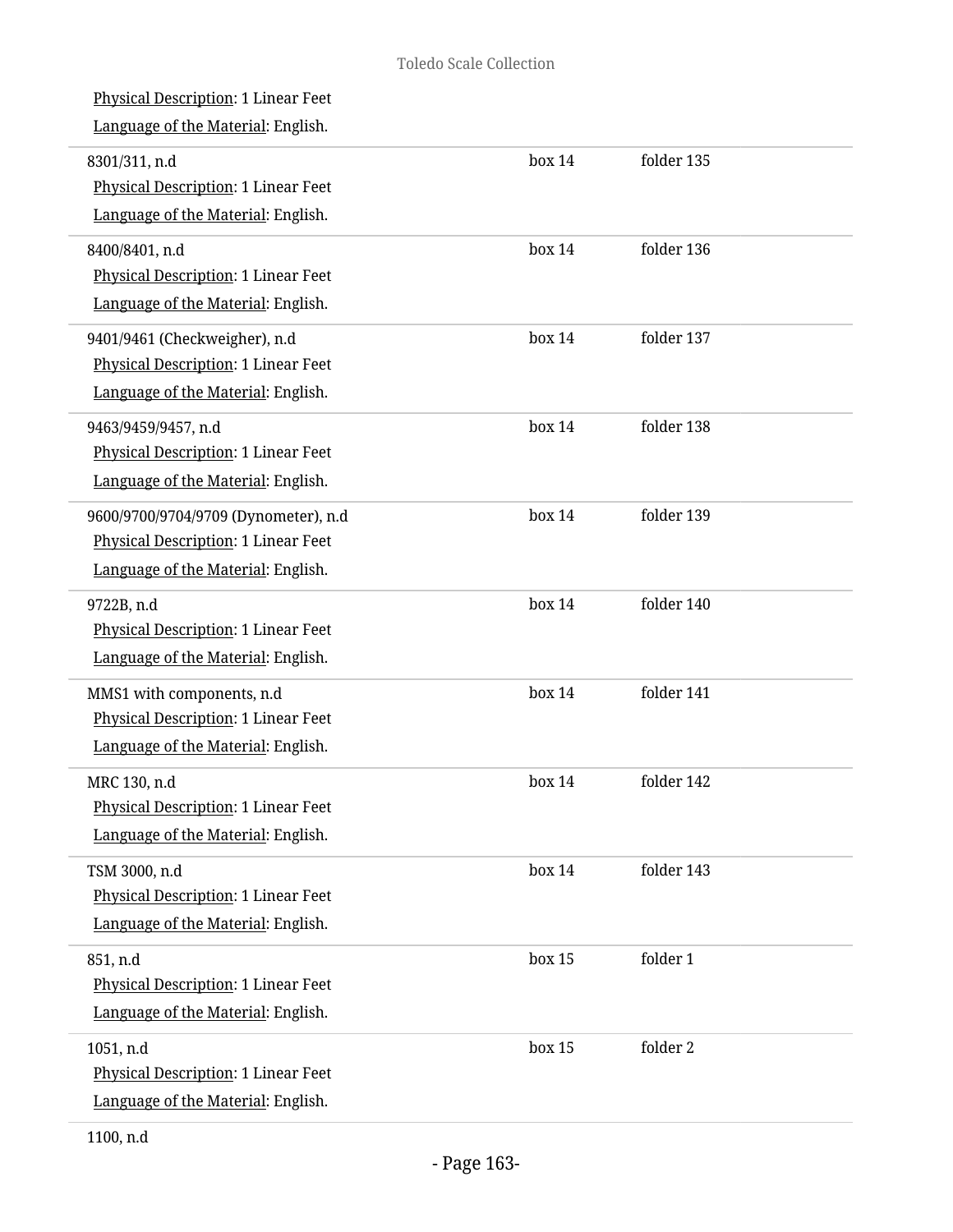Physical Description: 1 Linear Feet

Language of the Material: English.

| | | |
|---|---|---|
| 8301/311, n.d<br>Physical Description: 1 Linear Feet<br>Language of the Material: English. | box 14 | folder 135 |
| 8400/8401, n.d<br>Physical Description: 1 Linear Feet<br>Language of the Material: English. | box 14 | folder 136 |
| 9401/9461 (Checkweigher), n.d<br>Physical Description: 1 Linear Feet<br>Language of the Material: English. | box 14 | folder 137 |
| 9463/9459/9457, n.d<br>Physical Description: 1 Linear Feet<br>Language of the Material: English. | box 14 | folder 138 |
| 9600/9700/9704/9709 (Dynometer), n.d<br>Physical Description: 1 Linear Feet<br>Language of the Material: English. | box 14 | folder 139 |
| 9722B, n.d<br>Physical Description: 1 Linear Feet<br>Language of the Material: English. | box 14 | folder 140 |
| MMS1 with components, n.d<br>Physical Description: 1 Linear Feet<br>Language of the Material: English. | box 14 | folder 141 |
| MRC 130, n.d<br>Physical Description: 1 Linear Feet<br>Language of the Material: English. | box 14 | folder 142 |
| TSM 3000, n.d<br>Physical Description: 1 Linear Feet<br>Language of the Material: English. | box 14 | folder 143 |
| 851, n.d<br>Physical Description: 1 Linear Feet<br>Language of the Material: English. | box 15 | folder 1 |
| 1051, n.d<br>Physical Description: 1 Linear Feet<br>Language of the Material: English. | box 15 | folder 2 |
| 1100, n.d | | |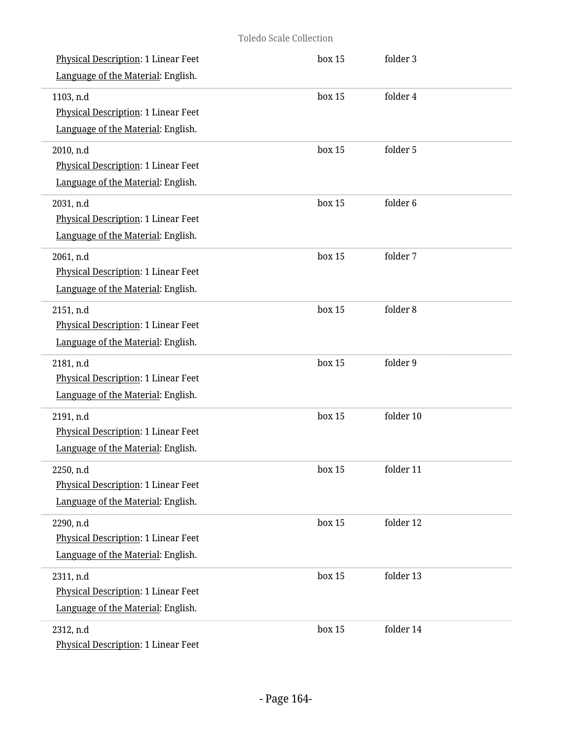Physical Description: 1 Linear Feet
Language of the Material: English.

box 15 folder 3

1103, n.d
Physical Description: 1 Linear Feet
Language of the Material: English.

box 15 folder 4

2010, n.d
Physical Description: 1 Linear Feet
Language of the Material: English.

box 15 folder 5

2031, n.d
Physical Description: 1 Linear Feet
Language of the Material: English.

box 15 folder 6

2061, n.d
Physical Description: 1 Linear Feet
Language of the Material: English.

box 15 folder 7

2151, n.d
Physical Description: 1 Linear Feet
Language of the Material: English.

box 15 folder 8

2181, n.d
Physical Description: 1 Linear Feet
Language of the Material: English.

box 15 folder 9

2191, n.d
Physical Description: 1 Linear Feet
Language of the Material: English.

box 15 folder 10

2250, n.d
Physical Description: 1 Linear Feet
Language of the Material: English.

box 15 folder 11

2290, n.d
Physical Description: 1 Linear Feet
Language of the Material: English.

box 15 folder 12

2311, n.d
Physical Description: 1 Linear Feet
Language of the Material: English.

box 15 folder 13

2312, n.d
Physical Description: 1 Linear Feet

box 15 folder 14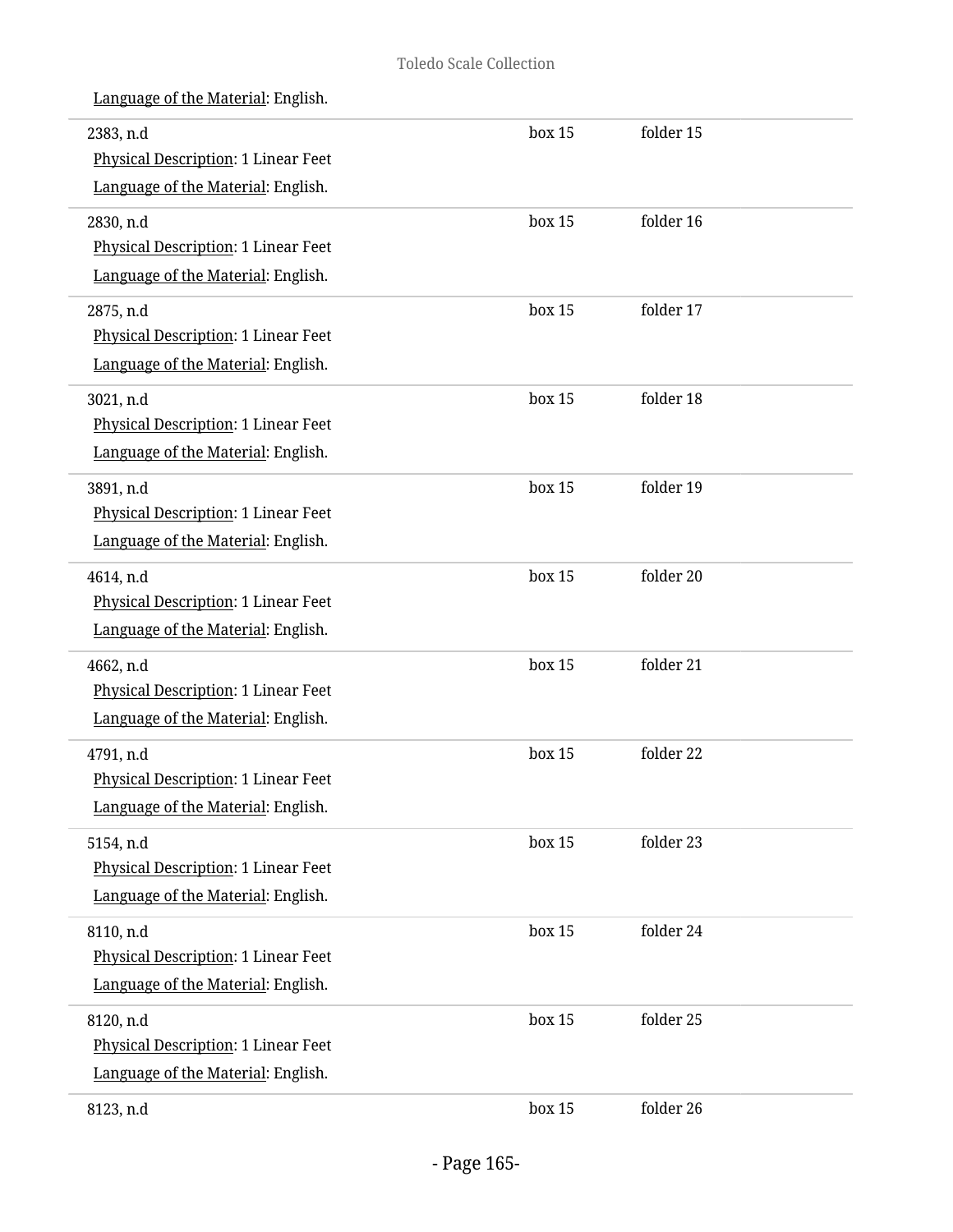Language of the Material: English.

| | | |
|---|---|---|
| 2383, n.d<br>Physical Description: 1 Linear Feet<br>Language of the Material: English. | box 15 | folder 15 |
| 2830, n.d<br>Physical Description: 1 Linear Feet<br>Language of the Material: English. | box 15 | folder 16 |
| 2875, n.d<br>Physical Description: 1 Linear Feet<br>Language of the Material: English. | box 15 | folder 17 |
| 3021, n.d<br>Physical Description: 1 Linear Feet<br>Language of the Material: English. | box 15 | folder 18 |
| 3891, n.d<br>Physical Description: 1 Linear Feet<br>Language of the Material: English. | box 15 | folder 19 |
| 4614, n.d<br>Physical Description: 1 Linear Feet<br>Language of the Material: English. | box 15 | folder 20 |
| 4662, n.d<br>Physical Description: 1 Linear Feet<br>Language of the Material: English. | box 15 | folder 21 |
| 4791, n.d<br>Physical Description: 1 Linear Feet<br>Language of the Material: English. | box 15 | folder 22 |
| 5154, n.d<br>Physical Description: 1 Linear Feet<br>Language of the Material: English. | box 15 | folder 23 |
| 8110, n.d<br>Physical Description: 1 Linear Feet<br>Language of the Material: English. | box 15 | folder 24 |
| 8120, n.d<br>Physical Description: 1 Linear Feet<br>Language of the Material: English. | box 15 | folder 25 |
| 8123, n.d | box 15 | folder 26 |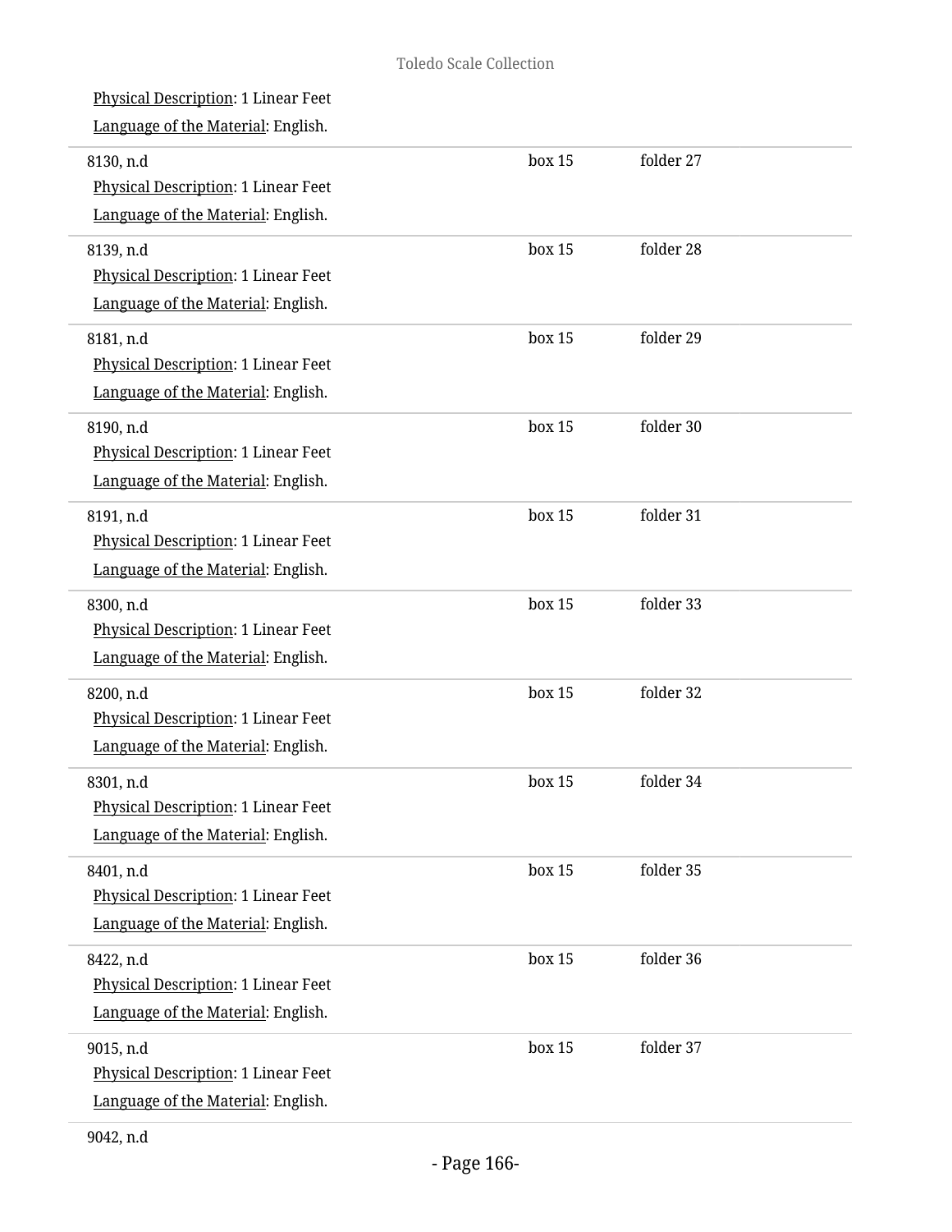Physical Description: 1 Linear Feet

Language of the Material: English.

| | | |
|---|---|---|
| 8130, n.d<br>Physical Description: 1 Linear Feet<br>Language of the Material: English. | box 15 | folder 27 |
| 8139, n.d<br>Physical Description: 1 Linear Feet<br>Language of the Material: English. | box 15 | folder 28 |
| 8181, n.d<br>Physical Description: 1 Linear Feet<br>Language of the Material: English. | box 15 | folder 29 |
| 8190, n.d<br>Physical Description: 1 Linear Feet<br>Language of the Material: English. | box 15 | folder 30 |
| 8191, n.d<br>Physical Description: 1 Linear Feet<br>Language of the Material: English. | box 15 | folder 31 |
| 8300, n.d<br>Physical Description: 1 Linear Feet<br>Language of the Material: English. | box 15 | folder 33 |
| 8200, n.d<br>Physical Description: 1 Linear Feet<br>Language of the Material: English. | box 15 | folder 32 |
| 8301, n.d<br>Physical Description: 1 Linear Feet<br>Language of the Material: English. | box 15 | folder 34 |
| 8401, n.d<br>Physical Description: 1 Linear Feet<br>Language of the Material: English. | box 15 | folder 35 |
| 8422, n.d<br>Physical Description: 1 Linear Feet<br>Language of the Material: English. | box 15 | folder 36 |
| 9015, n.d<br>Physical Description: 1 Linear Feet<br>Language of the Material: English. | box 15 | folder 37 |

9042, n.d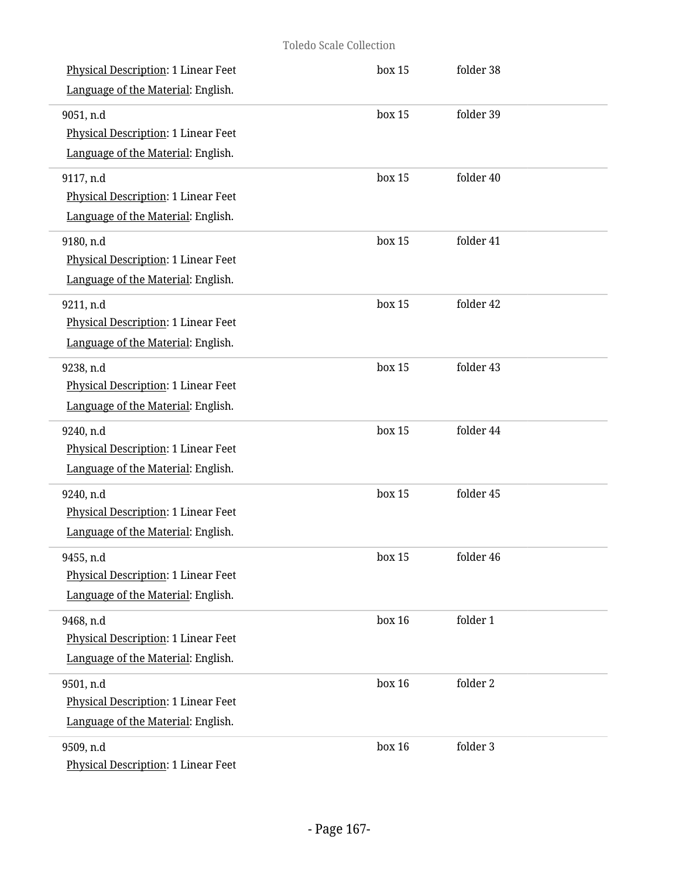Physical Description: 1 Linear Feet
Language of the Material: English.

box 15 folder 38

---

9051, n.d
Physical Description: 1 Linear Feet
Language of the Material: English.

box 15 folder 39

---

9117, n.d
Physical Description: 1 Linear Feet
Language of the Material: English.

box 15 folder 40

---

9180, n.d
Physical Description: 1 Linear Feet
Language of the Material: English.

box 15 folder 41

---

9211, n.d
Physical Description: 1 Linear Feet
Language of the Material: English.

box 15 folder 42

---

9238, n.d
Physical Description: 1 Linear Feet
Language of the Material: English.

box 15 folder 43

---

9240, n.d
Physical Description: 1 Linear Feet
Language of the Material: English.

box 15 folder 44

---

9240, n.d
Physical Description: 1 Linear Feet
Language of the Material: English.

box 15 folder 45

---

9455, n.d
Physical Description: 1 Linear Feet
Language of the Material: English.

box 15 folder 46

---

9468, n.d
Physical Description: 1 Linear Feet
Language of the Material: English.

box 16 folder 1

---

9501, n.d
Physical Description: 1 Linear Feet
Language of the Material: English.

box 16 folder 2

---

9509, n.d
Physical Description: 1 Linear Feet

box 16 folder 3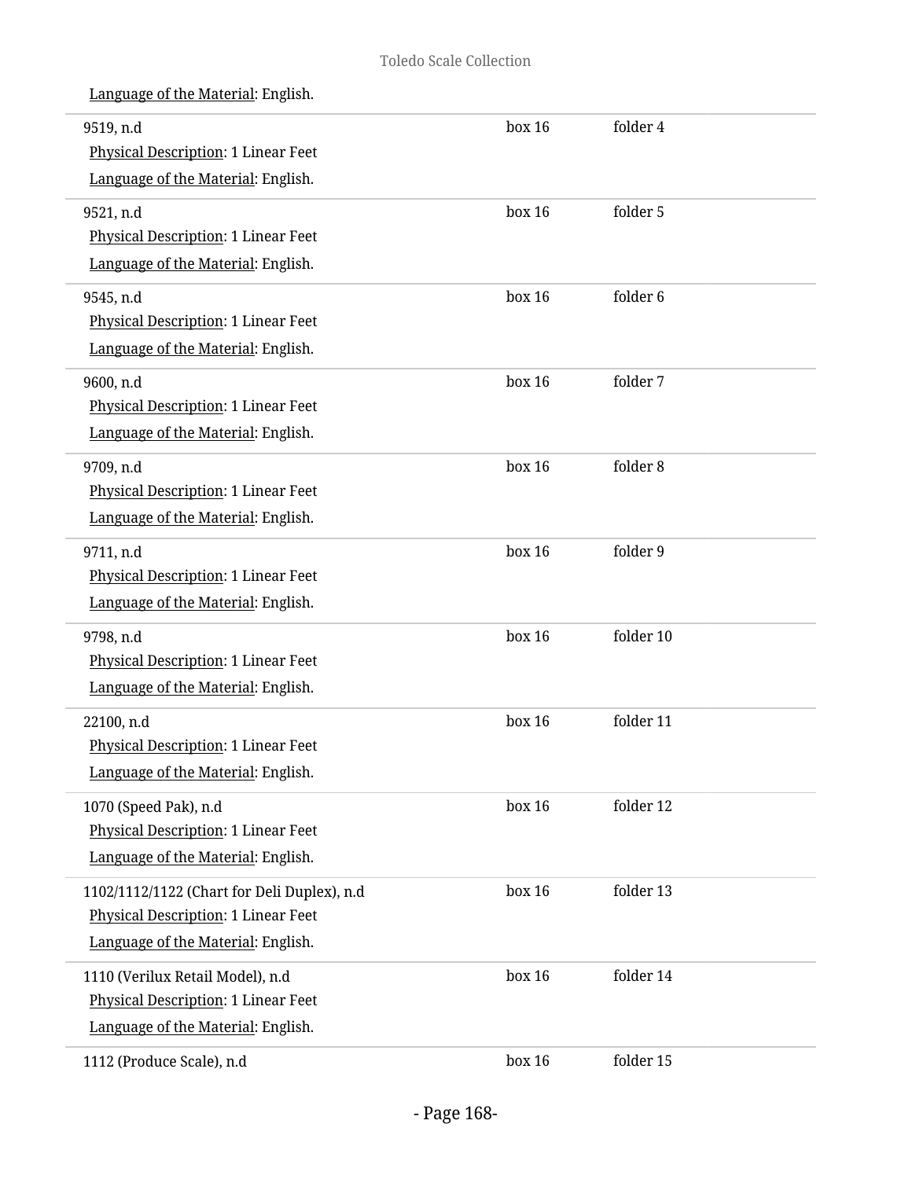Language of the Material: English.

| | | |
|---|---|---|
| 9519, n.d<br>Physical Description: 1 Linear Feet<br>Language of the Material: English. | box 16 | folder 4 |
| 9521, n.d<br>Physical Description: 1 Linear Feet<br>Language of the Material: English. | box 16 | folder 5 |
| 9545, n.d<br>Physical Description: 1 Linear Feet<br>Language of the Material: English. | box 16 | folder 6 |
| 9600, n.d<br>Physical Description: 1 Linear Feet<br>Language of the Material: English. | box 16 | folder 7 |
| 9709, n.d<br>Physical Description: 1 Linear Feet<br>Language of the Material: English. | box 16 | folder 8 |
| 9711, n.d<br>Physical Description: 1 Linear Feet<br>Language of the Material: English. | box 16 | folder 9 |
| 9798, n.d<br>Physical Description: 1 Linear Feet<br>Language of the Material: English. | box 16 | folder 10 |
| 22100, n.d<br>Physical Description: 1 Linear Feet<br>Language of the Material: English. | box 16 | folder 11 |
| 1070 (Speed Pak), n.d<br>Physical Description: 1 Linear Feet<br>Language of the Material: English. | box 16 | folder 12 |
| 1102/1112/1122 (Chart for Deli Duplex), n.d<br>Physical Description: 1 Linear Feet<br>Language of the Material: English. | box 16 | folder 13 |
| 1110 (Verilux Retail Model), n.d<br>Physical Description: 1 Linear Feet<br>Language of the Material: English. | box 16 | folder 14 |
| 1112 (Produce Scale), n.d | box 16 | folder 15 |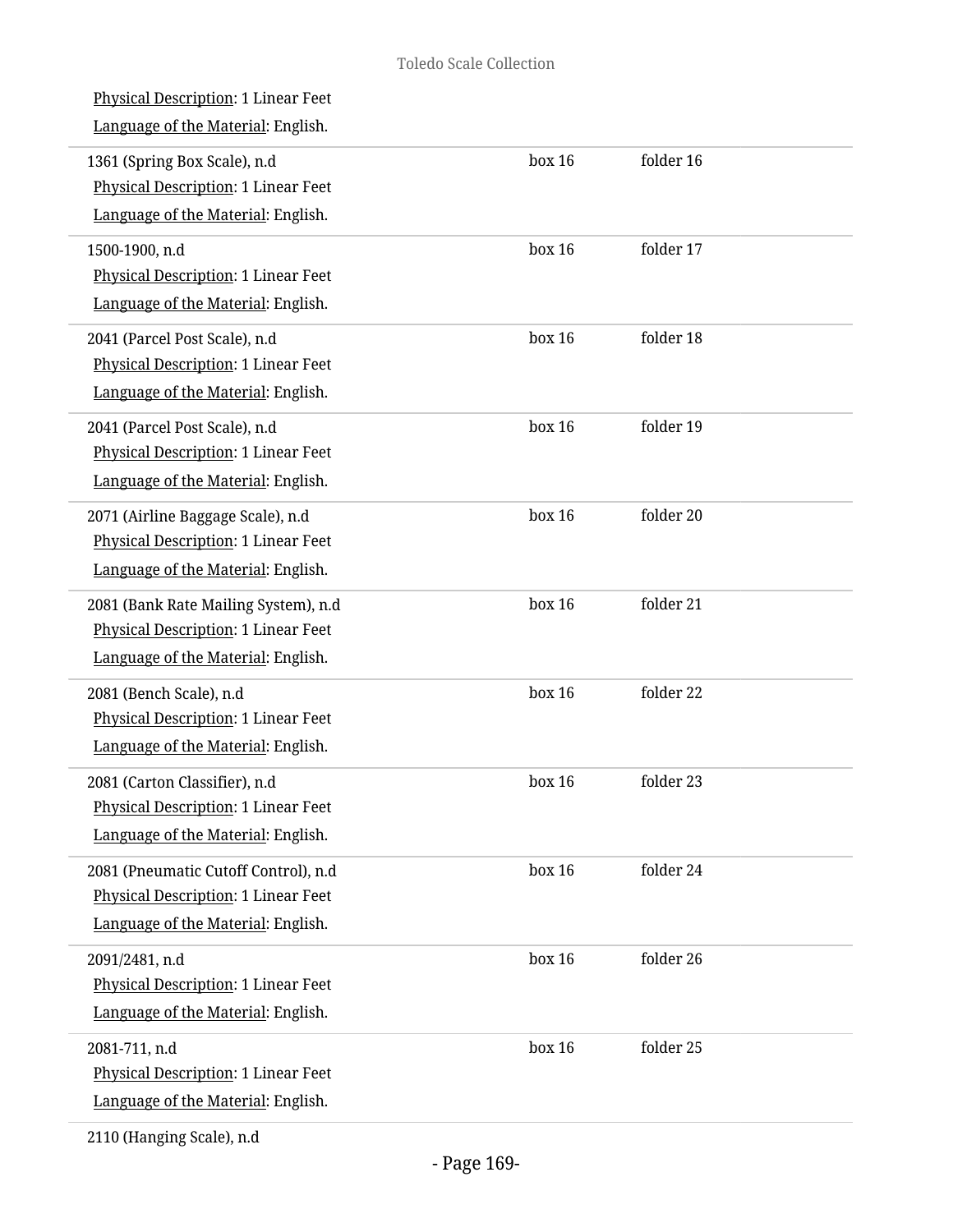Physical Description: 1 Linear Feet

Language of the Material: English.

| | | |
|---|---|---|
| 1361 (Spring Box Scale), n.d<br>Physical Description: 1 Linear Feet<br>Language of the Material: English. | box 16 | folder 16 |
| 1500-1900, n.d<br>Physical Description: 1 Linear Feet<br>Language of the Material: English. | box 16 | folder 17 |
| 2041 (Parcel Post Scale), n.d<br>Physical Description: 1 Linear Feet<br>Language of the Material: English. | box 16 | folder 18 |
| 2041 (Parcel Post Scale), n.d<br>Physical Description: 1 Linear Feet<br>Language of the Material: English. | box 16 | folder 19 |
| 2071 (Airline Baggage Scale), n.d<br>Physical Description: 1 Linear Feet<br>Language of the Material: English. | box 16 | folder 20 |
| 2081 (Bank Rate Mailing System), n.d<br>Physical Description: 1 Linear Feet<br>Language of the Material: English. | box 16 | folder 21 |
| 2081 (Bench Scale), n.d<br>Physical Description: 1 Linear Feet<br>Language of the Material: English. | box 16 | folder 22 |
| 2081 (Carton Classifier), n.d<br>Physical Description: 1 Linear Feet<br>Language of the Material: English. | box 16 | folder 23 |
| 2081 (Pneumatic Cutoff Control), n.d<br>Physical Description: 1 Linear Feet<br>Language of the Material: English. | box 16 | folder 24 |
| 2091/2481, n.d<br>Physical Description: 1 Linear Feet<br>Language of the Material: English. | box 16 | folder 26 |
| 2081-711, n.d<br>Physical Description: 1 Linear Feet<br>Language of the Material: English. | box 16 | folder 25 |

2110 (Hanging Scale), n.d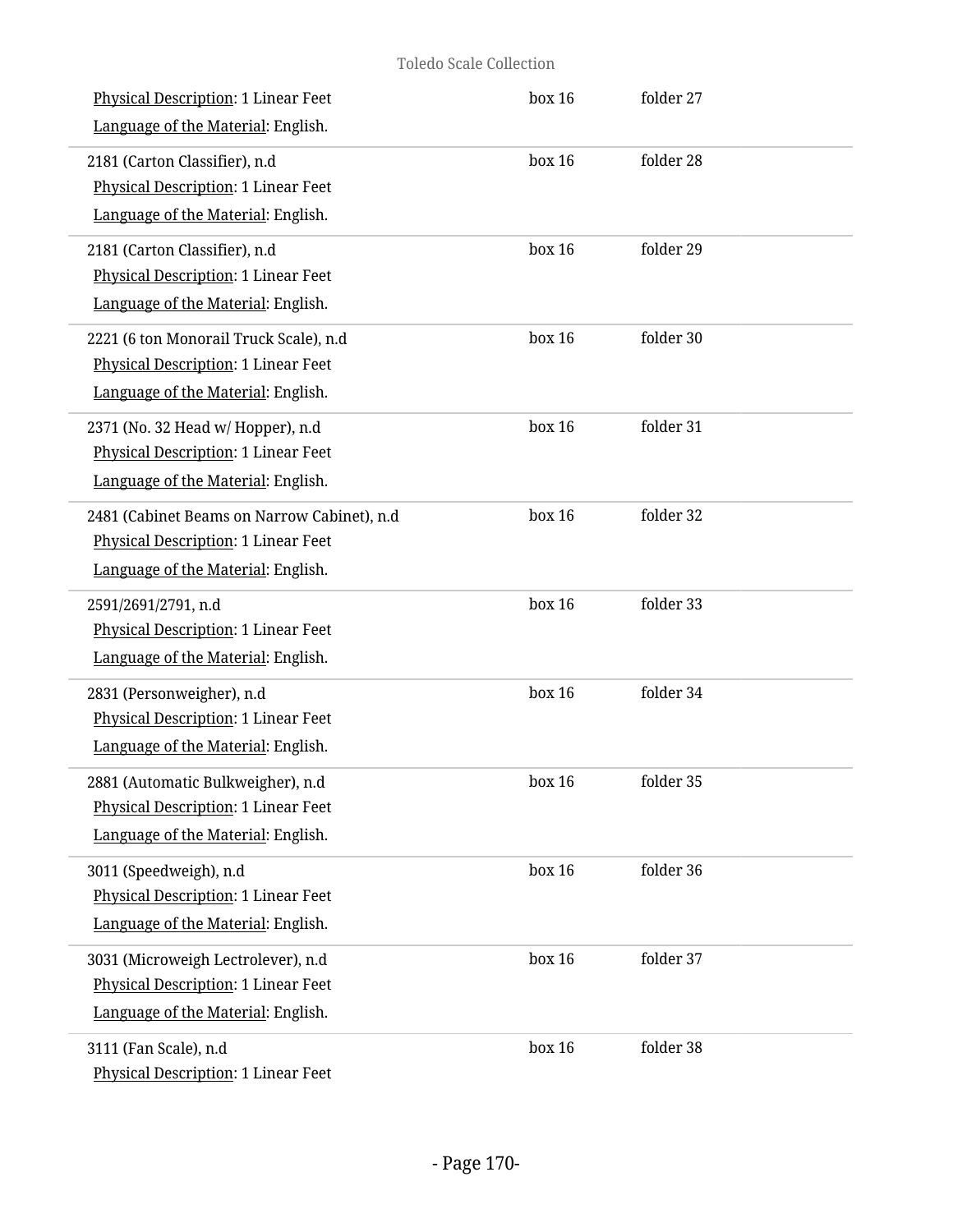Physical Description: 1 Linear Feet
Language of the Material: English.

box 16 folder 27

2181 (Carton Classifier), n.d
Physical Description: 1 Linear Feet
Language of the Material: English.

box 16 folder 28

2181 (Carton Classifier), n.d
Physical Description: 1 Linear Feet
Language of the Material: English.

box 16 folder 29

2221 (6 ton Monorail Truck Scale), n.d
Physical Description: 1 Linear Feet
Language of the Material: English.

box 16 folder 30

2371 (No. 32 Head w/ Hopper), n.d
Physical Description: 1 Linear Feet
Language of the Material: English.

box 16 folder 31

2481 (Cabinet Beams on Narrow Cabinet), n.d
Physical Description: 1 Linear Feet
Language of the Material: English.

box 16 folder 32

2591/2691/2791, n.d
Physical Description: 1 Linear Feet
Language of the Material: English.

box 16 folder 33

2831 (Personweigher), n.d
Physical Description: 1 Linear Feet
Language of the Material: English.

box 16 folder 34

2881 (Automatic Bulkweigher), n.d
Physical Description: 1 Linear Feet
Language of the Material: English.

box 16 folder 35

3011 (Speedweigh), n.d
Physical Description: 1 Linear Feet
Language of the Material: English.

box 16 folder 36

3031 (Microweigh Lectrolever), n.d
Physical Description: 1 Linear Feet
Language of the Material: English.

box 16 folder 37

3111 (Fan Scale), n.d
Physical Description: 1 Linear Feet

box 16 folder 38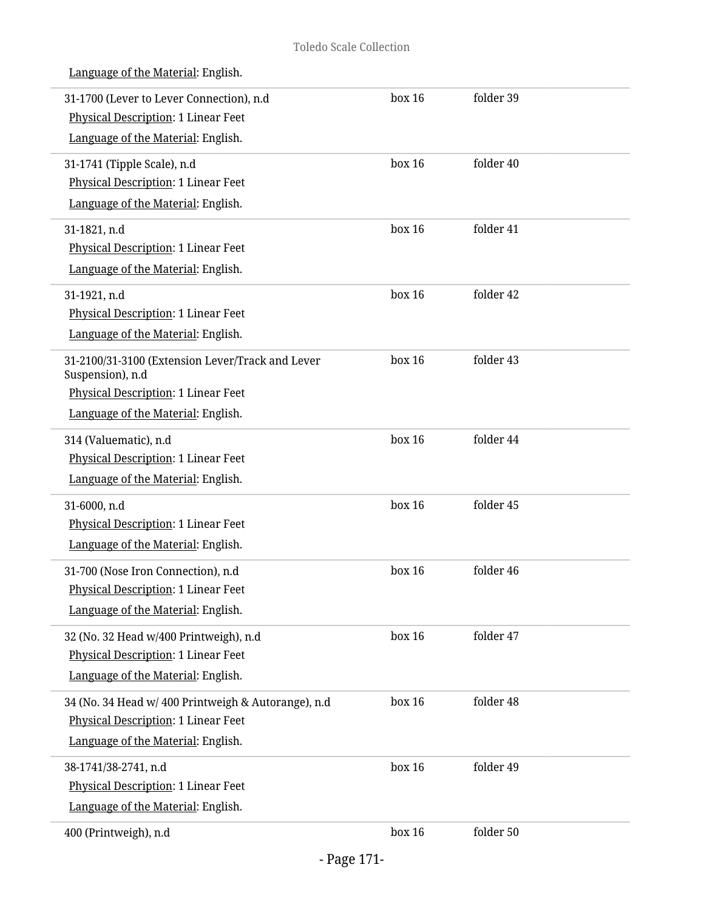Language of the Material: English.

| | | |
|---|---|---|
| 31-1700 (Lever to Lever Connection), n.d<br>Physical Description: 1 Linear Feet<br>Language of the Material: English. | box 16 | folder 39 |
| 31-1741 (Tipple Scale), n.d<br>Physical Description: 1 Linear Feet<br>Language of the Material: English. | box 16 | folder 40 |
| 31-1821, n.d<br>Physical Description: 1 Linear Feet<br>Language of the Material: English. | box 16 | folder 41 |
| 31-1921, n.d<br>Physical Description: 1 Linear Feet<br>Language of the Material: English. | box 16 | folder 42 |
| 31-2100/31-3100 (Extension Lever/Track and Lever Suspension), n.d<br>Physical Description: 1 Linear Feet<br>Language of the Material: English. | box 16 | folder 43 |
| 314 (Valuematic), n.d<br>Physical Description: 1 Linear Feet<br>Language of the Material: English. | box 16 | folder 44 |
| 31-6000, n.d<br>Physical Description: 1 Linear Feet<br>Language of the Material: English. | box 16 | folder 45 |
| 31-700 (Nose Iron Connection), n.d<br>Physical Description: 1 Linear Feet<br>Language of the Material: English. | box 16 | folder 46 |
| 32 (No. 32 Head w/400 Printweigh), n.d<br>Physical Description: 1 Linear Feet<br>Language of the Material: English. | box 16 | folder 47 |
| 34 (No. 34 Head w/ 400 Printweigh & Autorange), n.d<br>Physical Description: 1 Linear Feet<br>Language of the Material: English. | box 16 | folder 48 |
| 38-1741/38-2741, n.d<br>Physical Description: 1 Linear Feet<br>Language of the Material: English. | box 16 | folder 49 |
| 400 (Printweigh), n.d | box 16 | folder 50 |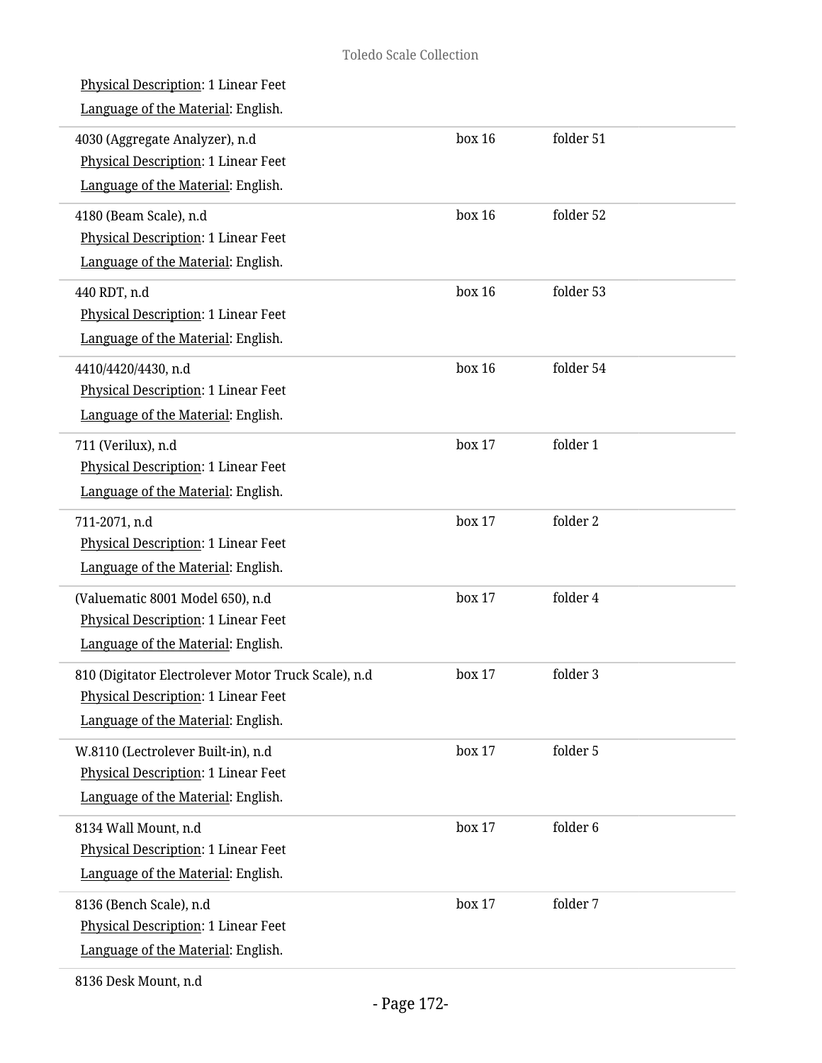Physical Description: 1 Linear Feet

Language of the Material: English.

| | | |
|---|---|---|
| 4030 (Aggregate Analyzer), n.d<br>Physical Description: 1 Linear Feet<br>Language of the Material: English. | box 16 | folder 51 |
| 4180 (Beam Scale), n.d<br>Physical Description: 1 Linear Feet<br>Language of the Material: English. | box 16 | folder 52 |
| 440 RDT, n.d<br>Physical Description: 1 Linear Feet<br>Language of the Material: English. | box 16 | folder 53 |
| 4410/4420/4430, n.d<br>Physical Description: 1 Linear Feet<br>Language of the Material: English. | box 16 | folder 54 |
| 711 (Verilux), n.d<br>Physical Description: 1 Linear Feet<br>Language of the Material: English. | box 17 | folder 1 |
| 711-2071, n.d<br>Physical Description: 1 Linear Feet<br>Language of the Material: English. | box 17 | folder 2 |
| (Valuematic 8001 Model 650), n.d<br>Physical Description: 1 Linear Feet<br>Language of the Material: English. | box 17 | folder 4 |
| 810 (Digitator Electrolever Motor Truck Scale), n.d<br>Physical Description: 1 Linear Feet<br>Language of the Material: English. | box 17 | folder 3 |
| W.8110 (Lectrolever Built-in), n.d<br>Physical Description: 1 Linear Feet<br>Language of the Material: English. | box 17 | folder 5 |
| 8134 Wall Mount, n.d<br>Physical Description: 1 Linear Feet<br>Language of the Material: English. | box 17 | folder 6 |
| 8136 (Bench Scale), n.d<br>Physical Description: 1 Linear Feet<br>Language of the Material: English. | box 17 | folder 7 |

8136 Desk Mount, n.d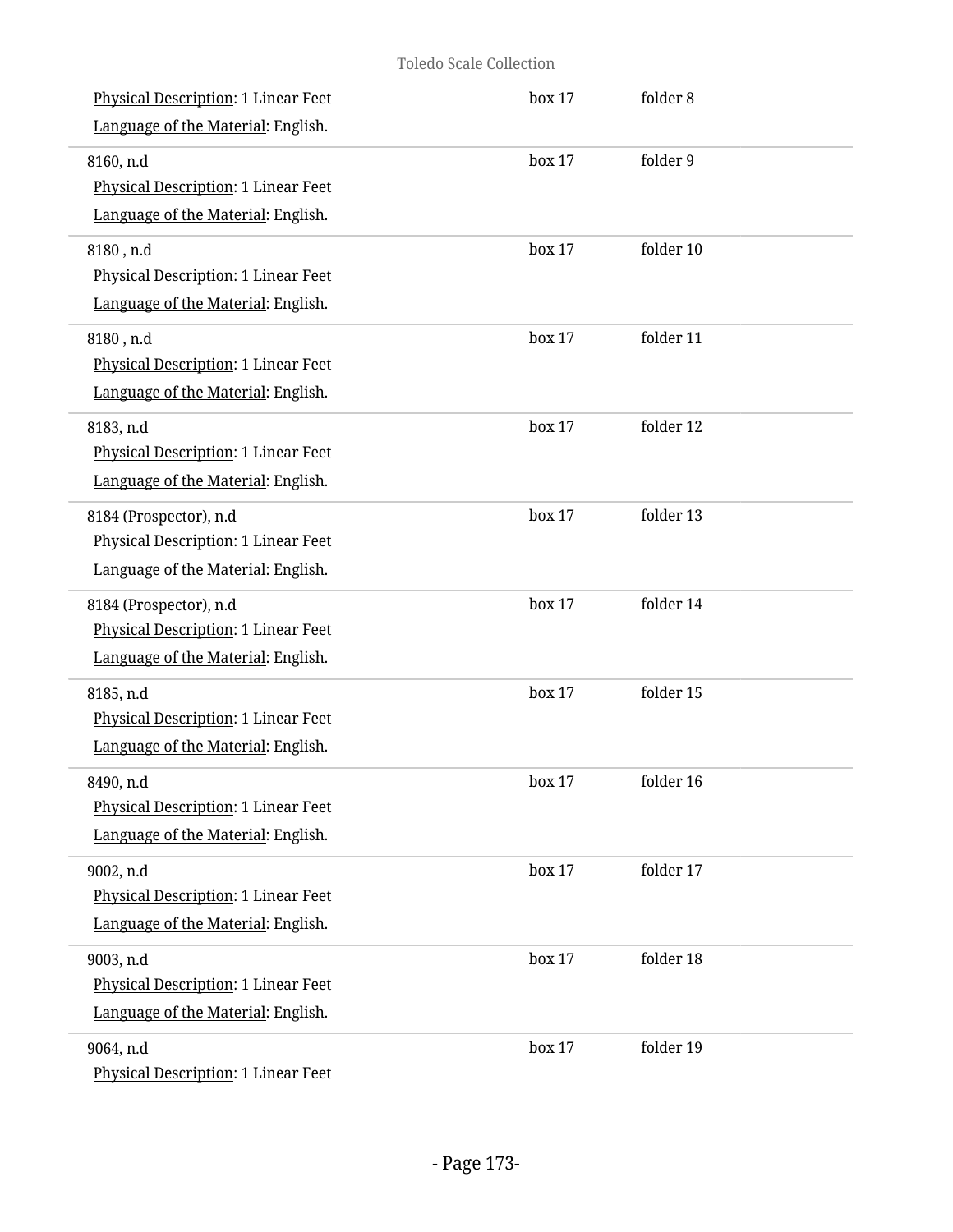Physical Description: 1 Linear Feet
Language of the Material: English.

box 17 folder 8

---

8160, n.d
Physical Description: 1 Linear Feet
Language of the Material: English.

box 17 folder 9

---

8180 , n.d
Physical Description: 1 Linear Feet
Language of the Material: English.

box 17 folder 10

---

8180 , n.d
Physical Description: 1 Linear Feet
Language of the Material: English.

box 17 folder 11

---

8183, n.d
Physical Description: 1 Linear Feet
Language of the Material: English.

box 17 folder 12

---

8184 (Prospector), n.d
Physical Description: 1 Linear Feet
Language of the Material: English.

box 17 folder 13

---

8184 (Prospector), n.d
Physical Description: 1 Linear Feet
Language of the Material: English.

box 17 folder 14

---

8185, n.d
Physical Description: 1 Linear Feet
Language of the Material: English.

box 17 folder 15

---

8490, n.d
Physical Description: 1 Linear Feet
Language of the Material: English.

box 17 folder 16

---

9002, n.d
Physical Description: 1 Linear Feet
Language of the Material: English.

box 17 folder 17

---

9003, n.d
Physical Description: 1 Linear Feet
Language of the Material: English.

box 17 folder 18

---

9064, n.d
Physical Description: 1 Linear Feet

box 17 folder 19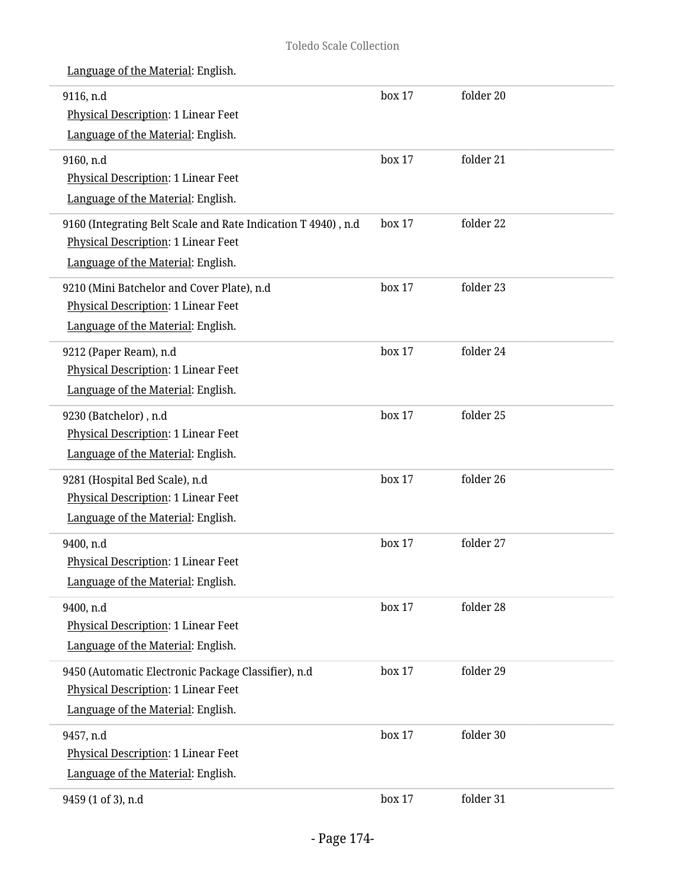Language of the Material: English.

| | | |
|---|---|---|
| 9116, n.d<br>Physical Description: 1 Linear Feet<br>Language of the Material: English. | box 17 | folder 20 |
| 9160, n.d<br>Physical Description: 1 Linear Feet<br>Language of the Material: English. | box 17 | folder 21 |
| 9160 (Integrating Belt Scale and Rate Indication T 4940) , n.d<br>Physical Description: 1 Linear Feet<br>Language of the Material: English. | box 17 | folder 22 |
| 9210 (Mini Batchelor and Cover Plate), n.d<br>Physical Description: 1 Linear Feet<br>Language of the Material: English. | box 17 | folder 23 |
| 9212 (Paper Ream), n.d<br>Physical Description: 1 Linear Feet<br>Language of the Material: English. | box 17 | folder 24 |
| 9230 (Batchelor) , n.d<br>Physical Description: 1 Linear Feet<br>Language of the Material: English. | box 17 | folder 25 |
| 9281 (Hospital Bed Scale), n.d<br>Physical Description: 1 Linear Feet<br>Language of the Material: English. | box 17 | folder 26 |
| 9400, n.d<br>Physical Description: 1 Linear Feet<br>Language of the Material: English. | box 17 | folder 27 |
| 9400, n.d<br>Physical Description: 1 Linear Feet<br>Language of the Material: English. | box 17 | folder 28 |
| 9450 (Automatic Electronic Package Classifier), n.d<br>Physical Description: 1 Linear Feet<br>Language of the Material: English. | box 17 | folder 29 |
| 9457, n.d<br>Physical Description: 1 Linear Feet<br>Language of the Material: English. | box 17 | folder 30 |
| 9459 (1 of 3), n.d | box 17 | folder 31 |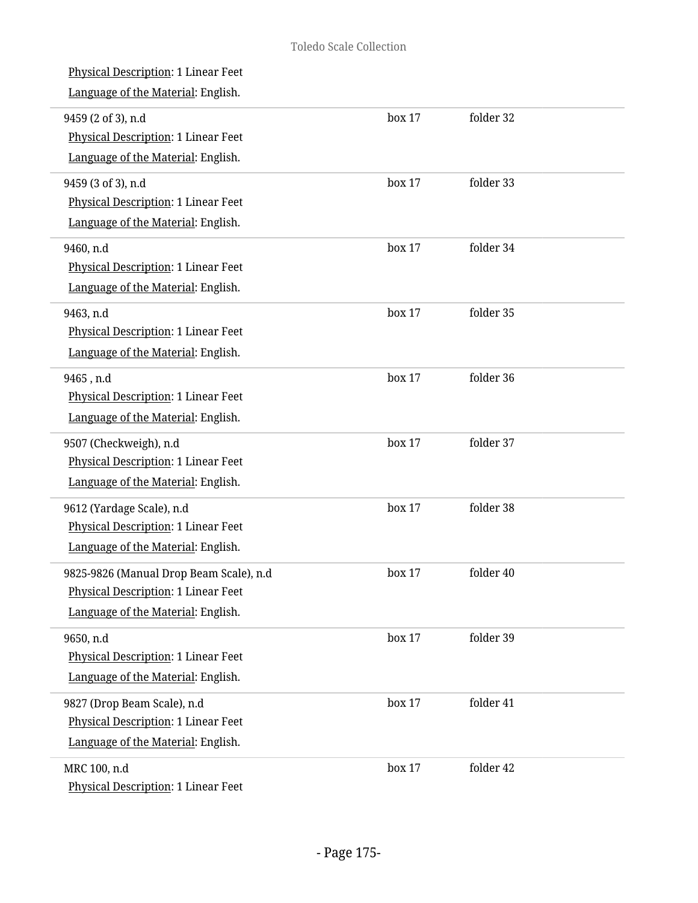Physical Description: 1 Linear Feet

Language of the Material: English.

| | | |
|---|---|---|
| 9459 (2 of 3), n.d<br>Physical Description: 1 Linear Feet<br>Language of the Material: English. | box 17 | folder 32 |
| 9459 (3 of 3), n.d<br>Physical Description: 1 Linear Feet<br>Language of the Material: English. | box 17 | folder 33 |
| 9460, n.d<br>Physical Description: 1 Linear Feet<br>Language of the Material: English. | box 17 | folder 34 |
| 9463, n.d<br>Physical Description: 1 Linear Feet<br>Language of the Material: English. | box 17 | folder 35 |
| 9465 , n.d<br>Physical Description: 1 Linear Feet<br>Language of the Material: English. | box 17 | folder 36 |
| 9507 (Checkweigh), n.d<br>Physical Description: 1 Linear Feet<br>Language of the Material: English. | box 17 | folder 37 |
| 9612 (Yardage Scale), n.d<br>Physical Description: 1 Linear Feet<br>Language of the Material: English. | box 17 | folder 38 |
| 9825-9826 (Manual Drop Beam Scale), n.d<br>Physical Description: 1 Linear Feet<br>Language of the Material: English. | box 17 | folder 40 |
| 9650, n.d<br>Physical Description: 1 Linear Feet<br>Language of the Material: English. | box 17 | folder 39 |
| 9827 (Drop Beam Scale), n.d<br>Physical Description: 1 Linear Feet<br>Language of the Material: English. | box 17 | folder 41 |
| MRC 100, n.d<br>Physical Description: 1 Linear Feet | box 17 | folder 42 |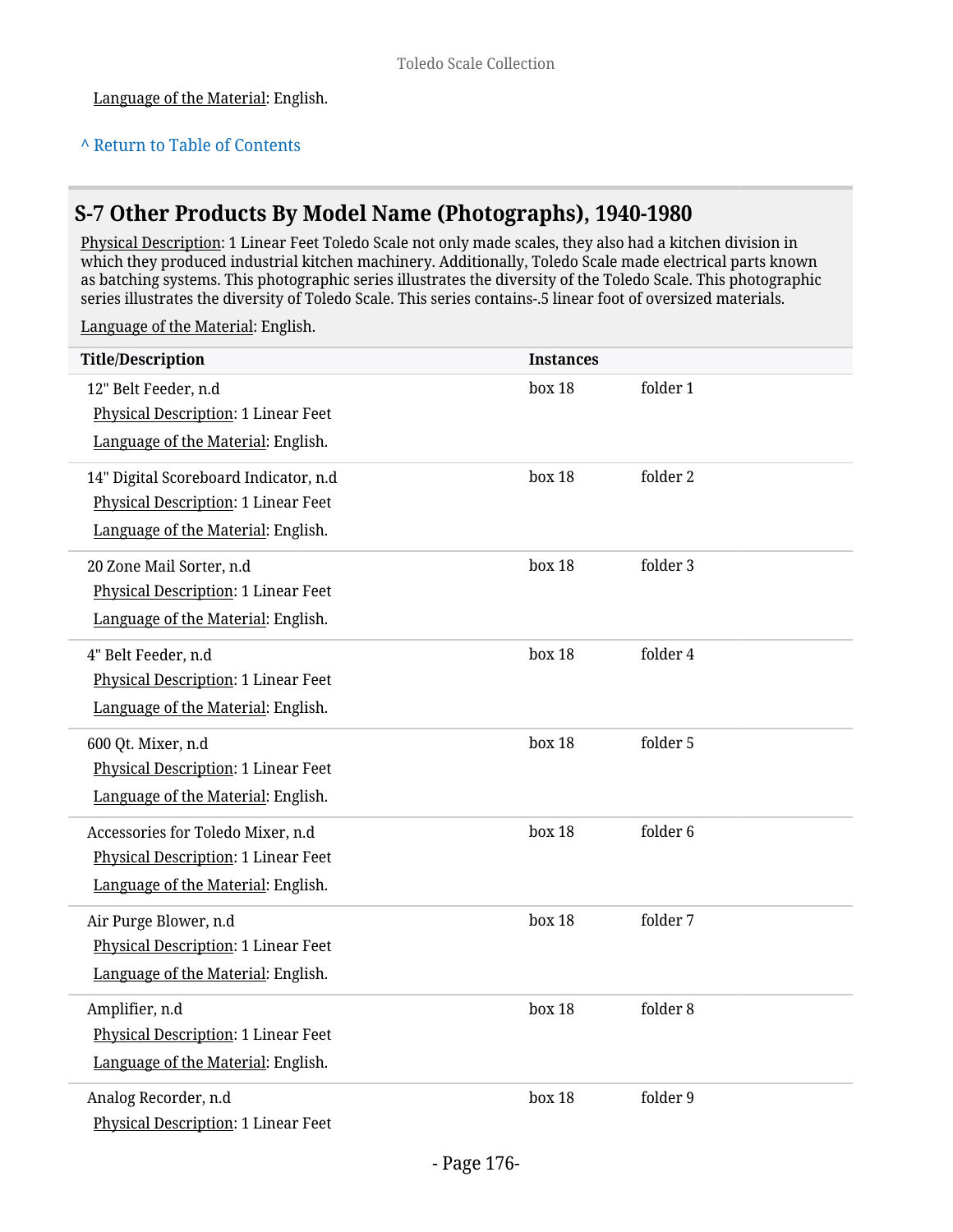Language of the Material: English.

^ Return to Table of Contents

## S-7 Other Products By Model Name (Photographs), 1940-1980

Physical Description: 1 Linear Feet Toledo Scale not only made scales, they also had a kitchen division in which they produced industrial kitchen machinery. Additionally, Toledo Scale made electrical parts known as batching systems. This photographic series illustrates the diversity of the Toledo Scale. This photographic series illustrates the diversity of Toledo Scale. This series contains-.5 linear foot of oversized materials.

Language of the Material: English.

| Title/Description | Instances | |
|---|---|---|
| 12" Belt Feeder, n.d<br>Physical Description: 1 Linear Feet<br>Language of the Material: English. | box 18 | folder 1 |
| 14" Digital Scoreboard Indicator, n.d<br>Physical Description: 1 Linear Feet<br>Language of the Material: English. | box 18 | folder 2 |
| 20 Zone Mail Sorter, n.d<br>Physical Description: 1 Linear Feet<br>Language of the Material: English. | box 18 | folder 3 |
| 4" Belt Feeder, n.d<br>Physical Description: 1 Linear Feet<br>Language of the Material: English. | box 18 | folder 4 |
| 600 Qt. Mixer, n.d<br>Physical Description: 1 Linear Feet<br>Language of the Material: English. | box 18 | folder 5 |
| Accessories for Toledo Mixer, n.d<br>Physical Description: 1 Linear Feet<br>Language of the Material: English. | box 18 | folder 6 |
| Air Purge Blower, n.d<br>Physical Description: 1 Linear Feet<br>Language of the Material: English. | box 18 | folder 7 |
| Amplifier, n.d<br>Physical Description: 1 Linear Feet<br>Language of the Material: English. | box 18 | folder 8 |
| Analog Recorder, n.d<br>Physical Description: 1 Linear Feet | box 18 | folder 9 |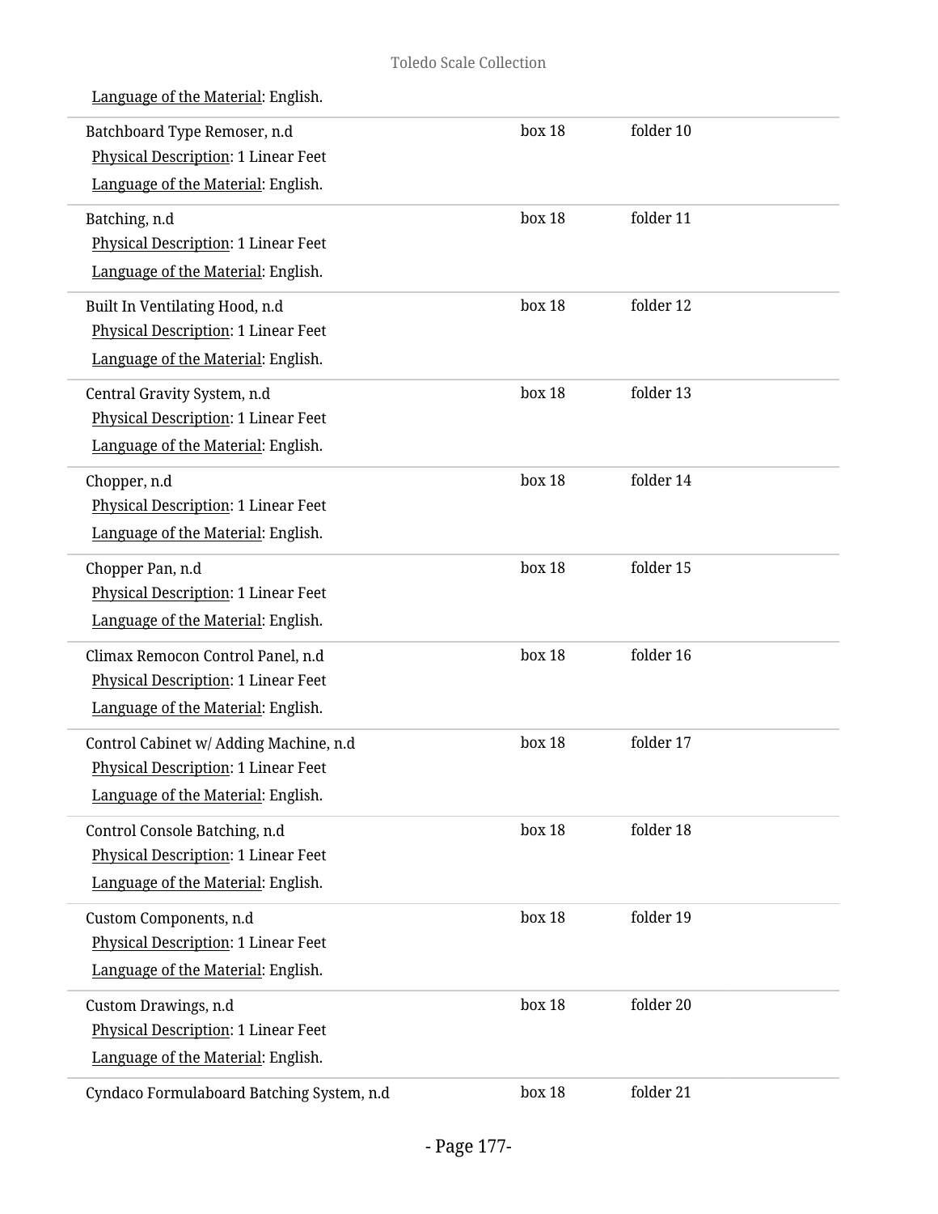Language of the Material: English.

Batchboard Type Remoser, n.d — box 18, folder 10
Physical Description: 1 Linear Feet
Language of the Material: English.

Batching, n.d — box 18, folder 11
Physical Description: 1 Linear Feet
Language of the Material: English.

Built In Ventilating Hood, n.d — box 18, folder 12
Physical Description: 1 Linear Feet
Language of the Material: English.

Central Gravity System, n.d — box 18, folder 13
Physical Description: 1 Linear Feet
Language of the Material: English.

Chopper, n.d — box 18, folder 14
Physical Description: 1 Linear Feet
Language of the Material: English.

Chopper Pan, n.d — box 18, folder 15
Physical Description: 1 Linear Feet
Language of the Material: English.

Climax Remocon Control Panel, n.d — box 18, folder 16
Physical Description: 1 Linear Feet
Language of the Material: English.

Control Cabinet w/ Adding Machine, n.d — box 18, folder 17
Physical Description: 1 Linear Feet
Language of the Material: English.

Control Console Batching, n.d — box 18, folder 18
Physical Description: 1 Linear Feet
Language of the Material: English.

Custom Components, n.d — box 18, folder 19
Physical Description: 1 Linear Feet
Language of the Material: English.

Custom Drawings, n.d — box 18, folder 20
Physical Description: 1 Linear Feet
Language of the Material: English.

Cyndaco Formulaboard Batching System, n.d — box 18, folder 21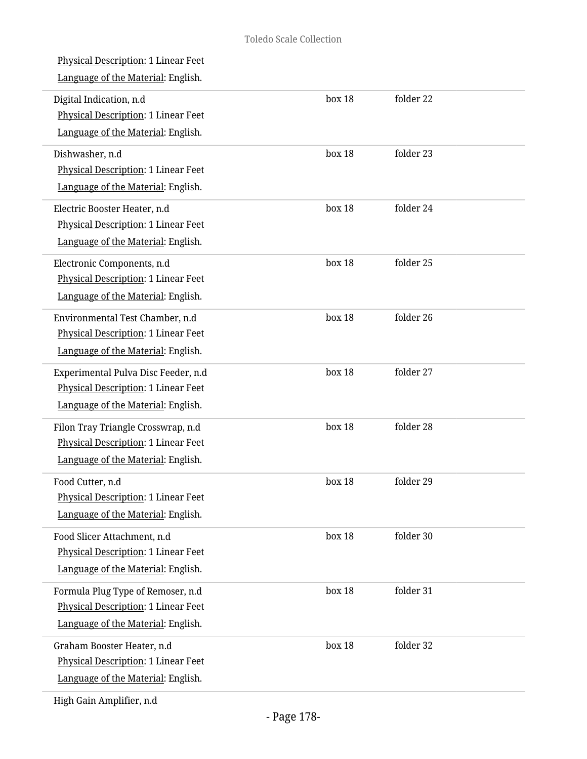Physical Description: 1 Linear Feet
Language of the Material: English.

Digital Indication, n.d — box 18, folder 22
Physical Description: 1 Linear Feet
Language of the Material: English.

Dishwasher, n.d — box 18, folder 23
Physical Description: 1 Linear Feet
Language of the Material: English.

Electric Booster Heater, n.d — box 18, folder 24
Physical Description: 1 Linear Feet
Language of the Material: English.

Electronic Components, n.d — box 18, folder 25
Physical Description: 1 Linear Feet
Language of the Material: English.

Environmental Test Chamber, n.d — box 18, folder 26
Physical Description: 1 Linear Feet
Language of the Material: English.

Experimental Pulva Disc Feeder, n.d — box 18, folder 27
Physical Description: 1 Linear Feet
Language of the Material: English.

Filon Tray Triangle Crosswrap, n.d — box 18, folder 28
Physical Description: 1 Linear Feet
Language of the Material: English.

Food Cutter, n.d — box 18, folder 29
Physical Description: 1 Linear Feet
Language of the Material: English.

Food Slicer Attachment, n.d — box 18, folder 30
Physical Description: 1 Linear Feet
Language of the Material: English.

Formula Plug Type of Remoser, n.d — box 18, folder 31
Physical Description: 1 Linear Feet
Language of the Material: English.

Graham Booster Heater, n.d — box 18, folder 32
Physical Description: 1 Linear Feet
Language of the Material: English.

High Gain Amplifier, n.d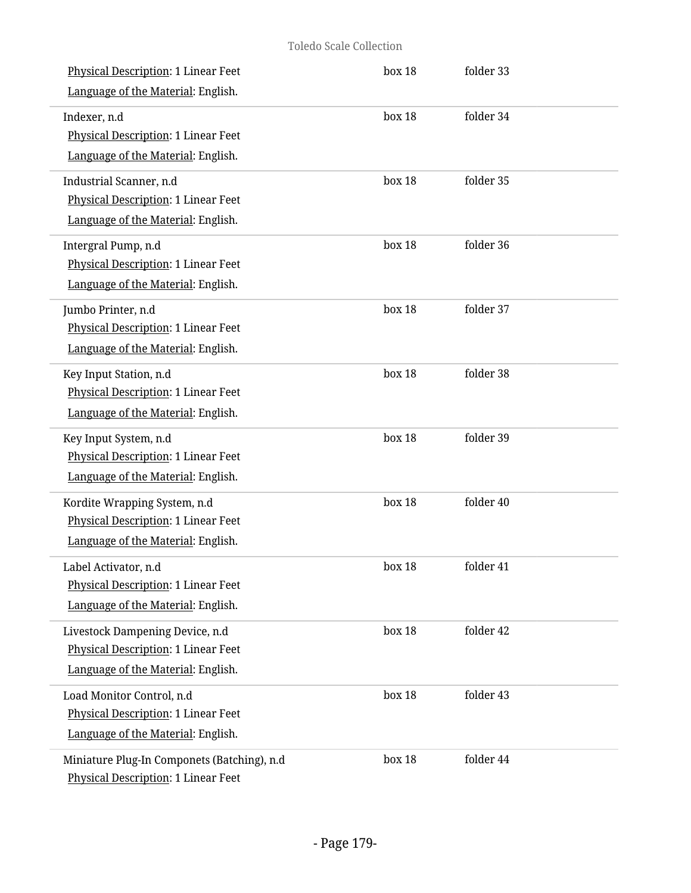Physical Description: 1 Linear Feet | box 18 | folder 33

Language of the Material: English.

Indexer, n.d | box 18 | folder 34

Physical Description: 1 Linear Feet

Language of the Material: English.

Industrial Scanner, n.d | box 18 | folder 35

Physical Description: 1 Linear Feet

Language of the Material: English.

Intergral Pump, n.d | box 18 | folder 36

Physical Description: 1 Linear Feet

Language of the Material: English.

Jumbo Printer, n.d | box 18 | folder 37

Physical Description: 1 Linear Feet

Language of the Material: English.

Key Input Station, n.d | box 18 | folder 38

Physical Description: 1 Linear Feet

Language of the Material: English.

Key Input System, n.d | box 18 | folder 39

Physical Description: 1 Linear Feet

Language of the Material: English.

Kordite Wrapping System, n.d | box 18 | folder 40

Physical Description: 1 Linear Feet

Language of the Material: English.

Label Activator, n.d | box 18 | folder 41

Physical Description: 1 Linear Feet

Language of the Material: English.

Livestock Dampening Device, n.d | box 18 | folder 42

Physical Description: 1 Linear Feet

Language of the Material: English.

Load Monitor Control, n.d | box 18 | folder 43

Physical Description: 1 Linear Feet

Language of the Material: English.

Miniature Plug-In Componets (Batching), n.d | box 18 | folder 44

Physical Description: 1 Linear Feet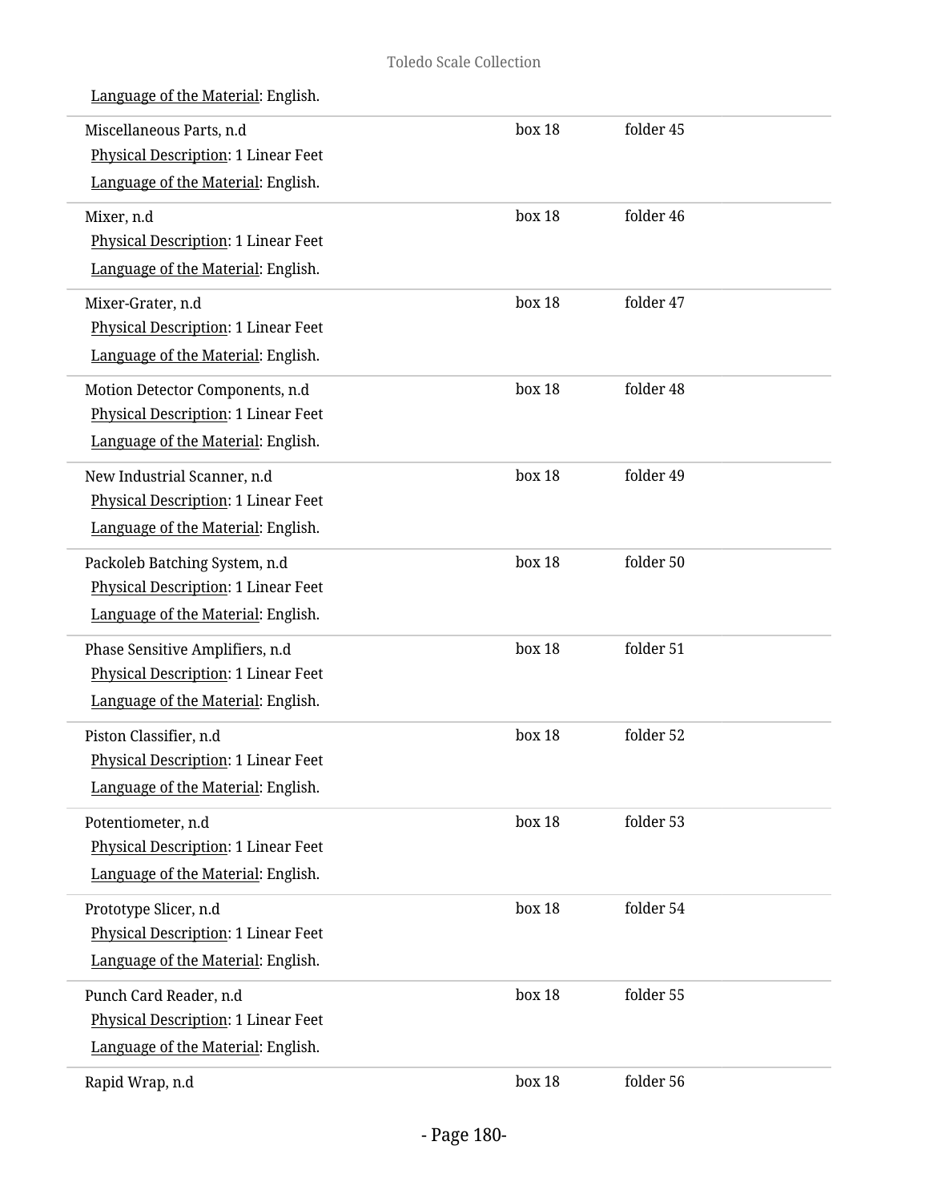Language of the Material: English.

| | | |
|---|---|---|
| Miscellaneous Parts, n.d<br>Physical Description: 1 Linear Feet<br>Language of the Material: English. | box 18 | folder 45 |
| Mixer, n.d<br>Physical Description: 1 Linear Feet<br>Language of the Material: English. | box 18 | folder 46 |
| Mixer-Grater, n.d<br>Physical Description: 1 Linear Feet<br>Language of the Material: English. | box 18 | folder 47 |
| Motion Detector Components, n.d<br>Physical Description: 1 Linear Feet<br>Language of the Material: English. | box 18 | folder 48 |
| New Industrial Scanner, n.d<br>Physical Description: 1 Linear Feet<br>Language of the Material: English. | box 18 | folder 49 |
| Packoleb Batching System, n.d<br>Physical Description: 1 Linear Feet<br>Language of the Material: English. | box 18 | folder 50 |
| Phase Sensitive Amplifiers, n.d<br>Physical Description: 1 Linear Feet<br>Language of the Material: English. | box 18 | folder 51 |
| Piston Classifier, n.d<br>Physical Description: 1 Linear Feet<br>Language of the Material: English. | box 18 | folder 52 |
| Potentiometer, n.d<br>Physical Description: 1 Linear Feet<br>Language of the Material: English. | box 18 | folder 53 |
| Prototype Slicer, n.d<br>Physical Description: 1 Linear Feet<br>Language of the Material: English. | box 18 | folder 54 |
| Punch Card Reader, n.d<br>Physical Description: 1 Linear Feet<br>Language of the Material: English. | box 18 | folder 55 |
| Rapid Wrap, n.d | box 18 | folder 56 |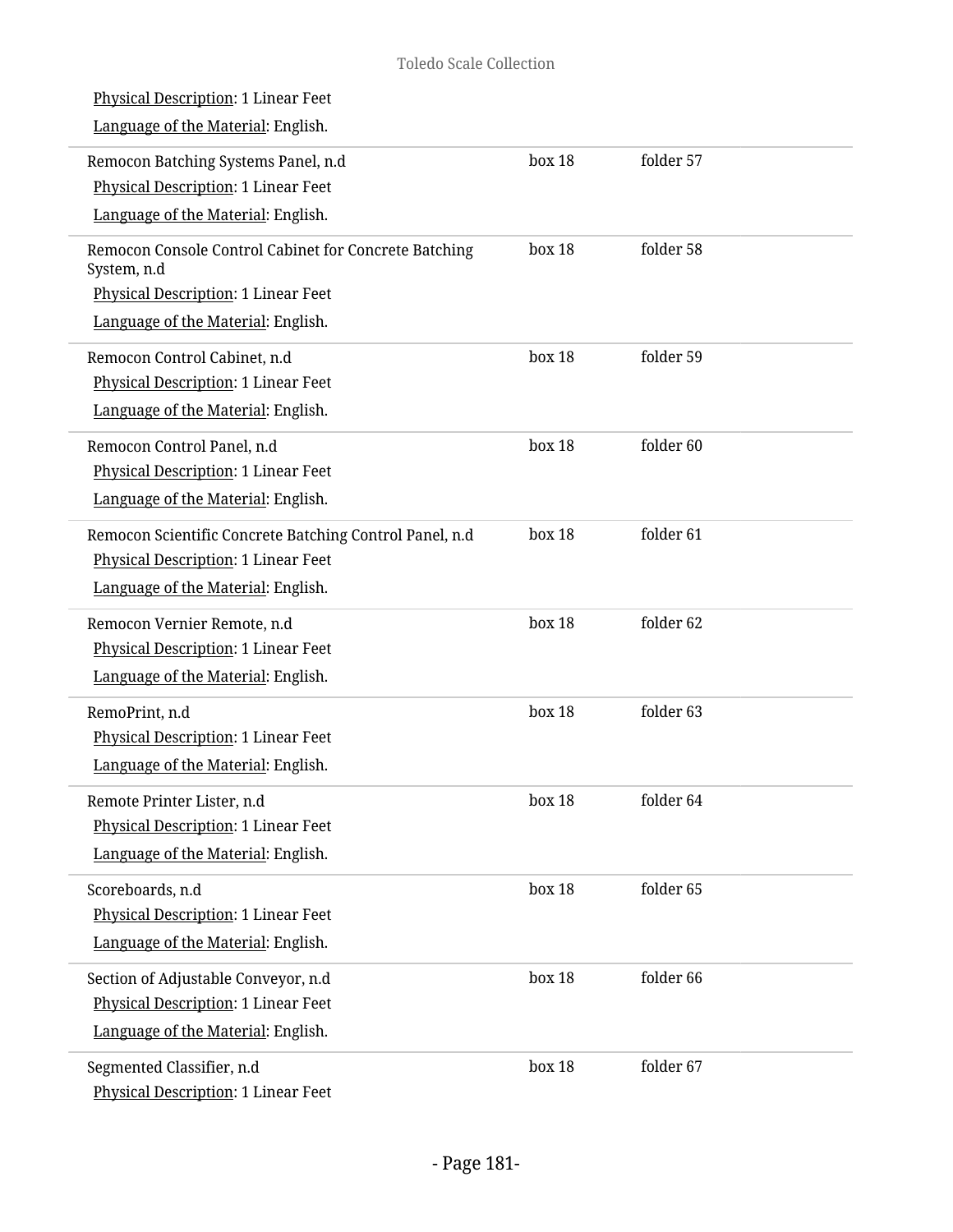Physical Description: 1 Linear Feet

Language of the Material: English.

| Title | Box | Folder |
| --- | --- | --- |
| Remocon Batching Systems Panel, n.d<br>Physical Description: 1 Linear Feet<br>Language of the Material: English. | box 18 | folder 57 |
| Remocon Console Control Cabinet for Concrete Batching System, n.d<br>Physical Description: 1 Linear Feet<br>Language of the Material: English. | box 18 | folder 58 |
| Remocon Control Cabinet, n.d<br>Physical Description: 1 Linear Feet<br>Language of the Material: English. | box 18 | folder 59 |
| Remocon Control Panel, n.d<br>Physical Description: 1 Linear Feet<br>Language of the Material: English. | box 18 | folder 60 |
| Remocon Scientific Concrete Batching Control Panel, n.d<br>Physical Description: 1 Linear Feet<br>Language of the Material: English. | box 18 | folder 61 |
| Remocon Vernier Remote, n.d<br>Physical Description: 1 Linear Feet<br>Language of the Material: English. | box 18 | folder 62 |
| RemoPrint, n.d<br>Physical Description: 1 Linear Feet<br>Language of the Material: English. | box 18 | folder 63 |
| Remote Printer Lister, n.d<br>Physical Description: 1 Linear Feet<br>Language of the Material: English. | box 18 | folder 64 |
| Scoreboards, n.d<br>Physical Description: 1 Linear Feet<br>Language of the Material: English. | box 18 | folder 65 |
| Section of Adjustable Conveyor, n.d<br>Physical Description: 1 Linear Feet<br>Language of the Material: English. | box 18 | folder 66 |
| Segmented Classifier, n.d<br>Physical Description: 1 Linear Feet | box 18 | folder 67 |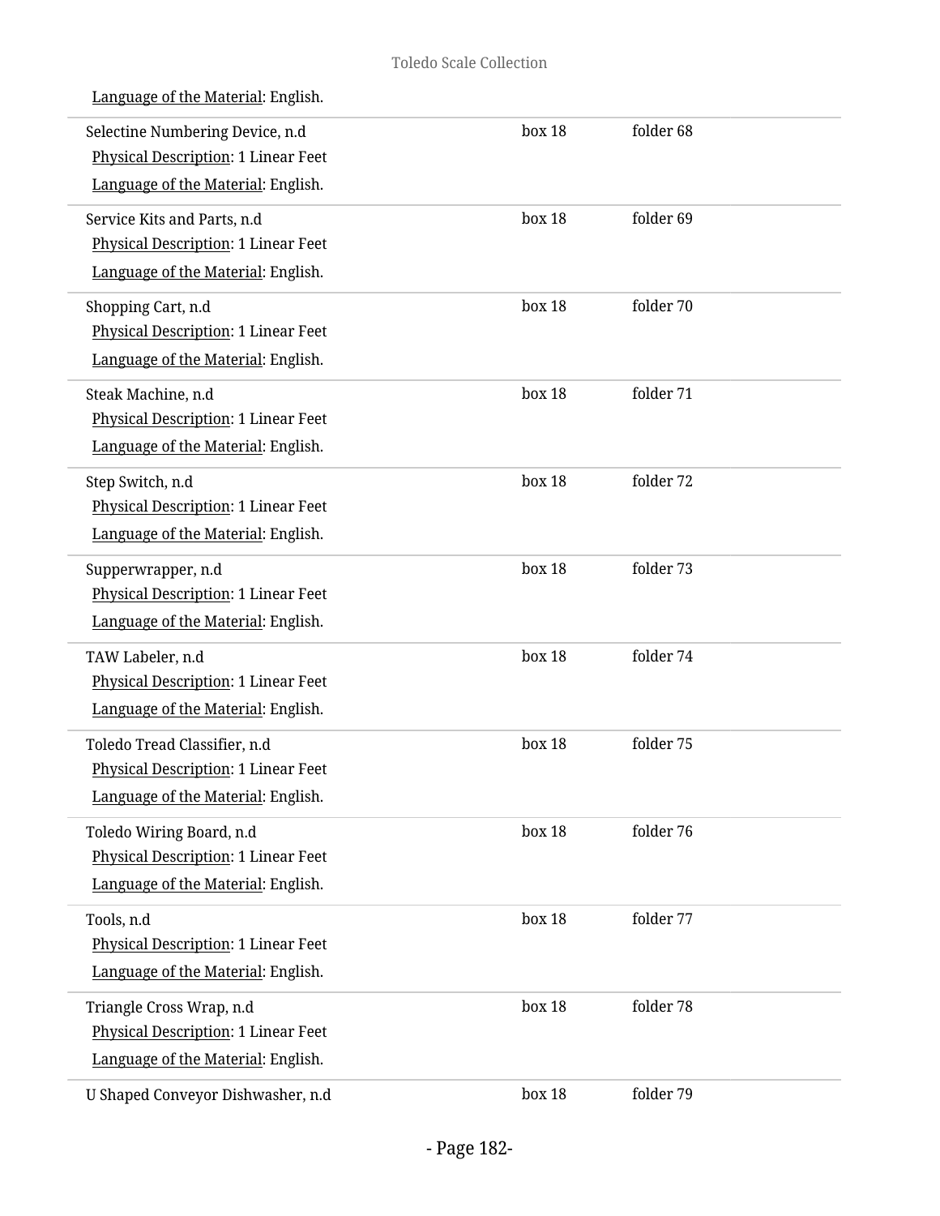Language of the Material: English.

| | | |
|---|---|---|
| Selectine Numbering Device, n.d<br>Physical Description: 1 Linear Feet<br>Language of the Material: English. | box 18 | folder 68 |
| Service Kits and Parts, n.d<br>Physical Description: 1 Linear Feet<br>Language of the Material: English. | box 18 | folder 69 |
| Shopping Cart, n.d<br>Physical Description: 1 Linear Feet<br>Language of the Material: English. | box 18 | folder 70 |
| Steak Machine, n.d<br>Physical Description: 1 Linear Feet<br>Language of the Material: English. | box 18 | folder 71 |
| Step Switch, n.d<br>Physical Description: 1 Linear Feet<br>Language of the Material: English. | box 18 | folder 72 |
| Supperwrapper, n.d<br>Physical Description: 1 Linear Feet<br>Language of the Material: English. | box 18 | folder 73 |
| TAW Labeler, n.d<br>Physical Description: 1 Linear Feet<br>Language of the Material: English. | box 18 | folder 74 |
| Toledo Tread Classifier, n.d<br>Physical Description: 1 Linear Feet<br>Language of the Material: English. | box 18 | folder 75 |
| Toledo Wiring Board, n.d<br>Physical Description: 1 Linear Feet<br>Language of the Material: English. | box 18 | folder 76 |
| Tools, n.d<br>Physical Description: 1 Linear Feet<br>Language of the Material: English. | box 18 | folder 77 |
| Triangle Cross Wrap, n.d<br>Physical Description: 1 Linear Feet<br>Language of the Material: English. | box 18 | folder 78 |
| U Shaped Conveyor Dishwasher, n.d | box 18 | folder 79 |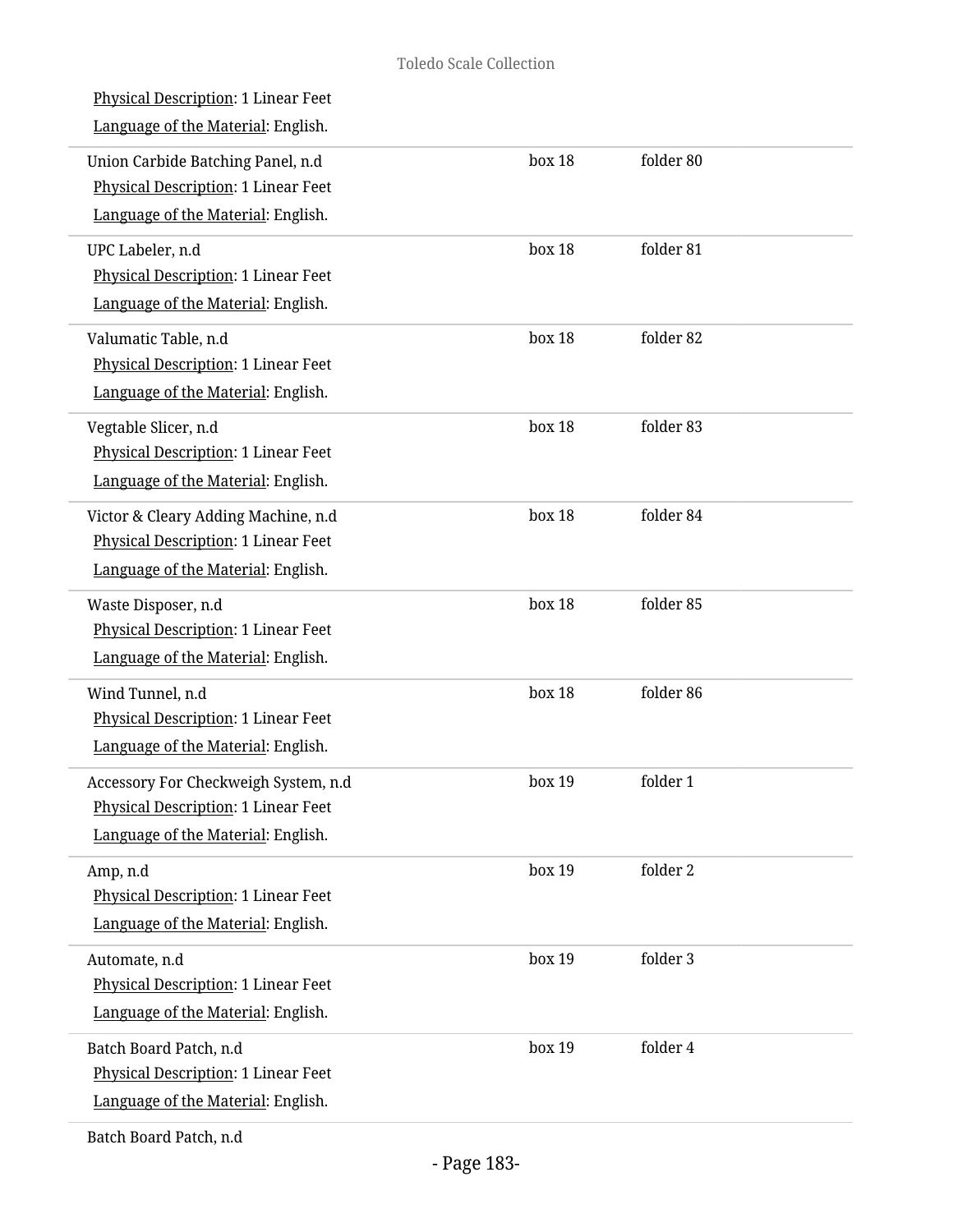Physical Description: 1 Linear Feet
Language of the Material: English.

| | | |
|---|---|---|
| Union Carbide Batching Panel, n.d<br>Physical Description: 1 Linear Feet<br>Language of the Material: English. | box 18 | folder 80 |
| UPC Labeler, n.d<br>Physical Description: 1 Linear Feet<br>Language of the Material: English. | box 18 | folder 81 |
| Valumatic Table, n.d<br>Physical Description: 1 Linear Feet<br>Language of the Material: English. | box 18 | folder 82 |
| Vegtable Slicer, n.d<br>Physical Description: 1 Linear Feet<br>Language of the Material: English. | box 18 | folder 83 |
| Victor & Cleary Adding Machine, n.d<br>Physical Description: 1 Linear Feet<br>Language of the Material: English. | box 18 | folder 84 |
| Waste Disposer, n.d<br>Physical Description: 1 Linear Feet<br>Language of the Material: English. | box 18 | folder 85 |
| Wind Tunnel, n.d<br>Physical Description: 1 Linear Feet<br>Language of the Material: English. | box 18 | folder 86 |
| Accessory For Checkweigh System, n.d<br>Physical Description: 1 Linear Feet<br>Language of the Material: English. | box 19 | folder 1 |
| Amp, n.d<br>Physical Description: 1 Linear Feet<br>Language of the Material: English. | box 19 | folder 2 |
| Automate, n.d<br>Physical Description: 1 Linear Feet<br>Language of the Material: English. | box 19 | folder 3 |
| Batch Board Patch, n.d<br>Physical Description: 1 Linear Feet<br>Language of the Material: English. | box 19 | folder 4 |

Batch Board Patch, n.d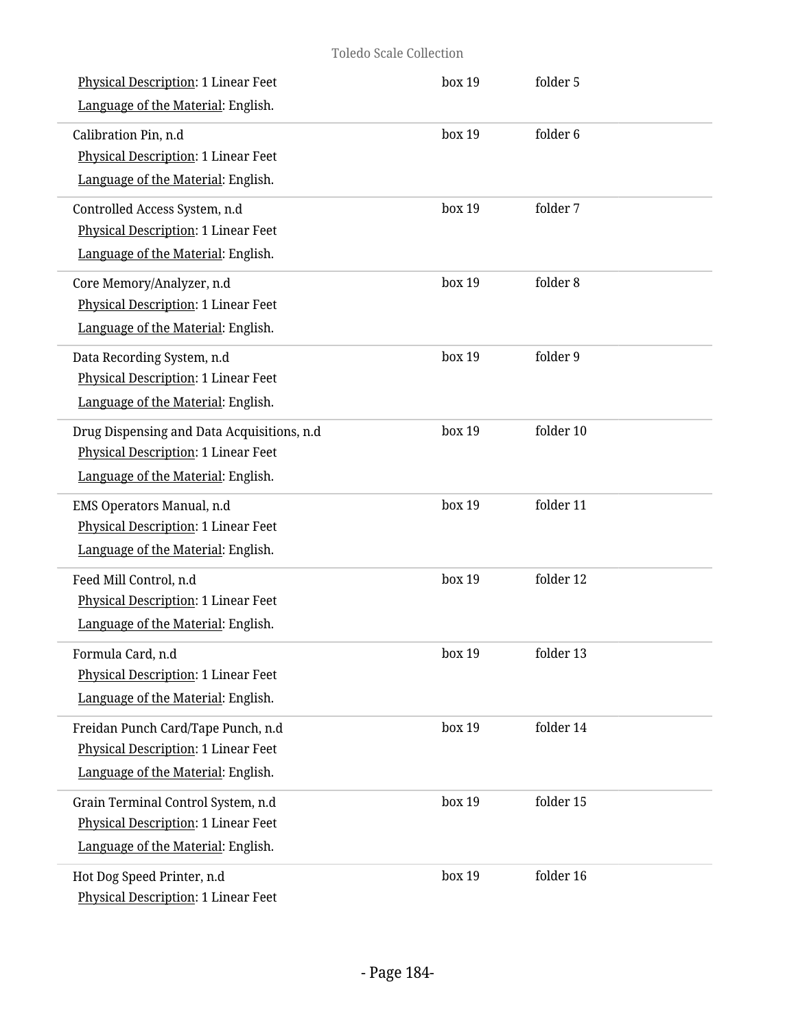Physical Description: 1 Linear Feet
Language of the Material: English.
box 19 folder 5

Calibration Pin, n.d
Physical Description: 1 Linear Feet
Language of the Material: English.
box 19 folder 6

Controlled Access System, n.d
Physical Description: 1 Linear Feet
Language of the Material: English.
box 19 folder 7

Core Memory/Analyzer, n.d
Physical Description: 1 Linear Feet
Language of the Material: English.
box 19 folder 8

Data Recording System, n.d
Physical Description: 1 Linear Feet
Language of the Material: English.
box 19 folder 9

Drug Dispensing and Data Acquisitions, n.d
Physical Description: 1 Linear Feet
Language of the Material: English.
box 19 folder 10

EMS Operators Manual, n.d
Physical Description: 1 Linear Feet
Language of the Material: English.
box 19 folder 11

Feed Mill Control, n.d
Physical Description: 1 Linear Feet
Language of the Material: English.
box 19 folder 12

Formula Card, n.d
Physical Description: 1 Linear Feet
Language of the Material: English.
box 19 folder 13

Freidan Punch Card/Tape Punch, n.d
Physical Description: 1 Linear Feet
Language of the Material: English.
box 19 folder 14

Grain Terminal Control System, n.d
Physical Description: 1 Linear Feet
Language of the Material: English.
box 19 folder 15

Hot Dog Speed Printer, n.d
Physical Description: 1 Linear Feet
box 19 folder 16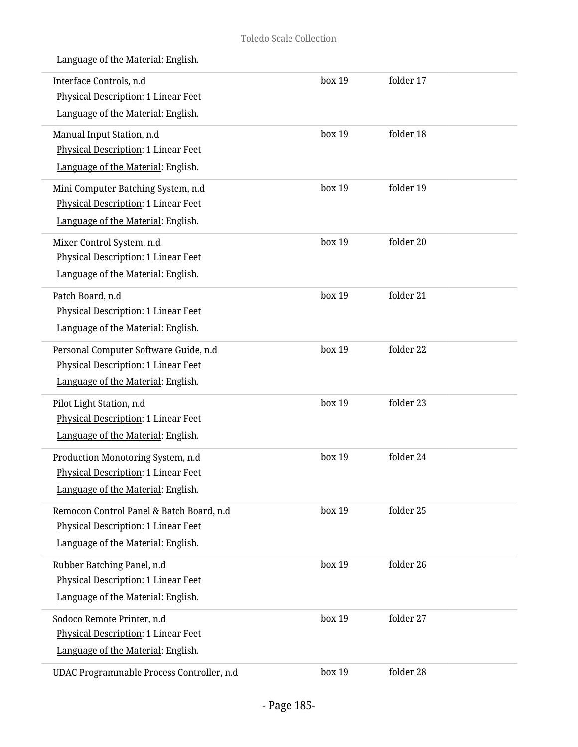Language of the Material: English.

| | | |
|---|---|---|
| Interface Controls, n.d<br>Physical Description: 1 Linear Feet<br>Language of the Material: English. | box 19 | folder 17 |
| Manual Input Station, n.d<br>Physical Description: 1 Linear Feet<br>Language of the Material: English. | box 19 | folder 18 |
| Mini Computer Batching System, n.d<br>Physical Description: 1 Linear Feet<br>Language of the Material: English. | box 19 | folder 19 |
| Mixer Control System, n.d<br>Physical Description: 1 Linear Feet<br>Language of the Material: English. | box 19 | folder 20 |
| Patch Board, n.d<br>Physical Description: 1 Linear Feet<br>Language of the Material: English. | box 19 | folder 21 |
| Personal Computer Software Guide, n.d<br>Physical Description: 1 Linear Feet<br>Language of the Material: English. | box 19 | folder 22 |
| Pilot Light Station, n.d<br>Physical Description: 1 Linear Feet<br>Language of the Material: English. | box 19 | folder 23 |
| Production Monotoring System, n.d<br>Physical Description: 1 Linear Feet<br>Language of the Material: English. | box 19 | folder 24 |
| Remocon Control Panel & Batch Board, n.d<br>Physical Description: 1 Linear Feet<br>Language of the Material: English. | box 19 | folder 25 |
| Rubber Batching Panel, n.d<br>Physical Description: 1 Linear Feet<br>Language of the Material: English. | box 19 | folder 26 |
| Sodoco Remote Printer, n.d<br>Physical Description: 1 Linear Feet<br>Language of the Material: English. | box 19 | folder 27 |
| UDAC Programmable Process Controller, n.d | box 19 | folder 28 |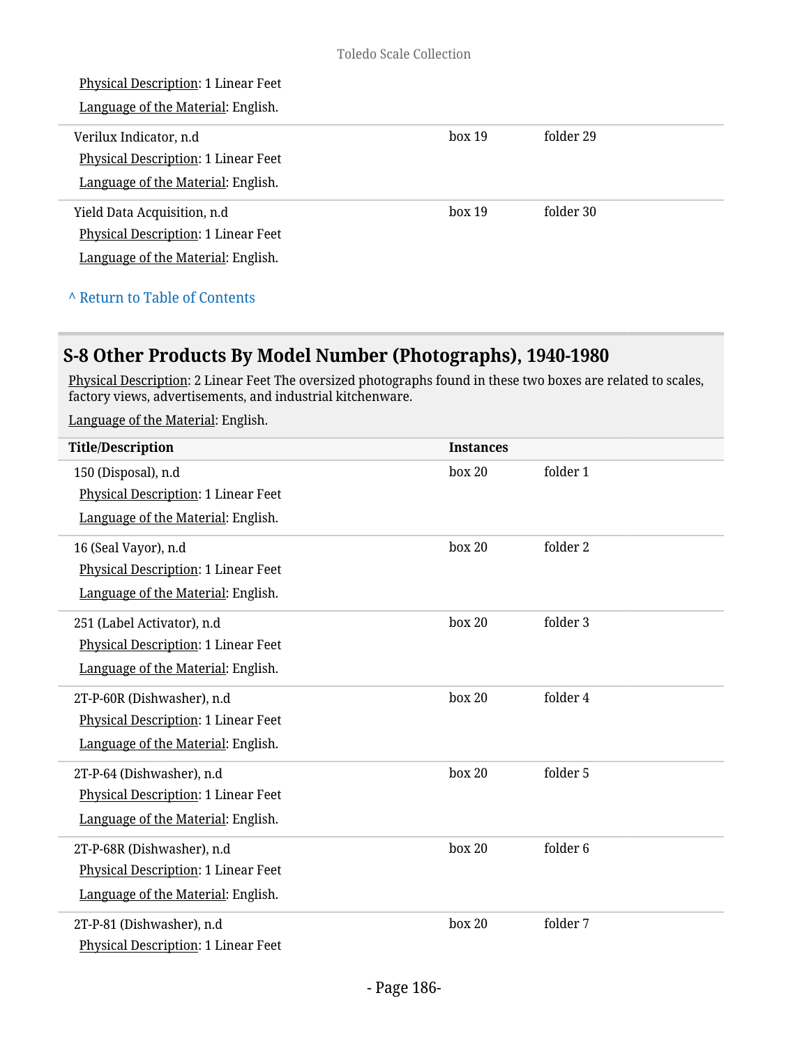| Title/Description | Instances | |
|---|---|---|
| Physical Description: 1 Linear Feet<br>Language of the Material: English. | | |
| Verilux Indicator, n.d<br>Physical Description: 1 Linear Feet<br>Language of the Material: English. | box 19 | folder 29 |
| Yield Data Acquisition, n.d<br>Physical Description: 1 Linear Feet<br>Language of the Material: English. | box 19 | folder 30 |

^ Return to Table of Contents

## S-8 Other Products By Model Number (Photographs), 1940-1980

Physical Description: 2 Linear Feet The oversized photographs found in these two boxes are related to scales, factory views, advertisements, and industrial kitchenware.

Language of the Material: English.

| Title/Description | Instances | |
|---|---|---|
| 150 (Disposal), n.d<br>Physical Description: 1 Linear Feet<br>Language of the Material: English. | box 20 | folder 1 |
| 16 (Seal Vayor), n.d<br>Physical Description: 1 Linear Feet<br>Language of the Material: English. | box 20 | folder 2 |
| 251 (Label Activator), n.d<br>Physical Description: 1 Linear Feet<br>Language of the Material: English. | box 20 | folder 3 |
| 2T-P-60R (Dishwasher), n.d<br>Physical Description: 1 Linear Feet<br>Language of the Material: English. | box 20 | folder 4 |
| 2T-P-64 (Dishwasher), n.d<br>Physical Description: 1 Linear Feet<br>Language of the Material: English. | box 20 | folder 5 |
| 2T-P-68R (Dishwasher), n.d<br>Physical Description: 1 Linear Feet<br>Language of the Material: English. | box 20 | folder 6 |
| 2T-P-81 (Dishwasher), n.d<br>Physical Description: 1 Linear Feet | box 20 | folder 7 |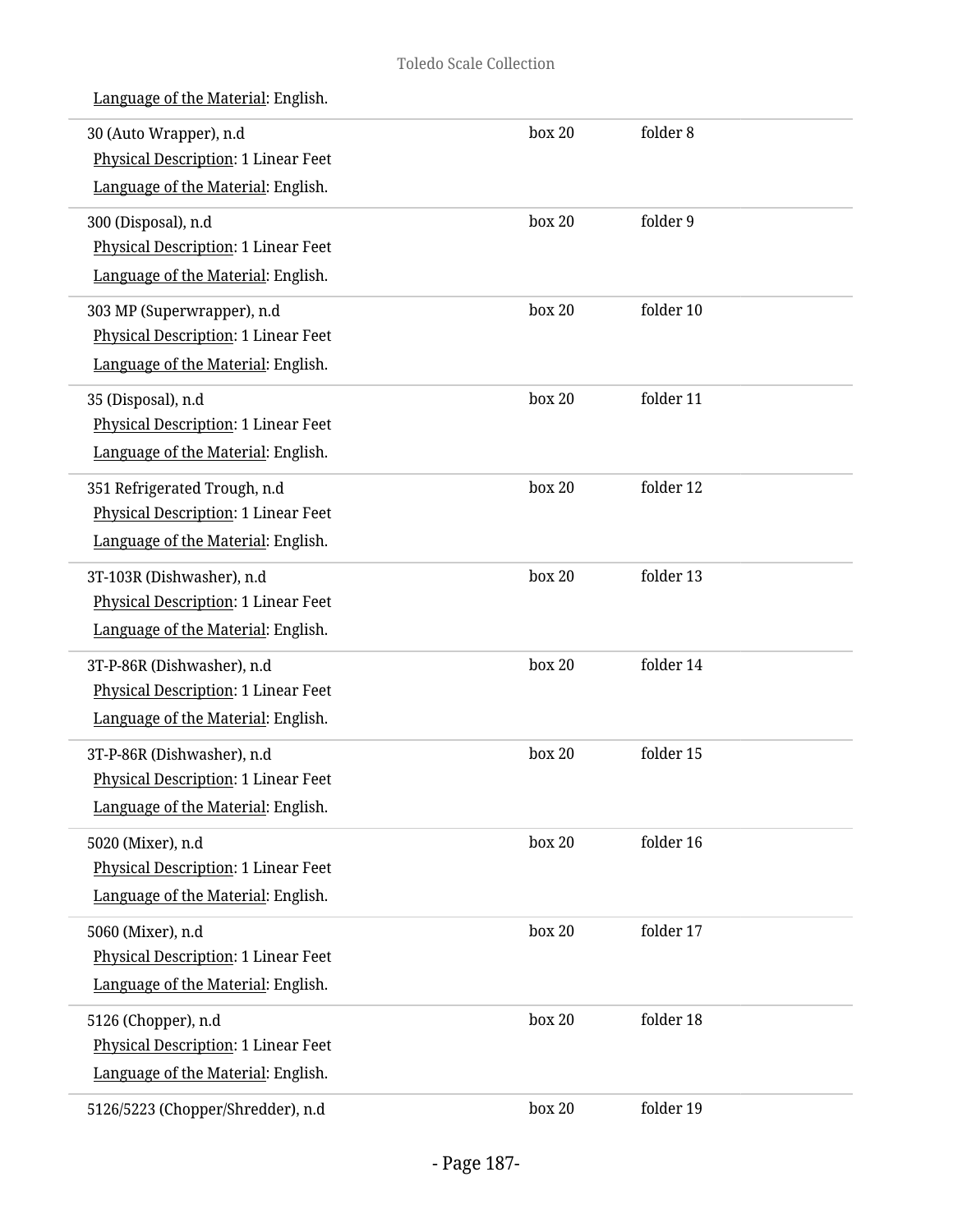Language of the Material: English.

| | | |
|---|---|---|
| 30 (Auto Wrapper), n.d<br>Physical Description: 1 Linear Feet<br>Language of the Material: English. | box 20 | folder 8 |
| 300 (Disposal), n.d<br>Physical Description: 1 Linear Feet<br>Language of the Material: English. | box 20 | folder 9 |
| 303 MP (Superwrapper), n.d<br>Physical Description: 1 Linear Feet<br>Language of the Material: English. | box 20 | folder 10 |
| 35 (Disposal), n.d<br>Physical Description: 1 Linear Feet<br>Language of the Material: English. | box 20 | folder 11 |
| 351 Refrigerated Trough, n.d<br>Physical Description: 1 Linear Feet<br>Language of the Material: English. | box 20 | folder 12 |
| 3T-103R (Dishwasher), n.d<br>Physical Description: 1 Linear Feet<br>Language of the Material: English. | box 20 | folder 13 |
| 3T-P-86R (Dishwasher), n.d<br>Physical Description: 1 Linear Feet<br>Language of the Material: English. | box 20 | folder 14 |
| 3T-P-86R (Dishwasher), n.d<br>Physical Description: 1 Linear Feet<br>Language of the Material: English. | box 20 | folder 15 |
| 5020 (Mixer), n.d<br>Physical Description: 1 Linear Feet<br>Language of the Material: English. | box 20 | folder 16 |
| 5060 (Mixer), n.d<br>Physical Description: 1 Linear Feet<br>Language of the Material: English. | box 20 | folder 17 |
| 5126 (Chopper), n.d<br>Physical Description: 1 Linear Feet<br>Language of the Material: English. | box 20 | folder 18 |
| 5126/5223 (Chopper/Shredder), n.d | box 20 | folder 19 |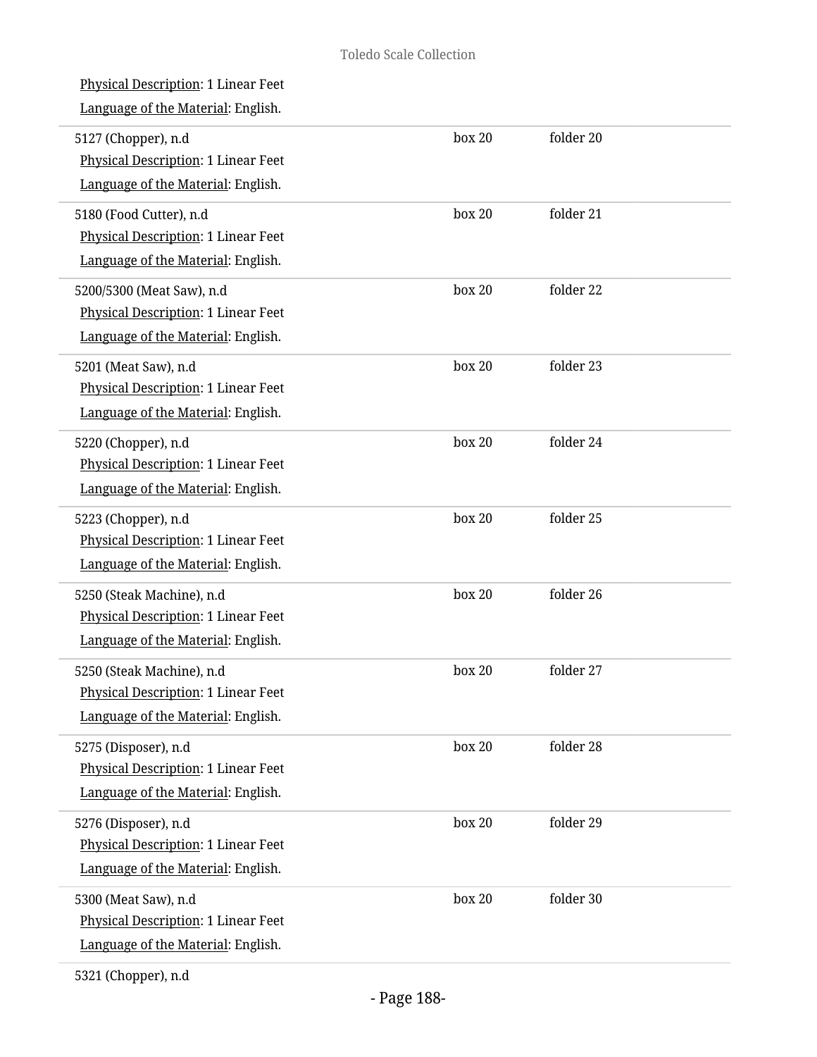Physical Description: 1 Linear Feet

Language of the Material: English.

| | | |
|---|---|---|
| 5127 (Chopper), n.d<br>Physical Description: 1 Linear Feet<br>Language of the Material: English. | box 20 | folder 20 |
| 5180 (Food Cutter), n.d<br>Physical Description: 1 Linear Feet<br>Language of the Material: English. | box 20 | folder 21 |
| 5200/5300 (Meat Saw), n.d<br>Physical Description: 1 Linear Feet<br>Language of the Material: English. | box 20 | folder 22 |
| 5201 (Meat Saw), n.d<br>Physical Description: 1 Linear Feet<br>Language of the Material: English. | box 20 | folder 23 |
| 5220 (Chopper), n.d<br>Physical Description: 1 Linear Feet<br>Language of the Material: English. | box 20 | folder 24 |
| 5223 (Chopper), n.d<br>Physical Description: 1 Linear Feet<br>Language of the Material: English. | box 20 | folder 25 |
| 5250 (Steak Machine), n.d<br>Physical Description: 1 Linear Feet<br>Language of the Material: English. | box 20 | folder 26 |
| 5250 (Steak Machine), n.d<br>Physical Description: 1 Linear Feet<br>Language of the Material: English. | box 20 | folder 27 |
| 5275 (Disposer), n.d<br>Physical Description: 1 Linear Feet<br>Language of the Material: English. | box 20 | folder 28 |
| 5276 (Disposer), n.d<br>Physical Description: 1 Linear Feet<br>Language of the Material: English. | box 20 | folder 29 |
| 5300 (Meat Saw), n.d<br>Physical Description: 1 Linear Feet<br>Language of the Material: English. | box 20 | folder 30 |

5321 (Chopper), n.d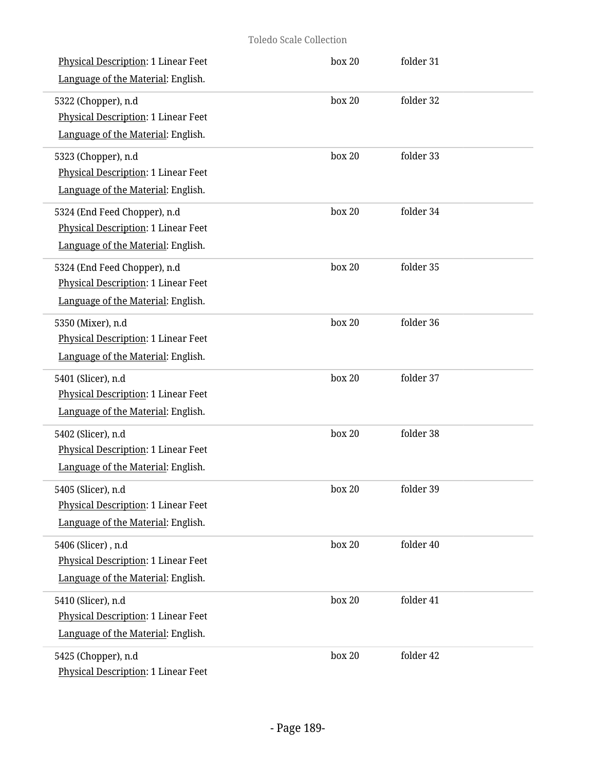Physical Description: 1 Linear Feet | box 20 | folder 31

Language of the Material: English.

5322 (Chopper), n.d | box 20 | folder 32

Physical Description: 1 Linear Feet

Language of the Material: English.

5323 (Chopper), n.d | box 20 | folder 33

Physical Description: 1 Linear Feet

Language of the Material: English.

5324 (End Feed Chopper), n.d | box 20 | folder 34

Physical Description: 1 Linear Feet

Language of the Material: English.

5324 (End Feed Chopper), n.d | box 20 | folder 35

Physical Description: 1 Linear Feet

Language of the Material: English.

5350 (Mixer), n.d | box 20 | folder 36

Physical Description: 1 Linear Feet

Language of the Material: English.

5401 (Slicer), n.d | box 20 | folder 37

Physical Description: 1 Linear Feet

Language of the Material: English.

5402 (Slicer), n.d | box 20 | folder 38

Physical Description: 1 Linear Feet

Language of the Material: English.

5405 (Slicer), n.d | box 20 | folder 39

Physical Description: 1 Linear Feet

Language of the Material: English.

5406 (Slicer) , n.d | box 20 | folder 40

Physical Description: 1 Linear Feet

Language of the Material: English.

5410 (Slicer), n.d | box 20 | folder 41

Physical Description: 1 Linear Feet

Language of the Material: English.

5425 (Chopper), n.d | box 20 | folder 42

Physical Description: 1 Linear Feet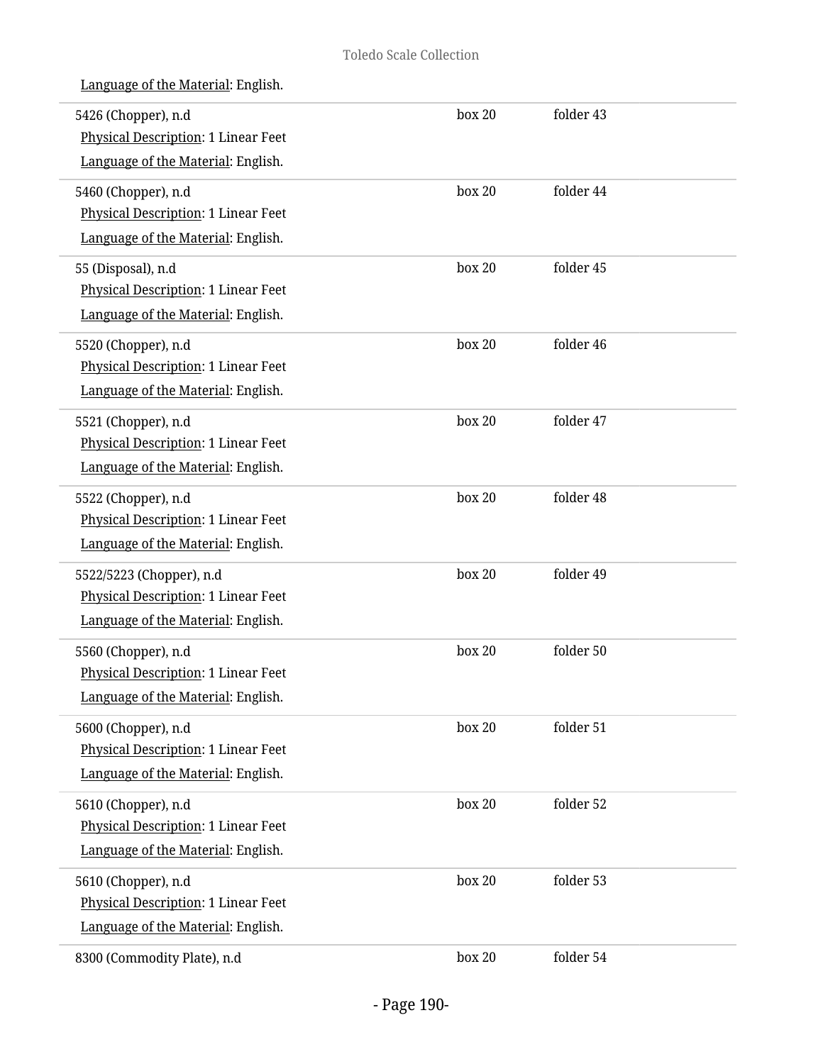Language of the Material: English.

| | | |
|---|---|---|
| 5426 (Chopper), n.d<br>Physical Description: 1 Linear Feet<br>Language of the Material: English. | box 20 | folder 43 |
| 5460 (Chopper), n.d<br>Physical Description: 1 Linear Feet<br>Language of the Material: English. | box 20 | folder 44 |
| 55 (Disposal), n.d<br>Physical Description: 1 Linear Feet<br>Language of the Material: English. | box 20 | folder 45 |
| 5520 (Chopper), n.d<br>Physical Description: 1 Linear Feet<br>Language of the Material: English. | box 20 | folder 46 |
| 5521 (Chopper), n.d<br>Physical Description: 1 Linear Feet<br>Language of the Material: English. | box 20 | folder 47 |
| 5522 (Chopper), n.d<br>Physical Description: 1 Linear Feet<br>Language of the Material: English. | box 20 | folder 48 |
| 5522/5223 (Chopper), n.d<br>Physical Description: 1 Linear Feet<br>Language of the Material: English. | box 20 | folder 49 |
| 5560 (Chopper), n.d<br>Physical Description: 1 Linear Feet<br>Language of the Material: English. | box 20 | folder 50 |
| 5600 (Chopper), n.d<br>Physical Description: 1 Linear Feet<br>Language of the Material: English. | box 20 | folder 51 |
| 5610 (Chopper), n.d<br>Physical Description: 1 Linear Feet<br>Language of the Material: English. | box 20 | folder 52 |
| 5610 (Chopper), n.d<br>Physical Description: 1 Linear Feet<br>Language of the Material: English. | box 20 | folder 53 |
| 8300 (Commodity Plate), n.d | box 20 | folder 54 |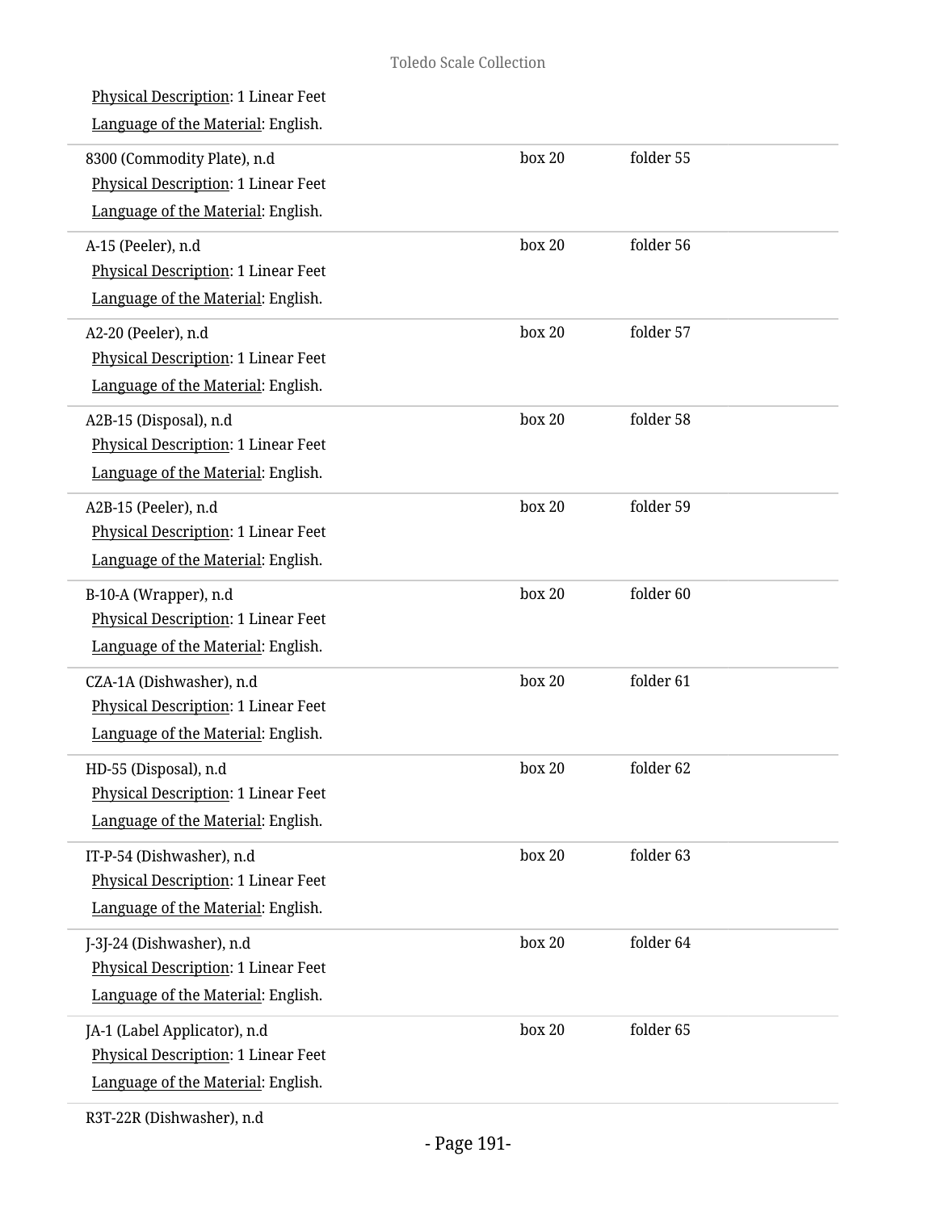Physical Description: 1 Linear Feet

Language of the Material: English.

| | | |
|---|---|---|
| 8300 (Commodity Plate), n.d<br>Physical Description: 1 Linear Feet<br>Language of the Material: English. | box 20 | folder 55 |
| A-15 (Peeler), n.d<br>Physical Description: 1 Linear Feet<br>Language of the Material: English. | box 20 | folder 56 |
| A2-20 (Peeler), n.d<br>Physical Description: 1 Linear Feet<br>Language of the Material: English. | box 20 | folder 57 |
| A2B-15 (Disposal), n.d<br>Physical Description: 1 Linear Feet<br>Language of the Material: English. | box 20 | folder 58 |
| A2B-15 (Peeler), n.d<br>Physical Description: 1 Linear Feet<br>Language of the Material: English. | box 20 | folder 59 |
| B-10-A (Wrapper), n.d<br>Physical Description: 1 Linear Feet<br>Language of the Material: English. | box 20 | folder 60 |
| CZA-1A (Dishwasher), n.d<br>Physical Description: 1 Linear Feet<br>Language of the Material: English. | box 20 | folder 61 |
| HD-55 (Disposal), n.d<br>Physical Description: 1 Linear Feet<br>Language of the Material: English. | box 20 | folder 62 |
| IT-P-54 (Dishwasher), n.d<br>Physical Description: 1 Linear Feet<br>Language of the Material: English. | box 20 | folder 63 |
| J-3J-24 (Dishwasher), n.d<br>Physical Description: 1 Linear Feet<br>Language of the Material: English. | box 20 | folder 64 |
| JA-1 (Label Applicator), n.d<br>Physical Description: 1 Linear Feet<br>Language of the Material: English. | box 20 | folder 65 |

R3T-22R (Dishwasher), n.d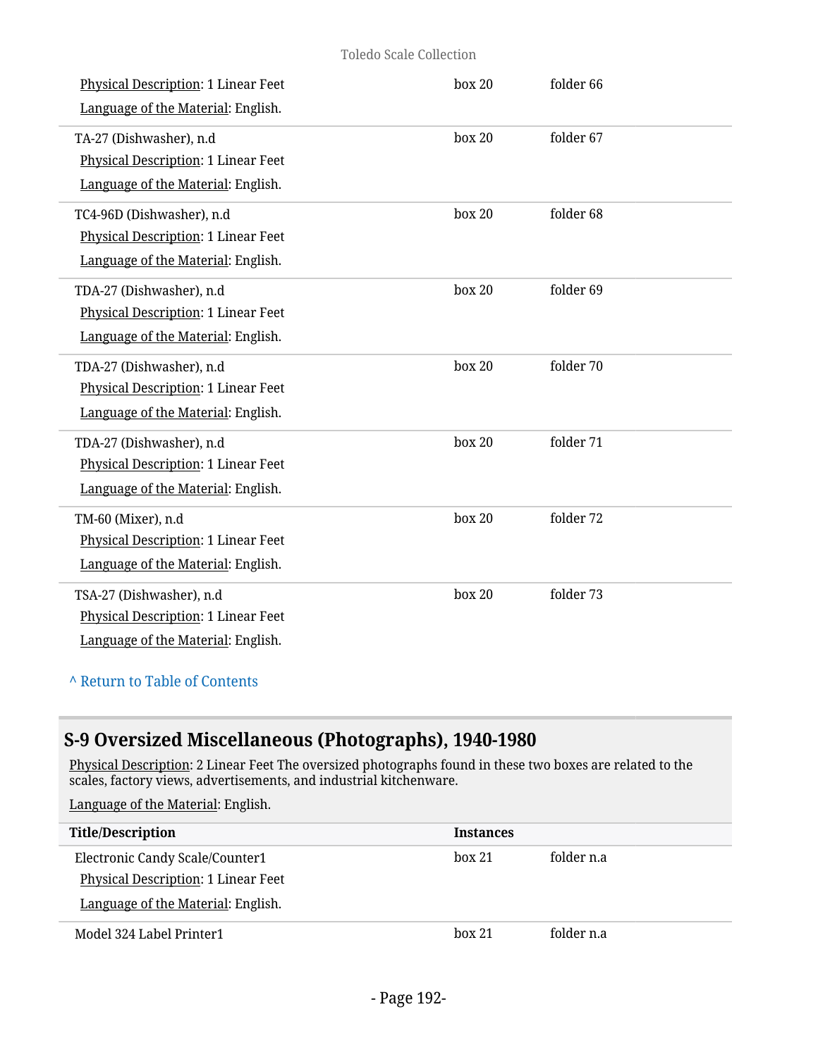| Title/Description | Instances | |
|---|---|---|
| Physical Description: 1 Linear Feet<br>Language of the Material: English. | box 20 | folder 66 |
| TA-27 (Dishwasher), n.d<br>Physical Description: 1 Linear Feet<br>Language of the Material: English. | box 20 | folder 67 |
| TC4-96D (Dishwasher), n.d<br>Physical Description: 1 Linear Feet<br>Language of the Material: English. | box 20 | folder 68 |
| TDA-27 (Dishwasher), n.d<br>Physical Description: 1 Linear Feet<br>Language of the Material: English. | box 20 | folder 69 |
| TDA-27 (Dishwasher), n.d<br>Physical Description: 1 Linear Feet<br>Language of the Material: English. | box 20 | folder 70 |
| TDA-27 (Dishwasher), n.d<br>Physical Description: 1 Linear Feet<br>Language of the Material: English. | box 20 | folder 71 |
| TM-60 (Mixer), n.d<br>Physical Description: 1 Linear Feet<br>Language of the Material: English. | box 20 | folder 72 |
| TSA-27 (Dishwasher), n.d<br>Physical Description: 1 Linear Feet<br>Language of the Material: English. | box 20 | folder 73 |

^ Return to Table of Contents

## S-9 Oversized Miscellaneous (Photographs), 1940-1980

Physical Description: 2 Linear Feet The oversized photographs found in these two boxes are related to the scales, factory views, advertisements, and industrial kitchenware.

Language of the Material: English.

| Title/Description | Instances | |
|---|---|---|
| Electronic Candy Scale/Counter1<br>Physical Description: 1 Linear Feet<br>Language of the Material: English. | box 21 | folder n.a |
| Model 324 Label Printer1 | box 21 | folder n.a |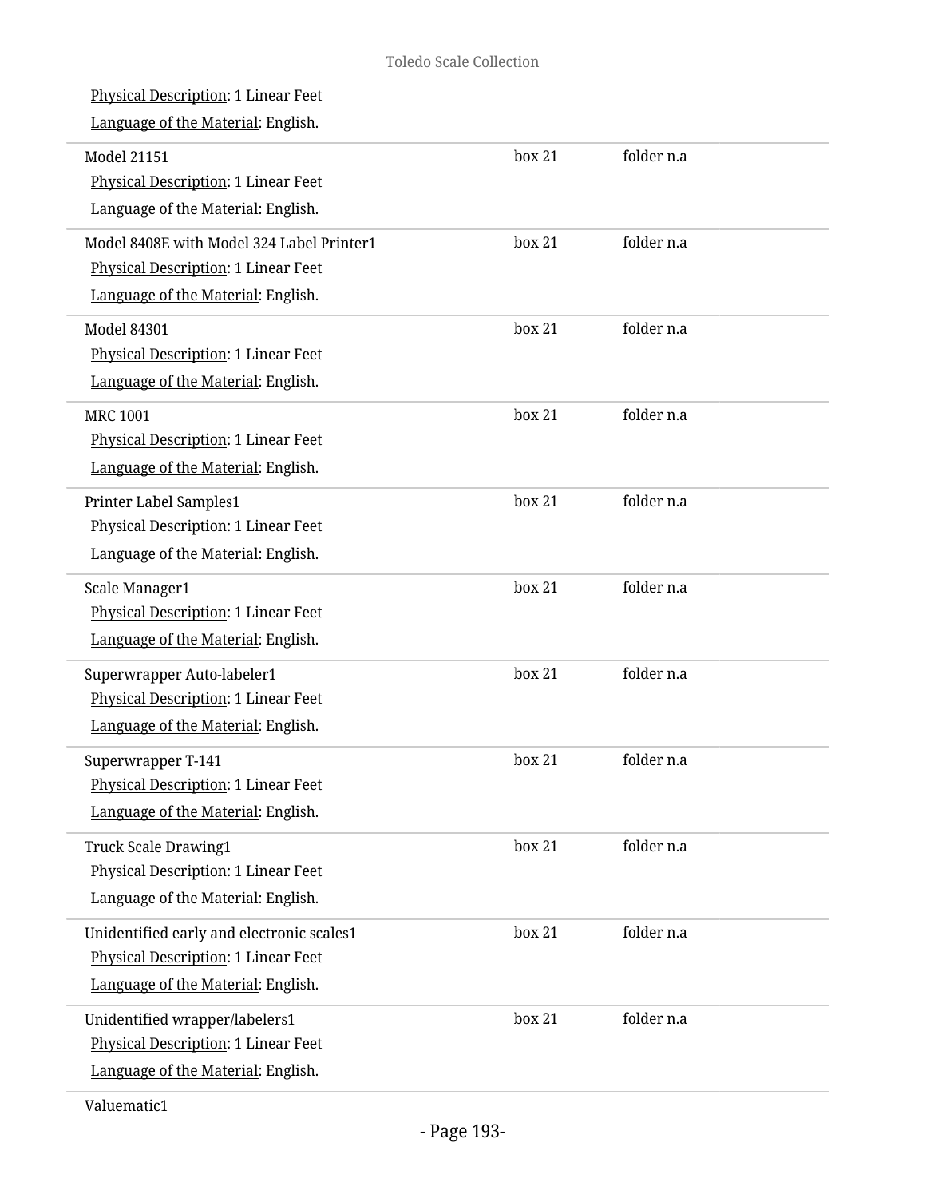Physical Description: 1 Linear Feet

Language of the Material: English.

| | | |
|---|---|---|
| Model 21151<br>Physical Description: 1 Linear Feet<br>Language of the Material: English. | box 21 | folder n.a |
| Model 8408E with Model 324 Label Printer1<br>Physical Description: 1 Linear Feet<br>Language of the Material: English. | box 21 | folder n.a |
| Model 84301<br>Physical Description: 1 Linear Feet<br>Language of the Material: English. | box 21 | folder n.a |
| MRC 1001<br>Physical Description: 1 Linear Feet<br>Language of the Material: English. | box 21 | folder n.a |
| Printer Label Samples1<br>Physical Description: 1 Linear Feet<br>Language of the Material: English. | box 21 | folder n.a |
| Scale Manager1<br>Physical Description: 1 Linear Feet<br>Language of the Material: English. | box 21 | folder n.a |
| Superwrapper Auto-labeler1<br>Physical Description: 1 Linear Feet<br>Language of the Material: English. | box 21 | folder n.a |
| Superwrapper T-141<br>Physical Description: 1 Linear Feet<br>Language of the Material: English. | box 21 | folder n.a |
| Truck Scale Drawing1<br>Physical Description: 1 Linear Feet<br>Language of the Material: English. | box 21 | folder n.a |
| Unidentified early and electronic scales1<br>Physical Description: 1 Linear Feet<br>Language of the Material: English. | box 21 | folder n.a |
| Unidentified wrapper/labelers1<br>Physical Description: 1 Linear Feet<br>Language of the Material: English. | box 21 | folder n.a |

Valuematic1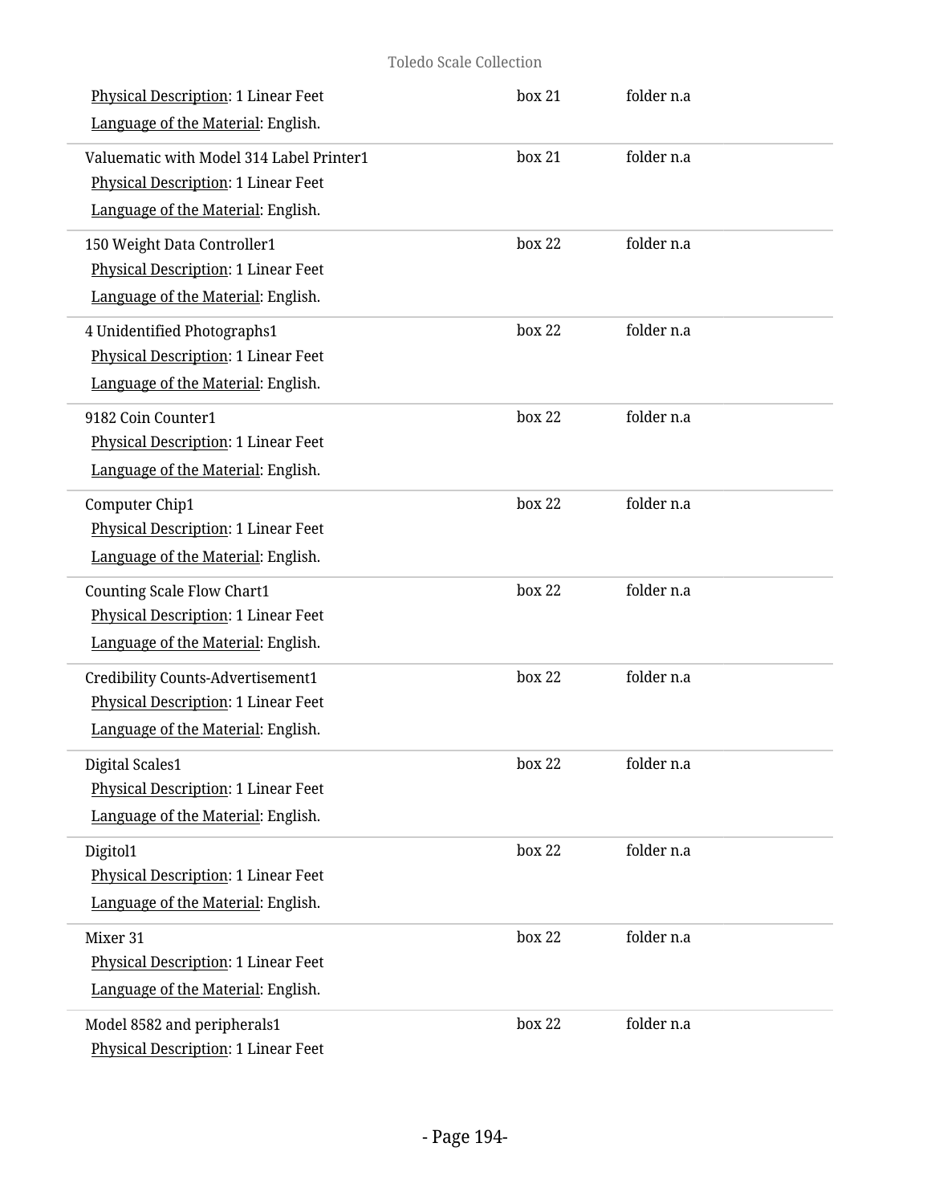Physical Description: 1 Linear Feet

Language of the Material: English.

box 21 folder n.a

---

Valuematic with Model 314 Label Printer1

Physical Description: 1 Linear Feet

Language of the Material: English.

box 21 folder n.a

---

150 Weight Data Controller1

Physical Description: 1 Linear Feet

Language of the Material: English.

box 22 folder n.a

---

4 Unidentified Photographs1

Physical Description: 1 Linear Feet

Language of the Material: English.

box 22 folder n.a

---

9182 Coin Counter1

Physical Description: 1 Linear Feet

Language of the Material: English.

box 22 folder n.a

---

Computer Chip1

Physical Description: 1 Linear Feet

Language of the Material: English.

box 22 folder n.a

---

Counting Scale Flow Chart1

Physical Description: 1 Linear Feet

Language of the Material: English.

box 22 folder n.a

---

Credibility Counts-Advertisement1

Physical Description: 1 Linear Feet

Language of the Material: English.

box 22 folder n.a

---

Digital Scales1

Physical Description: 1 Linear Feet

Language of the Material: English.

box 22 folder n.a

---

Digitol1

Physical Description: 1 Linear Feet

Language of the Material: English.

box 22 folder n.a

---

Mixer 31

Physical Description: 1 Linear Feet

Language of the Material: English.

box 22 folder n.a

---

Model 8582 and peripherals1

Physical Description: 1 Linear Feet

box 22 folder n.a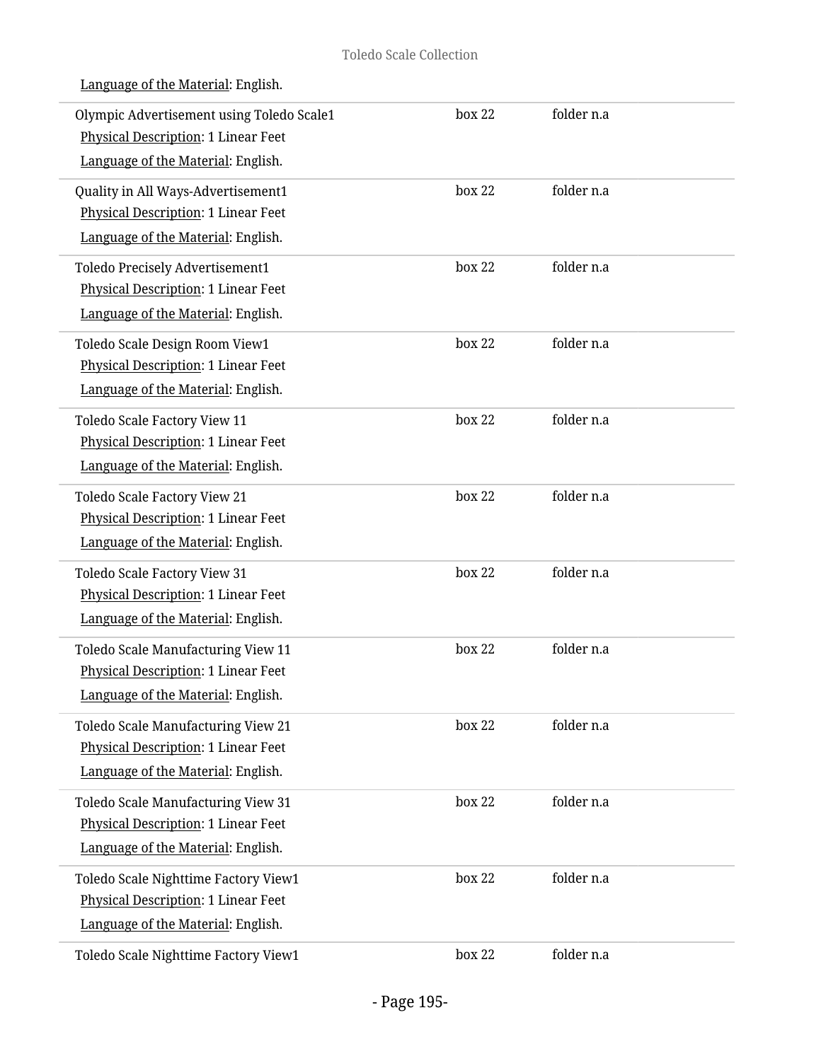Language of the Material: English.

| | | |
|---|---|---|
| Olympic Advertisement using Toledo Scale1<br>Physical Description: 1 Linear Feet<br>Language of the Material: English. | box 22 | folder n.a |
| Quality in All Ways-Advertisement1<br>Physical Description: 1 Linear Feet<br>Language of the Material: English. | box 22 | folder n.a |
| Toledo Precisely Advertisement1<br>Physical Description: 1 Linear Feet<br>Language of the Material: English. | box 22 | folder n.a |
| Toledo Scale Design Room View1<br>Physical Description: 1 Linear Feet<br>Language of the Material: English. | box 22 | folder n.a |
| Toledo Scale Factory View 11<br>Physical Description: 1 Linear Feet<br>Language of the Material: English. | box 22 | folder n.a |
| Toledo Scale Factory View 21<br>Physical Description: 1 Linear Feet<br>Language of the Material: English. | box 22 | folder n.a |
| Toledo Scale Factory View 31<br>Physical Description: 1 Linear Feet<br>Language of the Material: English. | box 22 | folder n.a |
| Toledo Scale Manufacturing View 11<br>Physical Description: 1 Linear Feet<br>Language of the Material: English. | box 22 | folder n.a |
| Toledo Scale Manufacturing View 21<br>Physical Description: 1 Linear Feet<br>Language of the Material: English. | box 22 | folder n.a |
| Toledo Scale Manufacturing View 31<br>Physical Description: 1 Linear Feet<br>Language of the Material: English. | box 22 | folder n.a |
| Toledo Scale Nighttime Factory View1<br>Physical Description: 1 Linear Feet<br>Language of the Material: English. | box 22 | folder n.a |
| Toledo Scale Nighttime Factory View1 | box 22 | folder n.a |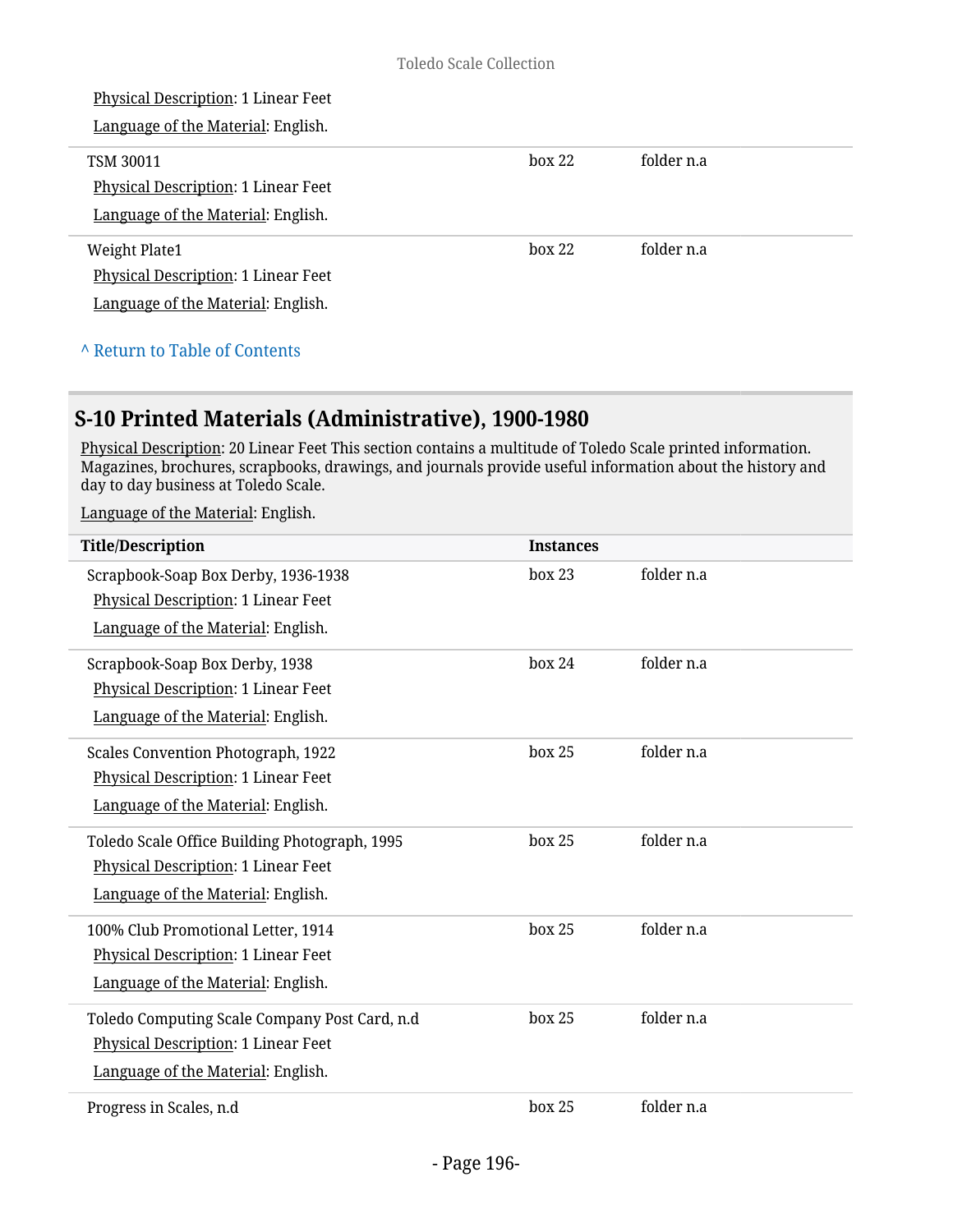Physical Description: 1 Linear Feet

Language of the Material: English.

| | | |
|---|---|---|
| TSM 30011<br>Physical Description: 1 Linear Feet<br>Language of the Material: English. | box 22 | folder n.a |
| Weight Plate1<br>Physical Description: 1 Linear Feet<br>Language of the Material: English. | box 22 | folder n.a |

^ Return to Table of Contents

## S-10 Printed Materials (Administrative), 1900-1980

Physical Description: 20 Linear Feet This section contains a multitude of Toledo Scale printed information. Magazines, brochures, scrapbooks, drawings, and journals provide useful information about the history and day to day business at Toledo Scale.

Language of the Material: English.

| Title/Description | Instances | |
|---|---|---|
| Scrapbook-Soap Box Derby, 1936-1938<br>Physical Description: 1 Linear Feet<br>Language of the Material: English. | box 23 | folder n.a |
| Scrapbook-Soap Box Derby, 1938<br>Physical Description: 1 Linear Feet<br>Language of the Material: English. | box 24 | folder n.a |
| Scales Convention Photograph, 1922<br>Physical Description: 1 Linear Feet<br>Language of the Material: English. | box 25 | folder n.a |
| Toledo Scale Office Building Photograph, 1995<br>Physical Description: 1 Linear Feet<br>Language of the Material: English. | box 25 | folder n.a |
| 100% Club Promotional Letter, 1914<br>Physical Description: 1 Linear Feet<br>Language of the Material: English. | box 25 | folder n.a |
| Toledo Computing Scale Company Post Card, n.d<br>Physical Description: 1 Linear Feet<br>Language of the Material: English. | box 25 | folder n.a |
| Progress in Scales, n.d | box 25 | folder n.a |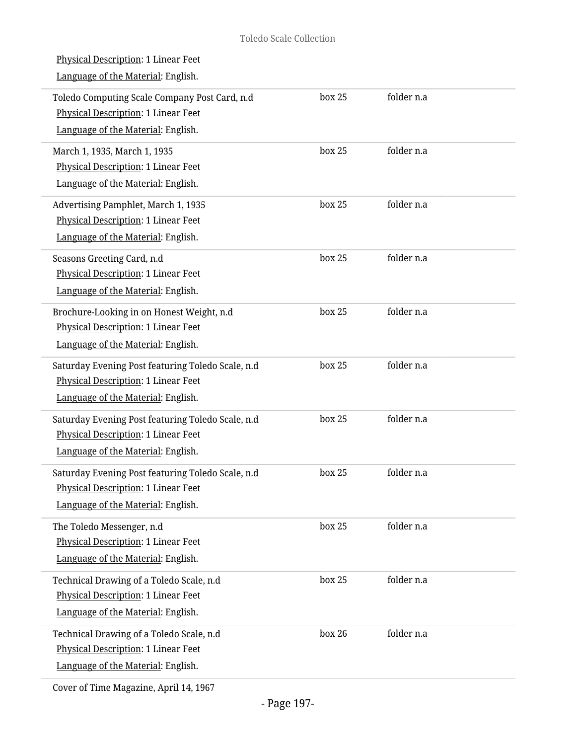Physical Description: 1 Linear Feet
Language of the Material: English.

| | | |
|---|---|---|
| Toledo Computing Scale Company Post Card, n.d<br>Physical Description: 1 Linear Feet<br>Language of the Material: English. | box 25 | folder n.a |
| March 1, 1935, March 1, 1935<br>Physical Description: 1 Linear Feet<br>Language of the Material: English. | box 25 | folder n.a |
| Advertising Pamphlet, March 1, 1935<br>Physical Description: 1 Linear Feet<br>Language of the Material: English. | box 25 | folder n.a |
| Seasons Greeting Card, n.d<br>Physical Description: 1 Linear Feet<br>Language of the Material: English. | box 25 | folder n.a |
| Brochure-Looking in on Honest Weight, n.d<br>Physical Description: 1 Linear Feet<br>Language of the Material: English. | box 25 | folder n.a |
| Saturday Evening Post featuring Toledo Scale, n.d<br>Physical Description: 1 Linear Feet<br>Language of the Material: English. | box 25 | folder n.a |
| Saturday Evening Post featuring Toledo Scale, n.d<br>Physical Description: 1 Linear Feet<br>Language of the Material: English. | box 25 | folder n.a |
| Saturday Evening Post featuring Toledo Scale, n.d<br>Physical Description: 1 Linear Feet<br>Language of the Material: English. | box 25 | folder n.a |
| The Toledo Messenger, n.d<br>Physical Description: 1 Linear Feet<br>Language of the Material: English. | box 25 | folder n.a |
| Technical Drawing of a Toledo Scale, n.d<br>Physical Description: 1 Linear Feet<br>Language of the Material: English. | box 25 | folder n.a |
| Technical Drawing of a Toledo Scale, n.d<br>Physical Description: 1 Linear Feet<br>Language of the Material: English. | box 26 | folder n.a |

Cover of Time Magazine, April 14, 1967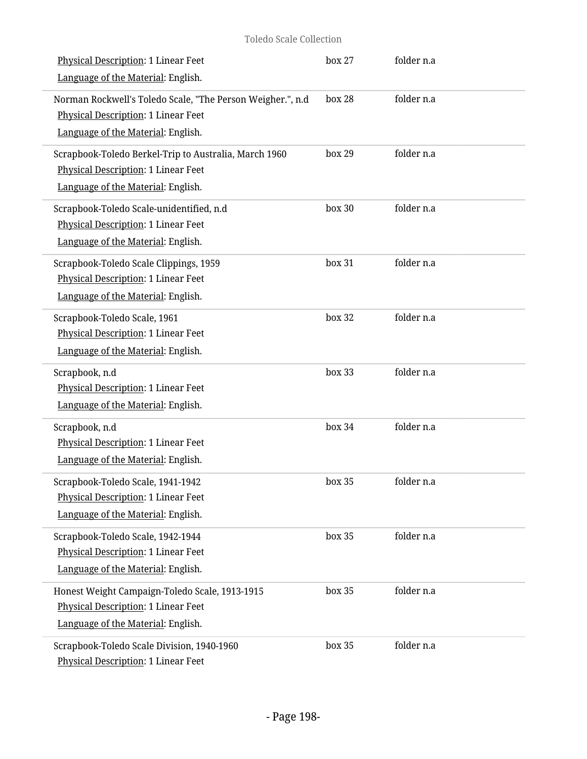Physical Description: 1 Linear Feet
Language of the Material: English.

box 27 folder n.a

---

Norman Rockwell's Toledo Scale, "The Person Weigher.", n.d
Physical Description: 1 Linear Feet
Language of the Material: English.

box 28 folder n.a

---

Scrapbook-Toledo Berkel-Trip to Australia, March 1960
Physical Description: 1 Linear Feet
Language of the Material: English.

box 29 folder n.a

---

Scrapbook-Toledo Scale-unidentified, n.d
Physical Description: 1 Linear Feet
Language of the Material: English.

box 30 folder n.a

---

Scrapbook-Toledo Scale Clippings, 1959
Physical Description: 1 Linear Feet
Language of the Material: English.

box 31 folder n.a

---

Scrapbook-Toledo Scale, 1961
Physical Description: 1 Linear Feet
Language of the Material: English.

box 32 folder n.a

---

Scrapbook, n.d
Physical Description: 1 Linear Feet
Language of the Material: English.

box 33 folder n.a

---

Scrapbook, n.d
Physical Description: 1 Linear Feet
Language of the Material: English.

box 34 folder n.a

---

Scrapbook-Toledo Scale, 1941-1942
Physical Description: 1 Linear Feet
Language of the Material: English.

box 35 folder n.a

---

Scrapbook-Toledo Scale, 1942-1944
Physical Description: 1 Linear Feet
Language of the Material: English.

box 35 folder n.a

---

Honest Weight Campaign-Toledo Scale, 1913-1915
Physical Description: 1 Linear Feet
Language of the Material: English.

box 35 folder n.a

---

Scrapbook-Toledo Scale Division, 1940-1960
Physical Description: 1 Linear Feet

box 35 folder n.a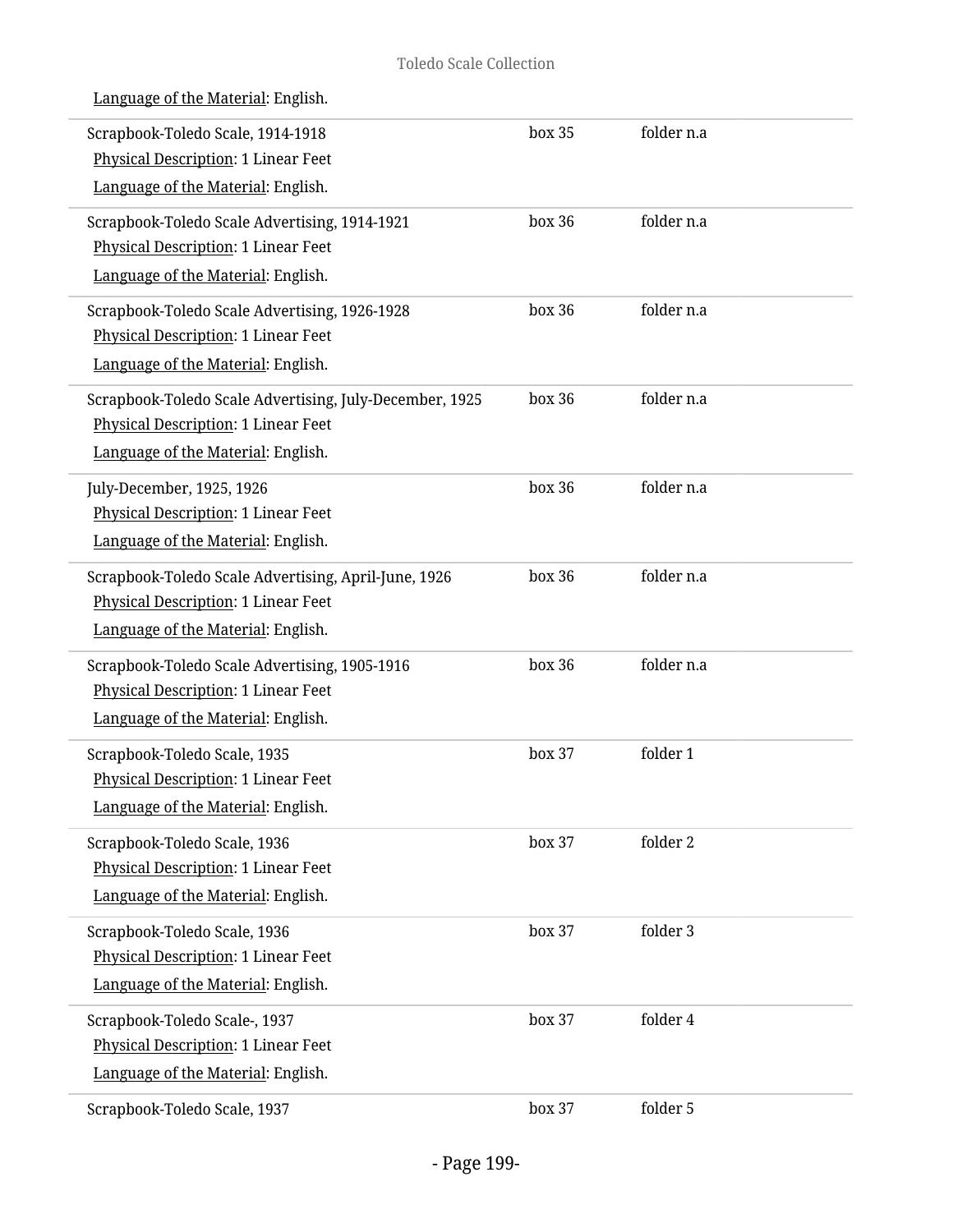Language of the Material: English.

| | | |
|---|---|---|
| Scrapbook-Toledo Scale, 1914-1918<br>Physical Description: 1 Linear Feet<br>Language of the Material: English. | box 35 | folder n.a |
| Scrapbook-Toledo Scale Advertising, 1914-1921<br>Physical Description: 1 Linear Feet<br>Language of the Material: English. | box 36 | folder n.a |
| Scrapbook-Toledo Scale Advertising, 1926-1928<br>Physical Description: 1 Linear Feet<br>Language of the Material: English. | box 36 | folder n.a |
| Scrapbook-Toledo Scale Advertising, July-December, 1925<br>Physical Description: 1 Linear Feet<br>Language of the Material: English. | box 36 | folder n.a |
| July-December, 1925, 1926<br>Physical Description: 1 Linear Feet<br>Language of the Material: English. | box 36 | folder n.a |
| Scrapbook-Toledo Scale Advertising, April-June, 1926<br>Physical Description: 1 Linear Feet<br>Language of the Material: English. | box 36 | folder n.a |
| Scrapbook-Toledo Scale Advertising, 1905-1916<br>Physical Description: 1 Linear Feet<br>Language of the Material: English. | box 36 | folder n.a |
| Scrapbook-Toledo Scale, 1935<br>Physical Description: 1 Linear Feet<br>Language of the Material: English. | box 37 | folder 1 |
| Scrapbook-Toledo Scale, 1936<br>Physical Description: 1 Linear Feet<br>Language of the Material: English. | box 37 | folder 2 |
| Scrapbook-Toledo Scale, 1936<br>Physical Description: 1 Linear Feet<br>Language of the Material: English. | box 37 | folder 3 |
| Scrapbook-Toledo Scale-, 1937<br>Physical Description: 1 Linear Feet<br>Language of the Material: English. | box 37 | folder 4 |
| Scrapbook-Toledo Scale, 1937 | box 37 | folder 5 |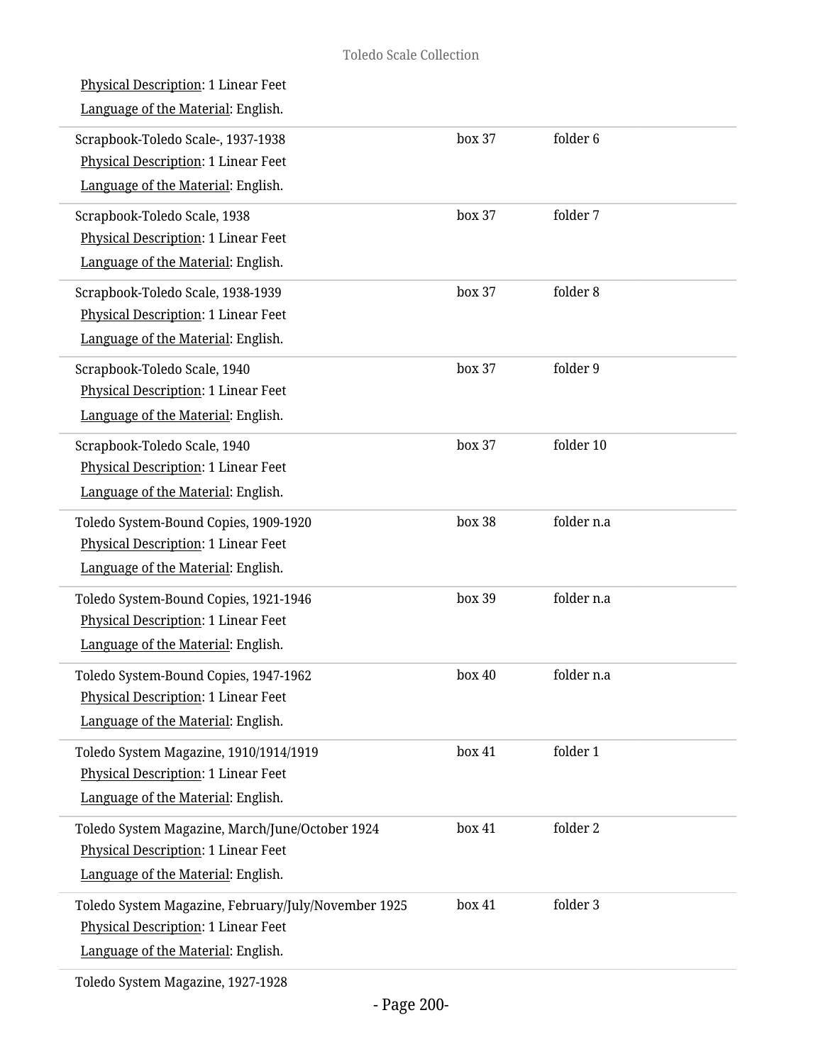Physical Description: 1 Linear Feet
Language of the Material: English.

| | | |
|---|---|---|
| Scrapbook-Toledo Scale-, 1937-1938<br>Physical Description: 1 Linear Feet<br>Language of the Material: English. | box 37 | folder 6 |
| Scrapbook-Toledo Scale, 1938<br>Physical Description: 1 Linear Feet<br>Language of the Material: English. | box 37 | folder 7 |
| Scrapbook-Toledo Scale, 1938-1939<br>Physical Description: 1 Linear Feet<br>Language of the Material: English. | box 37 | folder 8 |
| Scrapbook-Toledo Scale, 1940<br>Physical Description: 1 Linear Feet<br>Language of the Material: English. | box 37 | folder 9 |
| Scrapbook-Toledo Scale, 1940<br>Physical Description: 1 Linear Feet<br>Language of the Material: English. | box 37 | folder 10 |
| Toledo System-Bound Copies, 1909-1920<br>Physical Description: 1 Linear Feet<br>Language of the Material: English. | box 38 | folder n.a |
| Toledo System-Bound Copies, 1921-1946<br>Physical Description: 1 Linear Feet<br>Language of the Material: English. | box 39 | folder n.a |
| Toledo System-Bound Copies, 1947-1962<br>Physical Description: 1 Linear Feet<br>Language of the Material: English. | box 40 | folder n.a |
| Toledo System Magazine, 1910/1914/1919<br>Physical Description: 1 Linear Feet<br>Language of the Material: English. | box 41 | folder 1 |
| Toledo System Magazine, March/June/October 1924<br>Physical Description: 1 Linear Feet<br>Language of the Material: English. | box 41 | folder 2 |
| Toledo System Magazine, February/July/November 1925<br>Physical Description: 1 Linear Feet<br>Language of the Material: English. | box 41 | folder 3 |
| Toledo System Magazine, 1927-1928 | | |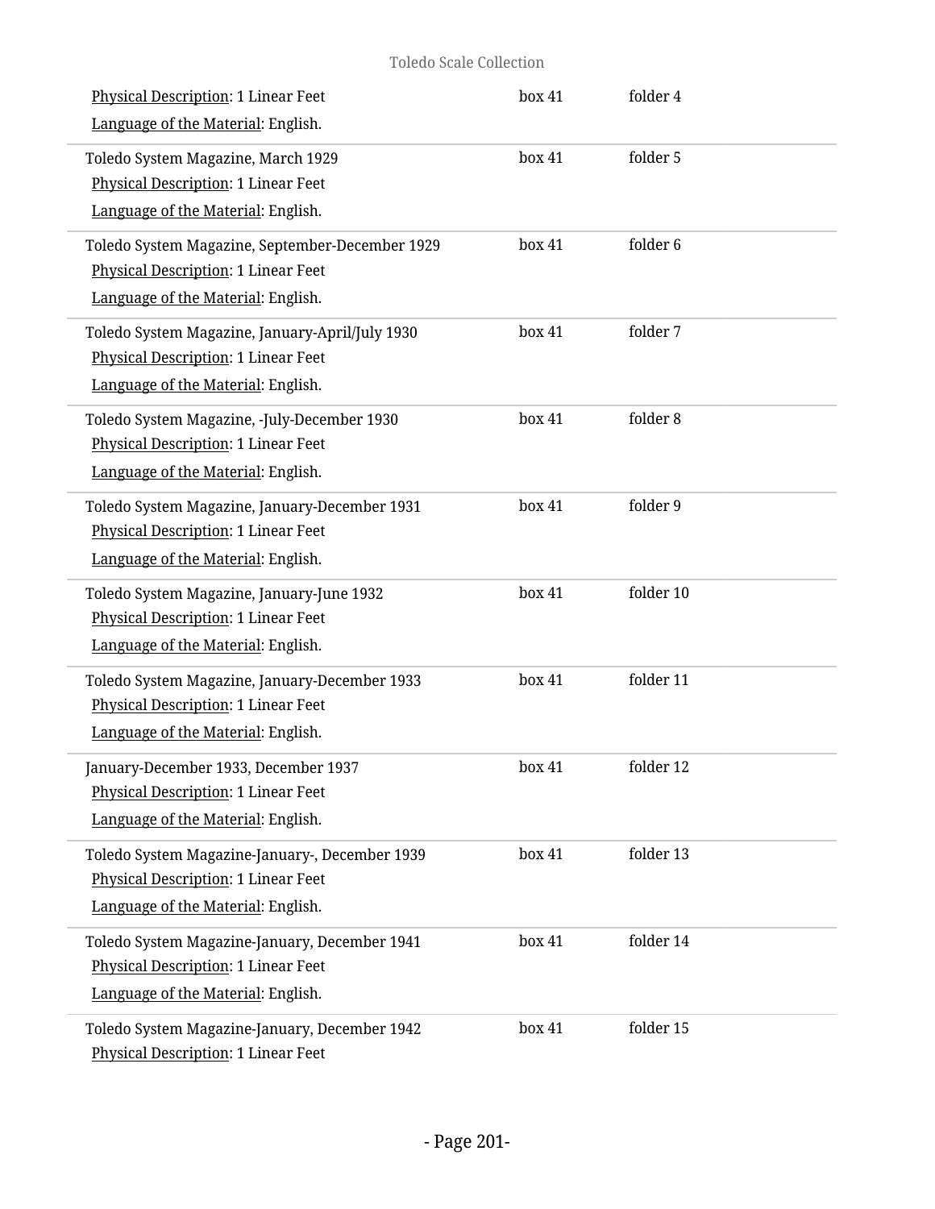Physical Description: 1 Linear Feet | box 41 | folder 4
Language of the Material: English.

| | | |
|---|---|---|
| Toledo System Magazine, March 1929<br>Physical Description: 1 Linear Feet<br>Language of the Material: English. | box 41 | folder 5 |
| Toledo System Magazine, September-December 1929<br>Physical Description: 1 Linear Feet<br>Language of the Material: English. | box 41 | folder 6 |
| Toledo System Magazine, January-April/July 1930<br>Physical Description: 1 Linear Feet<br>Language of the Material: English. | box 41 | folder 7 |
| Toledo System Magazine, -July-December 1930<br>Physical Description: 1 Linear Feet<br>Language of the Material: English. | box 41 | folder 8 |
| Toledo System Magazine, January-December 1931<br>Physical Description: 1 Linear Feet<br>Language of the Material: English. | box 41 | folder 9 |
| Toledo System Magazine, January-June 1932<br>Physical Description: 1 Linear Feet<br>Language of the Material: English. | box 41 | folder 10 |
| Toledo System Magazine, January-December 1933<br>Physical Description: 1 Linear Feet<br>Language of the Material: English. | box 41 | folder 11 |
| January-December 1933, December 1937<br>Physical Description: 1 Linear Feet<br>Language of the Material: English. | box 41 | folder 12 |
| Toledo System Magazine-January-, December 1939<br>Physical Description: 1 Linear Feet<br>Language of the Material: English. | box 41 | folder 13 |
| Toledo System Magazine-January, December 1941<br>Physical Description: 1 Linear Feet<br>Language of the Material: English. | box 41 | folder 14 |
| Toledo System Magazine-January, December 1942<br>Physical Description: 1 Linear Feet | box 41 | folder 15 |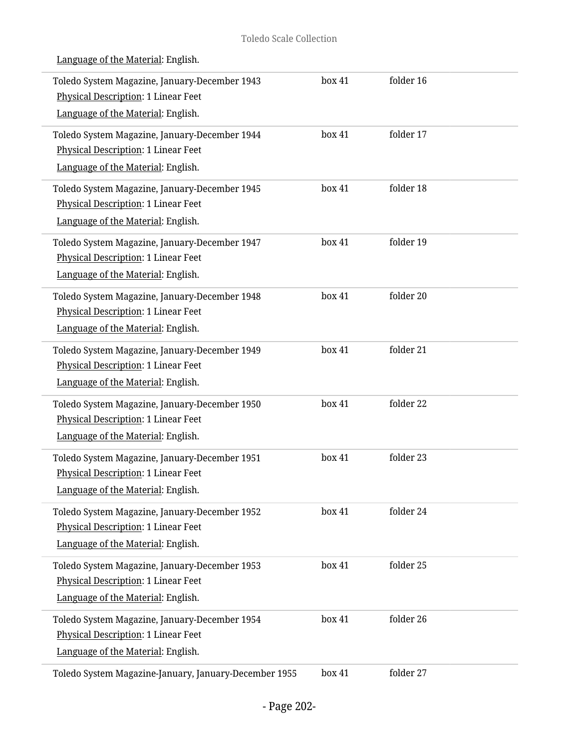Language of the Material: English.

| | | |
|---|---|---|
| Toledo System Magazine, January-December 1943<br>Physical Description: 1 Linear Feet<br>Language of the Material: English. | box 41 | folder 16 |
| Toledo System Magazine, January-December 1944<br>Physical Description: 1 Linear Feet<br>Language of the Material: English. | box 41 | folder 17 |
| Toledo System Magazine, January-December 1945<br>Physical Description: 1 Linear Feet<br>Language of the Material: English. | box 41 | folder 18 |
| Toledo System Magazine, January-December 1947<br>Physical Description: 1 Linear Feet<br>Language of the Material: English. | box 41 | folder 19 |
| Toledo System Magazine, January-December 1948<br>Physical Description: 1 Linear Feet<br>Language of the Material: English. | box 41 | folder 20 |
| Toledo System Magazine, January-December 1949<br>Physical Description: 1 Linear Feet<br>Language of the Material: English. | box 41 | folder 21 |
| Toledo System Magazine, January-December 1950<br>Physical Description: 1 Linear Feet<br>Language of the Material: English. | box 41 | folder 22 |
| Toledo System Magazine, January-December 1951<br>Physical Description: 1 Linear Feet<br>Language of the Material: English. | box 41 | folder 23 |
| Toledo System Magazine, January-December 1952<br>Physical Description: 1 Linear Feet<br>Language of the Material: English. | box 41 | folder 24 |
| Toledo System Magazine, January-December 1953<br>Physical Description: 1 Linear Feet<br>Language of the Material: English. | box 41 | folder 25 |
| Toledo System Magazine, January-December 1954<br>Physical Description: 1 Linear Feet<br>Language of the Material: English. | box 41 | folder 26 |
| Toledo System Magazine-January, January-December 1955 | box 41 | folder 27 |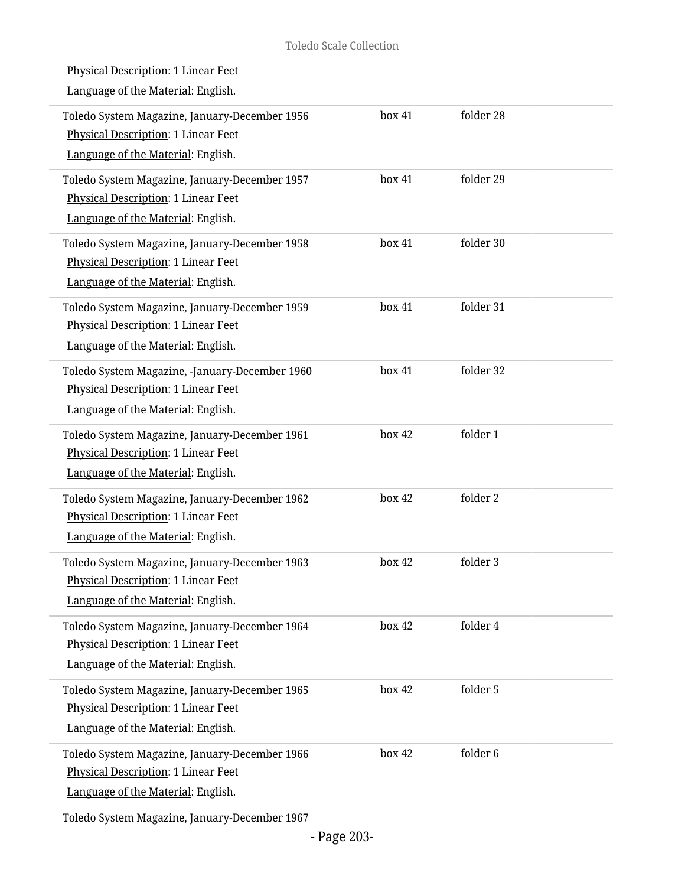Physical Description: 1 Linear Feet

Language of the Material: English.

| | | |
|---|---|---|
| Toledo System Magazine, January-December 1956<br>Physical Description: 1 Linear Feet<br>Language of the Material: English. | box 41 | folder 28 |
| Toledo System Magazine, January-December 1957<br>Physical Description: 1 Linear Feet<br>Language of the Material: English. | box 41 | folder 29 |
| Toledo System Magazine, January-December 1958<br>Physical Description: 1 Linear Feet<br>Language of the Material: English. | box 41 | folder 30 |
| Toledo System Magazine, January-December 1959<br>Physical Description: 1 Linear Feet<br>Language of the Material: English. | box 41 | folder 31 |
| Toledo System Magazine, -January-December 1960<br>Physical Description: 1 Linear Feet<br>Language of the Material: English. | box 41 | folder 32 |
| Toledo System Magazine, January-December 1961<br>Physical Description: 1 Linear Feet<br>Language of the Material: English. | box 42 | folder 1 |
| Toledo System Magazine, January-December 1962<br>Physical Description: 1 Linear Feet<br>Language of the Material: English. | box 42 | folder 2 |
| Toledo System Magazine, January-December 1963<br>Physical Description: 1 Linear Feet<br>Language of the Material: English. | box 42 | folder 3 |
| Toledo System Magazine, January-December 1964<br>Physical Description: 1 Linear Feet<br>Language of the Material: English. | box 42 | folder 4 |
| Toledo System Magazine, January-December 1965<br>Physical Description: 1 Linear Feet<br>Language of the Material: English. | box 42 | folder 5 |
| Toledo System Magazine, January-December 1966<br>Physical Description: 1 Linear Feet<br>Language of the Material: English. | box 42 | folder 6 |
| Toledo System Magazine, January-December 1967 | | |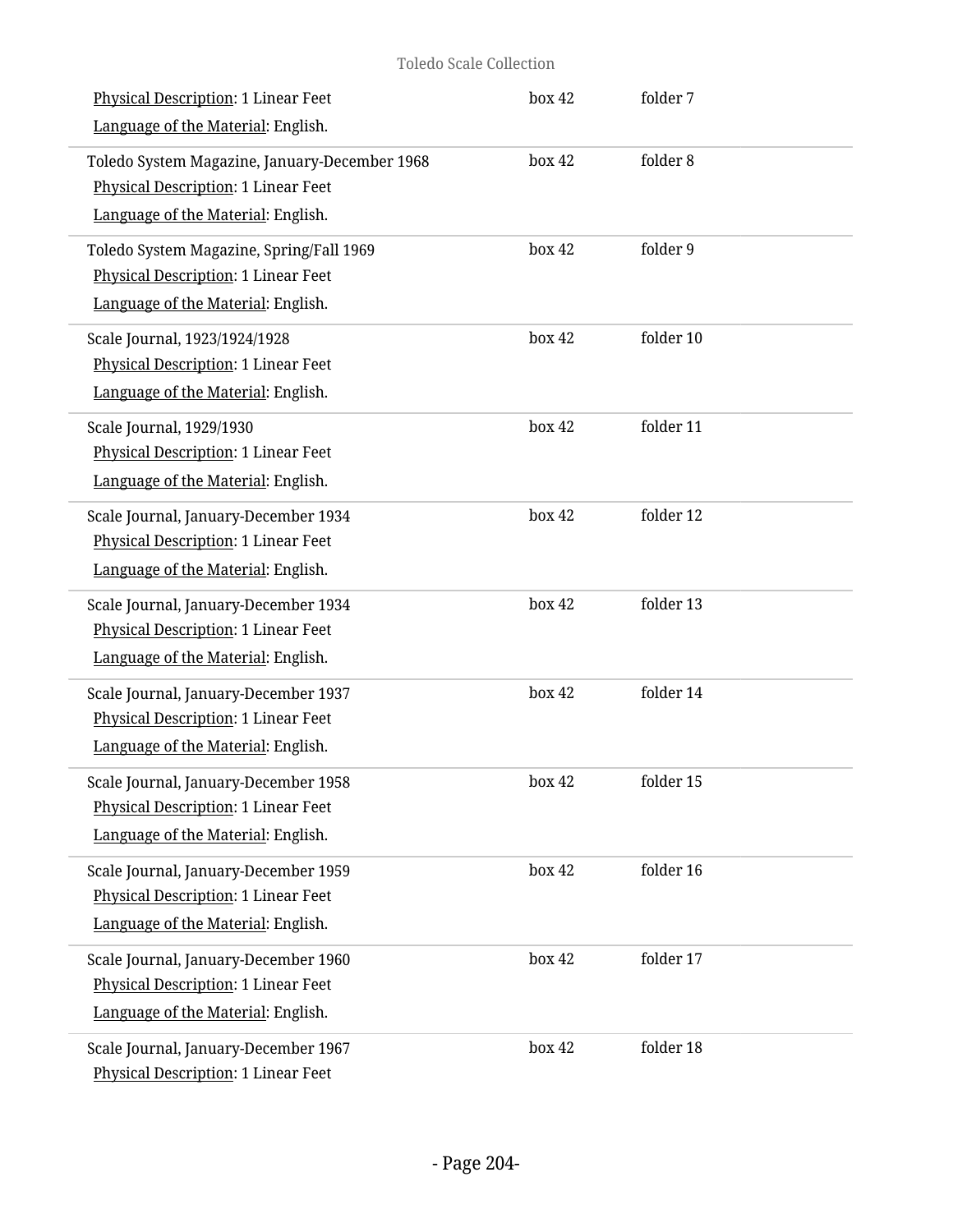Physical Description: 1 Linear Feet | box 42 | folder 7

Language of the Material: English.

Toledo System Magazine, January-December 1968 | box 42 | folder 8

Physical Description: 1 Linear Feet

Language of the Material: English.

Toledo System Magazine, Spring/Fall 1969 | box 42 | folder 9

Physical Description: 1 Linear Feet

Language of the Material: English.

Scale Journal, 1923/1924/1928 | box 42 | folder 10

Physical Description: 1 Linear Feet

Language of the Material: English.

Scale Journal, 1929/1930 | box 42 | folder 11

Physical Description: 1 Linear Feet

Language of the Material: English.

Scale Journal, January-December 1934 | box 42 | folder 12

Physical Description: 1 Linear Feet

Language of the Material: English.

Scale Journal, January-December 1934 | box 42 | folder 13

Physical Description: 1 Linear Feet

Language of the Material: English.

Scale Journal, January-December 1937 | box 42 | folder 14

Physical Description: 1 Linear Feet

Language of the Material: English.

Scale Journal, January-December 1958 | box 42 | folder 15

Physical Description: 1 Linear Feet

Language of the Material: English.

Scale Journal, January-December 1959 | box 42 | folder 16

Physical Description: 1 Linear Feet

Language of the Material: English.

Scale Journal, January-December 1960 | box 42 | folder 17

Physical Description: 1 Linear Feet

Language of the Material: English.

Scale Journal, January-December 1967 | box 42 | folder 18

Physical Description: 1 Linear Feet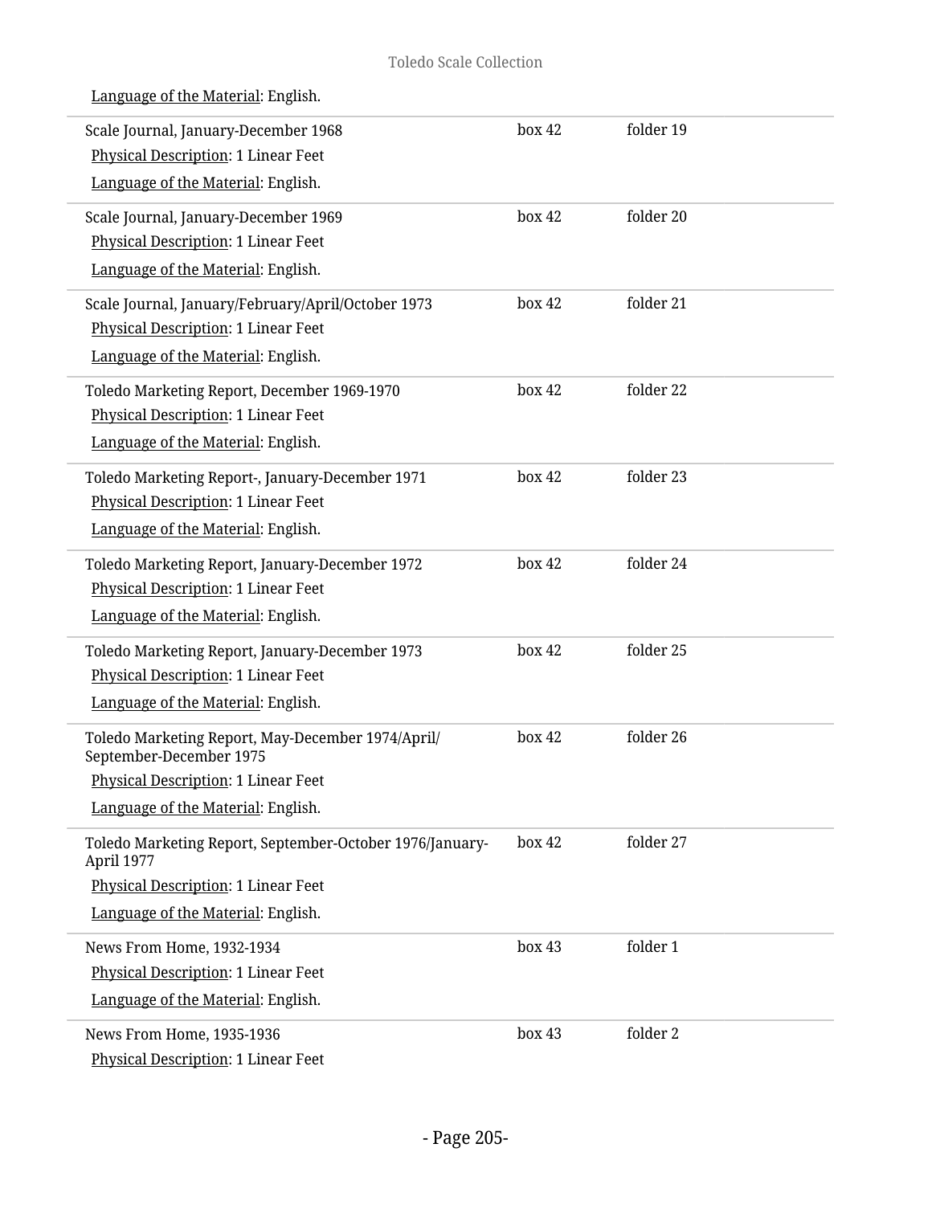Language of the Material: English.

| | | |
|---|---|---|
| Scale Journal, January-December 1968<br>Physical Description: 1 Linear Feet<br>Language of the Material: English. | box 42 | folder 19 |
| Scale Journal, January-December 1969<br>Physical Description: 1 Linear Feet<br>Language of the Material: English. | box 42 | folder 20 |
| Scale Journal, January/February/April/October 1973<br>Physical Description: 1 Linear Feet<br>Language of the Material: English. | box 42 | folder 21 |
| Toledo Marketing Report, December 1969-1970<br>Physical Description: 1 Linear Feet<br>Language of the Material: English. | box 42 | folder 22 |
| Toledo Marketing Report-, January-December 1971<br>Physical Description: 1 Linear Feet<br>Language of the Material: English. | box 42 | folder 23 |
| Toledo Marketing Report, January-December 1972<br>Physical Description: 1 Linear Feet<br>Language of the Material: English. | box 42 | folder 24 |
| Toledo Marketing Report, January-December 1973<br>Physical Description: 1 Linear Feet<br>Language of the Material: English. | box 42 | folder 25 |
| Toledo Marketing Report, May-December 1974/April/September-December 1975<br>Physical Description: 1 Linear Feet<br>Language of the Material: English. | box 42 | folder 26 |
| Toledo Marketing Report, September-October 1976/January-April 1977<br>Physical Description: 1 Linear Feet<br>Language of the Material: English. | box 42 | folder 27 |
| News From Home, 1932-1934<br>Physical Description: 1 Linear Feet<br>Language of the Material: English. | box 43 | folder 1 |
| News From Home, 1935-1936<br>Physical Description: 1 Linear Feet | box 43 | folder 2 |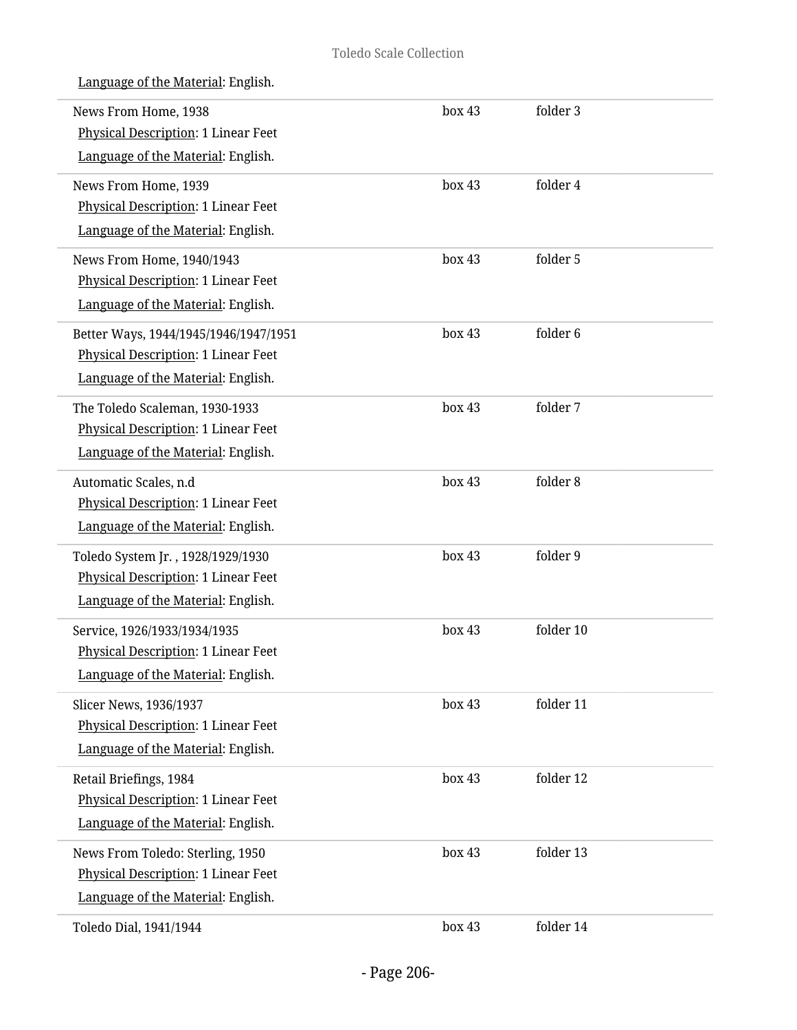Language of the Material: English.

| | | |
|---|---|---|
| News From Home, 1938<br>Physical Description: 1 Linear Feet<br>Language of the Material: English. | box 43 | folder 3 |
| News From Home, 1939<br>Physical Description: 1 Linear Feet<br>Language of the Material: English. | box 43 | folder 4 |
| News From Home, 1940/1943<br>Physical Description: 1 Linear Feet<br>Language of the Material: English. | box 43 | folder 5 |
| Better Ways, 1944/1945/1946/1947/1951<br>Physical Description: 1 Linear Feet<br>Language of the Material: English. | box 43 | folder 6 |
| The Toledo Scaleman, 1930-1933<br>Physical Description: 1 Linear Feet<br>Language of the Material: English. | box 43 | folder 7 |
| Automatic Scales, n.d<br>Physical Description: 1 Linear Feet<br>Language of the Material: English. | box 43 | folder 8 |
| Toledo System Jr. , 1928/1929/1930<br>Physical Description: 1 Linear Feet<br>Language of the Material: English. | box 43 | folder 9 |
| Service, 1926/1933/1934/1935<br>Physical Description: 1 Linear Feet<br>Language of the Material: English. | box 43 | folder 10 |
| Slicer News, 1936/1937<br>Physical Description: 1 Linear Feet<br>Language of the Material: English. | box 43 | folder 11 |
| Retail Briefings, 1984<br>Physical Description: 1 Linear Feet<br>Language of the Material: English. | box 43 | folder 12 |
| News From Toledo: Sterling, 1950<br>Physical Description: 1 Linear Feet<br>Language of the Material: English. | box 43 | folder 13 |
| Toledo Dial, 1941/1944 | box 43 | folder 14 |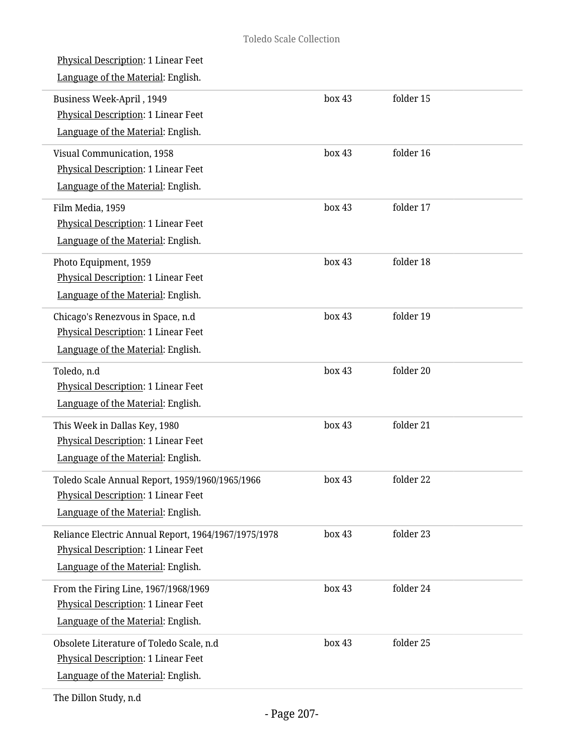Physical Description: 1 Linear Feet

Language of the Material: English.

| | | |
|---|---|---|
| Business Week-April , 1949<br>Physical Description: 1 Linear Feet<br>Language of the Material: English. | box 43 | folder 15 |
| Visual Communication, 1958<br>Physical Description: 1 Linear Feet<br>Language of the Material: English. | box 43 | folder 16 |
| Film Media, 1959<br>Physical Description: 1 Linear Feet<br>Language of the Material: English. | box 43 | folder 17 |
| Photo Equipment, 1959<br>Physical Description: 1 Linear Feet<br>Language of the Material: English. | box 43 | folder 18 |
| Chicago's Renezvous in Space, n.d<br>Physical Description: 1 Linear Feet<br>Language of the Material: English. | box 43 | folder 19 |
| Toledo, n.d<br>Physical Description: 1 Linear Feet<br>Language of the Material: English. | box 43 | folder 20 |
| This Week in Dallas Key, 1980<br>Physical Description: 1 Linear Feet<br>Language of the Material: English. | box 43 | folder 21 |
| Toledo Scale Annual Report, 1959/1960/1965/1966<br>Physical Description: 1 Linear Feet<br>Language of the Material: English. | box 43 | folder 22 |
| Reliance Electric Annual Report, 1964/1967/1975/1978<br>Physical Description: 1 Linear Feet<br>Language of the Material: English. | box 43 | folder 23 |
| From the Firing Line, 1967/1968/1969<br>Physical Description: 1 Linear Feet<br>Language of the Material: English. | box 43 | folder 24 |
| Obsolete Literature of Toledo Scale, n.d<br>Physical Description: 1 Linear Feet<br>Language of the Material: English. | box 43 | folder 25 |

The Dillon Study, n.d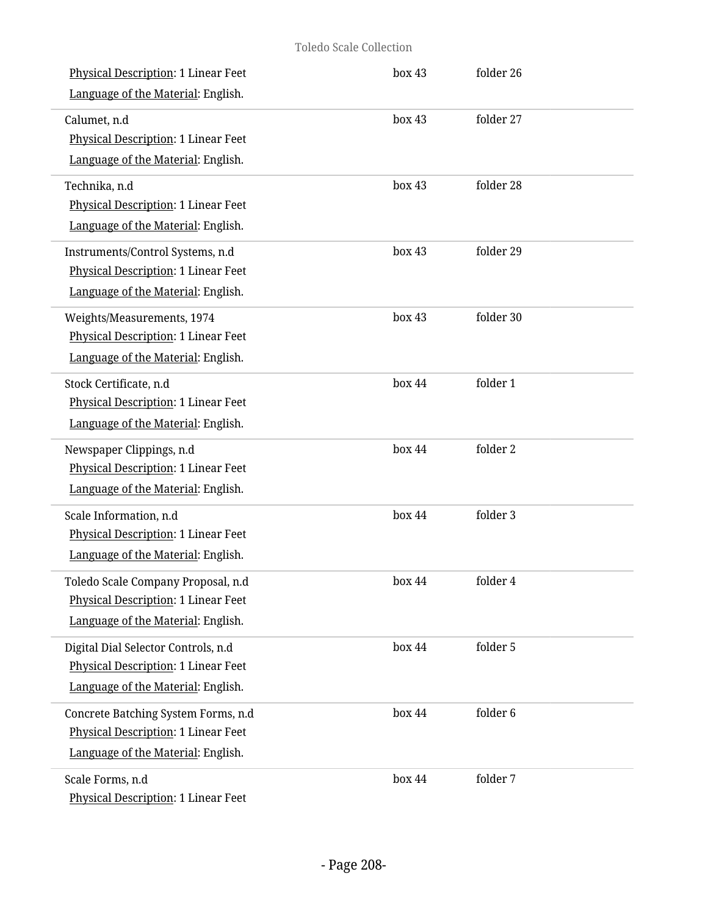Physical Description: 1 Linear Feet
Language of the Material: English.

box 43 folder 26

---

Calumet, n.d
Physical Description: 1 Linear Feet
Language of the Material: English.

box 43 folder 27

---

Technika, n.d
Physical Description: 1 Linear Feet
Language of the Material: English.

box 43 folder 28

---

Instruments/Control Systems, n.d
Physical Description: 1 Linear Feet
Language of the Material: English.

box 43 folder 29

---

Weights/Measurements, 1974
Physical Description: 1 Linear Feet
Language of the Material: English.

box 43 folder 30

---

Stock Certificate, n.d
Physical Description: 1 Linear Feet
Language of the Material: English.

box 44 folder 1

---

Newspaper Clippings, n.d
Physical Description: 1 Linear Feet
Language of the Material: English.

box 44 folder 2

---

Scale Information, n.d
Physical Description: 1 Linear Feet
Language of the Material: English.

box 44 folder 3

---

Toledo Scale Company Proposal, n.d
Physical Description: 1 Linear Feet
Language of the Material: English.

box 44 folder 4

---

Digital Dial Selector Controls, n.d
Physical Description: 1 Linear Feet
Language of the Material: English.

box 44 folder 5

---

Concrete Batching System Forms, n.d
Physical Description: 1 Linear Feet
Language of the Material: English.

box 44 folder 6

---

Scale Forms, n.d
Physical Description: 1 Linear Feet

box 44 folder 7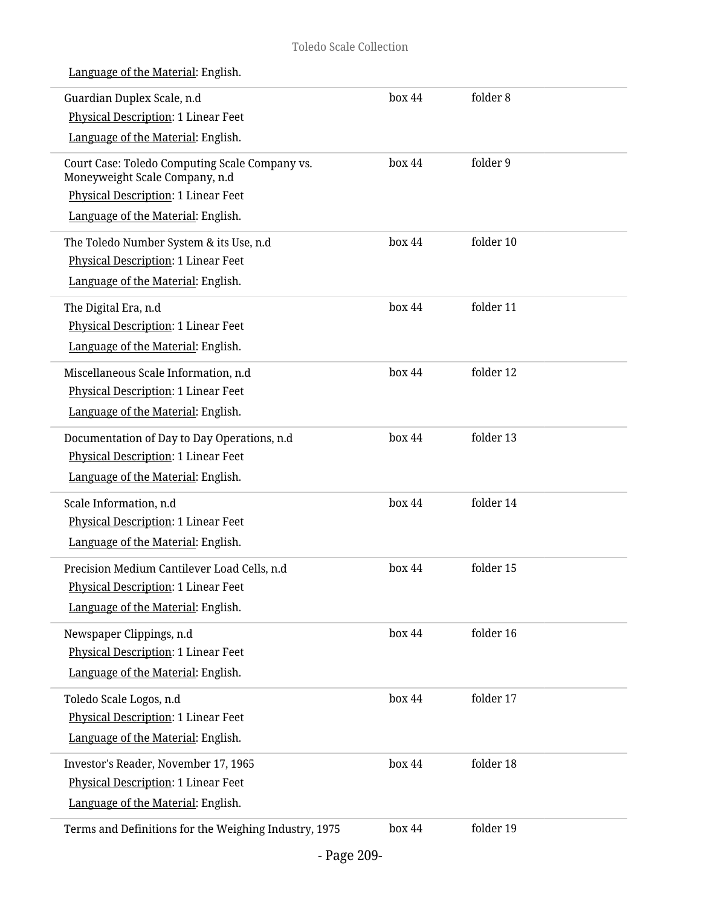Language of the Material: English.

| | | |
|---|---|---|
| Guardian Duplex Scale, n.d<br>Physical Description: 1 Linear Feet<br>Language of the Material: English. | box 44 | folder 8 |
| Court Case: Toledo Computing Scale Company vs. Moneyweight Scale Company, n.d<br>Physical Description: 1 Linear Feet<br>Language of the Material: English. | box 44 | folder 9 |
| The Toledo Number System & its Use, n.d<br>Physical Description: 1 Linear Feet<br>Language of the Material: English. | box 44 | folder 10 |
| The Digital Era, n.d<br>Physical Description: 1 Linear Feet<br>Language of the Material: English. | box 44 | folder 11 |
| Miscellaneous Scale Information, n.d<br>Physical Description: 1 Linear Feet<br>Language of the Material: English. | box 44 | folder 12 |
| Documentation of Day to Day Operations, n.d<br>Physical Description: 1 Linear Feet<br>Language of the Material: English. | box 44 | folder 13 |
| Scale Information, n.d<br>Physical Description: 1 Linear Feet<br>Language of the Material: English. | box 44 | folder 14 |
| Precision Medium Cantilever Load Cells, n.d<br>Physical Description: 1 Linear Feet<br>Language of the Material: English. | box 44 | folder 15 |
| Newspaper Clippings, n.d<br>Physical Description: 1 Linear Feet<br>Language of the Material: English. | box 44 | folder 16 |
| Toledo Scale Logos, n.d<br>Physical Description: 1 Linear Feet<br>Language of the Material: English. | box 44 | folder 17 |
| Investor's Reader, November 17, 1965<br>Physical Description: 1 Linear Feet<br>Language of the Material: English. | box 44 | folder 18 |
| Terms and Definitions for the Weighing Industry, 1975 | box 44 | folder 19 |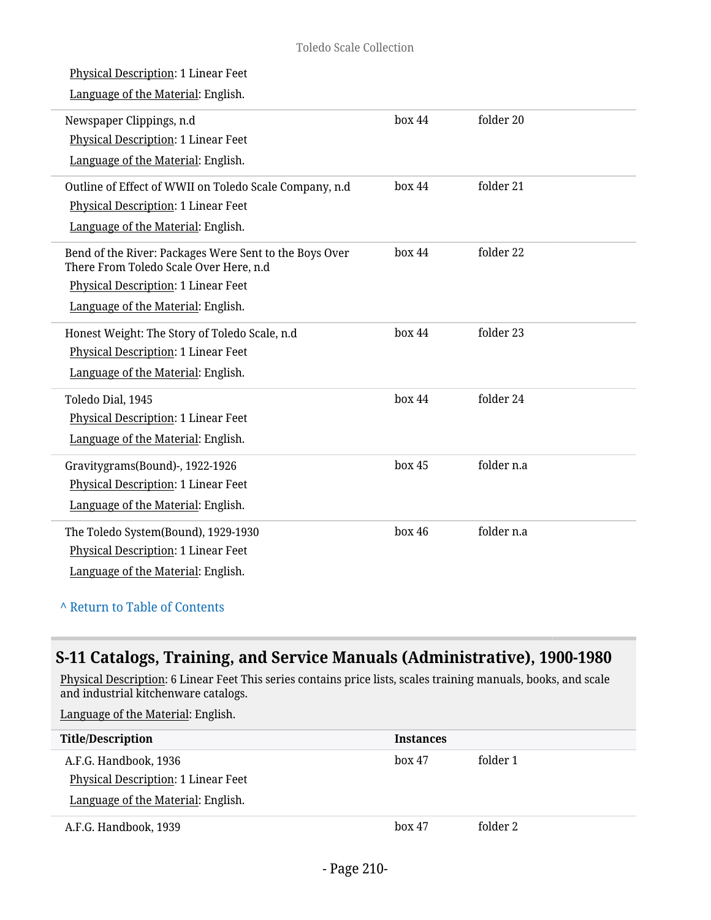Physical Description: 1 Linear Feet

Language of the Material: English.

| | | |
|---|---|---|
| Newspaper Clippings, n.d<br>Physical Description: 1 Linear Feet<br>Language of the Material: English. | box 44 | folder 20 |
| Outline of Effect of WWII on Toledo Scale Company, n.d<br>Physical Description: 1 Linear Feet<br>Language of the Material: English. | box 44 | folder 21 |
| Bend of the River: Packages Were Sent to the Boys Over There From Toledo Scale Over Here, n.d<br>Physical Description: 1 Linear Feet<br>Language of the Material: English. | box 44 | folder 22 |
| Honest Weight: The Story of Toledo Scale, n.d<br>Physical Description: 1 Linear Feet<br>Language of the Material: English. | box 44 | folder 23 |
| Toledo Dial, 1945<br>Physical Description: 1 Linear Feet<br>Language of the Material: English. | box 44 | folder 24 |
| Gravitygrams(Bound)-, 1922-1926<br>Physical Description: 1 Linear Feet<br>Language of the Material: English. | box 45 | folder n.a |
| The Toledo System(Bound), 1929-1930<br>Physical Description: 1 Linear Feet<br>Language of the Material: English. | box 46 | folder n.a |

^ Return to Table of Contents

## S-11 Catalogs, Training, and Service Manuals (Administrative), 1900-1980

Physical Description: 6 Linear Feet This series contains price lists, scales training manuals, books, and scale and industrial kitchenware catalogs.

Language of the Material: English.

| Title/Description | Instances | |
|---|---|---|
| A.F.G. Handbook, 1936<br>Physical Description: 1 Linear Feet<br>Language of the Material: English. | box 47 | folder 1 |
| A.F.G. Handbook, 1939 | box 47 | folder 2 |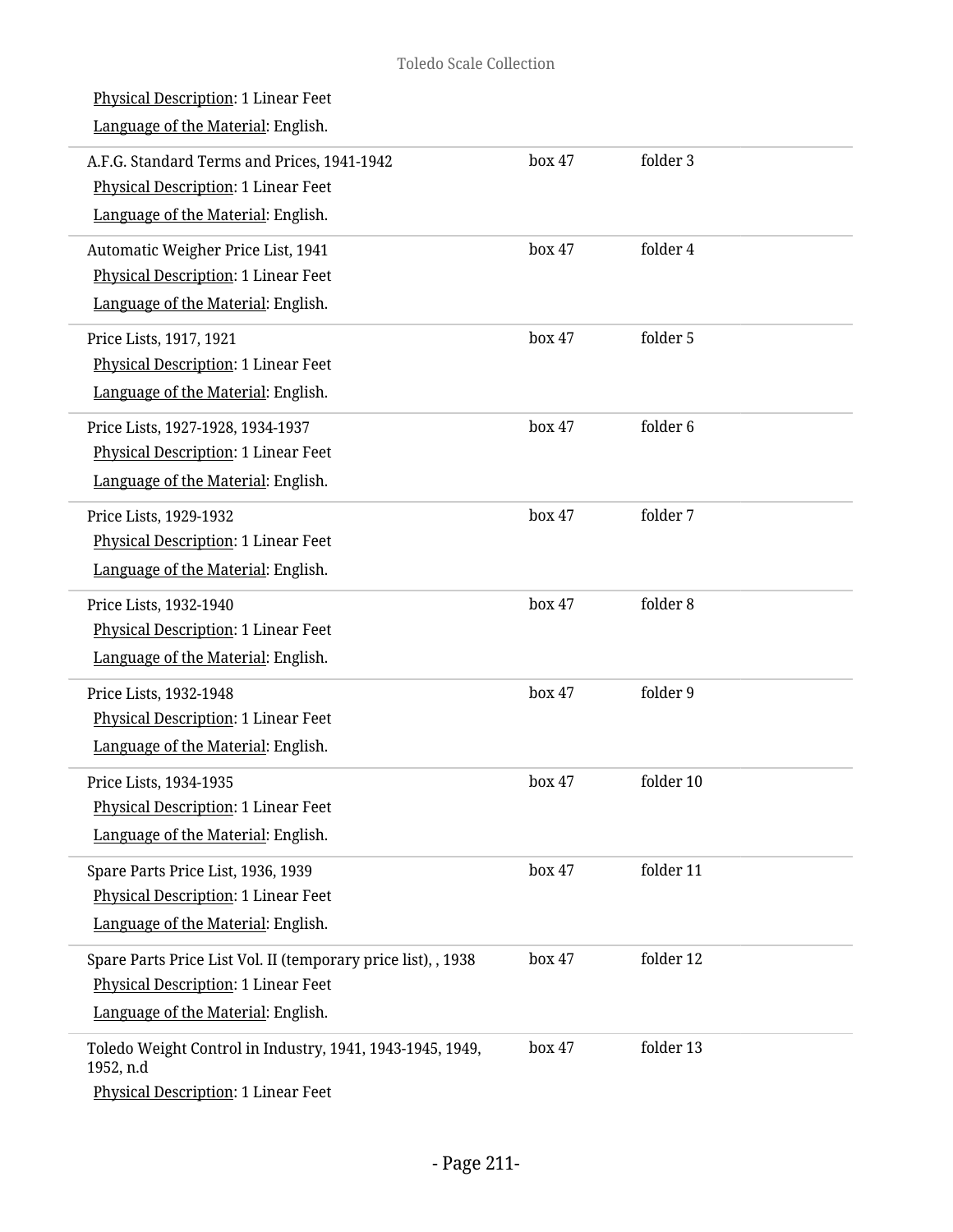Physical Description: 1 Linear Feet

Language of the Material: English.

| | | |
|---|---|---|
| A.F.G. Standard Terms and Prices, 1941-1942<br>Physical Description: 1 Linear Feet<br>Language of the Material: English. | box 47 | folder 3 |
| Automatic Weigher Price List, 1941<br>Physical Description: 1 Linear Feet<br>Language of the Material: English. | box 47 | folder 4 |
| Price Lists, 1917, 1921<br>Physical Description: 1 Linear Feet<br>Language of the Material: English. | box 47 | folder 5 |
| Price Lists, 1927-1928, 1934-1937<br>Physical Description: 1 Linear Feet<br>Language of the Material: English. | box 47 | folder 6 |
| Price Lists, 1929-1932<br>Physical Description: 1 Linear Feet<br>Language of the Material: English. | box 47 | folder 7 |
| Price Lists, 1932-1940<br>Physical Description: 1 Linear Feet<br>Language of the Material: English. | box 47 | folder 8 |
| Price Lists, 1932-1948<br>Physical Description: 1 Linear Feet<br>Language of the Material: English. | box 47 | folder 9 |
| Price Lists, 1934-1935<br>Physical Description: 1 Linear Feet<br>Language of the Material: English. | box 47 | folder 10 |
| Spare Parts Price List, 1936, 1939<br>Physical Description: 1 Linear Feet<br>Language of the Material: English. | box 47 | folder 11 |
| Spare Parts Price List Vol. II (temporary price list), , 1938<br>Physical Description: 1 Linear Feet<br>Language of the Material: English. | box 47 | folder 12 |
| Toledo Weight Control in Industry, 1941, 1943-1945, 1949, 1952, n.d<br>Physical Description: 1 Linear Feet | box 47 | folder 13 |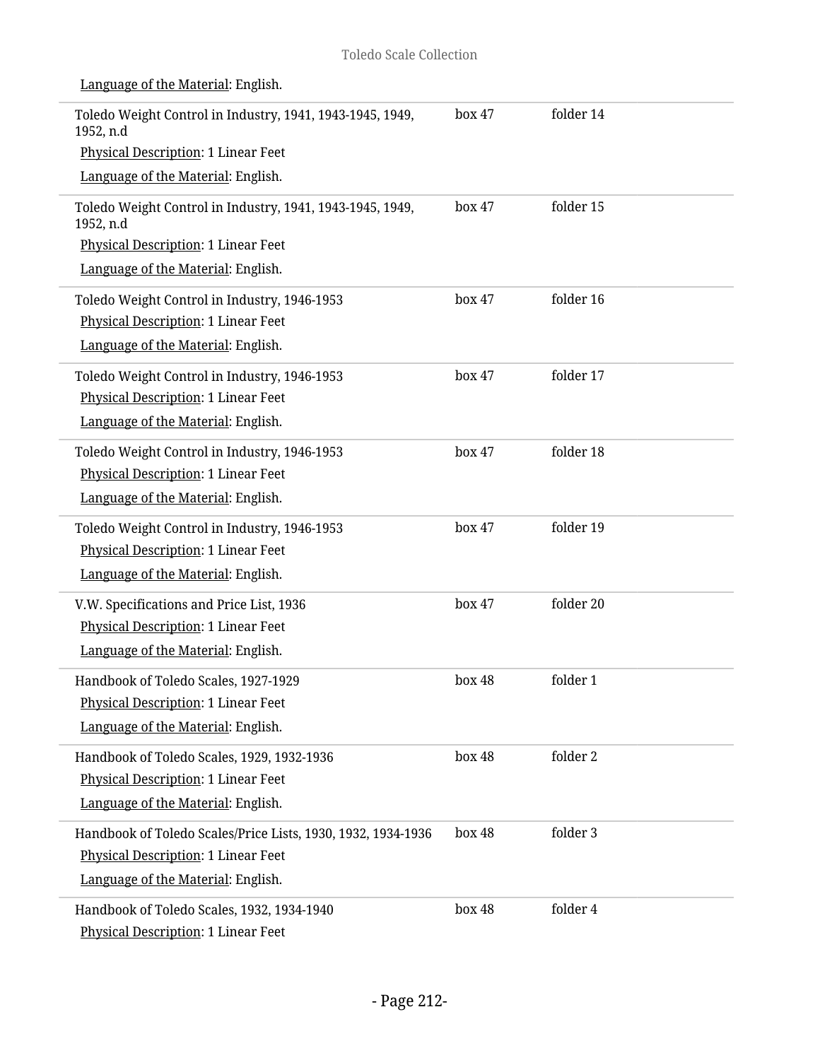Language of the Material: English.

| | | |
|---|---|---|
| Toledo Weight Control in Industry, 1941, 1943-1945, 1949, 1952, n.d<br>Physical Description: 1 Linear Feet<br>Language of the Material: English. | box 47 | folder 14 |
| Toledo Weight Control in Industry, 1941, 1943-1945, 1949, 1952, n.d<br>Physical Description: 1 Linear Feet<br>Language of the Material: English. | box 47 | folder 15 |
| Toledo Weight Control in Industry, 1946-1953<br>Physical Description: 1 Linear Feet<br>Language of the Material: English. | box 47 | folder 16 |
| Toledo Weight Control in Industry, 1946-1953<br>Physical Description: 1 Linear Feet<br>Language of the Material: English. | box 47 | folder 17 |
| Toledo Weight Control in Industry, 1946-1953<br>Physical Description: 1 Linear Feet<br>Language of the Material: English. | box 47 | folder 18 |
| Toledo Weight Control in Industry, 1946-1953<br>Physical Description: 1 Linear Feet<br>Language of the Material: English. | box 47 | folder 19 |
| V.W. Specifications and Price List, 1936<br>Physical Description: 1 Linear Feet<br>Language of the Material: English. | box 47 | folder 20 |
| Handbook of Toledo Scales, 1927-1929<br>Physical Description: 1 Linear Feet<br>Language of the Material: English. | box 48 | folder 1 |
| Handbook of Toledo Scales, 1929, 1932-1936<br>Physical Description: 1 Linear Feet<br>Language of the Material: English. | box 48 | folder 2 |
| Handbook of Toledo Scales/Price Lists, 1930, 1932, 1934-1936<br>Physical Description: 1 Linear Feet<br>Language of the Material: English. | box 48 | folder 3 |
| Handbook of Toledo Scales, 1932, 1934-1940<br>Physical Description: 1 Linear Feet | box 48 | folder 4 |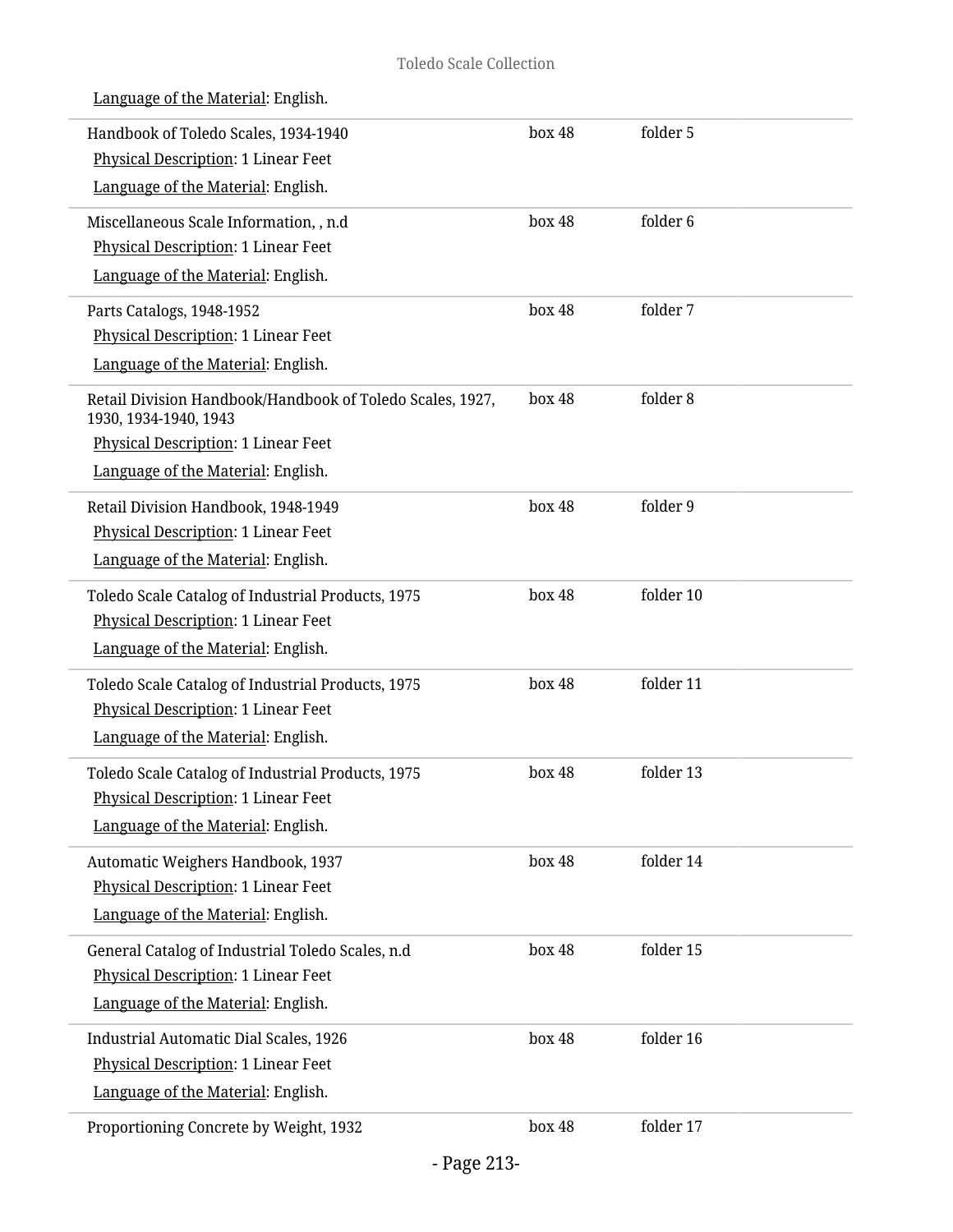Language of the Material: English.

| | | |
|---|---|---|
| Handbook of Toledo Scales, 1934-1940<br>Physical Description: 1 Linear Feet<br>Language of the Material: English. | box 48 | folder 5 |
| Miscellaneous Scale Information, , n.d<br>Physical Description: 1 Linear Feet<br>Language of the Material: English. | box 48 | folder 6 |
| Parts Catalogs, 1948-1952<br>Physical Description: 1 Linear Feet<br>Language of the Material: English. | box 48 | folder 7 |
| Retail Division Handbook/Handbook of Toledo Scales, 1927, 1930, 1934-1940, 1943<br>Physical Description: 1 Linear Feet<br>Language of the Material: English. | box 48 | folder 8 |
| Retail Division Handbook, 1948-1949<br>Physical Description: 1 Linear Feet<br>Language of the Material: English. | box 48 | folder 9 |
| Toledo Scale Catalog of Industrial Products, 1975<br>Physical Description: 1 Linear Feet<br>Language of the Material: English. | box 48 | folder 10 |
| Toledo Scale Catalog of Industrial Products, 1975<br>Physical Description: 1 Linear Feet<br>Language of the Material: English. | box 48 | folder 11 |
| Toledo Scale Catalog of Industrial Products, 1975<br>Physical Description: 1 Linear Feet<br>Language of the Material: English. | box 48 | folder 13 |
| Automatic Weighers Handbook, 1937<br>Physical Description: 1 Linear Feet<br>Language of the Material: English. | box 48 | folder 14 |
| General Catalog of Industrial Toledo Scales, n.d<br>Physical Description: 1 Linear Feet<br>Language of the Material: English. | box 48 | folder 15 |
| Industrial Automatic Dial Scales, 1926<br>Physical Description: 1 Linear Feet<br>Language of the Material: English. | box 48 | folder 16 |
| Proportioning Concrete by Weight, 1932 | box 48 | folder 17 |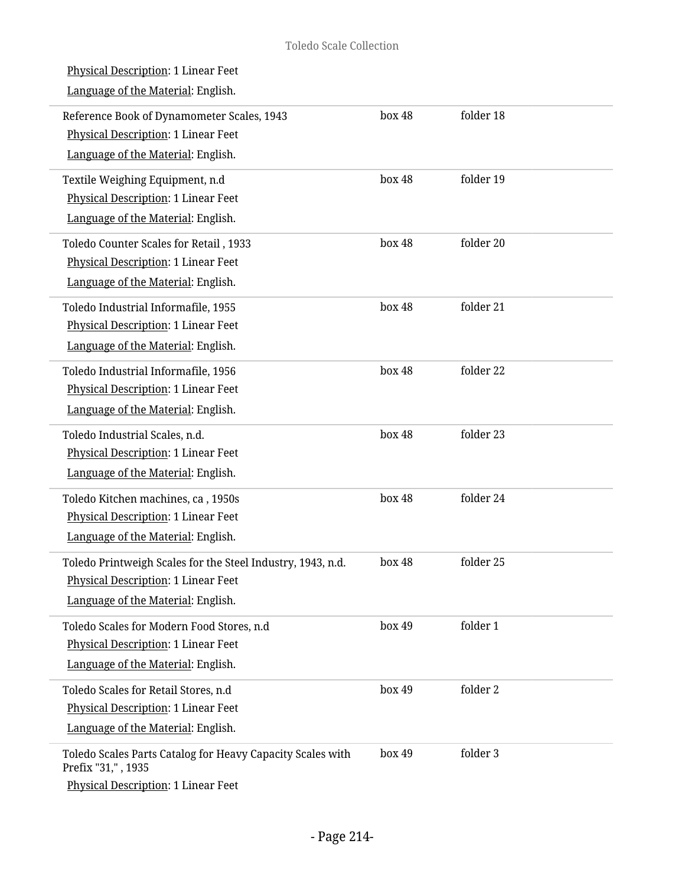Physical Description: 1 Linear Feet

Language of the Material: English.

| | | |
|---|---|---|
| Reference Book of Dynamometer Scales, 1943<br>Physical Description: 1 Linear Feet<br>Language of the Material: English. | box 48 | folder 18 |
| Textile Weighing Equipment, n.d<br>Physical Description: 1 Linear Feet<br>Language of the Material: English. | box 48 | folder 19 |
| Toledo Counter Scales for Retail , 1933<br>Physical Description: 1 Linear Feet<br>Language of the Material: English. | box 48 | folder 20 |
| Toledo Industrial Informafile, 1955<br>Physical Description: 1 Linear Feet<br>Language of the Material: English. | box 48 | folder 21 |
| Toledo Industrial Informafile, 1956<br>Physical Description: 1 Linear Feet<br>Language of the Material: English. | box 48 | folder 22 |
| Toledo Industrial Scales, n.d.<br>Physical Description: 1 Linear Feet<br>Language of the Material: English. | box 48 | folder 23 |
| Toledo Kitchen machines, ca , 1950s<br>Physical Description: 1 Linear Feet<br>Language of the Material: English. | box 48 | folder 24 |
| Toledo Printweigh Scales for the Steel Industry, 1943, n.d.<br>Physical Description: 1 Linear Feet<br>Language of the Material: English. | box 48 | folder 25 |
| Toledo Scales for Modern Food Stores, n.d<br>Physical Description: 1 Linear Feet<br>Language of the Material: English. | box 49 | folder 1 |
| Toledo Scales for Retail Stores, n.d<br>Physical Description: 1 Linear Feet<br>Language of the Material: English. | box 49 | folder 2 |
| Toledo Scales Parts Catalog for Heavy Capacity Scales with Prefix "31," , 1935<br>Physical Description: 1 Linear Feet | box 49 | folder 3 |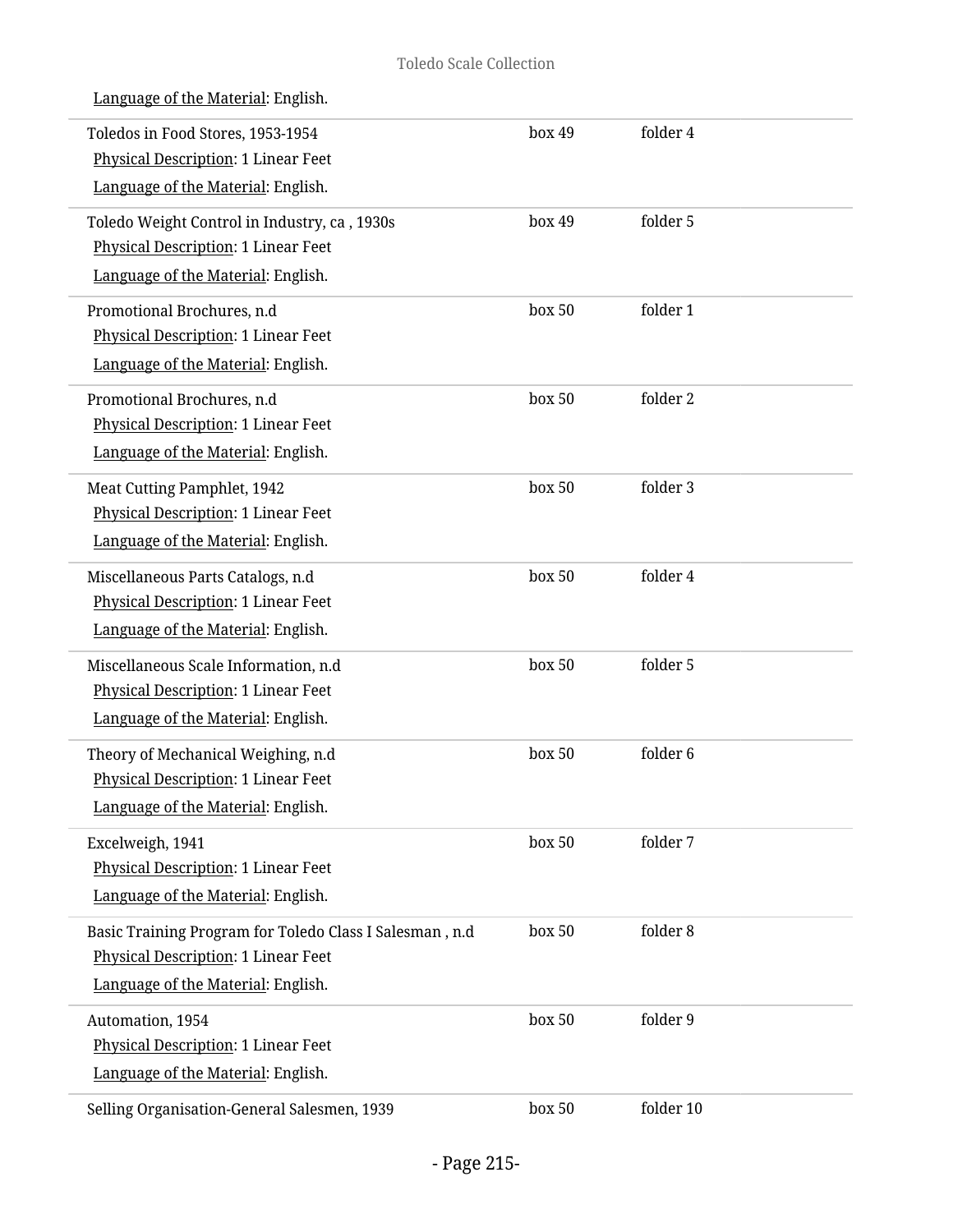Language of the Material: English.

| | | |
|---|---|---|
| Toledos in Food Stores, 1953-1954<br>Physical Description: 1 Linear Feet<br>Language of the Material: English. | box 49 | folder 4 |
| Toledo Weight Control in Industry, ca , 1930s<br>Physical Description: 1 Linear Feet<br>Language of the Material: English. | box 49 | folder 5 |
| Promotional Brochures, n.d<br>Physical Description: 1 Linear Feet<br>Language of the Material: English. | box 50 | folder 1 |
| Promotional Brochures, n.d<br>Physical Description: 1 Linear Feet<br>Language of the Material: English. | box 50 | folder 2 |
| Meat Cutting Pamphlet, 1942<br>Physical Description: 1 Linear Feet<br>Language of the Material: English. | box 50 | folder 3 |
| Miscellaneous Parts Catalogs, n.d<br>Physical Description: 1 Linear Feet<br>Language of the Material: English. | box 50 | folder 4 |
| Miscellaneous Scale Information, n.d<br>Physical Description: 1 Linear Feet<br>Language of the Material: English. | box 50 | folder 5 |
| Theory of Mechanical Weighing, n.d<br>Physical Description: 1 Linear Feet<br>Language of the Material: English. | box 50 | folder 6 |
| Excelweigh, 1941<br>Physical Description: 1 Linear Feet<br>Language of the Material: English. | box 50 | folder 7 |
| Basic Training Program for Toledo Class I Salesman , n.d<br>Physical Description: 1 Linear Feet<br>Language of the Material: English. | box 50 | folder 8 |
| Automation, 1954<br>Physical Description: 1 Linear Feet<br>Language of the Material: English. | box 50 | folder 9 |
| Selling Organisation-General Salesmen, 1939 | box 50 | folder 10 |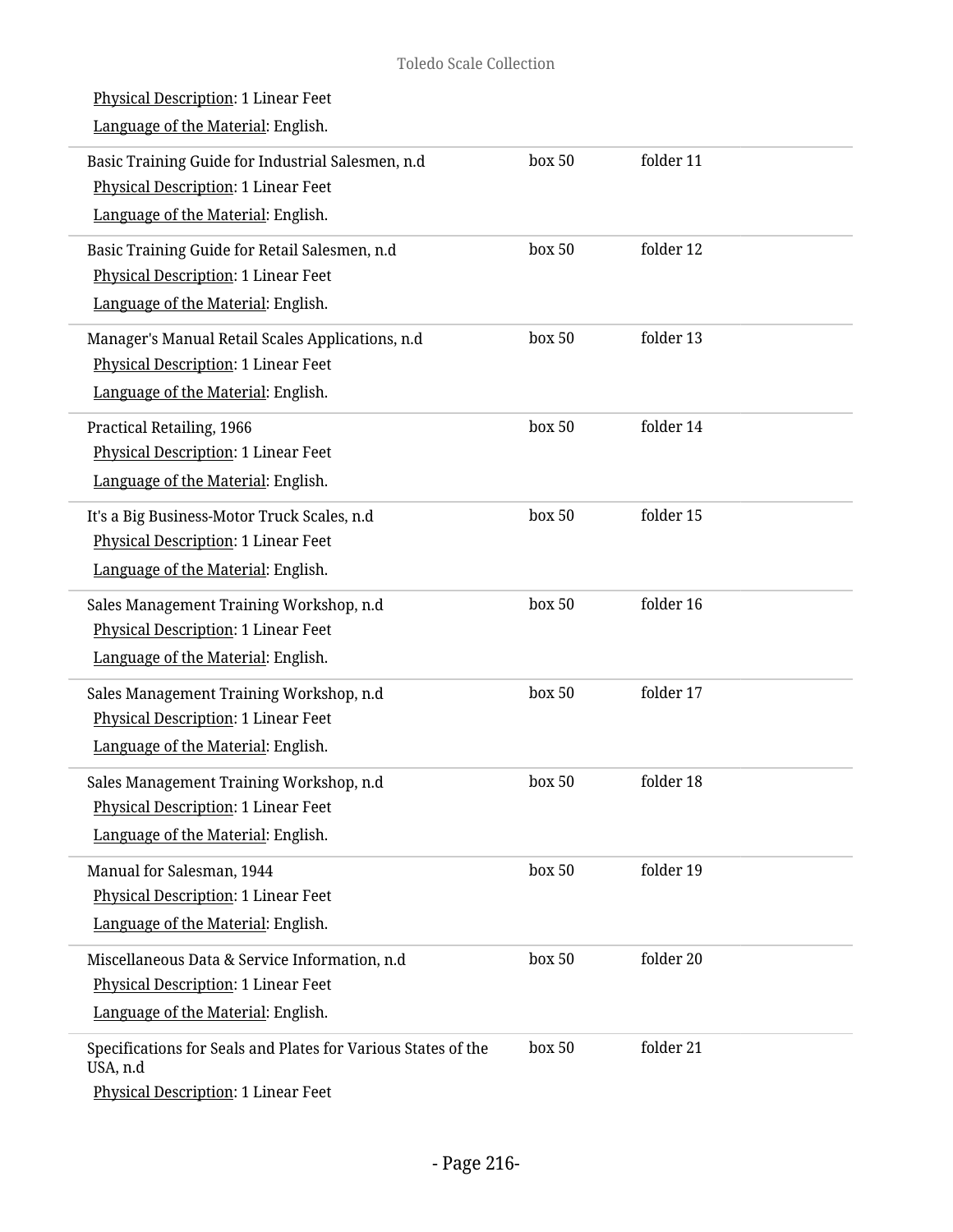Physical Description: 1 Linear Feet

Language of the Material: English.

| | | |
|---|---|---|
| Basic Training Guide for Industrial Salesmen, n.d<br>Physical Description: 1 Linear Feet<br>Language of the Material: English. | box 50 | folder 11 |
| Basic Training Guide for Retail Salesmen, n.d<br>Physical Description: 1 Linear Feet<br>Language of the Material: English. | box 50 | folder 12 |
| Manager's Manual Retail Scales Applications, n.d<br>Physical Description: 1 Linear Feet<br>Language of the Material: English. | box 50 | folder 13 |
| Practical Retailing, 1966<br>Physical Description: 1 Linear Feet<br>Language of the Material: English. | box 50 | folder 14 |
| It's a Big Business-Motor Truck Scales, n.d<br>Physical Description: 1 Linear Feet<br>Language of the Material: English. | box 50 | folder 15 |
| Sales Management Training Workshop, n.d<br>Physical Description: 1 Linear Feet<br>Language of the Material: English. | box 50 | folder 16 |
| Sales Management Training Workshop, n.d<br>Physical Description: 1 Linear Feet<br>Language of the Material: English. | box 50 | folder 17 |
| Sales Management Training Workshop, n.d<br>Physical Description: 1 Linear Feet<br>Language of the Material: English. | box 50 | folder 18 |
| Manual for Salesman, 1944<br>Physical Description: 1 Linear Feet<br>Language of the Material: English. | box 50 | folder 19 |
| Miscellaneous Data & Service Information, n.d<br>Physical Description: 1 Linear Feet<br>Language of the Material: English. | box 50 | folder 20 |
| Specifications for Seals and Plates for Various States of the USA, n.d<br>Physical Description: 1 Linear Feet | box 50 | folder 21 |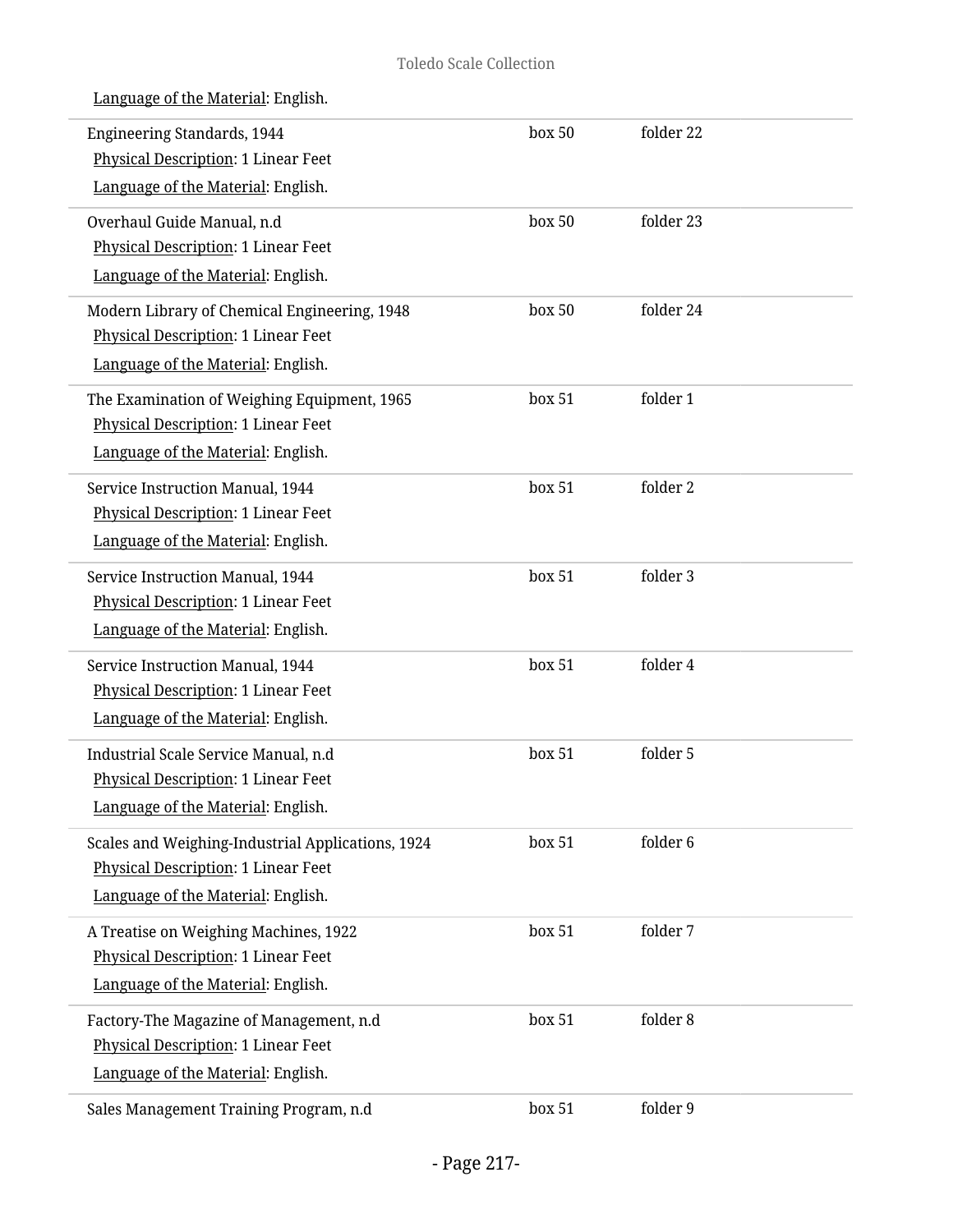Language of the Material: English.

| | | |
|---|---|---|
| Engineering Standards, 1944<br>Physical Description: 1 Linear Feet<br>Language of the Material: English. | box 50 | folder 22 |
| Overhaul Guide Manual, n.d<br>Physical Description: 1 Linear Feet<br>Language of the Material: English. | box 50 | folder 23 |
| Modern Library of Chemical Engineering, 1948<br>Physical Description: 1 Linear Feet<br>Language of the Material: English. | box 50 | folder 24 |
| The Examination of Weighing Equipment, 1965<br>Physical Description: 1 Linear Feet<br>Language of the Material: English. | box 51 | folder 1 |
| Service Instruction Manual, 1944<br>Physical Description: 1 Linear Feet<br>Language of the Material: English. | box 51 | folder 2 |
| Service Instruction Manual, 1944<br>Physical Description: 1 Linear Feet<br>Language of the Material: English. | box 51 | folder 3 |
| Service Instruction Manual, 1944<br>Physical Description: 1 Linear Feet<br>Language of the Material: English. | box 51 | folder 4 |
| Industrial Scale Service Manual, n.d<br>Physical Description: 1 Linear Feet<br>Language of the Material: English. | box 51 | folder 5 |
| Scales and Weighing-Industrial Applications, 1924<br>Physical Description: 1 Linear Feet<br>Language of the Material: English. | box 51 | folder 6 |
| A Treatise on Weighing Machines, 1922<br>Physical Description: 1 Linear Feet<br>Language of the Material: English. | box 51 | folder 7 |
| Factory-The Magazine of Management, n.d<br>Physical Description: 1 Linear Feet<br>Language of the Material: English. | box 51 | folder 8 |
| Sales Management Training Program, n.d | box 51 | folder 9 |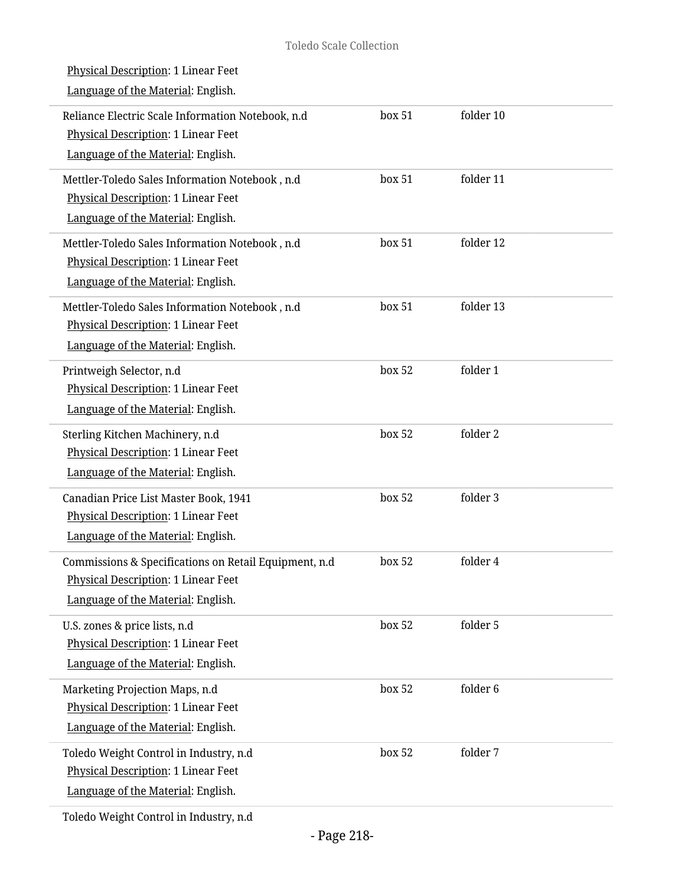Physical Description: 1 Linear Feet

Language of the Material: English.

| | | |
|---|---|---|
| Reliance Electric Scale Information Notebook, n.d<br>Physical Description: 1 Linear Feet<br>Language of the Material: English. | box 51 | folder 10 |
| Mettler-Toledo Sales Information Notebook , n.d<br>Physical Description: 1 Linear Feet<br>Language of the Material: English. | box 51 | folder 11 |
| Mettler-Toledo Sales Information Notebook , n.d<br>Physical Description: 1 Linear Feet<br>Language of the Material: English. | box 51 | folder 12 |
| Mettler-Toledo Sales Information Notebook , n.d<br>Physical Description: 1 Linear Feet<br>Language of the Material: English. | box 51 | folder 13 |
| Printweigh Selector, n.d<br>Physical Description: 1 Linear Feet<br>Language of the Material: English. | box 52 | folder 1 |
| Sterling Kitchen Machinery, n.d<br>Physical Description: 1 Linear Feet<br>Language of the Material: English. | box 52 | folder 2 |
| Canadian Price List Master Book, 1941<br>Physical Description: 1 Linear Feet<br>Language of the Material: English. | box 52 | folder 3 |
| Commissions & Specifications on Retail Equipment, n.d<br>Physical Description: 1 Linear Feet<br>Language of the Material: English. | box 52 | folder 4 |
| U.S. zones & price lists, n.d<br>Physical Description: 1 Linear Feet<br>Language of the Material: English. | box 52 | folder 5 |
| Marketing Projection Maps, n.d<br>Physical Description: 1 Linear Feet<br>Language of the Material: English. | box 52 | folder 6 |
| Toledo Weight Control in Industry, n.d<br>Physical Description: 1 Linear Feet<br>Language of the Material: English. | box 52 | folder 7 |

Toledo Weight Control in Industry, n.d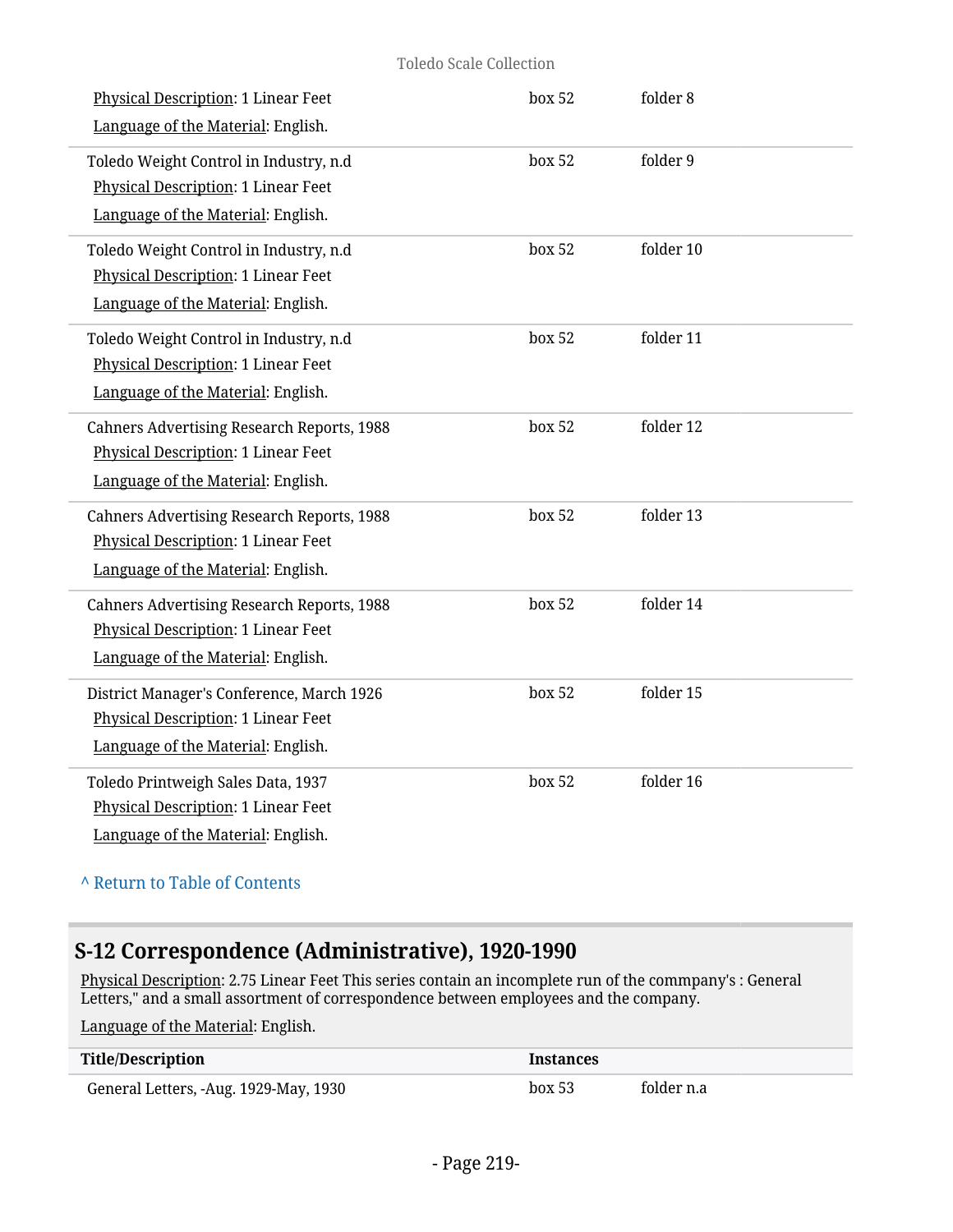| | | |
|---|---|---|
| Physical Description: 1 Linear Feet<br>Language of the Material: English. | box 52 | folder 8 |
| Toledo Weight Control in Industry, n.d<br>Physical Description: 1 Linear Feet<br>Language of the Material: English. | box 52 | folder 9 |
| Toledo Weight Control in Industry, n.d<br>Physical Description: 1 Linear Feet<br>Language of the Material: English. | box 52 | folder 10 |
| Toledo Weight Control in Industry, n.d<br>Physical Description: 1 Linear Feet<br>Language of the Material: English. | box 52 | folder 11 |
| Cahners Advertising Research Reports, 1988<br>Physical Description: 1 Linear Feet<br>Language of the Material: English. | box 52 | folder 12 |
| Cahners Advertising Research Reports, 1988<br>Physical Description: 1 Linear Feet<br>Language of the Material: English. | box 52 | folder 13 |
| Cahners Advertising Research Reports, 1988<br>Physical Description: 1 Linear Feet<br>Language of the Material: English. | box 52 | folder 14 |
| District Manager's Conference, March 1926<br>Physical Description: 1 Linear Feet<br>Language of the Material: English. | box 52 | folder 15 |
| Toledo Printweigh Sales Data, 1937<br>Physical Description: 1 Linear Feet<br>Language of the Material: English. | box 52 | folder 16 |

^ Return to Table of Contents

## S-12 Correspondence (Administrative), 1920-1990

Physical Description: 2.75 Linear Feet This series contain an incomplete run of the commpany's : General Letters," and a small assortment of correspondence between employees and the company.

Language of the Material: English.

| Title/Description | Instances | |
|---|---|---|
| General Letters, -Aug. 1929-May, 1930 | box 53 | folder n.a |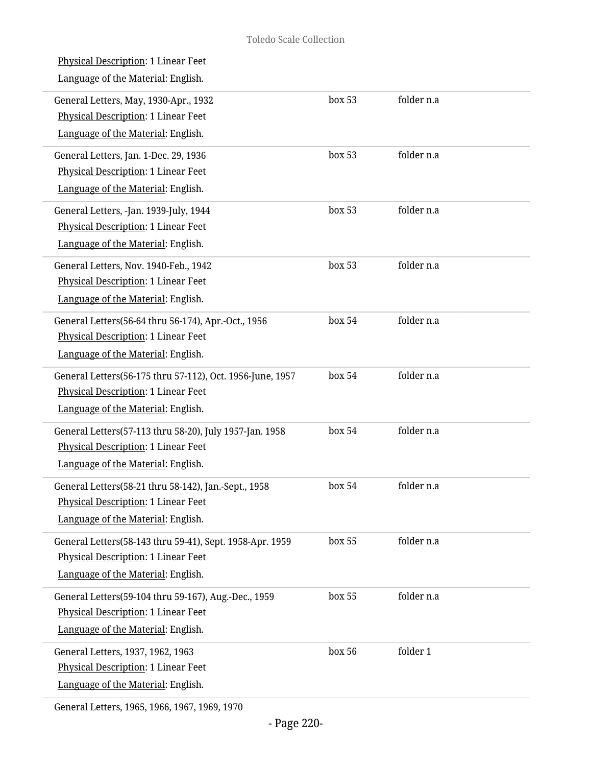Physical Description: 1 Linear Feet
Language of the Material: English.

| | | |
|---|---|---|
| General Letters, May, 1930-Apr., 1932<br>Physical Description: 1 Linear Feet<br>Language of the Material: English. | box 53 | folder n.a |
| General Letters, Jan. 1-Dec. 29, 1936<br>Physical Description: 1 Linear Feet<br>Language of the Material: English. | box 53 | folder n.a |
| General Letters, -Jan. 1939-July, 1944<br>Physical Description: 1 Linear Feet<br>Language of the Material: English. | box 53 | folder n.a |
| General Letters, Nov. 1940-Feb., 1942<br>Physical Description: 1 Linear Feet<br>Language of the Material: English. | box 53 | folder n.a |
| General Letters(56-64 thru 56-174), Apr.-Oct., 1956<br>Physical Description: 1 Linear Feet<br>Language of the Material: English. | box 54 | folder n.a |
| General Letters(56-175 thru 57-112), Oct. 1956-June, 1957<br>Physical Description: 1 Linear Feet<br>Language of the Material: English. | box 54 | folder n.a |
| General Letters(57-113 thru 58-20), July 1957-Jan. 1958<br>Physical Description: 1 Linear Feet<br>Language of the Material: English. | box 54 | folder n.a |
| General Letters(58-21 thru 58-142), Jan.-Sept., 1958<br>Physical Description: 1 Linear Feet<br>Language of the Material: English. | box 54 | folder n.a |
| General Letters(58-143 thru 59-41), Sept. 1958-Apr. 1959<br>Physical Description: 1 Linear Feet<br>Language of the Material: English. | box 55 | folder n.a |
| General Letters(59-104 thru 59-167), Aug.-Dec., 1959<br>Physical Description: 1 Linear Feet<br>Language of the Material: English. | box 55 | folder n.a |
| General Letters, 1937, 1962, 1963<br>Physical Description: 1 Linear Feet<br>Language of the Material: English. | box 56 | folder 1 |
| General Letters, 1965, 1966, 1967, 1969, 1970 | | |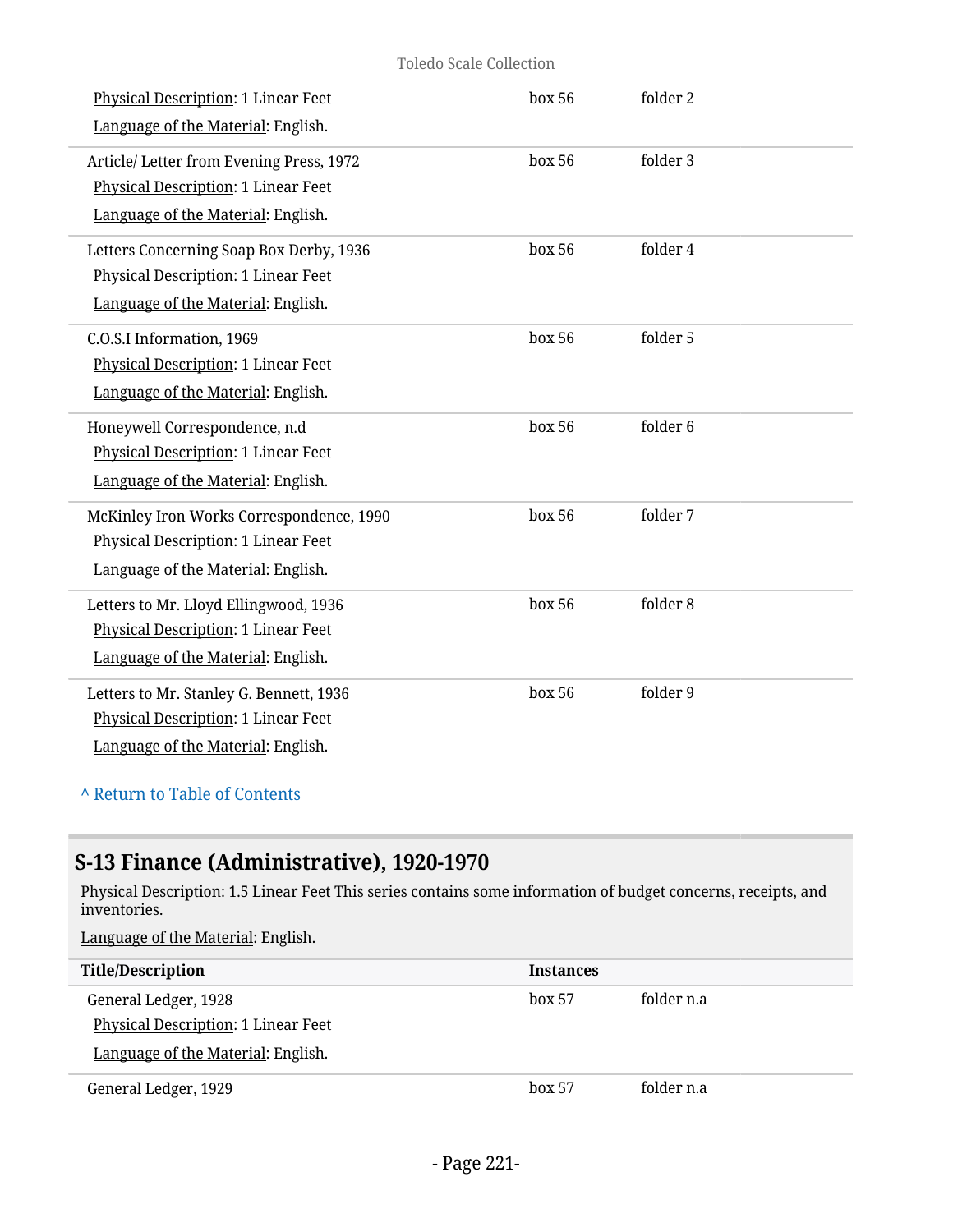| | | |
|---|---|---|
| Physical Description: 1 Linear Feet<br>Language of the Material: English. | box 56 | folder 2 |
| Article/ Letter from Evening Press, 1972<br>Physical Description: 1 Linear Feet<br>Language of the Material: English. | box 56 | folder 3 |
| Letters Concerning Soap Box Derby, 1936<br>Physical Description: 1 Linear Feet<br>Language of the Material: English. | box 56 | folder 4 |
| C.O.S.I Information, 1969<br>Physical Description: 1 Linear Feet<br>Language of the Material: English. | box 56 | folder 5 |
| Honeywell Correspondence, n.d<br>Physical Description: 1 Linear Feet<br>Language of the Material: English. | box 56 | folder 6 |
| McKinley Iron Works Correspondence, 1990<br>Physical Description: 1 Linear Feet<br>Language of the Material: English. | box 56 | folder 7 |
| Letters to Mr. Lloyd Ellingwood, 1936<br>Physical Description: 1 Linear Feet<br>Language of the Material: English. | box 56 | folder 8 |
| Letters to Mr. Stanley G. Bennett, 1936<br>Physical Description: 1 Linear Feet<br>Language of the Material: English. | box 56 | folder 9 |

^ Return to Table of Contents

## S-13 Finance (Administrative), 1920-1970

Physical Description: 1.5 Linear Feet This series contains some information of budget concerns, receipts, and inventories.

Language of the Material: English.

| Title/Description | Instances | |
|---|---|---|
| General Ledger, 1928<br>Physical Description: 1 Linear Feet<br>Language of the Material: English. | box 57 | folder n.a |
| General Ledger, 1929 | box 57 | folder n.a |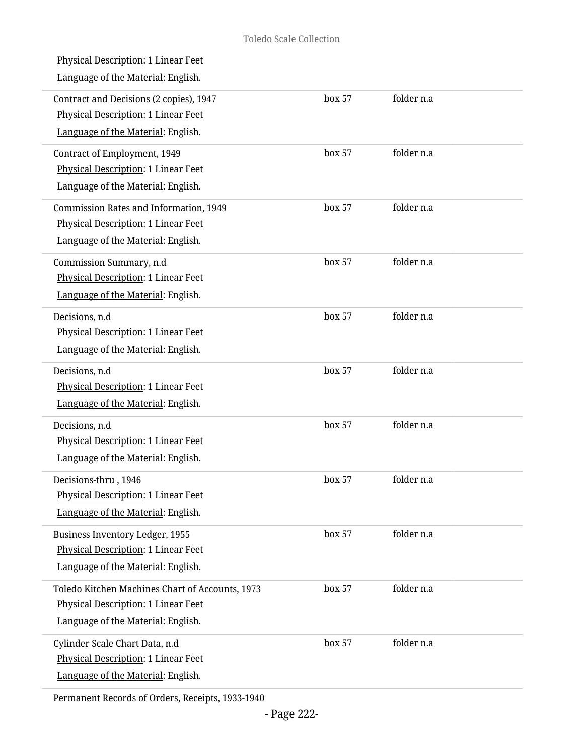Physical Description: 1 Linear Feet

Language of the Material: English.

| | | |
|---|---|---|
| Contract and Decisions (2 copies), 1947<br>Physical Description: 1 Linear Feet<br>Language of the Material: English. | box 57 | folder n.a |
| Contract of Employment, 1949<br>Physical Description: 1 Linear Feet<br>Language of the Material: English. | box 57 | folder n.a |
| Commission Rates and Information, 1949<br>Physical Description: 1 Linear Feet<br>Language of the Material: English. | box 57 | folder n.a |
| Commission Summary, n.d<br>Physical Description: 1 Linear Feet<br>Language of the Material: English. | box 57 | folder n.a |
| Decisions, n.d<br>Physical Description: 1 Linear Feet<br>Language of the Material: English. | box 57 | folder n.a |
| Decisions, n.d<br>Physical Description: 1 Linear Feet<br>Language of the Material: English. | box 57 | folder n.a |
| Decisions, n.d<br>Physical Description: 1 Linear Feet<br>Language of the Material: English. | box 57 | folder n.a |
| Decisions-thru , 1946<br>Physical Description: 1 Linear Feet<br>Language of the Material: English. | box 57 | folder n.a |
| Business Inventory Ledger, 1955<br>Physical Description: 1 Linear Feet<br>Language of the Material: English. | box 57 | folder n.a |
| Toledo Kitchen Machines Chart of Accounts, 1973<br>Physical Description: 1 Linear Feet<br>Language of the Material: English. | box 57 | folder n.a |
| Cylinder Scale Chart Data, n.d<br>Physical Description: 1 Linear Feet<br>Language of the Material: English. | box 57 | folder n.a |

Permanent Records of Orders, Receipts, 1933-1940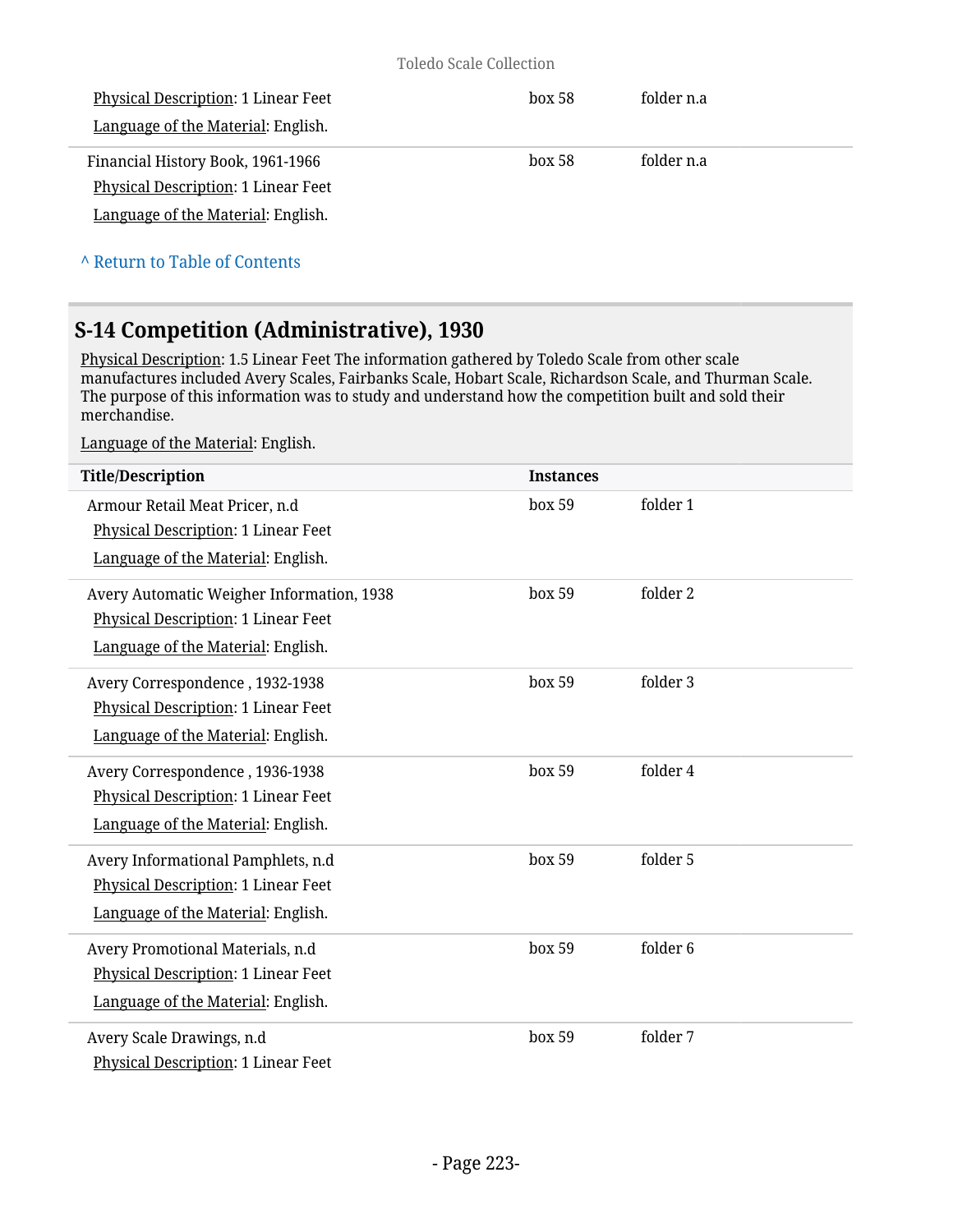| | | |
|---|---|---|
| Physical Description: 1 Linear Feet<br>Language of the Material: English. | box 58 | folder n.a |
| Financial History Book, 1961-1966<br>Physical Description: 1 Linear Feet<br>Language of the Material: English. | box 58 | folder n.a |

^ Return to Table of Contents

## S-14 Competition (Administrative), 1930

Physical Description: 1.5 Linear Feet The information gathered by Toledo Scale from other scale manufactures included Avery Scales, Fairbanks Scale, Hobart Scale, Richardson Scale, and Thurman Scale. The purpose of this information was to study and understand how the competition built and sold their merchandise.

Language of the Material: English.

| Title/Description | Instances | |
|---|---|---|
| Armour Retail Meat Pricer, n.d<br>Physical Description: 1 Linear Feet<br>Language of the Material: English. | box 59 | folder 1 |
| Avery Automatic Weigher Information, 1938<br>Physical Description: 1 Linear Feet<br>Language of the Material: English. | box 59 | folder 2 |
| Avery Correspondence , 1932-1938<br>Physical Description: 1 Linear Feet<br>Language of the Material: English. | box 59 | folder 3 |
| Avery Correspondence , 1936-1938<br>Physical Description: 1 Linear Feet<br>Language of the Material: English. | box 59 | folder 4 |
| Avery Informational Pamphlets, n.d<br>Physical Description: 1 Linear Feet<br>Language of the Material: English. | box 59 | folder 5 |
| Avery Promotional Materials, n.d<br>Physical Description: 1 Linear Feet<br>Language of the Material: English. | box 59 | folder 6 |
| Avery Scale Drawings, n.d<br>Physical Description: 1 Linear Feet | box 59 | folder 7 |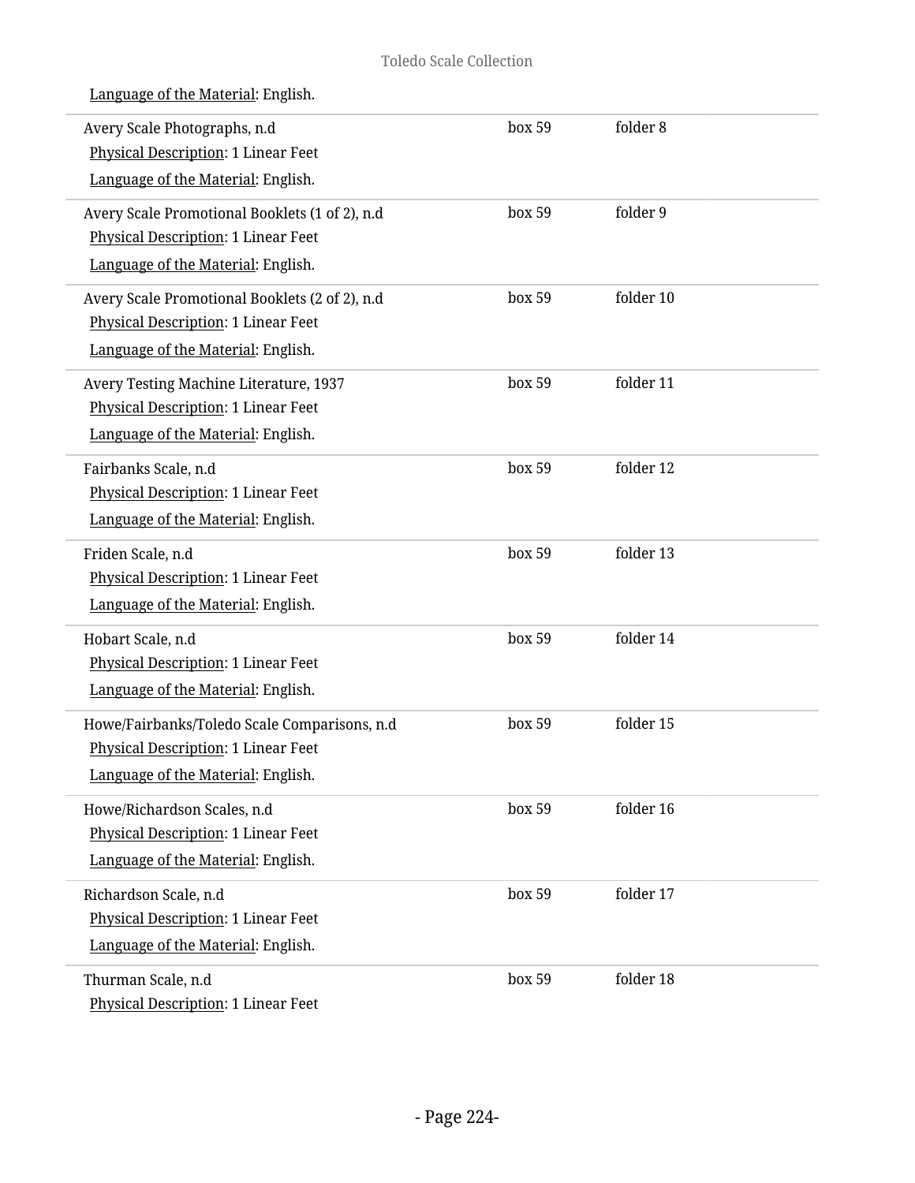Language of the Material: English.

Avery Scale Photographs, n.d — box 59, folder 8
Physical Description: 1 Linear Feet
Language of the Material: English.

Avery Scale Promotional Booklets (1 of 2), n.d — box 59, folder 9
Physical Description: 1 Linear Feet
Language of the Material: English.

Avery Scale Promotional Booklets (2 of 2), n.d — box 59, folder 10
Physical Description: 1 Linear Feet
Language of the Material: English.

Avery Testing Machine Literature, 1937 — box 59, folder 11
Physical Description: 1 Linear Feet
Language of the Material: English.

Fairbanks Scale, n.d — box 59, folder 12
Physical Description: 1 Linear Feet
Language of the Material: English.

Friden Scale, n.d — box 59, folder 13
Physical Description: 1 Linear Feet
Language of the Material: English.

Hobart Scale, n.d — box 59, folder 14
Physical Description: 1 Linear Feet
Language of the Material: English.

Howe/Fairbanks/Toledo Scale Comparisons, n.d — box 59, folder 15
Physical Description: 1 Linear Feet
Language of the Material: English.

Howe/Richardson Scales, n.d — box 59, folder 16
Physical Description: 1 Linear Feet
Language of the Material: English.

Richardson Scale, n.d — box 59, folder 17
Physical Description: 1 Linear Feet
Language of the Material: English.

Thurman Scale, n.d — box 59, folder 18
Physical Description: 1 Linear Feet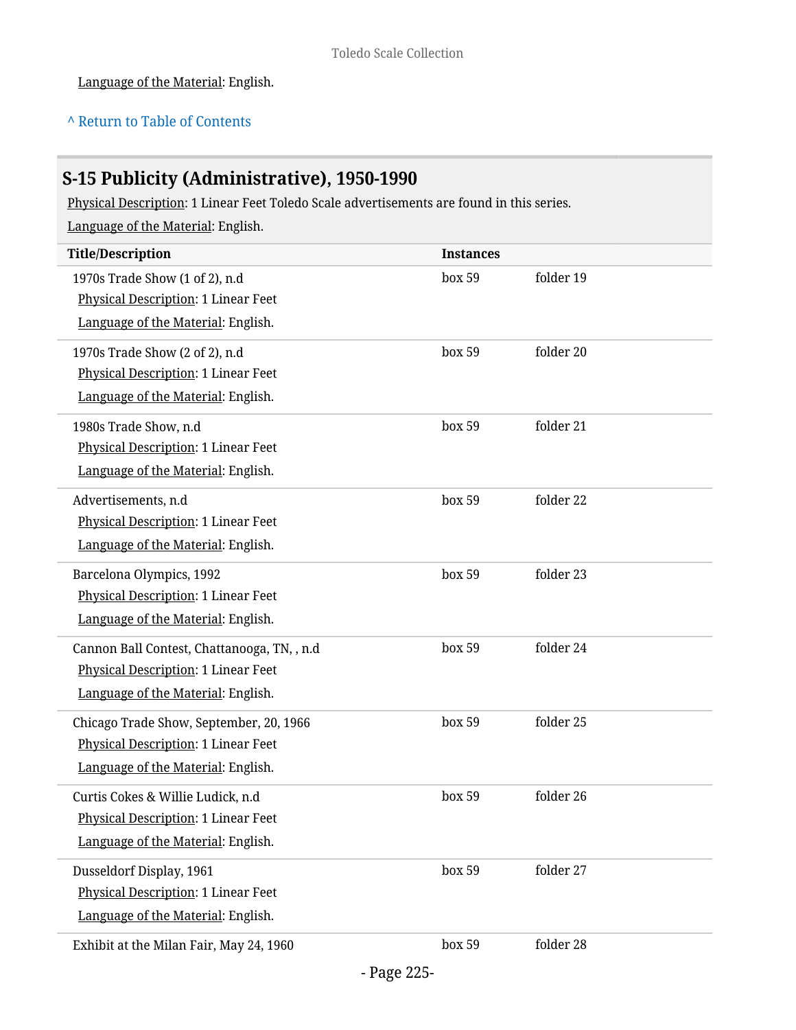Language of the Material: English.

^ Return to Table of Contents

## S-15 Publicity (Administrative), 1950-1990

Physical Description: 1 Linear Feet Toledo Scale advertisements are found in this series.

Language of the Material: English.

| Title/Description | Instances | |
|---|---|---|
| 1970s Trade Show (1 of 2), n.d<br>Physical Description: 1 Linear Feet<br>Language of the Material: English. | box 59 | folder 19 |
| 1970s Trade Show (2 of 2), n.d<br>Physical Description: 1 Linear Feet<br>Language of the Material: English. | box 59 | folder 20 |
| 1980s Trade Show, n.d<br>Physical Description: 1 Linear Feet<br>Language of the Material: English. | box 59 | folder 21 |
| Advertisements, n.d<br>Physical Description: 1 Linear Feet<br>Language of the Material: English. | box 59 | folder 22 |
| Barcelona Olympics, 1992<br>Physical Description: 1 Linear Feet<br>Language of the Material: English. | box 59 | folder 23 |
| Cannon Ball Contest, Chattanooga, TN, , n.d<br>Physical Description: 1 Linear Feet<br>Language of the Material: English. | box 59 | folder 24 |
| Chicago Trade Show, September, 20, 1966<br>Physical Description: 1 Linear Feet<br>Language of the Material: English. | box 59 | folder 25 |
| Curtis Cokes & Willie Ludick, n.d<br>Physical Description: 1 Linear Feet<br>Language of the Material: English. | box 59 | folder 26 |
| Dusseldorf Display, 1961<br>Physical Description: 1 Linear Feet<br>Language of the Material: English. | box 59 | folder 27 |
| Exhibit at the Milan Fair, May 24, 1960 | box 59 | folder 28 |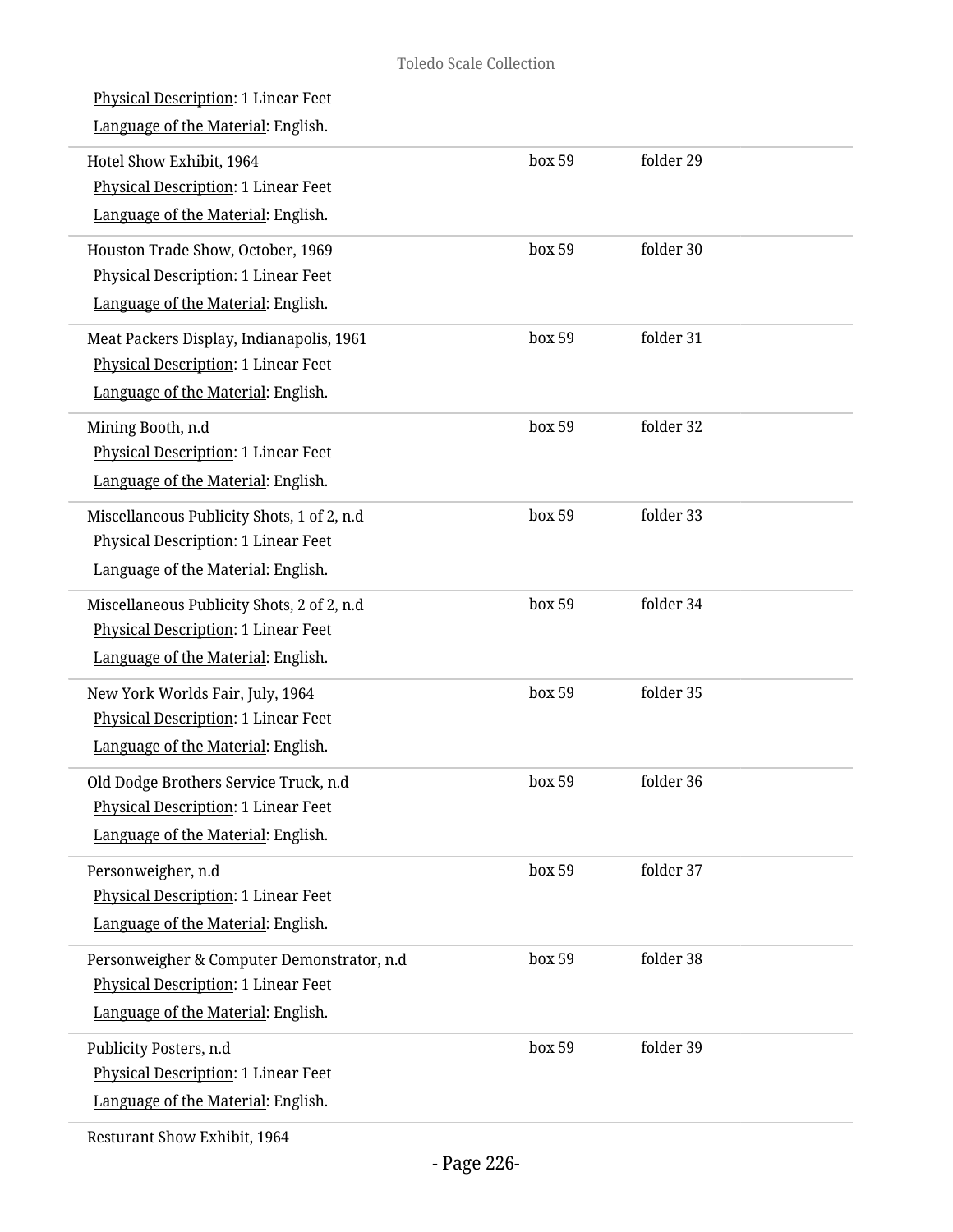Physical Description: 1 Linear Feet

Language of the Material: English.

| | | |
|---|---|---|
| Hotel Show Exhibit, 1964<br>Physical Description: 1 Linear Feet<br>Language of the Material: English. | box 59 | folder 29 |
| Houston Trade Show, October, 1969<br>Physical Description: 1 Linear Feet<br>Language of the Material: English. | box 59 | folder 30 |
| Meat Packers Display, Indianapolis, 1961<br>Physical Description: 1 Linear Feet<br>Language of the Material: English. | box 59 | folder 31 |
| Mining Booth, n.d<br>Physical Description: 1 Linear Feet<br>Language of the Material: English. | box 59 | folder 32 |
| Miscellaneous Publicity Shots, 1 of 2, n.d<br>Physical Description: 1 Linear Feet<br>Language of the Material: English. | box 59 | folder 33 |
| Miscellaneous Publicity Shots, 2 of 2, n.d<br>Physical Description: 1 Linear Feet<br>Language of the Material: English. | box 59 | folder 34 |
| New York Worlds Fair, July, 1964<br>Physical Description: 1 Linear Feet<br>Language of the Material: English. | box 59 | folder 35 |
| Old Dodge Brothers Service Truck, n.d<br>Physical Description: 1 Linear Feet<br>Language of the Material: English. | box 59 | folder 36 |
| Personweigher, n.d<br>Physical Description: 1 Linear Feet<br>Language of the Material: English. | box 59 | folder 37 |
| Personweigher & Computer Demonstrator, n.d<br>Physical Description: 1 Linear Feet<br>Language of the Material: English. | box 59 | folder 38 |
| Publicity Posters, n.d<br>Physical Description: 1 Linear Feet<br>Language of the Material: English. | box 59 | folder 39 |
| Resturant Show Exhibit, 1964 | | |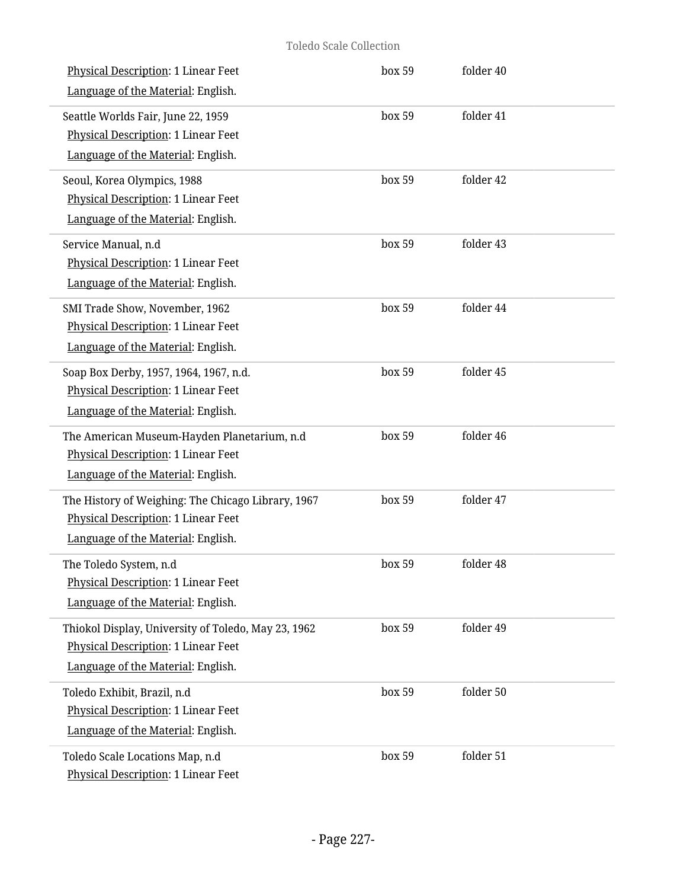Physical Description: 1 Linear Feet | box 59 | folder 40

Language of the Material: English.

Seattle Worlds Fair, June 22, 1959 | box 59 | folder 41

Physical Description: 1 Linear Feet

Language of the Material: English.

Seoul, Korea Olympics, 1988 | box 59 | folder 42

Physical Description: 1 Linear Feet

Language of the Material: English.

Service Manual, n.d | box 59 | folder 43

Physical Description: 1 Linear Feet

Language of the Material: English.

SMI Trade Show, November, 1962 | box 59 | folder 44

Physical Description: 1 Linear Feet

Language of the Material: English.

Soap Box Derby, 1957, 1964, 1967, n.d. | box 59 | folder 45

Physical Description: 1 Linear Feet

Language of the Material: English.

The American Museum-Hayden Planetarium, n.d | box 59 | folder 46

Physical Description: 1 Linear Feet

Language of the Material: English.

The History of Weighing: The Chicago Library, 1967 | box 59 | folder 47

Physical Description: 1 Linear Feet

Language of the Material: English.

The Toledo System, n.d | box 59 | folder 48

Physical Description: 1 Linear Feet

Language of the Material: English.

Thiokol Display, University of Toledo, May 23, 1962 | box 59 | folder 49

Physical Description: 1 Linear Feet

Language of the Material: English.

Toledo Exhibit, Brazil, n.d | box 59 | folder 50

Physical Description: 1 Linear Feet

Language of the Material: English.

Toledo Scale Locations Map, n.d | box 59 | folder 51

Physical Description: 1 Linear Feet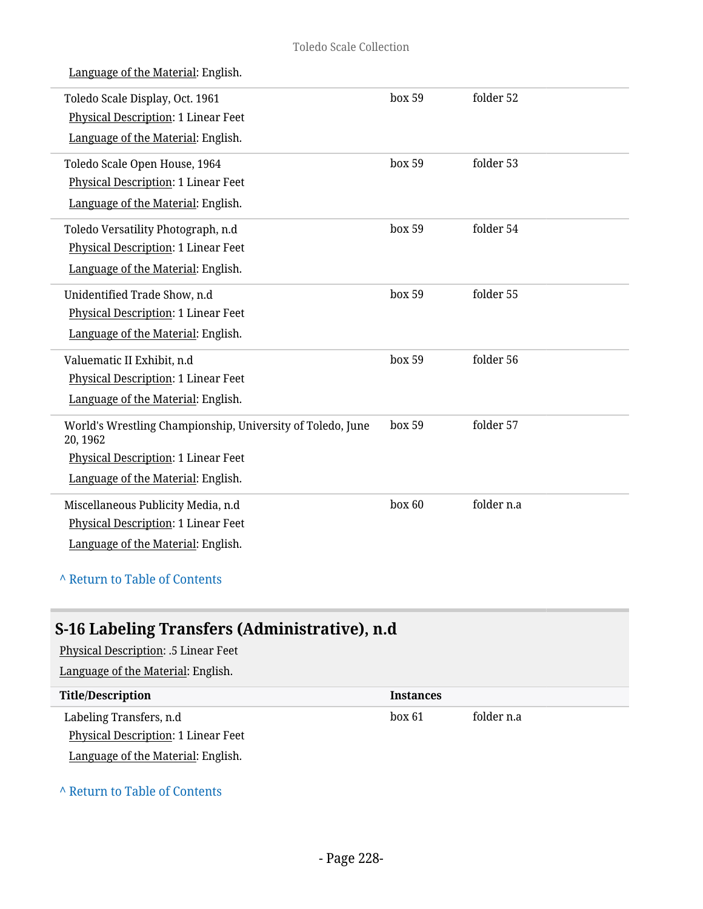Language of the Material: English.

| Title/Description | Instances | |
|---|---|---|
| Toledo Scale Display, Oct. 1961<br>Physical Description: 1 Linear Feet<br>Language of the Material: English. | box 59 | folder 52 |
| Toledo Scale Open House, 1964<br>Physical Description: 1 Linear Feet<br>Language of the Material: English. | box 59 | folder 53 |
| Toledo Versatility Photograph, n.d<br>Physical Description: 1 Linear Feet<br>Language of the Material: English. | box 59 | folder 54 |
| Unidentified Trade Show, n.d<br>Physical Description: 1 Linear Feet<br>Language of the Material: English. | box 59 | folder 55 |
| Valuematic II Exhibit, n.d<br>Physical Description: 1 Linear Feet<br>Language of the Material: English. | box 59 | folder 56 |
| World's Wrestling Championship, University of Toledo, June 20, 1962<br>Physical Description: 1 Linear Feet<br>Language of the Material: English. | box 59 | folder 57 |
| Miscellaneous Publicity Media, n.d<br>Physical Description: 1 Linear Feet<br>Language of the Material: English. | box 60 | folder n.a |

^ Return to Table of Contents

## S-16 Labeling Transfers (Administrative), n.d

Physical Description: .5 Linear Feet

Language of the Material: English.

| Title/Description | Instances | |
|---|---|---|
| Labeling Transfers, n.d<br>Physical Description: 1 Linear Feet<br>Language of the Material: English. | box 61 | folder n.a |

^ Return to Table of Contents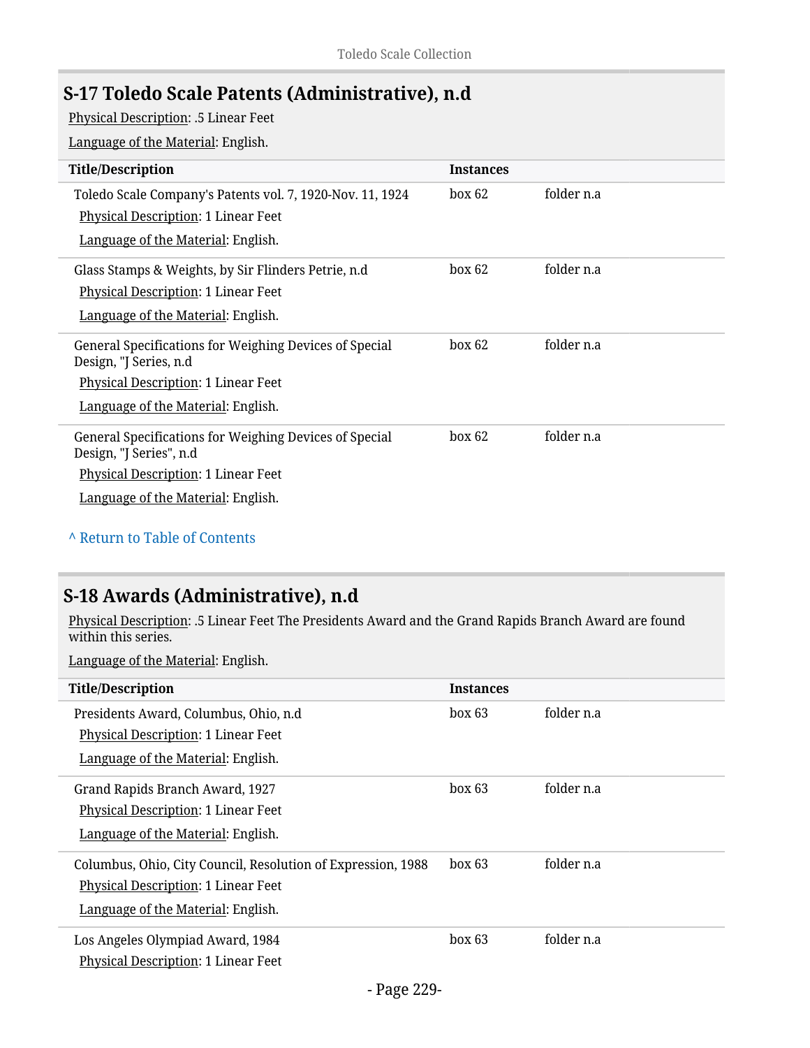## S-17 Toledo Scale Patents (Administrative), n.d

Physical Description: .5 Linear Feet

Language of the Material: English.

| Title/Description | Instances | |
|---|---|---|
| Toledo Scale Company's Patents vol. 7, 1920-Nov. 11, 1924<br>Physical Description: 1 Linear Feet<br>Language of the Material: English. | box 62 | folder n.a |
| Glass Stamps & Weights, by Sir Flinders Petrie, n.d<br>Physical Description: 1 Linear Feet<br>Language of the Material: English. | box 62 | folder n.a |
| General Specifications for Weighing Devices of Special Design, "J Series, n.d<br>Physical Description: 1 Linear Feet<br>Language of the Material: English. | box 62 | folder n.a |
| General Specifications for Weighing Devices of Special Design, "J Series", n.d<br>Physical Description: 1 Linear Feet<br>Language of the Material: English. | box 62 | folder n.a |

^ Return to Table of Contents

## S-18 Awards (Administrative), n.d

Physical Description: .5 Linear Feet The Presidents Award and the Grand Rapids Branch Award are found within this series.

Language of the Material: English.

| Title/Description | Instances | |
|---|---|---|
| Presidents Award, Columbus, Ohio, n.d<br>Physical Description: 1 Linear Feet<br>Language of the Material: English. | box 63 | folder n.a |
| Grand Rapids Branch Award, 1927<br>Physical Description: 1 Linear Feet<br>Language of the Material: English. | box 63 | folder n.a |
| Columbus, Ohio, City Council, Resolution of Expression, 1988<br>Physical Description: 1 Linear Feet<br>Language of the Material: English. | box 63 | folder n.a |
| Los Angeles Olympiad Award, 1984<br>Physical Description: 1 Linear Feet | box 63 | folder n.a |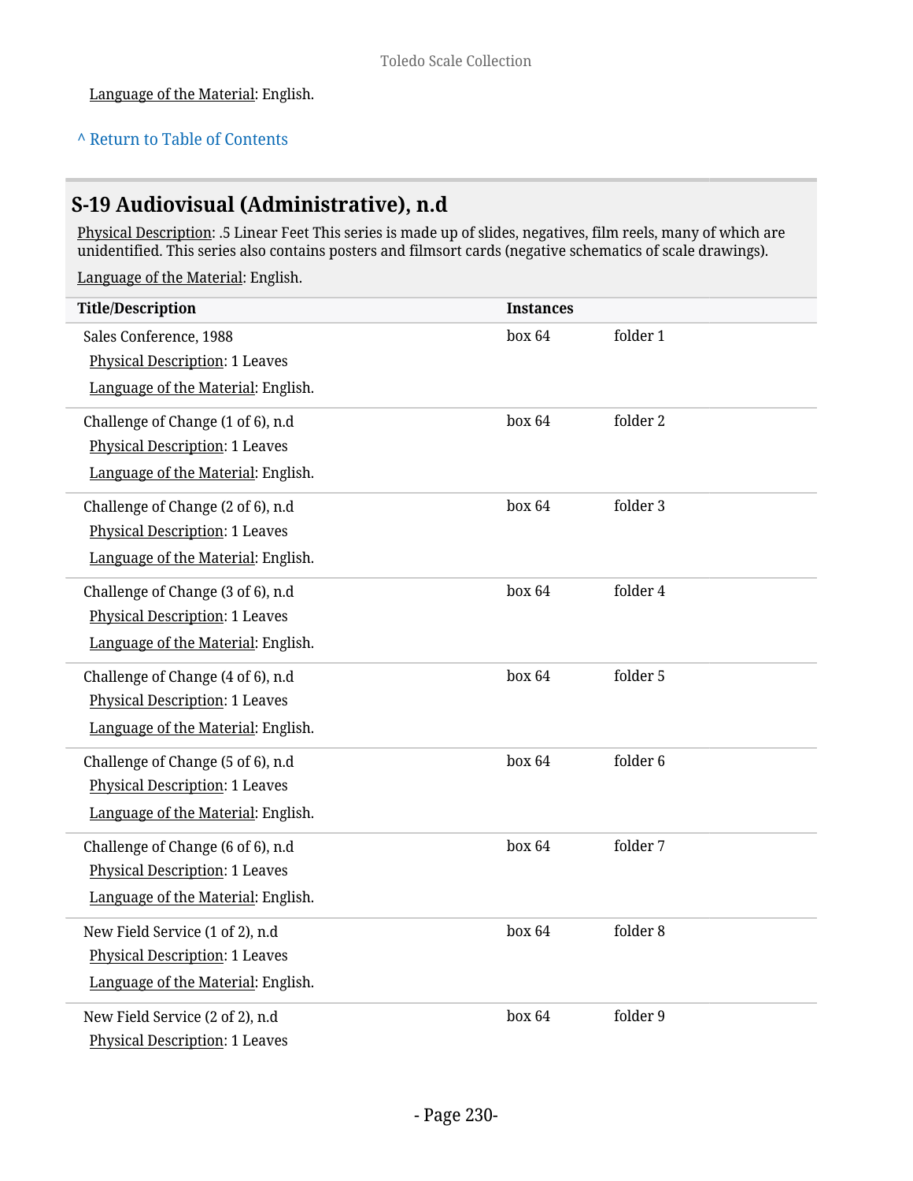Language of the Material: English.

^ Return to Table of Contents

## S-19 Audiovisual (Administrative), n.d

Physical Description: .5 Linear Feet This series is made up of slides, negatives, film reels, many of which are unidentified. This series also contains posters and filmsort cards (negative schematics of scale drawings).

Language of the Material: English.

| Title/Description | Instances | |
|---|---|---|
| Sales Conference, 1988<br>Physical Description: 1 Leaves<br>Language of the Material: English. | box 64 | folder 1 |
| Challenge of Change (1 of 6), n.d<br>Physical Description: 1 Leaves<br>Language of the Material: English. | box 64 | folder 2 |
| Challenge of Change (2 of 6), n.d<br>Physical Description: 1 Leaves<br>Language of the Material: English. | box 64 | folder 3 |
| Challenge of Change (3 of 6), n.d<br>Physical Description: 1 Leaves<br>Language of the Material: English. | box 64 | folder 4 |
| Challenge of Change (4 of 6), n.d<br>Physical Description: 1 Leaves<br>Language of the Material: English. | box 64 | folder 5 |
| Challenge of Change (5 of 6), n.d<br>Physical Description: 1 Leaves<br>Language of the Material: English. | box 64 | folder 6 |
| Challenge of Change (6 of 6), n.d<br>Physical Description: 1 Leaves<br>Language of the Material: English. | box 64 | folder 7 |
| New Field Service (1 of 2), n.d<br>Physical Description: 1 Leaves<br>Language of the Material: English. | box 64 | folder 8 |
| New Field Service (2 of 2), n.d<br>Physical Description: 1 Leaves | box 64 | folder 9 |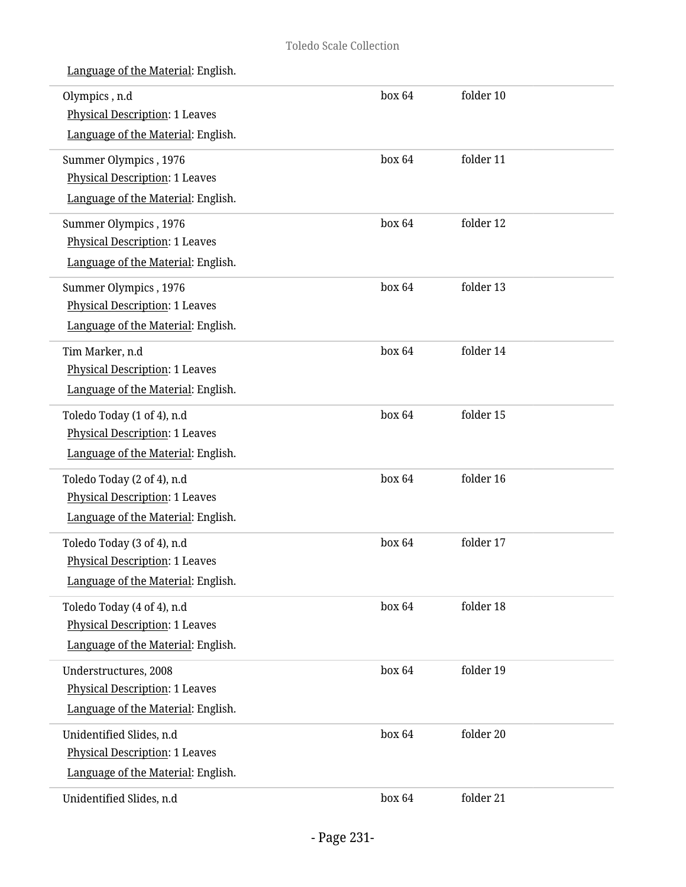Language of the Material: English.

| | | |
|---|---|---|
| Olympics , n.d<br>Physical Description: 1 Leaves<br>Language of the Material: English. | box 64 | folder 10 |
| Summer Olympics , 1976<br>Physical Description: 1 Leaves<br>Language of the Material: English. | box 64 | folder 11 |
| Summer Olympics , 1976<br>Physical Description: 1 Leaves<br>Language of the Material: English. | box 64 | folder 12 |
| Summer Olympics , 1976<br>Physical Description: 1 Leaves<br>Language of the Material: English. | box 64 | folder 13 |
| Tim Marker, n.d<br>Physical Description: 1 Leaves<br>Language of the Material: English. | box 64 | folder 14 |
| Toledo Today (1 of 4), n.d<br>Physical Description: 1 Leaves<br>Language of the Material: English. | box 64 | folder 15 |
| Toledo Today (2 of 4), n.d<br>Physical Description: 1 Leaves<br>Language of the Material: English. | box 64 | folder 16 |
| Toledo Today (3 of 4), n.d<br>Physical Description: 1 Leaves<br>Language of the Material: English. | box 64 | folder 17 |
| Toledo Today (4 of 4), n.d<br>Physical Description: 1 Leaves<br>Language of the Material: English. | box 64 | folder 18 |
| Understructures, 2008<br>Physical Description: 1 Leaves<br>Language of the Material: English. | box 64 | folder 19 |
| Unidentified Slides, n.d<br>Physical Description: 1 Leaves<br>Language of the Material: English. | box 64 | folder 20 |
| Unidentified Slides, n.d | box 64 | folder 21 |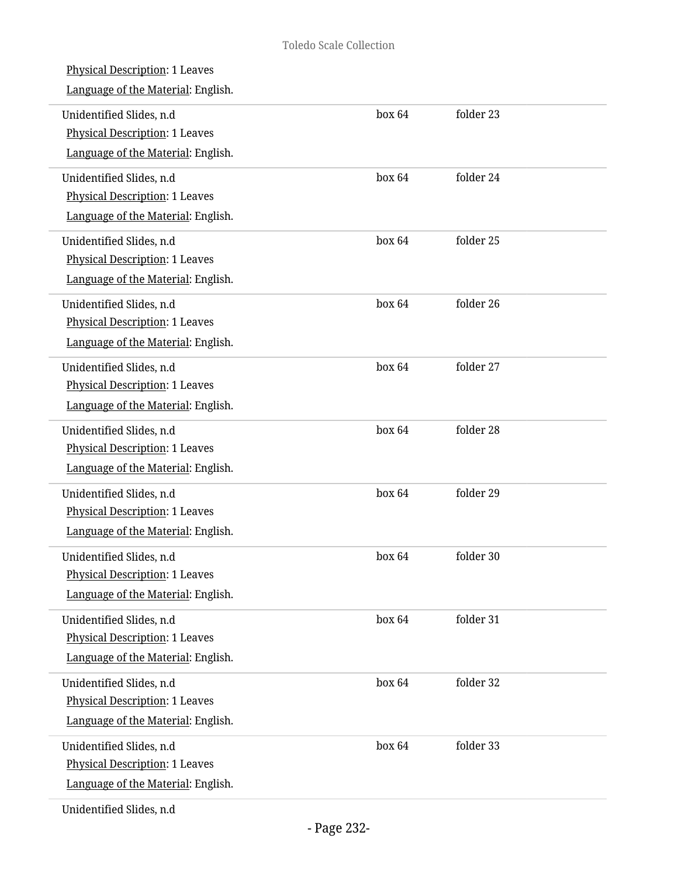Physical Description: 1 Leaves

Language of the Material: English.

Unidentified Slides, n.d — box 64, folder 23

Physical Description: 1 Leaves

Language of the Material: English.

Unidentified Slides, n.d — box 64, folder 24

Physical Description: 1 Leaves

Language of the Material: English.

Unidentified Slides, n.d — box 64, folder 25

Physical Description: 1 Leaves

Language of the Material: English.

Unidentified Slides, n.d — box 64, folder 26

Physical Description: 1 Leaves

Language of the Material: English.

Unidentified Slides, n.d — box 64, folder 27

Physical Description: 1 Leaves

Language of the Material: English.

Unidentified Slides, n.d — box 64, folder 28

Physical Description: 1 Leaves

Language of the Material: English.

Unidentified Slides, n.d — box 64, folder 29

Physical Description: 1 Leaves

Language of the Material: English.

Unidentified Slides, n.d — box 64, folder 30

Physical Description: 1 Leaves

Language of the Material: English.

Unidentified Slides, n.d — box 64, folder 31

Physical Description: 1 Leaves

Language of the Material: English.

Unidentified Slides, n.d — box 64, folder 32

Physical Description: 1 Leaves

Language of the Material: English.

Unidentified Slides, n.d — box 64, folder 33

Physical Description: 1 Leaves

Language of the Material: English.

Unidentified Slides, n.d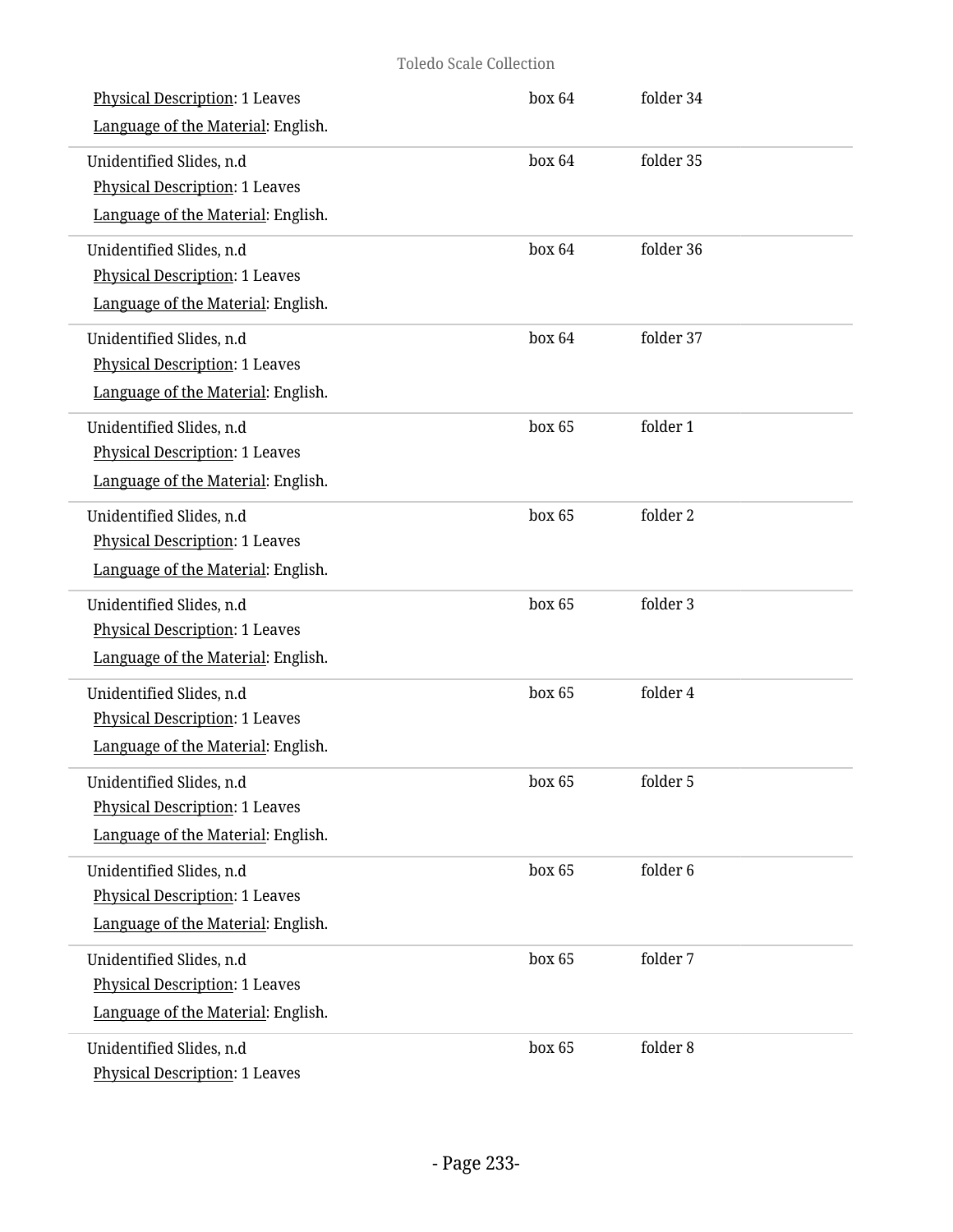Physical Description: 1 Leaves
Language of the Material: English.

box 64 folder 34

---

Unidentified Slides, n.d
Physical Description: 1 Leaves
Language of the Material: English.

box 64 folder 35

---

Unidentified Slides, n.d
Physical Description: 1 Leaves
Language of the Material: English.

box 64 folder 36

---

Unidentified Slides, n.d
Physical Description: 1 Leaves
Language of the Material: English.

box 64 folder 37

---

Unidentified Slides, n.d
Physical Description: 1 Leaves
Language of the Material: English.

box 65 folder 1

---

Unidentified Slides, n.d
Physical Description: 1 Leaves
Language of the Material: English.

box 65 folder 2

---

Unidentified Slides, n.d
Physical Description: 1 Leaves
Language of the Material: English.

box 65 folder 3

---

Unidentified Slides, n.d
Physical Description: 1 Leaves
Language of the Material: English.

box 65 folder 4

---

Unidentified Slides, n.d
Physical Description: 1 Leaves
Language of the Material: English.

box 65 folder 5

---

Unidentified Slides, n.d
Physical Description: 1 Leaves
Language of the Material: English.

box 65 folder 6

---

Unidentified Slides, n.d
Physical Description: 1 Leaves
Language of the Material: English.

box 65 folder 7

---

Unidentified Slides, n.d
Physical Description: 1 Leaves

box 65 folder 8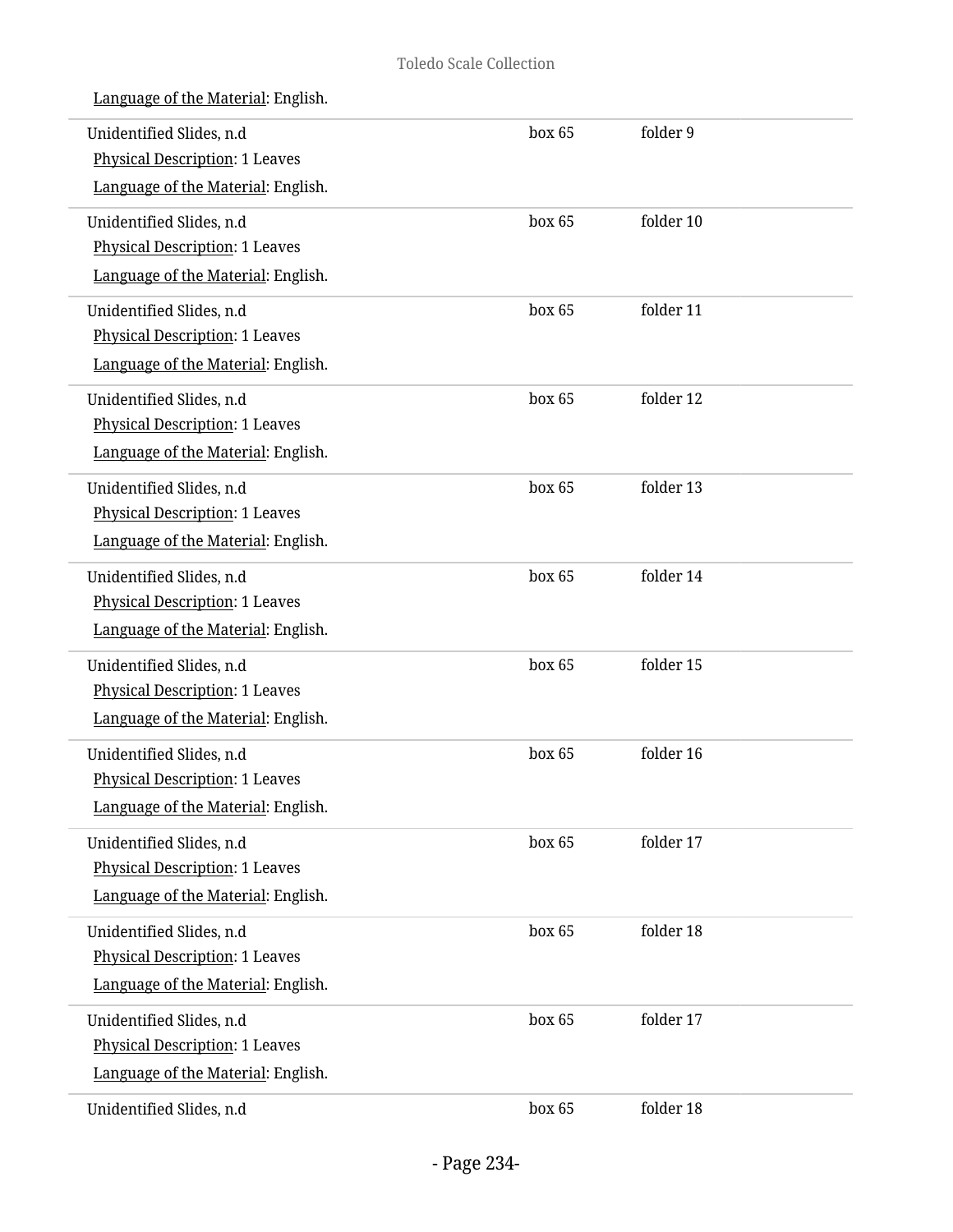Language of the Material: English.

| | | |
|---|---|---|
| Unidentified Slides, n.d<br>Physical Description: 1 Leaves<br>Language of the Material: English. | box 65 | folder 9 |
| Unidentified Slides, n.d<br>Physical Description: 1 Leaves<br>Language of the Material: English. | box 65 | folder 10 |
| Unidentified Slides, n.d<br>Physical Description: 1 Leaves<br>Language of the Material: English. | box 65 | folder 11 |
| Unidentified Slides, n.d<br>Physical Description: 1 Leaves<br>Language of the Material: English. | box 65 | folder 12 |
| Unidentified Slides, n.d<br>Physical Description: 1 Leaves<br>Language of the Material: English. | box 65 | folder 13 |
| Unidentified Slides, n.d<br>Physical Description: 1 Leaves<br>Language of the Material: English. | box 65 | folder 14 |
| Unidentified Slides, n.d<br>Physical Description: 1 Leaves<br>Language of the Material: English. | box 65 | folder 15 |
| Unidentified Slides, n.d<br>Physical Description: 1 Leaves<br>Language of the Material: English. | box 65 | folder 16 |
| Unidentified Slides, n.d<br>Physical Description: 1 Leaves<br>Language of the Material: English. | box 65 | folder 17 |
| Unidentified Slides, n.d<br>Physical Description: 1 Leaves<br>Language of the Material: English. | box 65 | folder 18 |
| Unidentified Slides, n.d<br>Physical Description: 1 Leaves<br>Language of the Material: English. | box 65 | folder 17 |
| Unidentified Slides, n.d | box 65 | folder 18 |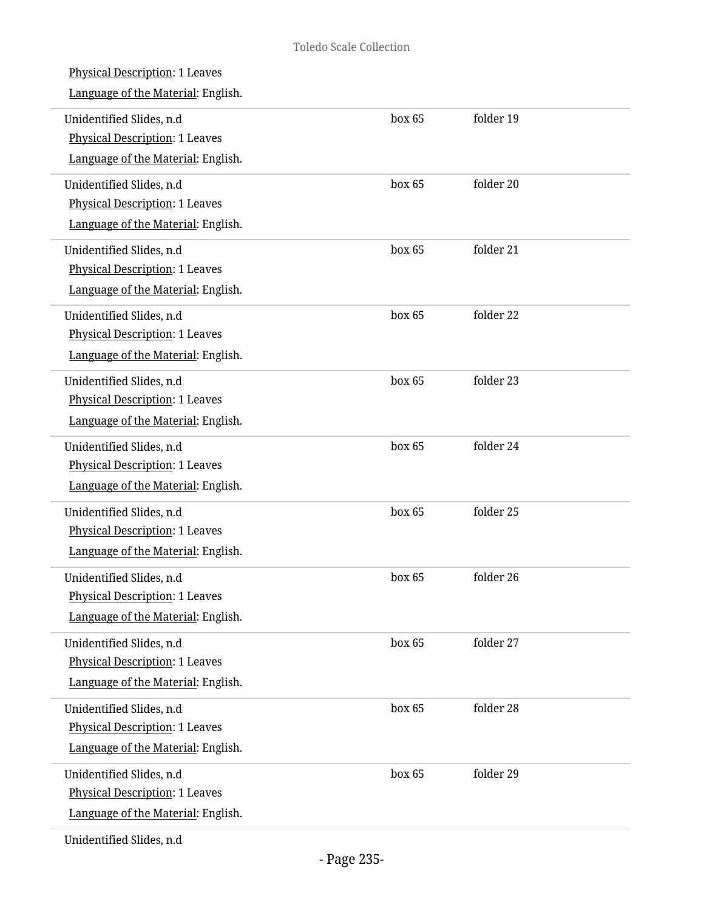Physical Description: 1 Leaves

Language of the Material: English.

| | | |
|---|---|---|
| Unidentified Slides, n.d<br>Physical Description: 1 Leaves<br>Language of the Material: English. | box 65 | folder 19 |
| Unidentified Slides, n.d<br>Physical Description: 1 Leaves<br>Language of the Material: English. | box 65 | folder 20 |
| Unidentified Slides, n.d<br>Physical Description: 1 Leaves<br>Language of the Material: English. | box 65 | folder 21 |
| Unidentified Slides, n.d<br>Physical Description: 1 Leaves<br>Language of the Material: English. | box 65 | folder 22 |
| Unidentified Slides, n.d<br>Physical Description: 1 Leaves<br>Language of the Material: English. | box 65 | folder 23 |
| Unidentified Slides, n.d<br>Physical Description: 1 Leaves<br>Language of the Material: English. | box 65 | folder 24 |
| Unidentified Slides, n.d<br>Physical Description: 1 Leaves<br>Language of the Material: English. | box 65 | folder 25 |
| Unidentified Slides, n.d<br>Physical Description: 1 Leaves<br>Language of the Material: English. | box 65 | folder 26 |
| Unidentified Slides, n.d<br>Physical Description: 1 Leaves<br>Language of the Material: English. | box 65 | folder 27 |
| Unidentified Slides, n.d<br>Physical Description: 1 Leaves<br>Language of the Material: English. | box 65 | folder 28 |
| Unidentified Slides, n.d<br>Physical Description: 1 Leaves<br>Language of the Material: English. | box 65 | folder 29 |

Unidentified Slides, n.d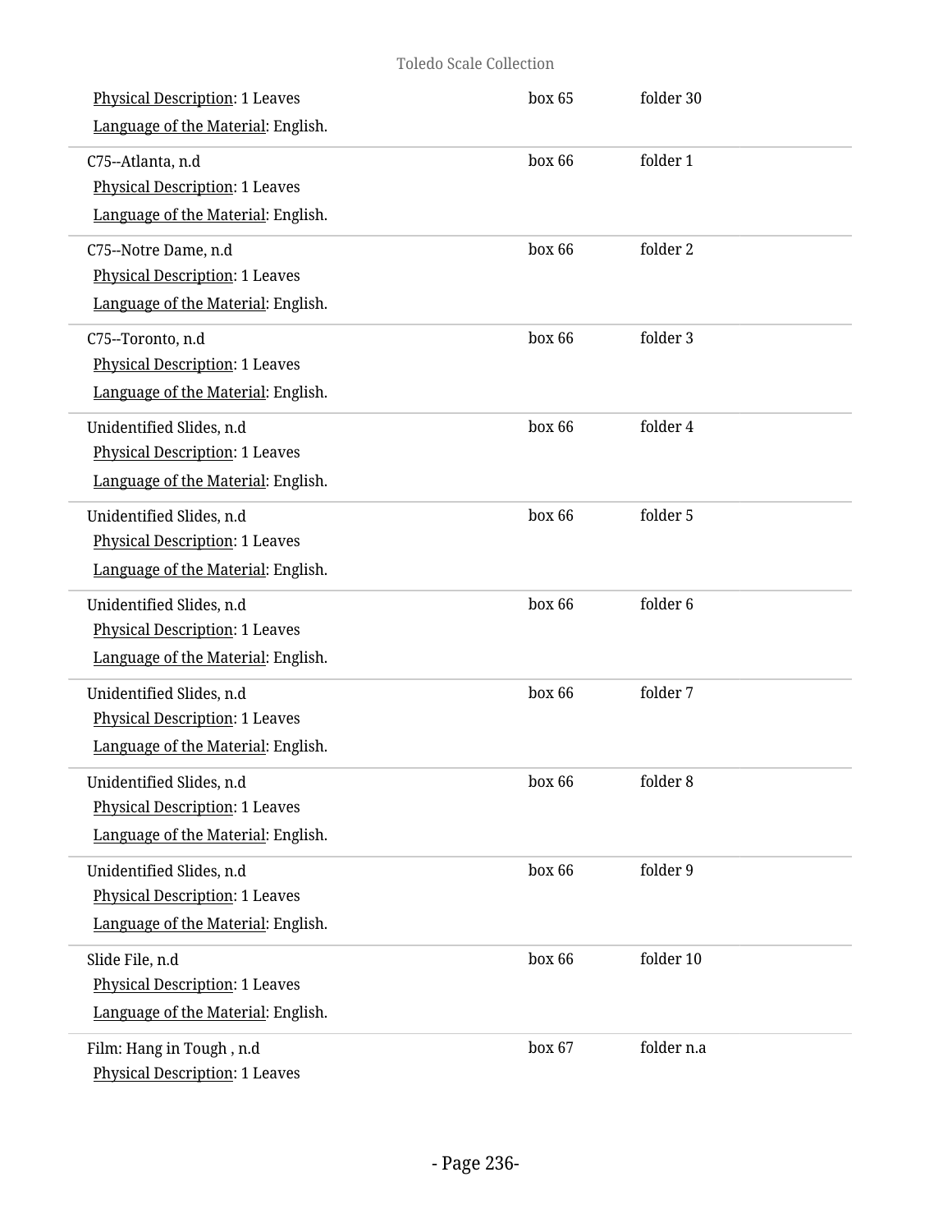Physical Description: 1 Leaves | box 65 | folder 30
Language of the Material: English.

C75--Atlanta, n.d | box 66 | folder 1
Physical Description: 1 Leaves
Language of the Material: English.

C75--Notre Dame, n.d | box 66 | folder 2
Physical Description: 1 Leaves
Language of the Material: English.

C75--Toronto, n.d | box 66 | folder 3
Physical Description: 1 Leaves
Language of the Material: English.

Unidentified Slides, n.d | box 66 | folder 4
Physical Description: 1 Leaves
Language of the Material: English.

Unidentified Slides, n.d | box 66 | folder 5
Physical Description: 1 Leaves
Language of the Material: English.

Unidentified Slides, n.d | box 66 | folder 6
Physical Description: 1 Leaves
Language of the Material: English.

Unidentified Slides, n.d | box 66 | folder 7
Physical Description: 1 Leaves
Language of the Material: English.

Unidentified Slides, n.d | box 66 | folder 8
Physical Description: 1 Leaves
Language of the Material: English.

Unidentified Slides, n.d | box 66 | folder 9
Physical Description: 1 Leaves
Language of the Material: English.

Slide File, n.d | box 66 | folder 10
Physical Description: 1 Leaves
Language of the Material: English.

Film: Hang in Tough , n.d | box 67 | folder n.a
Physical Description: 1 Leaves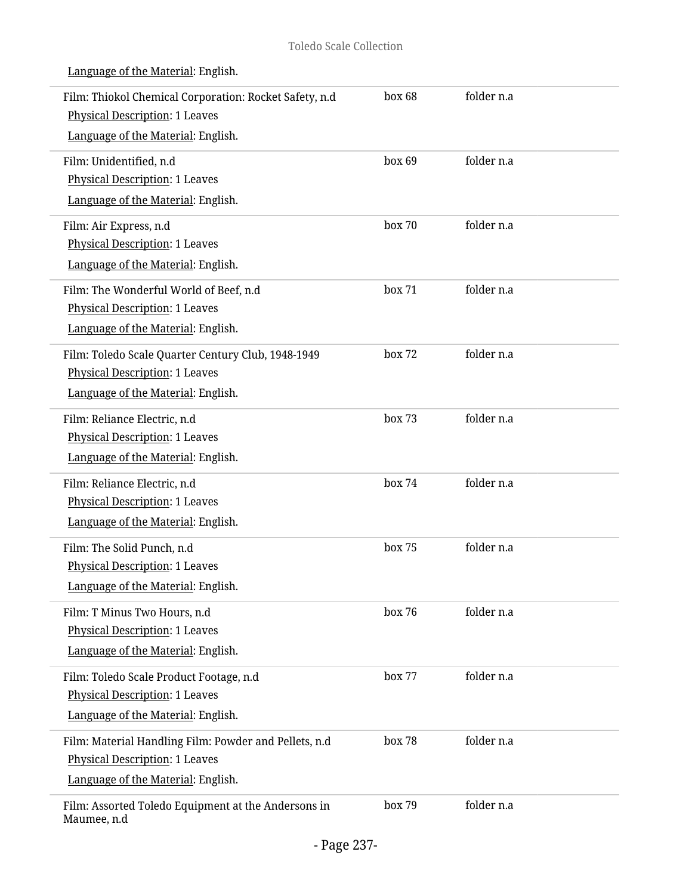Language of the Material: English.

| | | |
|---|---|---|
| Film: Thiokol Chemical Corporation: Rocket Safety, n.d<br>Physical Description: 1 Leaves<br>Language of the Material: English. | box 68 | folder n.a |
| Film: Unidentified, n.d<br>Physical Description: 1 Leaves<br>Language of the Material: English. | box 69 | folder n.a |
| Film: Air Express, n.d<br>Physical Description: 1 Leaves<br>Language of the Material: English. | box 70 | folder n.a |
| Film: The Wonderful World of Beef, n.d<br>Physical Description: 1 Leaves<br>Language of the Material: English. | box 71 | folder n.a |
| Film: Toledo Scale Quarter Century Club, 1948-1949<br>Physical Description: 1 Leaves<br>Language of the Material: English. | box 72 | folder n.a |
| Film: Reliance Electric, n.d<br>Physical Description: 1 Leaves<br>Language of the Material: English. | box 73 | folder n.a |
| Film: Reliance Electric, n.d<br>Physical Description: 1 Leaves<br>Language of the Material: English. | box 74 | folder n.a |
| Film: The Solid Punch, n.d<br>Physical Description: 1 Leaves<br>Language of the Material: English. | box 75 | folder n.a |
| Film: T Minus Two Hours, n.d<br>Physical Description: 1 Leaves<br>Language of the Material: English. | box 76 | folder n.a |
| Film: Toledo Scale Product Footage, n.d<br>Physical Description: 1 Leaves<br>Language of the Material: English. | box 77 | folder n.a |
| Film: Material Handling Film: Powder and Pellets, n.d<br>Physical Description: 1 Leaves<br>Language of the Material: English. | box 78 | folder n.a |
| Film: Assorted Toledo Equipment at the Andersons in Maumee, n.d | box 79 | folder n.a |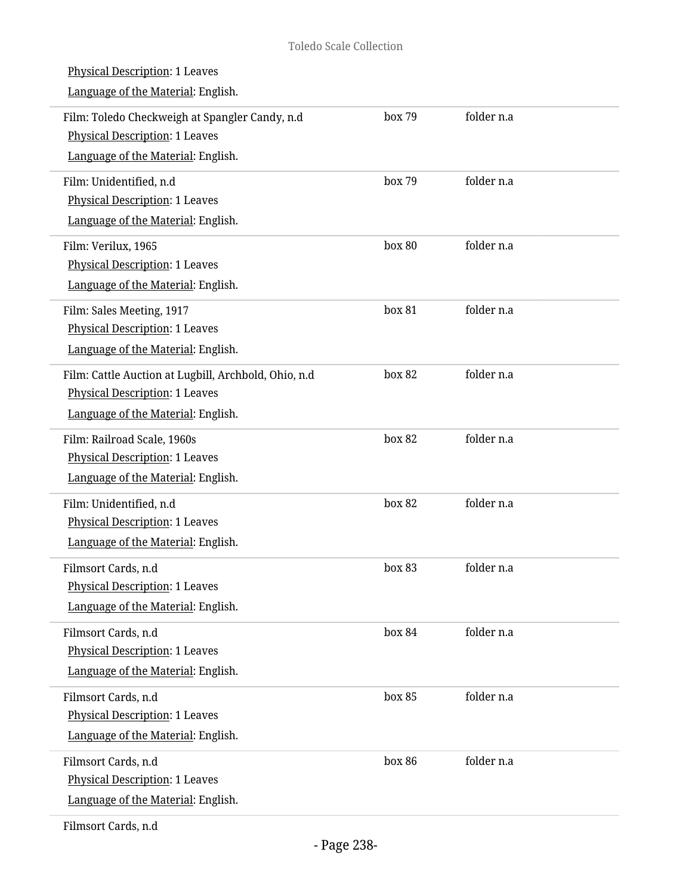Physical Description: 1 Leaves

Language of the Material: English.

| | | |
|---|---|---|
| Film: Toledo Checkweigh at Spangler Candy, n.d<br>Physical Description: 1 Leaves<br>Language of the Material: English. | box 79 | folder n.a |
| Film: Unidentified, n.d<br>Physical Description: 1 Leaves<br>Language of the Material: English. | box 79 | folder n.a |
| Film: Verilux, 1965<br>Physical Description: 1 Leaves<br>Language of the Material: English. | box 80 | folder n.a |
| Film: Sales Meeting, 1917<br>Physical Description: 1 Leaves<br>Language of the Material: English. | box 81 | folder n.a |
| Film: Cattle Auction at Lugbill, Archbold, Ohio, n.d<br>Physical Description: 1 Leaves<br>Language of the Material: English. | box 82 | folder n.a |
| Film: Railroad Scale, 1960s<br>Physical Description: 1 Leaves<br>Language of the Material: English. | box 82 | folder n.a |
| Film: Unidentified, n.d<br>Physical Description: 1 Leaves<br>Language of the Material: English. | box 82 | folder n.a |
| Filmsort Cards, n.d<br>Physical Description: 1 Leaves<br>Language of the Material: English. | box 83 | folder n.a |
| Filmsort Cards, n.d<br>Physical Description: 1 Leaves<br>Language of the Material: English. | box 84 | folder n.a |
| Filmsort Cards, n.d<br>Physical Description: 1 Leaves<br>Language of the Material: English. | box 85 | folder n.a |
| Filmsort Cards, n.d<br>Physical Description: 1 Leaves<br>Language of the Material: English. | box 86 | folder n.a |
| Filmsort Cards, n.d | | |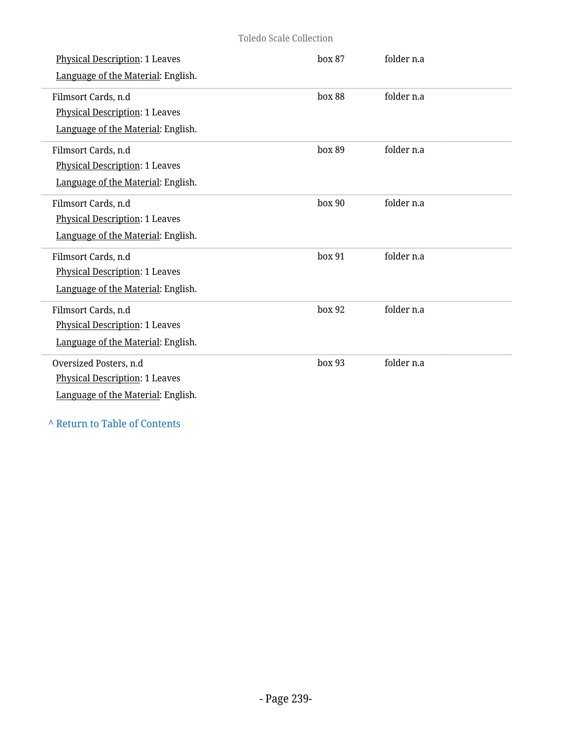Physical Description: 1 Leaves | box 87 | folder n.a
Language of the Material: English.

Filmsort Cards, n.d | box 88 | folder n.a
Physical Description: 1 Leaves
Language of the Material: English.

Filmsort Cards, n.d | box 89 | folder n.a
Physical Description: 1 Leaves
Language of the Material: English.

Filmsort Cards, n.d | box 90 | folder n.a
Physical Description: 1 Leaves
Language of the Material: English.

Filmsort Cards, n.d | box 91 | folder n.a
Physical Description: 1 Leaves
Language of the Material: English.

Filmsort Cards, n.d | box 92 | folder n.a
Physical Description: 1 Leaves
Language of the Material: English.

Oversized Posters, n.d | box 93 | folder n.a
Physical Description: 1 Leaves
Language of the Material: English.

^ Return to Table of Contents